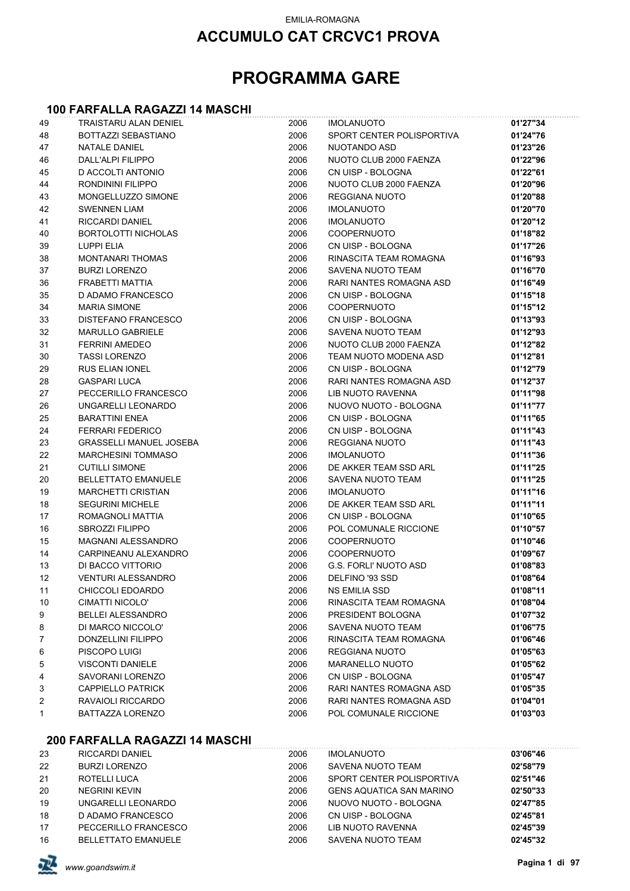EMILIA-ROMAGNA

# ACCUMULO CAT CRCVC1 PROVA

# PROGRAMMA GARE

### 100 FARFALLA RAGAZZI 14 MASCHI

| | | | | |
|---|---|---|---|---|
| 49 | TRAISTARU ALAN DENIEL | 2006 | IMOLANUOTO | **01'27"34** |
| 48 | BOTTAZZI SEBASTIANO | 2006 | SPORT CENTER POLISPORTIVA | **01'24"76** |
| 47 | NATALE DANIEL | 2006 | NUOTANDO ASD | **01'23"26** |
| 46 | DALL'ALPI FILIPPO | 2006 | NUOTO CLUB 2000 FAENZA | **01'22"96** |
| 45 | D ACCOLTI ANTONIO | 2006 | CN UISP - BOLOGNA | **01'22"61** |
| 44 | RONDININI FILIPPO | 2006 | NUOTO CLUB 2000 FAENZA | **01'20"96** |
| 43 | MONGELLUZZO SIMONE | 2006 | REGGIANA NUOTO | **01'20"88** |
| 42 | SWENNEN LIAM | 2006 | IMOLANUOTO | **01'20"70** |
| 41 | RICCARDI DANIEL | 2006 | IMOLANUOTO | **01'20"12** |
| 40 | BORTOLOTTI NICHOLAS | 2006 | COOPERNUOTO | **01'18"82** |
| 39 | LUPPI ELIA | 2006 | CN UISP - BOLOGNA | **01'17"26** |
| 38 | MONTANARI THOMAS | 2006 | RINASCITA TEAM ROMAGNA | **01'16"93** |
| 37 | BURZI LORENZO | 2006 | SAVENA NUOTO TEAM | **01'16"70** |
| 36 | FRABETTI MATTIA | 2006 | RARI NANTES ROMAGNA ASD | **01'16"49** |
| 35 | D ADAMO FRANCESCO | 2006 | CN UISP - BOLOGNA | **01'15"18** |
| 34 | MARIA SIMONE | 2006 | COOPERNUOTO | **01'15"12** |
| 33 | DISTEFANO FRANCESCO | 2006 | CN UISP - BOLOGNA | **01'13"93** |
| 32 | MARULLO GABRIELE | 2006 | SAVENA NUOTO TEAM | **01'12"93** |
| 31 | FERRINI AMEDEO | 2006 | NUOTO CLUB 2000 FAENZA | **01'12"82** |
| 30 | TASSI LORENZO | 2006 | TEAM NUOTO MODENA ASD | **01'12"81** |
| 29 | RUS ELIAN IONEL | 2006 | CN UISP - BOLOGNA | **01'12"79** |
| 28 | GASPARI LUCA | 2006 | RARI NANTES ROMAGNA ASD | **01'12"37** |
| 27 | PECCERILLO FRANCESCO | 2006 | LIB NUOTO RAVENNA | **01'11"98** |
| 26 | UNGARELLI LEONARDO | 2006 | NUOVO NUOTO - BOLOGNA | **01'11"77** |
| 25 | BARATTINI ENEA | 2006 | CN UISP - BOLOGNA | **01'11"65** |
| 24 | FERRARI FEDERICO | 2006 | CN UISP - BOLOGNA | **01'11"43** |
| 23 | GRASSELLI MANUEL JOSEBA | 2006 | REGGIANA NUOTO | **01'11"43** |
| 22 | MARCHESINI TOMMASO | 2006 | IMOLANUOTO | **01'11"36** |
| 21 | CUTILLI SIMONE | 2006 | DE AKKER TEAM SSD ARL | **01'11"25** |
| 20 | BELLETTATO EMANUELE | 2006 | SAVENA NUOTO TEAM | **01'11"25** |
| 19 | MARCHETTI CRISTIAN | 2006 | IMOLANUOTO | **01'11"16** |
| 18 | SEGURINI MICHELE | 2006 | DE AKKER TEAM SSD ARL | **01'11"11** |
| 17 | ROMAGNOLI MATTIA | 2006 | CN UISP - BOLOGNA | **01'10"65** |
| 16 | SBROZZI FILIPPO | 2006 | POL COMUNALE RICCIONE | **01'10"57** |
| 15 | MAGNANI ALESSANDRO | 2006 | COOPERNUOTO | **01'10"46** |
| 14 | CARPINEANU ALEXANDRO | 2006 | COOPERNUOTO | **01'09"67** |
| 13 | DI BACCO VITTORIO | 2006 | G.S. FORLI' NUOTO ASD | **01'08"83** |
| 12 | VENTURI ALESSANDRO | 2006 | DELFINO '93 SSD | **01'08"64** |
| 11 | CHICCOLI EDOARDO | 2006 | NS EMILIA SSD | **01'08"11** |
| 10 | CIMATTI NICOLO' | 2006 | RINASCITA TEAM ROMAGNA | **01'08"04** |
| 9 | BELLEI ALESSANDRO | 2006 | PRESIDENT BOLOGNA | **01'07"32** |
| 8 | DI MARCO NICCOLO' | 2006 | SAVENA NUOTO TEAM | **01'06"75** |
| 7 | DONZELLINI FILIPPO | 2006 | RINASCITA TEAM ROMAGNA | **01'06"46** |
| 6 | PISCOPO LUIGI | 2006 | REGGIANA NUOTO | **01'05"63** |
| 5 | VISCONTI DANIELE | 2006 | MARANELLO NUOTO | **01'05"62** |
| 4 | SAVORANI LORENZO | 2006 | CN UISP - BOLOGNA | **01'05"47** |
| 3 | CAPPIELLO PATRICK | 2006 | RARI NANTES ROMAGNA ASD | **01'05"35** |
| 2 | RAVAIOLI RICCARDO | 2006 | RARI NANTES ROMAGNA ASD | **01'04"01** |
| 1 | BATTAZZA LORENZO | 2006 | POL COMUNALE RICCIONE | **01'03"03** |

### 200 FARFALLA RAGAZZI 14 MASCHI

| | | | | |
|---|---|---|---|---|
| 23 | RICCARDI DANIEL | 2006 | IMOLANUOTO | **03'06"46** |
| 22 | BURZI LORENZO | 2006 | SAVENA NUOTO TEAM | **02'58"79** |
| 21 | ROTELLI LUCA | 2006 | SPORT CENTER POLISPORTIVA | **02'51"46** |
| 20 | NEGRINI KEVIN | 2006 | GENS AQUATICA SAN MARINO | **02'50"33** |
| 19 | UNGARELLI LEONARDO | 2006 | NUOVO NUOTO - BOLOGNA | **02'47"85** |
| 18 | D ADAMO FRANCESCO | 2006 | CN UISP - BOLOGNA | **02'45"81** |
| 17 | PECCERILLO FRANCESCO | 2006 | LIB NUOTO RAVENNA | **02'45"39** |
| 16 | BELLETTATO EMANUELE | 2006 | SAVENA NUOTO TEAM | **02'45"32** |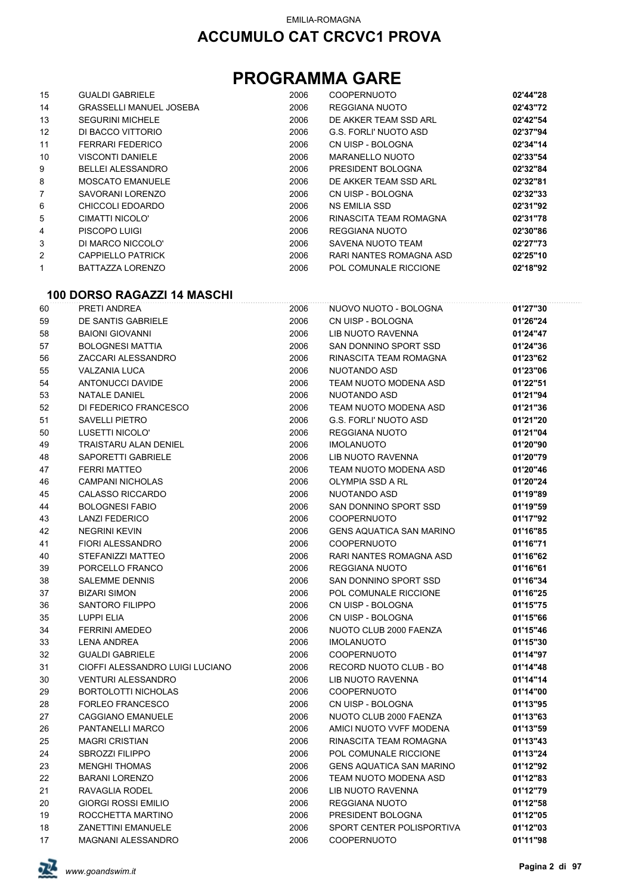EMILIA-ROMAGNA

# ACCUMULO CAT CRCVC1 PROVA

# PROGRAMMA GARE

| | | | | |
|---|---|---|---|---|
| 15 | GUALDI GABRIELE | 2006 | COOPERNUOTO | **02'44"28** |
| 14 | GRASSELLI MANUEL JOSEBA | 2006 | REGGIANA NUOTO | **02'43"72** |
| 13 | SEGURINI MICHELE | 2006 | DE AKKER TEAM SSD ARL | **02'42"54** |
| 12 | DI BACCO VITTORIO | 2006 | G.S. FORLI' NUOTO ASD | **02'37"94** |
| 11 | FERRARI FEDERICO | 2006 | CN UISP - BOLOGNA | **02'34"14** |
| 10 | VISCONTI DANIELE | 2006 | MARANELLO NUOTO | **02'33"54** |
| 9 | BELLEI ALESSANDRO | 2006 | PRESIDENT BOLOGNA | **02'32"84** |
| 8 | MOSCATO EMANUELE | 2006 | DE AKKER TEAM SSD ARL | **02'32"81** |
| 7 | SAVORANI LORENZO | 2006 | CN UISP - BOLOGNA | **02'32"33** |
| 6 | CHICCOLI EDOARDO | 2006 | NS EMILIA SSD | **02'31"92** |
| 5 | CIMATTI NICOLO' | 2006 | RINASCITA TEAM ROMAGNA | **02'31"78** |
| 4 | PISCOPO LUIGI | 2006 | REGGIANA NUOTO | **02'30"86** |
| 3 | DI MARCO NICCOLO' | 2006 | SAVENA NUOTO TEAM | **02'27"73** |
| 2 | CAPPIELLO PATRICK | 2006 | RARI NANTES ROMAGNA ASD | **02'25"10** |
| 1 | BATTAZZA LORENZO | 2006 | POL COMUNALE RICCIONE | **02'18"92** |

### 100 DORSO RAGAZZI 14 MASCHI

| | | | | |
|---|---|---|---|---|
| 60 | PRETI ANDREA | 2006 | NUOVO NUOTO - BOLOGNA | **01'27"30** |
| 59 | DE SANTIS GABRIELE | 2006 | CN UISP - BOLOGNA | **01'26"24** |
| 58 | BAIONI GIOVANNI | 2006 | LIB NUOTO RAVENNA | **01'24"47** |
| 57 | BOLOGNESI MATTIA | 2006 | SAN DONNINO SPORT SSD | **01'24"36** |
| 56 | ZACCARI ALESSANDRO | 2006 | RINASCITA TEAM ROMAGNA | **01'23"62** |
| 55 | VALZANIA LUCA | 2006 | NUOTANDO ASD | **01'23"06** |
| 54 | ANTONUCCI DAVIDE | 2006 | TEAM NUOTO MODENA ASD | **01'22"51** |
| 53 | NATALE DANIEL | 2006 | NUOTANDO ASD | **01'21"94** |
| 52 | DI FEDERICO FRANCESCO | 2006 | TEAM NUOTO MODENA ASD | **01'21"36** |
| 51 | SAVELLI PIETRO | 2006 | G.S. FORLI' NUOTO ASD | **01'21"20** |
| 50 | LUSETTI NICOLO' | 2006 | REGGIANA NUOTO | **01'21"04** |
| 49 | TRAISTARU ALAN DENIEL | 2006 | IMOLANUOTO | **01'20"90** |
| 48 | SAPORETTI GABRIELE | 2006 | LIB NUOTO RAVENNA | **01'20"79** |
| 47 | FERRI MATTEO | 2006 | TEAM NUOTO MODENA ASD | **01'20"46** |
| 46 | CAMPANI NICHOLAS | 2006 | OLYMPIA SSD A RL | **01'20"24** |
| 45 | CALASSO RICCARDO | 2006 | NUOTANDO ASD | **01'19"89** |
| 44 | BOLOGNESI FABIO | 2006 | SAN DONNINO SPORT SSD | **01'19"59** |
| 43 | LANZI FEDERICO | 2006 | COOPERNUOTO | **01'17"92** |
| 42 | NEGRINI KEVIN | 2006 | GENS AQUATICA SAN MARINO | **01'16"85** |
| 41 | FIORI ALESSANDRO | 2006 | COOPERNUOTO | **01'16"71** |
| 40 | STEFANIZZI MATTEO | 2006 | RARI NANTES ROMAGNA ASD | **01'16"62** |
| 39 | PORCELLO FRANCO | 2006 | REGGIANA NUOTO | **01'16"61** |
| 38 | SALEMME DENNIS | 2006 | SAN DONNINO SPORT SSD | **01'16"34** |
| 37 | BIZARI SIMON | 2006 | POL COMUNALE RICCIONE | **01'16"25** |
| 36 | SANTORO FILIPPO | 2006 | CN UISP - BOLOGNA | **01'15"75** |
| 35 | LUPPI ELIA | 2006 | CN UISP - BOLOGNA | **01'15"66** |
| 34 | FERRINI AMEDEO | 2006 | NUOTO CLUB 2000 FAENZA | **01'15"46** |
| 33 | LENA ANDREA | 2006 | IMOLANUOTO | **01'15"30** |
| 32 | GUALDI GABRIELE | 2006 | COOPERNUOTO | **01'14"97** |
| 31 | CIOFFI ALESSANDRO LUIGI LUCIANO | 2006 | RECORD NUOTO CLUB - BO | **01'14"48** |
| 30 | VENTURI ALESSANDRO | 2006 | LIB NUOTO RAVENNA | **01'14"14** |
| 29 | BORTOLOTTI NICHOLAS | 2006 | COOPERNUOTO | **01'14"00** |
| 28 | FORLEO FRANCESCO | 2006 | CN UISP - BOLOGNA | **01'13"95** |
| 27 | CAGGIANO EMANUELE | 2006 | NUOTO CLUB 2000 FAENZA | **01'13"63** |
| 26 | PANTANELLI MARCO | 2006 | AMICI NUOTO VVFF MODENA | **01'13"59** |
| 25 | MAGRI CRISTIAN | 2006 | RINASCITA TEAM ROMAGNA | **01'13"43** |
| 24 | SBROZZI FILIPPO | 2006 | POL COMUNALE RICCIONE | **01'13"24** |
| 23 | MENGHI THOMAS | 2006 | GENS AQUATICA SAN MARINO | **01'12"92** |
| 22 | BARANI LORENZO | 2006 | TEAM NUOTO MODENA ASD | **01'12"83** |
| 21 | RAVAGLIA RODEL | 2006 | LIB NUOTO RAVENNA | **01'12"79** |
| 20 | GIORGI ROSSI EMILIO | 2006 | REGGIANA NUOTO | **01'12"58** |
| 19 | ROCCHETTA MARTINO | 2006 | PRESIDENT BOLOGNA | **01'12"05** |
| 18 | ZANETTINI EMANUELE | 2006 | SPORT CENTER POLISPORTIVA | **01'12"03** |
| 17 | MAGNANI ALESSANDRO | 2006 | COOPERNUOTO | **01'11"98** |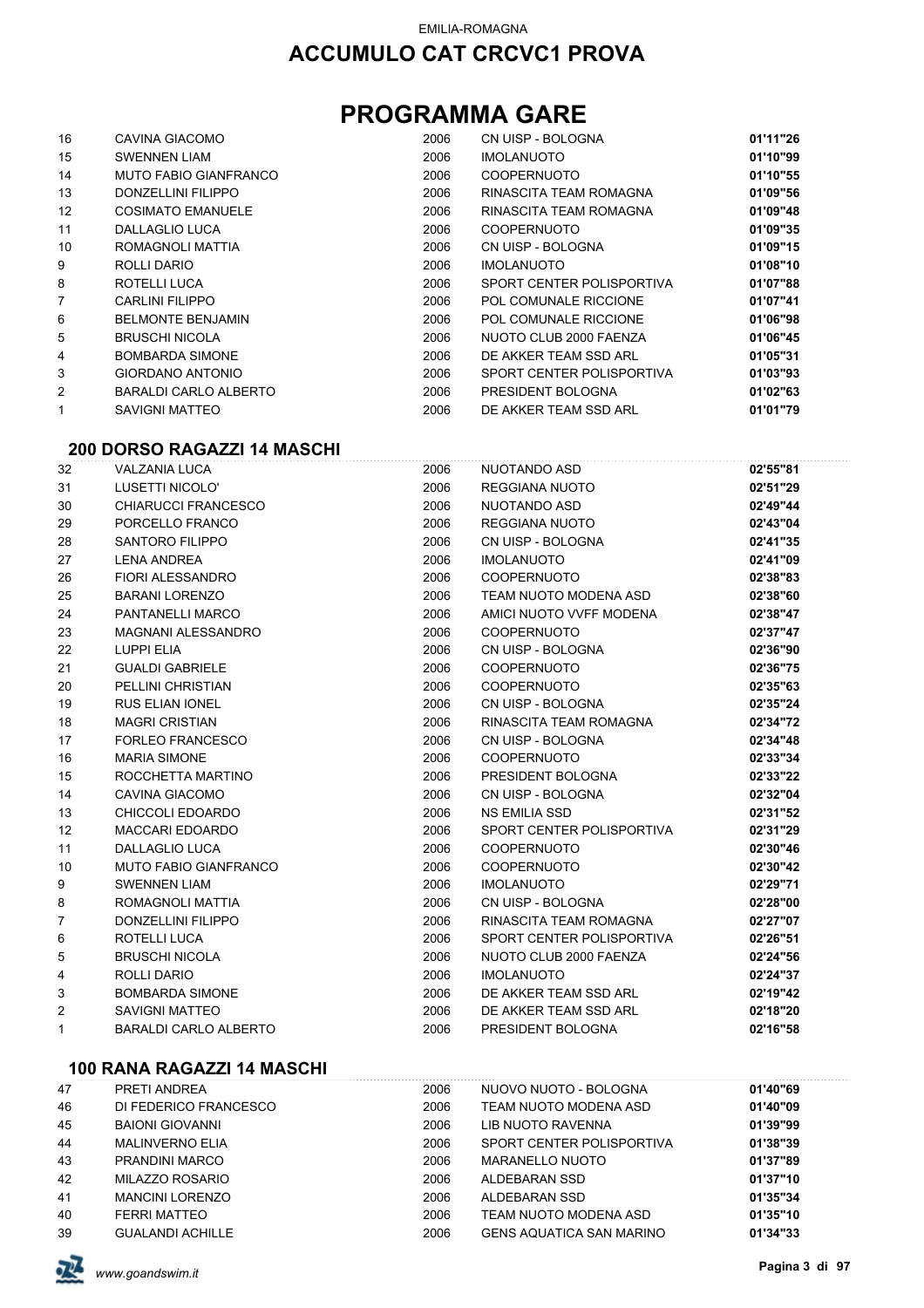EMILIA-ROMAGNA

## ACCUMULO CAT CRCVC1 PROVA

# PROGRAMMA GARE

| | | | | |
|---|---|---|---|---|
| 16 | CAVINA GIACOMO | 2006 | CN UISP - BOLOGNA | **01'11"26** |
| 15 | SWENNEN LIAM | 2006 | IMOLANUOTO | **01'10"99** |
| 14 | MUTO FABIO GIANFRANCO | 2006 | COOPERNUOTO | **01'10"55** |
| 13 | DONZELLINI FILIPPO | 2006 | RINASCITA TEAM ROMAGNA | **01'09"56** |
| 12 | COSIMATO EMANUELE | 2006 | RINASCITA TEAM ROMAGNA | **01'09"48** |
| 11 | DALLAGLIO LUCA | 2006 | COOPERNUOTO | **01'09"35** |
| 10 | ROMAGNOLI MATTIA | 2006 | CN UISP - BOLOGNA | **01'09"15** |
| 9 | ROLLI DARIO | 2006 | IMOLANUOTO | **01'08"10** |
| 8 | ROTELLI LUCA | 2006 | SPORT CENTER POLISPORTIVA | **01'07"88** |
| 7 | CARLINI FILIPPO | 2006 | POL COMUNALE RICCIONE | **01'07"41** |
| 6 | BELMONTE BENJAMIN | 2006 | POL COMUNALE RICCIONE | **01'06"98** |
| 5 | BRUSCHI NICOLA | 2006 | NUOTO CLUB 2000 FAENZA | **01'06"45** |
| 4 | BOMBARDA SIMONE | 2006 | DE AKKER TEAM SSD ARL | **01'05"31** |
| 3 | GIORDANO ANTONIO | 2006 | SPORT CENTER POLISPORTIVA | **01'03"93** |
| 2 | BARALDI CARLO ALBERTO | 2006 | PRESIDENT BOLOGNA | **01'02"63** |
| 1 | SAVIGNI MATTEO | 2006 | DE AKKER TEAM SSD ARL | **01'01"79** |

### 200 DORSO RAGAZZI 14 MASCHI

| | | | | |
|---|---|---|---|---|
| 32 | VALZANIA LUCA | 2006 | NUOTANDO ASD | **02'55"81** |
| 31 | LUSETTI NICOLO' | 2006 | REGGIANA NUOTO | **02'51"29** |
| 30 | CHIARUCCI FRANCESCO | 2006 | NUOTANDO ASD | **02'49"44** |
| 29 | PORCELLO FRANCO | 2006 | REGGIANA NUOTO | **02'43"04** |
| 28 | SANTORO FILIPPO | 2006 | CN UISP - BOLOGNA | **02'41"35** |
| 27 | LENA ANDREA | 2006 | IMOLANUOTO | **02'41"09** |
| 26 | FIORI ALESSANDRO | 2006 | COOPERNUOTO | **02'38"83** |
| 25 | BARANI LORENZO | 2006 | TEAM NUOTO MODENA ASD | **02'38"60** |
| 24 | PANTANELLI MARCO | 2006 | AMICI NUOTO VVFF MODENA | **02'38"47** |
| 23 | MAGNANI ALESSANDRO | 2006 | COOPERNUOTO | **02'37"47** |
| 22 | LUPPI ELIA | 2006 | CN UISP - BOLOGNA | **02'36"90** |
| 21 | GUALDI GABRIELE | 2006 | COOPERNUOTO | **02'36"75** |
| 20 | PELLINI CHRISTIAN | 2006 | COOPERNUOTO | **02'35"63** |
| 19 | RUS ELIAN IONEL | 2006 | CN UISP - BOLOGNA | **02'35"24** |
| 18 | MAGRI CRISTIAN | 2006 | RINASCITA TEAM ROMAGNA | **02'34"72** |
| 17 | FORLEO FRANCESCO | 2006 | CN UISP - BOLOGNA | **02'34"48** |
| 16 | MARIA SIMONE | 2006 | COOPERNUOTO | **02'33"34** |
| 15 | ROCCHETTA MARTINO | 2006 | PRESIDENT BOLOGNA | **02'33"22** |
| 14 | CAVINA GIACOMO | 2006 | CN UISP - BOLOGNA | **02'32"04** |
| 13 | CHICCOLI EDOARDO | 2006 | NS EMILIA SSD | **02'31"52** |
| 12 | MACCARI EDOARDO | 2006 | SPORT CENTER POLISPORTIVA | **02'31"29** |
| 11 | DALLAGLIO LUCA | 2006 | COOPERNUOTO | **02'30"46** |
| 10 | MUTO FABIO GIANFRANCO | 2006 | COOPERNUOTO | **02'30"42** |
| 9 | SWENNEN LIAM | 2006 | IMOLANUOTO | **02'29"71** |
| 8 | ROMAGNOLI MATTIA | 2006 | CN UISP - BOLOGNA | **02'28"00** |
| 7 | DONZELLINI FILIPPO | 2006 | RINASCITA TEAM ROMAGNA | **02'27"07** |
| 6 | ROTELLI LUCA | 2006 | SPORT CENTER POLISPORTIVA | **02'26"51** |
| 5 | BRUSCHI NICOLA | 2006 | NUOTO CLUB 2000 FAENZA | **02'24"56** |
| 4 | ROLLI DARIO | 2006 | IMOLANUOTO | **02'24"37** |
| 3 | BOMBARDA SIMONE | 2006 | DE AKKER TEAM SSD ARL | **02'19"42** |
| 2 | SAVIGNI MATTEO | 2006 | DE AKKER TEAM SSD ARL | **02'18"20** |
| 1 | BARALDI CARLO ALBERTO | 2006 | PRESIDENT BOLOGNA | **02'16"58** |

### 100 RANA RAGAZZI 14 MASCHI

| | | | | |
|---|---|---|---|---|
| 47 | PRETI ANDREA | 2006 | NUOVO NUOTO - BOLOGNA | **01'40"69** |
| 46 | DI FEDERICO FRANCESCO | 2006 | TEAM NUOTO MODENA ASD | **01'40"09** |
| 45 | BAIONI GIOVANNI | 2006 | LIB NUOTO RAVENNA | **01'39"99** |
| 44 | MALINVERNO ELIA | 2006 | SPORT CENTER POLISPORTIVA | **01'38"39** |
| 43 | PRANDINI MARCO | 2006 | MARANELLO NUOTO | **01'37"89** |
| 42 | MILAZZO ROSARIO | 2006 | ALDEBARAN SSD | **01'37"10** |
| 41 | MANCINI LORENZO | 2006 | ALDEBARAN SSD | **01'35"34** |
| 40 | FERRI MATTEO | 2006 | TEAM NUOTO MODENA ASD | **01'35"10** |
| 39 | GUALANDI ACHILLE | 2006 | GENS AQUATICA SAN MARINO | **01'34"33** |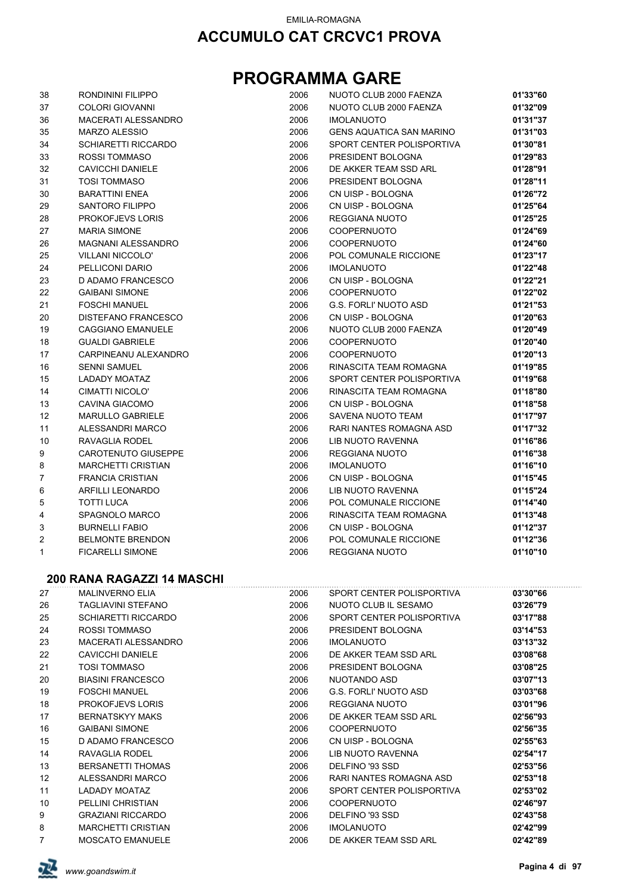# ACCUMULO CAT CRCVC1 PROVA

# PROGRAMMA GARE

| | | | | |
|---|---|---|---|---|
| 38 | RONDININI FILIPPO | 2006 | NUOTO CLUB 2000 FAENZA | **01'33"60** |
| 37 | COLORI GIOVANNI | 2006 | NUOTO CLUB 2000 FAENZA | **01'32"09** |
| 36 | MACERATI ALESSANDRO | 2006 | IMOLANUOTO | **01'31"37** |
| 35 | MARZO ALESSIO | 2006 | GENS AQUATICA SAN MARINO | **01'31"03** |
| 34 | SCHIARETTI RICCARDO | 2006 | SPORT CENTER POLISPORTIVA | **01'30"81** |
| 33 | ROSSI TOMMASO | 2006 | PRESIDENT BOLOGNA | **01'29"83** |
| 32 | CAVICCHI DANIELE | 2006 | DE AKKER TEAM SSD ARL | **01'28"91** |
| 31 | TOSI TOMMASO | 2006 | PRESIDENT BOLOGNA | **01'28"11** |
| 30 | BARATTINI ENEA | 2006 | CN UISP - BOLOGNA | **01'26"72** |
| 29 | SANTORO FILIPPO | 2006 | CN UISP - BOLOGNA | **01'25"64** |
| 28 | PROKOFJEVS LORIS | 2006 | REGGIANA NUOTO | **01'25"25** |
| 27 | MARIA SIMONE | 2006 | COOPERNUOTO | **01'24"69** |
| 26 | MAGNANI ALESSANDRO | 2006 | COOPERNUOTO | **01'24"60** |
| 25 | VILLANI NICCOLO' | 2006 | POL COMUNALE RICCIONE | **01'23"17** |
| 24 | PELLICONI DARIO | 2006 | IMOLANUOTO | **01'22"48** |
| 23 | D ADAMO FRANCESCO | 2006 | CN UISP - BOLOGNA | **01'22"21** |
| 22 | GAIBANI SIMONE | 2006 | COOPERNUOTO | **01'22"02** |
| 21 | FOSCHI MANUEL | 2006 | G.S. FORLI' NUOTO ASD | **01'21"53** |
| 20 | DISTEFANO FRANCESCO | 2006 | CN UISP - BOLOGNA | **01'20"63** |
| 19 | CAGGIANO EMANUELE | 2006 | NUOTO CLUB 2000 FAENZA | **01'20"49** |
| 18 | GUALDI GABRIELE | 2006 | COOPERNUOTO | **01'20"40** |
| 17 | CARPINEANU ALEXANDRO | 2006 | COOPERNUOTO | **01'20"13** |
| 16 | SENNI SAMUEL | 2006 | RINASCITA TEAM ROMAGNA | **01'19"85** |
| 15 | LADADY MOATAZ | 2006 | SPORT CENTER POLISPORTIVA | **01'19"68** |
| 14 | CIMATTI NICOLO' | 2006 | RINASCITA TEAM ROMAGNA | **01'18"80** |
| 13 | CAVINA GIACOMO | 2006 | CN UISP - BOLOGNA | **01'18"58** |
| 12 | MARULLO GABRIELE | 2006 | SAVENA NUOTO TEAM | **01'17"97** |
| 11 | ALESSANDRI MARCO | 2006 | RARI NANTES ROMAGNA ASD | **01'17"32** |
| 10 | RAVAGLIA RODEL | 2006 | LIB NUOTO RAVENNA | **01'16"86** |
| 9 | CAROTENUTO GIUSEPPE | 2006 | REGGIANA NUOTO | **01'16"38** |
| 8 | MARCHETTI CRISTIAN | 2006 | IMOLANUOTO | **01'16"10** |
| 7 | FRANCIA CRISTIAN | 2006 | CN UISP - BOLOGNA | **01'15"45** |
| 6 | ARFILLI LEONARDO | 2006 | LIB NUOTO RAVENNA | **01'15"24** |
| 5 | TOTTI LUCA | 2006 | POL COMUNALE RICCIONE | **01'14"40** |
| 4 | SPAGNOLO MARCO | 2006 | RINASCITA TEAM ROMAGNA | **01'13"48** |
| 3 | BURNELLI FABIO | 2006 | CN UISP - BOLOGNA | **01'12"37** |
| 2 | BELMONTE BRENDON | 2006 | POL COMUNALE RICCIONE | **01'12"36** |
| 1 | FICARELLI SIMONE | 2006 | REGGIANA NUOTO | **01'10"10** |

### 200 RANA RAGAZZI 14 MASCHI

| | | | | |
|---|---|---|---|---|
| 27 | MALINVERNO ELIA | 2006 | SPORT CENTER POLISPORTIVA | **03'30"66** |
| 26 | TAGLIAVINI STEFANO | 2006 | NUOTO CLUB IL SESAMO | **03'26"79** |
| 25 | SCHIARETTI RICCARDO | 2006 | SPORT CENTER POLISPORTIVA | **03'17"88** |
| 24 | ROSSI TOMMASO | 2006 | PRESIDENT BOLOGNA | **03'14"53** |
| 23 | MACERATI ALESSANDRO | 2006 | IMOLANUOTO | **03'13"32** |
| 22 | CAVICCHI DANIELE | 2006 | DE AKKER TEAM SSD ARL | **03'08"68** |
| 21 | TOSI TOMMASO | 2006 | PRESIDENT BOLOGNA | **03'08"25** |
| 20 | BIASINI FRANCESCO | 2006 | NUOTANDO ASD | **03'07"13** |
| 19 | FOSCHI MANUEL | 2006 | G.S. FORLI' NUOTO ASD | **03'03"68** |
| 18 | PROKOFJEVS LORIS | 2006 | REGGIANA NUOTO | **03'01"96** |
| 17 | BERNATSKYY MAKS | 2006 | DE AKKER TEAM SSD ARL | **02'56"93** |
| 16 | GAIBANI SIMONE | 2006 | COOPERNUOTO | **02'56"35** |
| 15 | D ADAMO FRANCESCO | 2006 | CN UISP - BOLOGNA | **02'55"63** |
| 14 | RAVAGLIA RODEL | 2006 | LIB NUOTO RAVENNA | **02'54"17** |
| 13 | BERSANETTI THOMAS | 2006 | DELFINO '93 SSD | **02'53"56** |
| 12 | ALESSANDRI MARCO | 2006 | RARI NANTES ROMAGNA ASD | **02'53"18** |
| 11 | LADADY MOATAZ | 2006 | SPORT CENTER POLISPORTIVA | **02'53"02** |
| 10 | PELLINI CHRISTIAN | 2006 | COOPERNUOTO | **02'46"97** |
| 9 | GRAZIANI RICCARDO | 2006 | DELFINO '93 SSD | **02'43"58** |
| 8 | MARCHETTI CRISTIAN | 2006 | IMOLANUOTO | **02'42"99** |
| 7 | MOSCATO EMANUELE | 2006 | DE AKKER TEAM SSD ARL | **02'42"89** |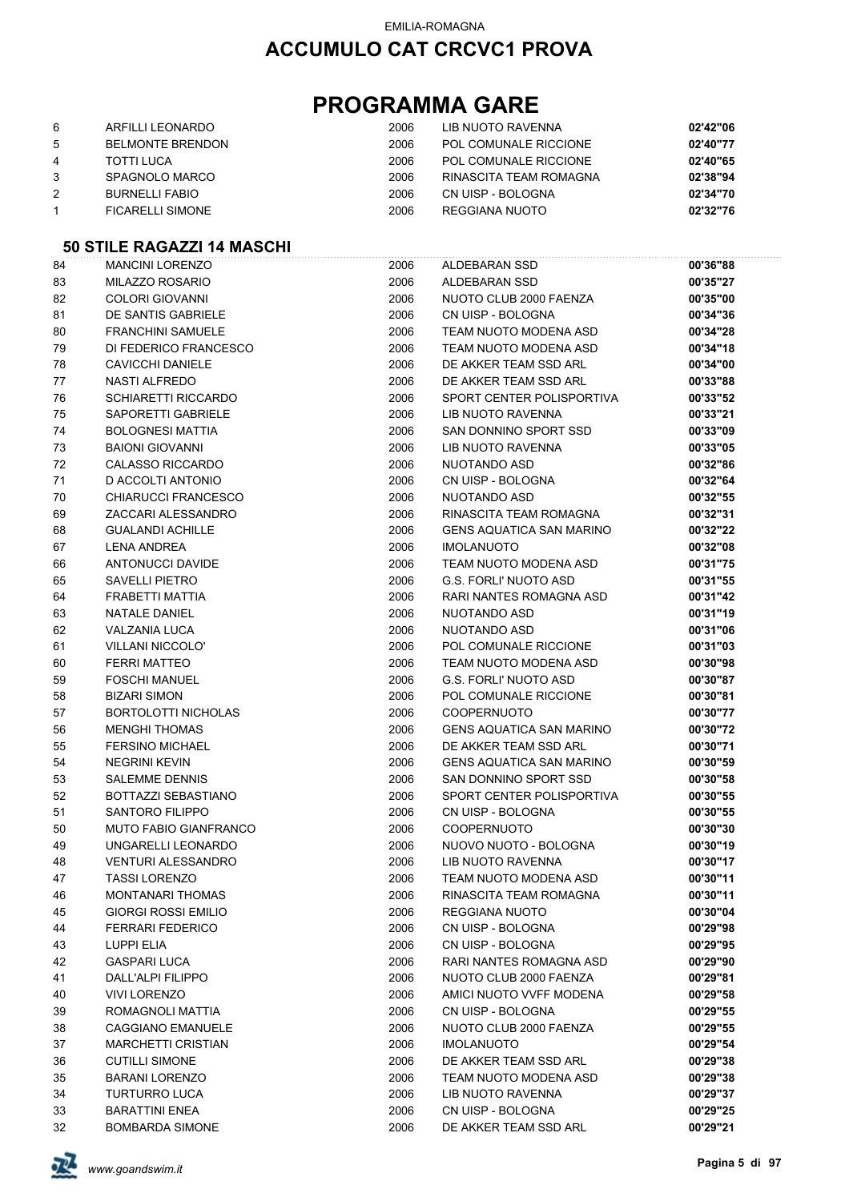EMILIA-ROMAGNA

## ACCUMULO CAT CRCVC1 PROVA

# PROGRAMMA GARE

| | | | | |
|---|---|---|---|---|
| 6 | ARFILLI LEONARDO | 2006 | LIB NUOTO RAVENNA | **02'42"06** |
| 5 | BELMONTE BRENDON | 2006 | POL COMUNALE RICCIONE | **02'40"77** |
| 4 | TOTTI LUCA | 2006 | POL COMUNALE RICCIONE | **02'40"65** |
| 3 | SPAGNOLO MARCO | 2006 | RINASCITA TEAM ROMAGNA | **02'38"94** |
| 2 | BURNELLI FABIO | 2006 | CN UISP - BOLOGNA | **02'34"70** |
| 1 | FICARELLI SIMONE | 2006 | REGGIANA NUOTO | **02'32"76** |

### 50 STILE RAGAZZI 14 MASCHI

| | | | | |
|---|---|---|---|---|
| 84 | MANCINI LORENZO | 2006 | ALDEBARAN SSD | **00'36"88** |
| 83 | MILAZZO ROSARIO | 2006 | ALDEBARAN SSD | **00'35"27** |
| 82 | COLORI GIOVANNI | 2006 | NUOTO CLUB 2000 FAENZA | **00'35"00** |
| 81 | DE SANTIS GABRIELE | 2006 | CN UISP - BOLOGNA | **00'34"36** |
| 80 | FRANCHINI SAMUELE | 2006 | TEAM NUOTO MODENA ASD | **00'34"28** |
| 79 | DI FEDERICO FRANCESCO | 2006 | TEAM NUOTO MODENA ASD | **00'34"18** |
| 78 | CAVICCHI DANIELE | 2006 | DE AKKER TEAM SSD ARL | **00'34"00** |
| 77 | NASTI ALFREDO | 2006 | DE AKKER TEAM SSD ARL | **00'33"88** |
| 76 | SCHIARETTI RICCARDO | 2006 | SPORT CENTER POLISPORTIVA | **00'33"52** |
| 75 | SAPORETTI GABRIELE | 2006 | LIB NUOTO RAVENNA | **00'33"21** |
| 74 | BOLOGNESI MATTIA | 2006 | SAN DONNINO SPORT SSD | **00'33"09** |
| 73 | BAIONI GIOVANNI | 2006 | LIB NUOTO RAVENNA | **00'33"05** |
| 72 | CALASSO RICCARDO | 2006 | NUOTANDO ASD | **00'32"86** |
| 71 | D ACCOLTI ANTONIO | 2006 | CN UISP - BOLOGNA | **00'32"64** |
| 70 | CHIARUCCI FRANCESCO | 2006 | NUOTANDO ASD | **00'32"55** |
| 69 | ZACCARI ALESSANDRO | 2006 | RINASCITA TEAM ROMAGNA | **00'32"31** |
| 68 | GUALANDI ACHILLE | 2006 | GENS AQUATICA SAN MARINO | **00'32"22** |
| 67 | LENA ANDREA | 2006 | IMOLANUOTO | **00'32"08** |
| 66 | ANTONUCCI DAVIDE | 2006 | TEAM NUOTO MODENA ASD | **00'31"75** |
| 65 | SAVELLI PIETRO | 2006 | G.S. FORLI' NUOTO ASD | **00'31"55** |
| 64 | FRABETTI MATTIA | 2006 | RARI NANTES ROMAGNA ASD | **00'31"42** |
| 63 | NATALE DANIEL | 2006 | NUOTANDO ASD | **00'31"19** |
| 62 | VALZANIA LUCA | 2006 | NUOTANDO ASD | **00'31"06** |
| 61 | VILLANI NICCOLO' | 2006 | POL COMUNALE RICCIONE | **00'31"03** |
| 60 | FERRI MATTEO | 2006 | TEAM NUOTO MODENA ASD | **00'30"98** |
| 59 | FOSCHI MANUEL | 2006 | G.S. FORLI' NUOTO ASD | **00'30"87** |
| 58 | BIZARI SIMON | 2006 | POL COMUNALE RICCIONE | **00'30"81** |
| 57 | BORTOLOTTI NICHOLAS | 2006 | COOPERNUOTO | **00'30"77** |
| 56 | MENGHI THOMAS | 2006 | GENS AQUATICA SAN MARINO | **00'30"72** |
| 55 | FERSINO MICHAEL | 2006 | DE AKKER TEAM SSD ARL | **00'30"71** |
| 54 | NEGRINI KEVIN | 2006 | GENS AQUATICA SAN MARINO | **00'30"59** |
| 53 | SALEMME DENNIS | 2006 | SAN DONNINO SPORT SSD | **00'30"58** |
| 52 | BOTTAZZI SEBASTIANO | 2006 | SPORT CENTER POLISPORTIVA | **00'30"55** |
| 51 | SANTORO FILIPPO | 2006 | CN UISP - BOLOGNA | **00'30"55** |
| 50 | MUTO FABIO GIANFRANCO | 2006 | COOPERNUOTO | **00'30"30** |
| 49 | UNGARELLI LEONARDO | 2006 | NUOVO NUOTO - BOLOGNA | **00'30"19** |
| 48 | VENTURI ALESSANDRO | 2006 | LIB NUOTO RAVENNA | **00'30"17** |
| 47 | TASSI LORENZO | 2006 | TEAM NUOTO MODENA ASD | **00'30"11** |
| 46 | MONTANARI THOMAS | 2006 | RINASCITA TEAM ROMAGNA | **00'30"11** |
| 45 | GIORGI ROSSI EMILIO | 2006 | REGGIANA NUOTO | **00'30"04** |
| 44 | FERRARI FEDERICO | 2006 | CN UISP - BOLOGNA | **00'29"98** |
| 43 | LUPPI ELIA | 2006 | CN UISP - BOLOGNA | **00'29"95** |
| 42 | GASPARI LUCA | 2006 | RARI NANTES ROMAGNA ASD | **00'29"90** |
| 41 | DALL'ALPI FILIPPO | 2006 | NUOTO CLUB 2000 FAENZA | **00'29"81** |
| 40 | VIVI LORENZO | 2006 | AMICI NUOTO VVFF MODENA | **00'29"58** |
| 39 | ROMAGNOLI MATTIA | 2006 | CN UISP - BOLOGNA | **00'29"55** |
| 38 | CAGGIANO EMANUELE | 2006 | NUOTO CLUB 2000 FAENZA | **00'29"55** |
| 37 | MARCHETTI CRISTIAN | 2006 | IMOLANUOTO | **00'29"54** |
| 36 | CUTILLI SIMONE | 2006 | DE AKKER TEAM SSD ARL | **00'29"38** |
| 35 | BARANI LORENZO | 2006 | TEAM NUOTO MODENA ASD | **00'29"38** |
| 34 | TURTURRO LUCA | 2006 | LIB NUOTO RAVENNA | **00'29"37** |
| 33 | BARATTINI ENEA | 2006 | CN UISP - BOLOGNA | **00'29"25** |
| 32 | BOMBARDA SIMONE | 2006 | DE AKKER TEAM SSD ARL | **00'29"21** |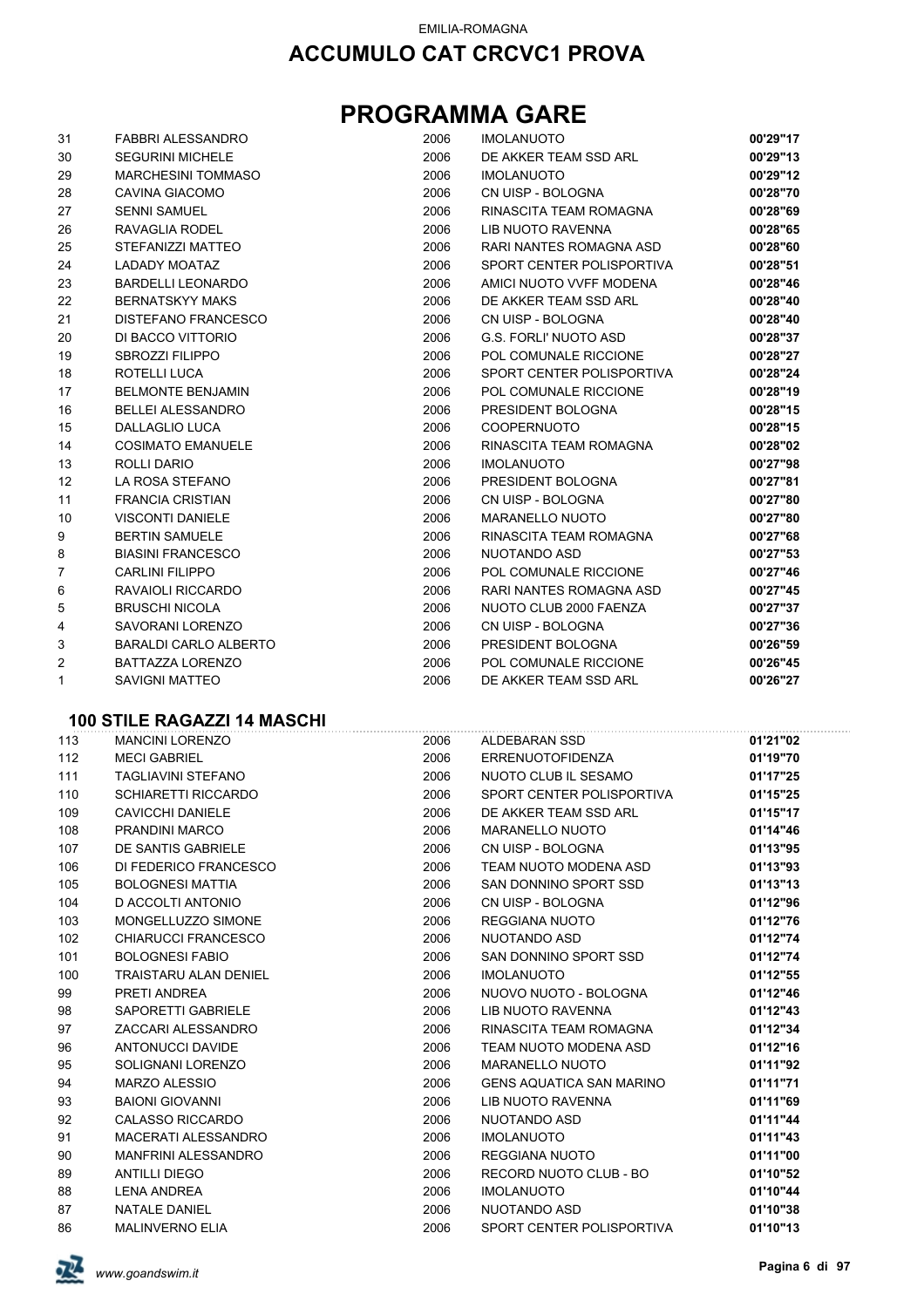EMILIA-ROMAGNA

# ACCUMULO CAT CRCVC1 PROVA

# PROGRAMMA GARE

| | | | | |
|---|---|---|---|---|
| 31 | FABBRI ALESSANDRO | 2006 | IMOLANUOTO | **00'29"17** |
| 30 | SEGURINI MICHELE | 2006 | DE AKKER TEAM SSD ARL | **00'29"13** |
| 29 | MARCHESINI TOMMASO | 2006 | IMOLANUOTO | **00'29"12** |
| 28 | CAVINA GIACOMO | 2006 | CN UISP - BOLOGNA | **00'28"70** |
| 27 | SENNI SAMUEL | 2006 | RINASCITA TEAM ROMAGNA | **00'28"69** |
| 26 | RAVAGLIA RODEL | 2006 | LIB NUOTO RAVENNA | **00'28"65** |
| 25 | STEFANIZZI MATTEO | 2006 | RARI NANTES ROMAGNA ASD | **00'28"60** |
| 24 | LADADY MOATAZ | 2006 | SPORT CENTER POLISPORTIVA | **00'28"51** |
| 23 | BARDELLI LEONARDO | 2006 | AMICI NUOTO VVFF MODENA | **00'28"46** |
| 22 | BERNATSKYY MAKS | 2006 | DE AKKER TEAM SSD ARL | **00'28"40** |
| 21 | DISTEFANO FRANCESCO | 2006 | CN UISP - BOLOGNA | **00'28"40** |
| 20 | DI BACCO VITTORIO | 2006 | G.S. FORLI' NUOTO ASD | **00'28"37** |
| 19 | SBROZZI FILIPPO | 2006 | POL COMUNALE RICCIONE | **00'28"27** |
| 18 | ROTELLI LUCA | 2006 | SPORT CENTER POLISPORTIVA | **00'28"24** |
| 17 | BELMONTE BENJAMIN | 2006 | POL COMUNALE RICCIONE | **00'28"19** |
| 16 | BELLEI ALESSANDRO | 2006 | PRESIDENT BOLOGNA | **00'28"15** |
| 15 | DALLAGLIO LUCA | 2006 | COOPERNUOTO | **00'28"15** |
| 14 | COSIMATO EMANUELE | 2006 | RINASCITA TEAM ROMAGNA | **00'28"02** |
| 13 | ROLLI DARIO | 2006 | IMOLANUOTO | **00'27"98** |
| 12 | LA ROSA STEFANO | 2006 | PRESIDENT BOLOGNA | **00'27"81** |
| 11 | FRANCIA CRISTIAN | 2006 | CN UISP - BOLOGNA | **00'27"80** |
| 10 | VISCONTI DANIELE | 2006 | MARANELLO NUOTO | **00'27"80** |
| 9 | BERTIN SAMUELE | 2006 | RINASCITA TEAM ROMAGNA | **00'27"68** |
| 8 | BIASINI FRANCESCO | 2006 | NUOTANDO ASD | **00'27"53** |
| 7 | CARLINI FILIPPO | 2006 | POL COMUNALE RICCIONE | **00'27"46** |
| 6 | RAVAIOLI RICCARDO | 2006 | RARI NANTES ROMAGNA ASD | **00'27"45** |
| 5 | BRUSCHI NICOLA | 2006 | NUOTO CLUB 2000 FAENZA | **00'27"37** |
| 4 | SAVORANI LORENZO | 2006 | CN UISP - BOLOGNA | **00'27"36** |
| 3 | BARALDI CARLO ALBERTO | 2006 | PRESIDENT BOLOGNA | **00'26"59** |
| 2 | BATTAZZA LORENZO | 2006 | POL COMUNALE RICCIONE | **00'26"45** |
| 1 | SAVIGNI MATTEO | 2006 | DE AKKER TEAM SSD ARL | **00'26"27** |

### 100 STILE RAGAZZI 14 MASCHI

| | | | | |
|---|---|---|---|---|
| 113 | MANCINI LORENZO | 2006 | ALDEBARAN SSD | **01'21"02** |
| 112 | MECI GABRIEL | 2006 | ERRENUOTOFIDENZA | **01'19"70** |
| 111 | TAGLIAVINI STEFANO | 2006 | NUOTO CLUB IL SESAMO | **01'17"25** |
| 110 | SCHIARETTI RICCARDO | 2006 | SPORT CENTER POLISPORTIVA | **01'15"25** |
| 109 | CAVICCHI DANIELE | 2006 | DE AKKER TEAM SSD ARL | **01'15"17** |
| 108 | PRANDINI MARCO | 2006 | MARANELLO NUOTO | **01'14"46** |
| 107 | DE SANTIS GABRIELE | 2006 | CN UISP - BOLOGNA | **01'13"95** |
| 106 | DI FEDERICO FRANCESCO | 2006 | TEAM NUOTO MODENA ASD | **01'13"93** |
| 105 | BOLOGNESI MATTIA | 2006 | SAN DONNINO SPORT SSD | **01'13"13** |
| 104 | D ACCOLTI ANTONIO | 2006 | CN UISP - BOLOGNA | **01'12"96** |
| 103 | MONGELLUZZO SIMONE | 2006 | REGGIANA NUOTO | **01'12"76** |
| 102 | CHIARUCCI FRANCESCO | 2006 | NUOTANDO ASD | **01'12"74** |
| 101 | BOLOGNESI FABIO | 2006 | SAN DONNINO SPORT SSD | **01'12"74** |
| 100 | TRAISTARU ALAN DENIEL | 2006 | IMOLANUOTO | **01'12"55** |
| 99 | PRETI ANDREA | 2006 | NUOVO NUOTO - BOLOGNA | **01'12"46** |
| 98 | SAPORETTI GABRIELE | 2006 | LIB NUOTO RAVENNA | **01'12"43** |
| 97 | ZACCARI ALESSANDRO | 2006 | RINASCITA TEAM ROMAGNA | **01'12"34** |
| 96 | ANTONUCCI DAVIDE | 2006 | TEAM NUOTO MODENA ASD | **01'12"16** |
| 95 | SOLIGNANI LORENZO | 2006 | MARANELLO NUOTO | **01'11"92** |
| 94 | MARZO ALESSIO | 2006 | GENS AQUATICA SAN MARINO | **01'11"71** |
| 93 | BAIONI GIOVANNI | 2006 | LIB NUOTO RAVENNA | **01'11"69** |
| 92 | CALASSO RICCARDO | 2006 | NUOTANDO ASD | **01'11"44** |
| 91 | MACERATI ALESSANDRO | 2006 | IMOLANUOTO | **01'11"43** |
| 90 | MANFRINI ALESSANDRO | 2006 | REGGIANA NUOTO | **01'11"00** |
| 89 | ANTILLI DIEGO | 2006 | RECORD NUOTO CLUB - BO | **01'10"52** |
| 88 | LENA ANDREA | 2006 | IMOLANUOTO | **01'10"44** |
| 87 | NATALE DANIEL | 2006 | NUOTANDO ASD | **01'10"38** |
| 86 | MALINVERNO ELIA | 2006 | SPORT CENTER POLISPORTIVA | **01'10"13** |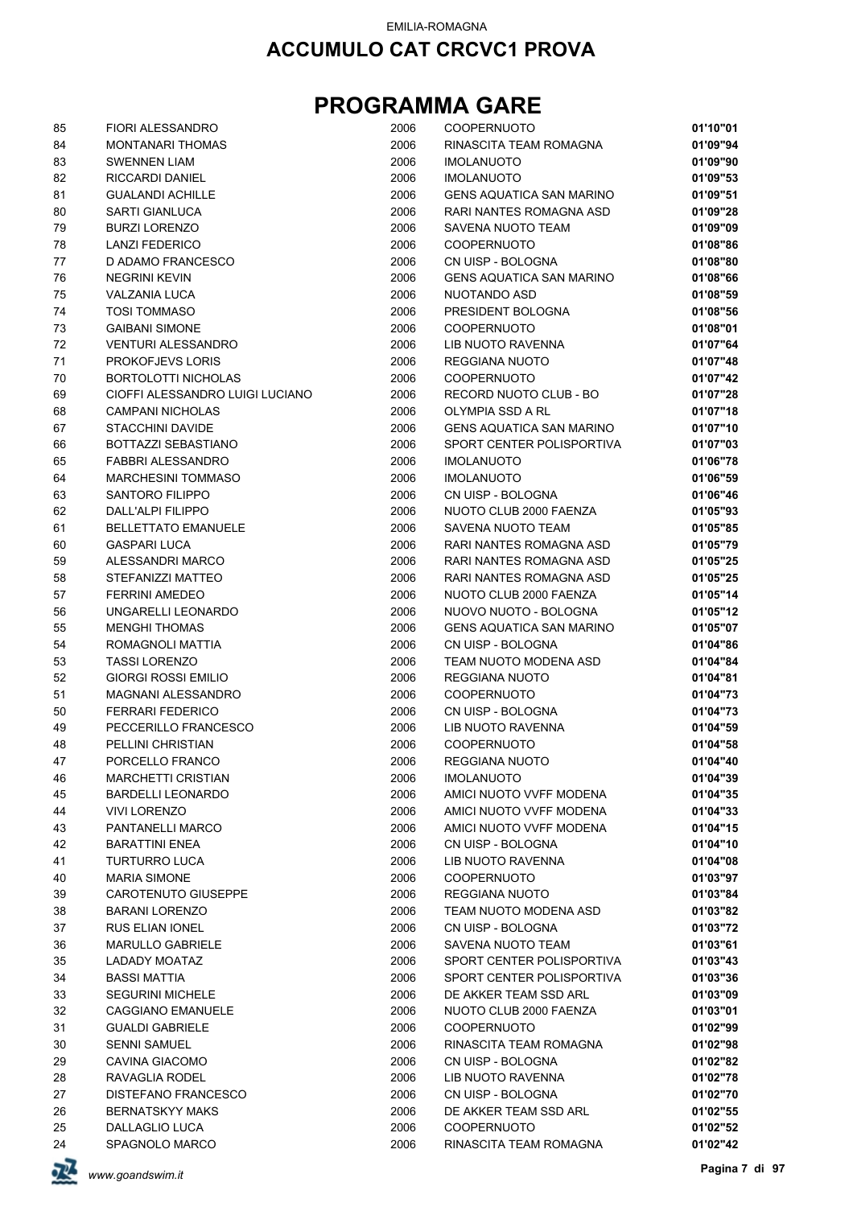EMILIA-ROMAGNA

## ACCUMULO CAT CRCVC1 PROVA

# PROGRAMMA GARE

| | | | | |
|---|---|---|---|---|
| 85 | FIORI ALESSANDRO | 2006 | COOPERNUOTO | **01'10"01** |
| 84 | MONTANARI THOMAS | 2006 | RINASCITA TEAM ROMAGNA | **01'09"94** |
| 83 | SWENNEN LIAM | 2006 | IMOLANUOTO | **01'09"90** |
| 82 | RICCARDI DANIEL | 2006 | IMOLANUOTO | **01'09"53** |
| 81 | GUALANDI ACHILLE | 2006 | GENS AQUATICA SAN MARINO | **01'09"51** |
| 80 | SARTI GIANLUCA | 2006 | RARI NANTES ROMAGNA ASD | **01'09"28** |
| 79 | BURZI LORENZO | 2006 | SAVENA NUOTO TEAM | **01'09"09** |
| 78 | LANZI FEDERICO | 2006 | COOPERNUOTO | **01'08"86** |
| 77 | D ADAMO FRANCESCO | 2006 | CN UISP - BOLOGNA | **01'08"80** |
| 76 | NEGRINI KEVIN | 2006 | GENS AQUATICA SAN MARINO | **01'08"66** |
| 75 | VALZANIA LUCA | 2006 | NUOTANDO ASD | **01'08"59** |
| 74 | TOSI TOMMASO | 2006 | PRESIDENT BOLOGNA | **01'08"56** |
| 73 | GAIBANI SIMONE | 2006 | COOPERNUOTO | **01'08"01** |
| 72 | VENTURI ALESSANDRO | 2006 | LIB NUOTO RAVENNA | **01'07"64** |
| 71 | PROKOFJEVS LORIS | 2006 | REGGIANA NUOTO | **01'07"48** |
| 70 | BORTOLOTTI NICHOLAS | 2006 | COOPERNUOTO | **01'07"42** |
| 69 | CIOFFI ALESSANDRO LUIGI LUCIANO | 2006 | RECORD NUOTO CLUB - BO | **01'07"28** |
| 68 | CAMPANI NICHOLAS | 2006 | OLYMPIA SSD A RL | **01'07"18** |
| 67 | STACCHINI DAVIDE | 2006 | GENS AQUATICA SAN MARINO | **01'07"10** |
| 66 | BOTTAZZI SEBASTIANO | 2006 | SPORT CENTER POLISPORTIVA | **01'07"03** |
| 65 | FABBRI ALESSANDRO | 2006 | IMOLANUOTO | **01'06"78** |
| 64 | MARCHESINI TOMMASO | 2006 | IMOLANUOTO | **01'06"59** |
| 63 | SANTORO FILIPPO | 2006 | CN UISP - BOLOGNA | **01'06"46** |
| 62 | DALL'ALPI FILIPPO | 2006 | NUOTO CLUB 2000 FAENZA | **01'05"93** |
| 61 | BELLETTATO EMANUELE | 2006 | SAVENA NUOTO TEAM | **01'05"85** |
| 60 | GASPARI LUCA | 2006 | RARI NANTES ROMAGNA ASD | **01'05"79** |
| 59 | ALESSANDRI MARCO | 2006 | RARI NANTES ROMAGNA ASD | **01'05"25** |
| 58 | STEFANIZZI MATTEO | 2006 | RARI NANTES ROMAGNA ASD | **01'05"25** |
| 57 | FERRINI AMEDEO | 2006 | NUOTO CLUB 2000 FAENZA | **01'05"14** |
| 56 | UNGARELLI LEONARDO | 2006 | NUOVO NUOTO - BOLOGNA | **01'05"12** |
| 55 | MENGHI THOMAS | 2006 | GENS AQUATICA SAN MARINO | **01'05"07** |
| 54 | ROMAGNOLI MATTIA | 2006 | CN UISP - BOLOGNA | **01'04"86** |
| 53 | TASSI LORENZO | 2006 | TEAM NUOTO MODENA ASD | **01'04"84** |
| 52 | GIORGI ROSSI EMILIO | 2006 | REGGIANA NUOTO | **01'04"81** |
| 51 | MAGNANI ALESSANDRO | 2006 | COOPERNUOTO | **01'04"73** |
| 50 | FERRARI FEDERICO | 2006 | CN UISP - BOLOGNA | **01'04"73** |
| 49 | PECCERILLO FRANCESCO | 2006 | LIB NUOTO RAVENNA | **01'04"59** |
| 48 | PELLINI CHRISTIAN | 2006 | COOPERNUOTO | **01'04"58** |
| 47 | PORCELLO FRANCO | 2006 | REGGIANA NUOTO | **01'04"40** |
| 46 | MARCHETTI CRISTIAN | 2006 | IMOLANUOTO | **01'04"39** |
| 45 | BARDELLI LEONARDO | 2006 | AMICI NUOTO VVFF MODENA | **01'04"35** |
| 44 | VIVI LORENZO | 2006 | AMICI NUOTO VVFF MODENA | **01'04"33** |
| 43 | PANTANELLI MARCO | 2006 | AMICI NUOTO VVFF MODENA | **01'04"15** |
| 42 | BARATTINI ENEA | 2006 | CN UISP - BOLOGNA | **01'04"10** |
| 41 | TURTURRO LUCA | 2006 | LIB NUOTO RAVENNA | **01'04"08** |
| 40 | MARIA SIMONE | 2006 | COOPERNUOTO | **01'03"97** |
| 39 | CAROTENUTO GIUSEPPE | 2006 | REGGIANA NUOTO | **01'03"84** |
| 38 | BARANI LORENZO | 2006 | TEAM NUOTO MODENA ASD | **01'03"82** |
| 37 | RUS ELIAN IONEL | 2006 | CN UISP - BOLOGNA | **01'03"72** |
| 36 | MARULLO GABRIELE | 2006 | SAVENA NUOTO TEAM | **01'03"61** |
| 35 | LADADY MOATAZ | 2006 | SPORT CENTER POLISPORTIVA | **01'03"43** |
| 34 | BASSI MATTIA | 2006 | SPORT CENTER POLISPORTIVA | **01'03"36** |
| 33 | SEGURINI MICHELE | 2006 | DE AKKER TEAM SSD ARL | **01'03"09** |
| 32 | CAGGIANO EMANUELE | 2006 | NUOTO CLUB 2000 FAENZA | **01'03"01** |
| 31 | GUALDI GABRIELE | 2006 | COOPERNUOTO | **01'02"99** |
| 30 | SENNI SAMUEL | 2006 | RINASCITA TEAM ROMAGNA | **01'02"98** |
| 29 | CAVINA GIACOMO | 2006 | CN UISP - BOLOGNA | **01'02"82** |
| 28 | RAVAGLIA RODEL | 2006 | LIB NUOTO RAVENNA | **01'02"78** |
| 27 | DISTEFANO FRANCESCO | 2006 | CN UISP - BOLOGNA | **01'02"70** |
| 26 | BERNATSKYY MAKS | 2006 | DE AKKER TEAM SSD ARL | **01'02"55** |
| 25 | DALLAGLIO LUCA | 2006 | COOPERNUOTO | **01'02"52** |
| 24 | SPAGNOLO MARCO | 2006 | RINASCITA TEAM ROMAGNA | **01'02"42** |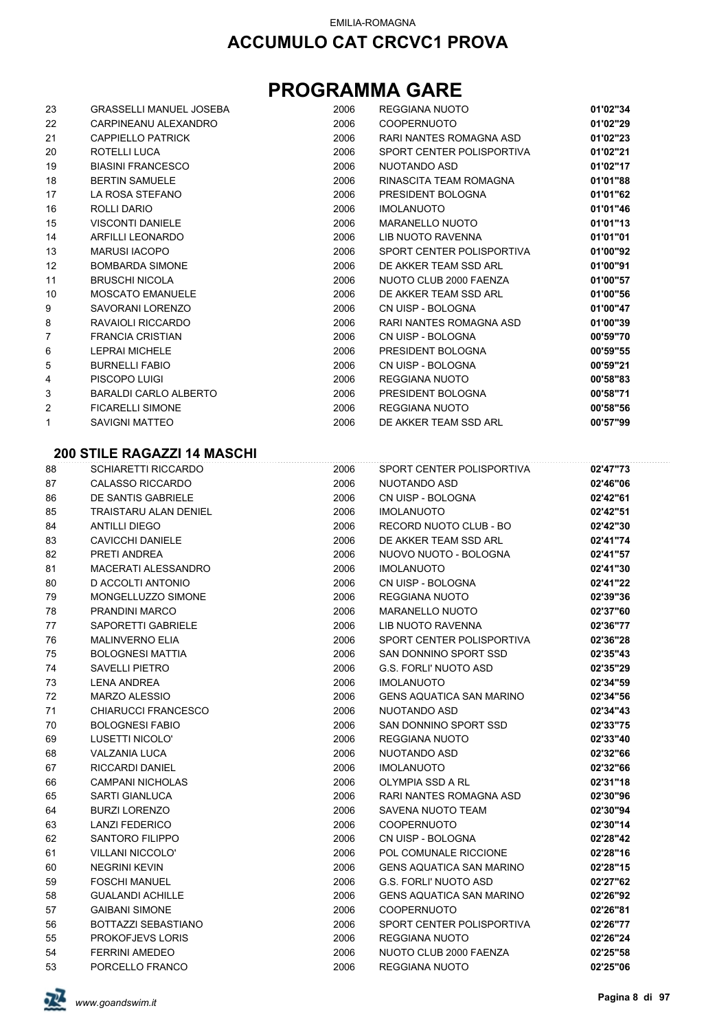EMILIA-ROMAGNA

# ACCUMULO CAT CRCVC1 PROVA

# PROGRAMMA GARE

| | | | | |
|---|---|---|---|---|
| 23 | GRASSELLI MANUEL JOSEBA | 2006 | REGGIANA NUOTO | **01'02"34** |
| 22 | CARPINEANU ALEXANDRO | 2006 | COOPERNUOTO | **01'02"29** |
| 21 | CAPPIELLO PATRICK | 2006 | RARI NANTES ROMAGNA ASD | **01'02"23** |
| 20 | ROTELLI LUCA | 2006 | SPORT CENTER POLISPORTIVA | **01'02"21** |
| 19 | BIASINI FRANCESCO | 2006 | NUOTANDO ASD | **01'02"17** |
| 18 | BERTIN SAMUELE | 2006 | RINASCITA TEAM ROMAGNA | **01'01"88** |
| 17 | LA ROSA STEFANO | 2006 | PRESIDENT BOLOGNA | **01'01"62** |
| 16 | ROLLI DARIO | 2006 | IMOLANUOTO | **01'01"46** |
| 15 | VISCONTI DANIELE | 2006 | MARANELLO NUOTO | **01'01"13** |
| 14 | ARFILLI LEONARDO | 2006 | LIB NUOTO RAVENNA | **01'01"01** |
| 13 | MARUSI IACOPO | 2006 | SPORT CENTER POLISPORTIVA | **01'00"92** |
| 12 | BOMBARDA SIMONE | 2006 | DE AKKER TEAM SSD ARL | **01'00"91** |
| 11 | BRUSCHI NICOLA | 2006 | NUOTO CLUB 2000 FAENZA | **01'00"57** |
| 10 | MOSCATO EMANUELE | 2006 | DE AKKER TEAM SSD ARL | **01'00"56** |
| 9 | SAVORANI LORENZO | 2006 | CN UISP - BOLOGNA | **01'00"47** |
| 8 | RAVAIOLI RICCARDO | 2006 | RARI NANTES ROMAGNA ASD | **01'00"39** |
| 7 | FRANCIA CRISTIAN | 2006 | CN UISP - BOLOGNA | **00'59"70** |
| 6 | LEPRAI MICHELE | 2006 | PRESIDENT BOLOGNA | **00'59"55** |
| 5 | BURNELLI FABIO | 2006 | CN UISP - BOLOGNA | **00'59"21** |
| 4 | PISCOPO LUIGI | 2006 | REGGIANA NUOTO | **00'58"83** |
| 3 | BARALDI CARLO ALBERTO | 2006 | PRESIDENT BOLOGNA | **00'58"71** |
| 2 | FICARELLI SIMONE | 2006 | REGGIANA NUOTO | **00'58"56** |
| 1 | SAVIGNI MATTEO | 2006 | DE AKKER TEAM SSD ARL | **00'57"99** |

### 200 STILE RAGAZZI 14 MASCHI

| | | | | |
|---|---|---|---|---|
| 88 | SCHIARETTI RICCARDO | 2006 | SPORT CENTER POLISPORTIVA | **02'47"73** |
| 87 | CALASSO RICCARDO | 2006 | NUOTANDO ASD | **02'46"06** |
| 86 | DE SANTIS GABRIELE | 2006 | CN UISP - BOLOGNA | **02'42"61** |
| 85 | TRAISTARU ALAN DENIEL | 2006 | IMOLANUOTO | **02'42"51** |
| 84 | ANTILLI DIEGO | 2006 | RECORD NUOTO CLUB - BO | **02'42"30** |
| 83 | CAVICCHI DANIELE | 2006 | DE AKKER TEAM SSD ARL | **02'41"74** |
| 82 | PRETI ANDREA | 2006 | NUOVO NUOTO - BOLOGNA | **02'41"57** |
| 81 | MACERATI ALESSANDRO | 2006 | IMOLANUOTO | **02'41"30** |
| 80 | D ACCOLTI ANTONIO | 2006 | CN UISP - BOLOGNA | **02'41"22** |
| 79 | MONGELLUZZO SIMONE | 2006 | REGGIANA NUOTO | **02'39"36** |
| 78 | PRANDINI MARCO | 2006 | MARANELLO NUOTO | **02'37"60** |
| 77 | SAPORETTI GABRIELE | 2006 | LIB NUOTO RAVENNA | **02'36"77** |
| 76 | MALINVERNO ELIA | 2006 | SPORT CENTER POLISPORTIVA | **02'36"28** |
| 75 | BOLOGNESI MATTIA | 2006 | SAN DONNINO SPORT SSD | **02'35"43** |
| 74 | SAVELLI PIETRO | 2006 | G.S. FORLI' NUOTO ASD | **02'35"29** |
| 73 | LENA ANDREA | 2006 | IMOLANUOTO | **02'34"59** |
| 72 | MARZO ALESSIO | 2006 | GENS AQUATICA SAN MARINO | **02'34"56** |
| 71 | CHIARUCCI FRANCESCO | 2006 | NUOTANDO ASD | **02'34"43** |
| 70 | BOLOGNESI FABIO | 2006 | SAN DONNINO SPORT SSD | **02'33"75** |
| 69 | LUSETTI NICOLO' | 2006 | REGGIANA NUOTO | **02'33"40** |
| 68 | VALZANIA LUCA | 2006 | NUOTANDO ASD | **02'32"66** |
| 67 | RICCARDI DANIEL | 2006 | IMOLANUOTO | **02'32"66** |
| 66 | CAMPANI NICHOLAS | 2006 | OLYMPIA SSD A RL | **02'31"18** |
| 65 | SARTI GIANLUCA | 2006 | RARI NANTES ROMAGNA ASD | **02'30"96** |
| 64 | BURZI LORENZO | 2006 | SAVENA NUOTO TEAM | **02'30"94** |
| 63 | LANZI FEDERICO | 2006 | COOPERNUOTO | **02'30"14** |
| 62 | SANTORO FILIPPO | 2006 | CN UISP - BOLOGNA | **02'28"42** |
| 61 | VILLANI NICCOLO' | 2006 | POL COMUNALE RICCIONE | **02'28"16** |
| 60 | NEGRINI KEVIN | 2006 | GENS AQUATICA SAN MARINO | **02'28"15** |
| 59 | FOSCHI MANUEL | 2006 | G.S. FORLI' NUOTO ASD | **02'27"62** |
| 58 | GUALANDI ACHILLE | 2006 | GENS AQUATICA SAN MARINO | **02'26"92** |
| 57 | GAIBANI SIMONE | 2006 | COOPERNUOTO | **02'26"81** |
| 56 | BOTTAZZI SEBASTIANO | 2006 | SPORT CENTER POLISPORTIVA | **02'26"77** |
| 55 | PROKOFJEVS LORIS | 2006 | REGGIANA NUOTO | **02'26"24** |
| 54 | FERRINI AMEDEO | 2006 | NUOTO CLUB 2000 FAENZA | **02'25"58** |
| 53 | PORCELLO FRANCO | 2006 | REGGIANA NUOTO | **02'25"06** |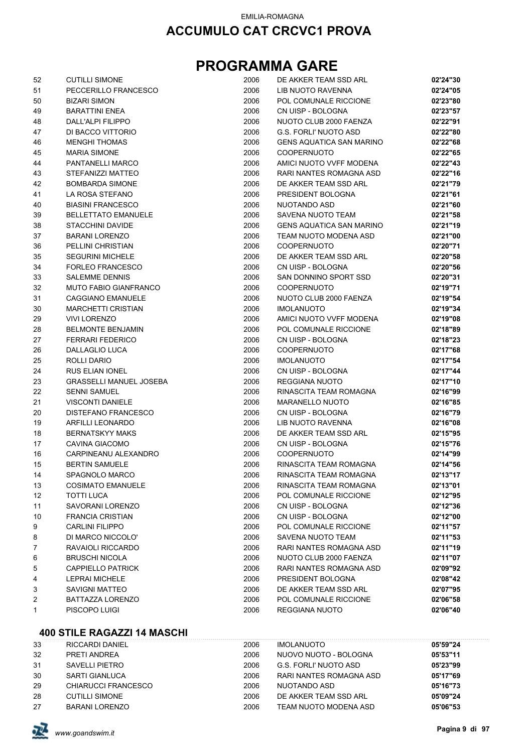EMILIA-ROMAGNA

# ACCUMULO CAT CRCVC1 PROVA

# PROGRAMMA GARE

| | | | | |
|---|---|---|---|---|
| 52 | CUTILLI SIMONE | 2006 | DE AKKER TEAM SSD ARL | **02'24"30** |
| 51 | PECCERILLO FRANCESCO | 2006 | LIB NUOTO RAVENNA | **02'24"05** |
| 50 | BIZARI SIMON | 2006 | POL COMUNALE RICCIONE | **02'23"80** |
| 49 | BARATTINI ENEA | 2006 | CN UISP - BOLOGNA | **02'23"57** |
| 48 | DALL'ALPI FILIPPO | 2006 | NUOTO CLUB 2000 FAENZA | **02'22"91** |
| 47 | DI BACCO VITTORIO | 2006 | G.S. FORLI' NUOTO ASD | **02'22"80** |
| 46 | MENGHI THOMAS | 2006 | GENS AQUATICA SAN MARINO | **02'22"68** |
| 45 | MARIA SIMONE | 2006 | COOPERNUOTO | **02'22"65** |
| 44 | PANTANELLI MARCO | 2006 | AMICI NUOTO VVFF MODENA | **02'22"43** |
| 43 | STEFANIZZI MATTEO | 2006 | RARI NANTES ROMAGNA ASD | **02'22"16** |
| 42 | BOMBARDA SIMONE | 2006 | DE AKKER TEAM SSD ARL | **02'21"79** |
| 41 | LA ROSA STEFANO | 2006 | PRESIDENT BOLOGNA | **02'21"61** |
| 40 | BIASINI FRANCESCO | 2006 | NUOTANDO ASD | **02'21"60** |
| 39 | BELLETTATO EMANUELE | 2006 | SAVENA NUOTO TEAM | **02'21"58** |
| 38 | STACCHINI DAVIDE | 2006 | GENS AQUATICA SAN MARINO | **02'21"19** |
| 37 | BARANI LORENZO | 2006 | TEAM NUOTO MODENA ASD | **02'21"00** |
| 36 | PELLINI CHRISTIAN | 2006 | COOPERNUOTO | **02'20"71** |
| 35 | SEGURINI MICHELE | 2006 | DE AKKER TEAM SSD ARL | **02'20"58** |
| 34 | FORLEO FRANCESCO | 2006 | CN UISP - BOLOGNA | **02'20"56** |
| 33 | SALEMME DENNIS | 2006 | SAN DONNINO SPORT SSD | **02'20"31** |
| 32 | MUTO FABIO GIANFRANCO | 2006 | COOPERNUOTO | **02'19"71** |
| 31 | CAGGIANO EMANUELE | 2006 | NUOTO CLUB 2000 FAENZA | **02'19"54** |
| 30 | MARCHETTI CRISTIAN | 2006 | IMOLANUOTO | **02'19"34** |
| 29 | VIVI LORENZO | 2006 | AMICI NUOTO VVFF MODENA | **02'19"08** |
| 28 | BELMONTE BENJAMIN | 2006 | POL COMUNALE RICCIONE | **02'18"89** |
| 27 | FERRARI FEDERICO | 2006 | CN UISP - BOLOGNA | **02'18"23** |
| 26 | DALLAGLIO LUCA | 2006 | COOPERNUOTO | **02'17"68** |
| 25 | ROLLI DARIO | 2006 | IMOLANUOTO | **02'17"54** |
| 24 | RUS ELIAN IONEL | 2006 | CN UISP - BOLOGNA | **02'17"44** |
| 23 | GRASSELLI MANUEL JOSEBA | 2006 | REGGIANA NUOTO | **02'17"10** |
| 22 | SENNI SAMUEL | 2006 | RINASCITA TEAM ROMAGNA | **02'16"99** |
| 21 | VISCONTI DANIELE | 2006 | MARANELLO NUOTO | **02'16"85** |
| 20 | DISTEFANO FRANCESCO | 2006 | CN UISP - BOLOGNA | **02'16"79** |
| 19 | ARFILLI LEONARDO | 2006 | LIB NUOTO RAVENNA | **02'16"08** |
| 18 | BERNATSKYY MAKS | 2006 | DE AKKER TEAM SSD ARL | **02'15"95** |
| 17 | CAVINA GIACOMO | 2006 | CN UISP - BOLOGNA | **02'15"76** |
| 16 | CARPINEANU ALEXANDRO | 2006 | COOPERNUOTO | **02'14"99** |
| 15 | BERTIN SAMUELE | 2006 | RINASCITA TEAM ROMAGNA | **02'14"56** |
| 14 | SPAGNOLO MARCO | 2006 | RINASCITA TEAM ROMAGNA | **02'13"17** |
| 13 | COSIMATO EMANUELE | 2006 | RINASCITA TEAM ROMAGNA | **02'13"01** |
| 12 | TOTTI LUCA | 2006 | POL COMUNALE RICCIONE | **02'12"95** |
| 11 | SAVORANI LORENZO | 2006 | CN UISP - BOLOGNA | **02'12"36** |
| 10 | FRANCIA CRISTIAN | 2006 | CN UISP - BOLOGNA | **02'12"00** |
| 9 | CARLINI FILIPPO | 2006 | POL COMUNALE RICCIONE | **02'11"57** |
| 8 | DI MARCO NICCOLO' | 2006 | SAVENA NUOTO TEAM | **02'11"53** |
| 7 | RAVAIOLI RICCARDO | 2006 | RARI NANTES ROMAGNA ASD | **02'11"19** |
| 6 | BRUSCHI NICOLA | 2006 | NUOTO CLUB 2000 FAENZA | **02'11"07** |
| 5 | CAPPIELLO PATRICK | 2006 | RARI NANTES ROMAGNA ASD | **02'09"92** |
| 4 | LEPRAI MICHELE | 2006 | PRESIDENT BOLOGNA | **02'08"42** |
| 3 | SAVIGNI MATTEO | 2006 | DE AKKER TEAM SSD ARL | **02'07"95** |
| 2 | BATTAZZA LORENZO | 2006 | POL COMUNALE RICCIONE | **02'06"58** |
| 1 | PISCOPO LUIGI | 2006 | REGGIANA NUOTO | **02'06"40** |

## 400 STILE RAGAZZI 14 MASCHI

| | | | | |
|---|---|---|---|---|
| 33 | RICCARDI DANIEL | 2006 | IMOLANUOTO | **05'59"24** |
| 32 | PRETI ANDREA | 2006 | NUOVO NUOTO - BOLOGNA | **05'53"11** |
| 31 | SAVELLI PIETRO | 2006 | G.S. FORLI' NUOTO ASD | **05'23"99** |
| 30 | SARTI GIANLUCA | 2006 | RARI NANTES ROMAGNA ASD | **05'17"69** |
| 29 | CHIARUCCI FRANCESCO | 2006 | NUOTANDO ASD | **05'16"73** |
| 28 | CUTILLI SIMONE | 2006 | DE AKKER TEAM SSD ARL | **05'09"24** |
| 27 | BARANI LORENZO | 2006 | TEAM NUOTO MODENA ASD | **05'06"53** |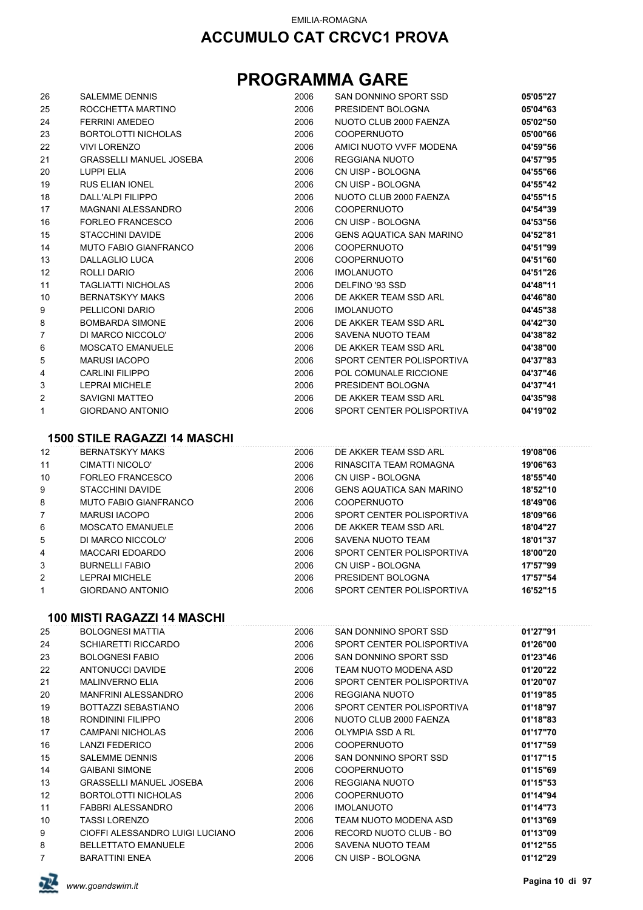# PROGRAMMA GARE

| | | | | |
|---|---|---|---|---|
| 26 | SALEMME DENNIS | 2006 | SAN DONNINO SPORT SSD | **05'05"27** |
| 25 | ROCCHETTA MARTINO | 2006 | PRESIDENT BOLOGNA | **05'04"63** |
| 24 | FERRINI AMEDEO | 2006 | NUOTO CLUB 2000 FAENZA | **05'02"50** |
| 23 | BORTOLOTTI NICHOLAS | 2006 | COOPERNUOTO | **05'00"66** |
| 22 | VIVI LORENZO | 2006 | AMICI NUOTO VVFF MODENA | **04'59"56** |
| 21 | GRASSELLI MANUEL JOSEBA | 2006 | REGGIANA NUOTO | **04'57"95** |
| 20 | LUPPI ELIA | 2006 | CN UISP - BOLOGNA | **04'55"66** |
| 19 | RUS ELIAN IONEL | 2006 | CN UISP - BOLOGNA | **04'55"42** |
| 18 | DALL'ALPI FILIPPO | 2006 | NUOTO CLUB 2000 FAENZA | **04'55"15** |
| 17 | MAGNANI ALESSANDRO | 2006 | COOPERNUOTO | **04'54"39** |
| 16 | FORLEO FRANCESCO | 2006 | CN UISP - BOLOGNA | **04'53"56** |
| 15 | STACCHINI DAVIDE | 2006 | GENS AQUATICA SAN MARINO | **04'52"81** |
| 14 | MUTO FABIO GIANFRANCO | 2006 | COOPERNUOTO | **04'51"99** |
| 13 | DALLAGLIO LUCA | 2006 | COOPERNUOTO | **04'51"60** |
| 12 | ROLLI DARIO | 2006 | IMOLANUOTO | **04'51"26** |
| 11 | TAGLIATTI NICHOLAS | 2006 | DELFINO '93 SSD | **04'48"11** |
| 10 | BERNATSKYY MAKS | 2006 | DE AKKER TEAM SSD ARL | **04'46"80** |
| 9 | PELLICONI DARIO | 2006 | IMOLANUOTO | **04'45"38** |
| 8 | BOMBARDA SIMONE | 2006 | DE AKKER TEAM SSD ARL | **04'42"30** |
| 7 | DI MARCO NICCOLO' | 2006 | SAVENA NUOTO TEAM | **04'38"82** |
| 6 | MOSCATO EMANUELE | 2006 | DE AKKER TEAM SSD ARL | **04'38"00** |
| 5 | MARUSI IACOPO | 2006 | SPORT CENTER POLISPORTIVA | **04'37"83** |
| 4 | CARLINI FILIPPO | 2006 | POL COMUNALE RICCIONE | **04'37"46** |
| 3 | LEPRAI MICHELE | 2006 | PRESIDENT BOLOGNA | **04'37"41** |
| 2 | SAVIGNI MATTEO | 2006 | DE AKKER TEAM SSD ARL | **04'35"98** |
| 1 | GIORDANO ANTONIO | 2006 | SPORT CENTER POLISPORTIVA | **04'19"02** |

### 1500 STILE RAGAZZI 14 MASCHI

| | | | | |
|---|---|---|---|---|
| 12 | BERNATSKYY MAKS | 2006 | DE AKKER TEAM SSD ARL | **19'08"06** |
| 11 | CIMATTI NICOLO' | 2006 | RINASCITA TEAM ROMAGNA | **19'06"63** |
| 10 | FORLEO FRANCESCO | 2006 | CN UISP - BOLOGNA | **18'55"40** |
| 9 | STACCHINI DAVIDE | 2006 | GENS AQUATICA SAN MARINO | **18'52"10** |
| 8 | MUTO FABIO GIANFRANCO | 2006 | COOPERNUOTO | **18'49"06** |
| 7 | MARUSI IACOPO | 2006 | SPORT CENTER POLISPORTIVA | **18'09"66** |
| 6 | MOSCATO EMANUELE | 2006 | DE AKKER TEAM SSD ARL | **18'04"27** |
| 5 | DI MARCO NICCOLO' | 2006 | SAVENA NUOTO TEAM | **18'01"37** |
| 4 | MACCARI EDOARDO | 2006 | SPORT CENTER POLISPORTIVA | **18'00"20** |
| 3 | BURNELLI FABIO | 2006 | CN UISP - BOLOGNA | **17'57"99** |
| 2 | LEPRAI MICHELE | 2006 | PRESIDENT BOLOGNA | **17'57"54** |
| 1 | GIORDANO ANTONIO | 2006 | SPORT CENTER POLISPORTIVA | **16'52"15** |

### 100 MISTI RAGAZZI 14 MASCHI

| | | | | |
|---|---|---|---|---|
| 25 | BOLOGNESI MATTIA | 2006 | SAN DONNINO SPORT SSD | **01'27"91** |
| 24 | SCHIARETTI RICCARDO | 2006 | SPORT CENTER POLISPORTIVA | **01'26"00** |
| 23 | BOLOGNESI FABIO | 2006 | SAN DONNINO SPORT SSD | **01'23"46** |
| 22 | ANTONUCCI DAVIDE | 2006 | TEAM NUOTO MODENA ASD | **01'20"22** |
| 21 | MALINVERNO ELIA | 2006 | SPORT CENTER POLISPORTIVA | **01'20"07** |
| 20 | MANFRINI ALESSANDRO | 2006 | REGGIANA NUOTO | **01'19"85** |
| 19 | BOTTAZZI SEBASTIANO | 2006 | SPORT CENTER POLISPORTIVA | **01'18"97** |
| 18 | RONDININI FILIPPO | 2006 | NUOTO CLUB 2000 FAENZA | **01'18"83** |
| 17 | CAMPANI NICHOLAS | 2006 | OLYMPIA SSD A RL | **01'17"70** |
| 16 | LANZI FEDERICO | 2006 | COOPERNUOTO | **01'17"59** |
| 15 | SALEMME DENNIS | 2006 | SAN DONNINO SPORT SSD | **01'17"15** |
| 14 | GAIBANI SIMONE | 2006 | COOPERNUOTO | **01'15"69** |
| 13 | GRASSELLI MANUEL JOSEBA | 2006 | REGGIANA NUOTO | **01'15"53** |
| 12 | BORTOLOTTI NICHOLAS | 2006 | COOPERNUOTO | **01'14"94** |
| 11 | FABBRI ALESSANDRO | 2006 | IMOLANUOTO | **01'14"73** |
| 10 | TASSI LORENZO | 2006 | TEAM NUOTO MODENA ASD | **01'13"69** |
| 9 | CIOFFI ALESSANDRO LUIGI LUCIANO | 2006 | RECORD NUOTO CLUB - BO | **01'13"09** |
| 8 | BELLETTATO EMANUELE | 2006 | SAVENA NUOTO TEAM | **01'12"55** |
| 7 | BARATTINI ENEA | 2006 | CN UISP - BOLOGNA | **01'12"29** |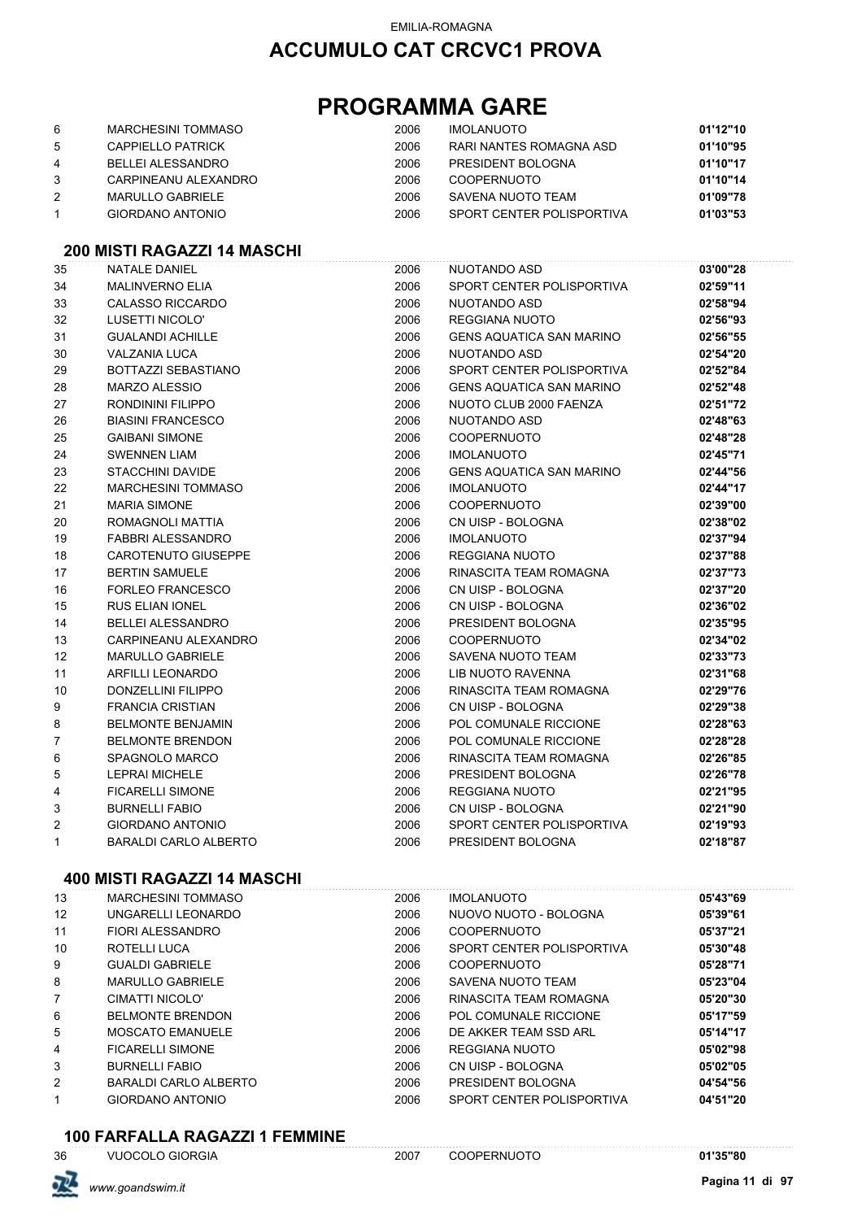EMILIA-ROMAGNA

# ACCUMULO CAT CRCVC1 PROVA

# PROGRAMMA GARE

| | | | | |
|---|---|---|---|---|
| 6 | MARCHESINI TOMMASO | 2006 | IMOLANUOTO | **01'12"10** |
| 5 | CAPPIELLO PATRICK | 2006 | RARI NANTES ROMAGNA ASD | **01'10"95** |
| 4 | BELLEI ALESSANDRO | 2006 | PRESIDENT BOLOGNA | **01'10"17** |
| 3 | CARPINEANU ALEXANDRO | 2006 | COOPERNUOTO | **01'10"14** |
| 2 | MARULLO GABRIELE | 2006 | SAVENA NUOTO TEAM | **01'09"78** |
| 1 | GIORDANO ANTONIO | 2006 | SPORT CENTER POLISPORTIVA | **01'03"53** |

## 200 MISTI RAGAZZI 14 MASCHI

| | | | | |
|---|---|---|---|---|
| 35 | NATALE DANIEL | 2006 | NUOTANDO ASD | **03'00"28** |
| 34 | MALINVERNO ELIA | 2006 | SPORT CENTER POLISPORTIVA | **02'59"11** |
| 33 | CALASSO RICCARDO | 2006 | NUOTANDO ASD | **02'58"94** |
| 32 | LUSETTI NICOLO' | 2006 | REGGIANA NUOTO | **02'56"93** |
| 31 | GUALANDI ACHILLE | 2006 | GENS AQUATICA SAN MARINO | **02'56"55** |
| 30 | VALZANIA LUCA | 2006 | NUOTANDO ASD | **02'54"20** |
| 29 | BOTTAZZI SEBASTIANO | 2006 | SPORT CENTER POLISPORTIVA | **02'52"84** |
| 28 | MARZO ALESSIO | 2006 | GENS AQUATICA SAN MARINO | **02'52"48** |
| 27 | RONDININI FILIPPO | 2006 | NUOTO CLUB 2000 FAENZA | **02'51"72** |
| 26 | BIASINI FRANCESCO | 2006 | NUOTANDO ASD | **02'48"63** |
| 25 | GAIBANI SIMONE | 2006 | COOPERNUOTO | **02'48"28** |
| 24 | SWENNEN LIAM | 2006 | IMOLANUOTO | **02'45"71** |
| 23 | STACCHINI DAVIDE | 2006 | GENS AQUATICA SAN MARINO | **02'44"56** |
| 22 | MARCHESINI TOMMASO | 2006 | IMOLANUOTO | **02'44"17** |
| 21 | MARIA SIMONE | 2006 | COOPERNUOTO | **02'39"00** |
| 20 | ROMAGNOLI MATTIA | 2006 | CN UISP - BOLOGNA | **02'38"02** |
| 19 | FABBRI ALESSANDRO | 2006 | IMOLANUOTO | **02'37"94** |
| 18 | CAROTENUTO GIUSEPPE | 2006 | REGGIANA NUOTO | **02'37"88** |
| 17 | BERTIN SAMUELE | 2006 | RINASCITA TEAM ROMAGNA | **02'37"73** |
| 16 | FORLEO FRANCESCO | 2006 | CN UISP - BOLOGNA | **02'37"20** |
| 15 | RUS ELIAN IONEL | 2006 | CN UISP - BOLOGNA | **02'36"02** |
| 14 | BELLEI ALESSANDRO | 2006 | PRESIDENT BOLOGNA | **02'35"95** |
| 13 | CARPINEANU ALEXANDRO | 2006 | COOPERNUOTO | **02'34"02** |
| 12 | MARULLO GABRIELE | 2006 | SAVENA NUOTO TEAM | **02'33"73** |
| 11 | ARFILLI LEONARDO | 2006 | LIB NUOTO RAVENNA | **02'31"68** |
| 10 | DONZELLINI FILIPPO | 2006 | RINASCITA TEAM ROMAGNA | **02'29"76** |
| 9 | FRANCIA CRISTIAN | 2006 | CN UISP - BOLOGNA | **02'29"38** |
| 8 | BELMONTE BENJAMIN | 2006 | POL COMUNALE RICCIONE | **02'28"63** |
| 7 | BELMONTE BRENDON | 2006 | POL COMUNALE RICCIONE | **02'28"28** |
| 6 | SPAGNOLO MARCO | 2006 | RINASCITA TEAM ROMAGNA | **02'26"85** |
| 5 | LEPRAI MICHELE | 2006 | PRESIDENT BOLOGNA | **02'26"78** |
| 4 | FICARELLI SIMONE | 2006 | REGGIANA NUOTO | **02'21"95** |
| 3 | BURNELLI FABIO | 2006 | CN UISP - BOLOGNA | **02'21"90** |
| 2 | GIORDANO ANTONIO | 2006 | SPORT CENTER POLISPORTIVA | **02'19"93** |
| 1 | BARALDI CARLO ALBERTO | 2006 | PRESIDENT BOLOGNA | **02'18"87** |

## 400 MISTI RAGAZZI 14 MASCHI

| | | | | |
|---|---|---|---|---|
| 13 | MARCHESINI TOMMASO | 2006 | IMOLANUOTO | **05'43"69** |
| 12 | UNGARELLI LEONARDO | 2006 | NUOVO NUOTO - BOLOGNA | **05'39"61** |
| 11 | FIORI ALESSANDRO | 2006 | COOPERNUOTO | **05'37"21** |
| 10 | ROTELLI LUCA | 2006 | SPORT CENTER POLISPORTIVA | **05'30"48** |
| 9 | GUALDI GABRIELE | 2006 | COOPERNUOTO | **05'28"71** |
| 8 | MARULLO GABRIELE | 2006 | SAVENA NUOTO TEAM | **05'23"04** |
| 7 | CIMATTI NICOLO' | 2006 | RINASCITA TEAM ROMAGNA | **05'20"30** |
| 6 | BELMONTE BRENDON | 2006 | POL COMUNALE RICCIONE | **05'17"59** |
| 5 | MOSCATO EMANUELE | 2006 | DE AKKER TEAM SSD ARL | **05'14"17** |
| 4 | FICARELLI SIMONE | 2006 | REGGIANA NUOTO | **05'02"98** |
| 3 | BURNELLI FABIO | 2006 | CN UISP - BOLOGNA | **05'02"05** |
| 2 | BARALDI CARLO ALBERTO | 2006 | PRESIDENT BOLOGNA | **04'54"56** |
| 1 | GIORDANO ANTONIO | 2006 | SPORT CENTER POLISPORTIVA | **04'51"20** |

## 100 FARFALLA RAGAZZI 1 FEMMINE

| | | | | |
|---|---|---|---|---|
| 36 | VUOCOLO GIORGIA | 2007 | COOPERNUOTO | **01'35"80** |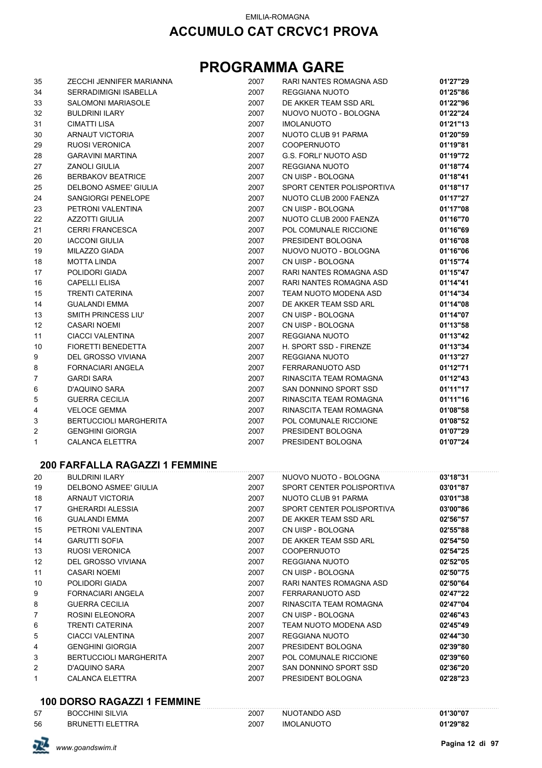EMILIA-ROMAGNA

# ACCUMULO CAT CRCVC1 PROVA

# PROGRAMMA GARE

| | | | | |
|---|---|---|---|---|
| 35 | ZECCHI JENNIFER MARIANNA | 2007 | RARI NANTES ROMAGNA ASD | **01'27"29** |
| 34 | SERRADIMIGNI ISABELLA | 2007 | REGGIANA NUOTO | **01'25"86** |
| 33 | SALOMONI MARIASOLE | 2007 | DE AKKER TEAM SSD ARL | **01'22"96** |
| 32 | BULDRINI ILARY | 2007 | NUOVO NUOTO - BOLOGNA | **01'22"24** |
| 31 | CIMATTI LISA | 2007 | IMOLANUOTO | **01'21"13** |
| 30 | ARNAUT VICTORIA | 2007 | NUOTO CLUB 91 PARMA | **01'20"59** |
| 29 | RUOSI VERONICA | 2007 | COOPERNUOTO | **01'19"81** |
| 28 | GARAVINI MARTINA | 2007 | G.S. FORLI' NUOTO ASD | **01'19"72** |
| 27 | ZANOLI GIULIA | 2007 | REGGIANA NUOTO | **01'18"74** |
| 26 | BERBAKOV BEATRICE | 2007 | CN UISP - BOLOGNA | **01'18"41** |
| 25 | DELBONO ASMEE' GIULIA | 2007 | SPORT CENTER POLISPORTIVA | **01'18"17** |
| 24 | SANGIORGI PENELOPE | 2007 | NUOTO CLUB 2000 FAENZA | **01'17"27** |
| 23 | PETRONI VALENTINA | 2007 | CN UISP - BOLOGNA | **01'17"08** |
| 22 | AZZOTTI GIULIA | 2007 | NUOTO CLUB 2000 FAENZA | **01'16"70** |
| 21 | CERRI FRANCESCA | 2007 | POL COMUNALE RICCIONE | **01'16"69** |
| 20 | IACCONI GIULIA | 2007 | PRESIDENT BOLOGNA | **01'16"08** |
| 19 | MILAZZO GIADA | 2007 | NUOVO NUOTO - BOLOGNA | **01'16"06** |
| 18 | MOTTA LINDA | 2007 | CN UISP - BOLOGNA | **01'15"74** |
| 17 | POLIDORI GIADA | 2007 | RARI NANTES ROMAGNA ASD | **01'15"47** |
| 16 | CAPELLI ELISA | 2007 | RARI NANTES ROMAGNA ASD | **01'14"41** |
| 15 | TRENTI CATERINA | 2007 | TEAM NUOTO MODENA ASD | **01'14"34** |
| 14 | GUALANDI EMMA | 2007 | DE AKKER TEAM SSD ARL | **01'14"08** |
| 13 | SMITH PRINCESS LIU' | 2007 | CN UISP - BOLOGNA | **01'14"07** |
| 12 | CASARI NOEMI | 2007 | CN UISP - BOLOGNA | **01'13"58** |
| 11 | CIACCI VALENTINA | 2007 | REGGIANA NUOTO | **01'13"42** |
| 10 | FIORETTI BENEDETTA | 2007 | H. SPORT SSD - FIRENZE | **01'13"34** |
| 9 | DEL GROSSO VIVIANA | 2007 | REGGIANA NUOTO | **01'13"27** |
| 8 | FORNACIARI ANGELA | 2007 | FERRARANUOTO ASD | **01'12"71** |
| 7 | GARDI SARA | 2007 | RINASCITA TEAM ROMAGNA | **01'12"43** |
| 6 | D'AQUINO SARA | 2007 | SAN DONNINO SPORT SSD | **01'11"17** |
| 5 | GUERRA CECILIA | 2007 | RINASCITA TEAM ROMAGNA | **01'11"16** |
| 4 | VELOCE GEMMA | 2007 | RINASCITA TEAM ROMAGNA | **01'08"58** |
| 3 | BERTUCCIOLI MARGHERITA | 2007 | POL COMUNALE RICCIONE | **01'08"52** |
| 2 | GENGHINI GIORGIA | 2007 | PRESIDENT BOLOGNA | **01'07"29** |
| 1 | CALANCA ELETTRA | 2007 | PRESIDENT BOLOGNA | **01'07"24** |

### 200 FARFALLA RAGAZZI 1 FEMMINE

| | | | | |
|---|---|---|---|---|
| 20 | BULDRINI ILARY | 2007 | NUOVO NUOTO - BOLOGNA | **03'18"31** |
| 19 | DELBONO ASMEE' GIULIA | 2007 | SPORT CENTER POLISPORTIVA | **03'01"87** |
| 18 | ARNAUT VICTORIA | 2007 | NUOTO CLUB 91 PARMA | **03'01"38** |
| 17 | GHERARDI ALESSIA | 2007 | SPORT CENTER POLISPORTIVA | **03'00"86** |
| 16 | GUALANDI EMMA | 2007 | DE AKKER TEAM SSD ARL | **02'56"57** |
| 15 | PETRONI VALENTINA | 2007 | CN UISP - BOLOGNA | **02'55"88** |
| 14 | GARUTTI SOFIA | 2007 | DE AKKER TEAM SSD ARL | **02'54"50** |
| 13 | RUOSI VERONICA | 2007 | COOPERNUOTO | **02'54"25** |
| 12 | DEL GROSSO VIVIANA | 2007 | REGGIANA NUOTO | **02'52"05** |
| 11 | CASARI NOEMI | 2007 | CN UISP - BOLOGNA | **02'50"75** |
| 10 | POLIDORI GIADA | 2007 | RARI NANTES ROMAGNA ASD | **02'50"64** |
| 9 | FORNACIARI ANGELA | 2007 | FERRARANUOTO ASD | **02'47"22** |
| 8 | GUERRA CECILIA | 2007 | RINASCITA TEAM ROMAGNA | **02'47"04** |
| 7 | ROSINI ELEONORA | 2007 | CN UISP - BOLOGNA | **02'46"43** |
| 6 | TRENTI CATERINA | 2007 | TEAM NUOTO MODENA ASD | **02'45"49** |
| 5 | CIACCI VALENTINA | 2007 | REGGIANA NUOTO | **02'44"30** |
| 4 | GENGHINI GIORGIA | 2007 | PRESIDENT BOLOGNA | **02'39"80** |
| 3 | BERTUCCIOLI MARGHERITA | 2007 | POL COMUNALE RICCIONE | **02'39"60** |
| 2 | D'AQUINO SARA | 2007 | SAN DONNINO SPORT SSD | **02'36"20** |
| 1 | CALANCA ELETTRA | 2007 | PRESIDENT BOLOGNA | **02'28"23** |

### 100 DORSO RAGAZZI 1 FEMMINE

| | | | | |
|---|---|---|---|---|
| 57 | BOCCHINI SILVIA | 2007 | NUOTANDO ASD | **01'30"07** |
| 56 | BRUNETTI ELETTRA | 2007 | IMOLANUOTO | **01'29"82** |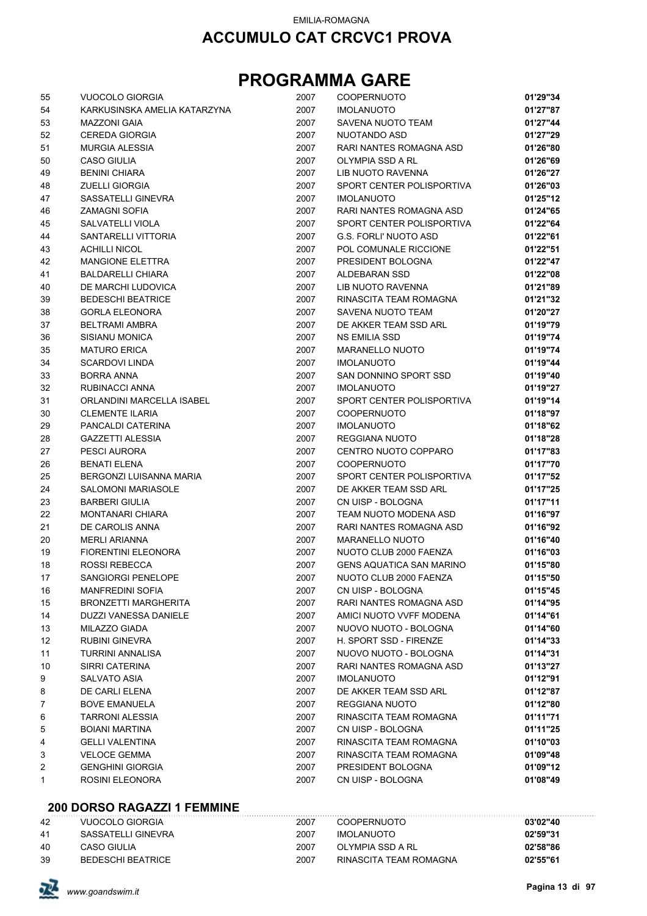EMILIA-ROMAGNA

# ACCUMULO CAT CRCVC1 PROVA

# PROGRAMMA GARE

| | | | | |
|---|---|---|---|---|
| 55 | VUOCOLO GIORGIA | 2007 | COOPERNUOTO | **01'29"34** |
| 54 | KARKUSINSKA AMELIA KATARZYNA | 2007 | IMOLANUOTO | **01'27"87** |
| 53 | MAZZONI GAIA | 2007 | SAVENA NUOTO TEAM | **01'27"44** |
| 52 | CEREDA GIORGIA | 2007 | NUOTANDO ASD | **01'27"29** |
| 51 | MURGIA ALESSIA | 2007 | RARI NANTES ROMAGNA ASD | **01'26"80** |
| 50 | CASO GIULIA | 2007 | OLYMPIA SSD A RL | **01'26"69** |
| 49 | BENINI CHIARA | 2007 | LIB NUOTO RAVENNA | **01'26"27** |
| 48 | ZUELLI GIORGIA | 2007 | SPORT CENTER POLISPORTIVA | **01'26"03** |
| 47 | SASSATELLI GINEVRA | 2007 | IMOLANUOTO | **01'25"12** |
| 46 | ZAMAGNI SOFIA | 2007 | RARI NANTES ROMAGNA ASD | **01'24"65** |
| 45 | SALVATELLI VIOLA | 2007 | SPORT CENTER POLISPORTIVA | **01'22"64** |
| 44 | SANTARELLI VITTORIA | 2007 | G.S. FORLI' NUOTO ASD | **01'22"61** |
| 43 | ACHILLI NICOL | 2007 | POL COMUNALE RICCIONE | **01'22"51** |
| 42 | MANGIONE ELETTRA | 2007 | PRESIDENT BOLOGNA | **01'22"47** |
| 41 | BALDARELLI CHIARA | 2007 | ALDEBARAN SSD | **01'22"08** |
| 40 | DE MARCHI LUDOVICA | 2007 | LIB NUOTO RAVENNA | **01'21"89** |
| 39 | BEDESCHI BEATRICE | 2007 | RINASCITA TEAM ROMAGNA | **01'21"32** |
| 38 | GORLA ELEONORA | 2007 | SAVENA NUOTO TEAM | **01'20"27** |
| 37 | BELTRAMI AMBRA | 2007 | DE AKKER TEAM SSD ARL | **01'19"79** |
| 36 | SISIANU MONICA | 2007 | NS EMILIA SSD | **01'19"74** |
| 35 | MATURO ERICA | 2007 | MARANELLO NUOTO | **01'19"74** |
| 34 | SCARDOVI LINDA | 2007 | IMOLANUOTO | **01'19"44** |
| 33 | BORRA ANNA | 2007 | SAN DONNINO SPORT SSD | **01'19"40** |
| 32 | RUBINACCI ANNA | 2007 | IMOLANUOTO | **01'19"27** |
| 31 | ORLANDINI MARCELLA ISABEL | 2007 | SPORT CENTER POLISPORTIVA | **01'19"14** |
| 30 | CLEMENTE ILARIA | 2007 | COOPERNUOTO | **01'18"97** |
| 29 | PANCALDI CATERINA | 2007 | IMOLANUOTO | **01'18"62** |
| 28 | GAZZETTI ALESSIA | 2007 | REGGIANA NUOTO | **01'18"28** |
| 27 | PESCI AURORA | 2007 | CENTRO NUOTO COPPARO | **01'17"83** |
| 26 | BENATI ELENA | 2007 | COOPERNUOTO | **01'17"70** |
| 25 | BERGONZI LUISANNA MARIA | 2007 | SPORT CENTER POLISPORTIVA | **01'17"52** |
| 24 | SALOMONI MARIASOLE | 2007 | DE AKKER TEAM SSD ARL | **01'17"25** |
| 23 | BARBERI GIULIA | 2007 | CN UISP - BOLOGNA | **01'17"11** |
| 22 | MONTANARI CHIARA | 2007 | TEAM NUOTO MODENA ASD | **01'16"97** |
| 21 | DE CAROLIS ANNA | 2007 | RARI NANTES ROMAGNA ASD | **01'16"92** |
| 20 | MERLI ARIANNA | 2007 | MARANELLO NUOTO | **01'16"40** |
| 19 | FIORENTINI ELEONORA | 2007 | NUOTO CLUB 2000 FAENZA | **01'16"03** |
| 18 | ROSSI REBECCA | 2007 | GENS AQUATICA SAN MARINO | **01'15"80** |
| 17 | SANGIORGI PENELOPE | 2007 | NUOTO CLUB 2000 FAENZA | **01'15"50** |
| 16 | MANFREDINI SOFIA | 2007 | CN UISP - BOLOGNA | **01'15"45** |
| 15 | BRONZETTI MARGHERITA | 2007 | RARI NANTES ROMAGNA ASD | **01'14"95** |
| 14 | DUZZI VANESSA DANIELE | 2007 | AMICI NUOTO VVFF MODENA | **01'14"61** |
| 13 | MILAZZO GIADA | 2007 | NUOVO NUOTO - BOLOGNA | **01'14"60** |
| 12 | RUBINI GINEVRA | 2007 | H. SPORT SSD - FIRENZE | **01'14"33** |
| 11 | TURRINI ANNALISA | 2007 | NUOVO NUOTO - BOLOGNA | **01'14"31** |
| 10 | SIRRI CATERINA | 2007 | RARI NANTES ROMAGNA ASD | **01'13"27** |
| 9 | SALVATO ASIA | 2007 | IMOLANUOTO | **01'12"91** |
| 8 | DE CARLI ELENA | 2007 | DE AKKER TEAM SSD ARL | **01'12"87** |
| 7 | BOVE EMANUELA | 2007 | REGGIANA NUOTO | **01'12"80** |
| 6 | TARRONI ALESSIA | 2007 | RINASCITA TEAM ROMAGNA | **01'11"71** |
| 5 | BOIANI MARTINA | 2007 | CN UISP - BOLOGNA | **01'11"25** |
| 4 | GELLI VALENTINA | 2007 | RINASCITA TEAM ROMAGNA | **01'10"03** |
| 3 | VELOCE GEMMA | 2007 | RINASCITA TEAM ROMAGNA | **01'09"48** |
| 2 | GENGHINI GIORGIA | 2007 | PRESIDENT BOLOGNA | **01'09"12** |
| 1 | ROSINI ELEONORA | 2007 | CN UISP - BOLOGNA | **01'08"49** |

## 200 DORSO RAGAZZI 1 FEMMINE

| | | | | |
|---|---|---|---|---|
| 42 | VUOCOLO GIORGIA | 2007 | COOPERNUOTO | **03'02"40** |
| 41 | SASSATELLI GINEVRA | 2007 | IMOLANUOTO | **02'59"31** |
| 40 | CASO GIULIA | 2007 | OLYMPIA SSD A RL | **02'58"86** |
| 39 | BEDESCHI BEATRICE | 2007 | RINASCITA TEAM ROMAGNA | **02'55"61** |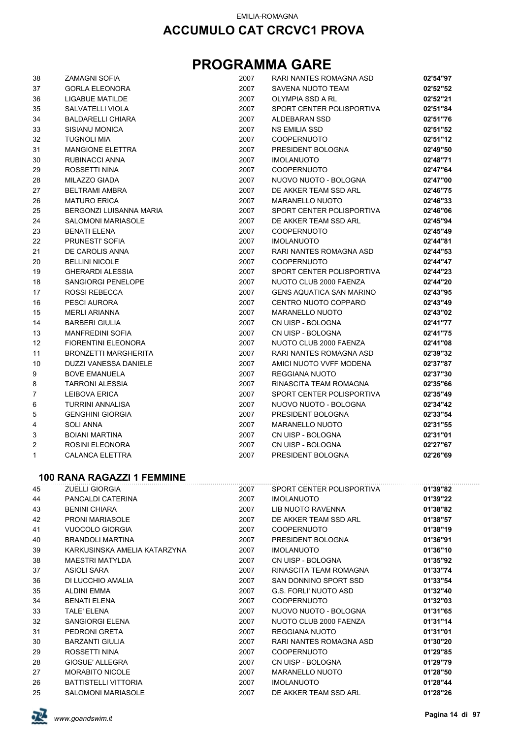EMILIA-ROMAGNA

# ACCUMULO CAT CRCVC1 PROVA

# PROGRAMMA GARE

| | | | | |
|---|---|---|---|---|
| 38 | ZAMAGNI SOFIA | 2007 | RARI NANTES ROMAGNA ASD | **02'54"97** |
| 37 | GORLA ELEONORA | 2007 | SAVENA NUOTO TEAM | **02'52"52** |
| 36 | LIGABUE MATILDE | 2007 | OLYMPIA SSD A RL | **02'52"21** |
| 35 | SALVATELLI VIOLA | 2007 | SPORT CENTER POLISPORTIVA | **02'51"84** |
| 34 | BALDARELLI CHIARA | 2007 | ALDEBARAN SSD | **02'51"76** |
| 33 | SISIANU MONICA | 2007 | NS EMILIA SSD | **02'51"52** |
| 32 | TUGNOLI MIA | 2007 | COOPERNUOTO | **02'51"12** |
| 31 | MANGIONE ELETTRA | 2007 | PRESIDENT BOLOGNA | **02'49"50** |
| 30 | RUBINACCI ANNA | 2007 | IMOLANUOTO | **02'48"71** |
| 29 | ROSSETTI NINA | 2007 | COOPERNUOTO | **02'47"64** |
| 28 | MILAZZO GIADA | 2007 | NUOVO NUOTO - BOLOGNA | **02'47"00** |
| 27 | BELTRAMI AMBRA | 2007 | DE AKKER TEAM SSD ARL | **02'46"75** |
| 26 | MATURO ERICA | 2007 | MARANELLO NUOTO | **02'46"33** |
| 25 | BERGONZI LUISANNA MARIA | 2007 | SPORT CENTER POLISPORTIVA | **02'46"06** |
| 24 | SALOMONI MARIASOLE | 2007 | DE AKKER TEAM SSD ARL | **02'45"94** |
| 23 | BENATI ELENA | 2007 | COOPERNUOTO | **02'45"49** |
| 22 | PRUNESTI' SOFIA | 2007 | IMOLANUOTO | **02'44"81** |
| 21 | DE CAROLIS ANNA | 2007 | RARI NANTES ROMAGNA ASD | **02'44"53** |
| 20 | BELLINI NICOLE | 2007 | COOPERNUOTO | **02'44"47** |
| 19 | GHERARDI ALESSIA | 2007 | SPORT CENTER POLISPORTIVA | **02'44"23** |
| 18 | SANGIORGI PENELOPE | 2007 | NUOTO CLUB 2000 FAENZA | **02'44"20** |
| 17 | ROSSI REBECCA | 2007 | GENS AQUATICA SAN MARINO | **02'43"95** |
| 16 | PESCI AURORA | 2007 | CENTRO NUOTO COPPARO | **02'43"49** |
| 15 | MERLI ARIANNA | 2007 | MARANELLO NUOTO | **02'43"02** |
| 14 | BARBERI GIULIA | 2007 | CN UISP - BOLOGNA | **02'41"77** |
| 13 | MANFREDINI SOFIA | 2007 | CN UISP - BOLOGNA | **02'41"75** |
| 12 | FIORENTINI ELEONORA | 2007 | NUOTO CLUB 2000 FAENZA | **02'41"08** |
| 11 | BRONZETTI MARGHERITA | 2007 | RARI NANTES ROMAGNA ASD | **02'39"32** |
| 10 | DUZZI VANESSA DANIELE | 2007 | AMICI NUOTO VVFF MODENA | **02'37"87** |
| 9 | BOVE EMANUELA | 2007 | REGGIANA NUOTO | **02'37"30** |
| 8 | TARRONI ALESSIA | 2007 | RINASCITA TEAM ROMAGNA | **02'35"66** |
| 7 | LEIBOVA ERICA | 2007 | SPORT CENTER POLISPORTIVA | **02'35"49** |
| 6 | TURRINI ANNALISA | 2007 | NUOVO NUOTO - BOLOGNA | **02'34"42** |
| 5 | GENGHINI GIORGIA | 2007 | PRESIDENT BOLOGNA | **02'33"54** |
| 4 | SOLI ANNA | 2007 | MARANELLO NUOTO | **02'31"55** |
| 3 | BOIANI MARTINA | 2007 | CN UISP - BOLOGNA | **02'31"01** |
| 2 | ROSINI ELEONORA | 2007 | CN UISP - BOLOGNA | **02'27"67** |
| 1 | CALANCA ELETTRA | 2007 | PRESIDENT BOLOGNA | **02'26"69** |

### 100 RANA RAGAZZI 1 FEMMINE

| | | | | |
|---|---|---|---|---|
| 45 | ZUELLI GIORGIA | 2007 | SPORT CENTER POLISPORTIVA | **01'39"82** |
| 44 | PANCALDI CATERINA | 2007 | IMOLANUOTO | **01'39"22** |
| 43 | BENINI CHIARA | 2007 | LIB NUOTO RAVENNA | **01'38"82** |
| 42 | PRONI MARIASOLE | 2007 | DE AKKER TEAM SSD ARL | **01'38"57** |
| 41 | VUOCOLO GIORGIA | 2007 | COOPERNUOTO | **01'38"19** |
| 40 | BRANDOLI MARTINA | 2007 | PRESIDENT BOLOGNA | **01'36"91** |
| 39 | KARKUSINSKA AMELIA KATARZYNA | 2007 | IMOLANUOTO | **01'36"10** |
| 38 | MAESTRI MATYLDA | 2007 | CN UISP - BOLOGNA | **01'35"92** |
| 37 | ASIOLI SARA | 2007 | RINASCITA TEAM ROMAGNA | **01'33"74** |
| 36 | DI LUCCHIO AMALIA | 2007 | SAN DONNINO SPORT SSD | **01'33"54** |
| 35 | ALDINI EMMA | 2007 | G.S. FORLI' NUOTO ASD | **01'32"40** |
| 34 | BENATI ELENA | 2007 | COOPERNUOTO | **01'32"03** |
| 33 | TALE' ELENA | 2007 | NUOVO NUOTO - BOLOGNA | **01'31"65** |
| 32 | SANGIORGI ELENA | 2007 | NUOTO CLUB 2000 FAENZA | **01'31"14** |
| 31 | PEDRONI GRETA | 2007 | REGGIANA NUOTO | **01'31"01** |
| 30 | BARZANTI GIULIA | 2007 | RARI NANTES ROMAGNA ASD | **01'30"20** |
| 29 | ROSSETTI NINA | 2007 | COOPERNUOTO | **01'29"85** |
| 28 | GIOSUE' ALLEGRA | 2007 | CN UISP - BOLOGNA | **01'29"79** |
| 27 | MORABITO NICOLE | 2007 | MARANELLO NUOTO | **01'28"50** |
| 26 | BATTISTELLI VITTORIA | 2007 | IMOLANUOTO | **01'28"44** |
| 25 | SALOMONI MARIASOLE | 2007 | DE AKKER TEAM SSD ARL | **01'28"26** |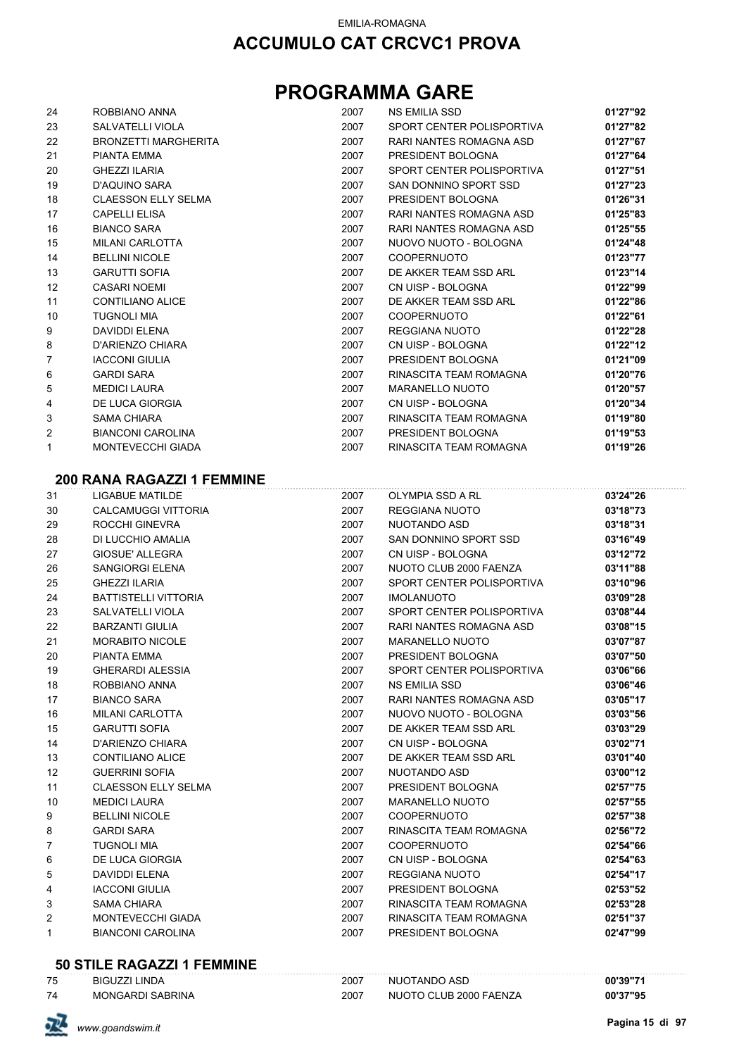EMILIA-ROMAGNA

# ACCUMULO CAT CRCVC1 PROVA

# PROGRAMMA GARE

| | | | | |
|---|---|---|---|---|
| 24 | ROBBIANO ANNA | 2007 | NS EMILIA SSD | **01'27"92** |
| 23 | SALVATELLI VIOLA | 2007 | SPORT CENTER POLISPORTIVA | **01'27"82** |
| 22 | BRONZETTI MARGHERITA | 2007 | RARI NANTES ROMAGNA ASD | **01'27"67** |
| 21 | PIANTA EMMA | 2007 | PRESIDENT BOLOGNA | **01'27"64** |
| 20 | GHEZZI ILARIA | 2007 | SPORT CENTER POLISPORTIVA | **01'27"51** |
| 19 | D'AQUINO SARA | 2007 | SAN DONNINO SPORT SSD | **01'27"23** |
| 18 | CLAESSON ELLY SELMA | 2007 | PRESIDENT BOLOGNA | **01'26"31** |
| 17 | CAPELLI ELISA | 2007 | RARI NANTES ROMAGNA ASD | **01'25"83** |
| 16 | BIANCO SARA | 2007 | RARI NANTES ROMAGNA ASD | **01'25"55** |
| 15 | MILANI CARLOTTA | 2007 | NUOVO NUOTO - BOLOGNA | **01'24"48** |
| 14 | BELLINI NICOLE | 2007 | COOPERNUOTO | **01'23"77** |
| 13 | GARUTTI SOFIA | 2007 | DE AKKER TEAM SSD ARL | **01'23"14** |
| 12 | CASARI NOEMI | 2007 | CN UISP - BOLOGNA | **01'22"99** |
| 11 | CONTILIANO ALICE | 2007 | DE AKKER TEAM SSD ARL | **01'22"86** |
| 10 | TUGNOLI MIA | 2007 | COOPERNUOTO | **01'22"61** |
| 9 | DAVIDDI ELENA | 2007 | REGGIANA NUOTO | **01'22"28** |
| 8 | D'ARIENZO CHIARA | 2007 | CN UISP - BOLOGNA | **01'22"12** |
| 7 | IACCONI GIULIA | 2007 | PRESIDENT BOLOGNA | **01'21"09** |
| 6 | GARDI SARA | 2007 | RINASCITA TEAM ROMAGNA | **01'20"76** |
| 5 | MEDICI LAURA | 2007 | MARANELLO NUOTO | **01'20"57** |
| 4 | DE LUCA GIORGIA | 2007 | CN UISP - BOLOGNA | **01'20"34** |
| 3 | SAMA CHIARA | 2007 | RINASCITA TEAM ROMAGNA | **01'19"80** |
| 2 | BIANCONI CAROLINA | 2007 | PRESIDENT BOLOGNA | **01'19"53** |
| 1 | MONTEVECCHI GIADA | 2007 | RINASCITA TEAM ROMAGNA | **01'19"26** |

## 200 RANA RAGAZZI 1 FEMMINE

| | | | | |
|---|---|---|---|---|
| 31 | LIGABUE MATILDE | 2007 | OLYMPIA SSD A RL | **03'24"26** |
| 30 | CALCAMUGGI VITTORIA | 2007 | REGGIANA NUOTO | **03'18"73** |
| 29 | ROCCHI GINEVRA | 2007 | NUOTANDO ASD | **03'18"31** |
| 28 | DI LUCCHIO AMALIA | 2007 | SAN DONNINO SPORT SSD | **03'16"49** |
| 27 | GIOSUE' ALLEGRA | 2007 | CN UISP - BOLOGNA | **03'12"72** |
| 26 | SANGIORGI ELENA | 2007 | NUOTO CLUB 2000 FAENZA | **03'11"88** |
| 25 | GHEZZI ILARIA | 2007 | SPORT CENTER POLISPORTIVA | **03'10"96** |
| 24 | BATTISTELLI VITTORIA | 2007 | IMOLANUOTO | **03'09"28** |
| 23 | SALVATELLI VIOLA | 2007 | SPORT CENTER POLISPORTIVA | **03'08"44** |
| 22 | BARZANTI GIULIA | 2007 | RARI NANTES ROMAGNA ASD | **03'08"15** |
| 21 | MORABITO NICOLE | 2007 | MARANELLO NUOTO | **03'07"87** |
| 20 | PIANTA EMMA | 2007 | PRESIDENT BOLOGNA | **03'07"50** |
| 19 | GHERARDI ALESSIA | 2007 | SPORT CENTER POLISPORTIVA | **03'06"66** |
| 18 | ROBBIANO ANNA | 2007 | NS EMILIA SSD | **03'06"46** |
| 17 | BIANCO SARA | 2007 | RARI NANTES ROMAGNA ASD | **03'05"17** |
| 16 | MILANI CARLOTTA | 2007 | NUOVO NUOTO - BOLOGNA | **03'03"56** |
| 15 | GARUTTI SOFIA | 2007 | DE AKKER TEAM SSD ARL | **03'03"29** |
| 14 | D'ARIENZO CHIARA | 2007 | CN UISP - BOLOGNA | **03'02"71** |
| 13 | CONTILIANO ALICE | 2007 | DE AKKER TEAM SSD ARL | **03'01"40** |
| 12 | GUERRINI SOFIA | 2007 | NUOTANDO ASD | **03'00"12** |
| 11 | CLAESSON ELLY SELMA | 2007 | PRESIDENT BOLOGNA | **02'57"75** |
| 10 | MEDICI LAURA | 2007 | MARANELLO NUOTO | **02'57"55** |
| 9 | BELLINI NICOLE | 2007 | COOPERNUOTO | **02'57"38** |
| 8 | GARDI SARA | 2007 | RINASCITA TEAM ROMAGNA | **02'56"72** |
| 7 | TUGNOLI MIA | 2007 | COOPERNUOTO | **02'54"66** |
| 6 | DE LUCA GIORGIA | 2007 | CN UISP - BOLOGNA | **02'54"63** |
| 5 | DAVIDDI ELENA | 2007 | REGGIANA NUOTO | **02'54"17** |
| 4 | IACCONI GIULIA | 2007 | PRESIDENT BOLOGNA | **02'53"52** |
| 3 | SAMA CHIARA | 2007 | RINASCITA TEAM ROMAGNA | **02'53"28** |
| 2 | MONTEVECCHI GIADA | 2007 | RINASCITA TEAM ROMAGNA | **02'51"37** |
| 1 | BIANCONI CAROLINA | 2007 | PRESIDENT BOLOGNA | **02'47"99** |

## 50 STILE RAGAZZI 1 FEMMINE

| | | | | |
|---|---|---|---|---|
| 75 | BIGUZZI LINDA | 2007 | NUOTANDO ASD | **00'39"71** |
| 74 | MONGARDI SABRINA | 2007 | NUOTO CLUB 2000 FAENZA | **00'37"95** |

*www.goandswim.it*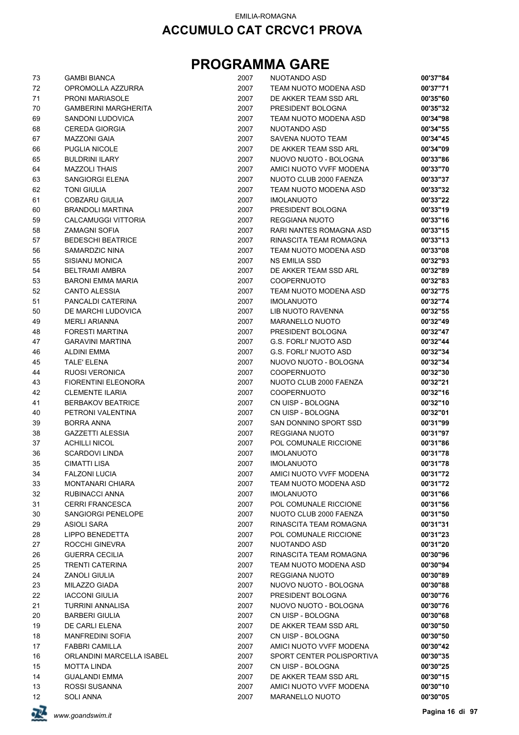EMILIA-ROMAGNA

## ACCUMULO CAT CRCVC1 PROVA

# PROGRAMMA GARE

| | | | | |
|---|---|---|---|---|
| 73 | GAMBI BIANCA | 2007 | NUOTANDO ASD | **00'37"84** |
| 72 | OPROMOLLA AZZURRA | 2007 | TEAM NUOTO MODENA ASD | **00'37"71** |
| 71 | PRONI MARIASOLE | 2007 | DE AKKER TEAM SSD ARL | **00'35"60** |
| 70 | GAMBERINI MARGHERITA | 2007 | PRESIDENT BOLOGNA | **00'35"32** |
| 69 | SANDONI LUDOVICA | 2007 | TEAM NUOTO MODENA ASD | **00'34"98** |
| 68 | CEREDA GIORGIA | 2007 | NUOTANDO ASD | **00'34"55** |
| 67 | MAZZONI GAIA | 2007 | SAVENA NUOTO TEAM | **00'34"45** |
| 66 | PUGLIA NICOLE | 2007 | DE AKKER TEAM SSD ARL | **00'34"09** |
| 65 | BULDRINI ILARY | 2007 | NUOVO NUOTO - BOLOGNA | **00'33"86** |
| 64 | MAZZOLI THAIS | 2007 | AMICI NUOTO VVFF MODENA | **00'33"70** |
| 63 | SANGIORGI ELENA | 2007 | NUOTO CLUB 2000 FAENZA | **00'33"37** |
| 62 | TONI GIULIA | 2007 | TEAM NUOTO MODENA ASD | **00'33"32** |
| 61 | COBZARU GIULIA | 2007 | IMOLANUOTO | **00'33"22** |
| 60 | BRANDOLI MARTINA | 2007 | PRESIDENT BOLOGNA | **00'33"19** |
| 59 | CALCAMUGGI VITTORIA | 2007 | REGGIANA NUOTO | **00'33"16** |
| 58 | ZAMAGNI SOFIA | 2007 | RARI NANTES ROMAGNA ASD | **00'33"15** |
| 57 | BEDESCHI BEATRICE | 2007 | RINASCITA TEAM ROMAGNA | **00'33"13** |
| 56 | SAMARDZIC NINA | 2007 | TEAM NUOTO MODENA ASD | **00'33"08** |
| 55 | SISIANU MONICA | 2007 | NS EMILIA SSD | **00'32"93** |
| 54 | BELTRAMI AMBRA | 2007 | DE AKKER TEAM SSD ARL | **00'32"89** |
| 53 | BARONI EMMA MARIA | 2007 | COOPERNUOTO | **00'32"83** |
| 52 | CANTO ALESSIA | 2007 | TEAM NUOTO MODENA ASD | **00'32"75** |
| 51 | PANCALDI CATERINA | 2007 | IMOLANUOTO | **00'32"74** |
| 50 | DE MARCHI LUDOVICA | 2007 | LIB NUOTO RAVENNA | **00'32"55** |
| 49 | MERLI ARIANNA | 2007 | MARANELLO NUOTO | **00'32"49** |
| 48 | FORESTI MARTINA | 2007 | PRESIDENT BOLOGNA | **00'32"47** |
| 47 | GARAVINI MARTINA | 2007 | G.S. FORLI' NUOTO ASD | **00'32"44** |
| 46 | ALDINI EMMA | 2007 | G.S. FORLI' NUOTO ASD | **00'32"34** |
| 45 | TALE' ELENA | 2007 | NUOVO NUOTO - BOLOGNA | **00'32"34** |
| 44 | RUOSI VERONICA | 2007 | COOPERNUOTO | **00'32"30** |
| 43 | FIORENTINI ELEONORA | 2007 | NUOTO CLUB 2000 FAENZA | **00'32"21** |
| 42 | CLEMENTE ILARIA | 2007 | COOPERNUOTO | **00'32"16** |
| 41 | BERBAKOV BEATRICE | 2007 | CN UISP - BOLOGNA | **00'32"10** |
| 40 | PETRONI VALENTINA | 2007 | CN UISP - BOLOGNA | **00'32"01** |
| 39 | BORRA ANNA | 2007 | SAN DONNINO SPORT SSD | **00'31"99** |
| 38 | GAZZETTI ALESSIA | 2007 | REGGIANA NUOTO | **00'31"97** |
| 37 | ACHILLI NICOL | 2007 | POL COMUNALE RICCIONE | **00'31"86** |
| 36 | SCARDOVI LINDA | 2007 | IMOLANUOTO | **00'31"78** |
| 35 | CIMATTI LISA | 2007 | IMOLANUOTO | **00'31"78** |
| 34 | FALZONI LUCIA | 2007 | AMICI NUOTO VVFF MODENA | **00'31"72** |
| 33 | MONTANARI CHIARA | 2007 | TEAM NUOTO MODENA ASD | **00'31"72** |
| 32 | RUBINACCI ANNA | 2007 | IMOLANUOTO | **00'31"66** |
| 31 | CERRI FRANCESCA | 2007 | POL COMUNALE RICCIONE | **00'31"56** |
| 30 | SANGIORGI PENELOPE | 2007 | NUOTO CLUB 2000 FAENZA | **00'31"50** |
| 29 | ASIOLI SARA | 2007 | RINASCITA TEAM ROMAGNA | **00'31"31** |
| 28 | LIPPO BENEDETTA | 2007 | POL COMUNALE RICCIONE | **00'31"23** |
| 27 | ROCCHI GINEVRA | 2007 | NUOTANDO ASD | **00'31"20** |
| 26 | GUERRA CECILIA | 2007 | RINASCITA TEAM ROMAGNA | **00'30"96** |
| 25 | TRENTI CATERINA | 2007 | TEAM NUOTO MODENA ASD | **00'30"94** |
| 24 | ZANOLI GIULIA | 2007 | REGGIANA NUOTO | **00'30"89** |
| 23 | MILAZZO GIADA | 2007 | NUOVO NUOTO - BOLOGNA | **00'30"88** |
| 22 | IACCONI GIULIA | 2007 | PRESIDENT BOLOGNA | **00'30"76** |
| 21 | TURRINI ANNALISA | 2007 | NUOVO NUOTO - BOLOGNA | **00'30"76** |
| 20 | BARBERI GIULIA | 2007 | CN UISP - BOLOGNA | **00'30"68** |
| 19 | DE CARLI ELENA | 2007 | DE AKKER TEAM SSD ARL | **00'30"50** |
| 18 | MANFREDINI SOFIA | 2007 | CN UISP - BOLOGNA | **00'30"50** |
| 17 | FABBRI CAMILLA | 2007 | AMICI NUOTO VVFF MODENA | **00'30"42** |
| 16 | ORLANDINI MARCELLA ISABEL | 2007 | SPORT CENTER POLISPORTIVA | **00'30"35** |
| 15 | MOTTA LINDA | 2007 | CN UISP - BOLOGNA | **00'30"25** |
| 14 | GUALANDI EMMA | 2007 | DE AKKER TEAM SSD ARL | **00'30"15** |
| 13 | ROSSI SUSANNA | 2007 | AMICI NUOTO VVFF MODENA | **00'30"10** |
| 12 | SOLI ANNA | 2007 | MARANELLO NUOTO | **00'30"05** |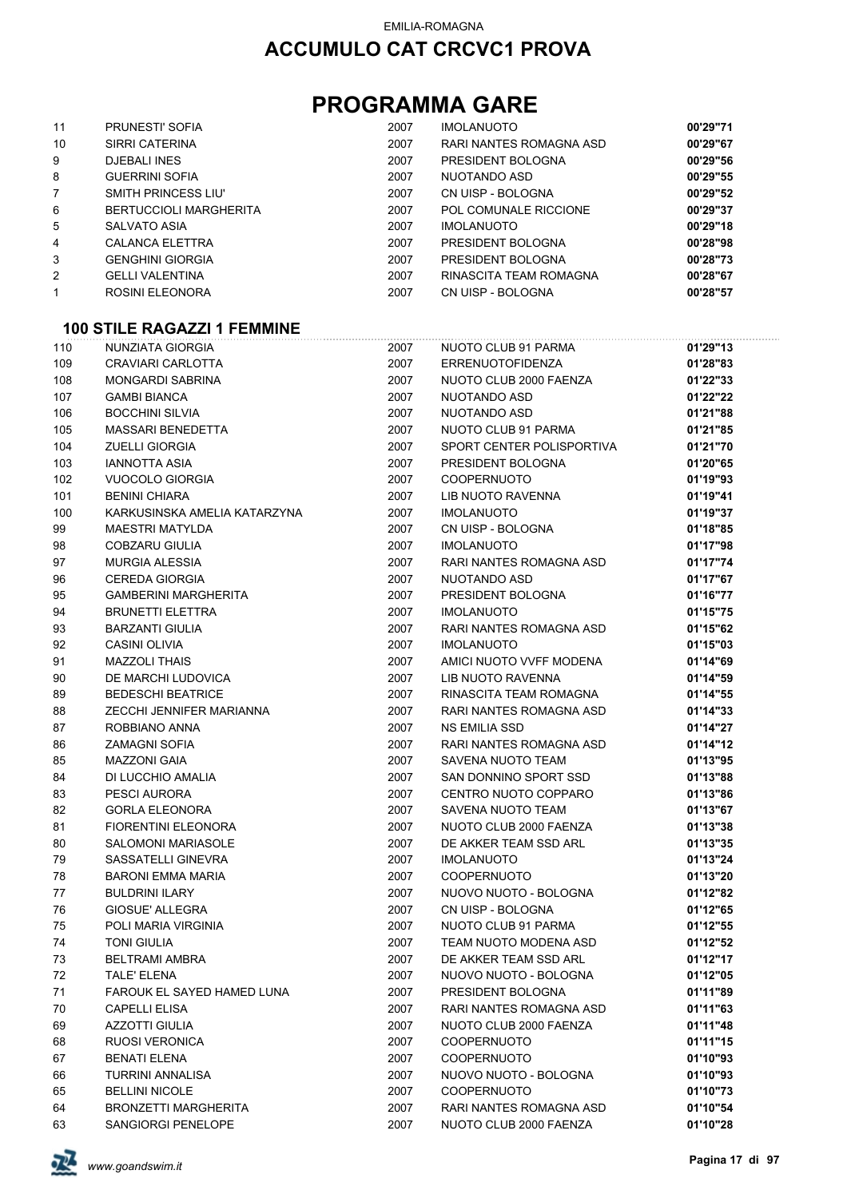EMILIA-ROMAGNA

# ACCUMULO CAT CRCVC1 PROVA

# PROGRAMMA GARE

| | | | | |
|---|---|---|---|---|
| 11 | PRUNESTI' SOFIA | 2007 | IMOLANUOTO | **00'29"71** |
| 10 | SIRRI CATERINA | 2007 | RARI NANTES ROMAGNA ASD | **00'29"67** |
| 9 | DJEBALI INES | 2007 | PRESIDENT BOLOGNA | **00'29"56** |
| 8 | GUERRINI SOFIA | 2007 | NUOTANDO ASD | **00'29"55** |
| 7 | SMITH PRINCESS LIU' | 2007 | CN UISP - BOLOGNA | **00'29"52** |
| 6 | BERTUCCIOLI MARGHERITA | 2007 | POL COMUNALE RICCIONE | **00'29"37** |
| 5 | SALVATO ASIA | 2007 | IMOLANUOTO | **00'29"18** |
| 4 | CALANCA ELETTRA | 2007 | PRESIDENT BOLOGNA | **00'28"98** |
| 3 | GENGHINI GIORGIA | 2007 | PRESIDENT BOLOGNA | **00'28"73** |
| 2 | GELLI VALENTINA | 2007 | RINASCITA TEAM ROMAGNA | **00'28"67** |
| 1 | ROSINI ELEONORA | 2007 | CN UISP - BOLOGNA | **00'28"57** |

### 100 STILE RAGAZZI 1 FEMMINE

| | | | | |
|---|---|---|---|---|
| 110 | NUNZIATA GIORGIA | 2007 | NUOTO CLUB 91 PARMA | **01'29"13** |
| 109 | CRAVIARI CARLOTTA | 2007 | ERRENUOTOFIDENZA | **01'28"83** |
| 108 | MONGARDI SABRINA | 2007 | NUOTO CLUB 2000 FAENZA | **01'22"33** |
| 107 | GAMBI BIANCA | 2007 | NUOTANDO ASD | **01'22"22** |
| 106 | BOCCHINI SILVIA | 2007 | NUOTANDO ASD | **01'21"88** |
| 105 | MASSARI BENEDETTA | 2007 | NUOTO CLUB 91 PARMA | **01'21"85** |
| 104 | ZUELLI GIORGIA | 2007 | SPORT CENTER POLISPORTIVA | **01'21"70** |
| 103 | IANNOTTA ASIA | 2007 | PRESIDENT BOLOGNA | **01'20"65** |
| 102 | VUOCOLO GIORGIA | 2007 | COOPERNUOTO | **01'19"93** |
| 101 | BENINI CHIARA | 2007 | LIB NUOTO RAVENNA | **01'19"41** |
| 100 | KARKUSINSKA AMELIA KATARZYNA | 2007 | IMOLANUOTO | **01'19"37** |
| 99 | MAESTRI MATYLDA | 2007 | CN UISP - BOLOGNA | **01'18"85** |
| 98 | COBZARU GIULIA | 2007 | IMOLANUOTO | **01'17"98** |
| 97 | MURGIA ALESSIA | 2007 | RARI NANTES ROMAGNA ASD | **01'17"74** |
| 96 | CEREDA GIORGIA | 2007 | NUOTANDO ASD | **01'17"67** |
| 95 | GAMBERINI MARGHERITA | 2007 | PRESIDENT BOLOGNA | **01'16"77** |
| 94 | BRUNETTI ELETTRA | 2007 | IMOLANUOTO | **01'15"75** |
| 93 | BARZANTI GIULIA | 2007 | RARI NANTES ROMAGNA ASD | **01'15"62** |
| 92 | CASINI OLIVIA | 2007 | IMOLANUOTO | **01'15"03** |
| 91 | MAZZOLI THAIS | 2007 | AMICI NUOTO VVFF MODENA | **01'14"69** |
| 90 | DE MARCHI LUDOVICA | 2007 | LIB NUOTO RAVENNA | **01'14"59** |
| 89 | BEDESCHI BEATRICE | 2007 | RINASCITA TEAM ROMAGNA | **01'14"55** |
| 88 | ZECCHI JENNIFER MARIANNA | 2007 | RARI NANTES ROMAGNA ASD | **01'14"33** |
| 87 | ROBBIANO ANNA | 2007 | NS EMILIA SSD | **01'14"27** |
| 86 | ZAMAGNI SOFIA | 2007 | RARI NANTES ROMAGNA ASD | **01'14"12** |
| 85 | MAZZONI GAIA | 2007 | SAVENA NUOTO TEAM | **01'13"95** |
| 84 | DI LUCCHIO AMALIA | 2007 | SAN DONNINO SPORT SSD | **01'13"88** |
| 83 | PESCI AURORA | 2007 | CENTRO NUOTO COPPARO | **01'13"86** |
| 82 | GORLA ELEONORA | 2007 | SAVENA NUOTO TEAM | **01'13"67** |
| 81 | FIORENTINI ELEONORA | 2007 | NUOTO CLUB 2000 FAENZA | **01'13"38** |
| 80 | SALOMONI MARIASOLE | 2007 | DE AKKER TEAM SSD ARL | **01'13"35** |
| 79 | SASSATELLI GINEVRA | 2007 | IMOLANUOTO | **01'13"24** |
| 78 | BARONI EMMA MARIA | 2007 | COOPERNUOTO | **01'13"20** |
| 77 | BULDRINI ILARY | 2007 | NUOVO NUOTO - BOLOGNA | **01'12"82** |
| 76 | GIOSUE' ALLEGRA | 2007 | CN UISP - BOLOGNA | **01'12"65** |
| 75 | POLI MARIA VIRGINIA | 2007 | NUOTO CLUB 91 PARMA | **01'12"55** |
| 74 | TONI GIULIA | 2007 | TEAM NUOTO MODENA ASD | **01'12"52** |
| 73 | BELTRAMI AMBRA | 2007 | DE AKKER TEAM SSD ARL | **01'12"17** |
| 72 | TALE' ELENA | 2007 | NUOVO NUOTO - BOLOGNA | **01'12"05** |
| 71 | FAROUK EL SAYED HAMED LUNA | 2007 | PRESIDENT BOLOGNA | **01'11"89** |
| 70 | CAPELLI ELISA | 2007 | RARI NANTES ROMAGNA ASD | **01'11"63** |
| 69 | AZZOTTI GIULIA | 2007 | NUOTO CLUB 2000 FAENZA | **01'11"48** |
| 68 | RUOSI VERONICA | 2007 | COOPERNUOTO | **01'11"15** |
| 67 | BENATI ELENA | 2007 | COOPERNUOTO | **01'10"93** |
| 66 | TURRINI ANNALISA | 2007 | NUOVO NUOTO - BOLOGNA | **01'10"93** |
| 65 | BELLINI NICOLE | 2007 | COOPERNUOTO | **01'10"73** |
| 64 | BRONZETTI MARGHERITA | 2007 | RARI NANTES ROMAGNA ASD | **01'10"54** |
| 63 | SANGIORGI PENELOPE | 2007 | NUOTO CLUB 2000 FAENZA | **01'10"28** |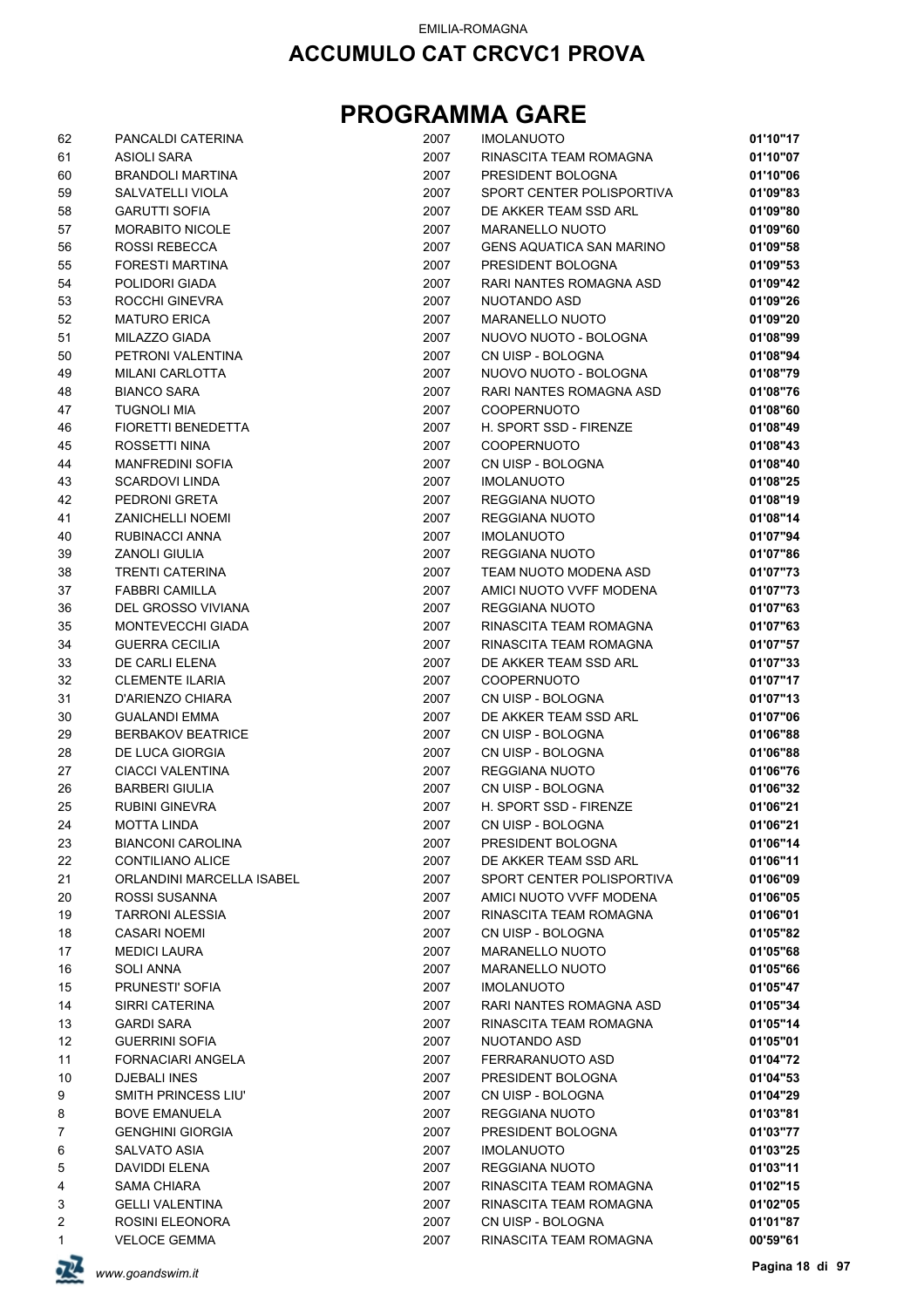EMILIA-ROMAGNA

## ACCUMULO CAT CRCVC1 PROVA

# PROGRAMMA GARE

| | | | | |
|---|---|---|---|---|
| 62 | PANCALDI CATERINA | 2007 | IMOLANUOTO | **01'10"17** |
| 61 | ASIOLI SARA | 2007 | RINASCITA TEAM ROMAGNA | **01'10"07** |
| 60 | BRANDOLI MARTINA | 2007 | PRESIDENT BOLOGNA | **01'10"06** |
| 59 | SALVATELLI VIOLA | 2007 | SPORT CENTER POLISPORTIVA | **01'09"83** |
| 58 | GARUTTI SOFIA | 2007 | DE AKKER TEAM SSD ARL | **01'09"80** |
| 57 | MORABITO NICOLE | 2007 | MARANELLO NUOTO | **01'09"60** |
| 56 | ROSSI REBECCA | 2007 | GENS AQUATICA SAN MARINO | **01'09"58** |
| 55 | FORESTI MARTINA | 2007 | PRESIDENT BOLOGNA | **01'09"53** |
| 54 | POLIDORI GIADA | 2007 | RARI NANTES ROMAGNA ASD | **01'09"42** |
| 53 | ROCCHI GINEVRA | 2007 | NUOTANDO ASD | **01'09"26** |
| 52 | MATURO ERICA | 2007 | MARANELLO NUOTO | **01'09"20** |
| 51 | MILAZZO GIADA | 2007 | NUOVO NUOTO - BOLOGNA | **01'08"99** |
| 50 | PETRONI VALENTINA | 2007 | CN UISP - BOLOGNA | **01'08"94** |
| 49 | MILANI CARLOTTA | 2007 | NUOVO NUOTO - BOLOGNA | **01'08"79** |
| 48 | BIANCO SARA | 2007 | RARI NANTES ROMAGNA ASD | **01'08"76** |
| 47 | TUGNOLI MIA | 2007 | COOPERNUOTO | **01'08"60** |
| 46 | FIORETTI BENEDETTA | 2007 | H. SPORT SSD - FIRENZE | **01'08"49** |
| 45 | ROSSETTI NINA | 2007 | COOPERNUOTO | **01'08"43** |
| 44 | MANFREDINI SOFIA | 2007 | CN UISP - BOLOGNA | **01'08"40** |
| 43 | SCARDOVI LINDA | 2007 | IMOLANUOTO | **01'08"25** |
| 42 | PEDRONI GRETA | 2007 | REGGIANA NUOTO | **01'08"19** |
| 41 | ZANICHELLI NOEMI | 2007 | REGGIANA NUOTO | **01'08"14** |
| 40 | RUBINACCI ANNA | 2007 | IMOLANUOTO | **01'07"94** |
| 39 | ZANOLI GIULIA | 2007 | REGGIANA NUOTO | **01'07"86** |
| 38 | TRENTI CATERINA | 2007 | TEAM NUOTO MODENA ASD | **01'07"73** |
| 37 | FABBRI CAMILLA | 2007 | AMICI NUOTO VVFF MODENA | **01'07"73** |
| 36 | DEL GROSSO VIVIANA | 2007 | REGGIANA NUOTO | **01'07"63** |
| 35 | MONTEVECCHI GIADA | 2007 | RINASCITA TEAM ROMAGNA | **01'07"63** |
| 34 | GUERRA CECILIA | 2007 | RINASCITA TEAM ROMAGNA | **01'07"57** |
| 33 | DE CARLI ELENA | 2007 | DE AKKER TEAM SSD ARL | **01'07"33** |
| 32 | CLEMENTE ILARIA | 2007 | COOPERNUOTO | **01'07"17** |
| 31 | D'ARIENZO CHIARA | 2007 | CN UISP - BOLOGNA | **01'07"13** |
| 30 | GUALANDI EMMA | 2007 | DE AKKER TEAM SSD ARL | **01'07"06** |
| 29 | BERBAKOV BEATRICE | 2007 | CN UISP - BOLOGNA | **01'06"88** |
| 28 | DE LUCA GIORGIA | 2007 | CN UISP - BOLOGNA | **01'06"88** |
| 27 | CIACCI VALENTINA | 2007 | REGGIANA NUOTO | **01'06"76** |
| 26 | BARBERI GIULIA | 2007 | CN UISP - BOLOGNA | **01'06"32** |
| 25 | RUBINI GINEVRA | 2007 | H. SPORT SSD - FIRENZE | **01'06"21** |
| 24 | MOTTA LINDA | 2007 | CN UISP - BOLOGNA | **01'06"21** |
| 23 | BIANCONI CAROLINA | 2007 | PRESIDENT BOLOGNA | **01'06"14** |
| 22 | CONTILIANO ALICE | 2007 | DE AKKER TEAM SSD ARL | **01'06"11** |
| 21 | ORLANDINI MARCELLA ISABEL | 2007 | SPORT CENTER POLISPORTIVA | **01'06"09** |
| 20 | ROSSI SUSANNA | 2007 | AMICI NUOTO VVFF MODENA | **01'06"05** |
| 19 | TARRONI ALESSIA | 2007 | RINASCITA TEAM ROMAGNA | **01'06"01** |
| 18 | CASARI NOEMI | 2007 | CN UISP - BOLOGNA | **01'05"82** |
| 17 | MEDICI LAURA | 2007 | MARANELLO NUOTO | **01'05"68** |
| 16 | SOLI ANNA | 2007 | MARANELLO NUOTO | **01'05"66** |
| 15 | PRUNESTI' SOFIA | 2007 | IMOLANUOTO | **01'05"47** |
| 14 | SIRRI CATERINA | 2007 | RARI NANTES ROMAGNA ASD | **01'05"34** |
| 13 | GARDI SARA | 2007 | RINASCITA TEAM ROMAGNA | **01'05"14** |
| 12 | GUERRINI SOFIA | 2007 | NUOTANDO ASD | **01'05"01** |
| 11 | FORNACIARI ANGELA | 2007 | FERRARANUOTO ASD | **01'04"72** |
| 10 | DJEBALI INES | 2007 | PRESIDENT BOLOGNA | **01'04"53** |
| 9 | SMITH PRINCESS LIU' | 2007 | CN UISP - BOLOGNA | **01'04"29** |
| 8 | BOVE EMANUELA | 2007 | REGGIANA NUOTO | **01'03"81** |
| 7 | GENGHINI GIORGIA | 2007 | PRESIDENT BOLOGNA | **01'03"77** |
| 6 | SALVATO ASIA | 2007 | IMOLANUOTO | **01'03"25** |
| 5 | DAVIDDI ELENA | 2007 | REGGIANA NUOTO | **01'03"11** |
| 4 | SAMA CHIARA | 2007 | RINASCITA TEAM ROMAGNA | **01'02"15** |
| 3 | GELLI VALENTINA | 2007 | RINASCITA TEAM ROMAGNA | **01'02"05** |
| 2 | ROSINI ELEONORA | 2007 | CN UISP - BOLOGNA | **01'01"87** |
| 1 | VELOCE GEMMA | 2007 | RINASCITA TEAM ROMAGNA | **00'59"61** |

*www.goandswim.it*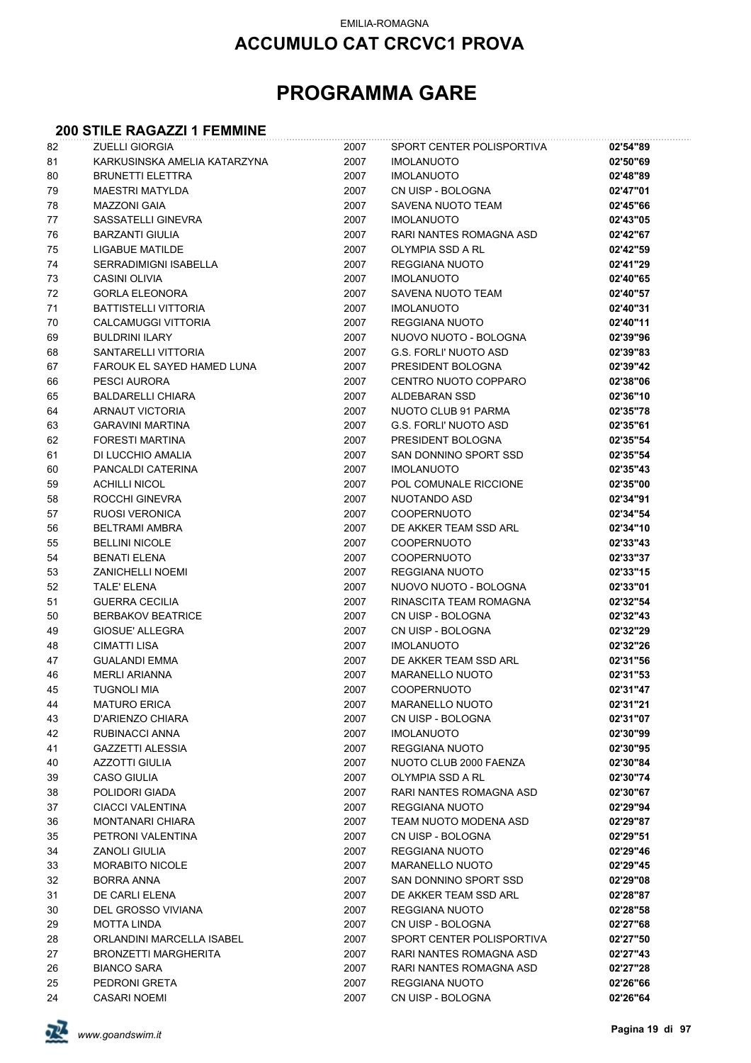EMILIA-ROMAGNA

## ACCUMULO CAT CRCVC1 PROVA

# PROGRAMMA GARE

### 200 STILE RAGAZZI 1 FEMMINE

| | | | | |
|---|---|---|---|---|
| 82 | ZUELLI GIORGIA | 2007 | SPORT CENTER POLISPORTIVA | **02'54"89** |
| 81 | KARKUSINSKA AMELIA KATARZYNA | 2007 | IMOLANUOTO | **02'50"69** |
| 80 | BRUNETTI ELETTRA | 2007 | IMOLANUOTO | **02'48"89** |
| 79 | MAESTRI MATYLDA | 2007 | CN UISP - BOLOGNA | **02'47"01** |
| 78 | MAZZONI GAIA | 2007 | SAVENA NUOTO TEAM | **02'45"66** |
| 77 | SASSATELLI GINEVRA | 2007 | IMOLANUOTO | **02'43"05** |
| 76 | BARZANTI GIULIA | 2007 | RARI NANTES ROMAGNA ASD | **02'42"67** |
| 75 | LIGABUE MATILDE | 2007 | OLYMPIA SSD A RL | **02'42"59** |
| 74 | SERRADIMIGNI ISABELLA | 2007 | REGGIANA NUOTO | **02'41"29** |
| 73 | CASINI OLIVIA | 2007 | IMOLANUOTO | **02'40"65** |
| 72 | GORLA ELEONORA | 2007 | SAVENA NUOTO TEAM | **02'40"57** |
| 71 | BATTISTELLI VITTORIA | 2007 | IMOLANUOTO | **02'40"31** |
| 70 | CALCAMUGGI VITTORIA | 2007 | REGGIANA NUOTO | **02'40"11** |
| 69 | BULDRINI ILARY | 2007 | NUOVO NUOTO - BOLOGNA | **02'39"96** |
| 68 | SANTARELLI VITTORIA | 2007 | G.S. FORLI' NUOTO ASD | **02'39"83** |
| 67 | FAROUK EL SAYED HAMED LUNA | 2007 | PRESIDENT BOLOGNA | **02'39"42** |
| 66 | PESCI AURORA | 2007 | CENTRO NUOTO COPPARO | **02'38"06** |
| 65 | BALDARELLI CHIARA | 2007 | ALDEBARAN SSD | **02'36"10** |
| 64 | ARNAUT VICTORIA | 2007 | NUOTO CLUB 91 PARMA | **02'35"78** |
| 63 | GARAVINI MARTINA | 2007 | G.S. FORLI' NUOTO ASD | **02'35"61** |
| 62 | FORESTI MARTINA | 2007 | PRESIDENT BOLOGNA | **02'35"54** |
| 61 | DI LUCCHIO AMALIA | 2007 | SAN DONNINO SPORT SSD | **02'35"54** |
| 60 | PANCALDI CATERINA | 2007 | IMOLANUOTO | **02'35"43** |
| 59 | ACHILLI NICOL | 2007 | POL COMUNALE RICCIONE | **02'35"00** |
| 58 | ROCCHI GINEVRA | 2007 | NUOTANDO ASD | **02'34"91** |
| 57 | RUOSI VERONICA | 2007 | COOPERNUOTO | **02'34"54** |
| 56 | BELTRAMI AMBRA | 2007 | DE AKKER TEAM SSD ARL | **02'34"10** |
| 55 | BELLINI NICOLE | 2007 | COOPERNUOTO | **02'33"43** |
| 54 | BENATI ELENA | 2007 | COOPERNUOTO | **02'33"37** |
| 53 | ZANICHELLI NOEMI | 2007 | REGGIANA NUOTO | **02'33"15** |
| 52 | TALE' ELENA | 2007 | NUOVO NUOTO - BOLOGNA | **02'33"01** |
| 51 | GUERRA CECILIA | 2007 | RINASCITA TEAM ROMAGNA | **02'32"54** |
| 50 | BERBAKOV BEATRICE | 2007 | CN UISP - BOLOGNA | **02'32"43** |
| 49 | GIOSUE' ALLEGRA | 2007 | CN UISP - BOLOGNA | **02'32"29** |
| 48 | CIMATTI LISA | 2007 | IMOLANUOTO | **02'32"26** |
| 47 | GUALANDI EMMA | 2007 | DE AKKER TEAM SSD ARL | **02'31"56** |
| 46 | MERLI ARIANNA | 2007 | MARANELLO NUOTO | **02'31"53** |
| 45 | TUGNOLI MIA | 2007 | COOPERNUOTO | **02'31"47** |
| 44 | MATURO ERICA | 2007 | MARANELLO NUOTO | **02'31"21** |
| 43 | D'ARIENZO CHIARA | 2007 | CN UISP - BOLOGNA | **02'31"07** |
| 42 | RUBINACCI ANNA | 2007 | IMOLANUOTO | **02'30"99** |
| 41 | GAZZETTI ALESSIA | 2007 | REGGIANA NUOTO | **02'30"95** |
| 40 | AZZOTTI GIULIA | 2007 | NUOTO CLUB 2000 FAENZA | **02'30"84** |
| 39 | CASO GIULIA | 2007 | OLYMPIA SSD A RL | **02'30"74** |
| 38 | POLIDORI GIADA | 2007 | RARI NANTES ROMAGNA ASD | **02'30"67** |
| 37 | CIACCI VALENTINA | 2007 | REGGIANA NUOTO | **02'29"94** |
| 36 | MONTANARI CHIARA | 2007 | TEAM NUOTO MODENA ASD | **02'29"87** |
| 35 | PETRONI VALENTINA | 2007 | CN UISP - BOLOGNA | **02'29"51** |
| 34 | ZANOLI GIULIA | 2007 | REGGIANA NUOTO | **02'29"46** |
| 33 | MORABITO NICOLE | 2007 | MARANELLO NUOTO | **02'29"45** |
| 32 | BORRA ANNA | 2007 | SAN DONNINO SPORT SSD | **02'29"08** |
| 31 | DE CARLI ELENA | 2007 | DE AKKER TEAM SSD ARL | **02'28"87** |
| 30 | DEL GROSSO VIVIANA | 2007 | REGGIANA NUOTO | **02'28"58** |
| 29 | MOTTA LINDA | 2007 | CN UISP - BOLOGNA | **02'27"68** |
| 28 | ORLANDINI MARCELLA ISABEL | 2007 | SPORT CENTER POLISPORTIVA | **02'27"50** |
| 27 | BRONZETTI MARGHERITA | 2007 | RARI NANTES ROMAGNA ASD | **02'27"43** |
| 26 | BIANCO SARA | 2007 | RARI NANTES ROMAGNA ASD | **02'27"28** |
| 25 | PEDRONI GRETA | 2007 | REGGIANA NUOTO | **02'26"66** |
| 24 | CASARI NOEMI | 2007 | CN UISP - BOLOGNA | **02'26"64** |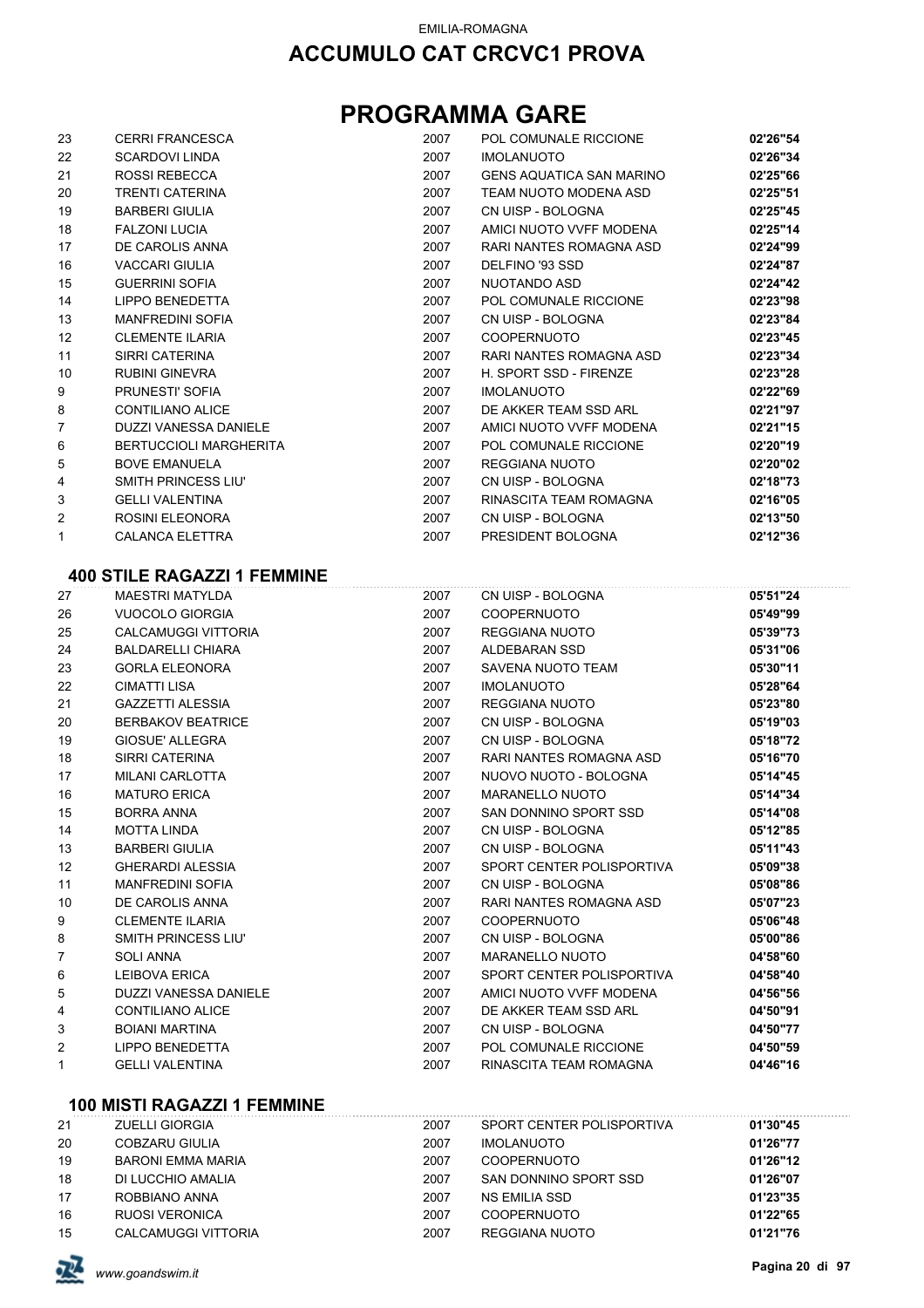EMILIA-ROMAGNA

# ACCUMULO CAT CRCVC1 PROVA

# PROGRAMMA GARE

| | | | | |
|---|---|---|---|---|
| 23 | CERRI FRANCESCA | 2007 | POL COMUNALE RICCIONE | **02'26"54** |
| 22 | SCARDOVI LINDA | 2007 | IMOLANUOTO | **02'26"34** |
| 21 | ROSSI REBECCA | 2007 | GENS AQUATICA SAN MARINO | **02'25"66** |
| 20 | TRENTI CATERINA | 2007 | TEAM NUOTO MODENA ASD | **02'25"51** |
| 19 | BARBERI GIULIA | 2007 | CN UISP - BOLOGNA | **02'25"45** |
| 18 | FALZONI LUCIA | 2007 | AMICI NUOTO VVFF MODENA | **02'25"14** |
| 17 | DE CAROLIS ANNA | 2007 | RARI NANTES ROMAGNA ASD | **02'24"99** |
| 16 | VACCARI GIULIA | 2007 | DELFINO '93 SSD | **02'24"87** |
| 15 | GUERRINI SOFIA | 2007 | NUOTANDO ASD | **02'24"42** |
| 14 | LIPPO BENEDETTA | 2007 | POL COMUNALE RICCIONE | **02'23"98** |
| 13 | MANFREDINI SOFIA | 2007 | CN UISP - BOLOGNA | **02'23"84** |
| 12 | CLEMENTE ILARIA | 2007 | COOPERNUOTO | **02'23"45** |
| 11 | SIRRI CATERINA | 2007 | RARI NANTES ROMAGNA ASD | **02'23"34** |
| 10 | RUBINI GINEVRA | 2007 | H. SPORT SSD - FIRENZE | **02'23"28** |
| 9 | PRUNESTI' SOFIA | 2007 | IMOLANUOTO | **02'22"69** |
| 8 | CONTILIANO ALICE | 2007 | DE AKKER TEAM SSD ARL | **02'21"97** |
| 7 | DUZZI VANESSA DANIELE | 2007 | AMICI NUOTO VVFF MODENA | **02'21"15** |
| 6 | BERTUCCIOLI MARGHERITA | 2007 | POL COMUNALE RICCIONE | **02'20"19** |
| 5 | BOVE EMANUELA | 2007 | REGGIANA NUOTO | **02'20"02** |
| 4 | SMITH PRINCESS LIU' | 2007 | CN UISP - BOLOGNA | **02'18"73** |
| 3 | GELLI VALENTINA | 2007 | RINASCITA TEAM ROMAGNA | **02'16"05** |
| 2 | ROSINI ELEONORA | 2007 | CN UISP - BOLOGNA | **02'13"50** |
| 1 | CALANCA ELETTRA | 2007 | PRESIDENT BOLOGNA | **02'12"36** |

## 400 STILE RAGAZZI 1 FEMMINE

| | | | | |
|---|---|---|---|---|
| 27 | MAESTRI MATYLDA | 2007 | CN UISP - BOLOGNA | **05'51"24** |
| 26 | VUOCOLO GIORGIA | 2007 | COOPERNUOTO | **05'49"99** |
| 25 | CALCAMUGGI VITTORIA | 2007 | REGGIANA NUOTO | **05'39"73** |
| 24 | BALDARELLI CHIARA | 2007 | ALDEBARAN SSD | **05'31"06** |
| 23 | GORLA ELEONORA | 2007 | SAVENA NUOTO TEAM | **05'30"11** |
| 22 | CIMATTI LISA | 2007 | IMOLANUOTO | **05'28"64** |
| 21 | GAZZETTI ALESSIA | 2007 | REGGIANA NUOTO | **05'23"80** |
| 20 | BERBAKOV BEATRICE | 2007 | CN UISP - BOLOGNA | **05'19"03** |
| 19 | GIOSUE' ALLEGRA | 2007 | CN UISP - BOLOGNA | **05'18"72** |
| 18 | SIRRI CATERINA | 2007 | RARI NANTES ROMAGNA ASD | **05'16"70** |
| 17 | MILANI CARLOTTA | 2007 | NUOVO NUOTO - BOLOGNA | **05'14"45** |
| 16 | MATURO ERICA | 2007 | MARANELLO NUOTO | **05'14"34** |
| 15 | BORRA ANNA | 2007 | SAN DONNINO SPORT SSD | **05'14"08** |
| 14 | MOTTA LINDA | 2007 | CN UISP - BOLOGNA | **05'12"85** |
| 13 | BARBERI GIULIA | 2007 | CN UISP - BOLOGNA | **05'11"43** |
| 12 | GHERARDI ALESSIA | 2007 | SPORT CENTER POLISPORTIVA | **05'09"38** |
| 11 | MANFREDINI SOFIA | 2007 | CN UISP - BOLOGNA | **05'08"86** |
| 10 | DE CAROLIS ANNA | 2007 | RARI NANTES ROMAGNA ASD | **05'07"23** |
| 9 | CLEMENTE ILARIA | 2007 | COOPERNUOTO | **05'06"48** |
| 8 | SMITH PRINCESS LIU' | 2007 | CN UISP - BOLOGNA | **05'00"86** |
| 7 | SOLI ANNA | 2007 | MARANELLO NUOTO | **04'58"60** |
| 6 | LEIBOVA ERICA | 2007 | SPORT CENTER POLISPORTIVA | **04'58"40** |
| 5 | DUZZI VANESSA DANIELE | 2007 | AMICI NUOTO VVFF MODENA | **04'56"56** |
| 4 | CONTILIANO ALICE | 2007 | DE AKKER TEAM SSD ARL | **04'50"91** |
| 3 | BOIANI MARTINA | 2007 | CN UISP - BOLOGNA | **04'50"77** |
| 2 | LIPPO BENEDETTA | 2007 | POL COMUNALE RICCIONE | **04'50"59** |
| 1 | GELLI VALENTINA | 2007 | RINASCITA TEAM ROMAGNA | **04'46"16** |

## 100 MISTI RAGAZZI 1 FEMMINE

| | | | | |
|---|---|---|---|---|
| 21 | ZUELLI GIORGIA | 2007 | SPORT CENTER POLISPORTIVA | **01'30"45** |
| 20 | COBZARU GIULIA | 2007 | IMOLANUOTO | **01'26"77** |
| 19 | BARONI EMMA MARIA | 2007 | COOPERNUOTO | **01'26"12** |
| 18 | DI LUCCHIO AMALIA | 2007 | SAN DONNINO SPORT SSD | **01'26"07** |
| 17 | ROBBIANO ANNA | 2007 | NS EMILIA SSD | **01'23"35** |
| 16 | RUOSI VERONICA | 2007 | COOPERNUOTO | **01'22"65** |
| 15 | CALCAMUGGI VITTORIA | 2007 | REGGIANA NUOTO | **01'21"76** |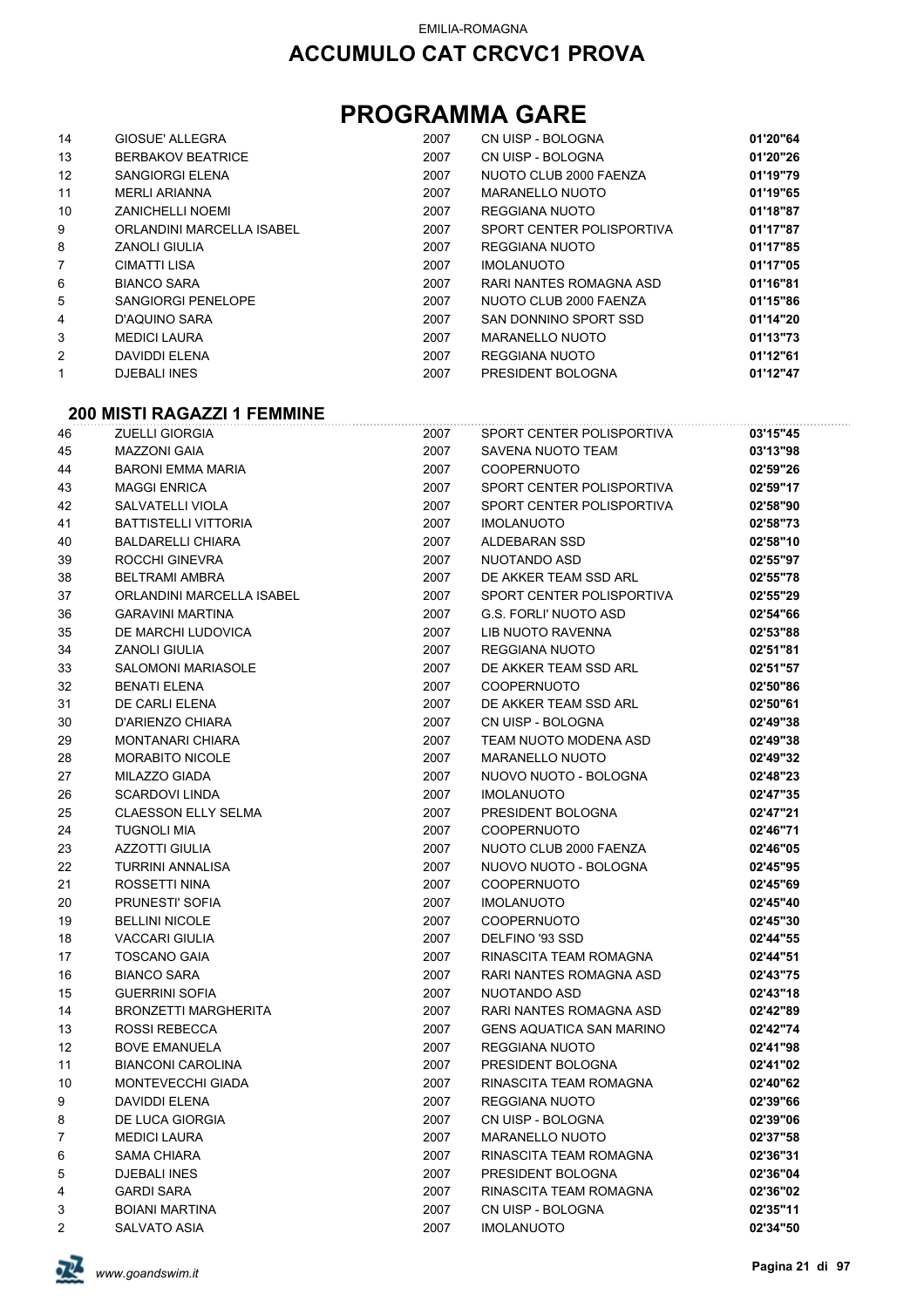EMILIA-ROMAGNA

# ACCUMULO CAT CRCVC1 PROVA

# PROGRAMMA GARE

| | | | | |
|---|---|---|---|---|
| 14 | GIOSUE' ALLEGRA | 2007 | CN UISP - BOLOGNA | **01'20"64** |
| 13 | BERBAKOV BEATRICE | 2007 | CN UISP - BOLOGNA | **01'20"26** |
| 12 | SANGIORGI ELENA | 2007 | NUOTO CLUB 2000 FAENZA | **01'19"79** |
| 11 | MERLI ARIANNA | 2007 | MARANELLO NUOTO | **01'19"65** |
| 10 | ZANICHELLI NOEMI | 2007 | REGGIANA NUOTO | **01'18"87** |
| 9 | ORLANDINI MARCELLA ISABEL | 2007 | SPORT CENTER POLISPORTIVA | **01'17"87** |
| 8 | ZANOLI GIULIA | 2007 | REGGIANA NUOTO | **01'17"85** |
| 7 | CIMATTI LISA | 2007 | IMOLANUOTO | **01'17"05** |
| 6 | BIANCO SARA | 2007 | RARI NANTES ROMAGNA ASD | **01'16"81** |
| 5 | SANGIORGI PENELOPE | 2007 | NUOTO CLUB 2000 FAENZA | **01'15"86** |
| 4 | D'AQUINO SARA | 2007 | SAN DONNINO SPORT SSD | **01'14"20** |
| 3 | MEDICI LAURA | 2007 | MARANELLO NUOTO | **01'13"73** |
| 2 | DAVIDDI ELENA | 2007 | REGGIANA NUOTO | **01'12"61** |
| 1 | DJEBALI INES | 2007 | PRESIDENT BOLOGNA | **01'12"47** |

### 200 MISTI RAGAZZI 1 FEMMINE

| | | | | |
|---|---|---|---|---|
| 46 | ZUELLI GIORGIA | 2007 | SPORT CENTER POLISPORTIVA | **03'15"45** |
| 45 | MAZZONI GAIA | 2007 | SAVENA NUOTO TEAM | **03'13"98** |
| 44 | BARONI EMMA MARIA | 2007 | COOPERNUOTO | **02'59"26** |
| 43 | MAGGI ENRICA | 2007 | SPORT CENTER POLISPORTIVA | **02'59"17** |
| 42 | SALVATELLI VIOLA | 2007 | SPORT CENTER POLISPORTIVA | **02'58"90** |
| 41 | BATTISTELLI VITTORIA | 2007 | IMOLANUOTO | **02'58"73** |
| 40 | BALDARELLI CHIARA | 2007 | ALDEBARAN SSD | **02'58"10** |
| 39 | ROCCHI GINEVRA | 2007 | NUOTANDO ASD | **02'55"97** |
| 38 | BELTRAMI AMBRA | 2007 | DE AKKER TEAM SSD ARL | **02'55"78** |
| 37 | ORLANDINI MARCELLA ISABEL | 2007 | SPORT CENTER POLISPORTIVA | **02'55"29** |
| 36 | GARAVINI MARTINA | 2007 | G.S. FORLI' NUOTO ASD | **02'54"66** |
| 35 | DE MARCHI LUDOVICA | 2007 | LIB NUOTO RAVENNA | **02'53"88** |
| 34 | ZANOLI GIULIA | 2007 | REGGIANA NUOTO | **02'51"81** |
| 33 | SALOMONI MARIASOLE | 2007 | DE AKKER TEAM SSD ARL | **02'51"57** |
| 32 | BENATI ELENA | 2007 | COOPERNUOTO | **02'50"86** |
| 31 | DE CARLI ELENA | 2007 | DE AKKER TEAM SSD ARL | **02'50"61** |
| 30 | D'ARIENZO CHIARA | 2007 | CN UISP - BOLOGNA | **02'49"38** |
| 29 | MONTANARI CHIARA | 2007 | TEAM NUOTO MODENA ASD | **02'49"38** |
| 28 | MORABITO NICOLE | 2007 | MARANELLO NUOTO | **02'49"32** |
| 27 | MILAZZO GIADA | 2007 | NUOVO NUOTO - BOLOGNA | **02'48"23** |
| 26 | SCARDOVI LINDA | 2007 | IMOLANUOTO | **02'47"35** |
| 25 | CLAESSON ELLY SELMA | 2007 | PRESIDENT BOLOGNA | **02'47"21** |
| 24 | TUGNOLI MIA | 2007 | COOPERNUOTO | **02'46"71** |
| 23 | AZZOTTI GIULIA | 2007 | NUOTO CLUB 2000 FAENZA | **02'46"05** |
| 22 | TURRINI ANNALISA | 2007 | NUOVO NUOTO - BOLOGNA | **02'45"95** |
| 21 | ROSSETTI NINA | 2007 | COOPERNUOTO | **02'45"69** |
| 20 | PRUNESTI' SOFIA | 2007 | IMOLANUOTO | **02'45"40** |
| 19 | BELLINI NICOLE | 2007 | COOPERNUOTO | **02'45"30** |
| 18 | VACCARI GIULIA | 2007 | DELFINO '93 SSD | **02'44"55** |
| 17 | TOSCANO GAIA | 2007 | RINASCITA TEAM ROMAGNA | **02'44"51** |
| 16 | BIANCO SARA | 2007 | RARI NANTES ROMAGNA ASD | **02'43"75** |
| 15 | GUERRINI SOFIA | 2007 | NUOTANDO ASD | **02'43"18** |
| 14 | BRONZETTI MARGHERITA | 2007 | RARI NANTES ROMAGNA ASD | **02'42"89** |
| 13 | ROSSI REBECCA | 2007 | GENS AQUATICA SAN MARINO | **02'42"74** |
| 12 | BOVE EMANUELA | 2007 | REGGIANA NUOTO | **02'41"98** |
| 11 | BIANCONI CAROLINA | 2007 | PRESIDENT BOLOGNA | **02'41"02** |
| 10 | MONTEVECCHI GIADA | 2007 | RINASCITA TEAM ROMAGNA | **02'40"62** |
| 9 | DAVIDDI ELENA | 2007 | REGGIANA NUOTO | **02'39"66** |
| 8 | DE LUCA GIORGIA | 2007 | CN UISP - BOLOGNA | **02'39"06** |
| 7 | MEDICI LAURA | 2007 | MARANELLO NUOTO | **02'37"58** |
| 6 | SAMA CHIARA | 2007 | RINASCITA TEAM ROMAGNA | **02'36"31** |
| 5 | DJEBALI INES | 2007 | PRESIDENT BOLOGNA | **02'36"04** |
| 4 | GARDI SARA | 2007 | RINASCITA TEAM ROMAGNA | **02'36"02** |
| 3 | BOIANI MARTINA | 2007 | CN UISP - BOLOGNA | **02'35"11** |
| 2 | SALVATO ASIA | 2007 | IMOLANUOTO | **02'34"50** |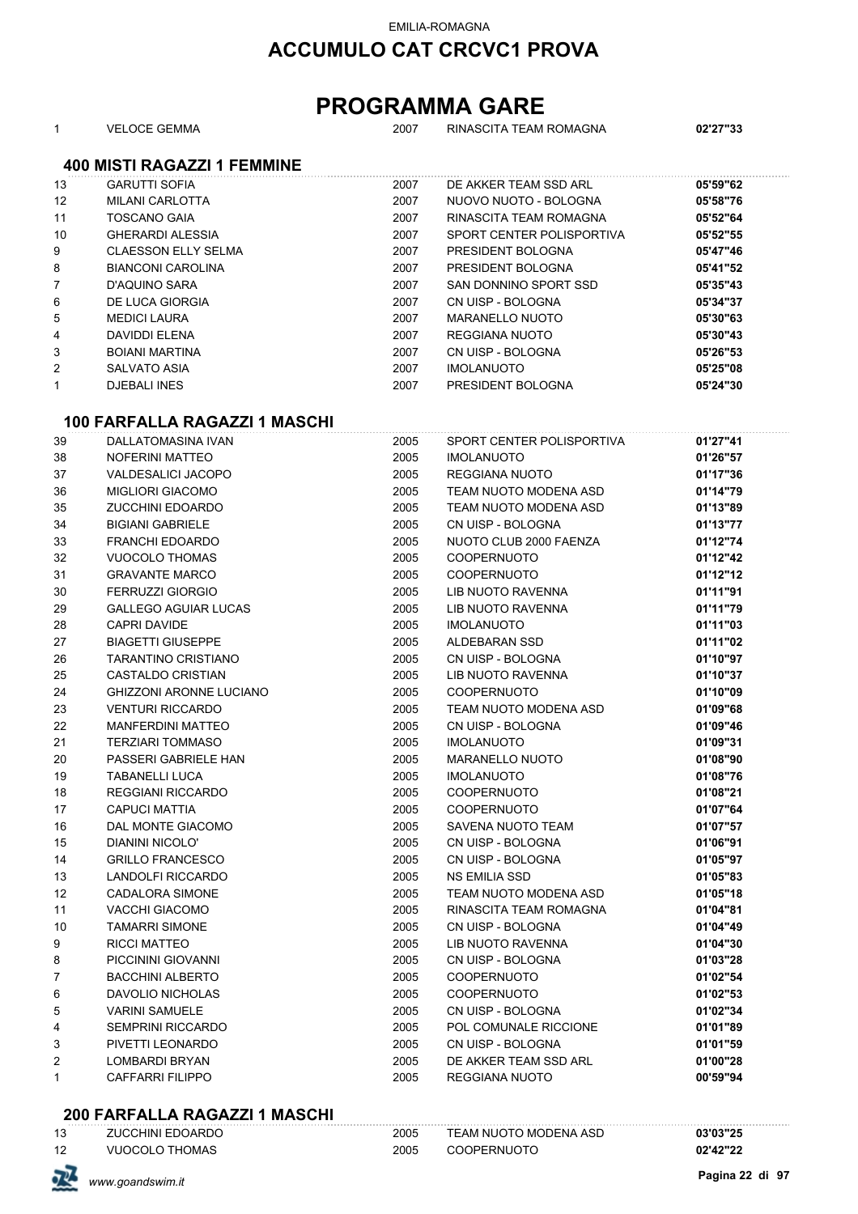EMILIA-ROMAGNA

# ACCUMULO CAT CRCVC1 PROVA

# PROGRAMMA GARE

| | | | | |
|---|---|---|---|---|
| 1 | VELOCE GEMMA | 2007 | RINASCITA TEAM ROMAGNA | **02'27"33** |

### 400 MISTI RAGAZZI 1 FEMMINE

| | | | | |
|---|---|---|---|---|
| 13 | GARUTTI SOFIA | 2007 | DE AKKER TEAM SSD ARL | **05'59"62** |
| 12 | MILANI CARLOTTA | 2007 | NUOVO NUOTO - BOLOGNA | **05'58"76** |
| 11 | TOSCANO GAIA | 2007 | RINASCITA TEAM ROMAGNA | **05'52"64** |
| 10 | GHERARDI ALESSIA | 2007 | SPORT CENTER POLISPORTIVA | **05'52"55** |
| 9 | CLAESSON ELLY SELMA | 2007 | PRESIDENT BOLOGNA | **05'47"46** |
| 8 | BIANCONI CAROLINA | 2007 | PRESIDENT BOLOGNA | **05'41"52** |
| 7 | D'AQUINO SARA | 2007 | SAN DONNINO SPORT SSD | **05'35"43** |
| 6 | DE LUCA GIORGIA | 2007 | CN UISP - BOLOGNA | **05'34"37** |
| 5 | MEDICI LAURA | 2007 | MARANELLO NUOTO | **05'30"63** |
| 4 | DAVIDDI ELENA | 2007 | REGGIANA NUOTO | **05'30"43** |
| 3 | BOIANI MARTINA | 2007 | CN UISP - BOLOGNA | **05'26"53** |
| 2 | SALVATO ASIA | 2007 | IMOLANUOTO | **05'25"08** |
| 1 | DJEBALI INES | 2007 | PRESIDENT BOLOGNA | **05'24"30** |

### 100 FARFALLA RAGAZZI 1 MASCHI

| | | | | |
|---|---|---|---|---|
| 39 | DALLATOMASINA IVAN | 2005 | SPORT CENTER POLISPORTIVA | **01'27"41** |
| 38 | NOFERINI MATTEO | 2005 | IMOLANUOTO | **01'26"57** |
| 37 | VALDESALICI JACOPO | 2005 | REGGIANA NUOTO | **01'17"36** |
| 36 | MIGLIORI GIACOMO | 2005 | TEAM NUOTO MODENA ASD | **01'14"79** |
| 35 | ZUCCHINI EDOARDO | 2005 | TEAM NUOTO MODENA ASD | **01'13"89** |
| 34 | BIGIANI GABRIELE | 2005 | CN UISP - BOLOGNA | **01'13"77** |
| 33 | FRANCHI EDOARDO | 2005 | NUOTO CLUB 2000 FAENZA | **01'12"74** |
| 32 | VUOCOLO THOMAS | 2005 | COOPERNUOTO | **01'12"42** |
| 31 | GRAVANTE MARCO | 2005 | COOPERNUOTO | **01'12"12** |
| 30 | FERRUZZI GIORGIO | 2005 | LIB NUOTO RAVENNA | **01'11"91** |
| 29 | GALLEGO AGUIAR LUCAS | 2005 | LIB NUOTO RAVENNA | **01'11"79** |
| 28 | CAPRI DAVIDE | 2005 | IMOLANUOTO | **01'11"03** |
| 27 | BIAGETTI GIUSEPPE | 2005 | ALDEBARAN SSD | **01'11"02** |
| 26 | TARANTINO CRISTIANO | 2005 | CN UISP - BOLOGNA | **01'10"97** |
| 25 | CASTALDO CRISTIAN | 2005 | LIB NUOTO RAVENNA | **01'10"37** |
| 24 | GHIZZONI ARONNE LUCIANO | 2005 | COOPERNUOTO | **01'10"09** |
| 23 | VENTURI RICCARDO | 2005 | TEAM NUOTO MODENA ASD | **01'09"68** |
| 22 | MANFERDINI MATTEO | 2005 | CN UISP - BOLOGNA | **01'09"46** |
| 21 | TERZIARI TOMMASO | 2005 | IMOLANUOTO | **01'09"31** |
| 20 | PASSERI GABRIELE HAN | 2005 | MARANELLO NUOTO | **01'08"90** |
| 19 | TABANELLI LUCA | 2005 | IMOLANUOTO | **01'08"76** |
| 18 | REGGIANI RICCARDO | 2005 | COOPERNUOTO | **01'08"21** |
| 17 | CAPUCI MATTIA | 2005 | COOPERNUOTO | **01'07"64** |
| 16 | DAL MONTE GIACOMO | 2005 | SAVENA NUOTO TEAM | **01'07"57** |
| 15 | DIANINI NICOLO' | 2005 | CN UISP - BOLOGNA | **01'06"91** |
| 14 | GRILLO FRANCESCO | 2005 | CN UISP - BOLOGNA | **01'05"97** |
| 13 | LANDOLFI RICCARDO | 2005 | NS EMILIA SSD | **01'05"83** |
| 12 | CADALORA SIMONE | 2005 | TEAM NUOTO MODENA ASD | **01'05"18** |
| 11 | VACCHI GIACOMO | 2005 | RINASCITA TEAM ROMAGNA | **01'04"81** |
| 10 | TAMARRI SIMONE | 2005 | CN UISP - BOLOGNA | **01'04"49** |
| 9 | RICCI MATTEO | 2005 | LIB NUOTO RAVENNA | **01'04"30** |
| 8 | PICCININI GIOVANNI | 2005 | CN UISP - BOLOGNA | **01'03"28** |
| 7 | BACCHINI ALBERTO | 2005 | COOPERNUOTO | **01'02"54** |
| 6 | DAVOLIO NICHOLAS | 2005 | COOPERNUOTO | **01'02"53** |
| 5 | VARINI SAMUELE | 2005 | CN UISP - BOLOGNA | **01'02"34** |
| 4 | SEMPRINI RICCARDO | 2005 | POL COMUNALE RICCIONE | **01'01"89** |
| 3 | PIVETTI LEONARDO | 2005 | CN UISP - BOLOGNA | **01'01"59** |
| 2 | LOMBARDI BRYAN | 2005 | DE AKKER TEAM SSD ARL | **01'00"28** |
| 1 | CAFFARRI FILIPPO | 2005 | REGGIANA NUOTO | **00'59"94** |

### 200 FARFALLA RAGAZZI 1 MASCHI

| | | | | |
|---|---|---|---|---|
| 13 | ZUCCHINI EDOARDO | 2005 | TEAM NUOTO MODENA ASD | **03'03"25** |
| 12 | VUOCOLO THOMAS | 2005 | COOPERNUOTO | **02'42"22** |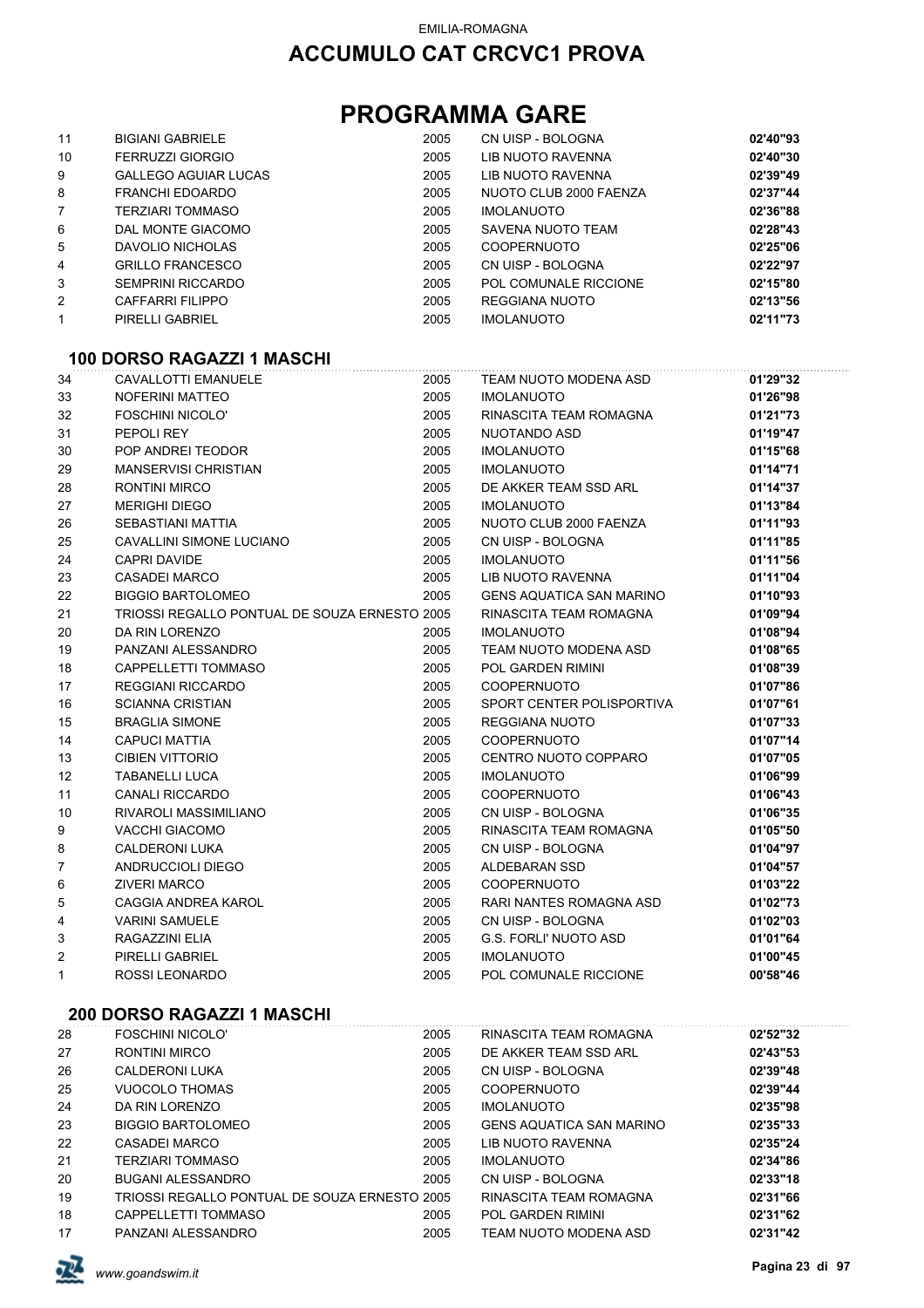EMILIA-ROMAGNA

# ACCUMULO CAT CRCVC1 PROVA

# PROGRAMMA GARE

| | | | | |
|---|---|---|---|---|
| 11 | BIGIANI GABRIELE | 2005 | CN UISP - BOLOGNA | **02'40"93** |
| 10 | FERRUZZI GIORGIO | 2005 | LIB NUOTO RAVENNA | **02'40"30** |
| 9 | GALLEGO AGUIAR LUCAS | 2005 | LIB NUOTO RAVENNA | **02'39"49** |
| 8 | FRANCHI EDOARDO | 2005 | NUOTO CLUB 2000 FAENZA | **02'37"44** |
| 7 | TERZIARI TOMMASO | 2005 | IMOLANUOTO | **02'36"88** |
| 6 | DAL MONTE GIACOMO | 2005 | SAVENA NUOTO TEAM | **02'28"43** |
| 5 | DAVOLIO NICHOLAS | 2005 | COOPERNUOTO | **02'25"06** |
| 4 | GRILLO FRANCESCO | 2005 | CN UISP - BOLOGNA | **02'22"97** |
| 3 | SEMPRINI RICCARDO | 2005 | POL COMUNALE RICCIONE | **02'15"80** |
| 2 | CAFFARRI FILIPPO | 2005 | REGGIANA NUOTO | **02'13"56** |
| 1 | PIRELLI GABRIEL | 2005 | IMOLANUOTO | **02'11"73** |

### 100 DORSO RAGAZZI 1 MASCHI

| | | | | |
|---|---|---|---|---|
| 34 | CAVALLOTTI EMANUELE | 2005 | TEAM NUOTO MODENA ASD | **01'29"32** |
| 33 | NOFERINI MATTEO | 2005 | IMOLANUOTO | **01'26"98** |
| 32 | FOSCHINI NICOLO' | 2005 | RINASCITA TEAM ROMAGNA | **01'21"73** |
| 31 | PEPOLI REY | 2005 | NUOTANDO ASD | **01'19"47** |
| 30 | POP ANDREI TEODOR | 2005 | IMOLANUOTO | **01'15"68** |
| 29 | MANSERVISI CHRISTIAN | 2005 | IMOLANUOTO | **01'14"71** |
| 28 | RONTINI MIRCO | 2005 | DE AKKER TEAM SSD ARL | **01'14"37** |
| 27 | MERIGHI DIEGO | 2005 | IMOLANUOTO | **01'13"84** |
| 26 | SEBASTIANI MATTIA | 2005 | NUOTO CLUB 2000 FAENZA | **01'11"93** |
| 25 | CAVALLINI SIMONE LUCIANO | 2005 | CN UISP - BOLOGNA | **01'11"85** |
| 24 | CAPRI DAVIDE | 2005 | IMOLANUOTO | **01'11"56** |
| 23 | CASADEI MARCO | 2005 | LIB NUOTO RAVENNA | **01'11"04** |
| 22 | BIGGIO BARTOLOMEO | 2005 | GENS AQUATICA SAN MARINO | **01'10"93** |
| 21 | TRIOSSI REGALLO PONTUAL DE SOUZA ERNESTO | 2005 | RINASCITA TEAM ROMAGNA | **01'09"94** |
| 20 | DA RIN LORENZO | 2005 | IMOLANUOTO | **01'08"94** |
| 19 | PANZANI ALESSANDRO | 2005 | TEAM NUOTO MODENA ASD | **01'08"65** |
| 18 | CAPPELLETTI TOMMASO | 2005 | POL GARDEN RIMINI | **01'08"39** |
| 17 | REGGIANI RICCARDO | 2005 | COOPERNUOTO | **01'07"86** |
| 16 | SCIANNA CRISTIAN | 2005 | SPORT CENTER POLISPORTIVA | **01'07"61** |
| 15 | BRAGLIA SIMONE | 2005 | REGGIANA NUOTO | **01'07"33** |
| 14 | CAPUCI MATTIA | 2005 | COOPERNUOTO | **01'07"14** |
| 13 | CIBIEN VITTORIO | 2005 | CENTRO NUOTO COPPARO | **01'07"05** |
| 12 | TABANELLI LUCA | 2005 | IMOLANUOTO | **01'06"99** |
| 11 | CANALI RICCARDO | 2005 | COOPERNUOTO | **01'06"43** |
| 10 | RIVAROLI MASSIMILIANO | 2005 | CN UISP - BOLOGNA | **01'06"35** |
| 9 | VACCHI GIACOMO | 2005 | RINASCITA TEAM ROMAGNA | **01'05"50** |
| 8 | CALDERONI LUKA | 2005 | CN UISP - BOLOGNA | **01'04"97** |
| 7 | ANDRUCCIOLI DIEGO | 2005 | ALDEBARAN SSD | **01'04"57** |
| 6 | ZIVERI MARCO | 2005 | COOPERNUOTO | **01'03"22** |
| 5 | CAGGIA ANDREA KAROL | 2005 | RARI NANTES ROMAGNA ASD | **01'02"73** |
| 4 | VARINI SAMUELE | 2005 | CN UISP - BOLOGNA | **01'02"03** |
| 3 | RAGAZZINI ELIA | 2005 | G.S. FORLI' NUOTO ASD | **01'01"64** |
| 2 | PIRELLI GABRIEL | 2005 | IMOLANUOTO | **01'00"45** |
| 1 | ROSSI LEONARDO | 2005 | POL COMUNALE RICCIONE | **00'58"46** |

### 200 DORSO RAGAZZI 1 MASCHI

| | | | | |
|---|---|---|---|---|
| 28 | FOSCHINI NICOLO' | 2005 | RINASCITA TEAM ROMAGNA | **02'52"32** |
| 27 | RONTINI MIRCO | 2005 | DE AKKER TEAM SSD ARL | **02'43"53** |
| 26 | CALDERONI LUKA | 2005 | CN UISP - BOLOGNA | **02'39"48** |
| 25 | VUOCOLO THOMAS | 2005 | COOPERNUOTO | **02'39"44** |
| 24 | DA RIN LORENZO | 2005 | IMOLANUOTO | **02'35"98** |
| 23 | BIGGIO BARTOLOMEO | 2005 | GENS AQUATICA SAN MARINO | **02'35"33** |
| 22 | CASADEI MARCO | 2005 | LIB NUOTO RAVENNA | **02'35"24** |
| 21 | TERZIARI TOMMASO | 2005 | IMOLANUOTO | **02'34"86** |
| 20 | BUGANI ALESSANDRO | 2005 | CN UISP - BOLOGNA | **02'33"18** |
| 19 | TRIOSSI REGALLO PONTUAL DE SOUZA ERNESTO | 2005 | RINASCITA TEAM ROMAGNA | **02'31"66** |
| 18 | CAPPELLETTI TOMMASO | 2005 | POL GARDEN RIMINI | **02'31"62** |
| 17 | PANZANI ALESSANDRO | 2005 | TEAM NUOTO MODENA ASD | **02'31"42** |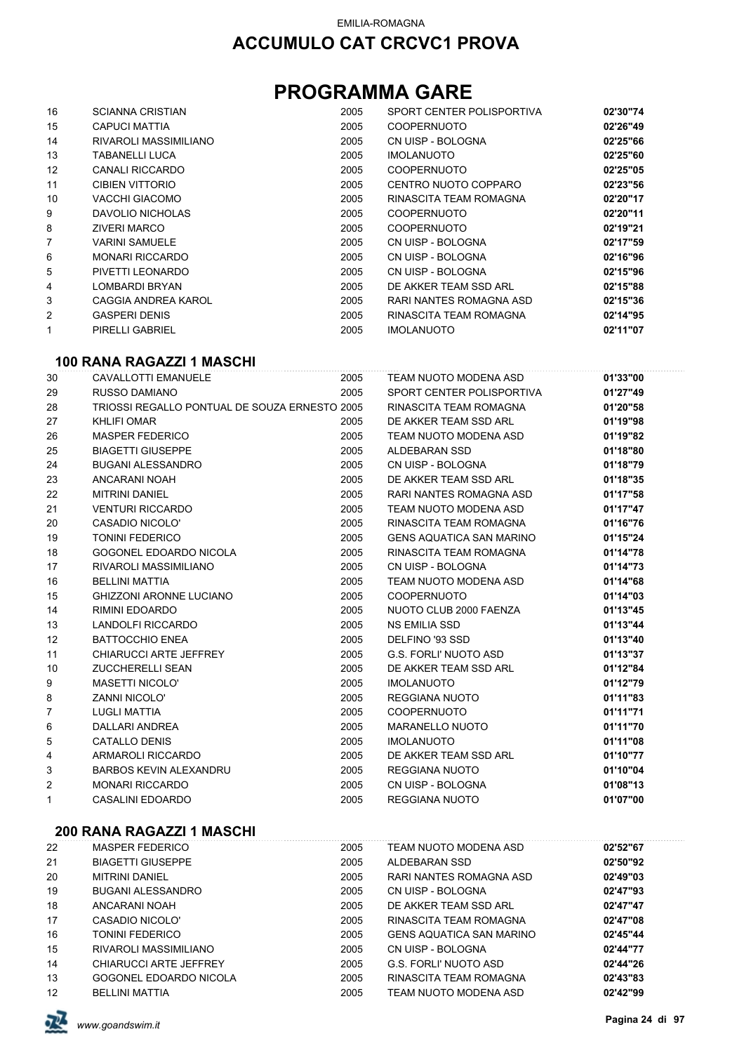EMILIA-ROMAGNA

## ACCUMULO CAT CRCVC1 PROVA

# PROGRAMMA GARE

| | | | | |
|---|---|---|---|---|
| 16 | SCIANNA CRISTIAN | 2005 | SPORT CENTER POLISPORTIVA | **02'30"74** |
| 15 | CAPUCI MATTIA | 2005 | COOPERNUOTO | **02'26"49** |
| 14 | RIVAROLI MASSIMILIANO | 2005 | CN UISP - BOLOGNA | **02'25"66** |
| 13 | TABANELLI LUCA | 2005 | IMOLANUOTO | **02'25"60** |
| 12 | CANALI RICCARDO | 2005 | COOPERNUOTO | **02'25"05** |
| 11 | CIBIEN VITTORIO | 2005 | CENTRO NUOTO COPPARO | **02'23"56** |
| 10 | VACCHI GIACOMO | 2005 | RINASCITA TEAM ROMAGNA | **02'20"17** |
| 9 | DAVOLIO NICHOLAS | 2005 | COOPERNUOTO | **02'20"11** |
| 8 | ZIVERI MARCO | 2005 | COOPERNUOTO | **02'19"21** |
| 7 | VARINI SAMUELE | 2005 | CN UISP - BOLOGNA | **02'17"59** |
| 6 | MONARI RICCARDO | 2005 | CN UISP - BOLOGNA | **02'16"96** |
| 5 | PIVETTI LEONARDO | 2005 | CN UISP - BOLOGNA | **02'15"96** |
| 4 | LOMBARDI BRYAN | 2005 | DE AKKER TEAM SSD ARL | **02'15"88** |
| 3 | CAGGIA ANDREA KAROL | 2005 | RARI NANTES ROMAGNA ASD | **02'15"36** |
| 2 | GASPERI DENIS | 2005 | RINASCITA TEAM ROMAGNA | **02'14"95** |
| 1 | PIRELLI GABRIEL | 2005 | IMOLANUOTO | **02'11"07** |

### 100 RANA RAGAZZI 1 MASCHI

| | | | | |
|---|---|---|---|---|
| 30 | CAVALLOTTI EMANUELE | 2005 | TEAM NUOTO MODENA ASD | **01'33"00** |
| 29 | RUSSO DAMIANO | 2005 | SPORT CENTER POLISPORTIVA | **01'27"49** |
| 28 | TRIOSSI REGALLO PONTUAL DE SOUZA ERNESTO | 2005 | RINASCITA TEAM ROMAGNA | **01'20"58** |
| 27 | KHLIFI OMAR | 2005 | DE AKKER TEAM SSD ARL | **01'19"98** |
| 26 | MASPER FEDERICO | 2005 | TEAM NUOTO MODENA ASD | **01'19"82** |
| 25 | BIAGETTI GIUSEPPE | 2005 | ALDEBARAN SSD | **01'18"80** |
| 24 | BUGANI ALESSANDRO | 2005 | CN UISP - BOLOGNA | **01'18"79** |
| 23 | ANCARANI NOAH | 2005 | DE AKKER TEAM SSD ARL | **01'18"35** |
| 22 | MITRINI DANIEL | 2005 | RARI NANTES ROMAGNA ASD | **01'17"58** |
| 21 | VENTURI RICCARDO | 2005 | TEAM NUOTO MODENA ASD | **01'17"47** |
| 20 | CASADIO NICOLO' | 2005 | RINASCITA TEAM ROMAGNA | **01'16"76** |
| 19 | TONINI FEDERICO | 2005 | GENS AQUATICA SAN MARINO | **01'15"24** |
| 18 | GOGONEL EDOARDO NICOLA | 2005 | RINASCITA TEAM ROMAGNA | **01'14"78** |
| 17 | RIVAROLI MASSIMILIANO | 2005 | CN UISP - BOLOGNA | **01'14"73** |
| 16 | BELLINI MATTIA | 2005 | TEAM NUOTO MODENA ASD | **01'14"68** |
| 15 | GHIZZONI ARONNE LUCIANO | 2005 | COOPERNUOTO | **01'14"03** |
| 14 | RIMINI EDOARDO | 2005 | NUOTO CLUB 2000 FAENZA | **01'13"45** |
| 13 | LANDOLFI RICCARDO | 2005 | NS EMILIA SSD | **01'13"44** |
| 12 | BATTOCCHIO ENEA | 2005 | DELFINO '93 SSD | **01'13"40** |
| 11 | CHIARUCCI ARTE JEFFREY | 2005 | G.S. FORLI' NUOTO ASD | **01'13"37** |
| 10 | ZUCCHERELLI SEAN | 2005 | DE AKKER TEAM SSD ARL | **01'12"84** |
| 9 | MASETTI NICOLO' | 2005 | IMOLANUOTO | **01'12"79** |
| 8 | ZANNI NICOLO' | 2005 | REGGIANA NUOTO | **01'11"83** |
| 7 | LUGLI MATTIA | 2005 | COOPERNUOTO | **01'11"71** |
| 6 | DALLARI ANDREA | 2005 | MARANELLO NUOTO | **01'11"70** |
| 5 | CATALLO DENIS | 2005 | IMOLANUOTO | **01'11"08** |
| 4 | ARMAROLI RICCARDO | 2005 | DE AKKER TEAM SSD ARL | **01'10"77** |
| 3 | BARBOS KEVIN ALEXANDRU | 2005 | REGGIANA NUOTO | **01'10"04** |
| 2 | MONARI RICCARDO | 2005 | CN UISP - BOLOGNA | **01'08"13** |
| 1 | CASALINI EDOARDO | 2005 | REGGIANA NUOTO | **01'07"00** |

### 200 RANA RAGAZZI 1 MASCHI

| | | | | |
|---|---|---|---|---|
| 22 | MASPER FEDERICO | 2005 | TEAM NUOTO MODENA ASD | **02'52"67** |
| 21 | BIAGETTI GIUSEPPE | 2005 | ALDEBARAN SSD | **02'50"92** |
| 20 | MITRINI DANIEL | 2005 | RARI NANTES ROMAGNA ASD | **02'49"03** |
| 19 | BUGANI ALESSANDRO | 2005 | CN UISP - BOLOGNA | **02'47"93** |
| 18 | ANCARANI NOAH | 2005 | DE AKKER TEAM SSD ARL | **02'47"47** |
| 17 | CASADIO NICOLO' | 2005 | RINASCITA TEAM ROMAGNA | **02'47"08** |
| 16 | TONINI FEDERICO | 2005 | GENS AQUATICA SAN MARINO | **02'45"44** |
| 15 | RIVAROLI MASSIMILIANO | 2005 | CN UISP - BOLOGNA | **02'44"77** |
| 14 | CHIARUCCI ARTE JEFFREY | 2005 | G.S. FORLI' NUOTO ASD | **02'44"26** |
| 13 | GOGONEL EDOARDO NICOLA | 2005 | RINASCITA TEAM ROMAGNA | **02'43"83** |
| 12 | BELLINI MATTIA | 2005 | TEAM NUOTO MODENA ASD | **02'42"99** |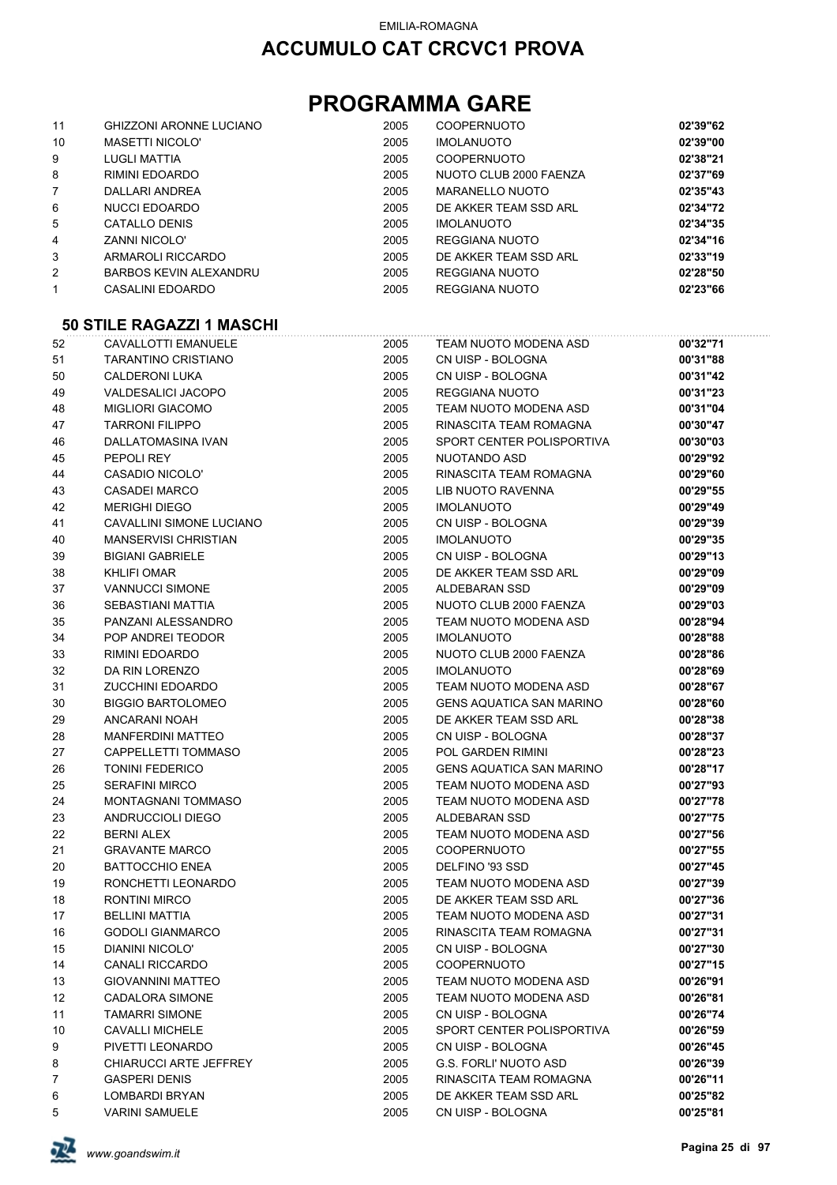EMILIA-ROMAGNA

## ACCUMULO CAT CRCVC1 PROVA

# PROGRAMMA GARE

| | | | | |
|---|---|---|---|---|
| 11 | GHIZZONI ARONNE LUCIANO | 2005 | COOPERNUOTO | **02'39"62** |
| 10 | MASETTI NICOLO' | 2005 | IMOLANUOTO | **02'39"00** |
| 9 | LUGLI MATTIA | 2005 | COOPERNUOTO | **02'38"21** |
| 8 | RIMINI EDOARDO | 2005 | NUOTO CLUB 2000 FAENZA | **02'37"69** |
| 7 | DALLARI ANDREA | 2005 | MARANELLO NUOTO | **02'35"43** |
| 6 | NUCCI EDOARDO | 2005 | DE AKKER TEAM SSD ARL | **02'34"72** |
| 5 | CATALLO DENIS | 2005 | IMOLANUOTO | **02'34"35** |
| 4 | ZANNI NICOLO' | 2005 | REGGIANA NUOTO | **02'34"16** |
| 3 | ARMAROLI RICCARDO | 2005 | DE AKKER TEAM SSD ARL | **02'33"19** |
| 2 | BARBOS KEVIN ALEXANDRU | 2005 | REGGIANA NUOTO | **02'28"50** |
| 1 | CASALINI EDOARDO | 2005 | REGGIANA NUOTO | **02'23"66** |

### 50 STILE RAGAZZI 1 MASCHI

| | | | | |
|---|---|---|---|---|
| 52 | CAVALLOTTI EMANUELE | 2005 | TEAM NUOTO MODENA ASD | **00'32"71** |
| 51 | TARANTINO CRISTIANO | 2005 | CN UISP - BOLOGNA | **00'31"88** |
| 50 | CALDERONI LUKA | 2005 | CN UISP - BOLOGNA | **00'31"42** |
| 49 | VALDESALICI JACOPO | 2005 | REGGIANA NUOTO | **00'31"23** |
| 48 | MIGLIORI GIACOMO | 2005 | TEAM NUOTO MODENA ASD | **00'31"04** |
| 47 | TARRONI FILIPPO | 2005 | RINASCITA TEAM ROMAGNA | **00'30"47** |
| 46 | DALLATOMASINA IVAN | 2005 | SPORT CENTER POLISPORTIVA | **00'30"03** |
| 45 | PEPOLI REY | 2005 | NUOTANDO ASD | **00'29"92** |
| 44 | CASADIO NICOLO' | 2005 | RINASCITA TEAM ROMAGNA | **00'29"60** |
| 43 | CASADEI MARCO | 2005 | LIB NUOTO RAVENNA | **00'29"55** |
| 42 | MERIGHI DIEGO | 2005 | IMOLANUOTO | **00'29"49** |
| 41 | CAVALLINI SIMONE LUCIANO | 2005 | CN UISP - BOLOGNA | **00'29"39** |
| 40 | MANSERVISI CHRISTIAN | 2005 | IMOLANUOTO | **00'29"35** |
| 39 | BIGIANI GABRIELE | 2005 | CN UISP - BOLOGNA | **00'29"13** |
| 38 | KHLIFI OMAR | 2005 | DE AKKER TEAM SSD ARL | **00'29"09** |
| 37 | VANNUCCI SIMONE | 2005 | ALDEBARAN SSD | **00'29"09** |
| 36 | SEBASTIANI MATTIA | 2005 | NUOTO CLUB 2000 FAENZA | **00'29"03** |
| 35 | PANZANI ALESSANDRO | 2005 | TEAM NUOTO MODENA ASD | **00'28"94** |
| 34 | POP ANDREI TEODOR | 2005 | IMOLANUOTO | **00'28"88** |
| 33 | RIMINI EDOARDO | 2005 | NUOTO CLUB 2000 FAENZA | **00'28"86** |
| 32 | DA RIN LORENZO | 2005 | IMOLANUOTO | **00'28"69** |
| 31 | ZUCCHINI EDOARDO | 2005 | TEAM NUOTO MODENA ASD | **00'28"67** |
| 30 | BIGGIO BARTOLOMEO | 2005 | GENS AQUATICA SAN MARINO | **00'28"60** |
| 29 | ANCARANI NOAH | 2005 | DE AKKER TEAM SSD ARL | **00'28"38** |
| 28 | MANFERDINI MATTEO | 2005 | CN UISP - BOLOGNA | **00'28"37** |
| 27 | CAPPELLETTI TOMMASO | 2005 | POL GARDEN RIMINI | **00'28"23** |
| 26 | TONINI FEDERICO | 2005 | GENS AQUATICA SAN MARINO | **00'28"17** |
| 25 | SERAFINI MIRCO | 2005 | TEAM NUOTO MODENA ASD | **00'27"93** |
| 24 | MONTAGNANI TOMMASO | 2005 | TEAM NUOTO MODENA ASD | **00'27"78** |
| 23 | ANDRUCCIOLI DIEGO | 2005 | ALDEBARAN SSD | **00'27"75** |
| 22 | BERNI ALEX | 2005 | TEAM NUOTO MODENA ASD | **00'27"56** |
| 21 | GRAVANTE MARCO | 2005 | COOPERNUOTO | **00'27"55** |
| 20 | BATTOCCHIO ENEA | 2005 | DELFINO '93 SSD | **00'27"45** |
| 19 | RONCHETTI LEONARDO | 2005 | TEAM NUOTO MODENA ASD | **00'27"39** |
| 18 | RONTINI MIRCO | 2005 | DE AKKER TEAM SSD ARL | **00'27"36** |
| 17 | BELLINI MATTIA | 2005 | TEAM NUOTO MODENA ASD | **00'27"31** |
| 16 | GODOLI GIANMARCO | 2005 | RINASCITA TEAM ROMAGNA | **00'27"31** |
| 15 | DIANINI NICOLO' | 2005 | CN UISP - BOLOGNA | **00'27"30** |
| 14 | CANALI RICCARDO | 2005 | COOPERNUOTO | **00'27"15** |
| 13 | GIOVANNINI MATTEO | 2005 | TEAM NUOTO MODENA ASD | **00'26"91** |
| 12 | CADALORA SIMONE | 2005 | TEAM NUOTO MODENA ASD | **00'26"81** |
| 11 | TAMARRI SIMONE | 2005 | CN UISP - BOLOGNA | **00'26"74** |
| 10 | CAVALLI MICHELE | 2005 | SPORT CENTER POLISPORTIVA | **00'26"59** |
| 9 | PIVETTI LEONARDO | 2005 | CN UISP - BOLOGNA | **00'26"45** |
| 8 | CHIARUCCI ARTE JEFFREY | 2005 | G.S. FORLI' NUOTO ASD | **00'26"39** |
| 7 | GASPERI DENIS | 2005 | RINASCITA TEAM ROMAGNA | **00'26"11** |
| 6 | LOMBARDI BRYAN | 2005 | DE AKKER TEAM SSD ARL | **00'25"82** |
| 5 | VARINI SAMUELE | 2005 | CN UISP - BOLOGNA | **00'25"81** |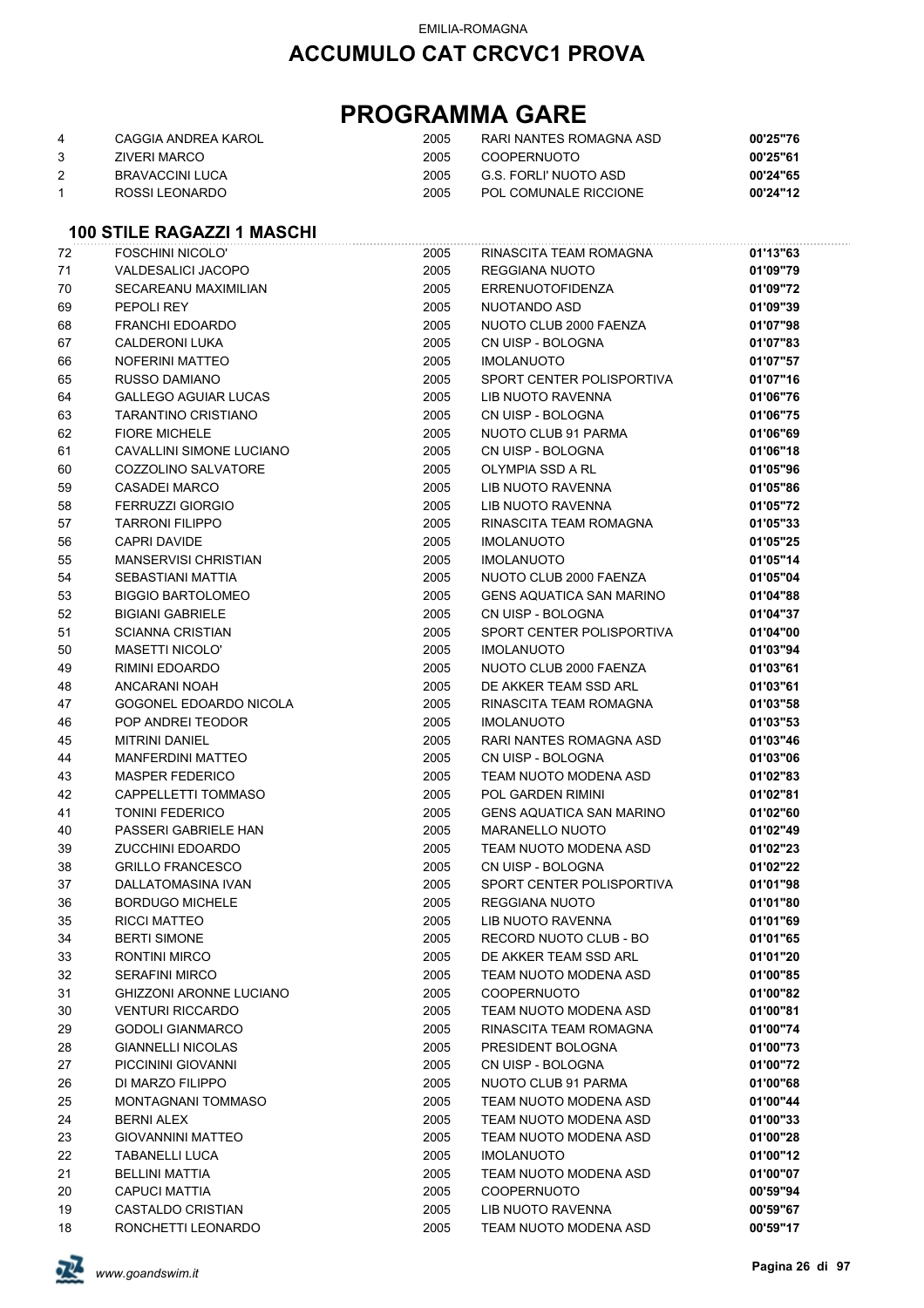# PROGRAMMA GARE

| | | | | |
|---|---|---|---|---|
| 4 | CAGGIA ANDREA KAROL | 2005 | RARI NANTES ROMAGNA ASD | **00'25"76** |
| 3 | ZIVERI MARCO | 2005 | COOPERNUOTO | **00'25"61** |
| 2 | BRAVACCINI LUCA | 2005 | G.S. FORLI' NUOTO ASD | **00'24"65** |
| 1 | ROSSI LEONARDO | 2005 | POL COMUNALE RICCIONE | **00'24"12** |

### 100 STILE RAGAZZI 1 MASCHI

| | | | | |
|---|---|---|---|---|
| 72 | FOSCHINI NICOLO' | 2005 | RINASCITA TEAM ROMAGNA | **01'13"63** |
| 71 | VALDESALICI JACOPO | 2005 | REGGIANA NUOTO | **01'09"79** |
| 70 | SECAREANU MAXIMILIAN | 2005 | ERRENUOTOFIDENZA | **01'09"72** |
| 69 | PEPOLI REY | 2005 | NUOTANDO ASD | **01'09"39** |
| 68 | FRANCHI EDOARDO | 2005 | NUOTO CLUB 2000 FAENZA | **01'07"98** |
| 67 | CALDERONI LUKA | 2005 | CN UISP - BOLOGNA | **01'07"83** |
| 66 | NOFERINI MATTEO | 2005 | IMOLANUOTO | **01'07"57** |
| 65 | RUSSO DAMIANO | 2005 | SPORT CENTER POLISPORTIVA | **01'07"16** |
| 64 | GALLEGO AGUIAR LUCAS | 2005 | LIB NUOTO RAVENNA | **01'06"76** |
| 63 | TARANTINO CRISTIANO | 2005 | CN UISP - BOLOGNA | **01'06"75** |
| 62 | FIORE MICHELE | 2005 | NUOTO CLUB 91 PARMA | **01'06"69** |
| 61 | CAVALLINI SIMONE LUCIANO | 2005 | CN UISP - BOLOGNA | **01'06"18** |
| 60 | COZZOLINO SALVATORE | 2005 | OLYMPIA SSD A RL | **01'05"96** |
| 59 | CASADEI MARCO | 2005 | LIB NUOTO RAVENNA | **01'05"86** |
| 58 | FERRUZZI GIORGIO | 2005 | LIB NUOTO RAVENNA | **01'05"72** |
| 57 | TARRONI FILIPPO | 2005 | RINASCITA TEAM ROMAGNA | **01'05"33** |
| 56 | CAPRI DAVIDE | 2005 | IMOLANUOTO | **01'05"25** |
| 55 | MANSERVISI CHRISTIAN | 2005 | IMOLANUOTO | **01'05"14** |
| 54 | SEBASTIANI MATTIA | 2005 | NUOTO CLUB 2000 FAENZA | **01'05"04** |
| 53 | BIGGIO BARTOLOMEO | 2005 | GENS AQUATICA SAN MARINO | **01'04"88** |
| 52 | BIGIANI GABRIELE | 2005 | CN UISP - BOLOGNA | **01'04"37** |
| 51 | SCIANNA CRISTIAN | 2005 | SPORT CENTER POLISPORTIVA | **01'04"00** |
| 50 | MASETTI NICOLO' | 2005 | IMOLANUOTO | **01'03"94** |
| 49 | RIMINI EDOARDO | 2005 | NUOTO CLUB 2000 FAENZA | **01'03"61** |
| 48 | ANCARANI NOAH | 2005 | DE AKKER TEAM SSD ARL | **01'03"61** |
| 47 | GOGONEL EDOARDO NICOLA | 2005 | RINASCITA TEAM ROMAGNA | **01'03"58** |
| 46 | POP ANDREI TEODOR | 2005 | IMOLANUOTO | **01'03"53** |
| 45 | MITRINI DANIEL | 2005 | RARI NANTES ROMAGNA ASD | **01'03"46** |
| 44 | MANFERDINI MATTEO | 2005 | CN UISP - BOLOGNA | **01'03"06** |
| 43 | MASPER FEDERICO | 2005 | TEAM NUOTO MODENA ASD | **01'02"83** |
| 42 | CAPPELLETTI TOMMASO | 2005 | POL GARDEN RIMINI | **01'02"81** |
| 41 | TONINI FEDERICO | 2005 | GENS AQUATICA SAN MARINO | **01'02"60** |
| 40 | PASSERI GABRIELE HAN | 2005 | MARANELLO NUOTO | **01'02"49** |
| 39 | ZUCCHINI EDOARDO | 2005 | TEAM NUOTO MODENA ASD | **01'02"23** |
| 38 | GRILLO FRANCESCO | 2005 | CN UISP - BOLOGNA | **01'02"22** |
| 37 | DALLATOMASINA IVAN | 2005 | SPORT CENTER POLISPORTIVA | **01'01"98** |
| 36 | BORDUGO MICHELE | 2005 | REGGIANA NUOTO | **01'01"80** |
| 35 | RICCI MATTEO | 2005 | LIB NUOTO RAVENNA | **01'01"69** |
| 34 | BERTI SIMONE | 2005 | RECORD NUOTO CLUB - BO | **01'01"65** |
| 33 | RONTINI MIRCO | 2005 | DE AKKER TEAM SSD ARL | **01'01"20** |
| 32 | SERAFINI MIRCO | 2005 | TEAM NUOTO MODENA ASD | **01'00"85** |
| 31 | GHIZZONI ARONNE LUCIANO | 2005 | COOPERNUOTO | **01'00"82** |
| 30 | VENTURI RICCARDO | 2005 | TEAM NUOTO MODENA ASD | **01'00"81** |
| 29 | GODOLI GIANMARCO | 2005 | RINASCITA TEAM ROMAGNA | **01'00"74** |
| 28 | GIANNELLI NICOLAS | 2005 | PRESIDENT BOLOGNA | **01'00"73** |
| 27 | PICCININI GIOVANNI | 2005 | CN UISP - BOLOGNA | **01'00"72** |
| 26 | DI MARZO FILIPPO | 2005 | NUOTO CLUB 91 PARMA | **01'00"68** |
| 25 | MONTAGNANI TOMMASO | 2005 | TEAM NUOTO MODENA ASD | **01'00"44** |
| 24 | BERNI ALEX | 2005 | TEAM NUOTO MODENA ASD | **01'00"33** |
| 23 | GIOVANNINI MATTEO | 2005 | TEAM NUOTO MODENA ASD | **01'00"28** |
| 22 | TABANELLI LUCA | 2005 | IMOLANUOTO | **01'00"12** |
| 21 | BELLINI MATTIA | 2005 | TEAM NUOTO MODENA ASD | **01'00"07** |
| 20 | CAPUCI MATTIA | 2005 | COOPERNUOTO | **00'59"94** |
| 19 | CASTALDO CRISTIAN | 2005 | LIB NUOTO RAVENNA | **00'59"67** |
| 18 | RONCHETTI LEONARDO | 2005 | TEAM NUOTO MODENA ASD | **00'59"17** |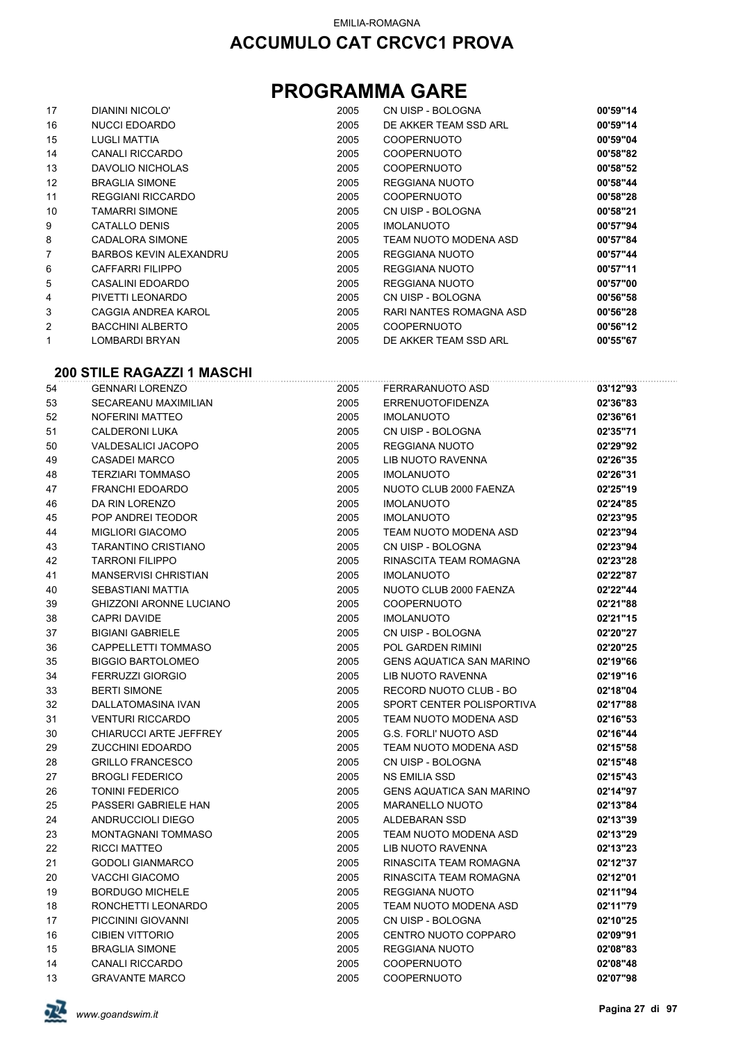EMILIA-ROMAGNA

## ACCUMULO CAT CRCVC1 PROVA

# PROGRAMMA GARE

| | | | | |
|---|---|---|---|---|
| 17 | DIANINI NICOLO' | 2005 | CN UISP - BOLOGNA | **00'59"14** |
| 16 | NUCCI EDOARDO | 2005 | DE AKKER TEAM SSD ARL | **00'59"14** |
| 15 | LUGLI MATTIA | 2005 | COOPERNUOTO | **00'59"04** |
| 14 | CANALI RICCARDO | 2005 | COOPERNUOTO | **00'58"82** |
| 13 | DAVOLIO NICHOLAS | 2005 | COOPERNUOTO | **00'58"52** |
| 12 | BRAGLIA SIMONE | 2005 | REGGIANA NUOTO | **00'58"44** |
| 11 | REGGIANI RICCARDO | 2005 | COOPERNUOTO | **00'58"28** |
| 10 | TAMARRI SIMONE | 2005 | CN UISP - BOLOGNA | **00'58"21** |
| 9 | CATALLO DENIS | 2005 | IMOLANUOTO | **00'57"94** |
| 8 | CADALORA SIMONE | 2005 | TEAM NUOTO MODENA ASD | **00'57"84** |
| 7 | BARBOS KEVIN ALEXANDRU | 2005 | REGGIANA NUOTO | **00'57"44** |
| 6 | CAFFARRI FILIPPO | 2005 | REGGIANA NUOTO | **00'57"11** |
| 5 | CASALINI EDOARDO | 2005 | REGGIANA NUOTO | **00'57"00** |
| 4 | PIVETTI LEONARDO | 2005 | CN UISP - BOLOGNA | **00'56"58** |
| 3 | CAGGIA ANDREA KAROL | 2005 | RARI NANTES ROMAGNA ASD | **00'56"28** |
| 2 | BACCHINI ALBERTO | 2005 | COOPERNUOTO | **00'56"12** |
| 1 | LOMBARDI BRYAN | 2005 | DE AKKER TEAM SSD ARL | **00'55"67** |

### 200 STILE RAGAZZI 1 MASCHI

| | | | | |
|---|---|---|---|---|
| 54 | GENNARI LORENZO | 2005 | FERRARANUOTO ASD | **03'12"93** |
| 53 | SECAREANU MAXIMILIAN | 2005 | ERRENUOTOFIDENZA | **02'36"83** |
| 52 | NOFERINI MATTEO | 2005 | IMOLANUOTO | **02'36"61** |
| 51 | CALDERONI LUKA | 2005 | CN UISP - BOLOGNA | **02'35"71** |
| 50 | VALDESALICI JACOPO | 2005 | REGGIANA NUOTO | **02'29"92** |
| 49 | CASADEI MARCO | 2005 | LIB NUOTO RAVENNA | **02'26"35** |
| 48 | TERZIARI TOMMASO | 2005 | IMOLANUOTO | **02'26"31** |
| 47 | FRANCHI EDOARDO | 2005 | NUOTO CLUB 2000 FAENZA | **02'25"19** |
| 46 | DA RIN LORENZO | 2005 | IMOLANUOTO | **02'24"85** |
| 45 | POP ANDREI TEODOR | 2005 | IMOLANUOTO | **02'23"95** |
| 44 | MIGLIORI GIACOMO | 2005 | TEAM NUOTO MODENA ASD | **02'23"94** |
| 43 | TARANTINO CRISTIANO | 2005 | CN UISP - BOLOGNA | **02'23"94** |
| 42 | TARRONI FILIPPO | 2005 | RINASCITA TEAM ROMAGNA | **02'23"28** |
| 41 | MANSERVISI CHRISTIAN | 2005 | IMOLANUOTO | **02'22"87** |
| 40 | SEBASTIANI MATTIA | 2005 | NUOTO CLUB 2000 FAENZA | **02'22"44** |
| 39 | GHIZZONI ARONNE LUCIANO | 2005 | COOPERNUOTO | **02'21"88** |
| 38 | CAPRI DAVIDE | 2005 | IMOLANUOTO | **02'21"15** |
| 37 | BIGIANI GABRIELE | 2005 | CN UISP - BOLOGNA | **02'20"27** |
| 36 | CAPPELLETTI TOMMASO | 2005 | POL GARDEN RIMINI | **02'20"25** |
| 35 | BIGGIO BARTOLOMEO | 2005 | GENS AQUATICA SAN MARINO | **02'19"66** |
| 34 | FERRUZZI GIORGIO | 2005 | LIB NUOTO RAVENNA | **02'19"16** |
| 33 | BERTI SIMONE | 2005 | RECORD NUOTO CLUB - BO | **02'18"04** |
| 32 | DALLATOMASINA IVAN | 2005 | SPORT CENTER POLISPORTIVA | **02'17"88** |
| 31 | VENTURI RICCARDO | 2005 | TEAM NUOTO MODENA ASD | **02'16"53** |
| 30 | CHIARUCCI ARTE JEFFREY | 2005 | G.S. FORLI' NUOTO ASD | **02'16"44** |
| 29 | ZUCCHINI EDOARDO | 2005 | TEAM NUOTO MODENA ASD | **02'15"58** |
| 28 | GRILLO FRANCESCO | 2005 | CN UISP - BOLOGNA | **02'15"48** |
| 27 | BROGLI FEDERICO | 2005 | NS EMILIA SSD | **02'15"43** |
| 26 | TONINI FEDERICO | 2005 | GENS AQUATICA SAN MARINO | **02'14"97** |
| 25 | PASSERI GABRIELE HAN | 2005 | MARANELLO NUOTO | **02'13"84** |
| 24 | ANDRUCCIOLI DIEGO | 2005 | ALDEBARAN SSD | **02'13"39** |
| 23 | MONTAGNANI TOMMASO | 2005 | TEAM NUOTO MODENA ASD | **02'13"29** |
| 22 | RICCI MATTEO | 2005 | LIB NUOTO RAVENNA | **02'13"23** |
| 21 | GODOLI GIANMARCO | 2005 | RINASCITA TEAM ROMAGNA | **02'12"37** |
| 20 | VACCHI GIACOMO | 2005 | RINASCITA TEAM ROMAGNA | **02'12"01** |
| 19 | BORDUGO MICHELE | 2005 | REGGIANA NUOTO | **02'11"94** |
| 18 | RONCHETTI LEONARDO | 2005 | TEAM NUOTO MODENA ASD | **02'11"79** |
| 17 | PICCININI GIOVANNI | 2005 | CN UISP - BOLOGNA | **02'10"25** |
| 16 | CIBIEN VITTORIO | 2005 | CENTRO NUOTO COPPARO | **02'09"91** |
| 15 | BRAGLIA SIMONE | 2005 | REGGIANA NUOTO | **02'08"83** |
| 14 | CANALI RICCARDO | 2005 | COOPERNUOTO | **02'08"48** |
| 13 | GRAVANTE MARCO | 2005 | COOPERNUOTO | **02'07"98** |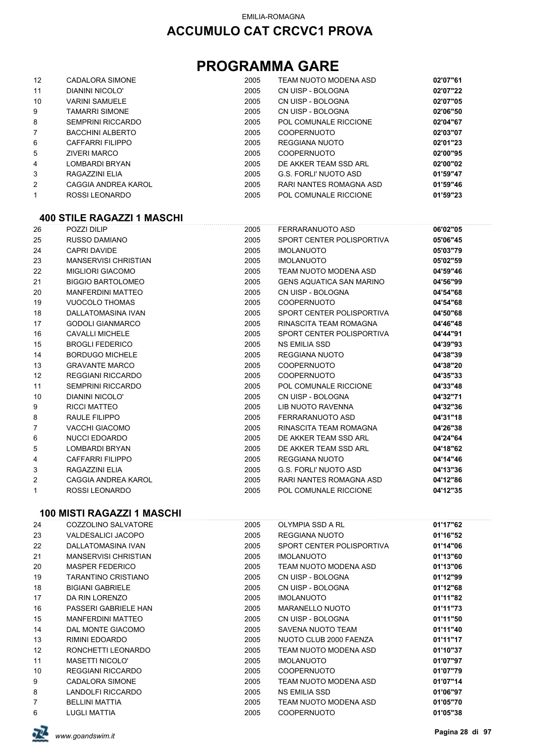# ACCUMULO CAT CRCVC1 PROVA

## PROGRAMMA GARE

| | | | | |
|---|---|---|---|---|
| 12 | CADALORA SIMONE | 2005 | TEAM NUOTO MODENA ASD | **02'07"61** |
| 11 | DIANINI NICOLO' | 2005 | CN UISP - BOLOGNA | **02'07"22** |
| 10 | VARINI SAMUELE | 2005 | CN UISP - BOLOGNA | **02'07"05** |
| 9 | TAMARRI SIMONE | 2005 | CN UISP - BOLOGNA | **02'06"50** |
| 8 | SEMPRINI RICCARDO | 2005 | POL COMUNALE RICCIONE | **02'04"67** |
| 7 | BACCHINI ALBERTO | 2005 | COOPERNUOTO | **02'03"07** |
| 6 | CAFFARRI FILIPPO | 2005 | REGGIANA NUOTO | **02'01"23** |
| 5 | ZIVERI MARCO | 2005 | COOPERNUOTO | **02'00"95** |
| 4 | LOMBARDI BRYAN | 2005 | DE AKKER TEAM SSD ARL | **02'00"02** |
| 3 | RAGAZZINI ELIA | 2005 | G.S. FORLI' NUOTO ASD | **01'59"47** |
| 2 | CAGGIA ANDREA KAROL | 2005 | RARI NANTES ROMAGNA ASD | **01'59"46** |
| 1 | ROSSI LEONARDO | 2005 | POL COMUNALE RICCIONE | **01'59"23** |

### 400 STILE RAGAZZI 1 MASCHI

| | | | | |
|---|---|---|---|---|
| 26 | POZZI DILIP | 2005 | FERRARANUOTO ASD | **06'02"05** |
| 25 | RUSSO DAMIANO | 2005 | SPORT CENTER POLISPORTIVA | **05'06"45** |
| 24 | CAPRI DAVIDE | 2005 | IMOLANUOTO | **05'03"79** |
| 23 | MANSERVISI CHRISTIAN | 2005 | IMOLANUOTO | **05'02"59** |
| 22 | MIGLIORI GIACOMO | 2005 | TEAM NUOTO MODENA ASD | **04'59"46** |
| 21 | BIGGIO BARTOLOMEO | 2005 | GENS AQUATICA SAN MARINO | **04'56"99** |
| 20 | MANFERDINI MATTEO | 2005 | CN UISP - BOLOGNA | **04'54"68** |
| 19 | VUOCOLO THOMAS | 2005 | COOPERNUOTO | **04'54"68** |
| 18 | DALLATOMASINA IVAN | 2005 | SPORT CENTER POLISPORTIVA | **04'50"68** |
| 17 | GODOLI GIANMARCO | 2005 | RINASCITA TEAM ROMAGNA | **04'46"48** |
| 16 | CAVALLI MICHELE | 2005 | SPORT CENTER POLISPORTIVA | **04'44"91** |
| 15 | BROGLI FEDERICO | 2005 | NS EMILIA SSD | **04'39"93** |
| 14 | BORDUGO MICHELE | 2005 | REGGIANA NUOTO | **04'38"39** |
| 13 | GRAVANTE MARCO | 2005 | COOPERNUOTO | **04'38"20** |
| 12 | REGGIANI RICCARDO | 2005 | COOPERNUOTO | **04'35"33** |
| 11 | SEMPRINI RICCARDO | 2005 | POL COMUNALE RICCIONE | **04'33"48** |
| 10 | DIANINI NICOLO' | 2005 | CN UISP - BOLOGNA | **04'32"71** |
| 9 | RICCI MATTEO | 2005 | LIB NUOTO RAVENNA | **04'32"36** |
| 8 | RAULE FILIPPO | 2005 | FERRARANUOTO ASD | **04'31"18** |
| 7 | VACCHI GIACOMO | 2005 | RINASCITA TEAM ROMAGNA | **04'26"38** |
| 6 | NUCCI EDOARDO | 2005 | DE AKKER TEAM SSD ARL | **04'24"64** |
| 5 | LOMBARDI BRYAN | 2005 | DE AKKER TEAM SSD ARL | **04'18"62** |
| 4 | CAFFARRI FILIPPO | 2005 | REGGIANA NUOTO | **04'14"46** |
| 3 | RAGAZZINI ELIA | 2005 | G.S. FORLI' NUOTO ASD | **04'13"36** |
| 2 | CAGGIA ANDREA KAROL | 2005 | RARI NANTES ROMAGNA ASD | **04'12"86** |
| 1 | ROSSI LEONARDO | 2005 | POL COMUNALE RICCIONE | **04'12"35** |

### 100 MISTI RAGAZZI 1 MASCHI

| | | | | |
|---|---|---|---|---|
| 24 | COZZOLINO SALVATORE | 2005 | OLYMPIA SSD A RL | **01'17"62** |
| 23 | VALDESALICI JACOPO | 2005 | REGGIANA NUOTO | **01'16"52** |
| 22 | DALLATOMASINA IVAN | 2005 | SPORT CENTER POLISPORTIVA | **01'14"06** |
| 21 | MANSERVISI CHRISTIAN | 2005 | IMOLANUOTO | **01'13"60** |
| 20 | MASPER FEDERICO | 2005 | TEAM NUOTO MODENA ASD | **01'13"06** |
| 19 | TARANTINO CRISTIANO | 2005 | CN UISP - BOLOGNA | **01'12"99** |
| 18 | BIGIANI GABRIELE | 2005 | CN UISP - BOLOGNA | **01'12"68** |
| 17 | DA RIN LORENZO | 2005 | IMOLANUOTO | **01'11"82** |
| 16 | PASSERI GABRIELE HAN | 2005 | MARANELLO NUOTO | **01'11"73** |
| 15 | MANFERDINI MATTEO | 2005 | CN UISP - BOLOGNA | **01'11"50** |
| 14 | DAL MONTE GIACOMO | 2005 | SAVENA NUOTO TEAM | **01'11"40** |
| 13 | RIMINI EDOARDO | 2005 | NUOTO CLUB 2000 FAENZA | **01'11"17** |
| 12 | RONCHETTI LEONARDO | 2005 | TEAM NUOTO MODENA ASD | **01'10"37** |
| 11 | MASETTI NICOLO' | 2005 | IMOLANUOTO | **01'07"97** |
| 10 | REGGIANI RICCARDO | 2005 | COOPERNUOTO | **01'07"79** |
| 9 | CADALORA SIMONE | 2005 | TEAM NUOTO MODENA ASD | **01'07"14** |
| 8 | LANDOLFI RICCARDO | 2005 | NS EMILIA SSD | **01'06"97** |
| 7 | BELLINI MATTIA | 2005 | TEAM NUOTO MODENA ASD | **01'05"70** |
| 6 | LUGLI MATTIA | 2005 | COOPERNUOTO | **01'05"38** |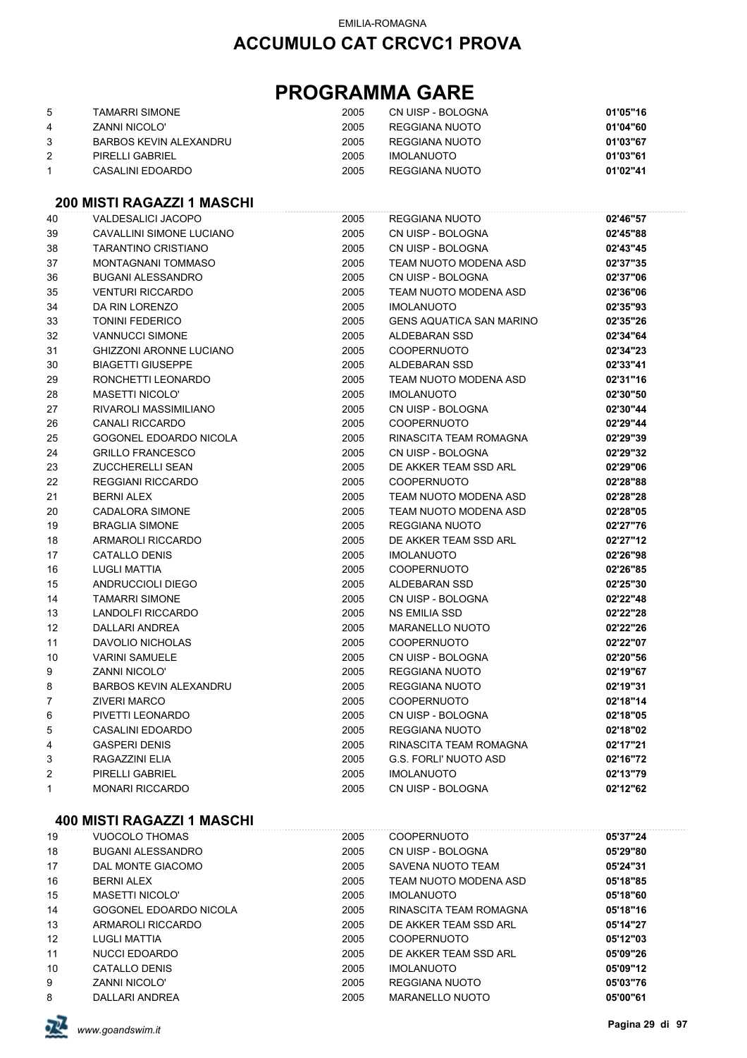EMILIA-ROMAGNA

# ACCUMULO CAT CRCVC1 PROVA

# PROGRAMMA GARE

| | | | | |
|---|---|---|---|---|
| 5 | TAMARRI SIMONE | 2005 | CN UISP - BOLOGNA | **01'05"16** |
| 4 | ZANNI NICOLO' | 2005 | REGGIANA NUOTO | **01'04"60** |
| 3 | BARBOS KEVIN ALEXANDRU | 2005 | REGGIANA NUOTO | **01'03"67** |
| 2 | PIRELLI GABRIEL | 2005 | IMOLANUOTO | **01'03"61** |
| 1 | CASALINI EDOARDO | 2005 | REGGIANA NUOTO | **01'02"41** |

## 200 MISTI RAGAZZI 1 MASCHI

| | | | | |
|---|---|---|---|---|
| 40 | VALDESALICI JACOPO | 2005 | REGGIANA NUOTO | **02'46"57** |
| 39 | CAVALLINI SIMONE LUCIANO | 2005 | CN UISP - BOLOGNA | **02'45"88** |
| 38 | TARANTINO CRISTIANO | 2005 | CN UISP - BOLOGNA | **02'43"45** |
| 37 | MONTAGNANI TOMMASO | 2005 | TEAM NUOTO MODENA ASD | **02'37"35** |
| 36 | BUGANI ALESSANDRO | 2005 | CN UISP - BOLOGNA | **02'37"06** |
| 35 | VENTURI RICCARDO | 2005 | TEAM NUOTO MODENA ASD | **02'36"06** |
| 34 | DA RIN LORENZO | 2005 | IMOLANUOTO | **02'35"93** |
| 33 | TONINI FEDERICO | 2005 | GENS AQUATICA SAN MARINO | **02'35"26** |
| 32 | VANNUCCI SIMONE | 2005 | ALDEBARAN SSD | **02'34"64** |
| 31 | GHIZZONI ARONNE LUCIANO | 2005 | COOPERNUOTO | **02'34"23** |
| 30 | BIAGETTI GIUSEPPE | 2005 | ALDEBARAN SSD | **02'33"41** |
| 29 | RONCHETTI LEONARDO | 2005 | TEAM NUOTO MODENA ASD | **02'31"16** |
| 28 | MASETTI NICOLO' | 2005 | IMOLANUOTO | **02'30"50** |
| 27 | RIVAROLI MASSIMILIANO | 2005 | CN UISP - BOLOGNA | **02'30"44** |
| 26 | CANALI RICCARDO | 2005 | COOPERNUOTO | **02'29"44** |
| 25 | GOGONEL EDOARDO NICOLA | 2005 | RINASCITA TEAM ROMAGNA | **02'29"39** |
| 24 | GRILLO FRANCESCO | 2005 | CN UISP - BOLOGNA | **02'29"32** |
| 23 | ZUCCHERELLI SEAN | 2005 | DE AKKER TEAM SSD ARL | **02'29"06** |
| 22 | REGGIANI RICCARDO | 2005 | COOPERNUOTO | **02'28"88** |
| 21 | BERNI ALEX | 2005 | TEAM NUOTO MODENA ASD | **02'28"28** |
| 20 | CADALORA SIMONE | 2005 | TEAM NUOTO MODENA ASD | **02'28"05** |
| 19 | BRAGLIA SIMONE | 2005 | REGGIANA NUOTO | **02'27"76** |
| 18 | ARMAROLI RICCARDO | 2005 | DE AKKER TEAM SSD ARL | **02'27"12** |
| 17 | CATALLO DENIS | 2005 | IMOLANUOTO | **02'26"98** |
| 16 | LUGLI MATTIA | 2005 | COOPERNUOTO | **02'26"85** |
| 15 | ANDRUCCIOLI DIEGO | 2005 | ALDEBARAN SSD | **02'25"30** |
| 14 | TAMARRI SIMONE | 2005 | CN UISP - BOLOGNA | **02'22"48** |
| 13 | LANDOLFI RICCARDO | 2005 | NS EMILIA SSD | **02'22"28** |
| 12 | DALLARI ANDREA | 2005 | MARANELLO NUOTO | **02'22"26** |
| 11 | DAVOLIO NICHOLAS | 2005 | COOPERNUOTO | **02'22"07** |
| 10 | VARINI SAMUELE | 2005 | CN UISP - BOLOGNA | **02'20"56** |
| 9 | ZANNI NICOLO' | 2005 | REGGIANA NUOTO | **02'19"67** |
| 8 | BARBOS KEVIN ALEXANDRU | 2005 | REGGIANA NUOTO | **02'19"31** |
| 7 | ZIVERI MARCO | 2005 | COOPERNUOTO | **02'18"14** |
| 6 | PIVETTI LEONARDO | 2005 | CN UISP - BOLOGNA | **02'18"05** |
| 5 | CASALINI EDOARDO | 2005 | REGGIANA NUOTO | **02'18"02** |
| 4 | GASPERI DENIS | 2005 | RINASCITA TEAM ROMAGNA | **02'17"21** |
| 3 | RAGAZZINI ELIA | 2005 | G.S. FORLI' NUOTO ASD | **02'16"72** |
| 2 | PIRELLI GABRIEL | 2005 | IMOLANUOTO | **02'13"79** |
| 1 | MONARI RICCARDO | 2005 | CN UISP - BOLOGNA | **02'12"62** |

## 400 MISTI RAGAZZI 1 MASCHI

| | | | | |
|---|---|---|---|---|
| 19 | VUOCOLO THOMAS | 2005 | COOPERNUOTO | **05'37"24** |
| 18 | BUGANI ALESSANDRO | 2005 | CN UISP - BOLOGNA | **05'29"80** |
| 17 | DAL MONTE GIACOMO | 2005 | SAVENA NUOTO TEAM | **05'24"31** |
| 16 | BERNI ALEX | 2005 | TEAM NUOTO MODENA ASD | **05'18"85** |
| 15 | MASETTI NICOLO' | 2005 | IMOLANUOTO | **05'18"60** |
| 14 | GOGONEL EDOARDO NICOLA | 2005 | RINASCITA TEAM ROMAGNA | **05'18"16** |
| 13 | ARMAROLI RICCARDO | 2005 | DE AKKER TEAM SSD ARL | **05'14"27** |
| 12 | LUGLI MATTIA | 2005 | COOPERNUOTO | **05'12"03** |
| 11 | NUCCI EDOARDO | 2005 | DE AKKER TEAM SSD ARL | **05'09"26** |
| 10 | CATALLO DENIS | 2005 | IMOLANUOTO | **05'09"12** |
| 9 | ZANNI NICOLO' | 2005 | REGGIANA NUOTO | **05'03"76** |
| 8 | DALLARI ANDREA | 2005 | MARANELLO NUOTO | **05'00"61** |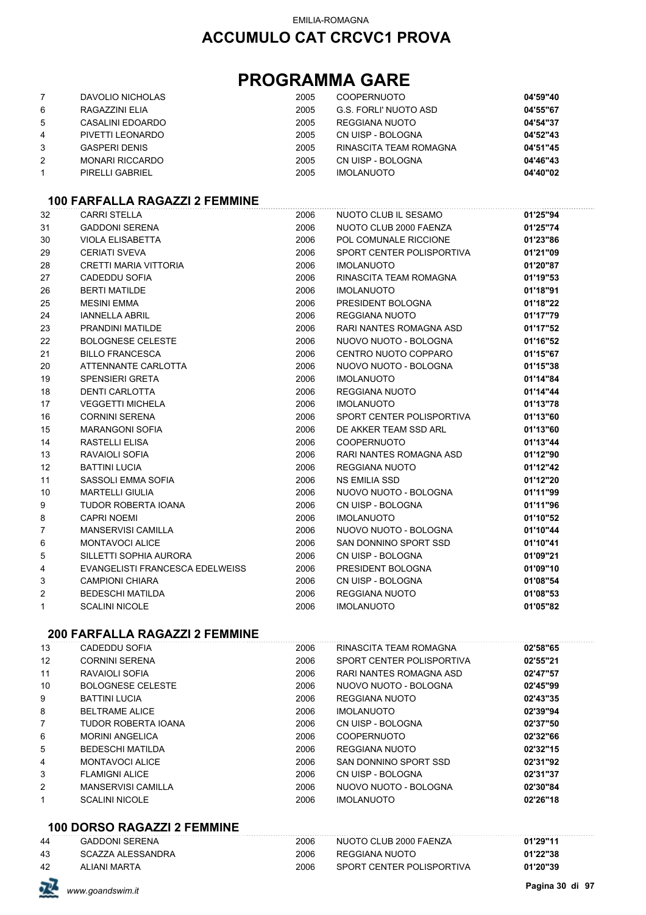EMILIA-ROMAGNA

# ACCUMULO CAT CRCVC1 PROVA

# PROGRAMMA GARE

| | | | | |
|---|---|---|---|---|
| 7 | DAVOLIO NICHOLAS | 2005 | COOPERNUOTO | **04'59"40** |
| 6 | RAGAZZINI ELIA | 2005 | G.S. FORLI' NUOTO ASD | **04'55"67** |
| 5 | CASALINI EDOARDO | 2005 | REGGIANA NUOTO | **04'54"37** |
| 4 | PIVETTI LEONARDO | 2005 | CN UISP - BOLOGNA | **04'52"43** |
| 3 | GASPERI DENIS | 2005 | RINASCITA TEAM ROMAGNA | **04'51"45** |
| 2 | MONARI RICCARDO | 2005 | CN UISP - BOLOGNA | **04'46"43** |
| 1 | PIRELLI GABRIEL | 2005 | IMOLANUOTO | **04'40"02** |

## 100 FARFALLA RAGAZZI 2 FEMMINE

| | | | | |
|---|---|---|---|---|
| 32 | CARRI STELLA | 2006 | NUOTO CLUB IL SESAMO | **01'25"94** |
| 31 | GADDONI SERENA | 2006 | NUOTO CLUB 2000 FAENZA | **01'25"74** |
| 30 | VIOLA ELISABETTA | 2006 | POL COMUNALE RICCIONE | **01'23"86** |
| 29 | CERIATI SVEVA | 2006 | SPORT CENTER POLISPORTIVA | **01'21"09** |
| 28 | CRETTI MARIA VITTORIA | 2006 | IMOLANUOTO | **01'20"87** |
| 27 | CADEDDU SOFIA | 2006 | RINASCITA TEAM ROMAGNA | **01'19"53** |
| 26 | BERTI MATILDE | 2006 | IMOLANUOTO | **01'18"91** |
| 25 | MESINI EMMA | 2006 | PRESIDENT BOLOGNA | **01'18"22** |
| 24 | IANNELLA ABRIL | 2006 | REGGIANA NUOTO | **01'17"79** |
| 23 | PRANDINI MATILDE | 2006 | RARI NANTES ROMAGNA ASD | **01'17"52** |
| 22 | BOLOGNESE CELESTE | 2006 | NUOVO NUOTO - BOLOGNA | **01'16"52** |
| 21 | BILLO FRANCESCA | 2006 | CENTRO NUOTO COPPARO | **01'15"67** |
| 20 | ATTENNANTE CARLOTTA | 2006 | NUOVO NUOTO - BOLOGNA | **01'15"38** |
| 19 | SPENSIERI GRETA | 2006 | IMOLANUOTO | **01'14"84** |
| 18 | DENTI CARLOTTA | 2006 | REGGIANA NUOTO | **01'14"44** |
| 17 | VEGGETTI MICHELA | 2006 | IMOLANUOTO | **01'13"78** |
| 16 | CORNINI SERENA | 2006 | SPORT CENTER POLISPORTIVA | **01'13"60** |
| 15 | MARANGONI SOFIA | 2006 | DE AKKER TEAM SSD ARL | **01'13"60** |
| 14 | RASTELLI ELISA | 2006 | COOPERNUOTO | **01'13"44** |
| 13 | RAVAIOLI SOFIA | 2006 | RARI NANTES ROMAGNA ASD | **01'12"90** |
| 12 | BATTINI LUCIA | 2006 | REGGIANA NUOTO | **01'12"42** |
| 11 | SASSOLI EMMA SOFIA | 2006 | NS EMILIA SSD | **01'12"20** |
| 10 | MARTELLI GIULIA | 2006 | NUOVO NUOTO - BOLOGNA | **01'11"99** |
| 9 | TUDOR ROBERTA IOANA | 2006 | CN UISP - BOLOGNA | **01'11"96** |
| 8 | CAPRI NOEMI | 2006 | IMOLANUOTO | **01'10"52** |
| 7 | MANSERVISI CAMILLA | 2006 | NUOVO NUOTO - BOLOGNA | **01'10"44** |
| 6 | MONTAVOCI ALICE | 2006 | SAN DONNINO SPORT SSD | **01'10"41** |
| 5 | SILLETTI SOPHIA AURORA | 2006 | CN UISP - BOLOGNA | **01'09"21** |
| 4 | EVANGELISTI FRANCESCA EDELWEISS | 2006 | PRESIDENT BOLOGNA | **01'09"10** |
| 3 | CAMPIONI CHIARA | 2006 | CN UISP - BOLOGNA | **01'08"54** |
| 2 | BEDESCHI MATILDA | 2006 | REGGIANA NUOTO | **01'08"53** |
| 1 | SCALINI NICOLE | 2006 | IMOLANUOTO | **01'05"82** |

## 200 FARFALLA RAGAZZI 2 FEMMINE

| | | | | |
|---|---|---|---|---|
| 13 | CADEDDU SOFIA | 2006 | RINASCITA TEAM ROMAGNA | **02'58"65** |
| 12 | CORNINI SERENA | 2006 | SPORT CENTER POLISPORTIVA | **02'55"21** |
| 11 | RAVAIOLI SOFIA | 2006 | RARI NANTES ROMAGNA ASD | **02'47"57** |
| 10 | BOLOGNESE CELESTE | 2006 | NUOVO NUOTO - BOLOGNA | **02'45"99** |
| 9 | BATTINI LUCIA | 2006 | REGGIANA NUOTO | **02'43"35** |
| 8 | BELTRAME ALICE | 2006 | IMOLANUOTO | **02'39"94** |
| 7 | TUDOR ROBERTA IOANA | 2006 | CN UISP - BOLOGNA | **02'37"50** |
| 6 | MORINI ANGELICA | 2006 | COOPERNUOTO | **02'32"66** |
| 5 | BEDESCHI MATILDA | 2006 | REGGIANA NUOTO | **02'32"15** |
| 4 | MONTAVOCI ALICE | 2006 | SAN DONNINO SPORT SSD | **02'31"92** |
| 3 | FLAMIGNI ALICE | 2006 | CN UISP - BOLOGNA | **02'31"37** |
| 2 | MANSERVISI CAMILLA | 2006 | NUOVO NUOTO - BOLOGNA | **02'30"84** |
| 1 | SCALINI NICOLE | 2006 | IMOLANUOTO | **02'26"18** |

## 100 DORSO RAGAZZI 2 FEMMINE

| | | | | |
|---|---|---|---|---|
| 44 | GADDONI SERENA | 2006 | NUOTO CLUB 2000 FAENZA | **01'29"11** |
| 43 | SCAZZA ALESSANDRA | 2006 | REGGIANA NUOTO | **01'22"38** |
| 42 | ALIANI MARTA | 2006 | SPORT CENTER POLISPORTIVA | **01'20"39** |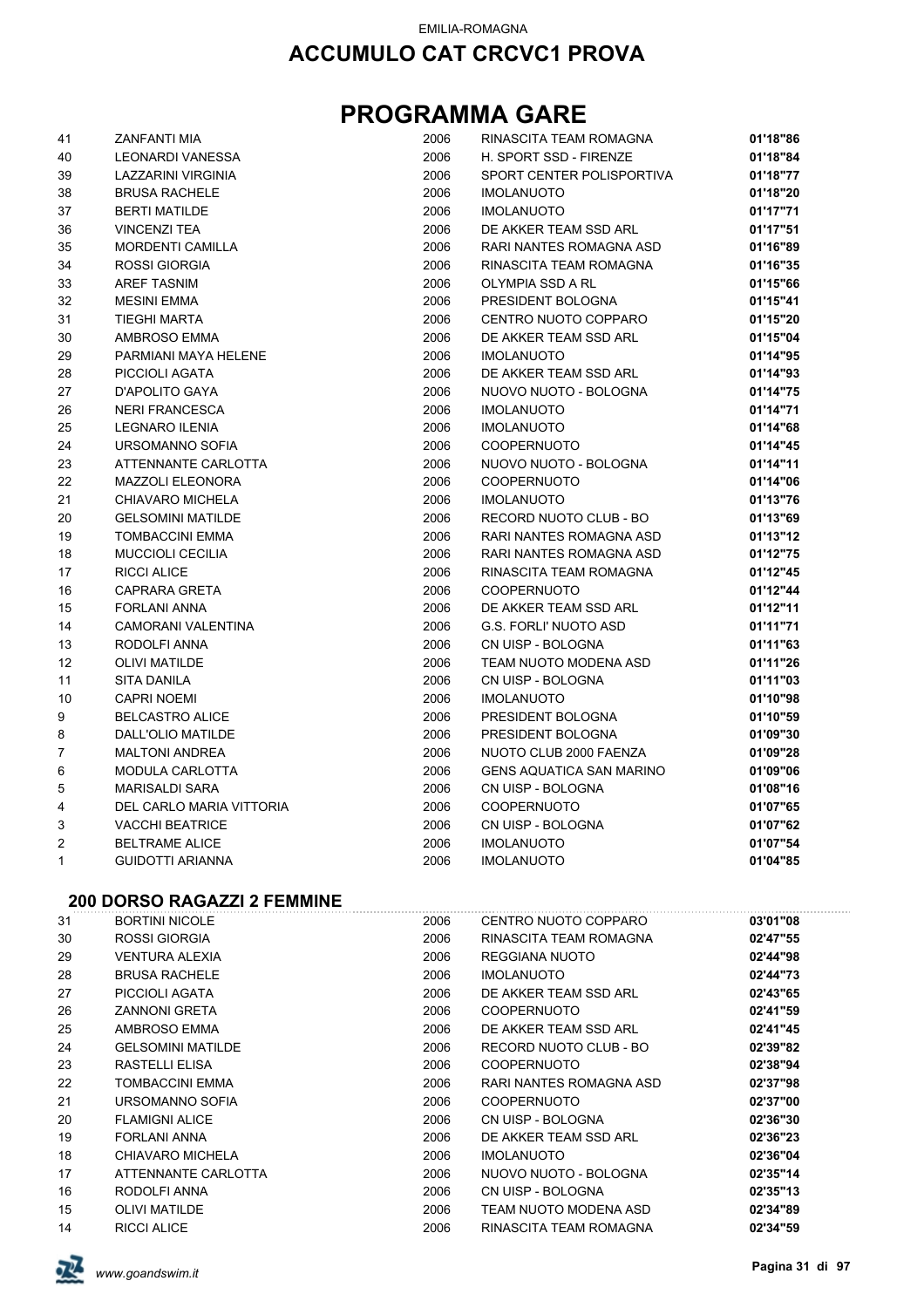EMILIA-ROMAGNA

# ACCUMULO CAT CRCVC1 PROVA

# PROGRAMMA GARE

| | | | | |
|---|---|---|---|---|
| 41 | ZANFANTI MIA | 2006 | RINASCITA TEAM ROMAGNA | **01'18"86** |
| 40 | LEONARDI VANESSA | 2006 | H. SPORT SSD - FIRENZE | **01'18"84** |
| 39 | LAZZARINI VIRGINIA | 2006 | SPORT CENTER POLISPORTIVA | **01'18"77** |
| 38 | BRUSA RACHELE | 2006 | IMOLANUOTO | **01'18"20** |
| 37 | BERTI MATILDE | 2006 | IMOLANUOTO | **01'17"71** |
| 36 | VINCENZI TEA | 2006 | DE AKKER TEAM SSD ARL | **01'17"51** |
| 35 | MORDENTI CAMILLA | 2006 | RARI NANTES ROMAGNA ASD | **01'16"89** |
| 34 | ROSSI GIORGIA | 2006 | RINASCITA TEAM ROMAGNA | **01'16"35** |
| 33 | AREF TASNIM | 2006 | OLYMPIA SSD A RL | **01'15"66** |
| 32 | MESINI EMMA | 2006 | PRESIDENT BOLOGNA | **01'15"41** |
| 31 | TIEGHI MARTA | 2006 | CENTRO NUOTO COPPARO | **01'15"20** |
| 30 | AMBROSO EMMA | 2006 | DE AKKER TEAM SSD ARL | **01'15"04** |
| 29 | PARMIANI MAYA HELENE | 2006 | IMOLANUOTO | **01'14"95** |
| 28 | PICCIOLI AGATA | 2006 | DE AKKER TEAM SSD ARL | **01'14"93** |
| 27 | D'APOLITO GAYA | 2006 | NUOVO NUOTO - BOLOGNA | **01'14"75** |
| 26 | NERI FRANCESCA | 2006 | IMOLANUOTO | **01'14"71** |
| 25 | LEGNARO ILENIA | 2006 | IMOLANUOTO | **01'14"68** |
| 24 | URSOMANNO SOFIA | 2006 | COOPERNUOTO | **01'14"45** |
| 23 | ATTENNANTE CARLOTTA | 2006 | NUOVO NUOTO - BOLOGNA | **01'14"11** |
| 22 | MAZZOLI ELEONORA | 2006 | COOPERNUOTO | **01'14"06** |
| 21 | CHIAVARO MICHELA | 2006 | IMOLANUOTO | **01'13"76** |
| 20 | GELSOMINI MATILDE | 2006 | RECORD NUOTO CLUB - BO | **01'13"69** |
| 19 | TOMBACCINI EMMA | 2006 | RARI NANTES ROMAGNA ASD | **01'13"12** |
| 18 | MUCCIOLI CECILIA | 2006 | RARI NANTES ROMAGNA ASD | **01'12"75** |
| 17 | RICCI ALICE | 2006 | RINASCITA TEAM ROMAGNA | **01'12"45** |
| 16 | CAPRARA GRETA | 2006 | COOPERNUOTO | **01'12"44** |
| 15 | FORLANI ANNA | 2006 | DE AKKER TEAM SSD ARL | **01'12"11** |
| 14 | CAMORANI VALENTINA | 2006 | G.S. FORLI' NUOTO ASD | **01'11"71** |
| 13 | RODOLFI ANNA | 2006 | CN UISP - BOLOGNA | **01'11"63** |
| 12 | OLIVI MATILDE | 2006 | TEAM NUOTO MODENA ASD | **01'11"26** |
| 11 | SITA DANILA | 2006 | CN UISP - BOLOGNA | **01'11"03** |
| 10 | CAPRI NOEMI | 2006 | IMOLANUOTO | **01'10"98** |
| 9 | BELCASTRO ALICE | 2006 | PRESIDENT BOLOGNA | **01'10"59** |
| 8 | DALL'OLIO MATILDE | 2006 | PRESIDENT BOLOGNA | **01'09"30** |
| 7 | MALTONI ANDREA | 2006 | NUOTO CLUB 2000 FAENZA | **01'09"28** |
| 6 | MODULA CARLOTTA | 2006 | GENS AQUATICA SAN MARINO | **01'09"06** |
| 5 | MARISALDI SARA | 2006 | CN UISP - BOLOGNA | **01'08"16** |
| 4 | DEL CARLO MARIA VITTORIA | 2006 | COOPERNUOTO | **01'07"65** |
| 3 | VACCHI BEATRICE | 2006 | CN UISP - BOLOGNA | **01'07"62** |
| 2 | BELTRAME ALICE | 2006 | IMOLANUOTO | **01'07"54** |
| 1 | GUIDOTTI ARIANNA | 2006 | IMOLANUOTO | **01'04"85** |

## 200 DORSO RAGAZZI 2 FEMMINE

| | | | | |
|---|---|---|---|---|
| 31 | BORTINI NICOLE | 2006 | CENTRO NUOTO COPPARO | **03'01"08** |
| 30 | ROSSI GIORGIA | 2006 | RINASCITA TEAM ROMAGNA | **02'47"55** |
| 29 | VENTURA ALEXIA | 2006 | REGGIANA NUOTO | **02'44"98** |
| 28 | BRUSA RACHELE | 2006 | IMOLANUOTO | **02'44"73** |
| 27 | PICCIOLI AGATA | 2006 | DE AKKER TEAM SSD ARL | **02'43"65** |
| 26 | ZANNONI GRETA | 2006 | COOPERNUOTO | **02'41"59** |
| 25 | AMBROSO EMMA | 2006 | DE AKKER TEAM SSD ARL | **02'41"45** |
| 24 | GELSOMINI MATILDE | 2006 | RECORD NUOTO CLUB - BO | **02'39"82** |
| 23 | RASTELLI ELISA | 2006 | COOPERNUOTO | **02'38"94** |
| 22 | TOMBACCINI EMMA | 2006 | RARI NANTES ROMAGNA ASD | **02'37"98** |
| 21 | URSOMANNO SOFIA | 2006 | COOPERNUOTO | **02'37"00** |
| 20 | FLAMIGNI ALICE | 2006 | CN UISP - BOLOGNA | **02'36"30** |
| 19 | FORLANI ANNA | 2006 | DE AKKER TEAM SSD ARL | **02'36"23** |
| 18 | CHIAVARO MICHELA | 2006 | IMOLANUOTO | **02'36"04** |
| 17 | ATTENNANTE CARLOTTA | 2006 | NUOVO NUOTO - BOLOGNA | **02'35"14** |
| 16 | RODOLFI ANNA | 2006 | CN UISP - BOLOGNA | **02'35"13** |
| 15 | OLIVI MATILDE | 2006 | TEAM NUOTO MODENA ASD | **02'34"89** |
| 14 | RICCI ALICE | 2006 | RINASCITA TEAM ROMAGNA | **02'34"59** |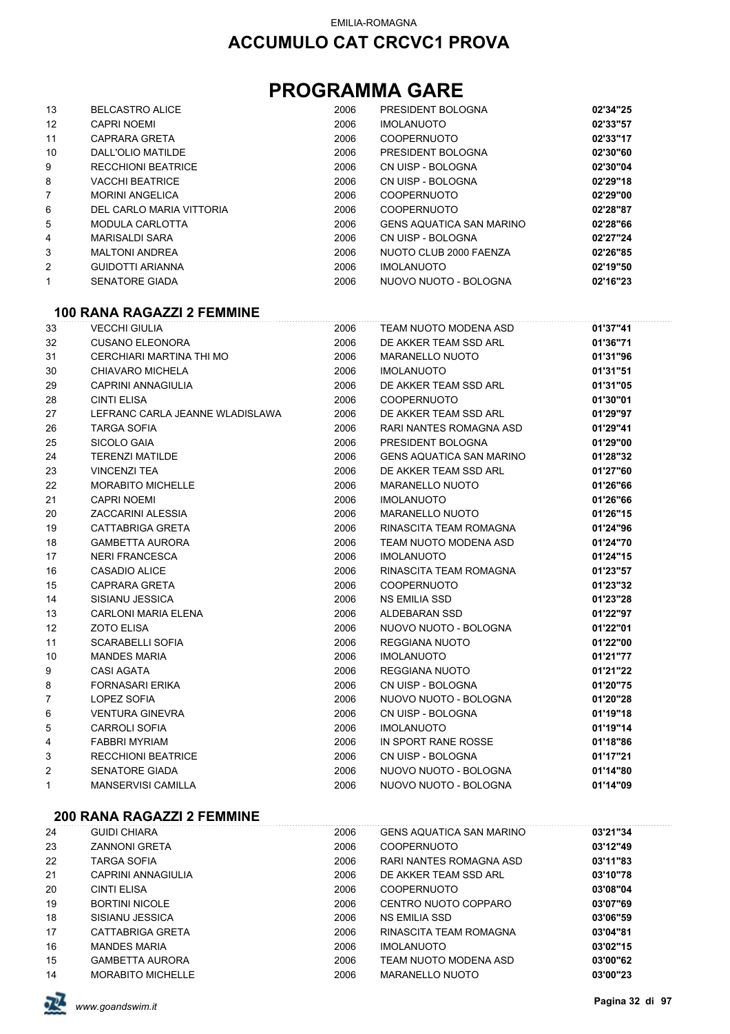EMILIA-ROMAGNA

# ACCUMULO CAT CRCVC1 PROVA

# PROGRAMMA GARE

| | | | | |
|---|---|---|---|---|
| 13 | BELCASTRO ALICE | 2006 | PRESIDENT BOLOGNA | **02'34"25** |
| 12 | CAPRI NOEMI | 2006 | IMOLANUOTO | **02'33"57** |
| 11 | CAPRARA GRETA | 2006 | COOPERNUOTO | **02'33"17** |
| 10 | DALL'OLIO MATILDE | 2006 | PRESIDENT BOLOGNA | **02'30"60** |
| 9 | RECCHIONI BEATRICE | 2006 | CN UISP - BOLOGNA | **02'30"04** |
| 8 | VACCHI BEATRICE | 2006 | CN UISP - BOLOGNA | **02'29"18** |
| 7 | MORINI ANGELICA | 2006 | COOPERNUOTO | **02'29"00** |
| 6 | DEL CARLO MARIA VITTORIA | 2006 | COOPERNUOTO | **02'28"87** |
| 5 | MODULA CARLOTTA | 2006 | GENS AQUATICA SAN MARINO | **02'28"66** |
| 4 | MARISALDI SARA | 2006 | CN UISP - BOLOGNA | **02'27"24** |
| 3 | MALTONI ANDREA | 2006 | NUOTO CLUB 2000 FAENZA | **02'26"85** |
| 2 | GUIDOTTI ARIANNA | 2006 | IMOLANUOTO | **02'19"50** |
| 1 | SENATORE GIADA | 2006 | NUOVO NUOTO - BOLOGNA | **02'16"23** |

### 100 RANA RAGAZZI 2 FEMMINE

| | | | | |
|---|---|---|---|---|
| 33 | VECCHI GIULIA | 2006 | TEAM NUOTO MODENA ASD | **01'37"41** |
| 32 | CUSANO ELEONORA | 2006 | DE AKKER TEAM SSD ARL | **01'36"71** |
| 31 | CERCHIARI MARTINA THI MO | 2006 | MARANELLO NUOTO | **01'31"96** |
| 30 | CHIAVARO MICHELA | 2006 | IMOLANUOTO | **01'31"51** |
| 29 | CAPRINI ANNAGIULIA | 2006 | DE AKKER TEAM SSD ARL | **01'31"05** |
| 28 | CINTI ELISA | 2006 | COOPERNUOTO | **01'30"01** |
| 27 | LEFRANC CARLA JEANNE WLADISLAWA | 2006 | DE AKKER TEAM SSD ARL | **01'29"97** |
| 26 | TARGA SOFIA | 2006 | RARI NANTES ROMAGNA ASD | **01'29"41** |
| 25 | SICOLO GAIA | 2006 | PRESIDENT BOLOGNA | **01'29"00** |
| 24 | TERENZI MATILDE | 2006 | GENS AQUATICA SAN MARINO | **01'28"32** |
| 23 | VINCENZI TEA | 2006 | DE AKKER TEAM SSD ARL | **01'27"60** |
| 22 | MORABITO MICHELLE | 2006 | MARANELLO NUOTO | **01'26"66** |
| 21 | CAPRI NOEMI | 2006 | IMOLANUOTO | **01'26"66** |
| 20 | ZACCARINI ALESSIA | 2006 | MARANELLO NUOTO | **01'26"15** |
| 19 | CATTABRIGA GRETA | 2006 | RINASCITA TEAM ROMAGNA | **01'24"96** |
| 18 | GAMBETTA AURORA | 2006 | TEAM NUOTO MODENA ASD | **01'24"70** |
| 17 | NERI FRANCESCA | 2006 | IMOLANUOTO | **01'24"15** |
| 16 | CASADIO ALICE | 2006 | RINASCITA TEAM ROMAGNA | **01'23"57** |
| 15 | CAPRARA GRETA | 2006 | COOPERNUOTO | **01'23"32** |
| 14 | SISIANU JESSICA | 2006 | NS EMILIA SSD | **01'23"28** |
| 13 | CARLONI MARIA ELENA | 2006 | ALDEBARAN SSD | **01'22"97** |
| 12 | ZOTO ELISA | 2006 | NUOVO NUOTO - BOLOGNA | **01'22"01** |
| 11 | SCARABELLI SOFIA | 2006 | REGGIANA NUOTO | **01'22"00** |
| 10 | MANDES MARIA | 2006 | IMOLANUOTO | **01'21"77** |
| 9 | CASI AGATA | 2006 | REGGIANA NUOTO | **01'21"22** |
| 8 | FORNASARI ERIKA | 2006 | CN UISP - BOLOGNA | **01'20"75** |
| 7 | LOPEZ SOFIA | 2006 | NUOVO NUOTO - BOLOGNA | **01'20"28** |
| 6 | VENTURA GINEVRA | 2006 | CN UISP - BOLOGNA | **01'19"18** |
| 5 | CARROLI SOFIA | 2006 | IMOLANUOTO | **01'19"14** |
| 4 | FABBRI MYRIAM | 2006 | IN SPORT RANE ROSSE | **01'18"86** |
| 3 | RECCHIONI BEATRICE | 2006 | CN UISP - BOLOGNA | **01'17"21** |
| 2 | SENATORE GIADA | 2006 | NUOVO NUOTO - BOLOGNA | **01'14"80** |
| 1 | MANSERVISI CAMILLA | 2006 | NUOVO NUOTO - BOLOGNA | **01'14"09** |

### 200 RANA RAGAZZI 2 FEMMINE

| | | | | |
|---|---|---|---|---|
| 24 | GUIDI CHIARA | 2006 | GENS AQUATICA SAN MARINO | **03'21"34** |
| 23 | ZANNONI GRETA | 2006 | COOPERNUOTO | **03'12"49** |
| 22 | TARGA SOFIA | 2006 | RARI NANTES ROMAGNA ASD | **03'11"83** |
| 21 | CAPRINI ANNAGIULIA | 2006 | DE AKKER TEAM SSD ARL | **03'10"78** |
| 20 | CINTI ELISA | 2006 | COOPERNUOTO | **03'08"04** |
| 19 | BORTINI NICOLE | 2006 | CENTRO NUOTO COPPARO | **03'07"69** |
| 18 | SISIANU JESSICA | 2006 | NS EMILIA SSD | **03'06"59** |
| 17 | CATTABRIGA GRETA | 2006 | RINASCITA TEAM ROMAGNA | **03'04"81** |
| 16 | MANDES MARIA | 2006 | IMOLANUOTO | **03'02"15** |
| 15 | GAMBETTA AURORA | 2006 | TEAM NUOTO MODENA ASD | **03'00"62** |
| 14 | MORABITO MICHELLE | 2006 | MARANELLO NUOTO | **03'00"23** |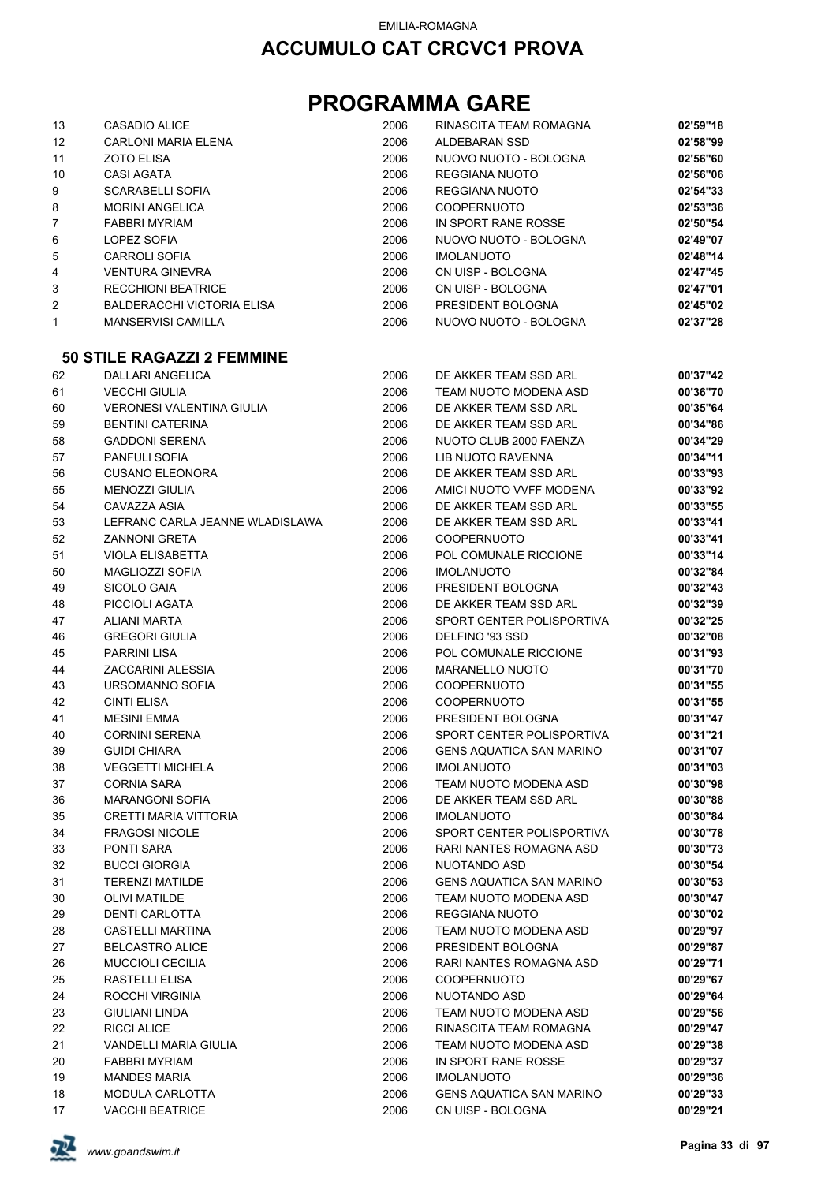EMILIA-ROMAGNA

# ACCUMULO CAT CRCVC1 PROVA

# PROGRAMMA GARE

| | | | | |
|---|---|---|---|---|
| 13 | CASADIO ALICE | 2006 | RINASCITA TEAM ROMAGNA | **02'59"18** |
| 12 | CARLONI MARIA ELENA | 2006 | ALDEBARAN SSD | **02'58"99** |
| 11 | ZOTO ELISA | 2006 | NUOVO NUOTO - BOLOGNA | **02'56"60** |
| 10 | CASI AGATA | 2006 | REGGIANA NUOTO | **02'56"06** |
| 9 | SCARABELLI SOFIA | 2006 | REGGIANA NUOTO | **02'54"33** |
| 8 | MORINI ANGELICA | 2006 | COOPERNUOTO | **02'53"36** |
| 7 | FABBRI MYRIAM | 2006 | IN SPORT RANE ROSSE | **02'50"54** |
| 6 | LOPEZ SOFIA | 2006 | NUOVO NUOTO - BOLOGNA | **02'49"07** |
| 5 | CARROLI SOFIA | 2006 | IMOLANUOTO | **02'48"14** |
| 4 | VENTURA GINEVRA | 2006 | CN UISP - BOLOGNA | **02'47"45** |
| 3 | RECCHIONI BEATRICE | 2006 | CN UISP - BOLOGNA | **02'47"01** |
| 2 | BALDERACCHI VICTORIA ELISA | 2006 | PRESIDENT BOLOGNA | **02'45"02** |
| 1 | MANSERVISI CAMILLA | 2006 | NUOVO NUOTO - BOLOGNA | **02'37"28** |

## 50 STILE RAGAZZI 2 FEMMINE

| | | | | |
|---|---|---|---|---|
| 62 | DALLARI ANGELICA | 2006 | DE AKKER TEAM SSD ARL | **00'37"42** |
| 61 | VECCHI GIULIA | 2006 | TEAM NUOTO MODENA ASD | **00'36"70** |
| 60 | VERONESI VALENTINA GIULIA | 2006 | DE AKKER TEAM SSD ARL | **00'35"64** |
| 59 | BENTINI CATERINA | 2006 | DE AKKER TEAM SSD ARL | **00'34"86** |
| 58 | GADDONI SERENA | 2006 | NUOTO CLUB 2000 FAENZA | **00'34"29** |
| 57 | PANFULI SOFIA | 2006 | LIB NUOTO RAVENNA | **00'34"11** |
| 56 | CUSANO ELEONORA | 2006 | DE AKKER TEAM SSD ARL | **00'33"93** |
| 55 | MENOZZI GIULIA | 2006 | AMICI NUOTO VVFF MODENA | **00'33"92** |
| 54 | CAVAZZA ASIA | 2006 | DE AKKER TEAM SSD ARL | **00'33"55** |
| 53 | LEFRANC CARLA JEANNE WLADISLAWA | 2006 | DE AKKER TEAM SSD ARL | **00'33"41** |
| 52 | ZANNONI GRETA | 2006 | COOPERNUOTO | **00'33"41** |
| 51 | VIOLA ELISABETTA | 2006 | POL COMUNALE RICCIONE | **00'33"14** |
| 50 | MAGLIOZZI SOFIA | 2006 | IMOLANUOTO | **00'32"84** |
| 49 | SICOLO GAIA | 2006 | PRESIDENT BOLOGNA | **00'32"43** |
| 48 | PICCIOLI AGATA | 2006 | DE AKKER TEAM SSD ARL | **00'32"39** |
| 47 | ALIANI MARTA | 2006 | SPORT CENTER POLISPORTIVA | **00'32"25** |
| 46 | GREGORI GIULIA | 2006 | DELFINO '93 SSD | **00'32"08** |
| 45 | PARRINI LISA | 2006 | POL COMUNALE RICCIONE | **00'31"93** |
| 44 | ZACCARINI ALESSIA | 2006 | MARANELLO NUOTO | **00'31"70** |
| 43 | URSOMANNO SOFIA | 2006 | COOPERNUOTO | **00'31"55** |
| 42 | CINTI ELISA | 2006 | COOPERNUOTO | **00'31"55** |
| 41 | MESINI EMMA | 2006 | PRESIDENT BOLOGNA | **00'31"47** |
| 40 | CORNINI SERENA | 2006 | SPORT CENTER POLISPORTIVA | **00'31"21** |
| 39 | GUIDI CHIARA | 2006 | GENS AQUATICA SAN MARINO | **00'31"07** |
| 38 | VEGGETTI MICHELA | 2006 | IMOLANUOTO | **00'31"03** |
| 37 | CORNIA SARA | 2006 | TEAM NUOTO MODENA ASD | **00'30"98** |
| 36 | MARANGONI SOFIA | 2006 | DE AKKER TEAM SSD ARL | **00'30"88** |
| 35 | CRETTI MARIA VITTORIA | 2006 | IMOLANUOTO | **00'30"84** |
| 34 | FRAGOSI NICOLE | 2006 | SPORT CENTER POLISPORTIVA | **00'30"78** |
| 33 | PONTI SARA | 2006 | RARI NANTES ROMAGNA ASD | **00'30"73** |
| 32 | BUCCI GIORGIA | 2006 | NUOTANDO ASD | **00'30"54** |
| 31 | TERENZI MATILDE | 2006 | GENS AQUATICA SAN MARINO | **00'30"53** |
| 30 | OLIVI MATILDE | 2006 | TEAM NUOTO MODENA ASD | **00'30"47** |
| 29 | DENTI CARLOTTA | 2006 | REGGIANA NUOTO | **00'30"02** |
| 28 | CASTELLI MARTINA | 2006 | TEAM NUOTO MODENA ASD | **00'29"97** |
| 27 | BELCASTRO ALICE | 2006 | PRESIDENT BOLOGNA | **00'29"87** |
| 26 | MUCCIOLI CECILIA | 2006 | RARI NANTES ROMAGNA ASD | **00'29"71** |
| 25 | RASTELLI ELISA | 2006 | COOPERNUOTO | **00'29"67** |
| 24 | ROCCHI VIRGINIA | 2006 | NUOTANDO ASD | **00'29"64** |
| 23 | GIULIANI LINDA | 2006 | TEAM NUOTO MODENA ASD | **00'29"56** |
| 22 | RICCI ALICE | 2006 | RINASCITA TEAM ROMAGNA | **00'29"47** |
| 21 | VANDELLI MARIA GIULIA | 2006 | TEAM NUOTO MODENA ASD | **00'29"38** |
| 20 | FABBRI MYRIAM | 2006 | IN SPORT RANE ROSSE | **00'29"37** |
| 19 | MANDES MARIA | 2006 | IMOLANUOTO | **00'29"36** |
| 18 | MODULA CARLOTTA | 2006 | GENS AQUATICA SAN MARINO | **00'29"33** |
| 17 | VACCHI BEATRICE | 2006 | CN UISP - BOLOGNA | **00'29"21** |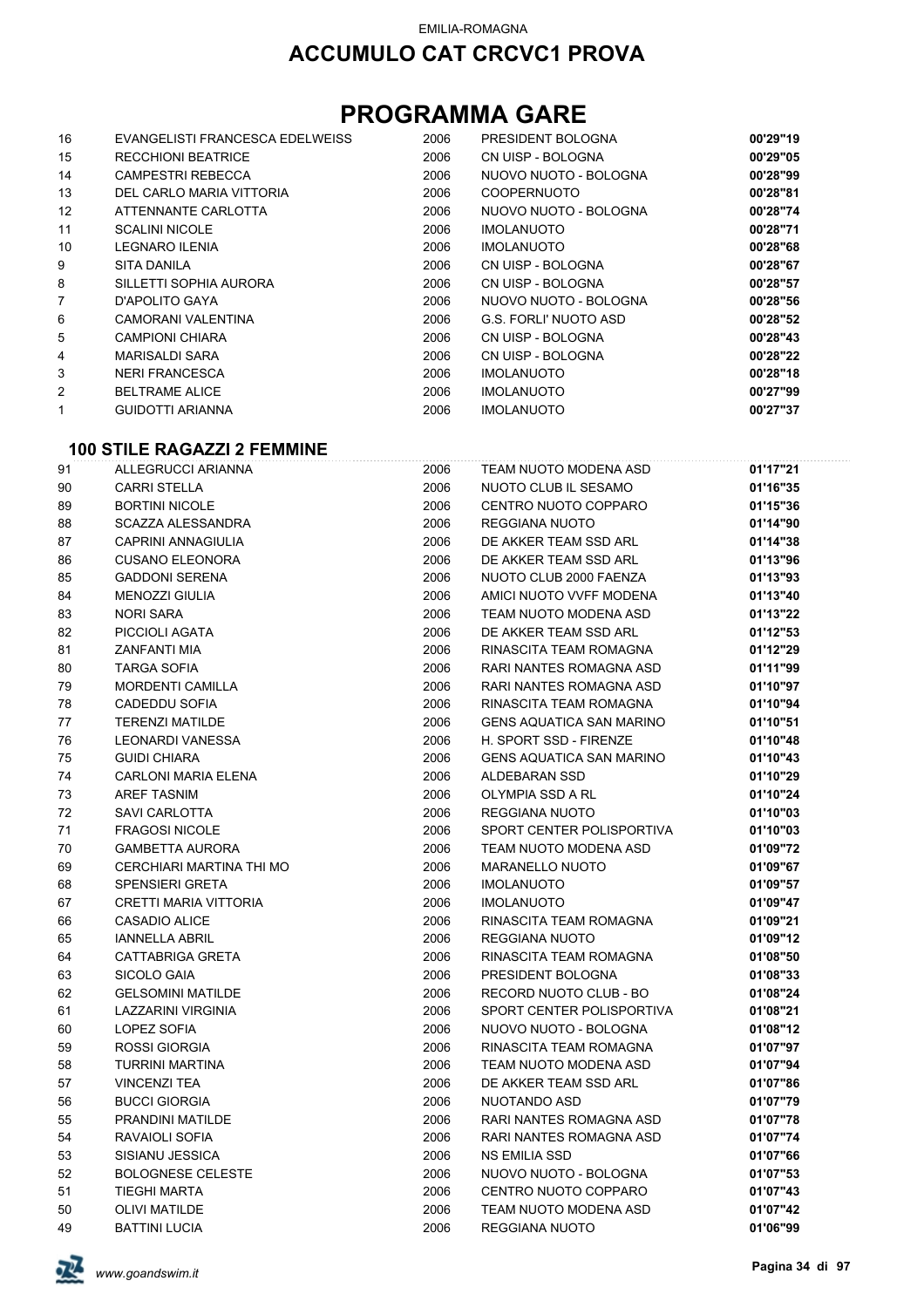EMILIA-ROMAGNA

# ACCUMULO CAT CRCVC1 PROVA

# PROGRAMMA GARE

| | | | | |
|---|---|---|---|---|
| 16 | EVANGELISTI FRANCESCA EDELWEISS | 2006 | PRESIDENT BOLOGNA | **00'29"19** |
| 15 | RECCHIONI BEATRICE | 2006 | CN UISP - BOLOGNA | **00'29"05** |
| 14 | CAMPESTRI REBECCA | 2006 | NUOVO NUOTO - BOLOGNA | **00'28"99** |
| 13 | DEL CARLO MARIA VITTORIA | 2006 | COOPERNUOTO | **00'28"81** |
| 12 | ATTENNANTE CARLOTTA | 2006 | NUOVO NUOTO - BOLOGNA | **00'28"74** |
| 11 | SCALINI NICOLE | 2006 | IMOLANUOTO | **00'28"71** |
| 10 | LEGNARO ILENIA | 2006 | IMOLANUOTO | **00'28"68** |
| 9 | SITA DANILA | 2006 | CN UISP - BOLOGNA | **00'28"67** |
| 8 | SILLETTI SOPHIA AURORA | 2006 | CN UISP - BOLOGNA | **00'28"57** |
| 7 | D'APOLITO GAYA | 2006 | NUOVO NUOTO - BOLOGNA | **00'28"56** |
| 6 | CAMORANI VALENTINA | 2006 | G.S. FORLI' NUOTO ASD | **00'28"52** |
| 5 | CAMPIONI CHIARA | 2006 | CN UISP - BOLOGNA | **00'28"43** |
| 4 | MARISALDI SARA | 2006 | CN UISP - BOLOGNA | **00'28"22** |
| 3 | NERI FRANCESCA | 2006 | IMOLANUOTO | **00'28"18** |
| 2 | BELTRAME ALICE | 2006 | IMOLANUOTO | **00'27"99** |
| 1 | GUIDOTTI ARIANNA | 2006 | IMOLANUOTO | **00'27"37** |

### 100 STILE RAGAZZI 2 FEMMINE

| | | | | |
|---|---|---|---|---|
| 91 | ALLEGRUCCI ARIANNA | 2006 | TEAM NUOTO MODENA ASD | **01'17"21** |
| 90 | CARRI STELLA | 2006 | NUOTO CLUB IL SESAMO | **01'16"35** |
| 89 | BORTINI NICOLE | 2006 | CENTRO NUOTO COPPARO | **01'15"36** |
| 88 | SCAZZA ALESSANDRA | 2006 | REGGIANA NUOTO | **01'14"90** |
| 87 | CAPRINI ANNAGIULIA | 2006 | DE AKKER TEAM SSD ARL | **01'14"38** |
| 86 | CUSANO ELEONORA | 2006 | DE AKKER TEAM SSD ARL | **01'13"96** |
| 85 | GADDONI SERENA | 2006 | NUOTO CLUB 2000 FAENZA | **01'13"93** |
| 84 | MENOZZI GIULIA | 2006 | AMICI NUOTO VVFF MODENA | **01'13"40** |
| 83 | NORI SARA | 2006 | TEAM NUOTO MODENA ASD | **01'13"22** |
| 82 | PICCIOLI AGATA | 2006 | DE AKKER TEAM SSD ARL | **01'12"53** |
| 81 | ZANFANTI MIA | 2006 | RINASCITA TEAM ROMAGNA | **01'12"29** |
| 80 | TARGA SOFIA | 2006 | RARI NANTES ROMAGNA ASD | **01'11"99** |
| 79 | MORDENTI CAMILLA | 2006 | RARI NANTES ROMAGNA ASD | **01'10"97** |
| 78 | CADEDDU SOFIA | 2006 | RINASCITA TEAM ROMAGNA | **01'10"94** |
| 77 | TERENZI MATILDE | 2006 | GENS AQUATICA SAN MARINO | **01'10"51** |
| 76 | LEONARDI VANESSA | 2006 | H. SPORT SSD - FIRENZE | **01'10"48** |
| 75 | GUIDI CHIARA | 2006 | GENS AQUATICA SAN MARINO | **01'10"43** |
| 74 | CARLONI MARIA ELENA | 2006 | ALDEBARAN SSD | **01'10"29** |
| 73 | AREF TASNIM | 2006 | OLYMPIA SSD A RL | **01'10"24** |
| 72 | SAVI CARLOTTA | 2006 | REGGIANA NUOTO | **01'10"03** |
| 71 | FRAGOSI NICOLE | 2006 | SPORT CENTER POLISPORTIVA | **01'10"03** |
| 70 | GAMBETTA AURORA | 2006 | TEAM NUOTO MODENA ASD | **01'09"72** |
| 69 | CERCHIARI MARTINA THI MO | 2006 | MARANELLO NUOTO | **01'09"67** |
| 68 | SPENSIERI GRETA | 2006 | IMOLANUOTO | **01'09"57** |
| 67 | CRETTI MARIA VITTORIA | 2006 | IMOLANUOTO | **01'09"47** |
| 66 | CASADIO ALICE | 2006 | RINASCITA TEAM ROMAGNA | **01'09"21** |
| 65 | IANNELLA ABRIL | 2006 | REGGIANA NUOTO | **01'09"12** |
| 64 | CATTABRIGA GRETA | 2006 | RINASCITA TEAM ROMAGNA | **01'08"50** |
| 63 | SICOLO GAIA | 2006 | PRESIDENT BOLOGNA | **01'08"33** |
| 62 | GELSOMINI MATILDE | 2006 | RECORD NUOTO CLUB - BO | **01'08"24** |
| 61 | LAZZARINI VIRGINIA | 2006 | SPORT CENTER POLISPORTIVA | **01'08"21** |
| 60 | LOPEZ SOFIA | 2006 | NUOVO NUOTO - BOLOGNA | **01'08"12** |
| 59 | ROSSI GIORGIA | 2006 | RINASCITA TEAM ROMAGNA | **01'07"97** |
| 58 | TURRINI MARTINA | 2006 | TEAM NUOTO MODENA ASD | **01'07"94** |
| 57 | VINCENZI TEA | 2006 | DE AKKER TEAM SSD ARL | **01'07"86** |
| 56 | BUCCI GIORGIA | 2006 | NUOTANDO ASD | **01'07"79** |
| 55 | PRANDINI MATILDE | 2006 | RARI NANTES ROMAGNA ASD | **01'07"78** |
| 54 | RAVAIOLI SOFIA | 2006 | RARI NANTES ROMAGNA ASD | **01'07"74** |
| 53 | SISIANU JESSICA | 2006 | NS EMILIA SSD | **01'07"66** |
| 52 | BOLOGNESE CELESTE | 2006 | NUOVO NUOTO - BOLOGNA | **01'07"53** |
| 51 | TIEGHI MARTA | 2006 | CENTRO NUOTO COPPARO | **01'07"43** |
| 50 | OLIVI MATILDE | 2006 | TEAM NUOTO MODENA ASD | **01'07"42** |
| 49 | BATTINI LUCIA | 2006 | REGGIANA NUOTO | **01'06"99** |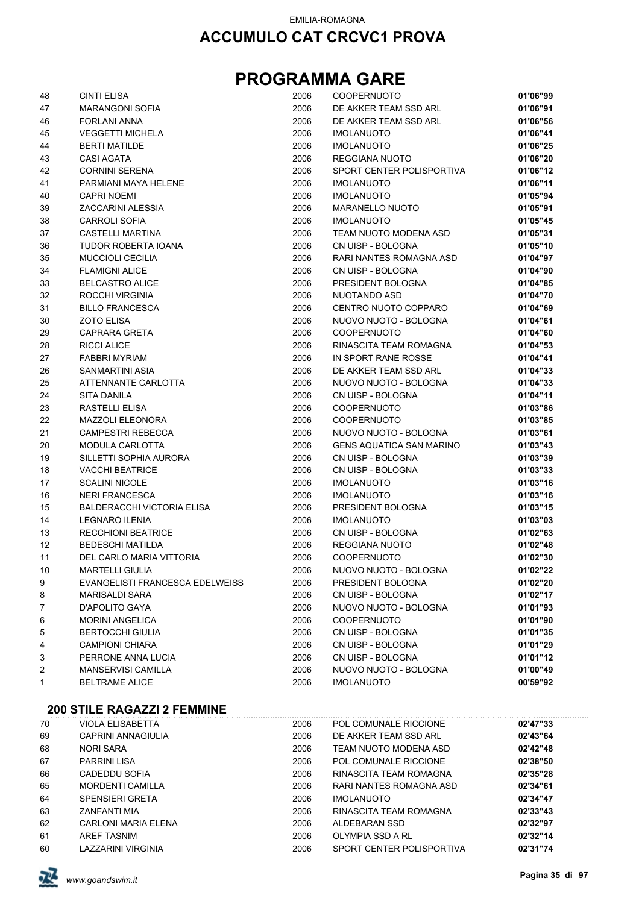EMILIA-ROMAGNA

## ACCUMULO CAT CRCVC1 PROVA

# PROGRAMMA GARE

| | | | | |
|---|---|---|---|---|
| 48 | CINTI ELISA | 2006 | COOPERNUOTO | **01'06"99** |
| 47 | MARANGONI SOFIA | 2006 | DE AKKER TEAM SSD ARL | **01'06"91** |
| 46 | FORLANI ANNA | 2006 | DE AKKER TEAM SSD ARL | **01'06"56** |
| 45 | VEGGETTI MICHELA | 2006 | IMOLANUOTO | **01'06"41** |
| 44 | BERTI MATILDE | 2006 | IMOLANUOTO | **01'06"25** |
| 43 | CASI AGATA | 2006 | REGGIANA NUOTO | **01'06"20** |
| 42 | CORNINI SERENA | 2006 | SPORT CENTER POLISPORTIVA | **01'06"12** |
| 41 | PARMIANI MAYA HELENE | 2006 | IMOLANUOTO | **01'06"11** |
| 40 | CAPRI NOEMI | 2006 | IMOLANUOTO | **01'05"94** |
| 39 | ZACCARINI ALESSIA | 2006 | MARANELLO NUOTO | **01'05"91** |
| 38 | CARROLI SOFIA | 2006 | IMOLANUOTO | **01'05"45** |
| 37 | CASTELLI MARTINA | 2006 | TEAM NUOTO MODENA ASD | **01'05"31** |
| 36 | TUDOR ROBERTA IOANA | 2006 | CN UISP - BOLOGNA | **01'05"10** |
| 35 | MUCCIOLI CECILIA | 2006 | RARI NANTES ROMAGNA ASD | **01'04"97** |
| 34 | FLAMIGNI ALICE | 2006 | CN UISP - BOLOGNA | **01'04"90** |
| 33 | BELCASTRO ALICE | 2006 | PRESIDENT BOLOGNA | **01'04"85** |
| 32 | ROCCHI VIRGINIA | 2006 | NUOTANDO ASD | **01'04"70** |
| 31 | BILLO FRANCESCA | 2006 | CENTRO NUOTO COPPARO | **01'04"69** |
| 30 | ZOTO ELISA | 2006 | NUOVO NUOTO - BOLOGNA | **01'04"61** |
| 29 | CAPRARA GRETA | 2006 | COOPERNUOTO | **01'04"60** |
| 28 | RICCI ALICE | 2006 | RINASCITA TEAM ROMAGNA | **01'04"53** |
| 27 | FABBRI MYRIAM | 2006 | IN SPORT RANE ROSSE | **01'04"41** |
| 26 | SANMARTINI ASIA | 2006 | DE AKKER TEAM SSD ARL | **01'04"33** |
| 25 | ATTENNANTE CARLOTTA | 2006 | NUOVO NUOTO - BOLOGNA | **01'04"33** |
| 24 | SITA DANILA | 2006 | CN UISP - BOLOGNA | **01'04"11** |
| 23 | RASTELLI ELISA | 2006 | COOPERNUOTO | **01'03"86** |
| 22 | MAZZOLI ELEONORA | 2006 | COOPERNUOTO | **01'03"85** |
| 21 | CAMPESTRI REBECCA | 2006 | NUOVO NUOTO - BOLOGNA | **01'03"61** |
| 20 | MODULA CARLOTTA | 2006 | GENS AQUATICA SAN MARINO | **01'03"43** |
| 19 | SILLETTI SOPHIA AURORA | 2006 | CN UISP - BOLOGNA | **01'03"39** |
| 18 | VACCHI BEATRICE | 2006 | CN UISP - BOLOGNA | **01'03"33** |
| 17 | SCALINI NICOLE | 2006 | IMOLANUOTO | **01'03"16** |
| 16 | NERI FRANCESCA | 2006 | IMOLANUOTO | **01'03"16** |
| 15 | BALDERACCHI VICTORIA ELISA | 2006 | PRESIDENT BOLOGNA | **01'03"15** |
| 14 | LEGNARO ILENIA | 2006 | IMOLANUOTO | **01'03"03** |
| 13 | RECCHIONI BEATRICE | 2006 | CN UISP - BOLOGNA | **01'02"63** |
| 12 | BEDESCHI MATILDA | 2006 | REGGIANA NUOTO | **01'02"48** |
| 11 | DEL CARLO MARIA VITTORIA | 2006 | COOPERNUOTO | **01'02"30** |
| 10 | MARTELLI GIULIA | 2006 | NUOVO NUOTO - BOLOGNA | **01'02"22** |
| 9 | EVANGELISTI FRANCESCA EDELWEISS | 2006 | PRESIDENT BOLOGNA | **01'02"20** |
| 8 | MARISALDI SARA | 2006 | CN UISP - BOLOGNA | **01'02"17** |
| 7 | D'APOLITO GAYA | 2006 | NUOVO NUOTO - BOLOGNA | **01'01"93** |
| 6 | MORINI ANGELICA | 2006 | COOPERNUOTO | **01'01"90** |
| 5 | BERTOCCHI GIULIA | 2006 | CN UISP - BOLOGNA | **01'01"35** |
| 4 | CAMPIONI CHIARA | 2006 | CN UISP - BOLOGNA | **01'01"29** |
| 3 | PERRONE ANNA LUCIA | 2006 | CN UISP - BOLOGNA | **01'01"12** |
| 2 | MANSERVISI CAMILLA | 2006 | NUOVO NUOTO - BOLOGNA | **01'00"49** |
| 1 | BELTRAME ALICE | 2006 | IMOLANUOTO | **00'59"92** |

### 200 STILE RAGAZZI 2 FEMMINE

| | | | | |
|---|---|---|---|---|
| 70 | VIOLA ELISABETTA | 2006 | POL COMUNALE RICCIONE | **02'47"33** |
| 69 | CAPRINI ANNAGIULIA | 2006 | DE AKKER TEAM SSD ARL | **02'43"64** |
| 68 | NORI SARA | 2006 | TEAM NUOTO MODENA ASD | **02'42"48** |
| 67 | PARRINI LISA | 2006 | POL COMUNALE RICCIONE | **02'38"50** |
| 66 | CADEDDU SOFIA | 2006 | RINASCITA TEAM ROMAGNA | **02'35"28** |
| 65 | MORDENTI CAMILLA | 2006 | RARI NANTES ROMAGNA ASD | **02'34"61** |
| 64 | SPENSIERI GRETA | 2006 | IMOLANUOTO | **02'34"47** |
| 63 | ZANFANTI MIA | 2006 | RINASCITA TEAM ROMAGNA | **02'33"43** |
| 62 | CARLONI MARIA ELENA | 2006 | ALDEBARAN SSD | **02'32"97** |
| 61 | AREF TASNIM | 2006 | OLYMPIA SSD A RL | **02'32"14** |
| 60 | LAZZARINI VIRGINIA | 2006 | SPORT CENTER POLISPORTIVA | **02'31"74** |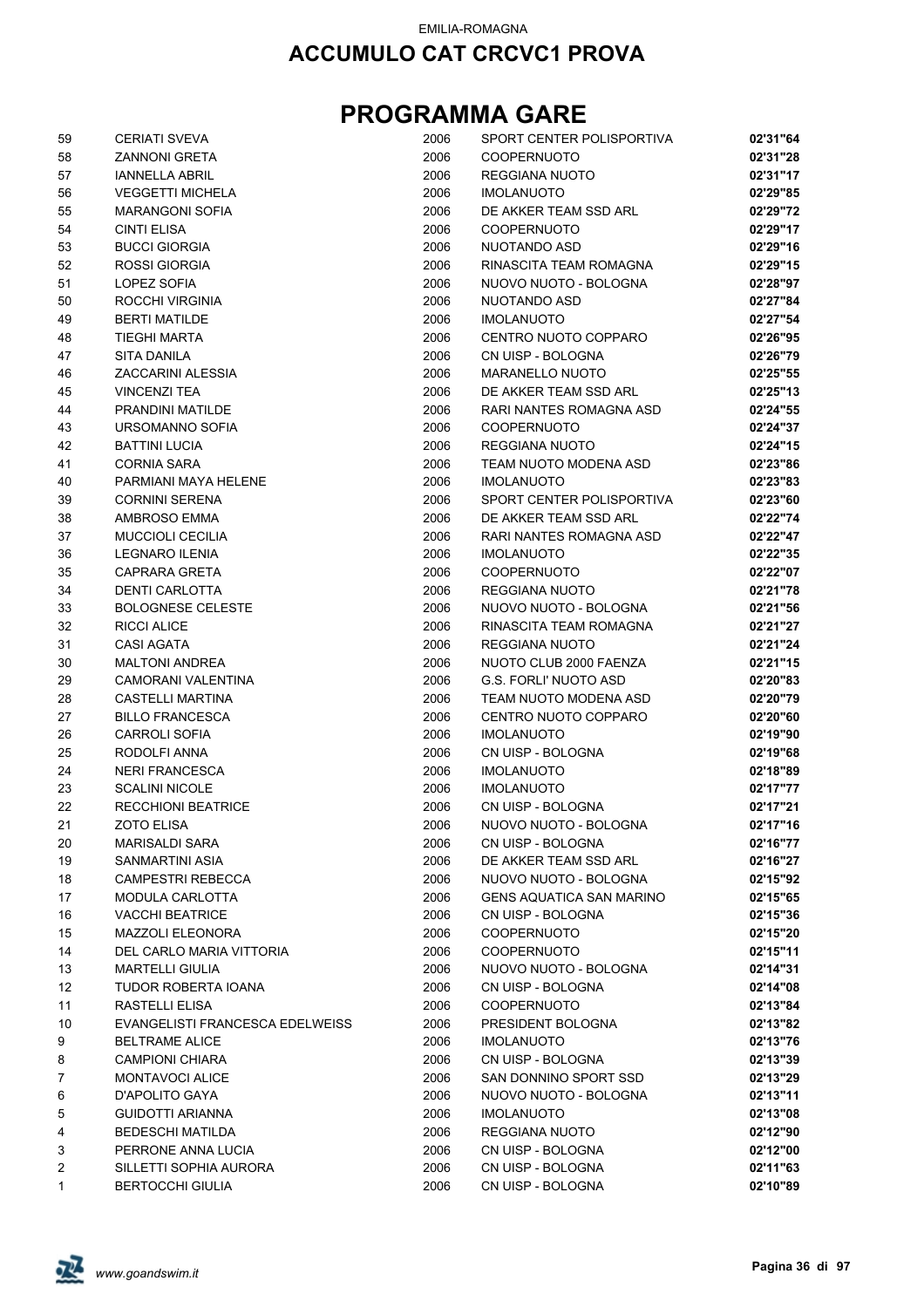EMILIA-ROMAGNA

## ACCUMULO CAT CRCVC1 PROVA

# PROGRAMMA GARE

| | | | | |
|---|---|---|---|---|
| 59 | CERIATI SVEVA | 2006 | SPORT CENTER POLISPORTIVA | **02'31"64** |
| 58 | ZANNONI GRETA | 2006 | COOPERNUOTO | **02'31"28** |
| 57 | IANNELLA ABRIL | 2006 | REGGIANA NUOTO | **02'31"17** |
| 56 | VEGGETTI MICHELA | 2006 | IMOLANUOTO | **02'29"85** |
| 55 | MARANGONI SOFIA | 2006 | DE AKKER TEAM SSD ARL | **02'29"72** |
| 54 | CINTI ELISA | 2006 | COOPERNUOTO | **02'29"17** |
| 53 | BUCCI GIORGIA | 2006 | NUOTANDO ASD | **02'29"16** |
| 52 | ROSSI GIORGIA | 2006 | RINASCITA TEAM ROMAGNA | **02'29"15** |
| 51 | LOPEZ SOFIA | 2006 | NUOVO NUOTO - BOLOGNA | **02'28"97** |
| 50 | ROCCHI VIRGINIA | 2006 | NUOTANDO ASD | **02'27"84** |
| 49 | BERTI MATILDE | 2006 | IMOLANUOTO | **02'27"54** |
| 48 | TIEGHI MARTA | 2006 | CENTRO NUOTO COPPARO | **02'26"95** |
| 47 | SITA DANILA | 2006 | CN UISP - BOLOGNA | **02'26"79** |
| 46 | ZACCARINI ALESSIA | 2006 | MARANELLO NUOTO | **02'25"55** |
| 45 | VINCENZI TEA | 2006 | DE AKKER TEAM SSD ARL | **02'25"13** |
| 44 | PRANDINI MATILDE | 2006 | RARI NANTES ROMAGNA ASD | **02'24"55** |
| 43 | URSOMANNO SOFIA | 2006 | COOPERNUOTO | **02'24"37** |
| 42 | BATTINI LUCIA | 2006 | REGGIANA NUOTO | **02'24"15** |
| 41 | CORNIA SARA | 2006 | TEAM NUOTO MODENA ASD | **02'23"86** |
| 40 | PARMIANI MAYA HELENE | 2006 | IMOLANUOTO | **02'23"83** |
| 39 | CORNINI SERENA | 2006 | SPORT CENTER POLISPORTIVA | **02'23"60** |
| 38 | AMBROSO EMMA | 2006 | DE AKKER TEAM SSD ARL | **02'22"74** |
| 37 | MUCCIOLI CECILIA | 2006 | RARI NANTES ROMAGNA ASD | **02'22"47** |
| 36 | LEGNARO ILENIA | 2006 | IMOLANUOTO | **02'22"35** |
| 35 | CAPRARA GRETA | 2006 | COOPERNUOTO | **02'22"07** |
| 34 | DENTI CARLOTTA | 2006 | REGGIANA NUOTO | **02'21"78** |
| 33 | BOLOGNESE CELESTE | 2006 | NUOVO NUOTO - BOLOGNA | **02'21"56** |
| 32 | RICCI ALICE | 2006 | RINASCITA TEAM ROMAGNA | **02'21"27** |
| 31 | CASI AGATA | 2006 | REGGIANA NUOTO | **02'21"24** |
| 30 | MALTONI ANDREA | 2006 | NUOTO CLUB 2000 FAENZA | **02'21"15** |
| 29 | CAMORANI VALENTINA | 2006 | G.S. FORLI' NUOTO ASD | **02'20"83** |
| 28 | CASTELLI MARTINA | 2006 | TEAM NUOTO MODENA ASD | **02'20"79** |
| 27 | BILLO FRANCESCA | 2006 | CENTRO NUOTO COPPARO | **02'20"60** |
| 26 | CARROLI SOFIA | 2006 | IMOLANUOTO | **02'19"90** |
| 25 | RODOLFI ANNA | 2006 | CN UISP - BOLOGNA | **02'19"68** |
| 24 | NERI FRANCESCA | 2006 | IMOLANUOTO | **02'18"89** |
| 23 | SCALINI NICOLE | 2006 | IMOLANUOTO | **02'17"77** |
| 22 | RECCHIONI BEATRICE | 2006 | CN UISP - BOLOGNA | **02'17"21** |
| 21 | ZOTO ELISA | 2006 | NUOVO NUOTO - BOLOGNA | **02'17"16** |
| 20 | MARISALDI SARA | 2006 | CN UISP - BOLOGNA | **02'16"77** |
| 19 | SANMARTINI ASIA | 2006 | DE AKKER TEAM SSD ARL | **02'16"27** |
| 18 | CAMPESTRI REBECCA | 2006 | NUOVO NUOTO - BOLOGNA | **02'15"92** |
| 17 | MODULA CARLOTTA | 2006 | GENS AQUATICA SAN MARINO | **02'15"65** |
| 16 | VACCHI BEATRICE | 2006 | CN UISP - BOLOGNA | **02'15"36** |
| 15 | MAZZOLI ELEONORA | 2006 | COOPERNUOTO | **02'15"20** |
| 14 | DEL CARLO MARIA VITTORIA | 2006 | COOPERNUOTO | **02'15"11** |
| 13 | MARTELLI GIULIA | 2006 | NUOVO NUOTO - BOLOGNA | **02'14"31** |
| 12 | TUDOR ROBERTA IOANA | 2006 | CN UISP - BOLOGNA | **02'14"08** |
| 11 | RASTELLI ELISA | 2006 | COOPERNUOTO | **02'13"84** |
| 10 | EVANGELISTI FRANCESCA EDELWEISS | 2006 | PRESIDENT BOLOGNA | **02'13"82** |
| 9 | BELTRAME ALICE | 2006 | IMOLANUOTO | **02'13"76** |
| 8 | CAMPIONI CHIARA | 2006 | CN UISP - BOLOGNA | **02'13"39** |
| 7 | MONTAVOCI ALICE | 2006 | SAN DONNINO SPORT SSD | **02'13"29** |
| 6 | D'APOLITO GAYA | 2006 | NUOVO NUOTO - BOLOGNA | **02'13"11** |
| 5 | GUIDOTTI ARIANNA | 2006 | IMOLANUOTO | **02'13"08** |
| 4 | BEDESCHI MATILDA | 2006 | REGGIANA NUOTO | **02'12"90** |
| 3 | PERRONE ANNA LUCIA | 2006 | CN UISP - BOLOGNA | **02'12"00** |
| 2 | SILLETTI SOPHIA AURORA | 2006 | CN UISP - BOLOGNA | **02'11"63** |
| 1 | BERTOCCHI GIULIA | 2006 | CN UISP - BOLOGNA | **02'10"89** |

*www.goandswim.it*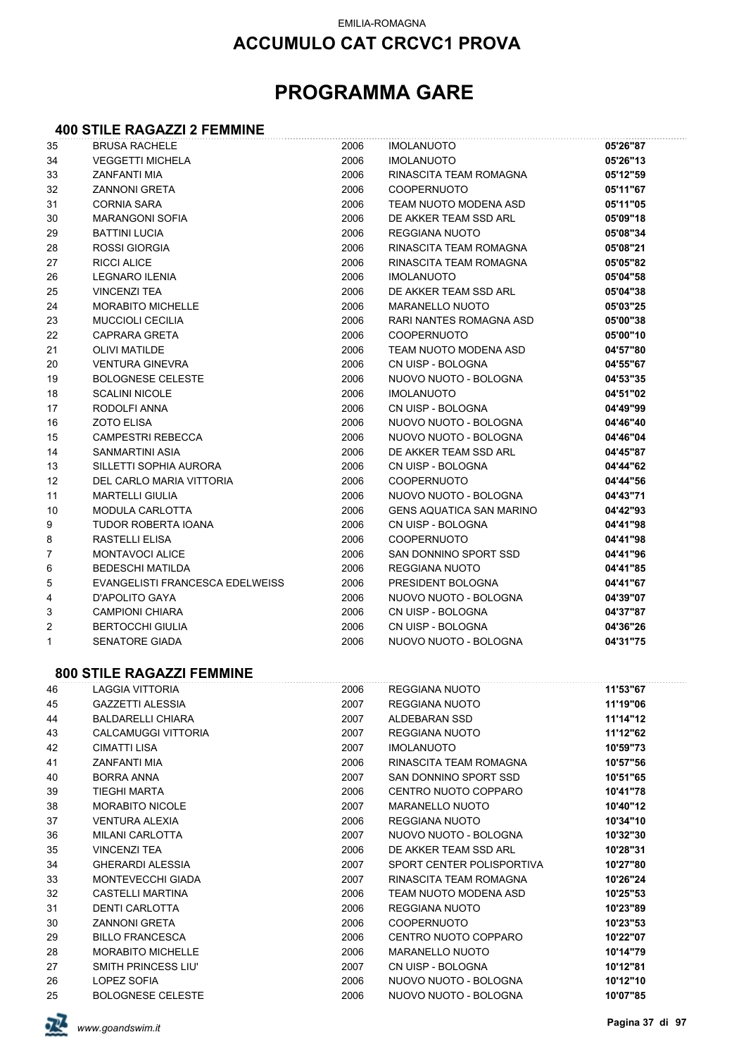EMILIA-ROMAGNA

# ACCUMULO CAT CRCVC1 PROVA

# PROGRAMMA GARE

## 400 STILE RAGAZZI 2 FEMMINE

| | | | | |
|---|---|---|---|---|
| 35 | BRUSA RACHELE | 2006 | IMOLANUOTO | **05'26"87** |
| 34 | VEGGETTI MICHELA | 2006 | IMOLANUOTO | **05'26"13** |
| 33 | ZANFANTI MIA | 2006 | RINASCITA TEAM ROMAGNA | **05'12"59** |
| 32 | ZANNONI GRETA | 2006 | COOPERNUOTO | **05'11"67** |
| 31 | CORNIA SARA | 2006 | TEAM NUOTO MODENA ASD | **05'11"05** |
| 30 | MARANGONI SOFIA | 2006 | DE AKKER TEAM SSD ARL | **05'09"18** |
| 29 | BATTINI LUCIA | 2006 | REGGIANA NUOTO | **05'08"34** |
| 28 | ROSSI GIORGIA | 2006 | RINASCITA TEAM ROMAGNA | **05'08"21** |
| 27 | RICCI ALICE | 2006 | RINASCITA TEAM ROMAGNA | **05'05"82** |
| 26 | LEGNARO ILENIA | 2006 | IMOLANUOTO | **05'04"58** |
| 25 | VINCENZI TEA | 2006 | DE AKKER TEAM SSD ARL | **05'04"38** |
| 24 | MORABITO MICHELLE | 2006 | MARANELLO NUOTO | **05'03"25** |
| 23 | MUCCIOLI CECILIA | 2006 | RARI NANTES ROMAGNA ASD | **05'00"38** |
| 22 | CAPRARA GRETA | 2006 | COOPERNUOTO | **05'00"10** |
| 21 | OLIVI MATILDE | 2006 | TEAM NUOTO MODENA ASD | **04'57"80** |
| 20 | VENTURA GINEVRA | 2006 | CN UISP - BOLOGNA | **04'55"67** |
| 19 | BOLOGNESE CELESTE | 2006 | NUOVO NUOTO - BOLOGNA | **04'53"35** |
| 18 | SCALINI NICOLE | 2006 | IMOLANUOTO | **04'51"02** |
| 17 | RODOLFI ANNA | 2006 | CN UISP - BOLOGNA | **04'49"99** |
| 16 | ZOTO ELISA | 2006 | NUOVO NUOTO - BOLOGNA | **04'46"40** |
| 15 | CAMPESTRI REBECCA | 2006 | NUOVO NUOTO - BOLOGNA | **04'46"04** |
| 14 | SANMARTINI ASIA | 2006 | DE AKKER TEAM SSD ARL | **04'45"87** |
| 13 | SILLETTI SOPHIA AURORA | 2006 | CN UISP - BOLOGNA | **04'44"62** |
| 12 | DEL CARLO MARIA VITTORIA | 2006 | COOPERNUOTO | **04'44"56** |
| 11 | MARTELLI GIULIA | 2006 | NUOVO NUOTO - BOLOGNA | **04'43"71** |
| 10 | MODULA CARLOTTA | 2006 | GENS AQUATICA SAN MARINO | **04'42"93** |
| 9 | TUDOR ROBERTA IOANA | 2006 | CN UISP - BOLOGNA | **04'41"98** |
| 8 | RASTELLI ELISA | 2006 | COOPERNUOTO | **04'41"98** |
| 7 | MONTAVOCI ALICE | 2006 | SAN DONNINO SPORT SSD | **04'41"96** |
| 6 | BEDESCHI MATILDA | 2006 | REGGIANA NUOTO | **04'41"85** |
| 5 | EVANGELISTI FRANCESCA EDELWEISS | 2006 | PRESIDENT BOLOGNA | **04'41"67** |
| 4 | D'APOLITO GAYA | 2006 | NUOVO NUOTO - BOLOGNA | **04'39"07** |
| 3 | CAMPIONI CHIARA | 2006 | CN UISP - BOLOGNA | **04'37"87** |
| 2 | BERTOCCHI GIULIA | 2006 | CN UISP - BOLOGNA | **04'36"26** |
| 1 | SENATORE GIADA | 2006 | NUOVO NUOTO - BOLOGNA | **04'31"75** |

## 800 STILE RAGAZZI FEMMINE

| | | | | |
|---|---|---|---|---|
| 46 | LAGGIA VITTORIA | 2006 | REGGIANA NUOTO | **11'53"67** |
| 45 | GAZZETTI ALESSIA | 2007 | REGGIANA NUOTO | **11'19"06** |
| 44 | BALDARELLI CHIARA | 2007 | ALDEBARAN SSD | **11'14"12** |
| 43 | CALCAMUGGI VITTORIA | 2007 | REGGIANA NUOTO | **11'12"62** |
| 42 | CIMATTI LISA | 2007 | IMOLANUOTO | **10'59"73** |
| 41 | ZANFANTI MIA | 2006 | RINASCITA TEAM ROMAGNA | **10'57"56** |
| 40 | BORRA ANNA | 2007 | SAN DONNINO SPORT SSD | **10'51"65** |
| 39 | TIEGHI MARTA | 2006 | CENTRO NUOTO COPPARO | **10'41"78** |
| 38 | MORABITO NICOLE | 2007 | MARANELLO NUOTO | **10'40"12** |
| 37 | VENTURA ALEXIA | 2006 | REGGIANA NUOTO | **10'34"10** |
| 36 | MILANI CARLOTTA | 2007 | NUOVO NUOTO - BOLOGNA | **10'32"30** |
| 35 | VINCENZI TEA | 2006 | DE AKKER TEAM SSD ARL | **10'28"31** |
| 34 | GHERARDI ALESSIA | 2007 | SPORT CENTER POLISPORTIVA | **10'27"80** |
| 33 | MONTEVECCHI GIADA | 2007 | RINASCITA TEAM ROMAGNA | **10'26"24** |
| 32 | CASTELLI MARTINA | 2006 | TEAM NUOTO MODENA ASD | **10'25"53** |
| 31 | DENTI CARLOTTA | 2006 | REGGIANA NUOTO | **10'23"89** |
| 30 | ZANNONI GRETA | 2006 | COOPERNUOTO | **10'23"53** |
| 29 | BILLO FRANCESCA | 2006 | CENTRO NUOTO COPPARO | **10'22"07** |
| 28 | MORABITO MICHELLE | 2006 | MARANELLO NUOTO | **10'14"79** |
| 27 | SMITH PRINCESS LIU' | 2007 | CN UISP - BOLOGNA | **10'12"81** |
| 26 | LOPEZ SOFIA | 2006 | NUOVO NUOTO - BOLOGNA | **10'12"10** |
| 25 | BOLOGNESE CELESTE | 2006 | NUOVO NUOTO - BOLOGNA | **10'07"85** |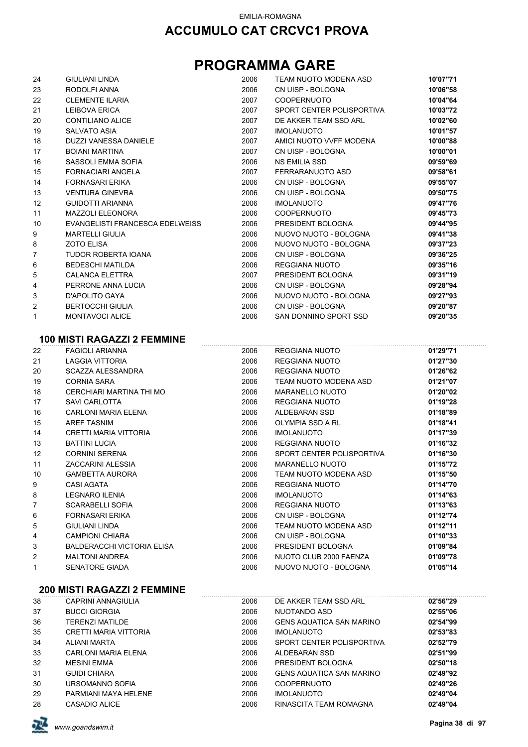EMILIA-ROMAGNA

# ACCUMULO CAT CRCVC1 PROVA

# PROGRAMMA GARE

| | | | | |
|---|---|---|---|---|
| 24 | GIULIANI LINDA | 2006 | TEAM NUOTO MODENA ASD | **10'07"71** |
| 23 | RODOLFI ANNA | 2006 | CN UISP - BOLOGNA | **10'06"58** |
| 22 | CLEMENTE ILARIA | 2007 | COOPERNUOTO | **10'04"64** |
| 21 | LEIBOVA ERICA | 2007 | SPORT CENTER POLISPORTIVA | **10'03"72** |
| 20 | CONTILIANO ALICE | 2007 | DE AKKER TEAM SSD ARL | **10'02"60** |
| 19 | SALVATO ASIA | 2007 | IMOLANUOTO | **10'01"57** |
| 18 | DUZZI VANESSA DANIELE | 2007 | AMICI NUOTO VVFF MODENA | **10'00"88** |
| 17 | BOIANI MARTINA | 2007 | CN UISP - BOLOGNA | **10'00"01** |
| 16 | SASSOLI EMMA SOFIA | 2006 | NS EMILIA SSD | **09'59"69** |
| 15 | FORNACIARI ANGELA | 2007 | FERRARANUOTO ASD | **09'58"61** |
| 14 | FORNASARI ERIKA | 2006 | CN UISP - BOLOGNA | **09'55"07** |
| 13 | VENTURA GINEVRA | 2006 | CN UISP - BOLOGNA | **09'50"75** |
| 12 | GUIDOTTI ARIANNA | 2006 | IMOLANUOTO | **09'47"76** |
| 11 | MAZZOLI ELEONORA | 2006 | COOPERNUOTO | **09'45"73** |
| 10 | EVANGELISTI FRANCESCA EDELWEISS | 2006 | PRESIDENT BOLOGNA | **09'44"95** |
| 9 | MARTELLI GIULIA | 2006 | NUOVO NUOTO - BOLOGNA | **09'41"38** |
| 8 | ZOTO ELISA | 2006 | NUOVO NUOTO - BOLOGNA | **09'37"23** |
| 7 | TUDOR ROBERTA IOANA | 2006 | CN UISP - BOLOGNA | **09'36"25** |
| 6 | BEDESCHI MATILDA | 2006 | REGGIANA NUOTO | **09'35"16** |
| 5 | CALANCA ELETTRA | 2007 | PRESIDENT BOLOGNA | **09'31"19** |
| 4 | PERRONE ANNA LUCIA | 2006 | CN UISP - BOLOGNA | **09'28"94** |
| 3 | D'APOLITO GAYA | 2006 | NUOVO NUOTO - BOLOGNA | **09'27"93** |
| 2 | BERTOCCHI GIULIA | 2006 | CN UISP - BOLOGNA | **09'20"87** |
| 1 | MONTAVOCI ALICE | 2006 | SAN DONNINO SPORT SSD | **09'20"35** |

### 100 MISTI RAGAZZI 2 FEMMINE

| | | | | |
|---|---|---|---|---|
| 22 | FAGIOLI ARIANNA | 2006 | REGGIANA NUOTO | **01'29"71** |
| 21 | LAGGIA VITTORIA | 2006 | REGGIANA NUOTO | **01'27"30** |
| 20 | SCAZZA ALESSANDRA | 2006 | REGGIANA NUOTO | **01'26"62** |
| 19 | CORNIA SARA | 2006 | TEAM NUOTO MODENA ASD | **01'21"07** |
| 18 | CERCHIARI MARTINA THI MO | 2006 | MARANELLO NUOTO | **01'20"02** |
| 17 | SAVI CARLOTTA | 2006 | REGGIANA NUOTO | **01'19"28** |
| 16 | CARLONI MARIA ELENA | 2006 | ALDEBARAN SSD | **01'18"89** |
| 15 | AREF TASNIM | 2006 | OLYMPIA SSD A RL | **01'18"41** |
| 14 | CRETTI MARIA VITTORIA | 2006 | IMOLANUOTO | **01'17"39** |
| 13 | BATTINI LUCIA | 2006 | REGGIANA NUOTO | **01'16"32** |
| 12 | CORNINI SERENA | 2006 | SPORT CENTER POLISPORTIVA | **01'16"30** |
| 11 | ZACCARINI ALESSIA | 2006 | MARANELLO NUOTO | **01'15"72** |
| 10 | GAMBETTA AURORA | 2006 | TEAM NUOTO MODENA ASD | **01'15"50** |
| 9 | CASI AGATA | 2006 | REGGIANA NUOTO | **01'14"70** |
| 8 | LEGNARO ILENIA | 2006 | IMOLANUOTO | **01'14"63** |
| 7 | SCARABELLI SOFIA | 2006 | REGGIANA NUOTO | **01'13"63** |
| 6 | FORNASARI ERIKA | 2006 | CN UISP - BOLOGNA | **01'12"74** |
| 5 | GIULIANI LINDA | 2006 | TEAM NUOTO MODENA ASD | **01'12"11** |
| 4 | CAMPIONI CHIARA | 2006 | CN UISP - BOLOGNA | **01'10"33** |
| 3 | BALDERACCHI VICTORIA ELISA | 2006 | PRESIDENT BOLOGNA | **01'09"84** |
| 2 | MALTONI ANDREA | 2006 | NUOTO CLUB 2000 FAENZA | **01'09"78** |
| 1 | SENATORE GIADA | 2006 | NUOVO NUOTO - BOLOGNA | **01'05"14** |

### 200 MISTI RAGAZZI 2 FEMMINE

| | | | | |
|---|---|---|---|---|
| 38 | CAPRINI ANNAGIULIA | 2006 | DE AKKER TEAM SSD ARL | **02'56"29** |
| 37 | BUCCI GIORGIA | 2006 | NUOTANDO ASD | **02'55"06** |
| 36 | TERENZI MATILDE | 2006 | GENS AQUATICA SAN MARINO | **02'54"99** |
| 35 | CRETTI MARIA VITTORIA | 2006 | IMOLANUOTO | **02'53"83** |
| 34 | ALIANI MARTA | 2006 | SPORT CENTER POLISPORTIVA | **02'52"79** |
| 33 | CARLONI MARIA ELENA | 2006 | ALDEBARAN SSD | **02'51"99** |
| 32 | MESINI EMMA | 2006 | PRESIDENT BOLOGNA | **02'50"18** |
| 31 | GUIDI CHIARA | 2006 | GENS AQUATICA SAN MARINO | **02'49"92** |
| 30 | URSOMANNO SOFIA | 2006 | COOPERNUOTO | **02'49"26** |
| 29 | PARMIANI MAYA HELENE | 2006 | IMOLANUOTO | **02'49"04** |
| 28 | CASADIO ALICE | 2006 | RINASCITA TEAM ROMAGNA | **02'49"04** |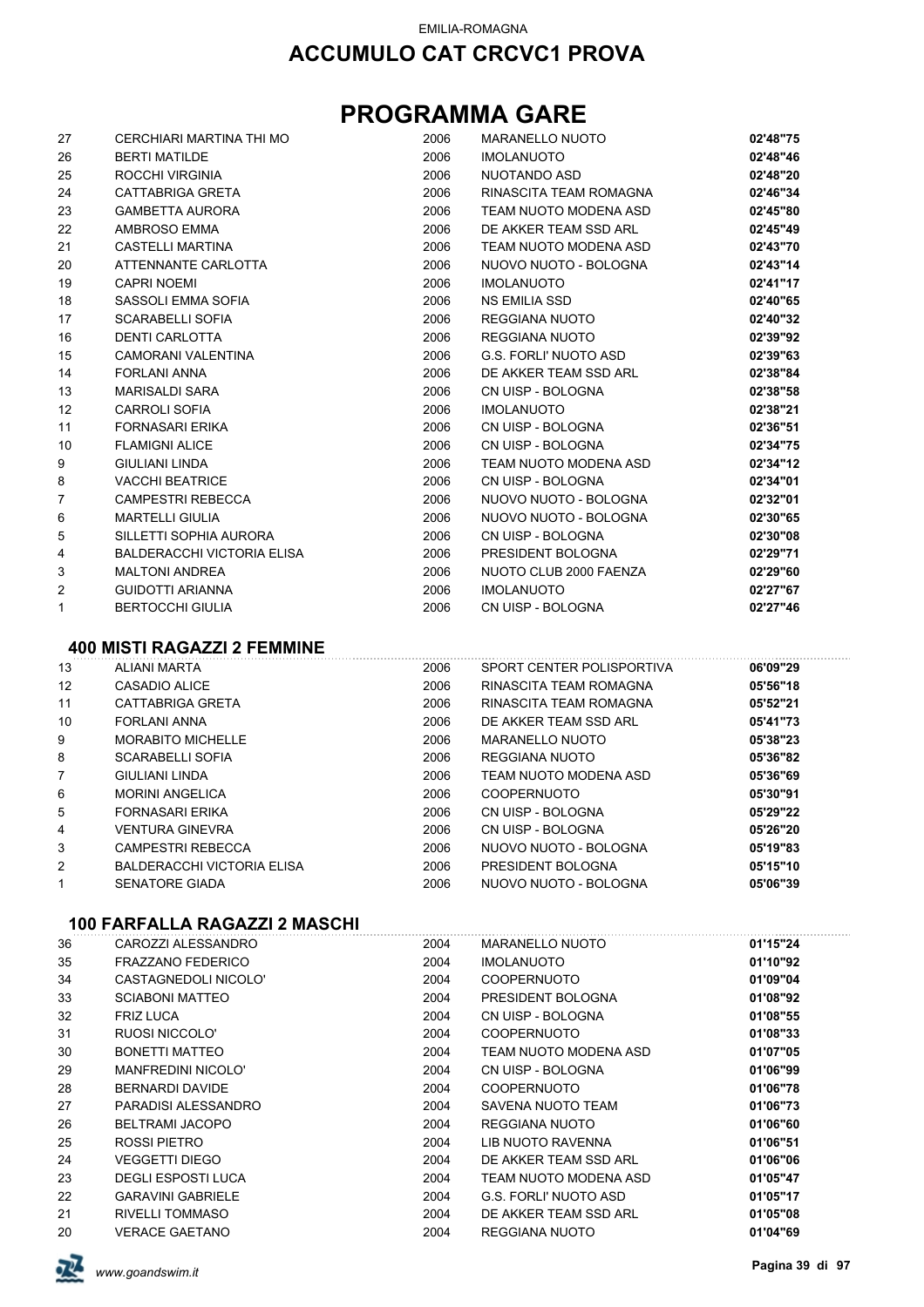EMILIA-ROMAGNA

# ACCUMULO CAT CRCVC1 PROVA

# PROGRAMMA GARE

| | | | | |
|---|---|---|---|---|
| 27 | CERCHIARI MARTINA THI MO | 2006 | MARANELLO NUOTO | **02'48"75** |
| 26 | BERTI MATILDE | 2006 | IMOLANUOTO | **02'48"46** |
| 25 | ROCCHI VIRGINIA | 2006 | NUOTANDO ASD | **02'48"20** |
| 24 | CATTABRIGA GRETA | 2006 | RINASCITA TEAM ROMAGNA | **02'46"34** |
| 23 | GAMBETTA AURORA | 2006 | TEAM NUOTO MODENA ASD | **02'45"80** |
| 22 | AMBROSO EMMA | 2006 | DE AKKER TEAM SSD ARL | **02'45"49** |
| 21 | CASTELLI MARTINA | 2006 | TEAM NUOTO MODENA ASD | **02'43"70** |
| 20 | ATTENNANTE CARLOTTA | 2006 | NUOVO NUOTO - BOLOGNA | **02'43"14** |
| 19 | CAPRI NOEMI | 2006 | IMOLANUOTO | **02'41"17** |
| 18 | SASSOLI EMMA SOFIA | 2006 | NS EMILIA SSD | **02'40"65** |
| 17 | SCARABELLI SOFIA | 2006 | REGGIANA NUOTO | **02'40"32** |
| 16 | DENTI CARLOTTA | 2006 | REGGIANA NUOTO | **02'39"92** |
| 15 | CAMORANI VALENTINA | 2006 | G.S. FORLI' NUOTO ASD | **02'39"63** |
| 14 | FORLANI ANNA | 2006 | DE AKKER TEAM SSD ARL | **02'38"84** |
| 13 | MARISALDI SARA | 2006 | CN UISP - BOLOGNA | **02'38"58** |
| 12 | CARROLI SOFIA | 2006 | IMOLANUOTO | **02'38"21** |
| 11 | FORNASARI ERIKA | 2006 | CN UISP - BOLOGNA | **02'36"51** |
| 10 | FLAMIGNI ALICE | 2006 | CN UISP - BOLOGNA | **02'34"75** |
| 9 | GIULIANI LINDA | 2006 | TEAM NUOTO MODENA ASD | **02'34"12** |
| 8 | VACCHI BEATRICE | 2006 | CN UISP - BOLOGNA | **02'34"01** |
| 7 | CAMPESTRI REBECCA | 2006 | NUOVO NUOTO - BOLOGNA | **02'32"01** |
| 6 | MARTELLI GIULIA | 2006 | NUOVO NUOTO - BOLOGNA | **02'30"65** |
| 5 | SILLETTI SOPHIA AURORA | 2006 | CN UISP - BOLOGNA | **02'30"08** |
| 4 | BALDERACCHI VICTORIA ELISA | 2006 | PRESIDENT BOLOGNA | **02'29"71** |
| 3 | MALTONI ANDREA | 2006 | NUOTO CLUB 2000 FAENZA | **02'29"60** |
| 2 | GUIDOTTI ARIANNA | 2006 | IMOLANUOTO | **02'27"67** |
| 1 | BERTOCCHI GIULIA | 2006 | CN UISP - BOLOGNA | **02'27"46** |

### 400 MISTI RAGAZZI 2 FEMMINE

| | | | | |
|---|---|---|---|---|
| 13 | ALIANI MARTA | 2006 | SPORT CENTER POLISPORTIVA | **06'09"29** |
| 12 | CASADIO ALICE | 2006 | RINASCITA TEAM ROMAGNA | **05'56"18** |
| 11 | CATTABRIGA GRETA | 2006 | RINASCITA TEAM ROMAGNA | **05'52"21** |
| 10 | FORLANI ANNA | 2006 | DE AKKER TEAM SSD ARL | **05'41"73** |
| 9 | MORABITO MICHELLE | 2006 | MARANELLO NUOTO | **05'38"23** |
| 8 | SCARABELLI SOFIA | 2006 | REGGIANA NUOTO | **05'36"82** |
| 7 | GIULIANI LINDA | 2006 | TEAM NUOTO MODENA ASD | **05'36"69** |
| 6 | MORINI ANGELICA | 2006 | COOPERNUOTO | **05'30"91** |
| 5 | FORNASARI ERIKA | 2006 | CN UISP - BOLOGNA | **05'29"22** |
| 4 | VENTURA GINEVRA | 2006 | CN UISP - BOLOGNA | **05'26"20** |
| 3 | CAMPESTRI REBECCA | 2006 | NUOVO NUOTO - BOLOGNA | **05'19"83** |
| 2 | BALDERACCHI VICTORIA ELISA | 2006 | PRESIDENT BOLOGNA | **05'15"10** |
| 1 | SENATORE GIADA | 2006 | NUOVO NUOTO - BOLOGNA | **05'06"39** |

### 100 FARFALLA RAGAZZI 2 MASCHI

| | | | | |
|---|---|---|---|---|
| 36 | CAROZZI ALESSANDRO | 2004 | MARANELLO NUOTO | **01'15"24** |
| 35 | FRAZZANO FEDERICO | 2004 | IMOLANUOTO | **01'10"92** |
| 34 | CASTAGNEDOLI NICOLO' | 2004 | COOPERNUOTO | **01'09"04** |
| 33 | SCIABONI MATTEO | 2004 | PRESIDENT BOLOGNA | **01'08"92** |
| 32 | FRIZ LUCA | 2004 | CN UISP - BOLOGNA | **01'08"55** |
| 31 | RUOSI NICCOLO' | 2004 | COOPERNUOTO | **01'08"33** |
| 30 | BONETTI MATTEO | 2004 | TEAM NUOTO MODENA ASD | **01'07"05** |
| 29 | MANFREDINI NICOLO' | 2004 | CN UISP - BOLOGNA | **01'06"99** |
| 28 | BERNARDI DAVIDE | 2004 | COOPERNUOTO | **01'06"78** |
| 27 | PARADISI ALESSANDRO | 2004 | SAVENA NUOTO TEAM | **01'06"73** |
| 26 | BELTRAMI JACOPO | 2004 | REGGIANA NUOTO | **01'06"60** |
| 25 | ROSSI PIETRO | 2004 | LIB NUOTO RAVENNA | **01'06"51** |
| 24 | VEGGETTI DIEGO | 2004 | DE AKKER TEAM SSD ARL | **01'06"06** |
| 23 | DEGLI ESPOSTI LUCA | 2004 | TEAM NUOTO MODENA ASD | **01'05"47** |
| 22 | GARAVINI GABRIELE | 2004 | G.S. FORLI' NUOTO ASD | **01'05"17** |
| 21 | RIVELLI TOMMASO | 2004 | DE AKKER TEAM SSD ARL | **01'05"08** |
| 20 | VERACE GAETANO | 2004 | REGGIANA NUOTO | **01'04"69** |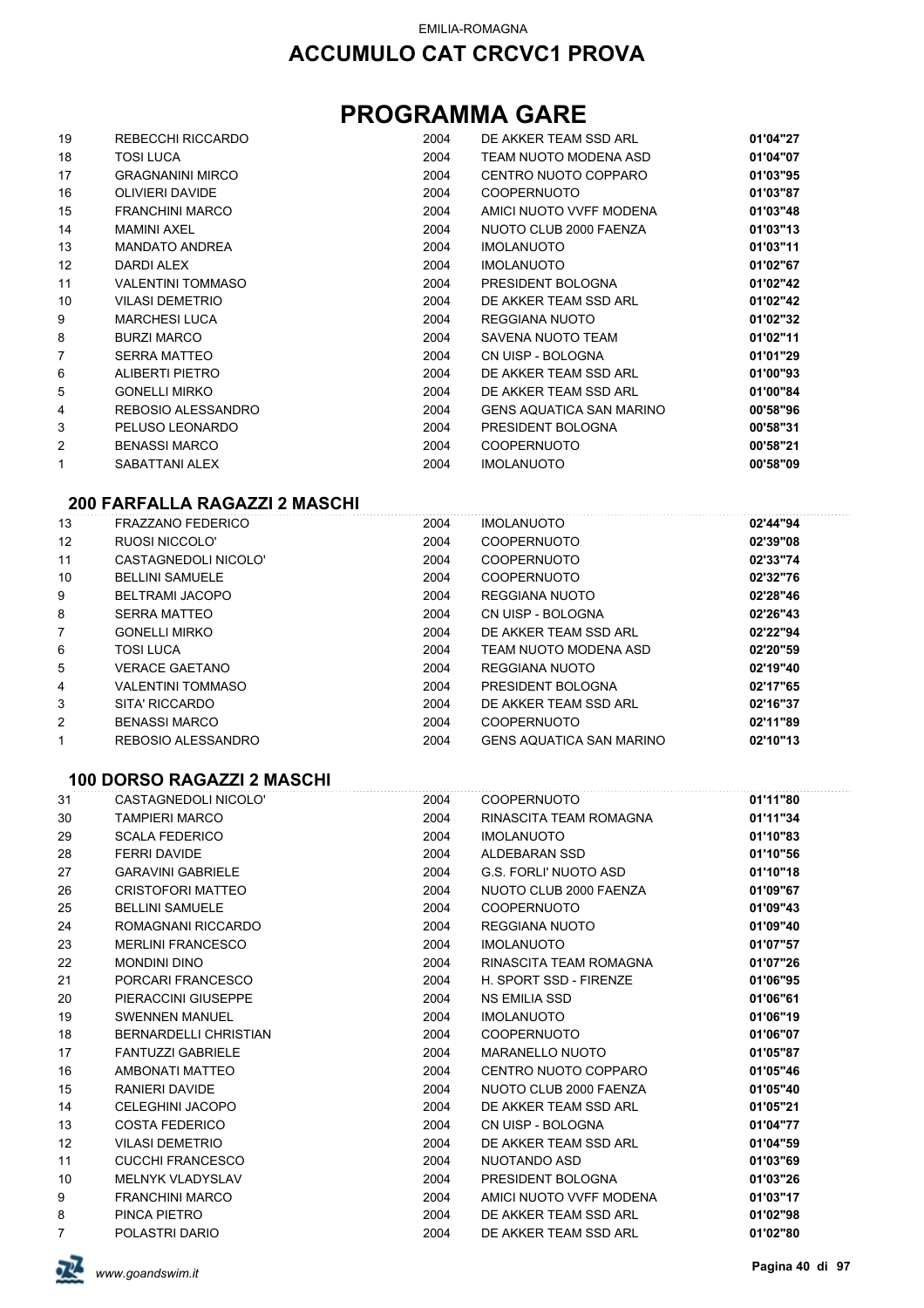EMILIA-ROMAGNA

# ACCUMULO CAT CRCVC1 PROVA

# PROGRAMMA GARE

| | | | | |
|---|---|---|---|---|
| 19 | REBECCHI RICCARDO | 2004 | DE AKKER TEAM SSD ARL | **01'04"27** |
| 18 | TOSI LUCA | 2004 | TEAM NUOTO MODENA ASD | **01'04"07** |
| 17 | GRAGNANINI MIRCO | 2004 | CENTRO NUOTO COPPARO | **01'03"95** |
| 16 | OLIVIERI DAVIDE | 2004 | COOPERNUOTO | **01'03"87** |
| 15 | FRANCHINI MARCO | 2004 | AMICI NUOTO VVFF MODENA | **01'03"48** |
| 14 | MAMINI AXEL | 2004 | NUOTO CLUB 2000 FAENZA | **01'03"13** |
| 13 | MANDATO ANDREA | 2004 | IMOLANUOTO | **01'03"11** |
| 12 | DARDI ALEX | 2004 | IMOLANUOTO | **01'02"67** |
| 11 | VALENTINI TOMMASO | 2004 | PRESIDENT BOLOGNA | **01'02"42** |
| 10 | VILASI DEMETRIO | 2004 | DE AKKER TEAM SSD ARL | **01'02"42** |
| 9 | MARCHESI LUCA | 2004 | REGGIANA NUOTO | **01'02"32** |
| 8 | BURZI MARCO | 2004 | SAVENA NUOTO TEAM | **01'02"11** |
| 7 | SERRA MATTEO | 2004 | CN UISP - BOLOGNA | **01'01"29** |
| 6 | ALIBERTI PIETRO | 2004 | DE AKKER TEAM SSD ARL | **01'00"93** |
| 5 | GONELLI MIRKO | 2004 | DE AKKER TEAM SSD ARL | **01'00"84** |
| 4 | REBOSIO ALESSANDRO | 2004 | GENS AQUATICA SAN MARINO | **00'58"96** |
| 3 | PELUSO LEONARDO | 2004 | PRESIDENT BOLOGNA | **00'58"31** |
| 2 | BENASSI MARCO | 2004 | COOPERNUOTO | **00'58"21** |
| 1 | SABATTANI ALEX | 2004 | IMOLANUOTO | **00'58"09** |

### 200 FARFALLA RAGAZZI 2 MASCHI

| | | | | |
|---|---|---|---|---|
| 13 | FRAZZANO FEDERICO | 2004 | IMOLANUOTO | **02'44"94** |
| 12 | RUOSI NICCOLO' | 2004 | COOPERNUOTO | **02'39"08** |
| 11 | CASTAGNEDOLI NICOLO' | 2004 | COOPERNUOTO | **02'33"74** |
| 10 | BELLINI SAMUELE | 2004 | COOPERNUOTO | **02'32"76** |
| 9 | BELTRAMI JACOPO | 2004 | REGGIANA NUOTO | **02'28"46** |
| 8 | SERRA MATTEO | 2004 | CN UISP - BOLOGNA | **02'26"43** |
| 7 | GONELLI MIRKO | 2004 | DE AKKER TEAM SSD ARL | **02'22"94** |
| 6 | TOSI LUCA | 2004 | TEAM NUOTO MODENA ASD | **02'20"59** |
| 5 | VERACE GAETANO | 2004 | REGGIANA NUOTO | **02'19"40** |
| 4 | VALENTINI TOMMASO | 2004 | PRESIDENT BOLOGNA | **02'17"65** |
| 3 | SITA' RICCARDO | 2004 | DE AKKER TEAM SSD ARL | **02'16"37** |
| 2 | BENASSI MARCO | 2004 | COOPERNUOTO | **02'11"89** |
| 1 | REBOSIO ALESSANDRO | 2004 | GENS AQUATICA SAN MARINO | **02'10"13** |

### 100 DORSO RAGAZZI 2 MASCHI

| | | | | |
|---|---|---|---|---|
| 31 | CASTAGNEDOLI NICOLO' | 2004 | COOPERNUOTO | **01'11"80** |
| 30 | TAMPIERI MARCO | 2004 | RINASCITA TEAM ROMAGNA | **01'11"34** |
| 29 | SCALA FEDERICO | 2004 | IMOLANUOTO | **01'10"83** |
| 28 | FERRI DAVIDE | 2004 | ALDEBARAN SSD | **01'10"56** |
| 27 | GARAVINI GABRIELE | 2004 | G.S. FORLI' NUOTO ASD | **01'10"18** |
| 26 | CRISTOFORI MATTEO | 2004 | NUOTO CLUB 2000 FAENZA | **01'09"67** |
| 25 | BELLINI SAMUELE | 2004 | COOPERNUOTO | **01'09"43** |
| 24 | ROMAGNANI RICCARDO | 2004 | REGGIANA NUOTO | **01'09"40** |
| 23 | MERLINI FRANCESCO | 2004 | IMOLANUOTO | **01'07"57** |
| 22 | MONDINI DINO | 2004 | RINASCITA TEAM ROMAGNA | **01'07"26** |
| 21 | PORCARI FRANCESCO | 2004 | H. SPORT SSD - FIRENZE | **01'06"95** |
| 20 | PIERACCINI GIUSEPPE | 2004 | NS EMILIA SSD | **01'06"61** |
| 19 | SWENNEN MANUEL | 2004 | IMOLANUOTO | **01'06"19** |
| 18 | BERNARDELLI CHRISTIAN | 2004 | COOPERNUOTO | **01'06"07** |
| 17 | FANTUZZI GABRIELE | 2004 | MARANELLO NUOTO | **01'05"87** |
| 16 | AMBONATI MATTEO | 2004 | CENTRO NUOTO COPPARO | **01'05"46** |
| 15 | RANIERI DAVIDE | 2004 | NUOTO CLUB 2000 FAENZA | **01'05"40** |
| 14 | CELEGHINI JACOPO | 2004 | DE AKKER TEAM SSD ARL | **01'05"21** |
| 13 | COSTA FEDERICO | 2004 | CN UISP - BOLOGNA | **01'04"77** |
| 12 | VILASI DEMETRIO | 2004 | DE AKKER TEAM SSD ARL | **01'04"59** |
| 11 | CUCCHI FRANCESCO | 2004 | NUOTANDO ASD | **01'03"69** |
| 10 | MELNYK VLADYSLAV | 2004 | PRESIDENT BOLOGNA | **01'03"26** |
| 9 | FRANCHINI MARCO | 2004 | AMICI NUOTO VVFF MODENA | **01'03"17** |
| 8 | PINCA PIETRO | 2004 | DE AKKER TEAM SSD ARL | **01'02"98** |
| 7 | POLASTRI DARIO | 2004 | DE AKKER TEAM SSD ARL | **01'02"80** |

www.goandswim.it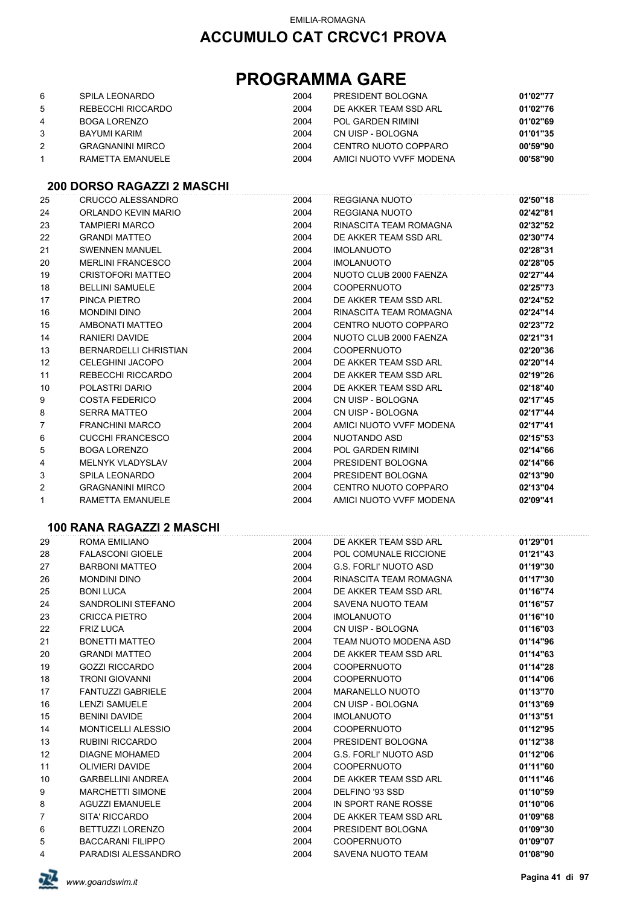EMILIA-ROMAGNA

# ACCUMULO CAT CRCVC1 PROVA

# PROGRAMMA GARE

| | | | | |
|---|---|---|---|---|
| 6 | SPILA LEONARDO | 2004 | PRESIDENT BOLOGNA | **01'02"77** |
| 5 | REBECCHI RICCARDO | 2004 | DE AKKER TEAM SSD ARL | **01'02"76** |
| 4 | BOGA LORENZO | 2004 | POL GARDEN RIMINI | **01'02"69** |
| 3 | BAYUMI KARIM | 2004 | CN UISP - BOLOGNA | **01'01"35** |
| 2 | GRAGNANINI MIRCO | 2004 | CENTRO NUOTO COPPARO | **00'59"90** |
| 1 | RAMETTA EMANUELE | 2004 | AMICI NUOTO VVFF MODENA | **00'58"90** |

## 200 DORSO RAGAZZI 2 MASCHI

| | | | | |
|---|---|---|---|---|
| 25 | CRUCCO ALESSANDRO | 2004 | REGGIANA NUOTO | **02'50"18** |
| 24 | ORLANDO KEVIN MARIO | 2004 | REGGIANA NUOTO | **02'42"81** |
| 23 | TAMPIERI MARCO | 2004 | RINASCITA TEAM ROMAGNA | **02'32"52** |
| 22 | GRANDI MATTEO | 2004 | DE AKKER TEAM SSD ARL | **02'30"74** |
| 21 | SWENNEN MANUEL | 2004 | IMOLANUOTO | **02'28"31** |
| 20 | MERLINI FRANCESCO | 2004 | IMOLANUOTO | **02'28"05** |
| 19 | CRISTOFORI MATTEO | 2004 | NUOTO CLUB 2000 FAENZA | **02'27"44** |
| 18 | BELLINI SAMUELE | 2004 | COOPERNUOTO | **02'25"73** |
| 17 | PINCA PIETRO | 2004 | DE AKKER TEAM SSD ARL | **02'24"52** |
| 16 | MONDINI DINO | 2004 | RINASCITA TEAM ROMAGNA | **02'24"14** |
| 15 | AMBONATI MATTEO | 2004 | CENTRO NUOTO COPPARO | **02'23"72** |
| 14 | RANIERI DAVIDE | 2004 | NUOTO CLUB 2000 FAENZA | **02'21"31** |
| 13 | BERNARDELLI CHRISTIAN | 2004 | COOPERNUOTO | **02'20"36** |
| 12 | CELEGHINI JACOPO | 2004 | DE AKKER TEAM SSD ARL | **02'20"14** |
| 11 | REBECCHI RICCARDO | 2004 | DE AKKER TEAM SSD ARL | **02'19"26** |
| 10 | POLASTRI DARIO | 2004 | DE AKKER TEAM SSD ARL | **02'18"40** |
| 9 | COSTA FEDERICO | 2004 | CN UISP - BOLOGNA | **02'17"45** |
| 8 | SERRA MATTEO | 2004 | CN UISP - BOLOGNA | **02'17"44** |
| 7 | FRANCHINI MARCO | 2004 | AMICI NUOTO VVFF MODENA | **02'17"41** |
| 6 | CUCCHI FRANCESCO | 2004 | NUOTANDO ASD | **02'15"53** |
| 5 | BOGA LORENZO | 2004 | POL GARDEN RIMINI | **02'14"66** |
| 4 | MELNYK VLADYSLAV | 2004 | PRESIDENT BOLOGNA | **02'14"66** |
| 3 | SPILA LEONARDO | 2004 | PRESIDENT BOLOGNA | **02'13"90** |
| 2 | GRAGNANINI MIRCO | 2004 | CENTRO NUOTO COPPARO | **02'13"04** |
| 1 | RAMETTA EMANUELE | 2004 | AMICI NUOTO VVFF MODENA | **02'09"41** |

## 100 RANA RAGAZZI 2 MASCHI

| | | | | |
|---|---|---|---|---|
| 29 | ROMA EMILIANO | 2004 | DE AKKER TEAM SSD ARL | **01'29"01** |
| 28 | FALASCONI GIOELE | 2004 | POL COMUNALE RICCIONE | **01'21"43** |
| 27 | BARBONI MATTEO | 2004 | G.S. FORLI' NUOTO ASD | **01'19"30** |
| 26 | MONDINI DINO | 2004 | RINASCITA TEAM ROMAGNA | **01'17"30** |
| 25 | BONI LUCA | 2004 | DE AKKER TEAM SSD ARL | **01'16"74** |
| 24 | SANDROLINI STEFANO | 2004 | SAVENA NUOTO TEAM | **01'16"57** |
| 23 | CRICCA PIETRO | 2004 | IMOLANUOTO | **01'16"10** |
| 22 | FRIZ LUCA | 2004 | CN UISP - BOLOGNA | **01'16"03** |
| 21 | BONETTI MATTEO | 2004 | TEAM NUOTO MODENA ASD | **01'14"96** |
| 20 | GRANDI MATTEO | 2004 | DE AKKER TEAM SSD ARL | **01'14"63** |
| 19 | GOZZI RICCARDO | 2004 | COOPERNUOTO | **01'14"28** |
| 18 | TRONI GIOVANNI | 2004 | COOPERNUOTO | **01'14"06** |
| 17 | FANTUZZI GABRIELE | 2004 | MARANELLO NUOTO | **01'13"70** |
| 16 | LENZI SAMUELE | 2004 | CN UISP - BOLOGNA | **01'13"69** |
| 15 | BENINI DAVIDE | 2004 | IMOLANUOTO | **01'13"51** |
| 14 | MONTICELLI ALESSIO | 2004 | COOPERNUOTO | **01'12"95** |
| 13 | RUBINI RICCARDO | 2004 | PRESIDENT BOLOGNA | **01'12"38** |
| 12 | DIAGNE MOHAMED | 2004 | G.S. FORLI' NUOTO ASD | **01'12"06** |
| 11 | OLIVIERI DAVIDE | 2004 | COOPERNUOTO | **01'11"60** |
| 10 | GARBELLINI ANDREA | 2004 | DE AKKER TEAM SSD ARL | **01'11"46** |
| 9 | MARCHETTI SIMONE | 2004 | DELFINO '93 SSD | **01'10"59** |
| 8 | AGUZZI EMANUELE | 2004 | IN SPORT RANE ROSSE | **01'10"06** |
| 7 | SITA' RICCARDO | 2004 | DE AKKER TEAM SSD ARL | **01'09"68** |
| 6 | BETTUZZI LORENZO | 2004 | PRESIDENT BOLOGNA | **01'09"30** |
| 5 | BACCARANI FILIPPO | 2004 | COOPERNUOTO | **01'09"07** |
| 4 | PARADISI ALESSANDRO | 2004 | SAVENA NUOTO TEAM | **01'08"90** |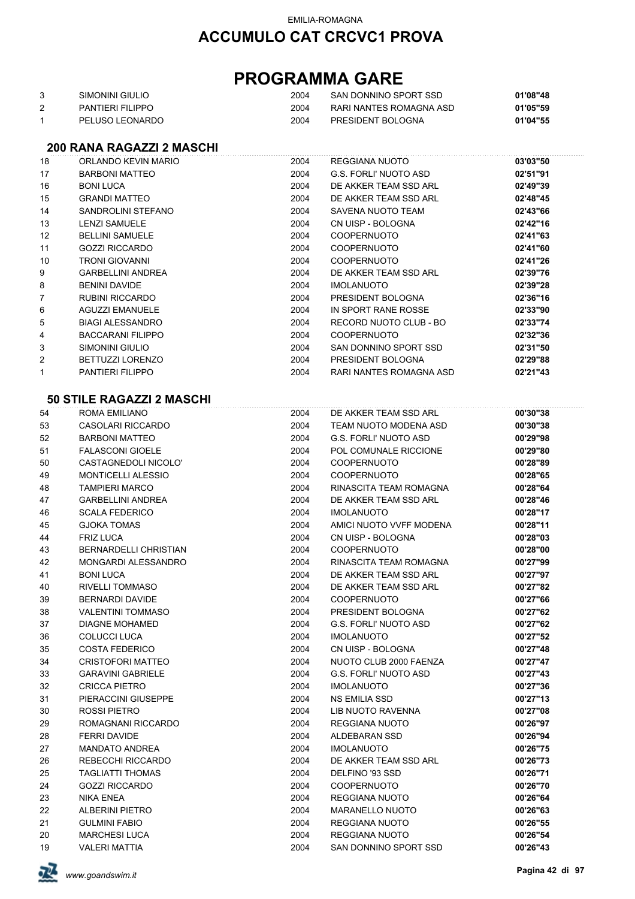# ACCUMULO CAT CRCVC1 PROVA

## PROGRAMMA GARE

| | | | | |
|---|---|---|---|---|
| 3 | SIMONINI GIULIO | 2004 | SAN DONNINO SPORT SSD | **01'08"48** |
| 2 | PANTIERI FILIPPO | 2004 | RARI NANTES ROMAGNA ASD | **01'05"59** |
| 1 | PELUSO LEONARDO | 2004 | PRESIDENT BOLOGNA | **01'04"55** |

### 200 RANA RAGAZZI 2 MASCHI

| | | | | |
|---|---|---|---|---|
| 18 | ORLANDO KEVIN MARIO | 2004 | REGGIANA NUOTO | **03'03"50** |
| 17 | BARBONI MATTEO | 2004 | G.S. FORLI' NUOTO ASD | **02'51"91** |
| 16 | BONI LUCA | 2004 | DE AKKER TEAM SSD ARL | **02'49"39** |
| 15 | GRANDI MATTEO | 2004 | DE AKKER TEAM SSD ARL | **02'48"45** |
| 14 | SANDROLINI STEFANO | 2004 | SAVENA NUOTO TEAM | **02'43"66** |
| 13 | LENZI SAMUELE | 2004 | CN UISP - BOLOGNA | **02'42"16** |
| 12 | BELLINI SAMUELE | 2004 | COOPERNUOTO | **02'41"63** |
| 11 | GOZZI RICCARDO | 2004 | COOPERNUOTO | **02'41"60** |
| 10 | TRONI GIOVANNI | 2004 | COOPERNUOTO | **02'41"26** |
| 9 | GARBELLINI ANDREA | 2004 | DE AKKER TEAM SSD ARL | **02'39"76** |
| 8 | BENINI DAVIDE | 2004 | IMOLANUOTO | **02'39"28** |
| 7 | RUBINI RICCARDO | 2004 | PRESIDENT BOLOGNA | **02'36"16** |
| 6 | AGUZZI EMANUELE | 2004 | IN SPORT RANE ROSSE | **02'33"90** |
| 5 | BIAGI ALESSANDRO | 2004 | RECORD NUOTO CLUB - BO | **02'33"74** |
| 4 | BACCARANI FILIPPO | 2004 | COOPERNUOTO | **02'32"36** |
| 3 | SIMONINI GIULIO | 2004 | SAN DONNINO SPORT SSD | **02'31"50** |
| 2 | BETTUZZI LORENZO | 2004 | PRESIDENT BOLOGNA | **02'29"88** |
| 1 | PANTIERI FILIPPO | 2004 | RARI NANTES ROMAGNA ASD | **02'21"43** |

### 50 STILE RAGAZZI 2 MASCHI

| | | | | |
|---|---|---|---|---|
| 54 | ROMA EMILIANO | 2004 | DE AKKER TEAM SSD ARL | **00'30"38** |
| 53 | CASOLARI RICCARDO | 2004 | TEAM NUOTO MODENA ASD | **00'30"38** |
| 52 | BARBONI MATTEO | 2004 | G.S. FORLI' NUOTO ASD | **00'29"98** |
| 51 | FALASCONI GIOELE | 2004 | POL COMUNALE RICCIONE | **00'29"80** |
| 50 | CASTAGNEDOLI NICOLO' | 2004 | COOPERNUOTO | **00'28"89** |
| 49 | MONTICELLI ALESSIO | 2004 | COOPERNUOTO | **00'28"65** |
| 48 | TAMPIERI MARCO | 2004 | RINASCITA TEAM ROMAGNA | **00'28"64** |
| 47 | GARBELLINI ANDREA | 2004 | DE AKKER TEAM SSD ARL | **00'28"46** |
| 46 | SCALA FEDERICO | 2004 | IMOLANUOTO | **00'28"17** |
| 45 | GJOKA TOMAS | 2004 | AMICI NUOTO VVFF MODENA | **00'28"11** |
| 44 | FRIZ LUCA | 2004 | CN UISP - BOLOGNA | **00'28"03** |
| 43 | BERNARDELLI CHRISTIAN | 2004 | COOPERNUOTO | **00'28"00** |
| 42 | MONGARDI ALESSANDRO | 2004 | RINASCITA TEAM ROMAGNA | **00'27"99** |
| 41 | BONI LUCA | 2004 | DE AKKER TEAM SSD ARL | **00'27"97** |
| 40 | RIVELLI TOMMASO | 2004 | DE AKKER TEAM SSD ARL | **00'27"82** |
| 39 | BERNARDI DAVIDE | 2004 | COOPERNUOTO | **00'27"66** |
| 38 | VALENTINI TOMMASO | 2004 | PRESIDENT BOLOGNA | **00'27"62** |
| 37 | DIAGNE MOHAMED | 2004 | G.S. FORLI' NUOTO ASD | **00'27"62** |
| 36 | COLUCCI LUCA | 2004 | IMOLANUOTO | **00'27"52** |
| 35 | COSTA FEDERICO | 2004 | CN UISP - BOLOGNA | **00'27"48** |
| 34 | CRISTOFORI MATTEO | 2004 | NUOTO CLUB 2000 FAENZA | **00'27"47** |
| 33 | GARAVINI GABRIELE | 2004 | G.S. FORLI' NUOTO ASD | **00'27"43** |
| 32 | CRICCA PIETRO | 2004 | IMOLANUOTO | **00'27"36** |
| 31 | PIERACCINI GIUSEPPE | 2004 | NS EMILIA SSD | **00'27"13** |
| 30 | ROSSI PIETRO | 2004 | LIB NUOTO RAVENNA | **00'27"08** |
| 29 | ROMAGNANI RICCARDO | 2004 | REGGIANA NUOTO | **00'26"97** |
| 28 | FERRI DAVIDE | 2004 | ALDEBARAN SSD | **00'26"94** |
| 27 | MANDATO ANDREA | 2004 | IMOLANUOTO | **00'26"75** |
| 26 | REBECCHI RICCARDO | 2004 | DE AKKER TEAM SSD ARL | **00'26"73** |
| 25 | TAGLIATTI THOMAS | 2004 | DELFINO '93 SSD | **00'26"71** |
| 24 | GOZZI RICCARDO | 2004 | COOPERNUOTO | **00'26"70** |
| 23 | NIKA ENEA | 2004 | REGGIANA NUOTO | **00'26"64** |
| 22 | ALBERINI PIETRO | 2004 | MARANELLO NUOTO | **00'26"63** |
| 21 | GULMINI FABIO | 2004 | REGGIANA NUOTO | **00'26"55** |
| 20 | MARCHESI LUCA | 2004 | REGGIANA NUOTO | **00'26"54** |
| 19 | VALERI MATTIA | 2004 | SAN DONNINO SPORT SSD | **00'26"43** |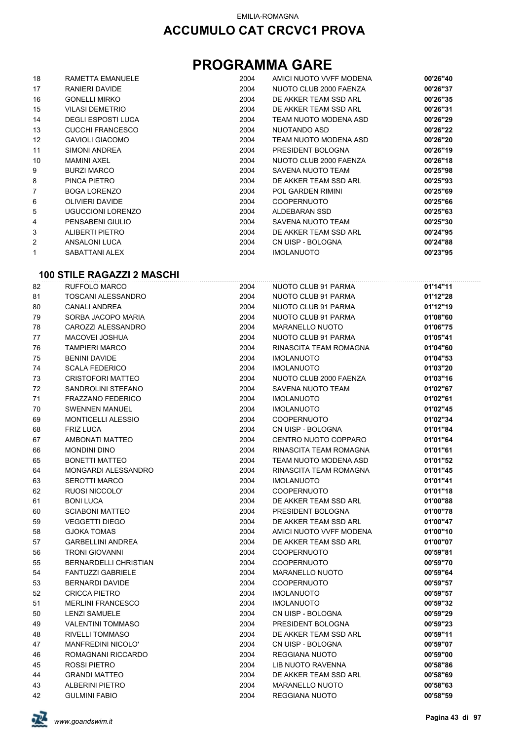EMILIA-ROMAGNA

## ACCUMULO CAT CRCVC1 PROVA

# PROGRAMMA GARE

| | | | | |
|---|---|---|---|---|
| 18 | RAMETTA EMANUELE | 2004 | AMICI NUOTO VVFF MODENA | **00'26"40** |
| 17 | RANIERI DAVIDE | 2004 | NUOTO CLUB 2000 FAENZA | **00'26"37** |
| 16 | GONELLI MIRKO | 2004 | DE AKKER TEAM SSD ARL | **00'26"35** |
| 15 | VILASI DEMETRIO | 2004 | DE AKKER TEAM SSD ARL | **00'26"31** |
| 14 | DEGLI ESPOSTI LUCA | 2004 | TEAM NUOTO MODENA ASD | **00'26"29** |
| 13 | CUCCHI FRANCESCO | 2004 | NUOTANDO ASD | **00'26"22** |
| 12 | GAVIOLI GIACOMO | 2004 | TEAM NUOTO MODENA ASD | **00'26"20** |
| 11 | SIMONI ANDREA | 2004 | PRESIDENT BOLOGNA | **00'26"19** |
| 10 | MAMINI AXEL | 2004 | NUOTO CLUB 2000 FAENZA | **00'26"18** |
| 9 | BURZI MARCO | 2004 | SAVENA NUOTO TEAM | **00'25"98** |
| 8 | PINCA PIETRO | 2004 | DE AKKER TEAM SSD ARL | **00'25"93** |
| 7 | BOGA LORENZO | 2004 | POL GARDEN RIMINI | **00'25"69** |
| 6 | OLIVIERI DAVIDE | 2004 | COOPERNUOTO | **00'25"66** |
| 5 | UGUCCIONI LORENZO | 2004 | ALDEBARAN SSD | **00'25"63** |
| 4 | PENSABENI GIULIO | 2004 | SAVENA NUOTO TEAM | **00'25"30** |
| 3 | ALIBERTI PIETRO | 2004 | DE AKKER TEAM SSD ARL | **00'24"95** |
| 2 | ANSALONI LUCA | 2004 | CN UISP - BOLOGNA | **00'24"88** |
| 1 | SABATTANI ALEX | 2004 | IMOLANUOTO | **00'23"95** |

### 100 STILE RAGAZZI 2 MASCHI

| | | | | |
|---|---|---|---|---|
| 82 | RUFFOLO MARCO | 2004 | NUOTO CLUB 91 PARMA | **01'14"11** |
| 81 | TOSCANI ALESSANDRO | 2004 | NUOTO CLUB 91 PARMA | **01'12"28** |
| 80 | CANALI ANDREA | 2004 | NUOTO CLUB 91 PARMA | **01'12"19** |
| 79 | SORBA JACOPO MARIA | 2004 | NUOTO CLUB 91 PARMA | **01'08"60** |
| 78 | CAROZZI ALESSANDRO | 2004 | MARANELLO NUOTO | **01'06"75** |
| 77 | MACOVEI JOSHUA | 2004 | NUOTO CLUB 91 PARMA | **01'05"41** |
| 76 | TAMPIERI MARCO | 2004 | RINASCITA TEAM ROMAGNA | **01'04"60** |
| 75 | BENINI DAVIDE | 2004 | IMOLANUOTO | **01'04"53** |
| 74 | SCALA FEDERICO | 2004 | IMOLANUOTO | **01'03"20** |
| 73 | CRISTOFORI MATTEO | 2004 | NUOTO CLUB 2000 FAENZA | **01'03"16** |
| 72 | SANDROLINI STEFANO | 2004 | SAVENA NUOTO TEAM | **01'02"67** |
| 71 | FRAZZANO FEDERICO | 2004 | IMOLANUOTO | **01'02"61** |
| 70 | SWENNEN MANUEL | 2004 | IMOLANUOTO | **01'02"45** |
| 69 | MONTICELLI ALESSIO | 2004 | COOPERNUOTO | **01'02"34** |
| 68 | FRIZ LUCA | 2004 | CN UISP - BOLOGNA | **01'01"84** |
| 67 | AMBONATI MATTEO | 2004 | CENTRO NUOTO COPPARO | **01'01"64** |
| 66 | MONDINI DINO | 2004 | RINASCITA TEAM ROMAGNA | **01'01"61** |
| 65 | BONETTI MATTEO | 2004 | TEAM NUOTO MODENA ASD | **01'01"52** |
| 64 | MONGARDI ALESSANDRO | 2004 | RINASCITA TEAM ROMAGNA | **01'01"45** |
| 63 | SEROTTI MARCO | 2004 | IMOLANUOTO | **01'01"41** |
| 62 | RUOSI NICCOLO' | 2004 | COOPERNUOTO | **01'01"18** |
| 61 | BONI LUCA | 2004 | DE AKKER TEAM SSD ARL | **01'00"88** |
| 60 | SCIABONI MATTEO | 2004 | PRESIDENT BOLOGNA | **01'00"78** |
| 59 | VEGGETTI DIEGO | 2004 | DE AKKER TEAM SSD ARL | **01'00"47** |
| 58 | GJOKA TOMAS | 2004 | AMICI NUOTO VVFF MODENA | **01'00"10** |
| 57 | GARBELLINI ANDREA | 2004 | DE AKKER TEAM SSD ARL | **01'00"07** |
| 56 | TRONI GIOVANNI | 2004 | COOPERNUOTO | **00'59"81** |
| 55 | BERNARDELLI CHRISTIAN | 2004 | COOPERNUOTO | **00'59"70** |
| 54 | FANTUZZI GABRIELE | 2004 | MARANELLO NUOTO | **00'59"64** |
| 53 | BERNARDI DAVIDE | 2004 | COOPERNUOTO | **00'59"57** |
| 52 | CRICCA PIETRO | 2004 | IMOLANUOTO | **00'59"57** |
| 51 | MERLINI FRANCESCO | 2004 | IMOLANUOTO | **00'59"32** |
| 50 | LENZI SAMUELE | 2004 | CN UISP - BOLOGNA | **00'59"29** |
| 49 | VALENTINI TOMMASO | 2004 | PRESIDENT BOLOGNA | **00'59"23** |
| 48 | RIVELLI TOMMASO | 2004 | DE AKKER TEAM SSD ARL | **00'59"11** |
| 47 | MANFREDINI NICOLO' | 2004 | CN UISP - BOLOGNA | **00'59"07** |
| 46 | ROMAGNANI RICCARDO | 2004 | REGGIANA NUOTO | **00'59"00** |
| 45 | ROSSI PIETRO | 2004 | LIB NUOTO RAVENNA | **00'58"86** |
| 44 | GRANDI MATTEO | 2004 | DE AKKER TEAM SSD ARL | **00'58"69** |
| 43 | ALBERINI PIETRO | 2004 | MARANELLO NUOTO | **00'58"63** |
| 42 | GULMINI FABIO | 2004 | REGGIANA NUOTO | **00'58"59** |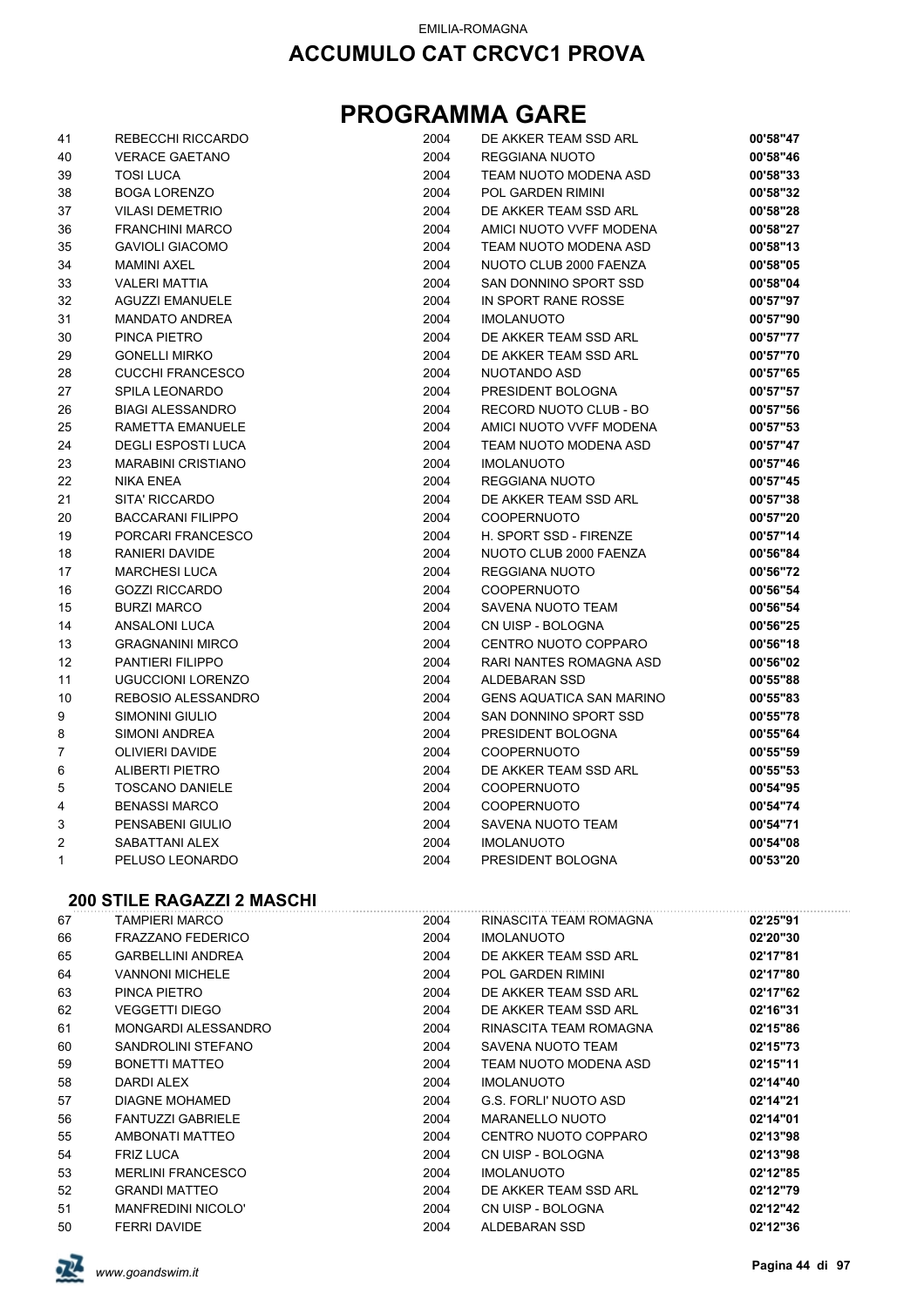EMILIA-ROMAGNA

## ACCUMULO CAT CRCVC1 PROVA

# PROGRAMMA GARE

| | | | | |
|---|---|---|---|---|
| 41 | REBECCHI RICCARDO | 2004 | DE AKKER TEAM SSD ARL | **00'58"47** |
| 40 | VERACE GAETANO | 2004 | REGGIANA NUOTO | **00'58"46** |
| 39 | TOSI LUCA | 2004 | TEAM NUOTO MODENA ASD | **00'58"33** |
| 38 | BOGA LORENZO | 2004 | POL GARDEN RIMINI | **00'58"32** |
| 37 | VILASI DEMETRIO | 2004 | DE AKKER TEAM SSD ARL | **00'58"28** |
| 36 | FRANCHINI MARCO | 2004 | AMICI NUOTO VVFF MODENA | **00'58"27** |
| 35 | GAVIOLI GIACOMO | 2004 | TEAM NUOTO MODENA ASD | **00'58"13** |
| 34 | MAMINI AXEL | 2004 | NUOTO CLUB 2000 FAENZA | **00'58"05** |
| 33 | VALERI MATTIA | 2004 | SAN DONNINO SPORT SSD | **00'58"04** |
| 32 | AGUZZI EMANUELE | 2004 | IN SPORT RANE ROSSE | **00'57"97** |
| 31 | MANDATO ANDREA | 2004 | IMOLANUOTO | **00'57"90** |
| 30 | PINCA PIETRO | 2004 | DE AKKER TEAM SSD ARL | **00'57"77** |
| 29 | GONELLI MIRKO | 2004 | DE AKKER TEAM SSD ARL | **00'57"70** |
| 28 | CUCCHI FRANCESCO | 2004 | NUOTANDO ASD | **00'57"65** |
| 27 | SPILA LEONARDO | 2004 | PRESIDENT BOLOGNA | **00'57"57** |
| 26 | BIAGI ALESSANDRO | 2004 | RECORD NUOTO CLUB - BO | **00'57"56** |
| 25 | RAMETTA EMANUELE | 2004 | AMICI NUOTO VVFF MODENA | **00'57"53** |
| 24 | DEGLI ESPOSTI LUCA | 2004 | TEAM NUOTO MODENA ASD | **00'57"47** |
| 23 | MARABINI CRISTIANO | 2004 | IMOLANUOTO | **00'57"46** |
| 22 | NIKA ENEA | 2004 | REGGIANA NUOTO | **00'57"45** |
| 21 | SITA' RICCARDO | 2004 | DE AKKER TEAM SSD ARL | **00'57"38** |
| 20 | BACCARANI FILIPPO | 2004 | COOPERNUOTO | **00'57"20** |
| 19 | PORCARI FRANCESCO | 2004 | H. SPORT SSD - FIRENZE | **00'57"14** |
| 18 | RANIERI DAVIDE | 2004 | NUOTO CLUB 2000 FAENZA | **00'56"84** |
| 17 | MARCHESI LUCA | 2004 | REGGIANA NUOTO | **00'56"72** |
| 16 | GOZZI RICCARDO | 2004 | COOPERNUOTO | **00'56"54** |
| 15 | BURZI MARCO | 2004 | SAVENA NUOTO TEAM | **00'56"54** |
| 14 | ANSALONI LUCA | 2004 | CN UISP - BOLOGNA | **00'56"25** |
| 13 | GRAGNANINI MIRCO | 2004 | CENTRO NUOTO COPPARO | **00'56"18** |
| 12 | PANTIERI FILIPPO | 2004 | RARI NANTES ROMAGNA ASD | **00'56"02** |
| 11 | UGUCCIONI LORENZO | 2004 | ALDEBARAN SSD | **00'55"88** |
| 10 | REBOSIO ALESSANDRO | 2004 | GENS AQUATICA SAN MARINO | **00'55"83** |
| 9 | SIMONINI GIULIO | 2004 | SAN DONNINO SPORT SSD | **00'55"78** |
| 8 | SIMONI ANDREA | 2004 | PRESIDENT BOLOGNA | **00'55"64** |
| 7 | OLIVIERI DAVIDE | 2004 | COOPERNUOTO | **00'55"59** |
| 6 | ALIBERTI PIETRO | 2004 | DE AKKER TEAM SSD ARL | **00'55"53** |
| 5 | TOSCANO DANIELE | 2004 | COOPERNUOTO | **00'54"95** |
| 4 | BENASSI MARCO | 2004 | COOPERNUOTO | **00'54"74** |
| 3 | PENSABENI GIULIO | 2004 | SAVENA NUOTO TEAM | **00'54"71** |
| 2 | SABATTANI ALEX | 2004 | IMOLANUOTO | **00'54"08** |
| 1 | PELUSO LEONARDO | 2004 | PRESIDENT BOLOGNA | **00'53"20** |

### 200 STILE RAGAZZI 2 MASCHI

| | | | | |
|---|---|---|---|---|
| 67 | TAMPIERI MARCO | 2004 | RINASCITA TEAM ROMAGNA | **02'25"91** |
| 66 | FRAZZANO FEDERICO | 2004 | IMOLANUOTO | **02'20"30** |
| 65 | GARBELLINI ANDREA | 2004 | DE AKKER TEAM SSD ARL | **02'17"81** |
| 64 | VANNONI MICHELE | 2004 | POL GARDEN RIMINI | **02'17"80** |
| 63 | PINCA PIETRO | 2004 | DE AKKER TEAM SSD ARL | **02'17"62** |
| 62 | VEGGETTI DIEGO | 2004 | DE AKKER TEAM SSD ARL | **02'16"31** |
| 61 | MONGARDI ALESSANDRO | 2004 | RINASCITA TEAM ROMAGNA | **02'15"86** |
| 60 | SANDROLINI STEFANO | 2004 | SAVENA NUOTO TEAM | **02'15"73** |
| 59 | BONETTI MATTEO | 2004 | TEAM NUOTO MODENA ASD | **02'15"11** |
| 58 | DARDI ALEX | 2004 | IMOLANUOTO | **02'14"40** |
| 57 | DIAGNE MOHAMED | 2004 | G.S. FORLI' NUOTO ASD | **02'14"21** |
| 56 | FANTUZZI GABRIELE | 2004 | MARANELLO NUOTO | **02'14"01** |
| 55 | AMBONATI MATTEO | 2004 | CENTRO NUOTO COPPARO | **02'13"98** |
| 54 | FRIZ LUCA | 2004 | CN UISP - BOLOGNA | **02'13"98** |
| 53 | MERLINI FRANCESCO | 2004 | IMOLANUOTO | **02'12"85** |
| 52 | GRANDI MATTEO | 2004 | DE AKKER TEAM SSD ARL | **02'12"79** |
| 51 | MANFREDINI NICOLO' | 2004 | CN UISP - BOLOGNA | **02'12"42** |
| 50 | FERRI DAVIDE | 2004 | ALDEBARAN SSD | **02'12"36** |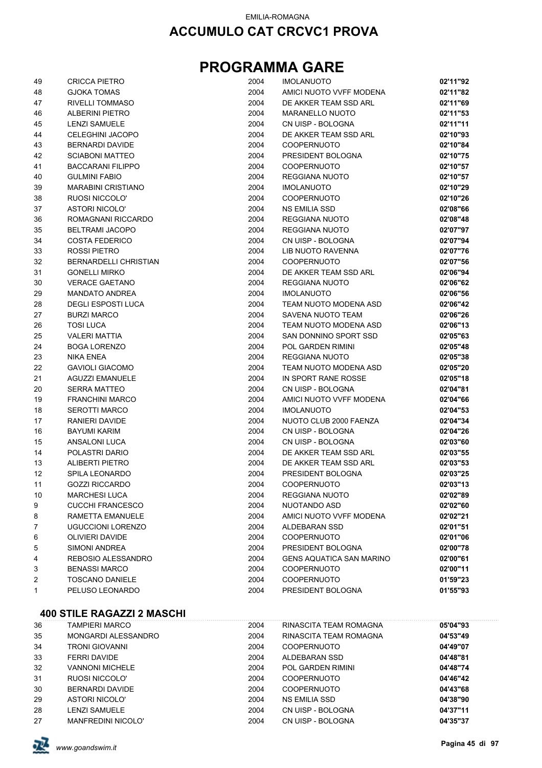EMILIA-ROMAGNA

## ACCUMULO CAT CRCVC1 PROVA

# PROGRAMMA GARE

| | | | | |
|---|---|---|---|---|
| 49 | CRICCA PIETRO | 2004 | IMOLANUOTO | **02'11"92** |
| 48 | GJOKA TOMAS | 2004 | AMICI NUOTO VVFF MODENA | **02'11"82** |
| 47 | RIVELLI TOMMASO | 2004 | DE AKKER TEAM SSD ARL | **02'11"69** |
| 46 | ALBERINI PIETRO | 2004 | MARANELLO NUOTO | **02'11"53** |
| 45 | LENZI SAMUELE | 2004 | CN UISP - BOLOGNA | **02'11"11** |
| 44 | CELEGHINI JACOPO | 2004 | DE AKKER TEAM SSD ARL | **02'10"93** |
| 43 | BERNARDI DAVIDE | 2004 | COOPERNUOTO | **02'10"84** |
| 42 | SCIABONI MATTEO | 2004 | PRESIDENT BOLOGNA | **02'10"75** |
| 41 | BACCARANI FILIPPO | 2004 | COOPERNUOTO | **02'10"57** |
| 40 | GULMINI FABIO | 2004 | REGGIANA NUOTO | **02'10"57** |
| 39 | MARABINI CRISTIANO | 2004 | IMOLANUOTO | **02'10"29** |
| 38 | RUOSI NICCOLO' | 2004 | COOPERNUOTO | **02'10"26** |
| 37 | ASTORI NICOLO' | 2004 | NS EMILIA SSD | **02'08"66** |
| 36 | ROMAGNANI RICCARDO | 2004 | REGGIANA NUOTO | **02'08"48** |
| 35 | BELTRAMI JACOPO | 2004 | REGGIANA NUOTO | **02'07"97** |
| 34 | COSTA FEDERICO | 2004 | CN UISP - BOLOGNA | **02'07"94** |
| 33 | ROSSI PIETRO | 2004 | LIB NUOTO RAVENNA | **02'07"76** |
| 32 | BERNARDELLI CHRISTIAN | 2004 | COOPERNUOTO | **02'07"56** |
| 31 | GONELLI MIRKO | 2004 | DE AKKER TEAM SSD ARL | **02'06"94** |
| 30 | VERACE GAETANO | 2004 | REGGIANA NUOTO | **02'06"62** |
| 29 | MANDATO ANDREA | 2004 | IMOLANUOTO | **02'06"56** |
| 28 | DEGLI ESPOSTI LUCA | 2004 | TEAM NUOTO MODENA ASD | **02'06"42** |
| 27 | BURZI MARCO | 2004 | SAVENA NUOTO TEAM | **02'06"26** |
| 26 | TOSI LUCA | 2004 | TEAM NUOTO MODENA ASD | **02'06"13** |
| 25 | VALERI MATTIA | 2004 | SAN DONNINO SPORT SSD | **02'05"63** |
| 24 | BOGA LORENZO | 2004 | POL GARDEN RIMINI | **02'05"48** |
| 23 | NIKA ENEA | 2004 | REGGIANA NUOTO | **02'05"38** |
| 22 | GAVIOLI GIACOMO | 2004 | TEAM NUOTO MODENA ASD | **02'05"20** |
| 21 | AGUZZI EMANUELE | 2004 | IN SPORT RANE ROSSE | **02'05"18** |
| 20 | SERRA MATTEO | 2004 | CN UISP - BOLOGNA | **02'04"81** |
| 19 | FRANCHINI MARCO | 2004 | AMICI NUOTO VVFF MODENA | **02'04"66** |
| 18 | SEROTTI MARCO | 2004 | IMOLANUOTO | **02'04"53** |
| 17 | RANIERI DAVIDE | 2004 | NUOTO CLUB 2000 FAENZA | **02'04"34** |
| 16 | BAYUMI KARIM | 2004 | CN UISP - BOLOGNA | **02'04"26** |
| 15 | ANSALONI LUCA | 2004 | CN UISP - BOLOGNA | **02'03"60** |
| 14 | POLASTRI DARIO | 2004 | DE AKKER TEAM SSD ARL | **02'03"55** |
| 13 | ALIBERTI PIETRO | 2004 | DE AKKER TEAM SSD ARL | **02'03"53** |
| 12 | SPILA LEONARDO | 2004 | PRESIDENT BOLOGNA | **02'03"25** |
| 11 | GOZZI RICCARDO | 2004 | COOPERNUOTO | **02'03"13** |
| 10 | MARCHESI LUCA | 2004 | REGGIANA NUOTO | **02'02"89** |
| 9 | CUCCHI FRANCESCO | 2004 | NUOTANDO ASD | **02'02"60** |
| 8 | RAMETTA EMANUELE | 2004 | AMICI NUOTO VVFF MODENA | **02'02"21** |
| 7 | UGUCCIONI LORENZO | 2004 | ALDEBARAN SSD | **02'01"51** |
| 6 | OLIVIERI DAVIDE | 2004 | COOPERNUOTO | **02'01"06** |
| 5 | SIMONI ANDREA | 2004 | PRESIDENT BOLOGNA | **02'00"78** |
| 4 | REBOSIO ALESSANDRO | 2004 | GENS AQUATICA SAN MARINO | **02'00"61** |
| 3 | BENASSI MARCO | 2004 | COOPERNUOTO | **02'00"11** |
| 2 | TOSCANO DANIELE | 2004 | COOPERNUOTO | **01'59"23** |
| 1 | PELUSO LEONARDO | 2004 | PRESIDENT BOLOGNA | **01'55"93** |

### 400 STILE RAGAZZI 2 MASCHI

| | | | | |
|---|---|---|---|---|
| 36 | TAMPIERI MARCO | 2004 | RINASCITA TEAM ROMAGNA | **05'04"93** |
| 35 | MONGARDI ALESSANDRO | 2004 | RINASCITA TEAM ROMAGNA | **04'53"49** |
| 34 | TRONI GIOVANNI | 2004 | COOPERNUOTO | **04'49"07** |
| 33 | FERRI DAVIDE | 2004 | ALDEBARAN SSD | **04'48"81** |
| 32 | VANNONI MICHELE | 2004 | POL GARDEN RIMINI | **04'48"74** |
| 31 | RUOSI NICCOLO' | 2004 | COOPERNUOTO | **04'46"42** |
| 30 | BERNARDI DAVIDE | 2004 | COOPERNUOTO | **04'43"68** |
| 29 | ASTORI NICOLO' | 2004 | NS EMILIA SSD | **04'38"90** |
| 28 | LENZI SAMUELE | 2004 | CN UISP - BOLOGNA | **04'37"11** |
| 27 | MANFREDINI NICOLO' | 2004 | CN UISP - BOLOGNA | **04'35"37** |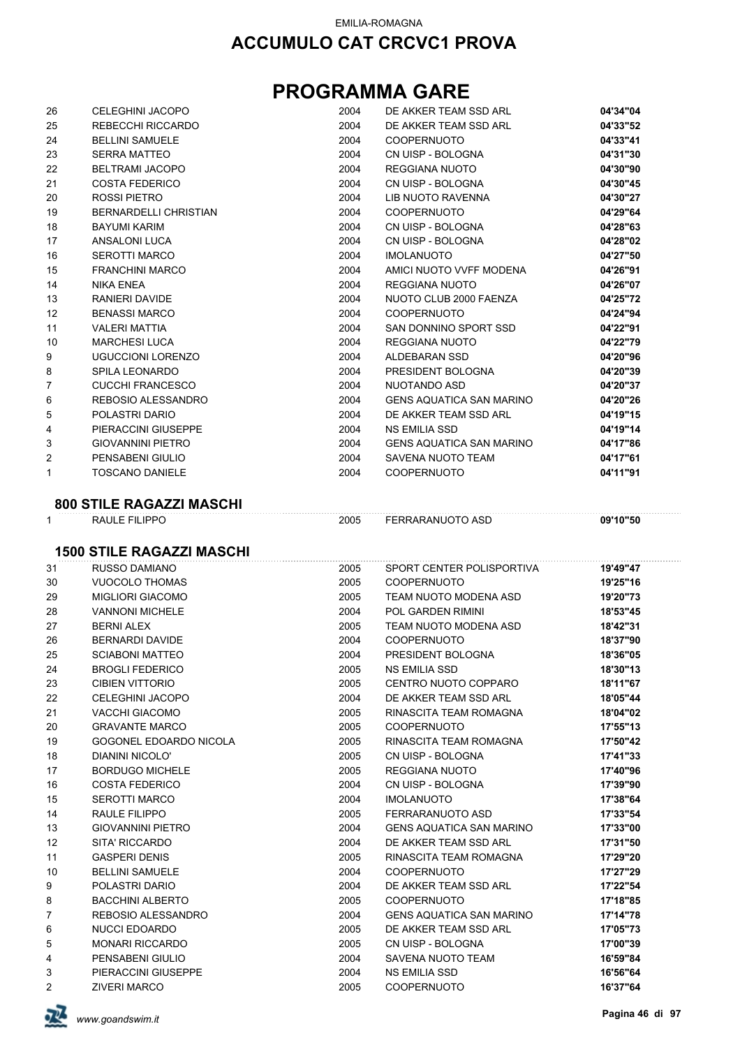EMILIA-ROMAGNA

# ACCUMULO CAT CRCVC1 PROVA

# PROGRAMMA GARE

| | | | | |
|---|---|---|---|---|
| 26 | CELEGHINI JACOPO | 2004 | DE AKKER TEAM SSD ARL | **04'34"04** |
| 25 | REBECCHI RICCARDO | 2004 | DE AKKER TEAM SSD ARL | **04'33"52** |
| 24 | BELLINI SAMUELE | 2004 | COOPERNUOTO | **04'33"41** |
| 23 | SERRA MATTEO | 2004 | CN UISP - BOLOGNA | **04'31"30** |
| 22 | BELTRAMI JACOPO | 2004 | REGGIANA NUOTO | **04'30"90** |
| 21 | COSTA FEDERICO | 2004 | CN UISP - BOLOGNA | **04'30"45** |
| 20 | ROSSI PIETRO | 2004 | LIB NUOTO RAVENNA | **04'30"27** |
| 19 | BERNARDELLI CHRISTIAN | 2004 | COOPERNUOTO | **04'29"64** |
| 18 | BAYUMI KARIM | 2004 | CN UISP - BOLOGNA | **04'28"63** |
| 17 | ANSALONI LUCA | 2004 | CN UISP - BOLOGNA | **04'28"02** |
| 16 | SEROTTI MARCO | 2004 | IMOLANUOTO | **04'27"50** |
| 15 | FRANCHINI MARCO | 2004 | AMICI NUOTO VVFF MODENA | **04'26"91** |
| 14 | NIKA ENEA | 2004 | REGGIANA NUOTO | **04'26"07** |
| 13 | RANIERI DAVIDE | 2004 | NUOTO CLUB 2000 FAENZA | **04'25"72** |
| 12 | BENASSI MARCO | 2004 | COOPERNUOTO | **04'24"94** |
| 11 | VALERI MATTIA | 2004 | SAN DONNINO SPORT SSD | **04'22"91** |
| 10 | MARCHESI LUCA | 2004 | REGGIANA NUOTO | **04'22"79** |
| 9 | UGUCCIONI LORENZO | 2004 | ALDEBARAN SSD | **04'20"96** |
| 8 | SPILA LEONARDO | 2004 | PRESIDENT BOLOGNA | **04'20"39** |
| 7 | CUCCHI FRANCESCO | 2004 | NUOTANDO ASD | **04'20"37** |
| 6 | REBOSIO ALESSANDRO | 2004 | GENS AQUATICA SAN MARINO | **04'20"26** |
| 5 | POLASTRI DARIO | 2004 | DE AKKER TEAM SSD ARL | **04'19"15** |
| 4 | PIERACCINI GIUSEPPE | 2004 | NS EMILIA SSD | **04'19"14** |
| 3 | GIOVANNINI PIETRO | 2004 | GENS AQUATICA SAN MARINO | **04'17"86** |
| 2 | PENSABENI GIULIO | 2004 | SAVENA NUOTO TEAM | **04'17"61** |
| 1 | TOSCANO DANIELE | 2004 | COOPERNUOTO | **04'11"91** |

### 800 STILE RAGAZZI MASCHI

| | | | | |
|---|---|---|---|---|
| 1 | RAULE FILIPPO | 2005 | FERRARANUOTO ASD | **09'10"50** |

### 1500 STILE RAGAZZI MASCHI

| | | | | |
|---|---|---|---|---|
| 31 | RUSSO DAMIANO | 2005 | SPORT CENTER POLISPORTIVA | **19'49"47** |
| 30 | VUOCOLO THOMAS | 2005 | COOPERNUOTO | **19'25"16** |
| 29 | MIGLIORI GIACOMO | 2005 | TEAM NUOTO MODENA ASD | **19'20"73** |
| 28 | VANNONI MICHELE | 2004 | POL GARDEN RIMINI | **18'53"45** |
| 27 | BERNI ALEX | 2005 | TEAM NUOTO MODENA ASD | **18'42"31** |
| 26 | BERNARDI DAVIDE | 2004 | COOPERNUOTO | **18'37"90** |
| 25 | SCIABONI MATTEO | 2004 | PRESIDENT BOLOGNA | **18'36"05** |
| 24 | BROGLI FEDERICO | 2005 | NS EMILIA SSD | **18'30"13** |
| 23 | CIBIEN VITTORIO | 2005 | CENTRO NUOTO COPPARO | **18'11"67** |
| 22 | CELEGHINI JACOPO | 2004 | DE AKKER TEAM SSD ARL | **18'05"44** |
| 21 | VACCHI GIACOMO | 2005 | RINASCITA TEAM ROMAGNA | **18'04"02** |
| 20 | GRAVANTE MARCO | 2005 | COOPERNUOTO | **17'55"13** |
| 19 | GOGONEL EDOARDO NICOLA | 2005 | RINASCITA TEAM ROMAGNA | **17'50"42** |
| 18 | DIANINI NICOLO' | 2005 | CN UISP - BOLOGNA | **17'41"33** |
| 17 | BORDUGO MICHELE | 2005 | REGGIANA NUOTO | **17'40"96** |
| 16 | COSTA FEDERICO | 2004 | CN UISP - BOLOGNA | **17'39"90** |
| 15 | SEROTTI MARCO | 2004 | IMOLANUOTO | **17'38"64** |
| 14 | RAULE FILIPPO | 2005 | FERRARANUOTO ASD | **17'33"54** |
| 13 | GIOVANNINI PIETRO | 2004 | GENS AQUATICA SAN MARINO | **17'33"00** |
| 12 | SITA' RICCARDO | 2004 | DE AKKER TEAM SSD ARL | **17'31"50** |
| 11 | GASPERI DENIS | 2005 | RINASCITA TEAM ROMAGNA | **17'29"20** |
| 10 | BELLINI SAMUELE | 2004 | COOPERNUOTO | **17'27"29** |
| 9 | POLASTRI DARIO | 2004 | DE AKKER TEAM SSD ARL | **17'22"54** |
| 8 | BACCHINI ALBERTO | 2005 | COOPERNUOTO | **17'18"85** |
| 7 | REBOSIO ALESSANDRO | 2004 | GENS AQUATICA SAN MARINO | **17'14"78** |
| 6 | NUCCI EDOARDO | 2005 | DE AKKER TEAM SSD ARL | **17'05"73** |
| 5 | MONARI RICCARDO | 2005 | CN UISP - BOLOGNA | **17'00"39** |
| 4 | PENSABENI GIULIO | 2004 | SAVENA NUOTO TEAM | **16'59"84** |
| 3 | PIERACCINI GIUSEPPE | 2004 | NS EMILIA SSD | **16'56"64** |
| 2 | ZIVERI MARCO | 2005 | COOPERNUOTO | **16'37"64** |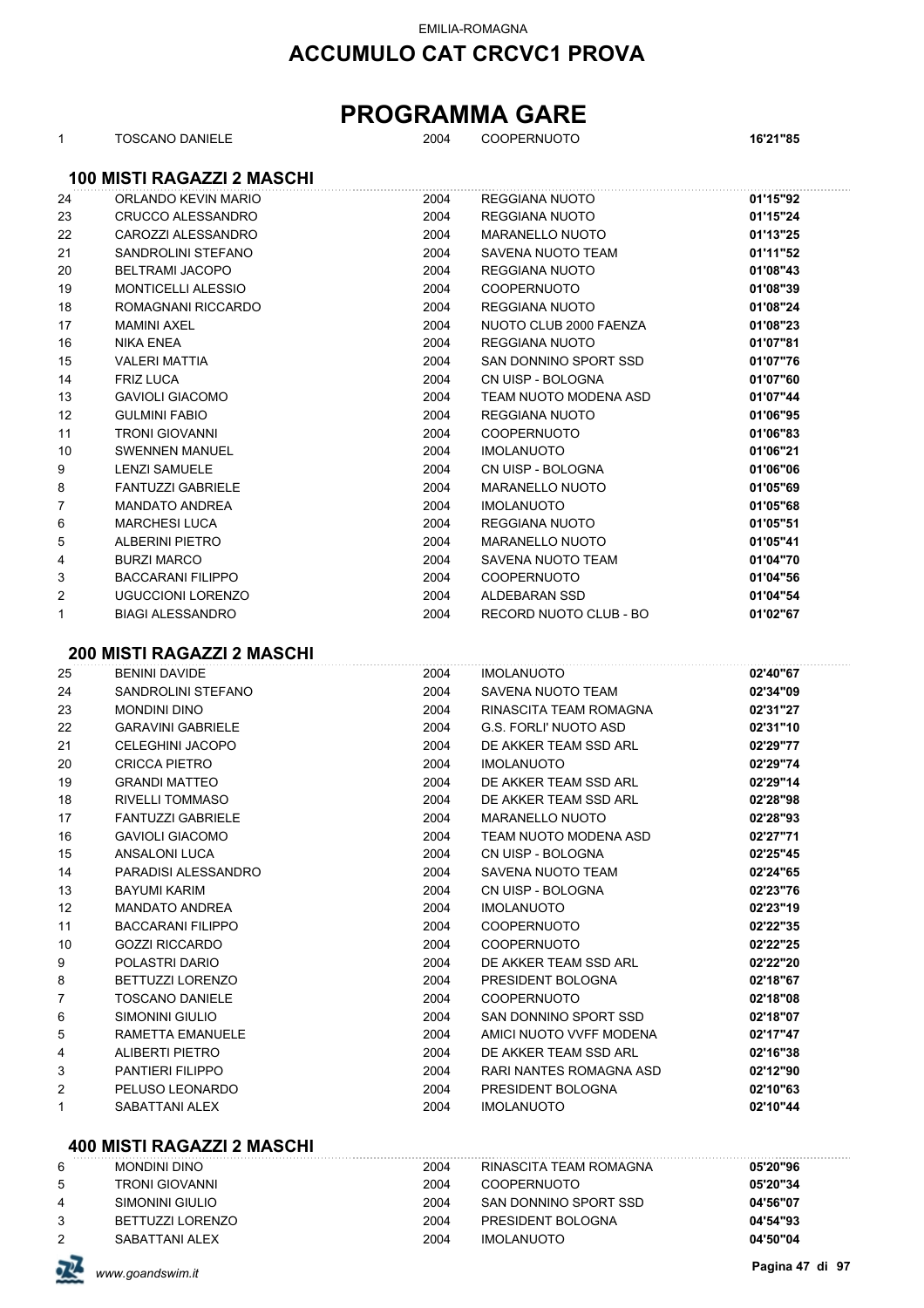# PROGRAMMA GARE

| | | | | |
|---|---|---|---|---|
| 1 | TOSCANO DANIELE | 2004 | COOPERNUOTO | **16'21"85** |

## 100 MISTI RAGAZZI 2 MASCHI

| | | | | |
|---|---|---|---|---|
| 24 | ORLANDO KEVIN MARIO | 2004 | REGGIANA NUOTO | **01'15"92** |
| 23 | CRUCCO ALESSANDRO | 2004 | REGGIANA NUOTO | **01'15"24** |
| 22 | CAROZZI ALESSANDRO | 2004 | MARANELLO NUOTO | **01'13"25** |
| 21 | SANDROLINI STEFANO | 2004 | SAVENA NUOTO TEAM | **01'11"52** |
| 20 | BELTRAMI JACOPO | 2004 | REGGIANA NUOTO | **01'08"43** |
| 19 | MONTICELLI ALESSIO | 2004 | COOPERNUOTO | **01'08"39** |
| 18 | ROMAGNANI RICCARDO | 2004 | REGGIANA NUOTO | **01'08"24** |
| 17 | MAMINI AXEL | 2004 | NUOTO CLUB 2000 FAENZA | **01'08"23** |
| 16 | NIKA ENEA | 2004 | REGGIANA NUOTO | **01'07"81** |
| 15 | VALERI MATTIA | 2004 | SAN DONNINO SPORT SSD | **01'07"76** |
| 14 | FRIZ LUCA | 2004 | CN UISP - BOLOGNA | **01'07"60** |
| 13 | GAVIOLI GIACOMO | 2004 | TEAM NUOTO MODENA ASD | **01'07"44** |
| 12 | GULMINI FABIO | 2004 | REGGIANA NUOTO | **01'06"95** |
| 11 | TRONI GIOVANNI | 2004 | COOPERNUOTO | **01'06"83** |
| 10 | SWENNEN MANUEL | 2004 | IMOLANUOTO | **01'06"21** |
| 9 | LENZI SAMUELE | 2004 | CN UISP - BOLOGNA | **01'06"06** |
| 8 | FANTUZZI GABRIELE | 2004 | MARANELLO NUOTO | **01'05"69** |
| 7 | MANDATO ANDREA | 2004 | IMOLANUOTO | **01'05"68** |
| 6 | MARCHESI LUCA | 2004 | REGGIANA NUOTO | **01'05"51** |
| 5 | ALBERINI PIETRO | 2004 | MARANELLO NUOTO | **01'05"41** |
| 4 | BURZI MARCO | 2004 | SAVENA NUOTO TEAM | **01'04"70** |
| 3 | BACCARANI FILIPPO | 2004 | COOPERNUOTO | **01'04"56** |
| 2 | UGUCCIONI LORENZO | 2004 | ALDEBARAN SSD | **01'04"54** |
| 1 | BIAGI ALESSANDRO | 2004 | RECORD NUOTO CLUB - BO | **01'02"67** |

## 200 MISTI RAGAZZI 2 MASCHI

| | | | | |
|---|---|---|---|---|
| 25 | BENINI DAVIDE | 2004 | IMOLANUOTO | **02'40"67** |
| 24 | SANDROLINI STEFANO | 2004 | SAVENA NUOTO TEAM | **02'34"09** |
| 23 | MONDINI DINO | 2004 | RINASCITA TEAM ROMAGNA | **02'31"27** |
| 22 | GARAVINI GABRIELE | 2004 | G.S. FORLI' NUOTO ASD | **02'31"10** |
| 21 | CELEGHINI JACOPO | 2004 | DE AKKER TEAM SSD ARL | **02'29"77** |
| 20 | CRICCA PIETRO | 2004 | IMOLANUOTO | **02'29"74** |
| 19 | GRANDI MATTEO | 2004 | DE AKKER TEAM SSD ARL | **02'29"14** |
| 18 | RIVELLI TOMMASO | 2004 | DE AKKER TEAM SSD ARL | **02'28"98** |
| 17 | FANTUZZI GABRIELE | 2004 | MARANELLO NUOTO | **02'28"93** |
| 16 | GAVIOLI GIACOMO | 2004 | TEAM NUOTO MODENA ASD | **02'27"71** |
| 15 | ANSALONI LUCA | 2004 | CN UISP - BOLOGNA | **02'25"45** |
| 14 | PARADISI ALESSANDRO | 2004 | SAVENA NUOTO TEAM | **02'24"65** |
| 13 | BAYUMI KARIM | 2004 | CN UISP - BOLOGNA | **02'23"76** |
| 12 | MANDATO ANDREA | 2004 | IMOLANUOTO | **02'23"19** |
| 11 | BACCARANI FILIPPO | 2004 | COOPERNUOTO | **02'22"35** |
| 10 | GOZZI RICCARDO | 2004 | COOPERNUOTO | **02'22"25** |
| 9 | POLASTRI DARIO | 2004 | DE AKKER TEAM SSD ARL | **02'22"20** |
| 8 | BETTUZZI LORENZO | 2004 | PRESIDENT BOLOGNA | **02'18"67** |
| 7 | TOSCANO DANIELE | 2004 | COOPERNUOTO | **02'18"08** |
| 6 | SIMONINI GIULIO | 2004 | SAN DONNINO SPORT SSD | **02'18"07** |
| 5 | RAMETTA EMANUELE | 2004 | AMICI NUOTO VVFF MODENA | **02'17"47** |
| 4 | ALIBERTI PIETRO | 2004 | DE AKKER TEAM SSD ARL | **02'16"38** |
| 3 | PANTIERI FILIPPO | 2004 | RARI NANTES ROMAGNA ASD | **02'12"90** |
| 2 | PELUSO LEONARDO | 2004 | PRESIDENT BOLOGNA | **02'10"63** |
| 1 | SABATTANI ALEX | 2004 | IMOLANUOTO | **02'10"44** |

## 400 MISTI RAGAZZI 2 MASCHI

| | | | | |
|---|---|---|---|---|
| 6 | MONDINI DINO | 2004 | RINASCITA TEAM ROMAGNA | **05'20"96** |
| 5 | TRONI GIOVANNI | 2004 | COOPERNUOTO | **05'20"34** |
| 4 | SIMONINI GIULIO | 2004 | SAN DONNINO SPORT SSD | **04'56"07** |
| 3 | BETTUZZI LORENZO | 2004 | PRESIDENT BOLOGNA | **04'54"93** |
| 2 | SABATTANI ALEX | 2004 | IMOLANUOTO | **04'50"04** |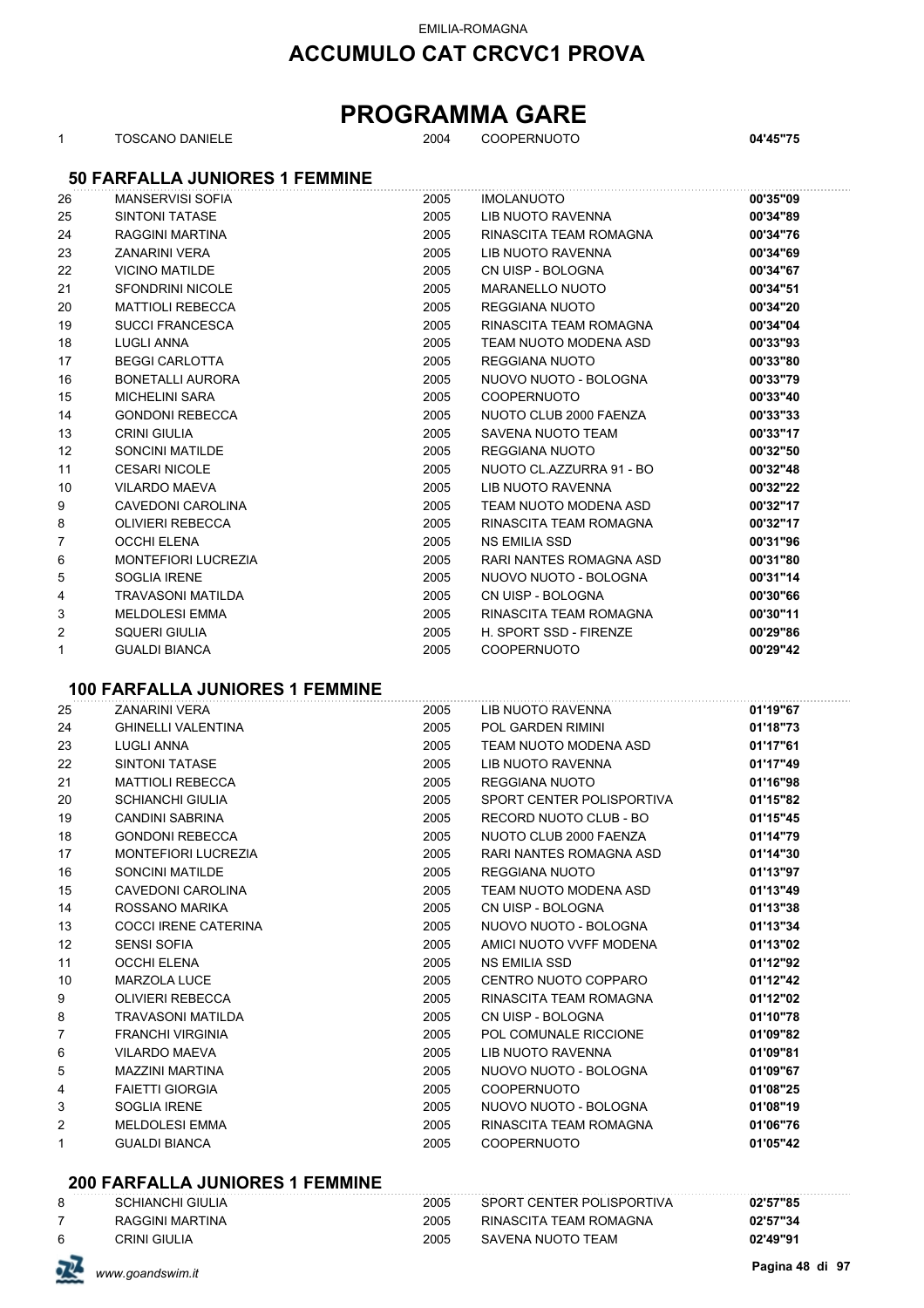EMILIA-ROMAGNA

## ACCUMULO CAT CRCVC1 PROVA

# PROGRAMMA GARE

| | | | | |
|---|---|---|---|---|
| 1 | TOSCANO DANIELE | 2004 | COOPERNUOTO | **04'45"75** |

### 50 FARFALLA JUNIORES 1 FEMMINE

| | | | | |
|---|---|---|---|---|
| 26 | MANSERVISI SOFIA | 2005 | IMOLANUOTO | **00'35"09** |
| 25 | SINTONI TATASE | 2005 | LIB NUOTO RAVENNA | **00'34"89** |
| 24 | RAGGINI MARTINA | 2005 | RINASCITA TEAM ROMAGNA | **00'34"76** |
| 23 | ZANARINI VERA | 2005 | LIB NUOTO RAVENNA | **00'34"69** |
| 22 | VICINO MATILDE | 2005 | CN UISP - BOLOGNA | **00'34"67** |
| 21 | SFONDRINI NICOLE | 2005 | MARANELLO NUOTO | **00'34"51** |
| 20 | MATTIOLI REBECCA | 2005 | REGGIANA NUOTO | **00'34"20** |
| 19 | SUCCI FRANCESCA | 2005 | RINASCITA TEAM ROMAGNA | **00'34"04** |
| 18 | LUGLI ANNA | 2005 | TEAM NUOTO MODENA ASD | **00'33"93** |
| 17 | BEGGI CARLOTTA | 2005 | REGGIANA NUOTO | **00'33"80** |
| 16 | BONETALLI AURORA | 2005 | NUOVO NUOTO - BOLOGNA | **00'33"79** |
| 15 | MICHELINI SARA | 2005 | COOPERNUOTO | **00'33"40** |
| 14 | GONDONI REBECCA | 2005 | NUOTO CLUB 2000 FAENZA | **00'33"33** |
| 13 | CRINI GIULIA | 2005 | SAVENA NUOTO TEAM | **00'33"17** |
| 12 | SONCINI MATILDE | 2005 | REGGIANA NUOTO | **00'32"50** |
| 11 | CESARI NICOLE | 2005 | NUOTO CL.AZZURRA 91 - BO | **00'32"48** |
| 10 | VILARDO MAEVA | 2005 | LIB NUOTO RAVENNA | **00'32"22** |
| 9 | CAVEDONI CAROLINA | 2005 | TEAM NUOTO MODENA ASD | **00'32"17** |
| 8 | OLIVIERI REBECCA | 2005 | RINASCITA TEAM ROMAGNA | **00'32"17** |
| 7 | OCCHI ELENA | 2005 | NS EMILIA SSD | **00'31"96** |
| 6 | MONTEFIORI LUCREZIA | 2005 | RARI NANTES ROMAGNA ASD | **00'31"80** |
| 5 | SOGLIA IRENE | 2005 | NUOVO NUOTO - BOLOGNA | **00'31"14** |
| 4 | TRAVASONI MATILDA | 2005 | CN UISP - BOLOGNA | **00'30"66** |
| 3 | MELDOLESI EMMA | 2005 | RINASCITA TEAM ROMAGNA | **00'30"11** |
| 2 | SQUERI GIULIA | 2005 | H. SPORT SSD - FIRENZE | **00'29"86** |
| 1 | GUALDI BIANCA | 2005 | COOPERNUOTO | **00'29"42** |

### 100 FARFALLA JUNIORES 1 FEMMINE

| | | | | |
|---|---|---|---|---|
| 25 | ZANARINI VERA | 2005 | LIB NUOTO RAVENNA | **01'19"67** |
| 24 | GHINELLI VALENTINA | 2005 | POL GARDEN RIMINI | **01'18"73** |
| 23 | LUGLI ANNA | 2005 | TEAM NUOTO MODENA ASD | **01'17"61** |
| 22 | SINTONI TATASE | 2005 | LIB NUOTO RAVENNA | **01'17"49** |
| 21 | MATTIOLI REBECCA | 2005 | REGGIANA NUOTO | **01'16"98** |
| 20 | SCHIANCHI GIULIA | 2005 | SPORT CENTER POLISPORTIVA | **01'15"82** |
| 19 | CANDINI SABRINA | 2005 | RECORD NUOTO CLUB - BO | **01'15"45** |
| 18 | GONDONI REBECCA | 2005 | NUOTO CLUB 2000 FAENZA | **01'14"79** |
| 17 | MONTEFIORI LUCREZIA | 2005 | RARI NANTES ROMAGNA ASD | **01'14"30** |
| 16 | SONCINI MATILDE | 2005 | REGGIANA NUOTO | **01'13"97** |
| 15 | CAVEDONI CAROLINA | 2005 | TEAM NUOTO MODENA ASD | **01'13"49** |
| 14 | ROSSANO MARIKA | 2005 | CN UISP - BOLOGNA | **01'13"38** |
| 13 | COCCI IRENE CATERINA | 2005 | NUOVO NUOTO - BOLOGNA | **01'13"34** |
| 12 | SENSI SOFIA | 2005 | AMICI NUOTO VVFF MODENA | **01'13"02** |
| 11 | OCCHI ELENA | 2005 | NS EMILIA SSD | **01'12"92** |
| 10 | MARZOLA LUCE | 2005 | CENTRO NUOTO COPPARO | **01'12"42** |
| 9 | OLIVIERI REBECCA | 2005 | RINASCITA TEAM ROMAGNA | **01'12"02** |
| 8 | TRAVASONI MATILDA | 2005 | CN UISP - BOLOGNA | **01'10"78** |
| 7 | FRANCHI VIRGINIA | 2005 | POL COMUNALE RICCIONE | **01'09"82** |
| 6 | VILARDO MAEVA | 2005 | LIB NUOTO RAVENNA | **01'09"81** |
| 5 | MAZZINI MARTINA | 2005 | NUOVO NUOTO - BOLOGNA | **01'09"67** |
| 4 | FAIETTI GIORGIA | 2005 | COOPERNUOTO | **01'08"25** |
| 3 | SOGLIA IRENE | 2005 | NUOVO NUOTO - BOLOGNA | **01'08"19** |
| 2 | MELDOLESI EMMA | 2005 | RINASCITA TEAM ROMAGNA | **01'06"76** |
| 1 | GUALDI BIANCA | 2005 | COOPERNUOTO | **01'05"42** |

### 200 FARFALLA JUNIORES 1 FEMMINE

| | | | | |
|---|---|---|---|---|
| 8 | SCHIANCHI GIULIA | 2005 | SPORT CENTER POLISPORTIVA | **02'57"85** |
| 7 | RAGGINI MARTINA | 2005 | RINASCITA TEAM ROMAGNA | **02'57"34** |
| 6 | CRINI GIULIA | 2005 | SAVENA NUOTO TEAM | **02'49"91** |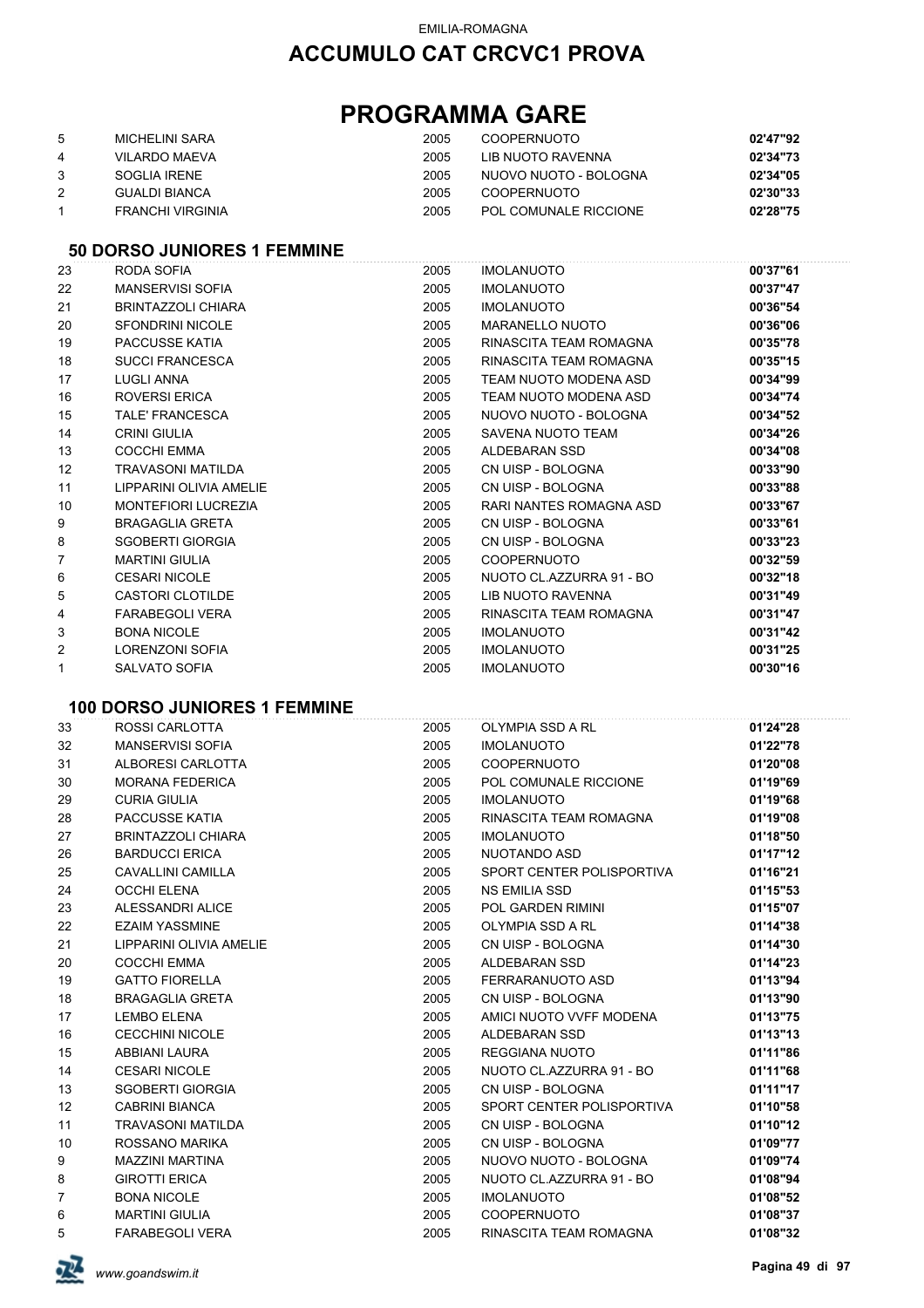EMILIA-ROMAGNA

# ACCUMULO CAT CRCVC1 PROVA

# PROGRAMMA GARE

| | | | | |
|---|---|---|---|---|
| 5 | MICHELINI SARA | 2005 | COOPERNUOTO | **02'47"92** |
| 4 | VILARDO MAEVA | 2005 | LIB NUOTO RAVENNA | **02'34"73** |
| 3 | SOGLIA IRENE | 2005 | NUOVO NUOTO - BOLOGNA | **02'34"05** |
| 2 | GUALDI BIANCA | 2005 | COOPERNUOTO | **02'30"33** |
| 1 | FRANCHI VIRGINIA | 2005 | POL COMUNALE RICCIONE | **02'28"75** |

## 50 DORSO JUNIORES 1 FEMMINE

| | | | | |
|---|---|---|---|---|
| 23 | RODA SOFIA | 2005 | IMOLANUOTO | **00'37"61** |
| 22 | MANSERVISI SOFIA | 2005 | IMOLANUOTO | **00'37"47** |
| 21 | BRINTAZZOLI CHIARA | 2005 | IMOLANUOTO | **00'36"54** |
| 20 | SFONDRINI NICOLE | 2005 | MARANELLO NUOTO | **00'36"06** |
| 19 | PACCUSSE KATIA | 2005 | RINASCITA TEAM ROMAGNA | **00'35"78** |
| 18 | SUCCI FRANCESCA | 2005 | RINASCITA TEAM ROMAGNA | **00'35"15** |
| 17 | LUGLI ANNA | 2005 | TEAM NUOTO MODENA ASD | **00'34"99** |
| 16 | ROVERSI ERICA | 2005 | TEAM NUOTO MODENA ASD | **00'34"74** |
| 15 | TALE' FRANCESCA | 2005 | NUOVO NUOTO - BOLOGNA | **00'34"52** |
| 14 | CRINI GIULIA | 2005 | SAVENA NUOTO TEAM | **00'34"26** |
| 13 | COCCHI EMMA | 2005 | ALDEBARAN SSD | **00'34"08** |
| 12 | TRAVASONI MATILDA | 2005 | CN UISP - BOLOGNA | **00'33"90** |
| 11 | LIPPARINI OLIVIA AMELIE | 2005 | CN UISP - BOLOGNA | **00'33"88** |
| 10 | MONTEFIORI LUCREZIA | 2005 | RARI NANTES ROMAGNA ASD | **00'33"67** |
| 9 | BRAGAGLIA GRETA | 2005 | CN UISP - BOLOGNA | **00'33"61** |
| 8 | SGOBERTI GIORGIA | 2005 | CN UISP - BOLOGNA | **00'33"23** |
| 7 | MARTINI GIULIA | 2005 | COOPERNUOTO | **00'32"59** |
| 6 | CESARI NICOLE | 2005 | NUOTO CL.AZZURRA 91 - BO | **00'32"18** |
| 5 | CASTORI CLOTILDE | 2005 | LIB NUOTO RAVENNA | **00'31"49** |
| 4 | FARABEGOLI VERA | 2005 | RINASCITA TEAM ROMAGNA | **00'31"47** |
| 3 | BONA NICOLE | 2005 | IMOLANUOTO | **00'31"42** |
| 2 | LORENZONI SOFIA | 2005 | IMOLANUOTO | **00'31"25** |
| 1 | SALVATO SOFIA | 2005 | IMOLANUOTO | **00'30"16** |

## 100 DORSO JUNIORES 1 FEMMINE

| | | | | |
|---|---|---|---|---|
| 33 | ROSSI CARLOTTA | 2005 | OLYMPIA SSD A RL | **01'24"28** |
| 32 | MANSERVISI SOFIA | 2005 | IMOLANUOTO | **01'22"78** |
| 31 | ALBORESI CARLOTTA | 2005 | COOPERNUOTO | **01'20"08** |
| 30 | MORANA FEDERICA | 2005 | POL COMUNALE RICCIONE | **01'19"69** |
| 29 | CURIA GIULIA | 2005 | IMOLANUOTO | **01'19"68** |
| 28 | PACCUSSE KATIA | 2005 | RINASCITA TEAM ROMAGNA | **01'19"08** |
| 27 | BRINTAZZOLI CHIARA | 2005 | IMOLANUOTO | **01'18"50** |
| 26 | BARDUCCI ERICA | 2005 | NUOTANDO ASD | **01'17"12** |
| 25 | CAVALLINI CAMILLA | 2005 | SPORT CENTER POLISPORTIVA | **01'16"21** |
| 24 | OCCHI ELENA | 2005 | NS EMILIA SSD | **01'15"53** |
| 23 | ALESSANDRI ALICE | 2005 | POL GARDEN RIMINI | **01'15"07** |
| 22 | EZAIM YASSMINE | 2005 | OLYMPIA SSD A RL | **01'14"38** |
| 21 | LIPPARINI OLIVIA AMELIE | 2005 | CN UISP - BOLOGNA | **01'14"30** |
| 20 | COCCHI EMMA | 2005 | ALDEBARAN SSD | **01'14"23** |
| 19 | GATTO FIORELLA | 2005 | FERRARANUOTO ASD | **01'13"94** |
| 18 | BRAGAGLIA GRETA | 2005 | CN UISP - BOLOGNA | **01'13"90** |
| 17 | LEMBO ELENA | 2005 | AMICI NUOTO VVFF MODENA | **01'13"75** |
| 16 | CECCHINI NICOLE | 2005 | ALDEBARAN SSD | **01'13"13** |
| 15 | ABBIANI LAURA | 2005 | REGGIANA NUOTO | **01'11"86** |
| 14 | CESARI NICOLE | 2005 | NUOTO CL.AZZURRA 91 - BO | **01'11"68** |
| 13 | SGOBERTI GIORGIA | 2005 | CN UISP - BOLOGNA | **01'11"17** |
| 12 | CABRINI BIANCA | 2005 | SPORT CENTER POLISPORTIVA | **01'10"58** |
| 11 | TRAVASONI MATILDA | 2005 | CN UISP - BOLOGNA | **01'10"12** |
| 10 | ROSSANO MARIKA | 2005 | CN UISP - BOLOGNA | **01'09"77** |
| 9 | MAZZINI MARTINA | 2005 | NUOVO NUOTO - BOLOGNA | **01'09"74** |
| 8 | GIROTTI ERICA | 2005 | NUOTO CL.AZZURRA 91 - BO | **01'08"94** |
| 7 | BONA NICOLE | 2005 | IMOLANUOTO | **01'08"52** |
| 6 | MARTINI GIULIA | 2005 | COOPERNUOTO | **01'08"37** |
| 5 | FARABEGOLI VERA | 2005 | RINASCITA TEAM ROMAGNA | **01'08"32** |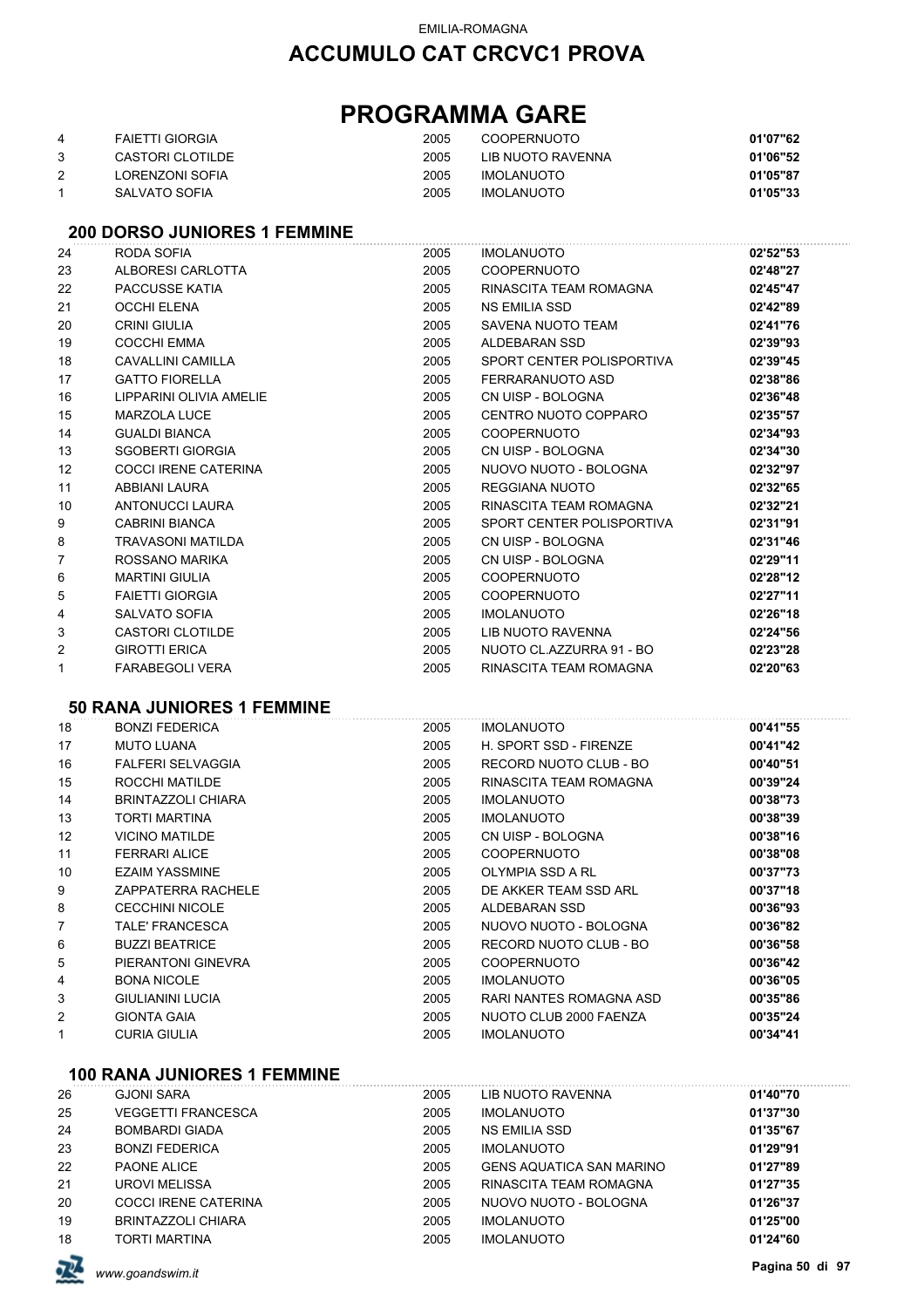EMILIA-ROMAGNA

# ACCUMULO CAT CRCVC1 PROVA

# PROGRAMMA GARE

| | | | | |
|---|---|---|---|---|
| 4 | FAIETTI GIORGIA | 2005 | COOPERNUOTO | **01'07"62** |
| 3 | CASTORI CLOTILDE | 2005 | LIB NUOTO RAVENNA | **01'06"52** |
| 2 | LORENZONI SOFIA | 2005 | IMOLANUOTO | **01'05"87** |
| 1 | SALVATO SOFIA | 2005 | IMOLANUOTO | **01'05"33** |

## 200 DORSO JUNIORES 1 FEMMINE

| | | | | |
|---|---|---|---|---|
| 24 | RODA SOFIA | 2005 | IMOLANUOTO | **02'52"53** |
| 23 | ALBORESI CARLOTTA | 2005 | COOPERNUOTO | **02'48"27** |
| 22 | PACCUSSE KATIA | 2005 | RINASCITA TEAM ROMAGNA | **02'45"47** |
| 21 | OCCHI ELENA | 2005 | NS EMILIA SSD | **02'42"89** |
| 20 | CRINI GIULIA | 2005 | SAVENA NUOTO TEAM | **02'41"76** |
| 19 | COCCHI EMMA | 2005 | ALDEBARAN SSD | **02'39"93** |
| 18 | CAVALLINI CAMILLA | 2005 | SPORT CENTER POLISPORTIVA | **02'39"45** |
| 17 | GATTO FIORELLA | 2005 | FERRARANUOTO ASD | **02'38"86** |
| 16 | LIPPARINI OLIVIA AMELIE | 2005 | CN UISP - BOLOGNA | **02'36"48** |
| 15 | MARZOLA LUCE | 2005 | CENTRO NUOTO COPPARO | **02'35"57** |
| 14 | GUALDI BIANCA | 2005 | COOPERNUOTO | **02'34"93** |
| 13 | SGOBERTI GIORGIA | 2005 | CN UISP - BOLOGNA | **02'34"30** |
| 12 | COCCI IRENE CATERINA | 2005 | NUOVO NUOTO - BOLOGNA | **02'32"97** |
| 11 | ABBIANI LAURA | 2005 | REGGIANA NUOTO | **02'32"65** |
| 10 | ANTONUCCI LAURA | 2005 | RINASCITA TEAM ROMAGNA | **02'32"21** |
| 9 | CABRINI BIANCA | 2005 | SPORT CENTER POLISPORTIVA | **02'31"91** |
| 8 | TRAVASONI MATILDA | 2005 | CN UISP - BOLOGNA | **02'31"46** |
| 7 | ROSSANO MARIKA | 2005 | CN UISP - BOLOGNA | **02'29"11** |
| 6 | MARTINI GIULIA | 2005 | COOPERNUOTO | **02'28"12** |
| 5 | FAIETTI GIORGIA | 2005 | COOPERNUOTO | **02'27"11** |
| 4 | SALVATO SOFIA | 2005 | IMOLANUOTO | **02'26"18** |
| 3 | CASTORI CLOTILDE | 2005 | LIB NUOTO RAVENNA | **02'24"56** |
| 2 | GIROTTI ERICA | 2005 | NUOTO CL.AZZURRA 91 - BO | **02'23"28** |
| 1 | FARABEGOLI VERA | 2005 | RINASCITA TEAM ROMAGNA | **02'20"63** |

## 50 RANA JUNIORES 1 FEMMINE

| | | | | |
|---|---|---|---|---|
| 18 | BONZI FEDERICA | 2005 | IMOLANUOTO | **00'41"55** |
| 17 | MUTO LUANA | 2005 | H. SPORT SSD - FIRENZE | **00'41"42** |
| 16 | FALFERI SELVAGGIA | 2005 | RECORD NUOTO CLUB - BO | **00'40"51** |
| 15 | ROCCHI MATILDE | 2005 | RINASCITA TEAM ROMAGNA | **00'39"24** |
| 14 | BRINTAZZOLI CHIARA | 2005 | IMOLANUOTO | **00'38"73** |
| 13 | TORTI MARTINA | 2005 | IMOLANUOTO | **00'38"39** |
| 12 | VICINO MATILDE | 2005 | CN UISP - BOLOGNA | **00'38"16** |
| 11 | FERRARI ALICE | 2005 | COOPERNUOTO | **00'38"08** |
| 10 | EZAIM YASSMINE | 2005 | OLYMPIA SSD A RL | **00'37"73** |
| 9 | ZAPPATERRA RACHELE | 2005 | DE AKKER TEAM SSD ARL | **00'37"18** |
| 8 | CECCHINI NICOLE | 2005 | ALDEBARAN SSD | **00'36"93** |
| 7 | TALE' FRANCESCA | 2005 | NUOVO NUOTO - BOLOGNA | **00'36"82** |
| 6 | BUZZI BEATRICE | 2005 | RECORD NUOTO CLUB - BO | **00'36"58** |
| 5 | PIERANTONI GINEVRA | 2005 | COOPERNUOTO | **00'36"42** |
| 4 | BONA NICOLE | 2005 | IMOLANUOTO | **00'36"05** |
| 3 | GIULIANINI LUCIA | 2005 | RARI NANTES ROMAGNA ASD | **00'35"86** |
| 2 | GIONTA GAIA | 2005 | NUOTO CLUB 2000 FAENZA | **00'35"24** |
| 1 | CURIA GIULIA | 2005 | IMOLANUOTO | **00'34"41** |

## 100 RANA JUNIORES 1 FEMMINE

| | | | | |
|---|---|---|---|---|
| 26 | GJONI SARA | 2005 | LIB NUOTO RAVENNA | **01'40"70** |
| 25 | VEGGETTI FRANCESCA | 2005 | IMOLANUOTO | **01'37"30** |
| 24 | BOMBARDI GIADA | 2005 | NS EMILIA SSD | **01'35"67** |
| 23 | BONZI FEDERICA | 2005 | IMOLANUOTO | **01'29"91** |
| 22 | PAONE ALICE | 2005 | GENS AQUATICA SAN MARINO | **01'27"89** |
| 21 | UROVI MELISSA | 2005 | RINASCITA TEAM ROMAGNA | **01'27"35** |
| 20 | COCCI IRENE CATERINA | 2005 | NUOVO NUOTO - BOLOGNA | **01'26"37** |
| 19 | BRINTAZZOLI CHIARA | 2005 | IMOLANUOTO | **01'25"00** |
| 18 | TORTI MARTINA | 2005 | IMOLANUOTO | **01'24"60** |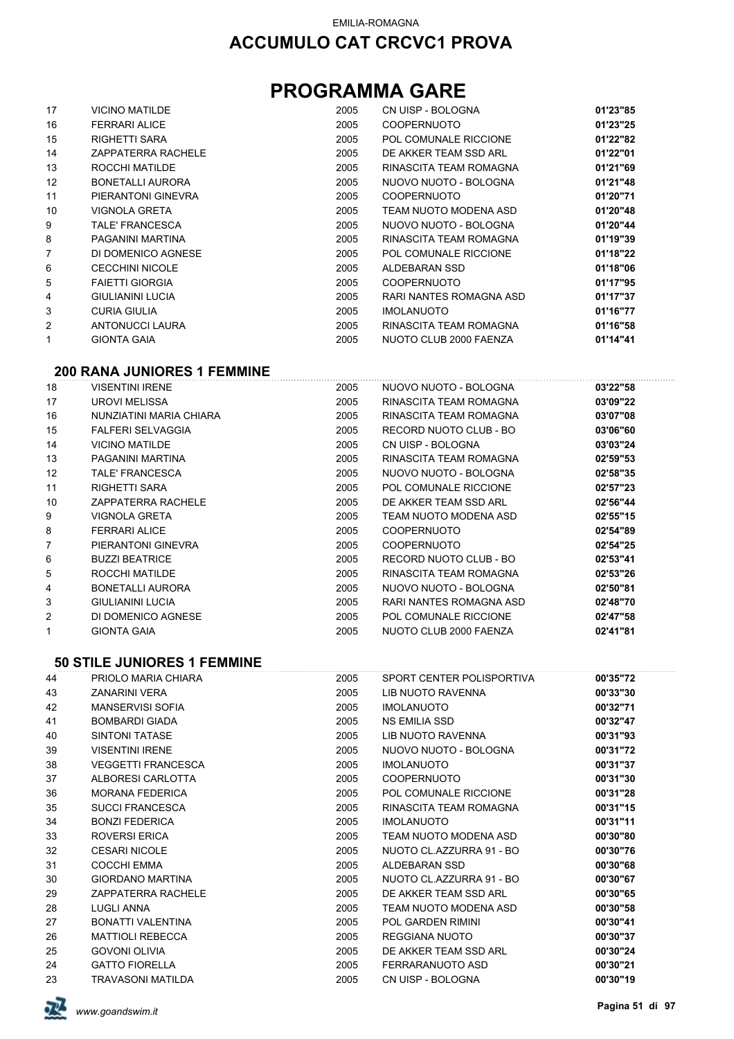# PROGRAMMA GARE

| | | | | |
|---|---|---|---|---|
| 17 | VICINO MATILDE | 2005 | CN UISP - BOLOGNA | **01'23"85** |
| 16 | FERRARI ALICE | 2005 | COOPERNUOTO | **01'23"25** |
| 15 | RIGHETTI SARA | 2005 | POL COMUNALE RICCIONE | **01'22"82** |
| 14 | ZAPPATERRA RACHELE | 2005 | DE AKKER TEAM SSD ARL | **01'22"01** |
| 13 | ROCCHI MATILDE | 2005 | RINASCITA TEAM ROMAGNA | **01'21"69** |
| 12 | BONETALLI AURORA | 2005 | NUOVO NUOTO - BOLOGNA | **01'21"48** |
| 11 | PIERANTONI GINEVRA | 2005 | COOPERNUOTO | **01'20"71** |
| 10 | VIGNOLA GRETA | 2005 | TEAM NUOTO MODENA ASD | **01'20"48** |
| 9 | TALE' FRANCESCA | 2005 | NUOVO NUOTO - BOLOGNA | **01'20"44** |
| 8 | PAGANINI MARTINA | 2005 | RINASCITA TEAM ROMAGNA | **01'19"39** |
| 7 | DI DOMENICO AGNESE | 2005 | POL COMUNALE RICCIONE | **01'18"22** |
| 6 | CECCHINI NICOLE | 2005 | ALDEBARAN SSD | **01'18"06** |
| 5 | FAIETTI GIORGIA | 2005 | COOPERNUOTO | **01'17"95** |
| 4 | GIULIANINI LUCIA | 2005 | RARI NANTES ROMAGNA ASD | **01'17"37** |
| 3 | CURIA GIULIA | 2005 | IMOLANUOTO | **01'16"77** |
| 2 | ANTONUCCI LAURA | 2005 | RINASCITA TEAM ROMAGNA | **01'16"58** |
| 1 | GIONTA GAIA | 2005 | NUOTO CLUB 2000 FAENZA | **01'14"41** |

### 200 RANA JUNIORES 1 FEMMINE

| | | | | |
|---|---|---|---|---|
| 18 | VISENTINI IRENE | 2005 | NUOVO NUOTO - BOLOGNA | **03'22"58** |
| 17 | UROVI MELISSA | 2005 | RINASCITA TEAM ROMAGNA | **03'09"22** |
| 16 | NUNZIATINI MARIA CHIARA | 2005 | RINASCITA TEAM ROMAGNA | **03'07"08** |
| 15 | FALFERI SELVAGGIA | 2005 | RECORD NUOTO CLUB - BO | **03'06"60** |
| 14 | VICINO MATILDE | 2005 | CN UISP - BOLOGNA | **03'03"24** |
| 13 | PAGANINI MARTINA | 2005 | RINASCITA TEAM ROMAGNA | **02'59"53** |
| 12 | TALE' FRANCESCA | 2005 | NUOVO NUOTO - BOLOGNA | **02'58"35** |
| 11 | RIGHETTI SARA | 2005 | POL COMUNALE RICCIONE | **02'57"23** |
| 10 | ZAPPATERRA RACHELE | 2005 | DE AKKER TEAM SSD ARL | **02'56"44** |
| 9 | VIGNOLA GRETA | 2005 | TEAM NUOTO MODENA ASD | **02'55"15** |
| 8 | FERRARI ALICE | 2005 | COOPERNUOTO | **02'54"89** |
| 7 | PIERANTONI GINEVRA | 2005 | COOPERNUOTO | **02'54"25** |
| 6 | BUZZI BEATRICE | 2005 | RECORD NUOTO CLUB - BO | **02'53"41** |
| 5 | ROCCHI MATILDE | 2005 | RINASCITA TEAM ROMAGNA | **02'53"26** |
| 4 | BONETALLI AURORA | 2005 | NUOVO NUOTO - BOLOGNA | **02'50"81** |
| 3 | GIULIANINI LUCIA | 2005 | RARI NANTES ROMAGNA ASD | **02'48"70** |
| 2 | DI DOMENICO AGNESE | 2005 | POL COMUNALE RICCIONE | **02'47"58** |
| 1 | GIONTA GAIA | 2005 | NUOTO CLUB 2000 FAENZA | **02'41"81** |

### 50 STILE JUNIORES 1 FEMMINE

| | | | | |
|---|---|---|---|---|
| 44 | PRIOLO MARIA CHIARA | 2005 | SPORT CENTER POLISPORTIVA | **00'35"72** |
| 43 | ZANARINI VERA | 2005 | LIB NUOTO RAVENNA | **00'33"30** |
| 42 | MANSERVISI SOFIA | 2005 | IMOLANUOTO | **00'32"71** |
| 41 | BOMBARDI GIADA | 2005 | NS EMILIA SSD | **00'32"47** |
| 40 | SINTONI TATASE | 2005 | LIB NUOTO RAVENNA | **00'31"93** |
| 39 | VISENTINI IRENE | 2005 | NUOVO NUOTO - BOLOGNA | **00'31"72** |
| 38 | VEGGETTI FRANCESCA | 2005 | IMOLANUOTO | **00'31"37** |
| 37 | ALBORESI CARLOTTA | 2005 | COOPERNUOTO | **00'31"30** |
| 36 | MORANA FEDERICA | 2005 | POL COMUNALE RICCIONE | **00'31"28** |
| 35 | SUCCI FRANCESCA | 2005 | RINASCITA TEAM ROMAGNA | **00'31"15** |
| 34 | BONZI FEDERICA | 2005 | IMOLANUOTO | **00'31"11** |
| 33 | ROVERSI ERICA | 2005 | TEAM NUOTO MODENA ASD | **00'30"80** |
| 32 | CESARI NICOLE | 2005 | NUOTO CL.AZZURRA 91 - BO | **00'30"76** |
| 31 | COCCHI EMMA | 2005 | ALDEBARAN SSD | **00'30"68** |
| 30 | GIORDANO MARTINA | 2005 | NUOTO CL.AZZURRA 91 - BO | **00'30"67** |
| 29 | ZAPPATERRA RACHELE | 2005 | DE AKKER TEAM SSD ARL | **00'30"65** |
| 28 | LUGLI ANNA | 2005 | TEAM NUOTO MODENA ASD | **00'30"58** |
| 27 | BONATTI VALENTINA | 2005 | POL GARDEN RIMINI | **00'30"41** |
| 26 | MATTIOLI REBECCA | 2005 | REGGIANA NUOTO | **00'30"37** |
| 25 | GOVONI OLIVIA | 2005 | DE AKKER TEAM SSD ARL | **00'30"24** |
| 24 | GATTO FIORELLA | 2005 | FERRARANUOTO ASD | **00'30"21** |
| 23 | TRAVASONI MATILDA | 2005 | CN UISP - BOLOGNA | **00'30"19** |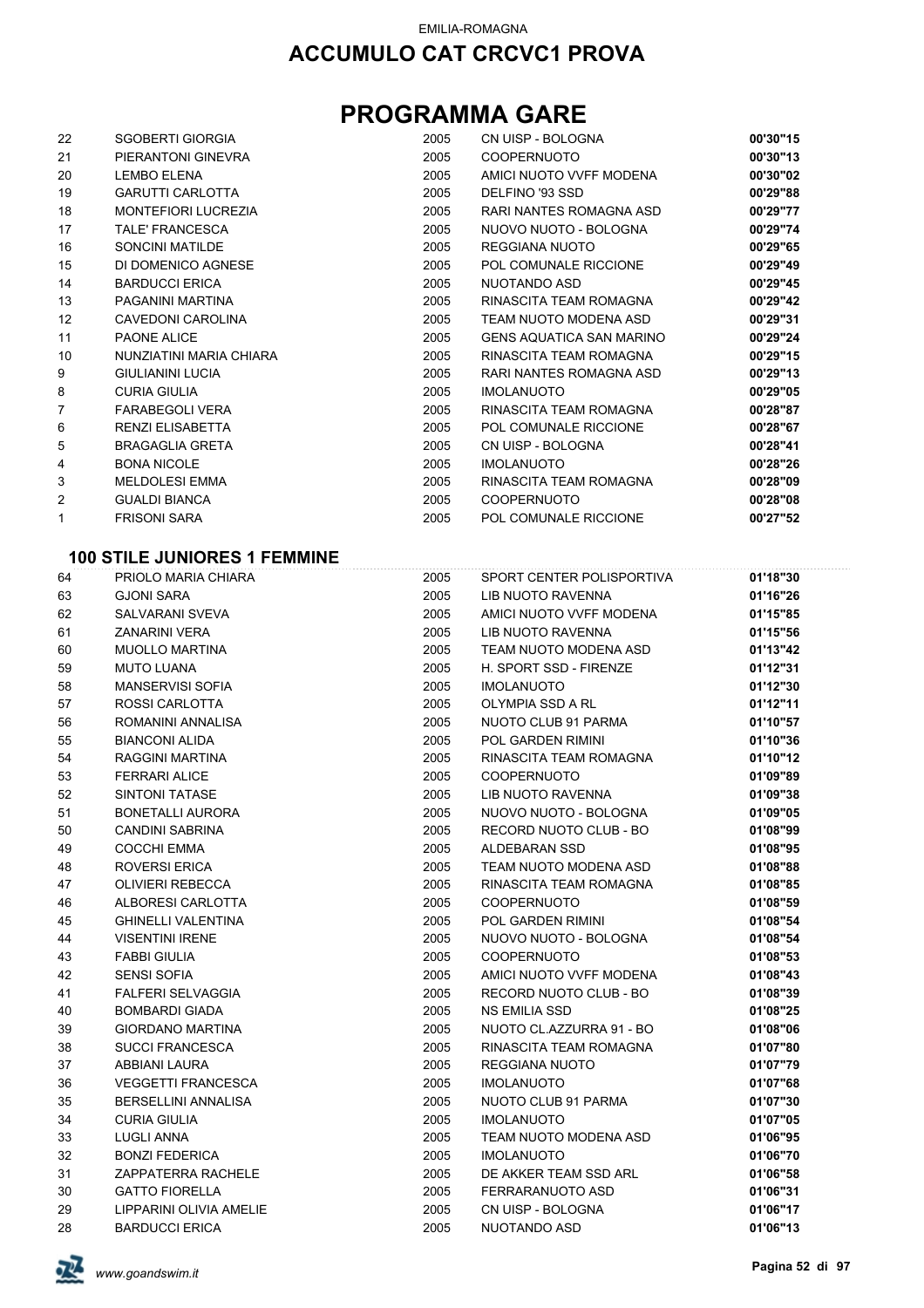EMILIA-ROMAGNA

# ACCUMULO CAT CRCVC1 PROVA

# PROGRAMMA GARE

| | | | | |
|---|---|---|---|---|
| 22 | SGOBERTI GIORGIA | 2005 | CN UISP - BOLOGNA | **00'30"15** |
| 21 | PIERANTONI GINEVRA | 2005 | COOPERNUOTO | **00'30"13** |
| 20 | LEMBO ELENA | 2005 | AMICI NUOTO VVFF MODENA | **00'30"02** |
| 19 | GARUTTI CARLOTTA | 2005 | DELFINO '93 SSD | **00'29"88** |
| 18 | MONTEFIORI LUCREZIA | 2005 | RARI NANTES ROMAGNA ASD | **00'29"77** |
| 17 | TALE' FRANCESCA | 2005 | NUOVO NUOTO - BOLOGNA | **00'29"74** |
| 16 | SONCINI MATILDE | 2005 | REGGIANA NUOTO | **00'29"65** |
| 15 | DI DOMENICO AGNESE | 2005 | POL COMUNALE RICCIONE | **00'29"49** |
| 14 | BARDUCCI ERICA | 2005 | NUOTANDO ASD | **00'29"45** |
| 13 | PAGANINI MARTINA | 2005 | RINASCITA TEAM ROMAGNA | **00'29"42** |
| 12 | CAVEDONI CAROLINA | 2005 | TEAM NUOTO MODENA ASD | **00'29"31** |
| 11 | PAONE ALICE | 2005 | GENS AQUATICA SAN MARINO | **00'29"24** |
| 10 | NUNZIATINI MARIA CHIARA | 2005 | RINASCITA TEAM ROMAGNA | **00'29"15** |
| 9 | GIULIANINI LUCIA | 2005 | RARI NANTES ROMAGNA ASD | **00'29"13** |
| 8 | CURIA GIULIA | 2005 | IMOLANUOTO | **00'29"05** |
| 7 | FARABEGOLI VERA | 2005 | RINASCITA TEAM ROMAGNA | **00'28"87** |
| 6 | RENZI ELISABETTA | 2005 | POL COMUNALE RICCIONE | **00'28"67** |
| 5 | BRAGAGLIA GRETA | 2005 | CN UISP - BOLOGNA | **00'28"41** |
| 4 | BONA NICOLE | 2005 | IMOLANUOTO | **00'28"26** |
| 3 | MELDOLESI EMMA | 2005 | RINASCITA TEAM ROMAGNA | **00'28"09** |
| 2 | GUALDI BIANCA | 2005 | COOPERNUOTO | **00'28"08** |
| 1 | FRISONI SARA | 2005 | POL COMUNALE RICCIONE | **00'27"52** |

### 100 STILE JUNIORES 1 FEMMINE

| | | | | |
|---|---|---|---|---|
| 64 | PRIOLO MARIA CHIARA | 2005 | SPORT CENTER POLISPORTIVA | **01'18"30** |
| 63 | GJONI SARA | 2005 | LIB NUOTO RAVENNA | **01'16"26** |
| 62 | SALVARANI SVEVA | 2005 | AMICI NUOTO VVFF MODENA | **01'15"85** |
| 61 | ZANARINI VERA | 2005 | LIB NUOTO RAVENNA | **01'15"56** |
| 60 | MUOLLO MARTINA | 2005 | TEAM NUOTO MODENA ASD | **01'13"42** |
| 59 | MUTO LUANA | 2005 | H. SPORT SSD - FIRENZE | **01'12"31** |
| 58 | MANSERVISI SOFIA | 2005 | IMOLANUOTO | **01'12"30** |
| 57 | ROSSI CARLOTTA | 2005 | OLYMPIA SSD A RL | **01'12"11** |
| 56 | ROMANINI ANNALISA | 2005 | NUOTO CLUB 91 PARMA | **01'10"57** |
| 55 | BIANCONI ALIDA | 2005 | POL GARDEN RIMINI | **01'10"36** |
| 54 | RAGGINI MARTINA | 2005 | RINASCITA TEAM ROMAGNA | **01'10"12** |
| 53 | FERRARI ALICE | 2005 | COOPERNUOTO | **01'09"89** |
| 52 | SINTONI TATASE | 2005 | LIB NUOTO RAVENNA | **01'09"38** |
| 51 | BONETALLI AURORA | 2005 | NUOVO NUOTO - BOLOGNA | **01'09"05** |
| 50 | CANDINI SABRINA | 2005 | RECORD NUOTO CLUB - BO | **01'08"99** |
| 49 | COCCHI EMMA | 2005 | ALDEBARAN SSD | **01'08"95** |
| 48 | ROVERSI ERICA | 2005 | TEAM NUOTO MODENA ASD | **01'08"88** |
| 47 | OLIVIERI REBECCA | 2005 | RINASCITA TEAM ROMAGNA | **01'08"85** |
| 46 | ALBORESI CARLOTTA | 2005 | COOPERNUOTO | **01'08"59** |
| 45 | GHINELLI VALENTINA | 2005 | POL GARDEN RIMINI | **01'08"54** |
| 44 | VISENTINI IRENE | 2005 | NUOVO NUOTO - BOLOGNA | **01'08"54** |
| 43 | FABBI GIULIA | 2005 | COOPERNUOTO | **01'08"53** |
| 42 | SENSI SOFIA | 2005 | AMICI NUOTO VVFF MODENA | **01'08"43** |
| 41 | FALFERI SELVAGGIA | 2005 | RECORD NUOTO CLUB - BO | **01'08"39** |
| 40 | BOMBARDI GIADA | 2005 | NS EMILIA SSD | **01'08"25** |
| 39 | GIORDANO MARTINA | 2005 | NUOTO CL.AZZURRA 91 - BO | **01'08"06** |
| 38 | SUCCI FRANCESCA | 2005 | RINASCITA TEAM ROMAGNA | **01'07"80** |
| 37 | ABBIANI LAURA | 2005 | REGGIANA NUOTO | **01'07"79** |
| 36 | VEGGETTI FRANCESCA | 2005 | IMOLANUOTO | **01'07"68** |
| 35 | BERSELLINI ANNALISA | 2005 | NUOTO CLUB 91 PARMA | **01'07"30** |
| 34 | CURIA GIULIA | 2005 | IMOLANUOTO | **01'07"05** |
| 33 | LUGLI ANNA | 2005 | TEAM NUOTO MODENA ASD | **01'06"95** |
| 32 | BONZI FEDERICA | 2005 | IMOLANUOTO | **01'06"70** |
| 31 | ZAPPATERRA RACHELE | 2005 | DE AKKER TEAM SSD ARL | **01'06"58** |
| 30 | GATTO FIORELLA | 2005 | FERRARANUOTO ASD | **01'06"31** |
| 29 | LIPPARINI OLIVIA AMELIE | 2005 | CN UISP - BOLOGNA | **01'06"17** |
| 28 | BARDUCCI ERICA | 2005 | NUOTANDO ASD | **01'06"13** |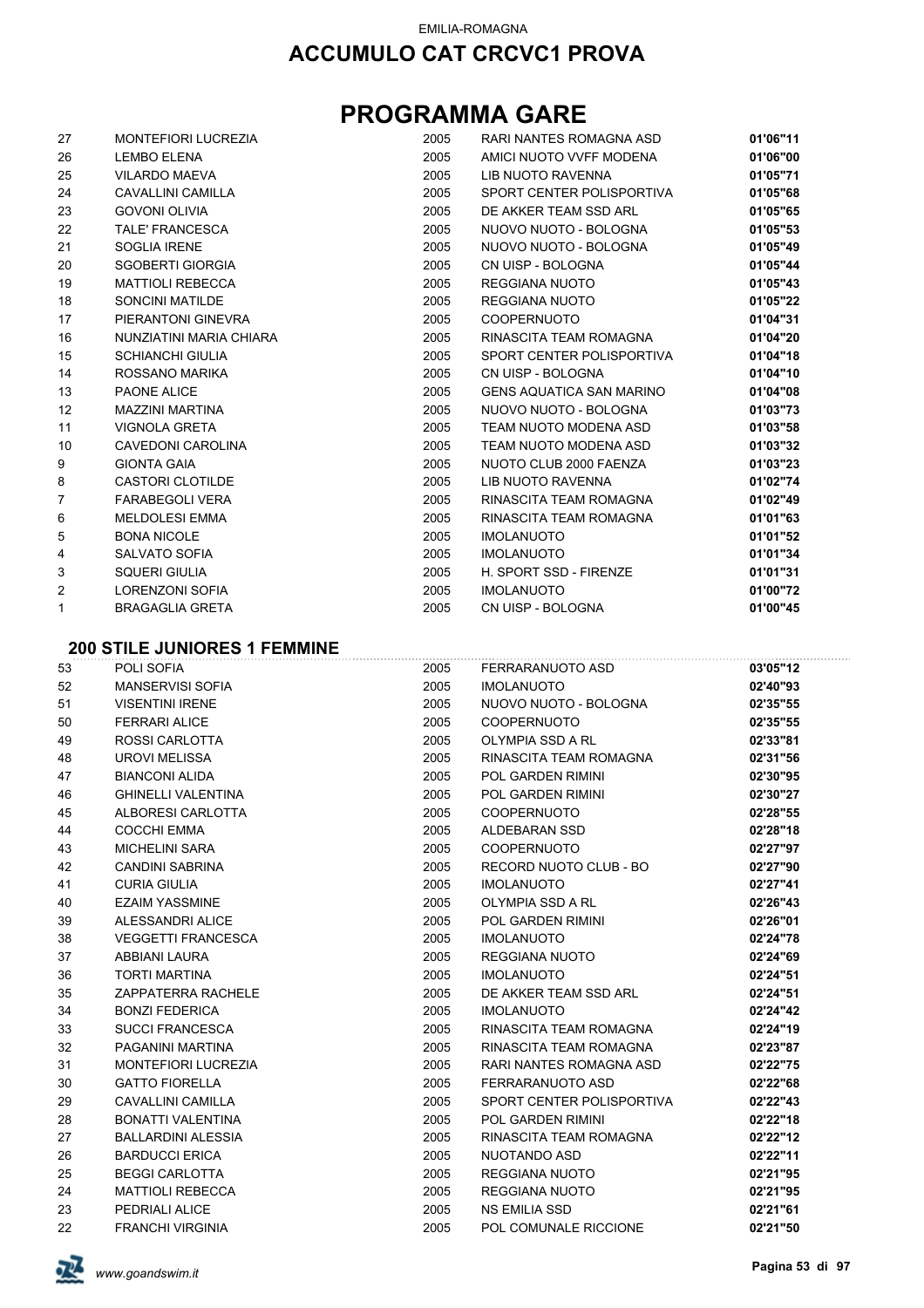EMILIA-ROMAGNA

# ACCUMULO CAT CRCVC1 PROVA

# PROGRAMMA GARE

| | | | | |
|---|---|---|---|---|
| 27 | MONTEFIORI LUCREZIA | 2005 | RARI NANTES ROMAGNA ASD | **01'06"11** |
| 26 | LEMBO ELENA | 2005 | AMICI NUOTO VVFF MODENA | **01'06"00** |
| 25 | VILARDO MAEVA | 2005 | LIB NUOTO RAVENNA | **01'05"71** |
| 24 | CAVALLINI CAMILLA | 2005 | SPORT CENTER POLISPORTIVA | **01'05"68** |
| 23 | GOVONI OLIVIA | 2005 | DE AKKER TEAM SSD ARL | **01'05"65** |
| 22 | TALE' FRANCESCA | 2005 | NUOVO NUOTO - BOLOGNA | **01'05"53** |
| 21 | SOGLIA IRENE | 2005 | NUOVO NUOTO - BOLOGNA | **01'05"49** |
| 20 | SGOBERTI GIORGIA | 2005 | CN UISP - BOLOGNA | **01'05"44** |
| 19 | MATTIOLI REBECCA | 2005 | REGGIANA NUOTO | **01'05"43** |
| 18 | SONCINI MATILDE | 2005 | REGGIANA NUOTO | **01'05"22** |
| 17 | PIERANTONI GINEVRA | 2005 | COOPERNUOTO | **01'04"31** |
| 16 | NUNZIATINI MARIA CHIARA | 2005 | RINASCITA TEAM ROMAGNA | **01'04"20** |
| 15 | SCHIANCHI GIULIA | 2005 | SPORT CENTER POLISPORTIVA | **01'04"18** |
| 14 | ROSSANO MARIKA | 2005 | CN UISP - BOLOGNA | **01'04"10** |
| 13 | PAONE ALICE | 2005 | GENS AQUATICA SAN MARINO | **01'04"08** |
| 12 | MAZZINI MARTINA | 2005 | NUOVO NUOTO - BOLOGNA | **01'03"73** |
| 11 | VIGNOLA GRETA | 2005 | TEAM NUOTO MODENA ASD | **01'03"58** |
| 10 | CAVEDONI CAROLINA | 2005 | TEAM NUOTO MODENA ASD | **01'03"32** |
| 9 | GIONTA GAIA | 2005 | NUOTO CLUB 2000 FAENZA | **01'03"23** |
| 8 | CASTORI CLOTILDE | 2005 | LIB NUOTO RAVENNA | **01'02"74** |
| 7 | FARABEGOLI VERA | 2005 | RINASCITA TEAM ROMAGNA | **01'02"49** |
| 6 | MELDOLESI EMMA | 2005 | RINASCITA TEAM ROMAGNA | **01'01"63** |
| 5 | BONA NICOLE | 2005 | IMOLANUOTO | **01'01"52** |
| 4 | SALVATO SOFIA | 2005 | IMOLANUOTO | **01'01"34** |
| 3 | SQUERI GIULIA | 2005 | H. SPORT SSD - FIRENZE | **01'01"31** |
| 2 | LORENZONI SOFIA | 2005 | IMOLANUOTO | **01'00"72** |
| 1 | BRAGAGLIA GRETA | 2005 | CN UISP - BOLOGNA | **01'00"45** |

### 200 STILE JUNIORES 1 FEMMINE

| | | | | |
|---|---|---|---|---|
| 53 | POLI SOFIA | 2005 | FERRARANUOTO ASD | **03'05"12** |
| 52 | MANSERVISI SOFIA | 2005 | IMOLANUOTO | **02'40"93** |
| 51 | VISENTINI IRENE | 2005 | NUOVO NUOTO - BOLOGNA | **02'35"55** |
| 50 | FERRARI ALICE | 2005 | COOPERNUOTO | **02'35"55** |
| 49 | ROSSI CARLOTTA | 2005 | OLYMPIA SSD A RL | **02'33"81** |
| 48 | UROVI MELISSA | 2005 | RINASCITA TEAM ROMAGNA | **02'31"56** |
| 47 | BIANCONI ALIDA | 2005 | POL GARDEN RIMINI | **02'30"95** |
| 46 | GHINELLI VALENTINA | 2005 | POL GARDEN RIMINI | **02'30"27** |
| 45 | ALBORESI CARLOTTA | 2005 | COOPERNUOTO | **02'28"55** |
| 44 | COCCHI EMMA | 2005 | ALDEBARAN SSD | **02'28"18** |
| 43 | MICHELINI SARA | 2005 | COOPERNUOTO | **02'27"97** |
| 42 | CANDINI SABRINA | 2005 | RECORD NUOTO CLUB - BO | **02'27"90** |
| 41 | CURIA GIULIA | 2005 | IMOLANUOTO | **02'27"41** |
| 40 | EZAIM YASSMINE | 2005 | OLYMPIA SSD A RL | **02'26"43** |
| 39 | ALESSANDRI ALICE | 2005 | POL GARDEN RIMINI | **02'26"01** |
| 38 | VEGGETTI FRANCESCA | 2005 | IMOLANUOTO | **02'24"78** |
| 37 | ABBIANI LAURA | 2005 | REGGIANA NUOTO | **02'24"69** |
| 36 | TORTI MARTINA | 2005 | IMOLANUOTO | **02'24"51** |
| 35 | ZAPPATERRA RACHELE | 2005 | DE AKKER TEAM SSD ARL | **02'24"51** |
| 34 | BONZI FEDERICA | 2005 | IMOLANUOTO | **02'24"42** |
| 33 | SUCCI FRANCESCA | 2005 | RINASCITA TEAM ROMAGNA | **02'24"19** |
| 32 | PAGANINI MARTINA | 2005 | RINASCITA TEAM ROMAGNA | **02'23"87** |
| 31 | MONTEFIORI LUCREZIA | 2005 | RARI NANTES ROMAGNA ASD | **02'22"75** |
| 30 | GATTO FIORELLA | 2005 | FERRARANUOTO ASD | **02'22"68** |
| 29 | CAVALLINI CAMILLA | 2005 | SPORT CENTER POLISPORTIVA | **02'22"43** |
| 28 | BONATTI VALENTINA | 2005 | POL GARDEN RIMINI | **02'22"18** |
| 27 | BALLARDINI ALESSIA | 2005 | RINASCITA TEAM ROMAGNA | **02'22"12** |
| 26 | BARDUCCI ERICA | 2005 | NUOTANDO ASD | **02'22"11** |
| 25 | BEGGI CARLOTTA | 2005 | REGGIANA NUOTO | **02'21"95** |
| 24 | MATTIOLI REBECCA | 2005 | REGGIANA NUOTO | **02'21"95** |
| 23 | PEDRIALI ALICE | 2005 | NS EMILIA SSD | **02'21"61** |
| 22 | FRANCHI VIRGINIA | 2005 | POL COMUNALE RICCIONE | **02'21"50** |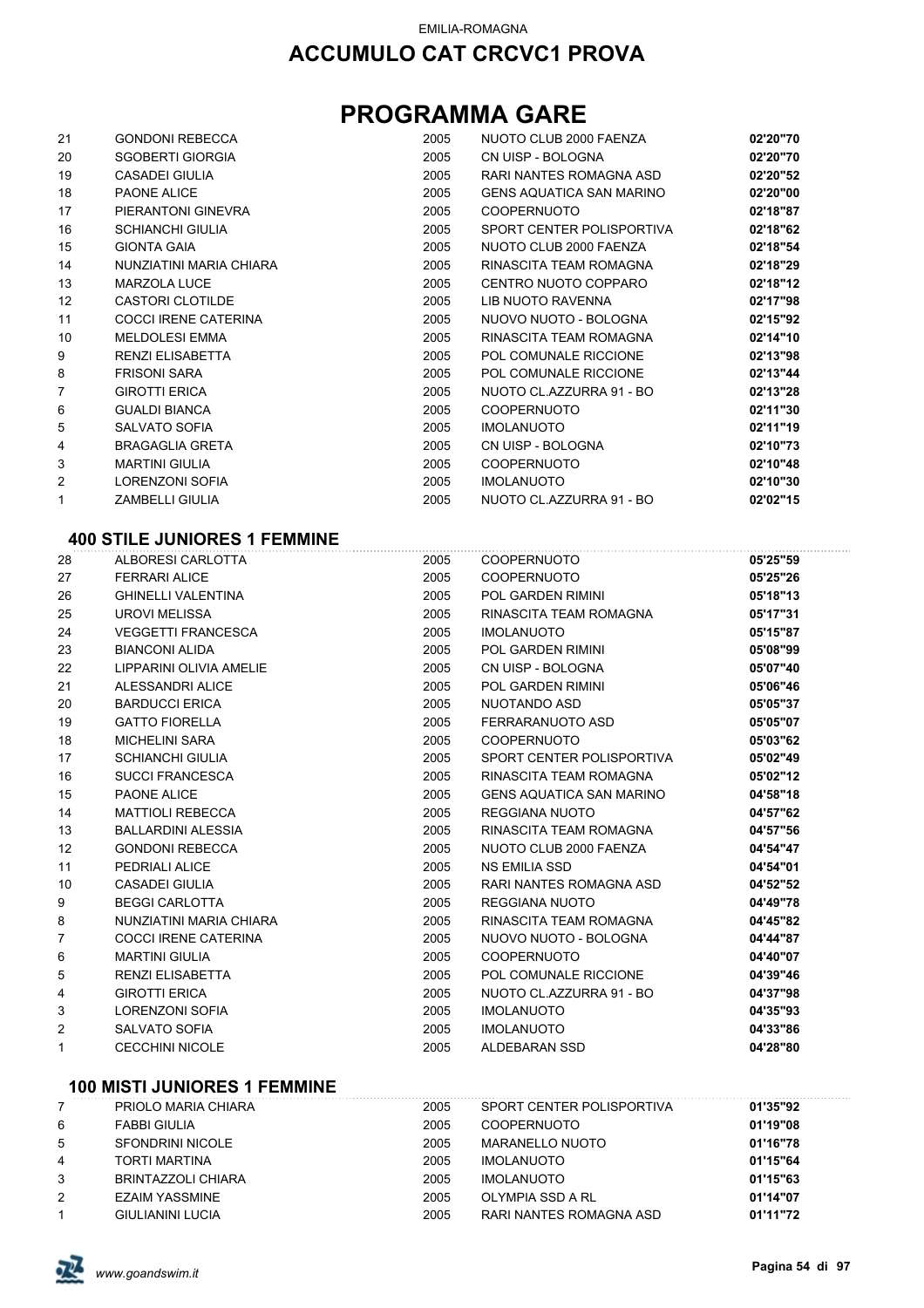EMILIA-ROMAGNA

# ACCUMULO CAT CRCVC1 PROVA

# PROGRAMMA GARE

| | | | | |
|---|---|---|---|---|
| 21 | GONDONI REBECCA | 2005 | NUOTO CLUB 2000 FAENZA | **02'20"70** |
| 20 | SGOBERTI GIORGIA | 2005 | CN UISP - BOLOGNA | **02'20"70** |
| 19 | CASADEI GIULIA | 2005 | RARI NANTES ROMAGNA ASD | **02'20"52** |
| 18 | PAONE ALICE | 2005 | GENS AQUATICA SAN MARINO | **02'20"00** |
| 17 | PIERANTONI GINEVRA | 2005 | COOPERNUOTO | **02'18"87** |
| 16 | SCHIANCHI GIULIA | 2005 | SPORT CENTER POLISPORTIVA | **02'18"62** |
| 15 | GIONTA GAIA | 2005 | NUOTO CLUB 2000 FAENZA | **02'18"54** |
| 14 | NUNZIATINI MARIA CHIARA | 2005 | RINASCITA TEAM ROMAGNA | **02'18"29** |
| 13 | MARZOLA LUCE | 2005 | CENTRO NUOTO COPPARO | **02'18"12** |
| 12 | CASTORI CLOTILDE | 2005 | LIB NUOTO RAVENNA | **02'17"98** |
| 11 | COCCI IRENE CATERINA | 2005 | NUOVO NUOTO - BOLOGNA | **02'15"92** |
| 10 | MELDOLESI EMMA | 2005 | RINASCITA TEAM ROMAGNA | **02'14"10** |
| 9 | RENZI ELISABETTA | 2005 | POL COMUNALE RICCIONE | **02'13"98** |
| 8 | FRISONI SARA | 2005 | POL COMUNALE RICCIONE | **02'13"44** |
| 7 | GIROTTI ERICA | 2005 | NUOTO CL.AZZURRA 91 - BO | **02'13"28** |
| 6 | GUALDI BIANCA | 2005 | COOPERNUOTO | **02'11"30** |
| 5 | SALVATO SOFIA | 2005 | IMOLANUOTO | **02'11"19** |
| 4 | BRAGAGLIA GRETA | 2005 | CN UISP - BOLOGNA | **02'10"73** |
| 3 | MARTINI GIULIA | 2005 | COOPERNUOTO | **02'10"48** |
| 2 | LORENZONI SOFIA | 2005 | IMOLANUOTO | **02'10"30** |
| 1 | ZAMBELLI GIULIA | 2005 | NUOTO CL.AZZURRA 91 - BO | **02'02"15** |

## 400 STILE JUNIORES 1 FEMMINE

| | | | | |
|---|---|---|---|---|
| 28 | ALBORESI CARLOTTA | 2005 | COOPERNUOTO | **05'25"59** |
| 27 | FERRARI ALICE | 2005 | COOPERNUOTO | **05'25"26** |
| 26 | GHINELLI VALENTINA | 2005 | POL GARDEN RIMINI | **05'18"13** |
| 25 | UROVI MELISSA | 2005 | RINASCITA TEAM ROMAGNA | **05'17"31** |
| 24 | VEGGETTI FRANCESCA | 2005 | IMOLANUOTO | **05'15"87** |
| 23 | BIANCONI ALIDA | 2005 | POL GARDEN RIMINI | **05'08"99** |
| 22 | LIPPARINI OLIVIA AMELIE | 2005 | CN UISP - BOLOGNA | **05'07"40** |
| 21 | ALESSANDRI ALICE | 2005 | POL GARDEN RIMINI | **05'06"46** |
| 20 | BARDUCCI ERICA | 2005 | NUOTANDO ASD | **05'05"37** |
| 19 | GATTO FIORELLA | 2005 | FERRARANUOTO ASD | **05'05"07** |
| 18 | MICHELINI SARA | 2005 | COOPERNUOTO | **05'03"62** |
| 17 | SCHIANCHI GIULIA | 2005 | SPORT CENTER POLISPORTIVA | **05'02"49** |
| 16 | SUCCI FRANCESCA | 2005 | RINASCITA TEAM ROMAGNA | **05'02"12** |
| 15 | PAONE ALICE | 2005 | GENS AQUATICA SAN MARINO | **04'58"18** |
| 14 | MATTIOLI REBECCA | 2005 | REGGIANA NUOTO | **04'57"62** |
| 13 | BALLARDINI ALESSIA | 2005 | RINASCITA TEAM ROMAGNA | **04'57"56** |
| 12 | GONDONI REBECCA | 2005 | NUOTO CLUB 2000 FAENZA | **04'54"47** |
| 11 | PEDRIALI ALICE | 2005 | NS EMILIA SSD | **04'54"01** |
| 10 | CASADEI GIULIA | 2005 | RARI NANTES ROMAGNA ASD | **04'52"52** |
| 9 | BEGGI CARLOTTA | 2005 | REGGIANA NUOTO | **04'49"78** |
| 8 | NUNZIATINI MARIA CHIARA | 2005 | RINASCITA TEAM ROMAGNA | **04'45"82** |
| 7 | COCCI IRENE CATERINA | 2005 | NUOVO NUOTO - BOLOGNA | **04'44"87** |
| 6 | MARTINI GIULIA | 2005 | COOPERNUOTO | **04'40"07** |
| 5 | RENZI ELISABETTA | 2005 | POL COMUNALE RICCIONE | **04'39"46** |
| 4 | GIROTTI ERICA | 2005 | NUOTO CL.AZZURRA 91 - BO | **04'37"98** |
| 3 | LORENZONI SOFIA | 2005 | IMOLANUOTO | **04'35"93** |
| 2 | SALVATO SOFIA | 2005 | IMOLANUOTO | **04'33"86** |
| 1 | CECCHINI NICOLE | 2005 | ALDEBARAN SSD | **04'28"80** |

## 100 MISTI JUNIORES 1 FEMMINE

| | | | | |
|---|---|---|---|---|
| 7 | PRIOLO MARIA CHIARA | 2005 | SPORT CENTER POLISPORTIVA | **01'35"92** |
| 6 | FABBI GIULIA | 2005 | COOPERNUOTO | **01'19"08** |
| 5 | SFONDRINI NICOLE | 2005 | MARANELLO NUOTO | **01'16"78** |
| 4 | TORTI MARTINA | 2005 | IMOLANUOTO | **01'15"64** |
| 3 | BRINTAZZOLI CHIARA | 2005 | IMOLANUOTO | **01'15"63** |
| 2 | EZAIM YASSMINE | 2005 | OLYMPIA SSD A RL | **01'14"07** |
| 1 | GIULIANINI LUCIA | 2005 | RARI NANTES ROMAGNA ASD | **01'11"72** |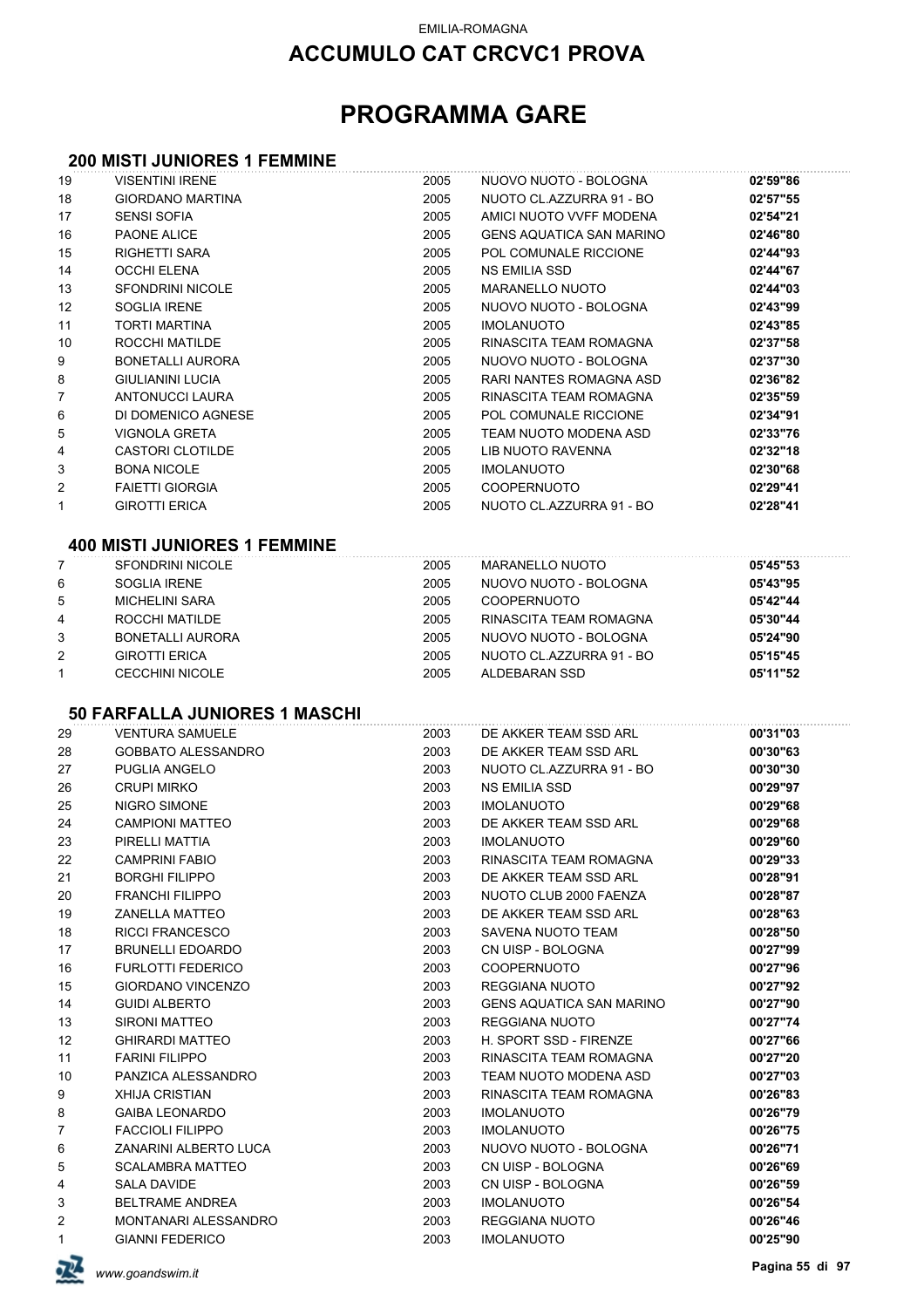EMILIA-ROMAGNA

# ACCUMULO CAT CRCVC1 PROVA

# PROGRAMMA GARE

### 200 MISTI JUNIORES 1 FEMMINE

| | | | | |
|---|---|---|---|---|
| 19 | VISENTINI IRENE | 2005 | NUOVO NUOTO - BOLOGNA | **02'59"86** |
| 18 | GIORDANO MARTINA | 2005 | NUOTO CL.AZZURRA 91 - BO | **02'57"55** |
| 17 | SENSI SOFIA | 2005 | AMICI NUOTO VVFF MODENA | **02'54"21** |
| 16 | PAONE ALICE | 2005 | GENS AQUATICA SAN MARINO | **02'46"80** |
| 15 | RIGHETTI SARA | 2005 | POL COMUNALE RICCIONE | **02'44"93** |
| 14 | OCCHI ELENA | 2005 | NS EMILIA SSD | **02'44"67** |
| 13 | SFONDRINI NICOLE | 2005 | MARANELLO NUOTO | **02'44"03** |
| 12 | SOGLIA IRENE | 2005 | NUOVO NUOTO - BOLOGNA | **02'43"99** |
| 11 | TORTI MARTINA | 2005 | IMOLANUOTO | **02'43"85** |
| 10 | ROCCHI MATILDE | 2005 | RINASCITA TEAM ROMAGNA | **02'37"58** |
| 9 | BONETALLI AURORA | 2005 | NUOVO NUOTO - BOLOGNA | **02'37"30** |
| 8 | GIULIANINI LUCIA | 2005 | RARI NANTES ROMAGNA ASD | **02'36"82** |
| 7 | ANTONUCCI LAURA | 2005 | RINASCITA TEAM ROMAGNA | **02'35"59** |
| 6 | DI DOMENICO AGNESE | 2005 | POL COMUNALE RICCIONE | **02'34"91** |
| 5 | VIGNOLA GRETA | 2005 | TEAM NUOTO MODENA ASD | **02'33"76** |
| 4 | CASTORI CLOTILDE | 2005 | LIB NUOTO RAVENNA | **02'32"18** |
| 3 | BONA NICOLE | 2005 | IMOLANUOTO | **02'30"68** |
| 2 | FAIETTI GIORGIA | 2005 | COOPERNUOTO | **02'29"41** |
| 1 | GIROTTI ERICA | 2005 | NUOTO CL.AZZURRA 91 - BO | **02'28"41** |

### 400 MISTI JUNIORES 1 FEMMINE

| | | | | |
|---|---|---|---|---|
| 7 | SFONDRINI NICOLE | 2005 | MARANELLO NUOTO | **05'45"53** |
| 6 | SOGLIA IRENE | 2005 | NUOVO NUOTO - BOLOGNA | **05'43"95** |
| 5 | MICHELINI SARA | 2005 | COOPERNUOTO | **05'42"44** |
| 4 | ROCCHI MATILDE | 2005 | RINASCITA TEAM ROMAGNA | **05'30"44** |
| 3 | BONETALLI AURORA | 2005 | NUOVO NUOTO - BOLOGNA | **05'24"90** |
| 2 | GIROTTI ERICA | 2005 | NUOTO CL.AZZURRA 91 - BO | **05'15"45** |
| 1 | CECCHINI NICOLE | 2005 | ALDEBARAN SSD | **05'11"52** |

### 50 FARFALLA JUNIORES 1 MASCHI

| | | | | |
|---|---|---|---|---|
| 29 | VENTURA SAMUELE | 2003 | DE AKKER TEAM SSD ARL | **00'31"03** |
| 28 | GOBBATO ALESSANDRO | 2003 | DE AKKER TEAM SSD ARL | **00'30"63** |
| 27 | PUGLIA ANGELO | 2003 | NUOTO CL.AZZURRA 91 - BO | **00'30"30** |
| 26 | CRUPI MIRKO | 2003 | NS EMILIA SSD | **00'29"97** |
| 25 | NIGRO SIMONE | 2003 | IMOLANUOTO | **00'29"68** |
| 24 | CAMPIONI MATTEO | 2003 | DE AKKER TEAM SSD ARL | **00'29"68** |
| 23 | PIRELLI MATTIA | 2003 | IMOLANUOTO | **00'29"60** |
| 22 | CAMPRINI FABIO | 2003 | RINASCITA TEAM ROMAGNA | **00'29"33** |
| 21 | BORGHI FILIPPO | 2003 | DE AKKER TEAM SSD ARL | **00'28"91** |
| 20 | FRANCHI FILIPPO | 2003 | NUOTO CLUB 2000 FAENZA | **00'28"87** |
| 19 | ZANELLA MATTEO | 2003 | DE AKKER TEAM SSD ARL | **00'28"63** |
| 18 | RICCI FRANCESCO | 2003 | SAVENA NUOTO TEAM | **00'28"50** |
| 17 | BRUNELLI EDOARDO | 2003 | CN UISP - BOLOGNA | **00'27"99** |
| 16 | FURLOTTI FEDERICO | 2003 | COOPERNUOTO | **00'27"96** |
| 15 | GIORDANO VINCENZO | 2003 | REGGIANA NUOTO | **00'27"92** |
| 14 | GUIDI ALBERTO | 2003 | GENS AQUATICA SAN MARINO | **00'27"90** |
| 13 | SIRONI MATTEO | 2003 | REGGIANA NUOTO | **00'27"74** |
| 12 | GHIRARDI MATTEO | 2003 | H. SPORT SSD - FIRENZE | **00'27"66** |
| 11 | FARINI FILIPPO | 2003 | RINASCITA TEAM ROMAGNA | **00'27"20** |
| 10 | PANZICA ALESSANDRO | 2003 | TEAM NUOTO MODENA ASD | **00'27"03** |
| 9 | XHIJA CRISTIAN | 2003 | RINASCITA TEAM ROMAGNA | **00'26"83** |
| 8 | GAIBA LEONARDO | 2003 | IMOLANUOTO | **00'26"79** |
| 7 | FACCIOLI FILIPPO | 2003 | IMOLANUOTO | **00'26"75** |
| 6 | ZANARINI ALBERTO LUCA | 2003 | NUOVO NUOTO - BOLOGNA | **00'26"71** |
| 5 | SCALAMBRA MATTEO | 2003 | CN UISP - BOLOGNA | **00'26"69** |
| 4 | SALA DAVIDE | 2003 | CN UISP - BOLOGNA | **00'26"59** |
| 3 | BELTRAME ANDREA | 2003 | IMOLANUOTO | **00'26"54** |
| 2 | MONTANARI ALESSANDRO | 2003 | REGGIANA NUOTO | **00'26"46** |
| 1 | GIANNI FEDERICO | 2003 | IMOLANUOTO | **00'25"90** |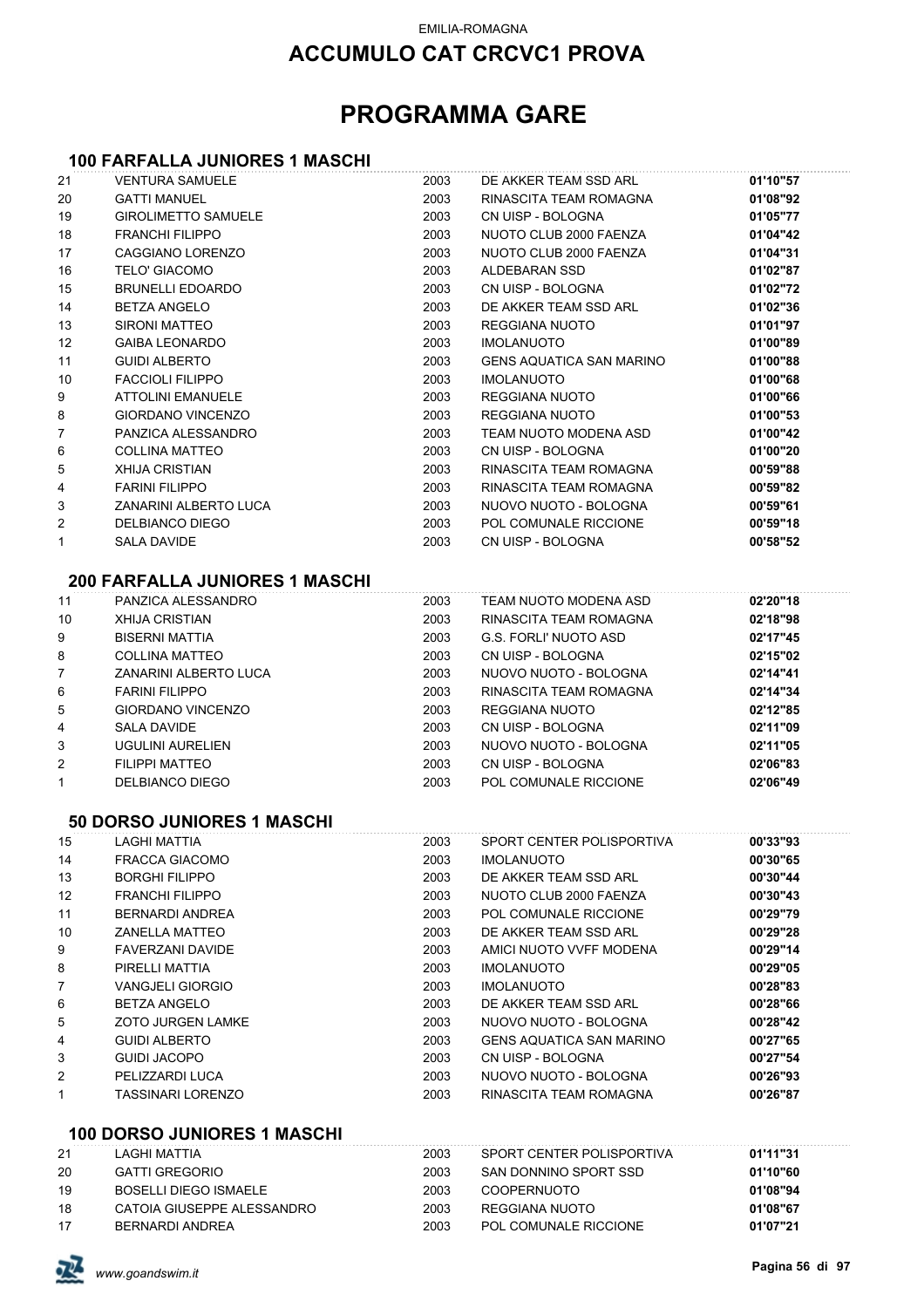EMILIA-ROMAGNA

## ACCUMULO CAT CRCVC1 PROVA

# PROGRAMMA GARE

### 100 FARFALLA JUNIORES 1 MASCHI

| | | | | |
|---|---|---|---|---|
| 21 | VENTURA SAMUELE | 2003 | DE AKKER TEAM SSD ARL | **01'10"57** |
| 20 | GATTI MANUEL | 2003 | RINASCITA TEAM ROMAGNA | **01'08"92** |
| 19 | GIROLIMETTO SAMUELE | 2003 | CN UISP - BOLOGNA | **01'05"77** |
| 18 | FRANCHI FILIPPO | 2003 | NUOTO CLUB 2000 FAENZA | **01'04"42** |
| 17 | CAGGIANO LORENZO | 2003 | NUOTO CLUB 2000 FAENZA | **01'04"31** |
| 16 | TELO' GIACOMO | 2003 | ALDEBARAN SSD | **01'02"87** |
| 15 | BRUNELLI EDOARDO | 2003 | CN UISP - BOLOGNA | **01'02"72** |
| 14 | BETZA ANGELO | 2003 | DE AKKER TEAM SSD ARL | **01'02"36** |
| 13 | SIRONI MATTEO | 2003 | REGGIANA NUOTO | **01'01"97** |
| 12 | GAIBA LEONARDO | 2003 | IMOLANUOTO | **01'00"89** |
| 11 | GUIDI ALBERTO | 2003 | GENS AQUATICA SAN MARINO | **01'00"88** |
| 10 | FACCIOLI FILIPPO | 2003 | IMOLANUOTO | **01'00"68** |
| 9 | ATTOLINI EMANUELE | 2003 | REGGIANA NUOTO | **01'00"66** |
| 8 | GIORDANO VINCENZO | 2003 | REGGIANA NUOTO | **01'00"53** |
| 7 | PANZICA ALESSANDRO | 2003 | TEAM NUOTO MODENA ASD | **01'00"42** |
| 6 | COLLINA MATTEO | 2003 | CN UISP - BOLOGNA | **01'00"20** |
| 5 | XHIJA CRISTIAN | 2003 | RINASCITA TEAM ROMAGNA | **00'59"88** |
| 4 | FARINI FILIPPO | 2003 | RINASCITA TEAM ROMAGNA | **00'59"82** |
| 3 | ZANARINI ALBERTO LUCA | 2003 | NUOVO NUOTO - BOLOGNA | **00'59"61** |
| 2 | DELBIANCO DIEGO | 2003 | POL COMUNALE RICCIONE | **00'59"18** |
| 1 | SALA DAVIDE | 2003 | CN UISP - BOLOGNA | **00'58"52** |

### 200 FARFALLA JUNIORES 1 MASCHI

| | | | | |
|---|---|---|---|---|
| 11 | PANZICA ALESSANDRO | 2003 | TEAM NUOTO MODENA ASD | **02'20"18** |
| 10 | XHIJA CRISTIAN | 2003 | RINASCITA TEAM ROMAGNA | **02'18"98** |
| 9 | BISERNI MATTIA | 2003 | G.S. FORLI' NUOTO ASD | **02'17"45** |
| 8 | COLLINA MATTEO | 2003 | CN UISP - BOLOGNA | **02'15"02** |
| 7 | ZANARINI ALBERTO LUCA | 2003 | NUOVO NUOTO - BOLOGNA | **02'14"41** |
| 6 | FARINI FILIPPO | 2003 | RINASCITA TEAM ROMAGNA | **02'14"34** |
| 5 | GIORDANO VINCENZO | 2003 | REGGIANA NUOTO | **02'12"85** |
| 4 | SALA DAVIDE | 2003 | CN UISP - BOLOGNA | **02'11"09** |
| 3 | UGULINI AURELIEN | 2003 | NUOVO NUOTO - BOLOGNA | **02'11"05** |
| 2 | FILIPPI MATTEO | 2003 | CN UISP - BOLOGNA | **02'06"83** |
| 1 | DELBIANCO DIEGO | 2003 | POL COMUNALE RICCIONE | **02'06"49** |

### 50 DORSO JUNIORES 1 MASCHI

| | | | | |
|---|---|---|---|---|
| 15 | LAGHI MATTIA | 2003 | SPORT CENTER POLISPORTIVA | **00'33"93** |
| 14 | FRACCA GIACOMO | 2003 | IMOLANUOTO | **00'30"65** |
| 13 | BORGHI FILIPPO | 2003 | DE AKKER TEAM SSD ARL | **00'30"44** |
| 12 | FRANCHI FILIPPO | 2003 | NUOTO CLUB 2000 FAENZA | **00'30"43** |
| 11 | BERNARDI ANDREA | 2003 | POL COMUNALE RICCIONE | **00'29"79** |
| 10 | ZANELLA MATTEO | 2003 | DE AKKER TEAM SSD ARL | **00'29"28** |
| 9 | FAVERZANI DAVIDE | 2003 | AMICI NUOTO VVFF MODENA | **00'29"14** |
| 8 | PIRELLI MATTIA | 2003 | IMOLANUOTO | **00'29"05** |
| 7 | VANGJELI GIORGIO | 2003 | IMOLANUOTO | **00'28"83** |
| 6 | BETZA ANGELO | 2003 | DE AKKER TEAM SSD ARL | **00'28"66** |
| 5 | ZOTO JURGEN LAMKE | 2003 | NUOVO NUOTO - BOLOGNA | **00'28"42** |
| 4 | GUIDI ALBERTO | 2003 | GENS AQUATICA SAN MARINO | **00'27"65** |
| 3 | GUIDI JACOPO | 2003 | CN UISP - BOLOGNA | **00'27"54** |
| 2 | PELIZZARDI LUCA | 2003 | NUOVO NUOTO - BOLOGNA | **00'26"93** |
| 1 | TASSINARI LORENZO | 2003 | RINASCITA TEAM ROMAGNA | **00'26"87** |

### 100 DORSO JUNIORES 1 MASCHI

| | | | | |
|---|---|---|---|---|
| 21 | LAGHI MATTIA | 2003 | SPORT CENTER POLISPORTIVA | **01'11"31** |
| 20 | GATTI GREGORIO | 2003 | SAN DONNINO SPORT SSD | **01'10"60** |
| 19 | BOSELLI DIEGO ISMAELE | 2003 | COOPERNUOTO | **01'08"94** |
| 18 | CATOIA GIUSEPPE ALESSANDRO | 2003 | REGGIANA NUOTO | **01'08"67** |
| 17 | BERNARDI ANDREA | 2003 | POL COMUNALE RICCIONE | **01'07"21** |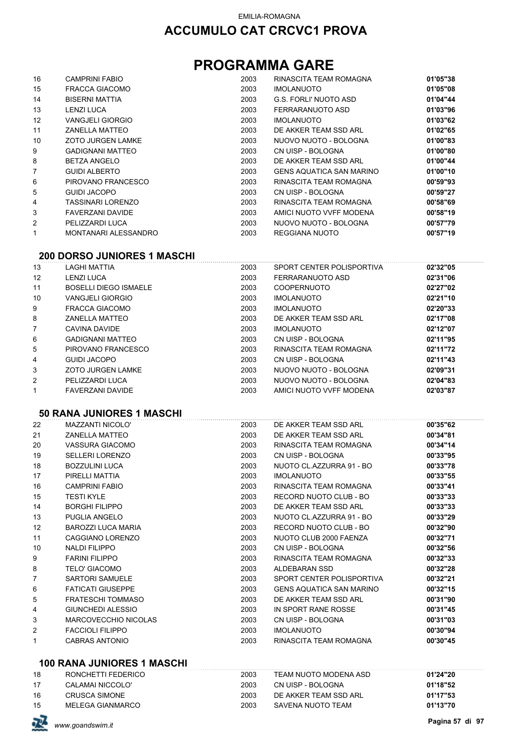# ACCUMULO CAT CRCVC1 PROVA

## PROGRAMMA GARE

| | | | | |
|---|---|---|---|---|
| 16 | CAMPRINI FABIO | 2003 | RINASCITA TEAM ROMAGNA | **01'05"38** |
| 15 | FRACCA GIACOMO | 2003 | IMOLANUOTO | **01'05"08** |
| 14 | BISERNI MATTIA | 2003 | G.S. FORLI' NUOTO ASD | **01'04"44** |
| 13 | LENZI LUCA | 2003 | FERRARANUOTO ASD | **01'03"96** |
| 12 | VANGJELI GIORGIO | 2003 | IMOLANUOTO | **01'03"62** |
| 11 | ZANELLA MATTEO | 2003 | DE AKKER TEAM SSD ARL | **01'02"65** |
| 10 | ZOTO JURGEN LAMKE | 2003 | NUOVO NUOTO - BOLOGNA | **01'00"83** |
| 9 | GADIGNANI MATTEO | 2003 | CN UISP - BOLOGNA | **01'00"80** |
| 8 | BETZA ANGELO | 2003 | DE AKKER TEAM SSD ARL | **01'00"44** |
| 7 | GUIDI ALBERTO | 2003 | GENS AQUATICA SAN MARINO | **01'00"10** |
| 6 | PIROVANO FRANCESCO | 2003 | RINASCITA TEAM ROMAGNA | **00'59"93** |
| 5 | GUIDI JACOPO | 2003 | CN UISP - BOLOGNA | **00'59"27** |
| 4 | TASSINARI LORENZO | 2003 | RINASCITA TEAM ROMAGNA | **00'58"69** |
| 3 | FAVERZANI DAVIDE | 2003 | AMICI NUOTO VVFF MODENA | **00'58"19** |
| 2 | PELIZZARDI LUCA | 2003 | NUOVO NUOTO - BOLOGNA | **00'57"79** |
| 1 | MONTANARI ALESSANDRO | 2003 | REGGIANA NUOTO | **00'57"19** |

### 200 DORSO JUNIORES 1 MASCHI

| | | | | |
|---|---|---|---|---|
| 13 | LAGHI MATTIA | 2003 | SPORT CENTER POLISPORTIVA | **02'32"05** |
| 12 | LENZI LUCA | 2003 | FERRARANUOTO ASD | **02'31"06** |
| 11 | BOSELLI DIEGO ISMAELE | 2003 | COOPERNUOTO | **02'27"02** |
| 10 | VANGJELI GIORGIO | 2003 | IMOLANUOTO | **02'21"10** |
| 9 | FRACCA GIACOMO | 2003 | IMOLANUOTO | **02'20"33** |
| 8 | ZANELLA MATTEO | 2003 | DE AKKER TEAM SSD ARL | **02'17"08** |
| 7 | CAVINA DAVIDE | 2003 | IMOLANUOTO | **02'12"07** |
| 6 | GADIGNANI MATTEO | 2003 | CN UISP - BOLOGNA | **02'11"95** |
| 5 | PIROVANO FRANCESCO | 2003 | RINASCITA TEAM ROMAGNA | **02'11"72** |
| 4 | GUIDI JACOPO | 2003 | CN UISP - BOLOGNA | **02'11"43** |
| 3 | ZOTO JURGEN LAMKE | 2003 | NUOVO NUOTO - BOLOGNA | **02'09"31** |
| 2 | PELIZZARDI LUCA | 2003 | NUOVO NUOTO - BOLOGNA | **02'04"83** |
| 1 | FAVERZANI DAVIDE | 2003 | AMICI NUOTO VVFF MODENA | **02'03"87** |

### 50 RANA JUNIORES 1 MASCHI

| | | | | |
|---|---|---|---|---|
| 22 | MAZZANTI NICOLO' | 2003 | DE AKKER TEAM SSD ARL | **00'35"62** |
| 21 | ZANELLA MATTEO | 2003 | DE AKKER TEAM SSD ARL | **00'34"81** |
| 20 | VASSURA GIACOMO | 2003 | RINASCITA TEAM ROMAGNA | **00'34"14** |
| 19 | SELLERI LORENZO | 2003 | CN UISP - BOLOGNA | **00'33"95** |
| 18 | BOZZULINI LUCA | 2003 | NUOTO CL.AZZURRA 91 - BO | **00'33"78** |
| 17 | PIRELLI MATTIA | 2003 | IMOLANUOTO | **00'33"55** |
| 16 | CAMPRINI FABIO | 2003 | RINASCITA TEAM ROMAGNA | **00'33"41** |
| 15 | TESTI KYLE | 2003 | RECORD NUOTO CLUB - BO | **00'33"33** |
| 14 | BORGHI FILIPPO | 2003 | DE AKKER TEAM SSD ARL | **00'33"33** |
| 13 | PUGLIA ANGELO | 2003 | NUOTO CL.AZZURRA 91 - BO | **00'33"29** |
| 12 | BAROZZI LUCA MARIA | 2003 | RECORD NUOTO CLUB - BO | **00'32"90** |
| 11 | CAGGIANO LORENZO | 2003 | NUOTO CLUB 2000 FAENZA | **00'32"71** |
| 10 | NALDI FILIPPO | 2003 | CN UISP - BOLOGNA | **00'32"56** |
| 9 | FARINI FILIPPO | 2003 | RINASCITA TEAM ROMAGNA | **00'32"33** |
| 8 | TELO' GIACOMO | 2003 | ALDEBARAN SSD | **00'32"28** |
| 7 | SARTORI SAMUELE | 2003 | SPORT CENTER POLISPORTIVA | **00'32"21** |
| 6 | FATICATI GIUSEPPE | 2003 | GENS AQUATICA SAN MARINO | **00'32"15** |
| 5 | FRATESCHI TOMMASO | 2003 | DE AKKER TEAM SSD ARL | **00'31"90** |
| 4 | GIUNCHEDI ALESSIO | 2003 | IN SPORT RANE ROSSE | **00'31"45** |
| 3 | MARCOVECCHIO NICOLAS | 2003 | CN UISP - BOLOGNA | **00'31"03** |
| 2 | FACCIOLI FILIPPO | 2003 | IMOLANUOTO | **00'30"94** |
| 1 | CABRAS ANTONIO | 2003 | RINASCITA TEAM ROMAGNA | **00'30"45** |

### 100 RANA JUNIORES 1 MASCHI

| | | | | |
|---|---|---|---|---|
| 18 | RONCHETTI FEDERICO | 2003 | TEAM NUOTO MODENA ASD | **01'24"20** |
| 17 | CALAMAI NICCOLO' | 2003 | CN UISP - BOLOGNA | **01'18"52** |
| 16 | CRUSCA SIMONE | 2003 | DE AKKER TEAM SSD ARL | **01'17"53** |
| 15 | MELEGA GIANMARCO | 2003 | SAVENA NUOTO TEAM | **01'13"70** |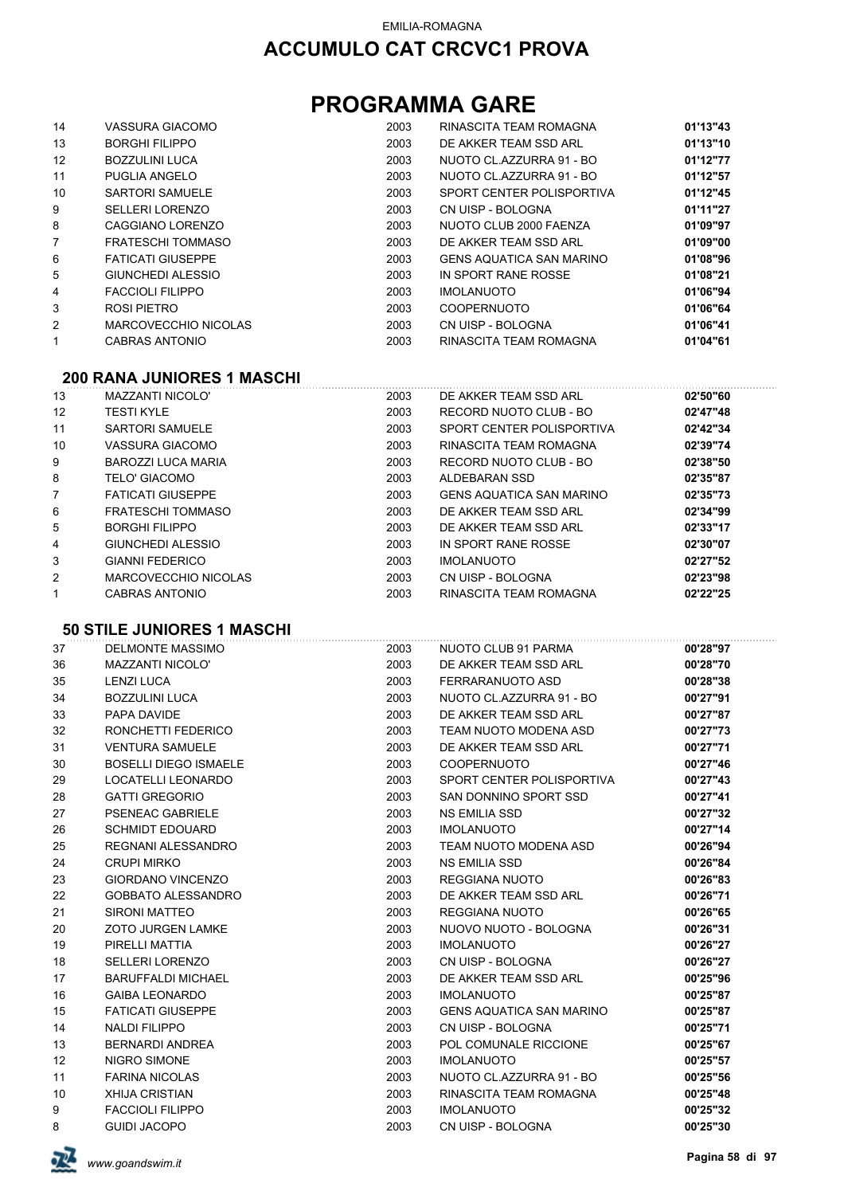EMILIA-ROMAGNA

# ACCUMULO CAT CRCVC1 PROVA

# PROGRAMMA GARE

| | | | | |
|---|---|---|---|---|
| 14 | VASSURA GIACOMO | 2003 | RINASCITA TEAM ROMAGNA | **01'13"43** |
| 13 | BORGHI FILIPPO | 2003 | DE AKKER TEAM SSD ARL | **01'13"10** |
| 12 | BOZZULINI LUCA | 2003 | NUOTO CL.AZZURRA 91 - BO | **01'12"77** |
| 11 | PUGLIA ANGELO | 2003 | NUOTO CL.AZZURRA 91 - BO | **01'12"57** |
| 10 | SARTORI SAMUELE | 2003 | SPORT CENTER POLISPORTIVA | **01'12"45** |
| 9 | SELLERI LORENZO | 2003 | CN UISP - BOLOGNA | **01'11"27** |
| 8 | CAGGIANO LORENZO | 2003 | NUOTO CLUB 2000 FAENZA | **01'09"97** |
| 7 | FRATESCHI TOMMASO | 2003 | DE AKKER TEAM SSD ARL | **01'09"00** |
| 6 | FATICATI GIUSEPPE | 2003 | GENS AQUATICA SAN MARINO | **01'08"96** |
| 5 | GIUNCHEDI ALESSIO | 2003 | IN SPORT RANE ROSSE | **01'08"21** |
| 4 | FACCIOLI FILIPPO | 2003 | IMOLANUOTO | **01'06"94** |
| 3 | ROSI PIETRO | 2003 | COOPERNUOTO | **01'06"64** |
| 2 | MARCOVECCHIO NICOLAS | 2003 | CN UISP - BOLOGNA | **01'06"41** |
| 1 | CABRAS ANTONIO | 2003 | RINASCITA TEAM ROMAGNA | **01'04"61** |

### 200 RANA JUNIORES 1 MASCHI

| | | | | |
|---|---|---|---|---|
| 13 | MAZZANTI NICOLO' | 2003 | DE AKKER TEAM SSD ARL | **02'50"60** |
| 12 | TESTI KYLE | 2003 | RECORD NUOTO CLUB - BO | **02'47"48** |
| 11 | SARTORI SAMUELE | 2003 | SPORT CENTER POLISPORTIVA | **02'42"34** |
| 10 | VASSURA GIACOMO | 2003 | RINASCITA TEAM ROMAGNA | **02'39"74** |
| 9 | BAROZZI LUCA MARIA | 2003 | RECORD NUOTO CLUB - BO | **02'38"50** |
| 8 | TELO' GIACOMO | 2003 | ALDEBARAN SSD | **02'35"87** |
| 7 | FATICATI GIUSEPPE | 2003 | GENS AQUATICA SAN MARINO | **02'35"73** |
| 6 | FRATESCHI TOMMASO | 2003 | DE AKKER TEAM SSD ARL | **02'34"99** |
| 5 | BORGHI FILIPPO | 2003 | DE AKKER TEAM SSD ARL | **02'33"17** |
| 4 | GIUNCHEDI ALESSIO | 2003 | IN SPORT RANE ROSSE | **02'30"07** |
| 3 | GIANNI FEDERICO | 2003 | IMOLANUOTO | **02'27"52** |
| 2 | MARCOVECCHIO NICOLAS | 2003 | CN UISP - BOLOGNA | **02'23"98** |
| 1 | CABRAS ANTONIO | 2003 | RINASCITA TEAM ROMAGNA | **02'22"25** |

### 50 STILE JUNIORES 1 MASCHI

| | | | | |
|---|---|---|---|---|
| 37 | DELMONTE MASSIMO | 2003 | NUOTO CLUB 91 PARMA | **00'28"97** |
| 36 | MAZZANTI NICOLO' | 2003 | DE AKKER TEAM SSD ARL | **00'28"70** |
| 35 | LENZI LUCA | 2003 | FERRARANUOTO ASD | **00'28"38** |
| 34 | BOZZULINI LUCA | 2003 | NUOTO CL.AZZURRA 91 - BO | **00'27"91** |
| 33 | PAPA DAVIDE | 2003 | DE AKKER TEAM SSD ARL | **00'27"87** |
| 32 | RONCHETTI FEDERICO | 2003 | TEAM NUOTO MODENA ASD | **00'27"73** |
| 31 | VENTURA SAMUELE | 2003 | DE AKKER TEAM SSD ARL | **00'27"71** |
| 30 | BOSELLI DIEGO ISMAELE | 2003 | COOPERNUOTO | **00'27"46** |
| 29 | LOCATELLI LEONARDO | 2003 | SPORT CENTER POLISPORTIVA | **00'27"43** |
| 28 | GATTI GREGORIO | 2003 | SAN DONNINO SPORT SSD | **00'27"41** |
| 27 | PSENEAC GABRIELE | 2003 | NS EMILIA SSD | **00'27"32** |
| 26 | SCHMIDT EDOUARD | 2003 | IMOLANUOTO | **00'27"14** |
| 25 | REGNANI ALESSANDRO | 2003 | TEAM NUOTO MODENA ASD | **00'26"94** |
| 24 | CRUPI MIRKO | 2003 | NS EMILIA SSD | **00'26"84** |
| 23 | GIORDANO VINCENZO | 2003 | REGGIANA NUOTO | **00'26"83** |
| 22 | GOBBATO ALESSANDRO | 2003 | DE AKKER TEAM SSD ARL | **00'26"71** |
| 21 | SIRONI MATTEO | 2003 | REGGIANA NUOTO | **00'26"65** |
| 20 | ZOTO JURGEN LAMKE | 2003 | NUOVO NUOTO - BOLOGNA | **00'26"31** |
| 19 | PIRELLI MATTIA | 2003 | IMOLANUOTO | **00'26"27** |
| 18 | SELLERI LORENZO | 2003 | CN UISP - BOLOGNA | **00'26"27** |
| 17 | BARUFFALDI MICHAEL | 2003 | DE AKKER TEAM SSD ARL | **00'25"96** |
| 16 | GAIBA LEONARDO | 2003 | IMOLANUOTO | **00'25"87** |
| 15 | FATICATI GIUSEPPE | 2003 | GENS AQUATICA SAN MARINO | **00'25"87** |
| 14 | NALDI FILIPPO | 2003 | CN UISP - BOLOGNA | **00'25"71** |
| 13 | BERNARDI ANDREA | 2003 | POL COMUNALE RICCIONE | **00'25"67** |
| 12 | NIGRO SIMONE | 2003 | IMOLANUOTO | **00'25"57** |
| 11 | FARINA NICOLAS | 2003 | NUOTO CL.AZZURRA 91 - BO | **00'25"56** |
| 10 | XHIJA CRISTIAN | 2003 | RINASCITA TEAM ROMAGNA | **00'25"48** |
| 9 | FACCIOLI FILIPPO | 2003 | IMOLANUOTO | **00'25"32** |
| 8 | GUIDI JACOPO | 2003 | CN UISP - BOLOGNA | **00'25"30** |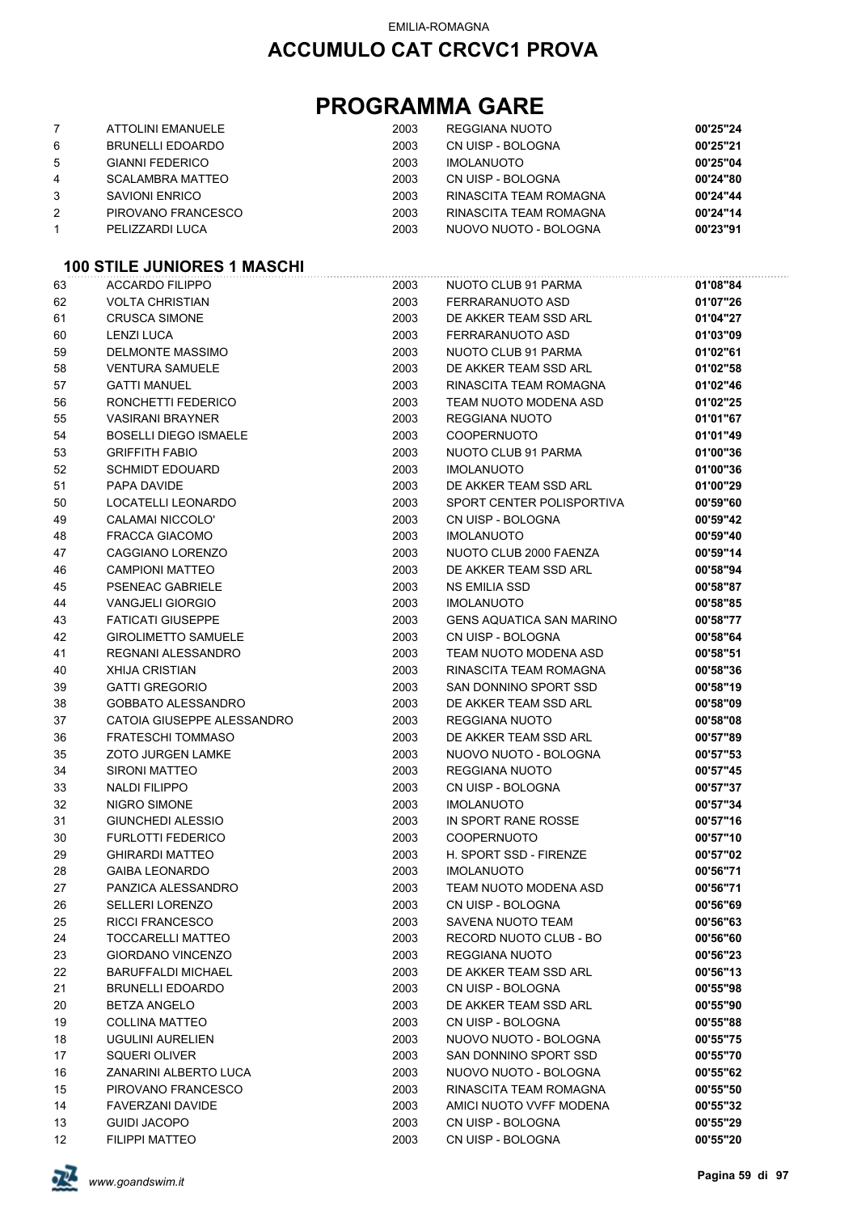EMILIA-ROMAGNA

## ACCUMULO CAT CRCVC1 PROVA

# PROGRAMMA GARE

| | | | | |
|---|---|---|---|---|
| 7 | ATTOLINI EMANUELE | 2003 | REGGIANA NUOTO | **00'25"24** |
| 6 | BRUNELLI EDOARDO | 2003 | CN UISP - BOLOGNA | **00'25"21** |
| 5 | GIANNI FEDERICO | 2003 | IMOLANUOTO | **00'25"04** |
| 4 | SCALAMBRA MATTEO | 2003 | CN UISP - BOLOGNA | **00'24"80** |
| 3 | SAVIONI ENRICO | 2003 | RINASCITA TEAM ROMAGNA | **00'24"44** |
| 2 | PIROVANO FRANCESCO | 2003 | RINASCITA TEAM ROMAGNA | **00'24"14** |
| 1 | PELIZZARDI LUCA | 2003 | NUOVO NUOTO - BOLOGNA | **00'23"91** |

### 100 STILE JUNIORES 1 MASCHI

| | | | | |
|---|---|---|---|---|
| 63 | ACCARDO FILIPPO | 2003 | NUOTO CLUB 91 PARMA | **01'08"84** |
| 62 | VOLTA CHRISTIAN | 2003 | FERRARANUOTO ASD | **01'07"26** |
| 61 | CRUSCA SIMONE | 2003 | DE AKKER TEAM SSD ARL | **01'04"27** |
| 60 | LENZI LUCA | 2003 | FERRARANUOTO ASD | **01'03"09** |
| 59 | DELMONTE MASSIMO | 2003 | NUOTO CLUB 91 PARMA | **01'02"61** |
| 58 | VENTURA SAMUELE | 2003 | DE AKKER TEAM SSD ARL | **01'02"58** |
| 57 | GATTI MANUEL | 2003 | RINASCITA TEAM ROMAGNA | **01'02"46** |
| 56 | RONCHETTI FEDERICO | 2003 | TEAM NUOTO MODENA ASD | **01'02"25** |
| 55 | VASIRANI BRAYNER | 2003 | REGGIANA NUOTO | **01'01"67** |
| 54 | BOSELLI DIEGO ISMAELE | 2003 | COOPERNUOTO | **01'01"49** |
| 53 | GRIFFITH FABIO | 2003 | NUOTO CLUB 91 PARMA | **01'00"36** |
| 52 | SCHMIDT EDOUARD | 2003 | IMOLANUOTO | **01'00"36** |
| 51 | PAPA DAVIDE | 2003 | DE AKKER TEAM SSD ARL | **01'00"29** |
| 50 | LOCATELLI LEONARDO | 2003 | SPORT CENTER POLISPORTIVA | **00'59"60** |
| 49 | CALAMAI NICCOLO' | 2003 | CN UISP - BOLOGNA | **00'59"42** |
| 48 | FRACCA GIACOMO | 2003 | IMOLANUOTO | **00'59"40** |
| 47 | CAGGIANO LORENZO | 2003 | NUOTO CLUB 2000 FAENZA | **00'59"14** |
| 46 | CAMPIONI MATTEO | 2003 | DE AKKER TEAM SSD ARL | **00'58"94** |
| 45 | PSENEAC GABRIELE | 2003 | NS EMILIA SSD | **00'58"87** |
| 44 | VANGJELI GIORGIO | 2003 | IMOLANUOTO | **00'58"85** |
| 43 | FATICATI GIUSEPPE | 2003 | GENS AQUATICA SAN MARINO | **00'58"77** |
| 42 | GIROLIMETTO SAMUELE | 2003 | CN UISP - BOLOGNA | **00'58"64** |
| 41 | REGNANI ALESSANDRO | 2003 | TEAM NUOTO MODENA ASD | **00'58"51** |
| 40 | XHIJA CRISTIAN | 2003 | RINASCITA TEAM ROMAGNA | **00'58"36** |
| 39 | GATTI GREGORIO | 2003 | SAN DONNINO SPORT SSD | **00'58"19** |
| 38 | GOBBATO ALESSANDRO | 2003 | DE AKKER TEAM SSD ARL | **00'58"09** |
| 37 | CATOIA GIUSEPPE ALESSANDRO | 2003 | REGGIANA NUOTO | **00'58"08** |
| 36 | FRATESCHI TOMMASO | 2003 | DE AKKER TEAM SSD ARL | **00'57"89** |
| 35 | ZOTO JURGEN LAMKE | 2003 | NUOVO NUOTO - BOLOGNA | **00'57"53** |
| 34 | SIRONI MATTEO | 2003 | REGGIANA NUOTO | **00'57"45** |
| 33 | NALDI FILIPPO | 2003 | CN UISP - BOLOGNA | **00'57"37** |
| 32 | NIGRO SIMONE | 2003 | IMOLANUOTO | **00'57"34** |
| 31 | GIUNCHEDI ALESSIO | 2003 | IN SPORT RANE ROSSE | **00'57"16** |
| 30 | FURLOTTI FEDERICO | 2003 | COOPERNUOTO | **00'57"10** |
| 29 | GHIRARDI MATTEO | 2003 | H. SPORT SSD - FIRENZE | **00'57"02** |
| 28 | GAIBA LEONARDO | 2003 | IMOLANUOTO | **00'56"71** |
| 27 | PANZICA ALESSANDRO | 2003 | TEAM NUOTO MODENA ASD | **00'56"71** |
| 26 | SELLERI LORENZO | 2003 | CN UISP - BOLOGNA | **00'56"69** |
| 25 | RICCI FRANCESCO | 2003 | SAVENA NUOTO TEAM | **00'56"63** |
| 24 | TOCCARELLI MATTEO | 2003 | RECORD NUOTO CLUB - BO | **00'56"60** |
| 23 | GIORDANO VINCENZO | 2003 | REGGIANA NUOTO | **00'56"23** |
| 22 | BARUFFALDI MICHAEL | 2003 | DE AKKER TEAM SSD ARL | **00'56"13** |
| 21 | BRUNELLI EDOARDO | 2003 | CN UISP - BOLOGNA | **00'55"98** |
| 20 | BETZA ANGELO | 2003 | DE AKKER TEAM SSD ARL | **00'55"90** |
| 19 | COLLINA MATTEO | 2003 | CN UISP - BOLOGNA | **00'55"88** |
| 18 | UGULINI AURELIEN | 2003 | NUOVO NUOTO - BOLOGNA | **00'55"75** |
| 17 | SQUERI OLIVER | 2003 | SAN DONNINO SPORT SSD | **00'55"70** |
| 16 | ZANARINI ALBERTO LUCA | 2003 | NUOVO NUOTO - BOLOGNA | **00'55"62** |
| 15 | PIROVANO FRANCESCO | 2003 | RINASCITA TEAM ROMAGNA | **00'55"50** |
| 14 | FAVERZANI DAVIDE | 2003 | AMICI NUOTO VVFF MODENA | **00'55"32** |
| 13 | GUIDI JACOPO | 2003 | CN UISP - BOLOGNA | **00'55"29** |
| 12 | FILIPPI MATTEO | 2003 | CN UISP - BOLOGNA | **00'55"20** |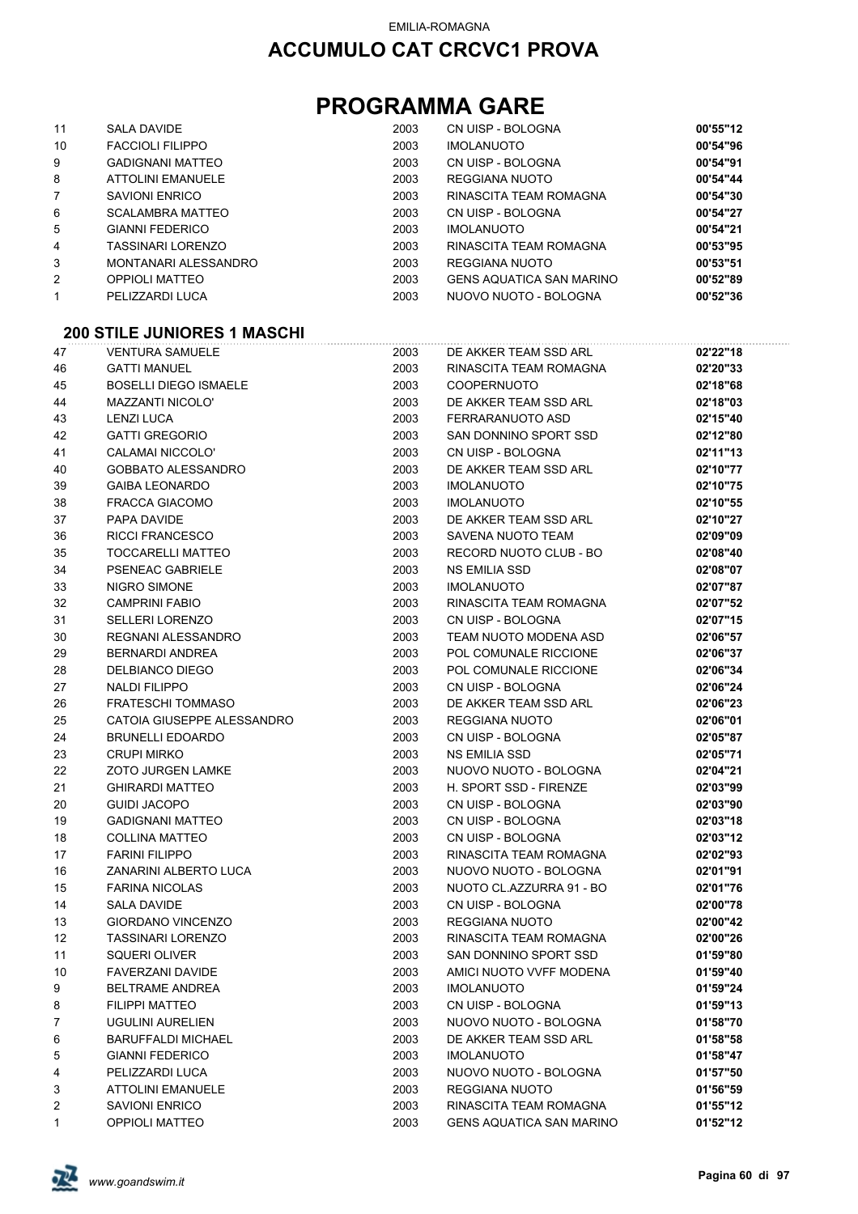EMILIA-ROMAGNA

# ACCUMULO CAT CRCVC1 PROVA

# PROGRAMMA GARE

| | | | | |
|---|---|---|---|---|
| 11 | SALA DAVIDE | 2003 | CN UISP - BOLOGNA | **00'55"12** |
| 10 | FACCIOLI FILIPPO | 2003 | IMOLANUOTO | **00'54"96** |
| 9 | GADIGNANI MATTEO | 2003 | CN UISP - BOLOGNA | **00'54"91** |
| 8 | ATTOLINI EMANUELE | 2003 | REGGIANA NUOTO | **00'54"44** |
| 7 | SAVIONI ENRICO | 2003 | RINASCITA TEAM ROMAGNA | **00'54"30** |
| 6 | SCALAMBRA MATTEO | 2003 | CN UISP - BOLOGNA | **00'54"27** |
| 5 | GIANNI FEDERICO | 2003 | IMOLANUOTO | **00'54"21** |
| 4 | TASSINARI LORENZO | 2003 | RINASCITA TEAM ROMAGNA | **00'53"95** |
| 3 | MONTANARI ALESSANDRO | 2003 | REGGIANA NUOTO | **00'53"51** |
| 2 | OPPIOLI MATTEO | 2003 | GENS AQUATICA SAN MARINO | **00'52"89** |
| 1 | PELIZZARDI LUCA | 2003 | NUOVO NUOTO - BOLOGNA | **00'52"36** |

### 200 STILE JUNIORES 1 MASCHI

| | | | | |
|---|---|---|---|---|
| 47 | VENTURA SAMUELE | 2003 | DE AKKER TEAM SSD ARL | **02'22"18** |
| 46 | GATTI MANUEL | 2003 | RINASCITA TEAM ROMAGNA | **02'20"33** |
| 45 | BOSELLI DIEGO ISMAELE | 2003 | COOPERNUOTO | **02'18"68** |
| 44 | MAZZANTI NICOLO' | 2003 | DE AKKER TEAM SSD ARL | **02'18"03** |
| 43 | LENZI LUCA | 2003 | FERRARANUOTO ASD | **02'15"40** |
| 42 | GATTI GREGORIO | 2003 | SAN DONNINO SPORT SSD | **02'12"80** |
| 41 | CALAMAI NICCOLO' | 2003 | CN UISP - BOLOGNA | **02'11"13** |
| 40 | GOBBATO ALESSANDRO | 2003 | DE AKKER TEAM SSD ARL | **02'10"77** |
| 39 | GAIBA LEONARDO | 2003 | IMOLANUOTO | **02'10"75** |
| 38 | FRACCA GIACOMO | 2003 | IMOLANUOTO | **02'10"55** |
| 37 | PAPA DAVIDE | 2003 | DE AKKER TEAM SSD ARL | **02'10"27** |
| 36 | RICCI FRANCESCO | 2003 | SAVENA NUOTO TEAM | **02'09"09** |
| 35 | TOCCARELLI MATTEO | 2003 | RECORD NUOTO CLUB - BO | **02'08"40** |
| 34 | PSENEAC GABRIELE | 2003 | NS EMILIA SSD | **02'08"07** |
| 33 | NIGRO SIMONE | 2003 | IMOLANUOTO | **02'07"87** |
| 32 | CAMPRINI FABIO | 2003 | RINASCITA TEAM ROMAGNA | **02'07"52** |
| 31 | SELLERI LORENZO | 2003 | CN UISP - BOLOGNA | **02'07"15** |
| 30 | REGNANI ALESSANDRO | 2003 | TEAM NUOTO MODENA ASD | **02'06"57** |
| 29 | BERNARDI ANDREA | 2003 | POL COMUNALE RICCIONE | **02'06"37** |
| 28 | DELBIANCO DIEGO | 2003 | POL COMUNALE RICCIONE | **02'06"34** |
| 27 | NALDI FILIPPO | 2003 | CN UISP - BOLOGNA | **02'06"24** |
| 26 | FRATESCHI TOMMASO | 2003 | DE AKKER TEAM SSD ARL | **02'06"23** |
| 25 | CATOIA GIUSEPPE ALESSANDRO | 2003 | REGGIANA NUOTO | **02'06"01** |
| 24 | BRUNELLI EDOARDO | 2003 | CN UISP - BOLOGNA | **02'05"87** |
| 23 | CRUPI MIRKO | 2003 | NS EMILIA SSD | **02'05"71** |
| 22 | ZOTO JURGEN LAMKE | 2003 | NUOVO NUOTO - BOLOGNA | **02'04"21** |
| 21 | GHIRARDI MATTEO | 2003 | H. SPORT SSD - FIRENZE | **02'03"99** |
| 20 | GUIDI JACOPO | 2003 | CN UISP - BOLOGNA | **02'03"90** |
| 19 | GADIGNANI MATTEO | 2003 | CN UISP - BOLOGNA | **02'03"18** |
| 18 | COLLINA MATTEO | 2003 | CN UISP - BOLOGNA | **02'03"12** |
| 17 | FARINI FILIPPO | 2003 | RINASCITA TEAM ROMAGNA | **02'02"93** |
| 16 | ZANARINI ALBERTO LUCA | 2003 | NUOVO NUOTO - BOLOGNA | **02'01"91** |
| 15 | FARINA NICOLAS | 2003 | NUOTO CL.AZZURRA 91 - BO | **02'01"76** |
| 14 | SALA DAVIDE | 2003 | CN UISP - BOLOGNA | **02'00"78** |
| 13 | GIORDANO VINCENZO | 2003 | REGGIANA NUOTO | **02'00"42** |
| 12 | TASSINARI LORENZO | 2003 | RINASCITA TEAM ROMAGNA | **02'00"26** |
| 11 | SQUERI OLIVER | 2003 | SAN DONNINO SPORT SSD | **01'59"80** |
| 10 | FAVERZANI DAVIDE | 2003 | AMICI NUOTO VVFF MODENA | **01'59"40** |
| 9 | BELTRAME ANDREA | 2003 | IMOLANUOTO | **01'59"24** |
| 8 | FILIPPI MATTEO | 2003 | CN UISP - BOLOGNA | **01'59"13** |
| 7 | UGULINI AURELIEN | 2003 | NUOVO NUOTO - BOLOGNA | **01'58"70** |
| 6 | BARUFFALDI MICHAEL | 2003 | DE AKKER TEAM SSD ARL | **01'58"58** |
| 5 | GIANNI FEDERICO | 2003 | IMOLANUOTO | **01'58"47** |
| 4 | PELIZZARDI LUCA | 2003 | NUOVO NUOTO - BOLOGNA | **01'57"50** |
| 3 | ATTOLINI EMANUELE | 2003 | REGGIANA NUOTO | **01'56"59** |
| 2 | SAVIONI ENRICO | 2003 | RINASCITA TEAM ROMAGNA | **01'55"12** |
| 1 | OPPIOLI MATTEO | 2003 | GENS AQUATICA SAN MARINO | **01'52"12** |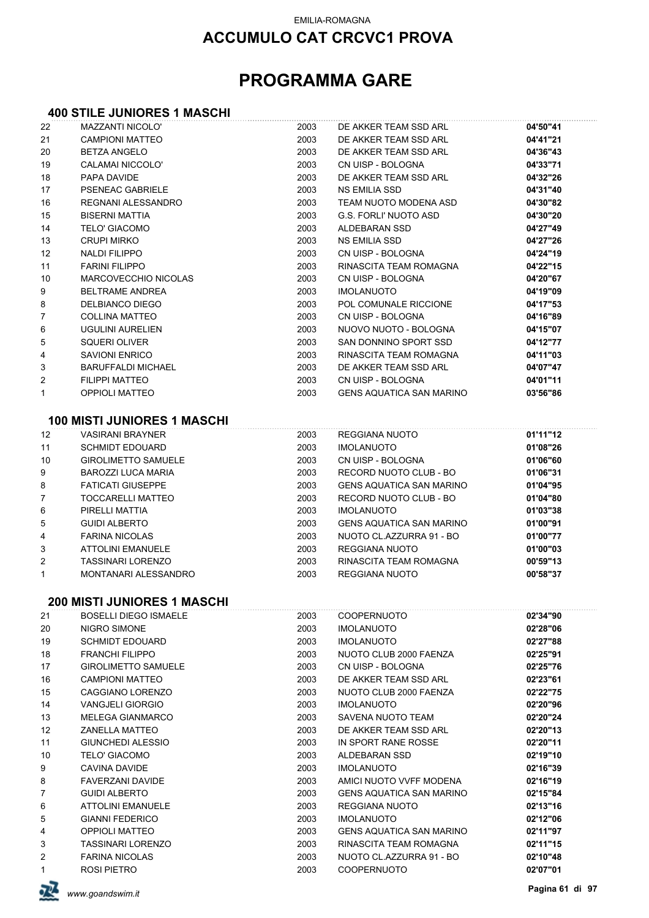EMILIA-ROMAGNA

# ACCUMULO CAT CRCVC1 PROVA

# PROGRAMMA GARE

### 400 STILE JUNIORES 1 MASCHI

| | | | | |
|---|---|---|---|---|
| 22 | MAZZANTI NICOLO' | 2003 | DE AKKER TEAM SSD ARL | **04'50"41** |
| 21 | CAMPIONI MATTEO | 2003 | DE AKKER TEAM SSD ARL | **04'41"21** |
| 20 | BETZA ANGELO | 2003 | DE AKKER TEAM SSD ARL | **04'36"43** |
| 19 | CALAMAI NICCOLO' | 2003 | CN UISP - BOLOGNA | **04'33"71** |
| 18 | PAPA DAVIDE | 2003 | DE AKKER TEAM SSD ARL | **04'32"26** |
| 17 | PSENEAC GABRIELE | 2003 | NS EMILIA SSD | **04'31"40** |
| 16 | REGNANI ALESSANDRO | 2003 | TEAM NUOTO MODENA ASD | **04'30"82** |
| 15 | BISERNI MATTIA | 2003 | G.S. FORLI' NUOTO ASD | **04'30"20** |
| 14 | TELO' GIACOMO | 2003 | ALDEBARAN SSD | **04'27"49** |
| 13 | CRUPI MIRKO | 2003 | NS EMILIA SSD | **04'27"26** |
| 12 | NALDI FILIPPO | 2003 | CN UISP - BOLOGNA | **04'24"19** |
| 11 | FARINI FILIPPO | 2003 | RINASCITA TEAM ROMAGNA | **04'22"15** |
| 10 | MARCOVECCHIO NICOLAS | 2003 | CN UISP - BOLOGNA | **04'20"67** |
| 9 | BELTRAME ANDREA | 2003 | IMOLANUOTO | **04'19"09** |
| 8 | DELBIANCO DIEGO | 2003 | POL COMUNALE RICCIONE | **04'17"53** |
| 7 | COLLINA MATTEO | 2003 | CN UISP - BOLOGNA | **04'16"89** |
| 6 | UGULINI AURELIEN | 2003 | NUOVO NUOTO - BOLOGNA | **04'15"07** |
| 5 | SQUERI OLIVER | 2003 | SAN DONNINO SPORT SSD | **04'12"77** |
| 4 | SAVIONI ENRICO | 2003 | RINASCITA TEAM ROMAGNA | **04'11"03** |
| 3 | BARUFFALDI MICHAEL | 2003 | DE AKKER TEAM SSD ARL | **04'07"47** |
| 2 | FILIPPI MATTEO | 2003 | CN UISP - BOLOGNA | **04'01"11** |
| 1 | OPPIOLI MATTEO | 2003 | GENS AQUATICA SAN MARINO | **03'56"86** |

### 100 MISTI JUNIORES 1 MASCHI

| | | | | |
|---|---|---|---|---|
| 12 | VASIRANI BRAYNER | 2003 | REGGIANA NUOTO | **01'11"12** |
| 11 | SCHMIDT EDOUARD | 2003 | IMOLANUOTO | **01'08"26** |
| 10 | GIROLIMETTO SAMUELE | 2003 | CN UISP - BOLOGNA | **01'06"60** |
| 9 | BAROZZI LUCA MARIA | 2003 | RECORD NUOTO CLUB - BO | **01'06"31** |
| 8 | FATICATI GIUSEPPE | 2003 | GENS AQUATICA SAN MARINO | **01'04"95** |
| 7 | TOCCARELLI MATTEO | 2003 | RECORD NUOTO CLUB - BO | **01'04"80** |
| 6 | PIRELLI MATTIA | 2003 | IMOLANUOTO | **01'03"38** |
| 5 | GUIDI ALBERTO | 2003 | GENS AQUATICA SAN MARINO | **01'00"91** |
| 4 | FARINA NICOLAS | 2003 | NUOTO CL.AZZURRA 91 - BO | **01'00"77** |
| 3 | ATTOLINI EMANUELE | 2003 | REGGIANA NUOTO | **01'00"03** |
| 2 | TASSINARI LORENZO | 2003 | RINASCITA TEAM ROMAGNA | **00'59"13** |
| 1 | MONTANARI ALESSANDRO | 2003 | REGGIANA NUOTO | **00'58"37** |

### 200 MISTI JUNIORES 1 MASCHI

| | | | | |
|---|---|---|---|---|
| 21 | BOSELLI DIEGO ISMAELE | 2003 | COOPERNUOTO | **02'34"90** |
| 20 | NIGRO SIMONE | 2003 | IMOLANUOTO | **02'28"06** |
| 19 | SCHMIDT EDOUARD | 2003 | IMOLANUOTO | **02'27"88** |
| 18 | FRANCHI FILIPPO | 2003 | NUOTO CLUB 2000 FAENZA | **02'25"91** |
| 17 | GIROLIMETTO SAMUELE | 2003 | CN UISP - BOLOGNA | **02'25"76** |
| 16 | CAMPIONI MATTEO | 2003 | DE AKKER TEAM SSD ARL | **02'23"61** |
| 15 | CAGGIANO LORENZO | 2003 | NUOTO CLUB 2000 FAENZA | **02'22"75** |
| 14 | VANGJELI GIORGIO | 2003 | IMOLANUOTO | **02'20"96** |
| 13 | MELEGA GIANMARCO | 2003 | SAVENA NUOTO TEAM | **02'20"24** |
| 12 | ZANELLA MATTEO | 2003 | DE AKKER TEAM SSD ARL | **02'20"13** |
| 11 | GIUNCHEDI ALESSIO | 2003 | IN SPORT RANE ROSSE | **02'20"11** |
| 10 | TELO' GIACOMO | 2003 | ALDEBARAN SSD | **02'19"10** |
| 9 | CAVINA DAVIDE | 2003 | IMOLANUOTO | **02'16"39** |
| 8 | FAVERZANI DAVIDE | 2003 | AMICI NUOTO VVFF MODENA | **02'16"19** |
| 7 | GUIDI ALBERTO | 2003 | GENS AQUATICA SAN MARINO | **02'15"84** |
| 6 | ATTOLINI EMANUELE | 2003 | REGGIANA NUOTO | **02'13"16** |
| 5 | GIANNI FEDERICO | 2003 | IMOLANUOTO | **02'12"06** |
| 4 | OPPIOLI MATTEO | 2003 | GENS AQUATICA SAN MARINO | **02'11"97** |
| 3 | TASSINARI LORENZO | 2003 | RINASCITA TEAM ROMAGNA | **02'11"15** |
| 2 | FARINA NICOLAS | 2003 | NUOTO CL.AZZURRA 91 - BO | **02'10"48** |
| 1 | ROSI PIETRO | 2003 | COOPERNUOTO | **02'07"01** |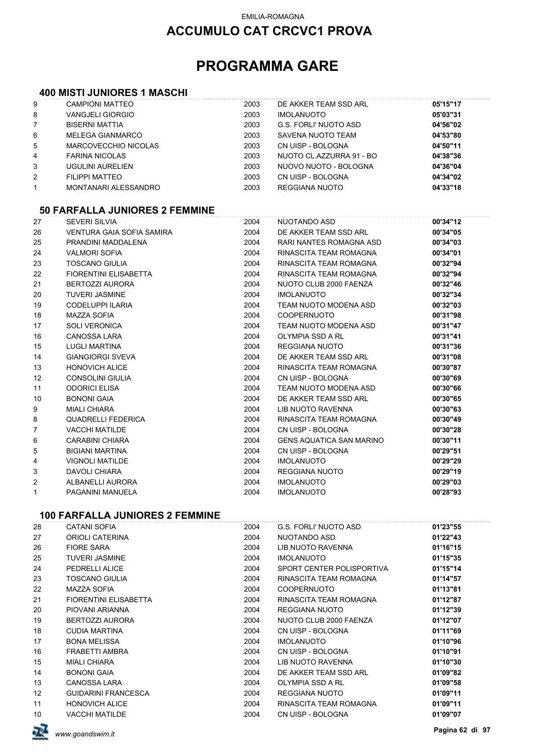EMILIA-ROMAGNA

# ACCUMULO CAT CRCVC1 PROVA

# PROGRAMMA GARE

## 400 MISTI JUNIORES 1 MASCHI

| | | | | |
|---|---|---|---|---|
| 9 | CAMPIONI MATTEO | 2003 | DE AKKER TEAM SSD ARL | **05'15"17** |
| 8 | VANGJELI GIORGIO | 2003 | IMOLANUOTO | **05'03"31** |
| 7 | BISERNI MATTIA | 2003 | G.S. FORLI' NUOTO ASD | **04'56"02** |
| 6 | MELEGA GIANMARCO | 2003 | SAVENA NUOTO TEAM | **04'53"80** |
| 5 | MARCOVECCHIO NICOLAS | 2003 | CN UISP - BOLOGNA | **04'50"11** |
| 4 | FARINA NICOLAS | 2003 | NUOTO CL.AZZURRA 91 - BO | **04'38"36** |
| 3 | UGULINI AURELIEN | 2003 | NUOVO NUOTO - BOLOGNA | **04'36"04** |
| 2 | FILIPPI MATTEO | 2003 | CN UISP - BOLOGNA | **04'34"02** |
| 1 | MONTANARI ALESSANDRO | 2003 | REGGIANA NUOTO | **04'33"18** |

## 50 FARFALLA JUNIORES 2 FEMMINE

| | | | | |
|---|---|---|---|---|
| 27 | SEVERI SILVIA | 2004 | NUOTANDO ASD | **00'34"12** |
| 26 | VENTURA GAIA SOFIA SAMIRA | 2004 | DE AKKER TEAM SSD ARL | **00'34"05** |
| 25 | PRANDINI MADDALENA | 2004 | RARI NANTES ROMAGNA ASD | **00'34"03** |
| 24 | VALMORI SOFIA | 2004 | RINASCITA TEAM ROMAGNA | **00'34"01** |
| 23 | TOSCANO GIULIA | 2004 | RINASCITA TEAM ROMAGNA | **00'32"94** |
| 22 | FIORENTINI ELISABETTA | 2004 | RINASCITA TEAM ROMAGNA | **00'32"94** |
| 21 | BERTOZZI AURORA | 2004 | NUOTO CLUB 2000 FAENZA | **00'32"46** |
| 20 | TUVERI JASMINE | 2004 | IMOLANUOTO | **00'32"34** |
| 19 | CODELUPPI ILARIA | 2004 | TEAM NUOTO MODENA ASD | **00'32"03** |
| 18 | MAZZA SOFIA | 2004 | COOPERNUOTO | **00'31"98** |
| 17 | SOLI VERONICA | 2004 | TEAM NUOTO MODENA ASD | **00'31"47** |
| 16 | CANOSSA LARA | 2004 | OLYMPIA SSD A RL | **00'31"41** |
| 15 | LUGLI MARTINA | 2004 | REGGIANA NUOTO | **00'31"36** |
| 14 | GIANGIORGI SVEVA | 2004 | DE AKKER TEAM SSD ARL | **00'31"08** |
| 13 | HONOVICH ALICE | 2004 | RINASCITA TEAM ROMAGNA | **00'30"87** |
| 12 | CONSOLINI GIULIA | 2004 | CN UISP - BOLOGNA | **00'30"69** |
| 11 | ODORICI ELISA | 2004 | TEAM NUOTO MODENA ASD | **00'30"66** |
| 10 | BONONI GAIA | 2004 | DE AKKER TEAM SSD ARL | **00'30"65** |
| 9 | MIALI CHIARA | 2004 | LIB NUOTO RAVENNA | **00'30"63** |
| 8 | QUADRELLI FEDERICA | 2004 | RINASCITA TEAM ROMAGNA | **00'30"49** |
| 7 | VACCHI MATILDE | 2004 | CN UISP - BOLOGNA | **00'30"28** |
| 6 | CARABINI CHIARA | 2004 | GENS AQUATICA SAN MARINO | **00'30"11** |
| 5 | BIGIANI MARTINA | 2004 | CN UISP - BOLOGNA | **00'29"51** |
| 4 | VIGNOLI MATILDE | 2004 | IMOLANUOTO | **00'29"29** |
| 3 | DAVOLI CHIARA | 2004 | REGGIANA NUOTO | **00'29"19** |
| 2 | ALBANELLI AURORA | 2004 | IMOLANUOTO | **00'29"03** |
| 1 | PAGANINI MANUELA | 2004 | IMOLANUOTO | **00'28"93** |

## 100 FARFALLA JUNIORES 2 FEMMINE

| | | | | |
|---|---|---|---|---|
| 28 | CATANI SOFIA | 2004 | G.S. FORLI' NUOTO ASD | **01'23"55** |
| 27 | ORIOLI CATERINA | 2004 | NUOTANDO ASD | **01'22"43** |
| 26 | FIORE SARA | 2004 | LIB NUOTO RAVENNA | **01'16"15** |
| 25 | TUVERI JASMINE | 2004 | IMOLANUOTO | **01'15"35** |
| 24 | PEDRELLI ALICE | 2004 | SPORT CENTER POLISPORTIVA | **01'15"14** |
| 23 | TOSCANO GIULIA | 2004 | RINASCITA TEAM ROMAGNA | **01'14"57** |
| 22 | MAZZA SOFIA | 2004 | COOPERNUOTO | **01'13"81** |
| 21 | FIORENTINI ELISABETTA | 2004 | RINASCITA TEAM ROMAGNA | **01'12"87** |
| 20 | PIOVANI ARIANNA | 2004 | REGGIANA NUOTO | **01'12"39** |
| 19 | BERTOZZI AURORA | 2004 | NUOTO CLUB 2000 FAENZA | **01'12"07** |
| 18 | CUDIA MARTINA | 2004 | CN UISP - BOLOGNA | **01'11"69** |
| 17 | BONA MELISSA | 2004 | IMOLANUOTO | **01'10"96** |
| 16 | FRABETTI AMBRA | 2004 | CN UISP - BOLOGNA | **01'10"91** |
| 15 | MIALI CHIARA | 2004 | LIB NUOTO RAVENNA | **01'10"30** |
| 14 | BONONI GAIA | 2004 | DE AKKER TEAM SSD ARL | **01'09"82** |
| 13 | CANOSSA LARA | 2004 | OLYMPIA SSD A RL | **01'09"58** |
| 12 | GUIDARINI FRANCESCA | 2004 | REGGIANA NUOTO | **01'09"11** |
| 11 | HONOVICH ALICE | 2004 | RINASCITA TEAM ROMAGNA | **01'09"11** |
| 10 | VACCHI MATILDE | 2004 | CN UISP - BOLOGNA | **01'09"07** |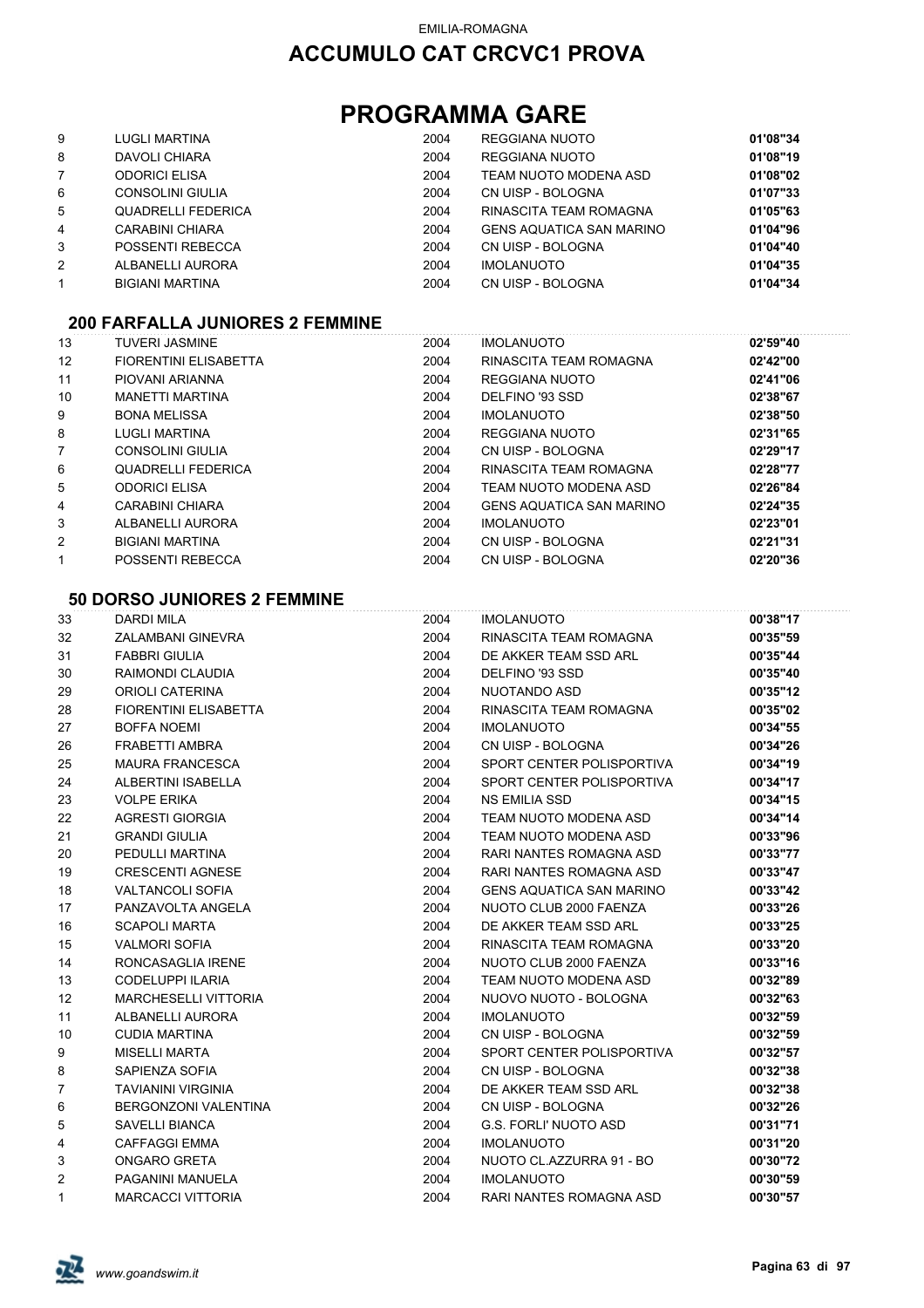# ACCUMULO CAT CRCVC1 PROVA

## PROGRAMMA GARE

| | | | | |
|---|---|---|---|---|
| 9 | LUGLI MARTINA | 2004 | REGGIANA NUOTO | **01'08"34** |
| 8 | DAVOLI CHIARA | 2004 | REGGIANA NUOTO | **01'08"19** |
| 7 | ODORICI ELISA | 2004 | TEAM NUOTO MODENA ASD | **01'08"02** |
| 6 | CONSOLINI GIULIA | 2004 | CN UISP - BOLOGNA | **01'07"33** |
| 5 | QUADRELLI FEDERICA | 2004 | RINASCITA TEAM ROMAGNA | **01'05"63** |
| 4 | CARABINI CHIARA | 2004 | GENS AQUATICA SAN MARINO | **01'04"96** |
| 3 | POSSENTI REBECCA | 2004 | CN UISP - BOLOGNA | **01'04"40** |
| 2 | ALBANELLI AURORA | 2004 | IMOLANUOTO | **01'04"35** |
| 1 | BIGIANI MARTINA | 2004 | CN UISP - BOLOGNA | **01'04"34** |

### 200 FARFALLA JUNIORES 2 FEMMINE

| | | | | |
|---|---|---|---|---|
| 13 | TUVERI JASMINE | 2004 | IMOLANUOTO | **02'59"40** |
| 12 | FIORENTINI ELISABETTA | 2004 | RINASCITA TEAM ROMAGNA | **02'42"00** |
| 11 | PIOVANI ARIANNA | 2004 | REGGIANA NUOTO | **02'41"06** |
| 10 | MANETTI MARTINA | 2004 | DELFINO '93 SSD | **02'38"67** |
| 9 | BONA MELISSA | 2004 | IMOLANUOTO | **02'38"50** |
| 8 | LUGLI MARTINA | 2004 | REGGIANA NUOTO | **02'31"65** |
| 7 | CONSOLINI GIULIA | 2004 | CN UISP - BOLOGNA | **02'29"17** |
| 6 | QUADRELLI FEDERICA | 2004 | RINASCITA TEAM ROMAGNA | **02'28"77** |
| 5 | ODORICI ELISA | 2004 | TEAM NUOTO MODENA ASD | **02'26"84** |
| 4 | CARABINI CHIARA | 2004 | GENS AQUATICA SAN MARINO | **02'24"35** |
| 3 | ALBANELLI AURORA | 2004 | IMOLANUOTO | **02'23"01** |
| 2 | BIGIANI MARTINA | 2004 | CN UISP - BOLOGNA | **02'21"31** |
| 1 | POSSENTI REBECCA | 2004 | CN UISP - BOLOGNA | **02'20"36** |

### 50 DORSO JUNIORES 2 FEMMINE

| | | | | |
|---|---|---|---|---|
| 33 | DARDI MILA | 2004 | IMOLANUOTO | **00'38"17** |
| 32 | ZALAMBANI GINEVRA | 2004 | RINASCITA TEAM ROMAGNA | **00'35"59** |
| 31 | FABBRI GIULIA | 2004 | DE AKKER TEAM SSD ARL | **00'35"44** |
| 30 | RAIMONDI CLAUDIA | 2004 | DELFINO '93 SSD | **00'35"40** |
| 29 | ORIOLI CATERINA | 2004 | NUOTANDO ASD | **00'35"12** |
| 28 | FIORENTINI ELISABETTA | 2004 | RINASCITA TEAM ROMAGNA | **00'35"02** |
| 27 | BOFFA NOEMI | 2004 | IMOLANUOTO | **00'34"55** |
| 26 | FRABETTI AMBRA | 2004 | CN UISP - BOLOGNA | **00'34"26** |
| 25 | MAURA FRANCESCA | 2004 | SPORT CENTER POLISPORTIVA | **00'34"19** |
| 24 | ALBERTINI ISABELLA | 2004 | SPORT CENTER POLISPORTIVA | **00'34"17** |
| 23 | VOLPE ERIKA | 2004 | NS EMILIA SSD | **00'34"15** |
| 22 | AGRESTI GIORGIA | 2004 | TEAM NUOTO MODENA ASD | **00'34"14** |
| 21 | GRANDI GIULIA | 2004 | TEAM NUOTO MODENA ASD | **00'33"96** |
| 20 | PEDULLI MARTINA | 2004 | RARI NANTES ROMAGNA ASD | **00'33"77** |
| 19 | CRESCENTI AGNESE | 2004 | RARI NANTES ROMAGNA ASD | **00'33"47** |
| 18 | VALTANCOLI SOFIA | 2004 | GENS AQUATICA SAN MARINO | **00'33"42** |
| 17 | PANZAVOLTA ANGELA | 2004 | NUOTO CLUB 2000 FAENZA | **00'33"26** |
| 16 | SCAPOLI MARTA | 2004 | DE AKKER TEAM SSD ARL | **00'33"25** |
| 15 | VALMORI SOFIA | 2004 | RINASCITA TEAM ROMAGNA | **00'33"20** |
| 14 | RONCASAGLIA IRENE | 2004 | NUOTO CLUB 2000 FAENZA | **00'33"16** |
| 13 | CODELUPPI ILARIA | 2004 | TEAM NUOTO MODENA ASD | **00'32"89** |
| 12 | MARCHESELLI VITTORIA | 2004 | NUOVO NUOTO - BOLOGNA | **00'32"63** |
| 11 | ALBANELLI AURORA | 2004 | IMOLANUOTO | **00'32"59** |
| 10 | CUDIA MARTINA | 2004 | CN UISP - BOLOGNA | **00'32"59** |
| 9 | MISELLI MARTA | 2004 | SPORT CENTER POLISPORTIVA | **00'32"57** |
| 8 | SAPIENZA SOFIA | 2004 | CN UISP - BOLOGNA | **00'32"38** |
| 7 | TAVIANINI VIRGINIA | 2004 | DE AKKER TEAM SSD ARL | **00'32"38** |
| 6 | BERGONZONI VALENTINA | 2004 | CN UISP - BOLOGNA | **00'32"26** |
| 5 | SAVELLI BIANCA | 2004 | G.S. FORLI' NUOTO ASD | **00'31"71** |
| 4 | CAFFAGGI EMMA | 2004 | IMOLANUOTO | **00'31"20** |
| 3 | ONGARO GRETA | 2004 | NUOTO CL.AZZURRA 91 - BO | **00'30"72** |
| 2 | PAGANINI MANUELA | 2004 | IMOLANUOTO | **00'30"59** |
| 1 | MARCACCI VITTORIA | 2004 | RARI NANTES ROMAGNA ASD | **00'30"57** |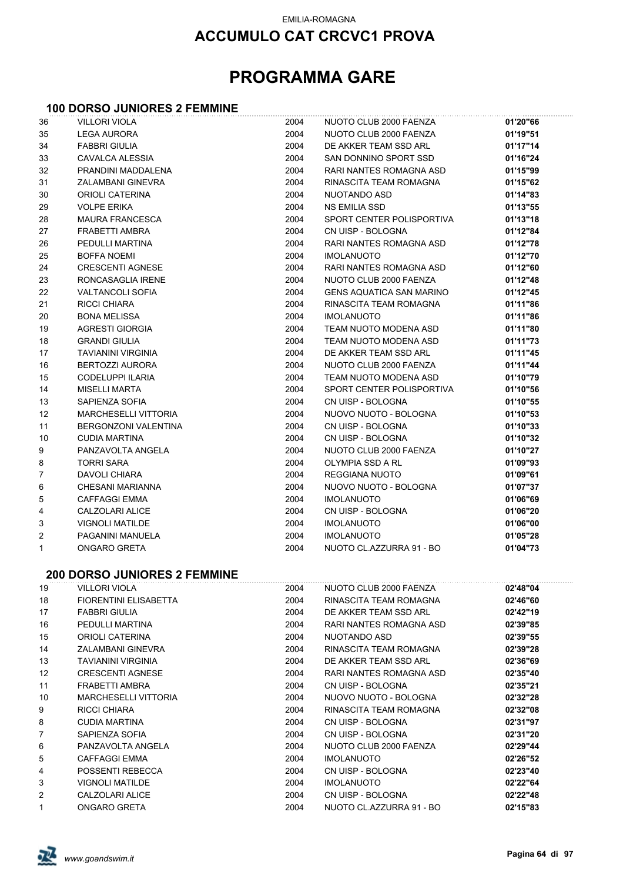EMILIA-ROMAGNA

# ACCUMULO CAT CRCVC1 PROVA

# PROGRAMMA GARE

### 100 DORSO JUNIORES 2 FEMMINE

| | | | | |
|---|---|---|---|---|
| 36 | VILLORI VIOLA | 2004 | NUOTO CLUB 2000 FAENZA | **01'20"66** |
| 35 | LEGA AURORA | 2004 | NUOTO CLUB 2000 FAENZA | **01'19"51** |
| 34 | FABBRI GIULIA | 2004 | DE AKKER TEAM SSD ARL | **01'17"14** |
| 33 | CAVALCA ALESSIA | 2004 | SAN DONNINO SPORT SSD | **01'16"24** |
| 32 | PRANDINI MADDALENA | 2004 | RARI NANTES ROMAGNA ASD | **01'15"99** |
| 31 | ZALAMBANI GINEVRA | 2004 | RINASCITA TEAM ROMAGNA | **01'15"62** |
| 30 | ORIOLI CATERINA | 2004 | NUOTANDO ASD | **01'14"83** |
| 29 | VOLPE ERIKA | 2004 | NS EMILIA SSD | **01'13"55** |
| 28 | MAURA FRANCESCA | 2004 | SPORT CENTER POLISPORTIVA | **01'13"18** |
| 27 | FRABETTI AMBRA | 2004 | CN UISP - BOLOGNA | **01'12"84** |
| 26 | PEDULLI MARTINA | 2004 | RARI NANTES ROMAGNA ASD | **01'12"78** |
| 25 | BOFFA NOEMI | 2004 | IMOLANUOTO | **01'12"70** |
| 24 | CRESCENTI AGNESE | 2004 | RARI NANTES ROMAGNA ASD | **01'12"60** |
| 23 | RONCASAGLIA IRENE | 2004 | NUOTO CLUB 2000 FAENZA | **01'12"48** |
| 22 | VALTANCOLI SOFIA | 2004 | GENS AQUATICA SAN MARINO | **01'12"45** |
| 21 | RICCI CHIARA | 2004 | RINASCITA TEAM ROMAGNA | **01'11"86** |
| 20 | BONA MELISSA | 2004 | IMOLANUOTO | **01'11"86** |
| 19 | AGRESTI GIORGIA | 2004 | TEAM NUOTO MODENA ASD | **01'11"80** |
| 18 | GRANDI GIULIA | 2004 | TEAM NUOTO MODENA ASD | **01'11"73** |
| 17 | TAVIANINI VIRGINIA | 2004 | DE AKKER TEAM SSD ARL | **01'11"45** |
| 16 | BERTOZZI AURORA | 2004 | NUOTO CLUB 2000 FAENZA | **01'11"44** |
| 15 | CODELUPPI ILARIA | 2004 | TEAM NUOTO MODENA ASD | **01'10"79** |
| 14 | MISELLI MARTA | 2004 | SPORT CENTER POLISPORTIVA | **01'10"56** |
| 13 | SAPIENZA SOFIA | 2004 | CN UISP - BOLOGNA | **01'10"55** |
| 12 | MARCHESELLI VITTORIA | 2004 | NUOVO NUOTO - BOLOGNA | **01'10"53** |
| 11 | BERGONZONI VALENTINA | 2004 | CN UISP - BOLOGNA | **01'10"33** |
| 10 | CUDIA MARTINA | 2004 | CN UISP - BOLOGNA | **01'10"32** |
| 9 | PANZAVOLTA ANGELA | 2004 | NUOTO CLUB 2000 FAENZA | **01'10"27** |
| 8 | TORRI SARA | 2004 | OLYMPIA SSD A RL | **01'09"93** |
| 7 | DAVOLI CHIARA | 2004 | REGGIANA NUOTO | **01'09"61** |
| 6 | CHESANI MARIANNA | 2004 | NUOVO NUOTO - BOLOGNA | **01'07"37** |
| 5 | CAFFAGGI EMMA | 2004 | IMOLANUOTO | **01'06"69** |
| 4 | CALZOLARI ALICE | 2004 | CN UISP - BOLOGNA | **01'06"20** |
| 3 | VIGNOLI MATILDE | 2004 | IMOLANUOTO | **01'06"00** |
| 2 | PAGANINI MANUELA | 2004 | IMOLANUOTO | **01'05"28** |
| 1 | ONGARO GRETA | 2004 | NUOTO CL.AZZURRA 91 - BO | **01'04"73** |

### 200 DORSO JUNIORES 2 FEMMINE

| | | | | |
|---|---|---|---|---|
| 19 | VILLORI VIOLA | 2004 | NUOTO CLUB 2000 FAENZA | **02'48"04** |
| 18 | FIORENTINI ELISABETTA | 2004 | RINASCITA TEAM ROMAGNA | **02'46"60** |
| 17 | FABBRI GIULIA | 2004 | DE AKKER TEAM SSD ARL | **02'42"19** |
| 16 | PEDULLI MARTINA | 2004 | RARI NANTES ROMAGNA ASD | **02'39"85** |
| 15 | ORIOLI CATERINA | 2004 | NUOTANDO ASD | **02'39"55** |
| 14 | ZALAMBANI GINEVRA | 2004 | RINASCITA TEAM ROMAGNA | **02'39"28** |
| 13 | TAVIANINI VIRGINIA | 2004 | DE AKKER TEAM SSD ARL | **02'36"69** |
| 12 | CRESCENTI AGNESE | 2004 | RARI NANTES ROMAGNA ASD | **02'35"40** |
| 11 | FRABETTI AMBRA | 2004 | CN UISP - BOLOGNA | **02'35"21** |
| 10 | MARCHESELLI VITTORIA | 2004 | NUOVO NUOTO - BOLOGNA | **02'32"28** |
| 9 | RICCI CHIARA | 2004 | RINASCITA TEAM ROMAGNA | **02'32"08** |
| 8 | CUDIA MARTINA | 2004 | CN UISP - BOLOGNA | **02'31"97** |
| 7 | SAPIENZA SOFIA | 2004 | CN UISP - BOLOGNA | **02'31"20** |
| 6 | PANZAVOLTA ANGELA | 2004 | NUOTO CLUB 2000 FAENZA | **02'29"44** |
| 5 | CAFFAGGI EMMA | 2004 | IMOLANUOTO | **02'26"52** |
| 4 | POSSENTI REBECCA | 2004 | CN UISP - BOLOGNA | **02'23"40** |
| 3 | VIGNOLI MATILDE | 2004 | IMOLANUOTO | **02'22"64** |
| 2 | CALZOLARI ALICE | 2004 | CN UISP - BOLOGNA | **02'22"48** |
| 1 | ONGARO GRETA | 2004 | NUOTO CL.AZZURRA 91 - BO | **02'15"83** |

*www.goandswim.it*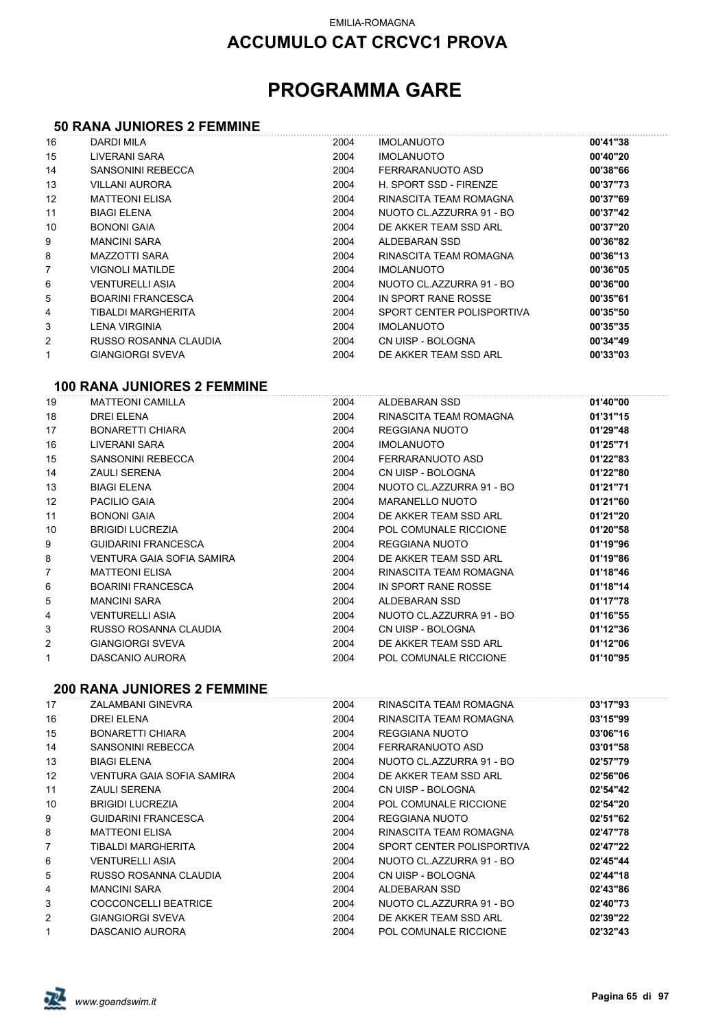EMILIA-ROMAGNA

# ACCUMULO CAT CRCVC1 PROVA

# PROGRAMMA GARE

### 50 RANA JUNIORES 2 FEMMINE

| | | | | |
|---|---|---|---|---|
| 16 | DARDI MILA | 2004 | IMOLANUOTO | **00'41"38** |
| 15 | LIVERANI SARA | 2004 | IMOLANUOTO | **00'40"20** |
| 14 | SANSONINI REBECCA | 2004 | FERRARANUOTO ASD | **00'38"66** |
| 13 | VILLANI AURORA | 2004 | H. SPORT SSD - FIRENZE | **00'37"73** |
| 12 | MATTEONI ELISA | 2004 | RINASCITA TEAM ROMAGNA | **00'37"69** |
| 11 | BIAGI ELENA | 2004 | NUOTO CL.AZZURRA 91 - BO | **00'37"42** |
| 10 | BONONI GAIA | 2004 | DE AKKER TEAM SSD ARL | **00'37"20** |
| 9 | MANCINI SARA | 2004 | ALDEBARAN SSD | **00'36"82** |
| 8 | MAZZOTTI SARA | 2004 | RINASCITA TEAM ROMAGNA | **00'36"13** |
| 7 | VIGNOLI MATILDE | 2004 | IMOLANUOTO | **00'36"05** |
| 6 | VENTURELLI ASIA | 2004 | NUOTO CL.AZZURRA 91 - BO | **00'36"00** |
| 5 | BOARINI FRANCESCA | 2004 | IN SPORT RANE ROSSE | **00'35"61** |
| 4 | TIBALDI MARGHERITA | 2004 | SPORT CENTER POLISPORTIVA | **00'35"50** |
| 3 | LENA VIRGINIA | 2004 | IMOLANUOTO | **00'35"35** |
| 2 | RUSSO ROSANNA CLAUDIA | 2004 | CN UISP - BOLOGNA | **00'34"49** |
| 1 | GIANGIORGI SVEVA | 2004 | DE AKKER TEAM SSD ARL | **00'33"03** |

### 100 RANA JUNIORES 2 FEMMINE

| | | | | |
|---|---|---|---|---|
| 19 | MATTEONI CAMILLA | 2004 | ALDEBARAN SSD | **01'40"00** |
| 18 | DREI ELENA | 2004 | RINASCITA TEAM ROMAGNA | **01'31"15** |
| 17 | BONARETTI CHIARA | 2004 | REGGIANA NUOTO | **01'29"48** |
| 16 | LIVERANI SARA | 2004 | IMOLANUOTO | **01'25"71** |
| 15 | SANSONINI REBECCA | 2004 | FERRARANUOTO ASD | **01'22"83** |
| 14 | ZAULI SERENA | 2004 | CN UISP - BOLOGNA | **01'22"80** |
| 13 | BIAGI ELENA | 2004 | NUOTO CL.AZZURRA 91 - BO | **01'21"71** |
| 12 | PACILIO GAIA | 2004 | MARANELLO NUOTO | **01'21"60** |
| 11 | BONONI GAIA | 2004 | DE AKKER TEAM SSD ARL | **01'21"20** |
| 10 | BRIGIDI LUCREZIA | 2004 | POL COMUNALE RICCIONE | **01'20"58** |
| 9 | GUIDARINI FRANCESCA | 2004 | REGGIANA NUOTO | **01'19"96** |
| 8 | VENTURA GAIA SOFIA SAMIRA | 2004 | DE AKKER TEAM SSD ARL | **01'19"86** |
| 7 | MATTEONI ELISA | 2004 | RINASCITA TEAM ROMAGNA | **01'18"46** |
| 6 | BOARINI FRANCESCA | 2004 | IN SPORT RANE ROSSE | **01'18"14** |
| 5 | MANCINI SARA | 2004 | ALDEBARAN SSD | **01'17"78** |
| 4 | VENTURELLI ASIA | 2004 | NUOTO CL.AZZURRA 91 - BO | **01'16"55** |
| 3 | RUSSO ROSANNA CLAUDIA | 2004 | CN UISP - BOLOGNA | **01'12"36** |
| 2 | GIANGIORGI SVEVA | 2004 | DE AKKER TEAM SSD ARL | **01'12"06** |
| 1 | DASCANIO AURORA | 2004 | POL COMUNALE RICCIONE | **01'10"95** |

### 200 RANA JUNIORES 2 FEMMINE

| | | | | |
|---|---|---|---|---|
| 17 | ZALAMBANI GINEVRA | 2004 | RINASCITA TEAM ROMAGNA | **03'17"93** |
| 16 | DREI ELENA | 2004 | RINASCITA TEAM ROMAGNA | **03'15"99** |
| 15 | BONARETTI CHIARA | 2004 | REGGIANA NUOTO | **03'06"16** |
| 14 | SANSONINI REBECCA | 2004 | FERRARANUOTO ASD | **03'01"58** |
| 13 | BIAGI ELENA | 2004 | NUOTO CL.AZZURRA 91 - BO | **02'57"79** |
| 12 | VENTURA GAIA SOFIA SAMIRA | 2004 | DE AKKER TEAM SSD ARL | **02'56"06** |
| 11 | ZAULI SERENA | 2004 | CN UISP - BOLOGNA | **02'54"42** |
| 10 | BRIGIDI LUCREZIA | 2004 | POL COMUNALE RICCIONE | **02'54"20** |
| 9 | GUIDARINI FRANCESCA | 2004 | REGGIANA NUOTO | **02'51"62** |
| 8 | MATTEONI ELISA | 2004 | RINASCITA TEAM ROMAGNA | **02'47"78** |
| 7 | TIBALDI MARGHERITA | 2004 | SPORT CENTER POLISPORTIVA | **02'47"22** |
| 6 | VENTURELLI ASIA | 2004 | NUOTO CL.AZZURRA 91 - BO | **02'45"44** |
| 5 | RUSSO ROSANNA CLAUDIA | 2004 | CN UISP - BOLOGNA | **02'44"18** |
| 4 | MANCINI SARA | 2004 | ALDEBARAN SSD | **02'43"86** |
| 3 | COCCONCELLI BEATRICE | 2004 | NUOTO CL.AZZURRA 91 - BO | **02'40"73** |
| 2 | GIANGIORGI SVEVA | 2004 | DE AKKER TEAM SSD ARL | **02'39"22** |
| 1 | DASCANIO AURORA | 2004 | POL COMUNALE RICCIONE | **02'32"43** |

*www.goandswim.it*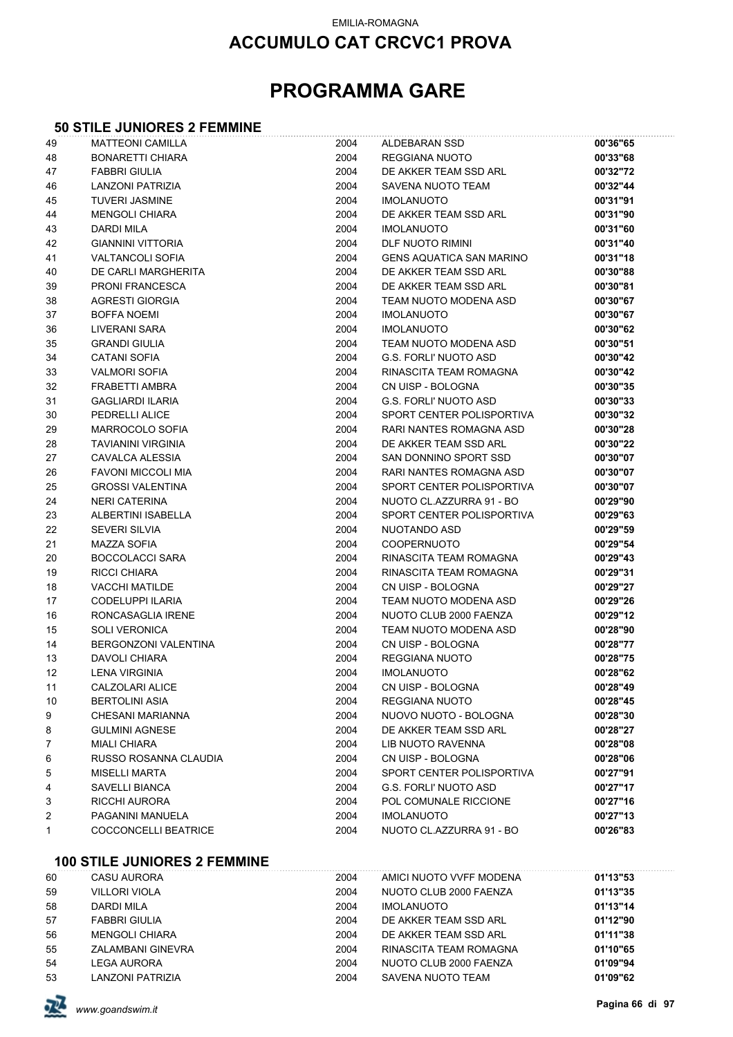EMILIA-ROMAGNA

# ACCUMULO CAT CRCVC1 PROVA

# PROGRAMMA GARE

## 50 STILE JUNIORES 2 FEMMINE

| | | | | |
|---|---|---|---|---|
| 49 | MATTEONI CAMILLA | 2004 | ALDEBARAN SSD | **00'36"65** |
| 48 | BONARETTI CHIARA | 2004 | REGGIANA NUOTO | **00'33"68** |
| 47 | FABBRI GIULIA | 2004 | DE AKKER TEAM SSD ARL | **00'32"72** |
| 46 | LANZONI PATRIZIA | 2004 | SAVENA NUOTO TEAM | **00'32"44** |
| 45 | TUVERI JASMINE | 2004 | IMOLANUOTO | **00'31"91** |
| 44 | MENGOLI CHIARA | 2004 | DE AKKER TEAM SSD ARL | **00'31"90** |
| 43 | DARDI MILA | 2004 | IMOLANUOTO | **00'31"60** |
| 42 | GIANNINI VITTORIA | 2004 | DLF NUOTO RIMINI | **00'31"40** |
| 41 | VALTANCOLI SOFIA | 2004 | GENS AQUATICA SAN MARINO | **00'31"18** |
| 40 | DE CARLI MARGHERITA | 2004 | DE AKKER TEAM SSD ARL | **00'30"88** |
| 39 | PRONI FRANCESCA | 2004 | DE AKKER TEAM SSD ARL | **00'30"81** |
| 38 | AGRESTI GIORGIA | 2004 | TEAM NUOTO MODENA ASD | **00'30"67** |
| 37 | BOFFA NOEMI | 2004 | IMOLANUOTO | **00'30"67** |
| 36 | LIVERANI SARA | 2004 | IMOLANUOTO | **00'30"62** |
| 35 | GRANDI GIULIA | 2004 | TEAM NUOTO MODENA ASD | **00'30"51** |
| 34 | CATANI SOFIA | 2004 | G.S. FORLI' NUOTO ASD | **00'30"42** |
| 33 | VALMORI SOFIA | 2004 | RINASCITA TEAM ROMAGNA | **00'30"42** |
| 32 | FRABETTI AMBRA | 2004 | CN UISP - BOLOGNA | **00'30"35** |
| 31 | GAGLIARDI ILARIA | 2004 | G.S. FORLI' NUOTO ASD | **00'30"33** |
| 30 | PEDRELLI ALICE | 2004 | SPORT CENTER POLISPORTIVA | **00'30"32** |
| 29 | MARROCOLO SOFIA | 2004 | RARI NANTES ROMAGNA ASD | **00'30"28** |
| 28 | TAVIANINI VIRGINIA | 2004 | DE AKKER TEAM SSD ARL | **00'30"22** |
| 27 | CAVALCA ALESSIA | 2004 | SAN DONNINO SPORT SSD | **00'30"07** |
| 26 | FAVONI MICCOLI MIA | 2004 | RARI NANTES ROMAGNA ASD | **00'30"07** |
| 25 | GROSSI VALENTINA | 2004 | SPORT CENTER POLISPORTIVA | **00'30"07** |
| 24 | NERI CATERINA | 2004 | NUOTO CL.AZZURRA 91 - BO | **00'29"90** |
| 23 | ALBERTINI ISABELLA | 2004 | SPORT CENTER POLISPORTIVA | **00'29"63** |
| 22 | SEVERI SILVIA | 2004 | NUOTANDO ASD | **00'29"59** |
| 21 | MAZZA SOFIA | 2004 | COOPERNUOTO | **00'29"54** |
| 20 | BOCCOLACCI SARA | 2004 | RINASCITA TEAM ROMAGNA | **00'29"43** |
| 19 | RICCI CHIARA | 2004 | RINASCITA TEAM ROMAGNA | **00'29"31** |
| 18 | VACCHI MATILDE | 2004 | CN UISP - BOLOGNA | **00'29"27** |
| 17 | CODELUPPI ILARIA | 2004 | TEAM NUOTO MODENA ASD | **00'29"26** |
| 16 | RONCASAGLIA IRENE | 2004 | NUOTO CLUB 2000 FAENZA | **00'29"12** |
| 15 | SOLI VERONICA | 2004 | TEAM NUOTO MODENA ASD | **00'28"90** |
| 14 | BERGONZONI VALENTINA | 2004 | CN UISP - BOLOGNA | **00'28"77** |
| 13 | DAVOLI CHIARA | 2004 | REGGIANA NUOTO | **00'28"75** |
| 12 | LENA VIRGINIA | 2004 | IMOLANUOTO | **00'28"62** |
| 11 | CALZOLARI ALICE | 2004 | CN UISP - BOLOGNA | **00'28"49** |
| 10 | BERTOLINI ASIA | 2004 | REGGIANA NUOTO | **00'28"45** |
| 9 | CHESANI MARIANNA | 2004 | NUOVO NUOTO - BOLOGNA | **00'28"30** |
| 8 | GULMINI AGNESE | 2004 | DE AKKER TEAM SSD ARL | **00'28"27** |
| 7 | MIALI CHIARA | 2004 | LIB NUOTO RAVENNA | **00'28"08** |
| 6 | RUSSO ROSANNA CLAUDIA | 2004 | CN UISP - BOLOGNA | **00'28"06** |
| 5 | MISELLI MARTA | 2004 | SPORT CENTER POLISPORTIVA | **00'27"91** |
| 4 | SAVELLI BIANCA | 2004 | G.S. FORLI' NUOTO ASD | **00'27"17** |
| 3 | RICCHI AURORA | 2004 | POL COMUNALE RICCIONE | **00'27"16** |
| 2 | PAGANINI MANUELA | 2004 | IMOLANUOTO | **00'27"13** |
| 1 | COCCONCELLI BEATRICE | 2004 | NUOTO CL.AZZURRA 91 - BO | **00'26"83** |

## 100 STILE JUNIORES 2 FEMMINE

| | | | | |
|---|---|---|---|---|
| 60 | CASU AURORA | 2004 | AMICI NUOTO VVFF MODENA | **01'13"53** |
| 59 | VILLORI VIOLA | 2004 | NUOTO CLUB 2000 FAENZA | **01'13"35** |
| 58 | DARDI MILA | 2004 | IMOLANUOTO | **01'13"14** |
| 57 | FABBRI GIULIA | 2004 | DE AKKER TEAM SSD ARL | **01'12"90** |
| 56 | MENGOLI CHIARA | 2004 | DE AKKER TEAM SSD ARL | **01'11"38** |
| 55 | ZALAMBANI GINEVRA | 2004 | RINASCITA TEAM ROMAGNA | **01'10"65** |
| 54 | LEGA AURORA | 2004 | NUOTO CLUB 2000 FAENZA | **01'09"94** |
| 53 | LANZONI PATRIZIA | 2004 | SAVENA NUOTO TEAM | **01'09"62** |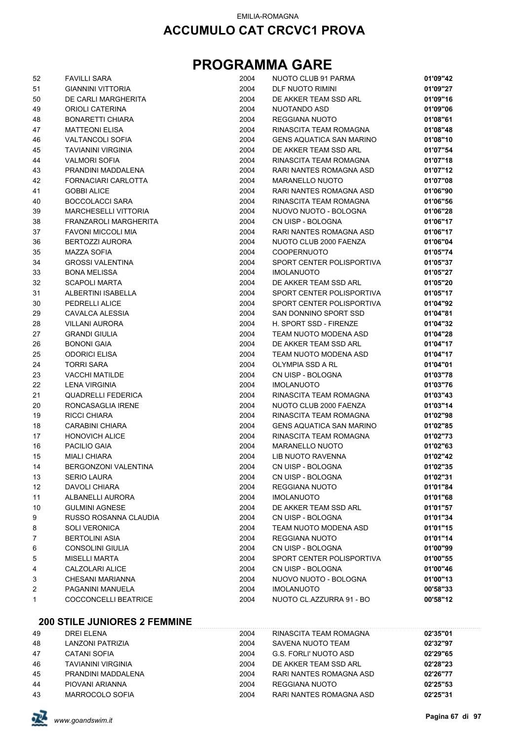# PROGRAMMA GARE

| | | | | |
|---|---|---|---|---|
| 52 | FAVILLI SARA | 2004 | NUOTO CLUB 91 PARMA | **01'09"42** |
| 51 | GIANNINI VITTORIA | 2004 | DLF NUOTO RIMINI | **01'09"27** |
| 50 | DE CARLI MARGHERITA | 2004 | DE AKKER TEAM SSD ARL | **01'09"16** |
| 49 | ORIOLI CATERINA | 2004 | NUOTANDO ASD | **01'09"06** |
| 48 | BONARETTI CHIARA | 2004 | REGGIANA NUOTO | **01'08"61** |
| 47 | MATTEONI ELISA | 2004 | RINASCITA TEAM ROMAGNA | **01'08"48** |
| 46 | VALTANCOLI SOFIA | 2004 | GENS AQUATICA SAN MARINO | **01'08"10** |
| 45 | TAVIANINI VIRGINIA | 2004 | DE AKKER TEAM SSD ARL | **01'07"54** |
| 44 | VALMORI SOFIA | 2004 | RINASCITA TEAM ROMAGNA | **01'07"18** |
| 43 | PRANDINI MADDALENA | 2004 | RARI NANTES ROMAGNA ASD | **01'07"12** |
| 42 | FORNACIARI CARLOTTA | 2004 | MARANELLO NUOTO | **01'07"08** |
| 41 | GOBBI ALICE | 2004 | RARI NANTES ROMAGNA ASD | **01'06"90** |
| 40 | BOCCOLACCI SARA | 2004 | RINASCITA TEAM ROMAGNA | **01'06"56** |
| 39 | MARCHESELLI VITTORIA | 2004 | NUOVO NUOTO - BOLOGNA | **01'06"28** |
| 38 | FRANZAROLI MARGHERITA | 2004 | CN UISP - BOLOGNA | **01'06"17** |
| 37 | FAVONI MICCOLI MIA | 2004 | RARI NANTES ROMAGNA ASD | **01'06"17** |
| 36 | BERTOZZI AURORA | 2004 | NUOTO CLUB 2000 FAENZA | **01'06"04** |
| 35 | MAZZA SOFIA | 2004 | COOPERNUOTO | **01'05"74** |
| 34 | GROSSI VALENTINA | 2004 | SPORT CENTER POLISPORTIVA | **01'05"37** |
| 33 | BONA MELISSA | 2004 | IMOLANUOTO | **01'05"27** |
| 32 | SCAPOLI MARTA | 2004 | DE AKKER TEAM SSD ARL | **01'05"20** |
| 31 | ALBERTINI ISABELLA | 2004 | SPORT CENTER POLISPORTIVA | **01'05"17** |
| 30 | PEDRELLI ALICE | 2004 | SPORT CENTER POLISPORTIVA | **01'04"92** |
| 29 | CAVALCA ALESSIA | 2004 | SAN DONNINO SPORT SSD | **01'04"81** |
| 28 | VILLANI AURORA | 2004 | H. SPORT SSD - FIRENZE | **01'04"32** |
| 27 | GRANDI GIULIA | 2004 | TEAM NUOTO MODENA ASD | **01'04"28** |
| 26 | BONONI GAIA | 2004 | DE AKKER TEAM SSD ARL | **01'04"17** |
| 25 | ODORICI ELISA | 2004 | TEAM NUOTO MODENA ASD | **01'04"17** |
| 24 | TORRI SARA | 2004 | OLYMPIA SSD A RL | **01'04"01** |
| 23 | VACCHI MATILDE | 2004 | CN UISP - BOLOGNA | **01'03"78** |
| 22 | LENA VIRGINIA | 2004 | IMOLANUOTO | **01'03"76** |
| 21 | QUADRELLI FEDERICA | 2004 | RINASCITA TEAM ROMAGNA | **01'03"43** |
| 20 | RONCASAGLIA IRENE | 2004 | NUOTO CLUB 2000 FAENZA | **01'03"14** |
| 19 | RICCI CHIARA | 2004 | RINASCITA TEAM ROMAGNA | **01'02"98** |
| 18 | CARABINI CHIARA | 2004 | GENS AQUATICA SAN MARINO | **01'02"85** |
| 17 | HONOVICH ALICE | 2004 | RINASCITA TEAM ROMAGNA | **01'02"73** |
| 16 | PACILIO GAIA | 2004 | MARANELLO NUOTO | **01'02"63** |
| 15 | MIALI CHIARA | 2004 | LIB NUOTO RAVENNA | **01'02"42** |
| 14 | BERGONZONI VALENTINA | 2004 | CN UISP - BOLOGNA | **01'02"35** |
| 13 | SERIO LAURA | 2004 | CN UISP - BOLOGNA | **01'02"31** |
| 12 | DAVOLI CHIARA | 2004 | REGGIANA NUOTO | **01'01"84** |
| 11 | ALBANELLI AURORA | 2004 | IMOLANUOTO | **01'01"68** |
| 10 | GULMINI AGNESE | 2004 | DE AKKER TEAM SSD ARL | **01'01"57** |
| 9 | RUSSO ROSANNA CLAUDIA | 2004 | CN UISP - BOLOGNA | **01'01"34** |
| 8 | SOLI VERONICA | 2004 | TEAM NUOTO MODENA ASD | **01'01"15** |
| 7 | BERTOLINI ASIA | 2004 | REGGIANA NUOTO | **01'01"14** |
| 6 | CONSOLINI GIULIA | 2004 | CN UISP - BOLOGNA | **01'00"99** |
| 5 | MISELLI MARTA | 2004 | SPORT CENTER POLISPORTIVA | **01'00"55** |
| 4 | CALZOLARI ALICE | 2004 | CN UISP - BOLOGNA | **01'00"46** |
| 3 | CHESANI MARIANNA | 2004 | NUOVO NUOTO - BOLOGNA | **01'00"13** |
| 2 | PAGANINI MANUELA | 2004 | IMOLANUOTO | **00'58"33** |
| 1 | COCCONCELLI BEATRICE | 2004 | NUOTO CL.AZZURRA 91 - BO | **00'58"12** |

### 200 STILE JUNIORES 2 FEMMINE

| | | | | |
|---|---|---|---|---|
| 49 | DREI ELENA | 2004 | RINASCITA TEAM ROMAGNA | **02'35"01** |
| 48 | LANZONI PATRIZIA | 2004 | SAVENA NUOTO TEAM | **02'32"97** |
| 47 | CATANI SOFIA | 2004 | G.S. FORLI' NUOTO ASD | **02'29"65** |
| 46 | TAVIANINI VIRGINIA | 2004 | DE AKKER TEAM SSD ARL | **02'28"23** |
| 45 | PRANDINI MADDALENA | 2004 | RARI NANTES ROMAGNA ASD | **02'26"77** |
| 44 | PIOVANI ARIANNA | 2004 | REGGIANA NUOTO | **02'25"53** |
| 43 | MARROCOLO SOFIA | 2004 | RARI NANTES ROMAGNA ASD | **02'25"31** |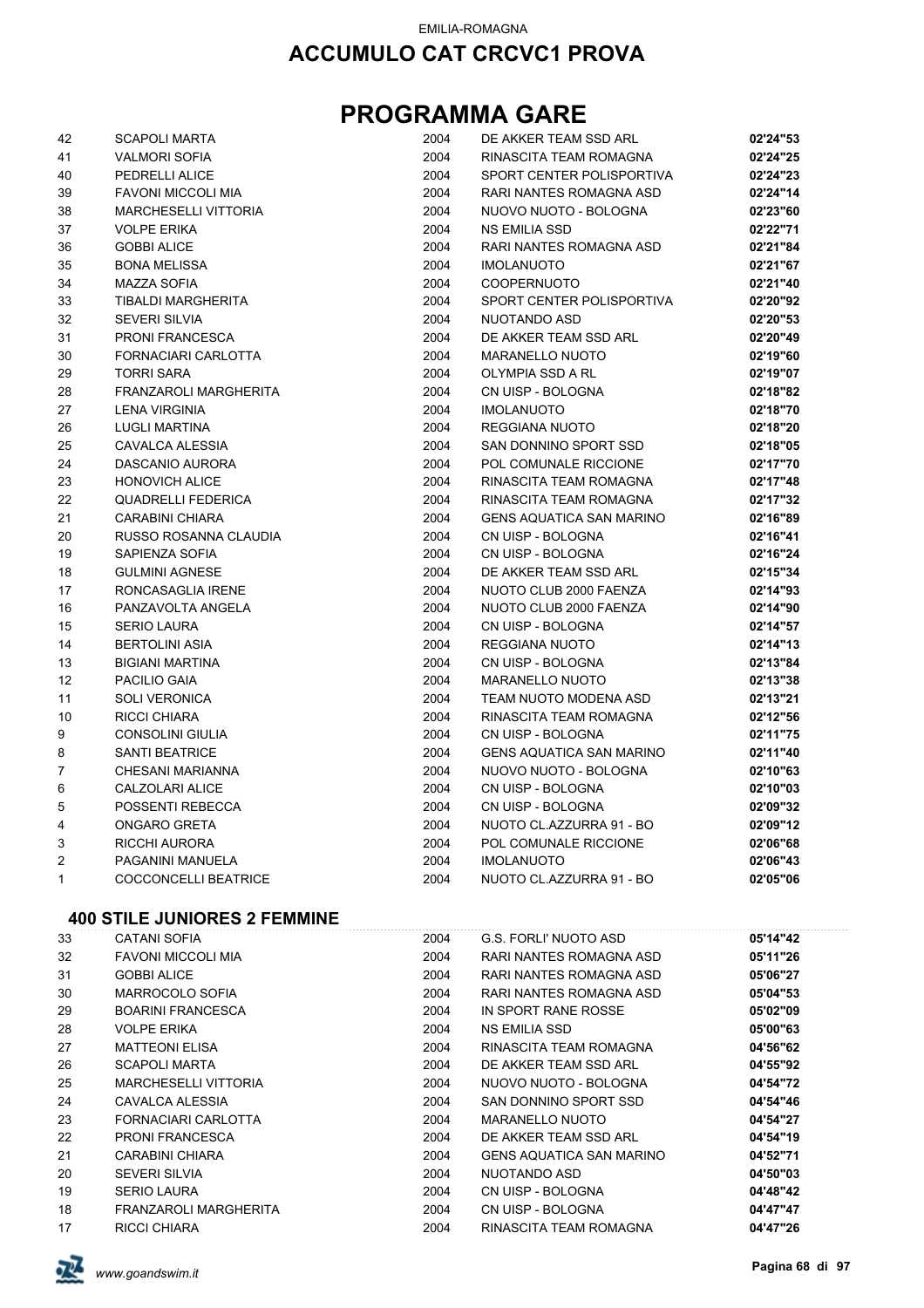EMILIA-ROMAGNA

## ACCUMULO CAT CRCVC1 PROVA

# PROGRAMMA GARE

| | | | | |
|---|---|---|---|---|
| 42 | SCAPOLI MARTA | 2004 | DE AKKER TEAM SSD ARL | **02'24"53** |
| 41 | VALMORI SOFIA | 2004 | RINASCITA TEAM ROMAGNA | **02'24"25** |
| 40 | PEDRELLI ALICE | 2004 | SPORT CENTER POLISPORTIVA | **02'24"23** |
| 39 | FAVONI MICCOLI MIA | 2004 | RARI NANTES ROMAGNA ASD | **02'24"14** |
| 38 | MARCHESELLI VITTORIA | 2004 | NUOVO NUOTO - BOLOGNA | **02'23"60** |
| 37 | VOLPE ERIKA | 2004 | NS EMILIA SSD | **02'22"71** |
| 36 | GOBBI ALICE | 2004 | RARI NANTES ROMAGNA ASD | **02'21"84** |
| 35 | BONA MELISSA | 2004 | IMOLANUOTO | **02'21"67** |
| 34 | MAZZA SOFIA | 2004 | COOPERNUOTO | **02'21"40** |
| 33 | TIBALDI MARGHERITA | 2004 | SPORT CENTER POLISPORTIVA | **02'20"92** |
| 32 | SEVERI SILVIA | 2004 | NUOTANDO ASD | **02'20"53** |
| 31 | PRONI FRANCESCA | 2004 | DE AKKER TEAM SSD ARL | **02'20"49** |
| 30 | FORNACIARI CARLOTTA | 2004 | MARANELLO NUOTO | **02'19"60** |
| 29 | TORRI SARA | 2004 | OLYMPIA SSD A RL | **02'19"07** |
| 28 | FRANZAROLI MARGHERITA | 2004 | CN UISP - BOLOGNA | **02'18"82** |
| 27 | LENA VIRGINIA | 2004 | IMOLANUOTO | **02'18"70** |
| 26 | LUGLI MARTINA | 2004 | REGGIANA NUOTO | **02'18"20** |
| 25 | CAVALCA ALESSIA | 2004 | SAN DONNINO SPORT SSD | **02'18"05** |
| 24 | DASCANIO AURORA | 2004 | POL COMUNALE RICCIONE | **02'17"70** |
| 23 | HONOVICH ALICE | 2004 | RINASCITA TEAM ROMAGNA | **02'17"48** |
| 22 | QUADRELLI FEDERICA | 2004 | RINASCITA TEAM ROMAGNA | **02'17"32** |
| 21 | CARABINI CHIARA | 2004 | GENS AQUATICA SAN MARINO | **02'16"89** |
| 20 | RUSSO ROSANNA CLAUDIA | 2004 | CN UISP - BOLOGNA | **02'16"41** |
| 19 | SAPIENZA SOFIA | 2004 | CN UISP - BOLOGNA | **02'16"24** |
| 18 | GULMINI AGNESE | 2004 | DE AKKER TEAM SSD ARL | **02'15"34** |
| 17 | RONCASAGLIA IRENE | 2004 | NUOTO CLUB 2000 FAENZA | **02'14"93** |
| 16 | PANZAVOLTA ANGELA | 2004 | NUOTO CLUB 2000 FAENZA | **02'14"90** |
| 15 | SERIO LAURA | 2004 | CN UISP - BOLOGNA | **02'14"57** |
| 14 | BERTOLINI ASIA | 2004 | REGGIANA NUOTO | **02'14"13** |
| 13 | BIGIANI MARTINA | 2004 | CN UISP - BOLOGNA | **02'13"84** |
| 12 | PACILIO GAIA | 2004 | MARANELLO NUOTO | **02'13"38** |
| 11 | SOLI VERONICA | 2004 | TEAM NUOTO MODENA ASD | **02'13"21** |
| 10 | RICCI CHIARA | 2004 | RINASCITA TEAM ROMAGNA | **02'12"56** |
| 9 | CONSOLINI GIULIA | 2004 | CN UISP - BOLOGNA | **02'11"75** |
| 8 | SANTI BEATRICE | 2004 | GENS AQUATICA SAN MARINO | **02'11"40** |
| 7 | CHESANI MARIANNA | 2004 | NUOVO NUOTO - BOLOGNA | **02'10"63** |
| 6 | CALZOLARI ALICE | 2004 | CN UISP - BOLOGNA | **02'10"03** |
| 5 | POSSENTI REBECCA | 2004 | CN UISP - BOLOGNA | **02'09"32** |
| 4 | ONGARO GRETA | 2004 | NUOTO CL.AZZURRA 91 - BO | **02'09"12** |
| 3 | RICCHI AURORA | 2004 | POL COMUNALE RICCIONE | **02'06"68** |
| 2 | PAGANINI MANUELA | 2004 | IMOLANUOTO | **02'06"43** |
| 1 | COCCONCELLI BEATRICE | 2004 | NUOTO CL.AZZURRA 91 - BO | **02'05"06** |

### 400 STILE JUNIORES 2 FEMMINE

| | | | | |
|---|---|---|---|---|
| 33 | CATANI SOFIA | 2004 | G.S. FORLI' NUOTO ASD | **05'14"42** |
| 32 | FAVONI MICCOLI MIA | 2004 | RARI NANTES ROMAGNA ASD | **05'11"26** |
| 31 | GOBBI ALICE | 2004 | RARI NANTES ROMAGNA ASD | **05'06"27** |
| 30 | MARROCOLO SOFIA | 2004 | RARI NANTES ROMAGNA ASD | **05'04"53** |
| 29 | BOARINI FRANCESCA | 2004 | IN SPORT RANE ROSSE | **05'02"09** |
| 28 | VOLPE ERIKA | 2004 | NS EMILIA SSD | **05'00"63** |
| 27 | MATTEONI ELISA | 2004 | RINASCITA TEAM ROMAGNA | **04'56"62** |
| 26 | SCAPOLI MARTA | 2004 | DE AKKER TEAM SSD ARL | **04'55"92** |
| 25 | MARCHESELLI VITTORIA | 2004 | NUOVO NUOTO - BOLOGNA | **04'54"72** |
| 24 | CAVALCA ALESSIA | 2004 | SAN DONNINO SPORT SSD | **04'54"46** |
| 23 | FORNACIARI CARLOTTA | 2004 | MARANELLO NUOTO | **04'54"27** |
| 22 | PRONI FRANCESCA | 2004 | DE AKKER TEAM SSD ARL | **04'54"19** |
| 21 | CARABINI CHIARA | 2004 | GENS AQUATICA SAN MARINO | **04'52"71** |
| 20 | SEVERI SILVIA | 2004 | NUOTANDO ASD | **04'50"03** |
| 19 | SERIO LAURA | 2004 | CN UISP - BOLOGNA | **04'48"42** |
| 18 | FRANZAROLI MARGHERITA | 2004 | CN UISP - BOLOGNA | **04'47"47** |
| 17 | RICCI CHIARA | 2004 | RINASCITA TEAM ROMAGNA | **04'47"26** |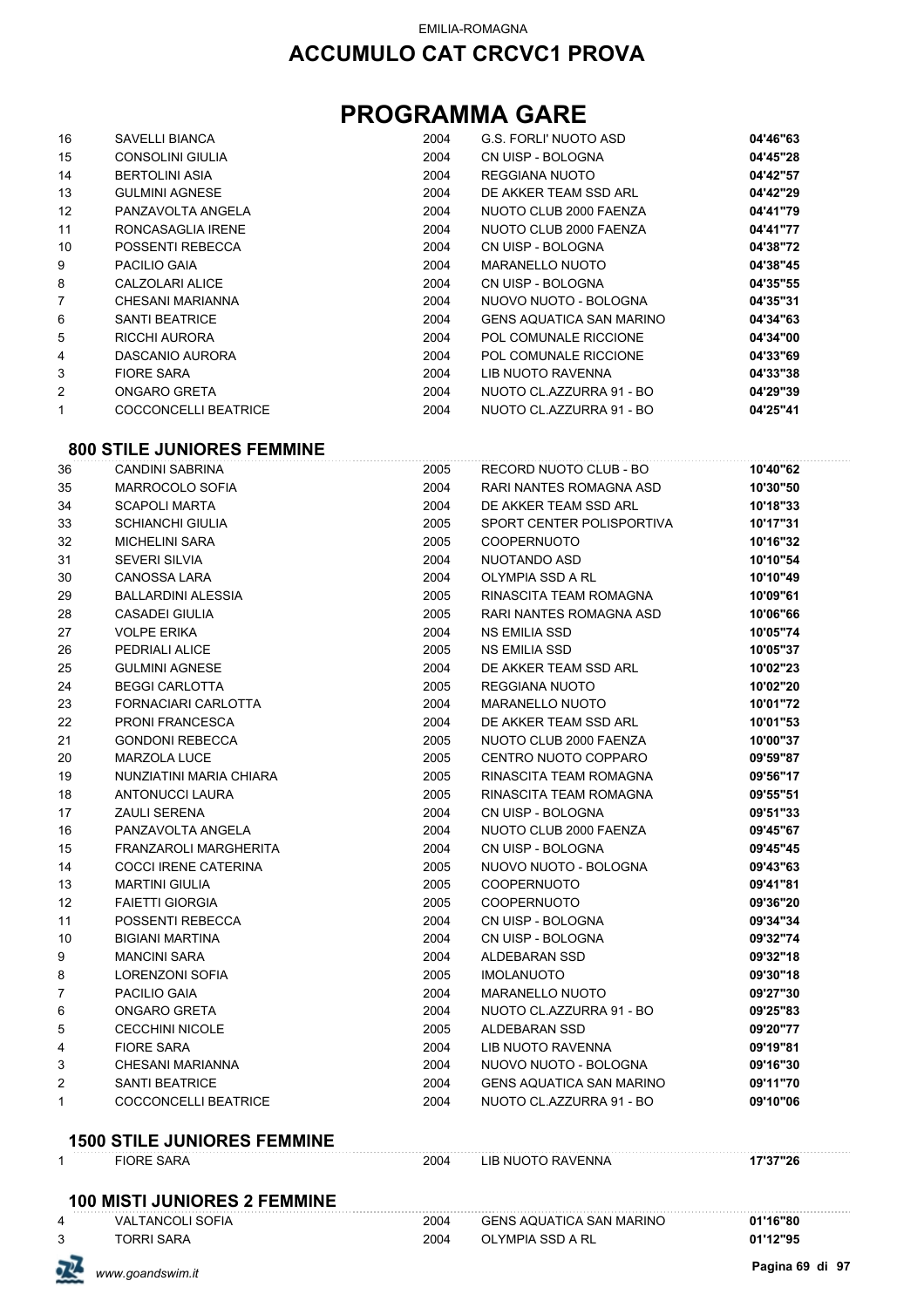# ACCUMULO CAT CRCVC1 PROVA

## PROGRAMMA GARE

| | | | | |
|---|---|---|---|---|
| 16 | SAVELLI BIANCA | 2004 | G.S. FORLI' NUOTO ASD | **04'46"63** |
| 15 | CONSOLINI GIULIA | 2004 | CN UISP - BOLOGNA | **04'45"28** |
| 14 | BERTOLINI ASIA | 2004 | REGGIANA NUOTO | **04'42"57** |
| 13 | GULMINI AGNESE | 2004 | DE AKKER TEAM SSD ARL | **04'42"29** |
| 12 | PANZAVOLTA ANGELA | 2004 | NUOTO CLUB 2000 FAENZA | **04'41"79** |
| 11 | RONCASAGLIA IRENE | 2004 | NUOTO CLUB 2000 FAENZA | **04'41"77** |
| 10 | POSSENTI REBECCA | 2004 | CN UISP - BOLOGNA | **04'38"72** |
| 9 | PACILIO GAIA | 2004 | MARANELLO NUOTO | **04'38"45** |
| 8 | CALZOLARI ALICE | 2004 | CN UISP - BOLOGNA | **04'35"55** |
| 7 | CHESANI MARIANNA | 2004 | NUOVO NUOTO - BOLOGNA | **04'35"31** |
| 6 | SANTI BEATRICE | 2004 | GENS AQUATICA SAN MARINO | **04'34"63** |
| 5 | RICCHI AURORA | 2004 | POL COMUNALE RICCIONE | **04'34"00** |
| 4 | DASCANIO AURORA | 2004 | POL COMUNALE RICCIONE | **04'33"69** |
| 3 | FIORE SARA | 2004 | LIB NUOTO RAVENNA | **04'33"38** |
| 2 | ONGARO GRETA | 2004 | NUOTO CL.AZZURRA 91 - BO | **04'29"39** |
| 1 | COCCONCELLI BEATRICE | 2004 | NUOTO CL.AZZURRA 91 - BO | **04'25"41** |

### 800 STILE JUNIORES FEMMINE

| | | | | |
|---|---|---|---|---|
| 36 | CANDINI SABRINA | 2005 | RECORD NUOTO CLUB - BO | **10'40"62** |
| 35 | MARROCOLO SOFIA | 2004 | RARI NANTES ROMAGNA ASD | **10'30"50** |
| 34 | SCAPOLI MARTA | 2004 | DE AKKER TEAM SSD ARL | **10'18"33** |
| 33 | SCHIANCHI GIULIA | 2005 | SPORT CENTER POLISPORTIVA | **10'17"31** |
| 32 | MICHELINI SARA | 2005 | COOPERNUOTO | **10'16"32** |
| 31 | SEVERI SILVIA | 2004 | NUOTANDO ASD | **10'10"54** |
| 30 | CANOSSA LARA | 2004 | OLYMPIA SSD A RL | **10'10"49** |
| 29 | BALLARDINI ALESSIA | 2005 | RINASCITA TEAM ROMAGNA | **10'09"61** |
| 28 | CASADEI GIULIA | 2005 | RARI NANTES ROMAGNA ASD | **10'06"66** |
| 27 | VOLPE ERIKA | 2004 | NS EMILIA SSD | **10'05"74** |
| 26 | PEDRIALI ALICE | 2005 | NS EMILIA SSD | **10'05"37** |
| 25 | GULMINI AGNESE | 2004 | DE AKKER TEAM SSD ARL | **10'02"23** |
| 24 | BEGGI CARLOTTA | 2005 | REGGIANA NUOTO | **10'02"20** |
| 23 | FORNACIARI CARLOTTA | 2004 | MARANELLO NUOTO | **10'01"72** |
| 22 | PRONI FRANCESCA | 2004 | DE AKKER TEAM SSD ARL | **10'01"53** |
| 21 | GONDONI REBECCA | 2005 | NUOTO CLUB 2000 FAENZA | **10'00"37** |
| 20 | MARZOLA LUCE | 2005 | CENTRO NUOTO COPPARO | **09'59"87** |
| 19 | NUNZIATINI MARIA CHIARA | 2005 | RINASCITA TEAM ROMAGNA | **09'56"17** |
| 18 | ANTONUCCI LAURA | 2005 | RINASCITA TEAM ROMAGNA | **09'55"51** |
| 17 | ZAULI SERENA | 2004 | CN UISP - BOLOGNA | **09'51"33** |
| 16 | PANZAVOLTA ANGELA | 2004 | NUOTO CLUB 2000 FAENZA | **09'45"67** |
| 15 | FRANZAROLI MARGHERITA | 2004 | CN UISP - BOLOGNA | **09'45"45** |
| 14 | COCCI IRENE CATERINA | 2005 | NUOVO NUOTO - BOLOGNA | **09'43"63** |
| 13 | MARTINI GIULIA | 2005 | COOPERNUOTO | **09'41"81** |
| 12 | FAIETTI GIORGIA | 2005 | COOPERNUOTO | **09'36"20** |
| 11 | POSSENTI REBECCA | 2004 | CN UISP - BOLOGNA | **09'34"34** |
| 10 | BIGIANI MARTINA | 2004 | CN UISP - BOLOGNA | **09'32"74** |
| 9 | MANCINI SARA | 2004 | ALDEBARAN SSD | **09'32"18** |
| 8 | LORENZONI SOFIA | 2005 | IMOLANUOTO | **09'30"18** |
| 7 | PACILIO GAIA | 2004 | MARANELLO NUOTO | **09'27"30** |
| 6 | ONGARO GRETA | 2004 | NUOTO CL.AZZURRA 91 - BO | **09'25"83** |
| 5 | CECCHINI NICOLE | 2005 | ALDEBARAN SSD | **09'20"77** |
| 4 | FIORE SARA | 2004 | LIB NUOTO RAVENNA | **09'19"81** |
| 3 | CHESANI MARIANNA | 2004 | NUOVO NUOTO - BOLOGNA | **09'16"30** |
| 2 | SANTI BEATRICE | 2004 | GENS AQUATICA SAN MARINO | **09'11"70** |
| 1 | COCCONCELLI BEATRICE | 2004 | NUOTO CL.AZZURRA 91 - BO | **09'10"06** |

### 1500 STILE JUNIORES FEMMINE

| | | | | |
|---|---|---|---|---|
| 1 | FIORE SARA | 2004 | LIB NUOTO RAVENNA | **17'37"26** |

### 100 MISTI JUNIORES 2 FEMMINE

| | | | | |
|---|---|---|---|---|
| 4 | VALTANCOLI SOFIA | 2004 | GENS AQUATICA SAN MARINO | **01'16"80** |
| 3 | TORRI SARA | 2004 | OLYMPIA SSD A RL | **01'12"95** |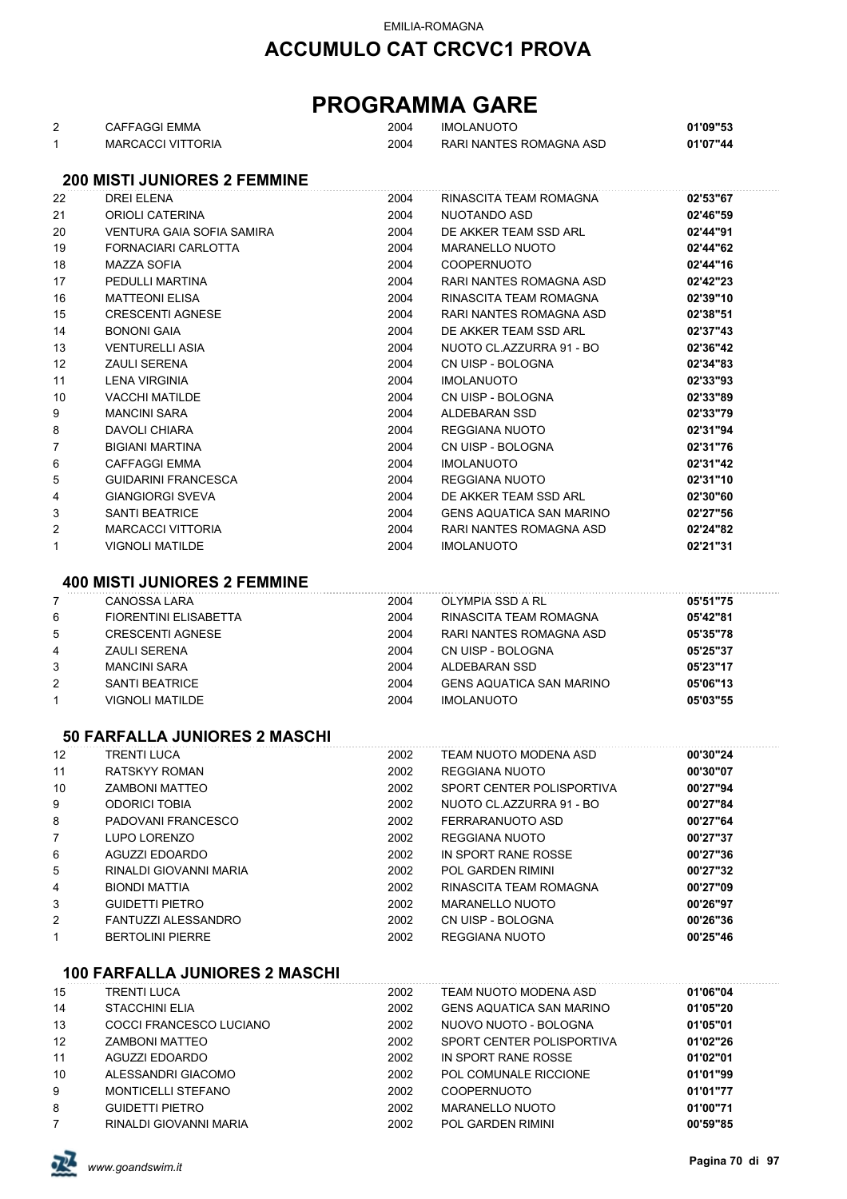EMILIA-ROMAGNA

# ACCUMULO CAT CRCVC1 PROVA

# PROGRAMMA GARE

| | | | | |
|---|---|---|---|---|
| 2 | CAFFAGGI EMMA | 2004 | IMOLANUOTO | **01'09"53** |
| 1 | MARCACCI VITTORIA | 2004 | RARI NANTES ROMAGNA ASD | **01'07"44** |

### 200 MISTI JUNIORES 2 FEMMINE

| | | | | |
|---|---|---|---|---|
| 22 | DREI ELENA | 2004 | RINASCITA TEAM ROMAGNA | **02'53"67** |
| 21 | ORIOLI CATERINA | 2004 | NUOTANDO ASD | **02'46"59** |
| 20 | VENTURA GAIA SOFIA SAMIRA | 2004 | DE AKKER TEAM SSD ARL | **02'44"91** |
| 19 | FORNACIARI CARLOTTA | 2004 | MARANELLO NUOTO | **02'44"62** |
| 18 | MAZZA SOFIA | 2004 | COOPERNUOTO | **02'44"16** |
| 17 | PEDULLI MARTINA | 2004 | RARI NANTES ROMAGNA ASD | **02'42"23** |
| 16 | MATTEONI ELISA | 2004 | RINASCITA TEAM ROMAGNA | **02'39"10** |
| 15 | CRESCENTI AGNESE | 2004 | RARI NANTES ROMAGNA ASD | **02'38"51** |
| 14 | BONONI GAIA | 2004 | DE AKKER TEAM SSD ARL | **02'37"43** |
| 13 | VENTURELLI ASIA | 2004 | NUOTO CL.AZZURRA 91 - BO | **02'36"42** |
| 12 | ZAULI SERENA | 2004 | CN UISP - BOLOGNA | **02'34"83** |
| 11 | LENA VIRGINIA | 2004 | IMOLANUOTO | **02'33"93** |
| 10 | VACCHI MATILDE | 2004 | CN UISP - BOLOGNA | **02'33"89** |
| 9 | MANCINI SARA | 2004 | ALDEBARAN SSD | **02'33"79** |
| 8 | DAVOLI CHIARA | 2004 | REGGIANA NUOTO | **02'31"94** |
| 7 | BIGIANI MARTINA | 2004 | CN UISP - BOLOGNA | **02'31"76** |
| 6 | CAFFAGGI EMMA | 2004 | IMOLANUOTO | **02'31"42** |
| 5 | GUIDARINI FRANCESCA | 2004 | REGGIANA NUOTO | **02'31"10** |
| 4 | GIANGIORGI SVEVA | 2004 | DE AKKER TEAM SSD ARL | **02'30"60** |
| 3 | SANTI BEATRICE | 2004 | GENS AQUATICA SAN MARINO | **02'27"56** |
| 2 | MARCACCI VITTORIA | 2004 | RARI NANTES ROMAGNA ASD | **02'24"82** |
| 1 | VIGNOLI MATILDE | 2004 | IMOLANUOTO | **02'21"31** |

### 400 MISTI JUNIORES 2 FEMMINE

| | | | | |
|---|---|---|---|---|
| 7 | CANOSSA LARA | 2004 | OLYMPIA SSD A RL | **05'51"75** |
| 6 | FIORENTINI ELISABETTA | 2004 | RINASCITA TEAM ROMAGNA | **05'42"81** |
| 5 | CRESCENTI AGNESE | 2004 | RARI NANTES ROMAGNA ASD | **05'35"78** |
| 4 | ZAULI SERENA | 2004 | CN UISP - BOLOGNA | **05'25"37** |
| 3 | MANCINI SARA | 2004 | ALDEBARAN SSD | **05'23"17** |
| 2 | SANTI BEATRICE | 2004 | GENS AQUATICA SAN MARINO | **05'06"13** |
| 1 | VIGNOLI MATILDE | 2004 | IMOLANUOTO | **05'03"55** |

### 50 FARFALLA JUNIORES 2 MASCHI

| | | | | |
|---|---|---|---|---|
| 12 | TRENTI LUCA | 2002 | TEAM NUOTO MODENA ASD | **00'30"24** |
| 11 | RATSKYY ROMAN | 2002 | REGGIANA NUOTO | **00'30"07** |
| 10 | ZAMBONI MATTEO | 2002 | SPORT CENTER POLISPORTIVA | **00'27"94** |
| 9 | ODORICI TOBIA | 2002 | NUOTO CL.AZZURRA 91 - BO | **00'27"84** |
| 8 | PADOVANI FRANCESCO | 2002 | FERRARANUOTO ASD | **00'27"64** |
| 7 | LUPO LORENZO | 2002 | REGGIANA NUOTO | **00'27"37** |
| 6 | AGUZZI EDOARDO | 2002 | IN SPORT RANE ROSSE | **00'27"36** |
| 5 | RINALDI GIOVANNI MARIA | 2002 | POL GARDEN RIMINI | **00'27"32** |
| 4 | BIONDI MATTIA | 2002 | RINASCITA TEAM ROMAGNA | **00'27"09** |
| 3 | GUIDETTI PIETRO | 2002 | MARANELLO NUOTO | **00'26"97** |
| 2 | FANTUZZI ALESSANDRO | 2002 | CN UISP - BOLOGNA | **00'26"36** |
| 1 | BERTOLINI PIERRE | 2002 | REGGIANA NUOTO | **00'25"46** |

### 100 FARFALLA JUNIORES 2 MASCHI

| | | | | |
|---|---|---|---|---|
| 15 | TRENTI LUCA | 2002 | TEAM NUOTO MODENA ASD | **01'06"04** |
| 14 | STACCHINI ELIA | 2002 | GENS AQUATICA SAN MARINO | **01'05"20** |
| 13 | COCCI FRANCESCO LUCIANO | 2002 | NUOVO NUOTO - BOLOGNA | **01'05"01** |
| 12 | ZAMBONI MATTEO | 2002 | SPORT CENTER POLISPORTIVA | **01'02"26** |
| 11 | AGUZZI EDOARDO | 2002 | IN SPORT RANE ROSSE | **01'02"01** |
| 10 | ALESSANDRI GIACOMO | 2002 | POL COMUNALE RICCIONE | **01'01"99** |
| 9 | MONTICELLI STEFANO | 2002 | COOPERNUOTO | **01'01"77** |
| 8 | GUIDETTI PIETRO | 2002 | MARANELLO NUOTO | **01'00"71** |
| 7 | RINALDI GIOVANNI MARIA | 2002 | POL GARDEN RIMINI | **00'59"85** |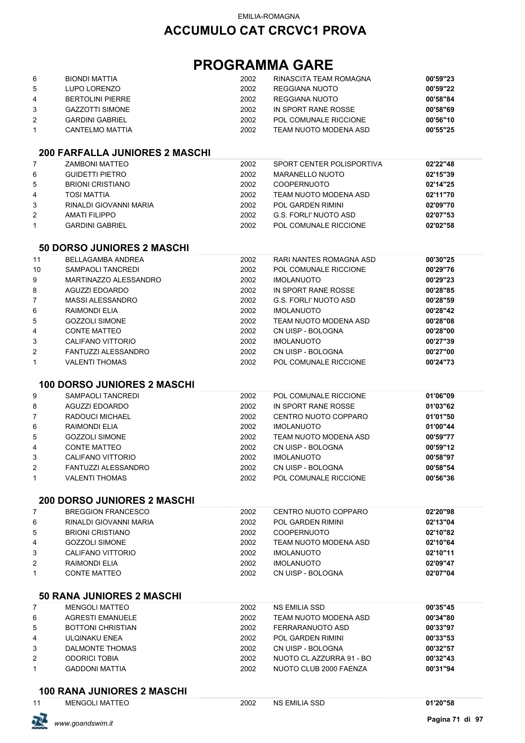EMILIA-ROMAGNA

# ACCUMULO CAT CRCVC1 PROVA

# PROGRAMMA GARE

| | | | | |
|---|---|---|---|---|
| 6 | BIONDI MATTIA | 2002 | RINASCITA TEAM ROMAGNA | **00'59"23** |
| 5 | LUPO LORENZO | 2002 | REGGIANA NUOTO | **00'59"22** |
| 4 | BERTOLINI PIERRE | 2002 | REGGIANA NUOTO | **00'58"84** |
| 3 | GAZZOTTI SIMONE | 2002 | IN SPORT RANE ROSSE | **00'58"69** |
| 2 | GARDINI GABRIEL | 2002 | POL COMUNALE RICCIONE | **00'56"10** |
| 1 | CANTELMO MATTIA | 2002 | TEAM NUOTO MODENA ASD | **00'55"25** |

## 200 FARFALLA JUNIORES 2 MASCHI

| | | | | |
|---|---|---|---|---|
| 7 | ZAMBONI MATTEO | 2002 | SPORT CENTER POLISPORTIVA | **02'22"48** |
| 6 | GUIDETTI PIETRO | 2002 | MARANELLO NUOTO | **02'15"39** |
| 5 | BRIONI CRISTIANO | 2002 | COOPERNUOTO | **02'14"25** |
| 4 | TOSI MATTIA | 2002 | TEAM NUOTO MODENA ASD | **02'11"70** |
| 3 | RINALDI GIOVANNI MARIA | 2002 | POL GARDEN RIMINI | **02'09"70** |
| 2 | AMATI FILIPPO | 2002 | G.S. FORLI' NUOTO ASD | **02'07"53** |
| 1 | GARDINI GABRIEL | 2002 | POL COMUNALE RICCIONE | **02'02"58** |

## 50 DORSO JUNIORES 2 MASCHI

| | | | | |
|---|---|---|---|---|
| 11 | BELLAGAMBA ANDREA | 2002 | RARI NANTES ROMAGNA ASD | **00'30"25** |
| 10 | SAMPAOLI TANCREDI | 2002 | POL COMUNALE RICCIONE | **00'29"76** |
| 9 | MARTINAZZO ALESSANDRO | 2002 | IMOLANUOTO | **00'29"23** |
| 8 | AGUZZI EDOARDO | 2002 | IN SPORT RANE ROSSE | **00'28"85** |
| 7 | MASSI ALESSANDRO | 2002 | G.S. FORLI' NUOTO ASD | **00'28"59** |
| 6 | RAIMONDI ELIA | 2002 | IMOLANUOTO | **00'28"42** |
| 5 | GOZZOLI SIMONE | 2002 | TEAM NUOTO MODENA ASD | **00'28"08** |
| 4 | CONTE MATTEO | 2002 | CN UISP - BOLOGNA | **00'28"00** |
| 3 | CALIFANO VITTORIO | 2002 | IMOLANUOTO | **00'27"39** |
| 2 | FANTUZZI ALESSANDRO | 2002 | CN UISP - BOLOGNA | **00'27"00** |
| 1 | VALENTI THOMAS | 2002 | POL COMUNALE RICCIONE | **00'24"73** |

## 100 DORSO JUNIORES 2 MASCHI

| | | | | |
|---|---|---|---|---|
| 9 | SAMPAOLI TANCREDI | 2002 | POL COMUNALE RICCIONE | **01'06"09** |
| 8 | AGUZZI EDOARDO | 2002 | IN SPORT RANE ROSSE | **01'03"62** |
| 7 | RADOUCI MICHAEL | 2002 | CENTRO NUOTO COPPARO | **01'01"50** |
| 6 | RAIMONDI ELIA | 2002 | IMOLANUOTO | **01'00"44** |
| 5 | GOZZOLI SIMONE | 2002 | TEAM NUOTO MODENA ASD | **00'59"77** |
| 4 | CONTE MATTEO | 2002 | CN UISP - BOLOGNA | **00'59"12** |
| 3 | CALIFANO VITTORIO | 2002 | IMOLANUOTO | **00'58"97** |
| 2 | FANTUZZI ALESSANDRO | 2002 | CN UISP - BOLOGNA | **00'58"54** |
| 1 | VALENTI THOMAS | 2002 | POL COMUNALE RICCIONE | **00'56"36** |

## 200 DORSO JUNIORES 2 MASCHI

| | | | | |
|---|---|---|---|---|
| 7 | BREGGION FRANCESCO | 2002 | CENTRO NUOTO COPPARO | **02'20"98** |
| 6 | RINALDI GIOVANNI MARIA | 2002 | POL GARDEN RIMINI | **02'13"04** |
| 5 | BRIONI CRISTIANO | 2002 | COOPERNUOTO | **02'10"82** |
| 4 | GOZZOLI SIMONE | 2002 | TEAM NUOTO MODENA ASD | **02'10"64** |
| 3 | CALIFANO VITTORIO | 2002 | IMOLANUOTO | **02'10"11** |
| 2 | RAIMONDI ELIA | 2002 | IMOLANUOTO | **02'09"47** |
| 1 | CONTE MATTEO | 2002 | CN UISP - BOLOGNA | **02'07"04** |

## 50 RANA JUNIORES 2 MASCHI

| | | | | |
|---|---|---|---|---|
| 7 | MENGOLI MATTEO | 2002 | NS EMILIA SSD | **00'35"45** |
| 6 | AGRESTI EMANUELE | 2002 | TEAM NUOTO MODENA ASD | **00'34"80** |
| 5 | BOTTONI CHRISTIAN | 2002 | FERRARANUOTO ASD | **00'33"97** |
| 4 | ULQINAKU ENEA | 2002 | POL GARDEN RIMINI | **00'33"53** |
| 3 | DALMONTE THOMAS | 2002 | CN UISP - BOLOGNA | **00'32"57** |
| 2 | ODORICI TOBIA | 2002 | NUOTO CL.AZZURRA 91 - BO | **00'32"43** |
| 1 | GADDONI MATTIA | 2002 | NUOTO CLUB 2000 FAENZA | **00'31"94** |

## 100 RANA JUNIORES 2 MASCHI

| | | | | |
|---|---|---|---|---|
| 11 | MENGOLI MATTEO | 2002 | NS EMILIA SSD | **01'20"58** |

www.goandswim.it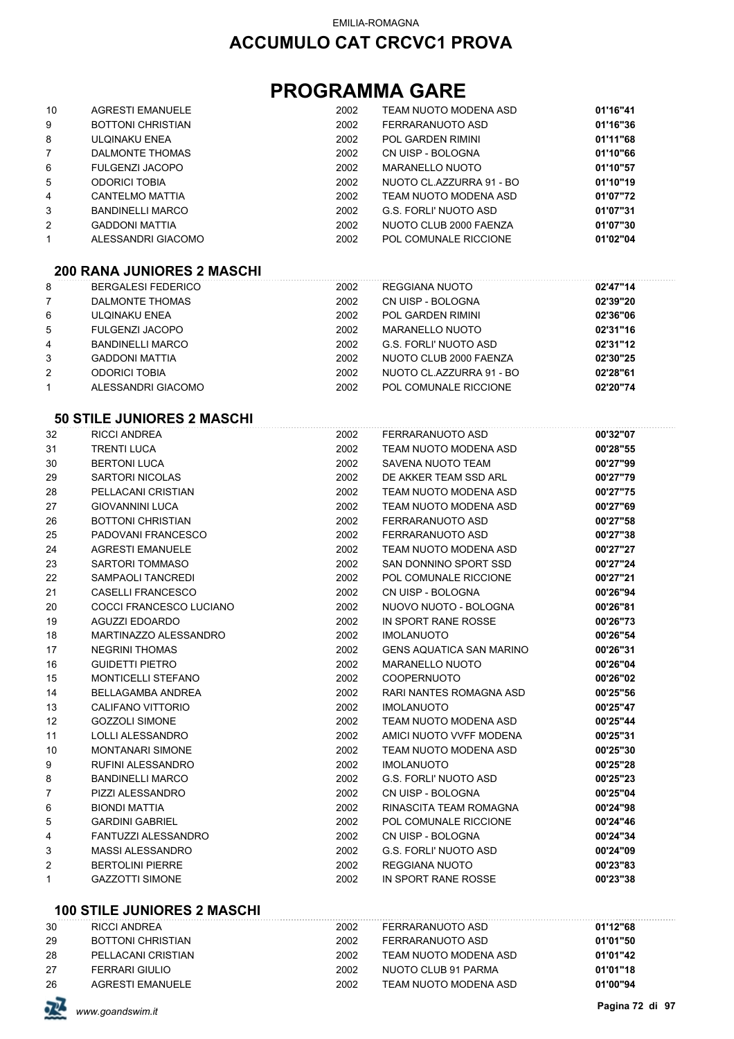EMILIA-ROMAGNA

# ACCUMULO CAT CRCVC1 PROVA

# PROGRAMMA GARE

| | | | | |
|---|---|---|---|---|
| 10 | AGRESTI EMANUELE | 2002 | TEAM NUOTO MODENA ASD | **01'16"41** |
| 9 | BOTTONI CHRISTIAN | 2002 | FERRARANUOTO ASD | **01'16"36** |
| 8 | ULQINAKU ENEA | 2002 | POL GARDEN RIMINI | **01'11"68** |
| 7 | DALMONTE THOMAS | 2002 | CN UISP - BOLOGNA | **01'10"66** |
| 6 | FULGENZI JACOPO | 2002 | MARANELLO NUOTO | **01'10"57** |
| 5 | ODORICI TOBIA | 2002 | NUOTO CL.AZZURRA 91 - BO | **01'10"19** |
| 4 | CANTELMO MATTIA | 2002 | TEAM NUOTO MODENA ASD | **01'07"72** |
| 3 | BANDINELLI MARCO | 2002 | G.S. FORLI' NUOTO ASD | **01'07"31** |
| 2 | GADDONI MATTIA | 2002 | NUOTO CLUB 2000 FAENZA | **01'07"30** |
| 1 | ALESSANDRI GIACOMO | 2002 | POL COMUNALE RICCIONE | **01'02"04** |

## 200 RANA JUNIORES 2 MASCHI

| | | | | |
|---|---|---|---|---|
| 8 | BERGALESI FEDERICO | 2002 | REGGIANA NUOTO | **02'47"14** |
| 7 | DALMONTE THOMAS | 2002 | CN UISP - BOLOGNA | **02'39"20** |
| 6 | ULQINAKU ENEA | 2002 | POL GARDEN RIMINI | **02'36"06** |
| 5 | FULGENZI JACOPO | 2002 | MARANELLO NUOTO | **02'31"16** |
| 4 | BANDINELLI MARCO | 2002 | G.S. FORLI' NUOTO ASD | **02'31"12** |
| 3 | GADDONI MATTIA | 2002 | NUOTO CLUB 2000 FAENZA | **02'30"25** |
| 2 | ODORICI TOBIA | 2002 | NUOTO CL.AZZURRA 91 - BO | **02'28"61** |
| 1 | ALESSANDRI GIACOMO | 2002 | POL COMUNALE RICCIONE | **02'20"74** |

## 50 STILE JUNIORES 2 MASCHI

| | | | | |
|---|---|---|---|---|
| 32 | RICCI ANDREA | 2002 | FERRARANUOTO ASD | **00'32"07** |
| 31 | TRENTI LUCA | 2002 | TEAM NUOTO MODENA ASD | **00'28"55** |
| 30 | BERTONI LUCA | 2002 | SAVENA NUOTO TEAM | **00'27"99** |
| 29 | SARTORI NICOLAS | 2002 | DE AKKER TEAM SSD ARL | **00'27"79** |
| 28 | PELLACANI CRISTIAN | 2002 | TEAM NUOTO MODENA ASD | **00'27"75** |
| 27 | GIOVANNINI LUCA | 2002 | TEAM NUOTO MODENA ASD | **00'27"69** |
| 26 | BOTTONI CHRISTIAN | 2002 | FERRARANUOTO ASD | **00'27"58** |
| 25 | PADOVANI FRANCESCO | 2002 | FERRARANUOTO ASD | **00'27"38** |
| 24 | AGRESTI EMANUELE | 2002 | TEAM NUOTO MODENA ASD | **00'27"27** |
| 23 | SARTORI TOMMASO | 2002 | SAN DONNINO SPORT SSD | **00'27"24** |
| 22 | SAMPAOLI TANCREDI | 2002 | POL COMUNALE RICCIONE | **00'27"21** |
| 21 | CASELLI FRANCESCO | 2002 | CN UISP - BOLOGNA | **00'26"94** |
| 20 | COCCI FRANCESCO LUCIANO | 2002 | NUOVO NUOTO - BOLOGNA | **00'26"81** |
| 19 | AGUZZI EDOARDO | 2002 | IN SPORT RANE ROSSE | **00'26"73** |
| 18 | MARTINAZZO ALESSANDRO | 2002 | IMOLANUOTO | **00'26"54** |
| 17 | NEGRINI THOMAS | 2002 | GENS AQUATICA SAN MARINO | **00'26"31** |
| 16 | GUIDETTI PIETRO | 2002 | MARANELLO NUOTO | **00'26"04** |
| 15 | MONTICELLI STEFANO | 2002 | COOPERNUOTO | **00'26"02** |
| 14 | BELLAGAMBA ANDREA | 2002 | RARI NANTES ROMAGNA ASD | **00'25"56** |
| 13 | CALIFANO VITTORIO | 2002 | IMOLANUOTO | **00'25"47** |
| 12 | GOZZOLI SIMONE | 2002 | TEAM NUOTO MODENA ASD | **00'25"44** |
| 11 | LOLLI ALESSANDRO | 2002 | AMICI NUOTO VVFF MODENA | **00'25"31** |
| 10 | MONTANARI SIMONE | 2002 | TEAM NUOTO MODENA ASD | **00'25"30** |
| 9 | RUFINI ALESSANDRO | 2002 | IMOLANUOTO | **00'25"28** |
| 8 | BANDINELLI MARCO | 2002 | G.S. FORLI' NUOTO ASD | **00'25"23** |
| 7 | PIZZI ALESSANDRO | 2002 | CN UISP - BOLOGNA | **00'25"04** |
| 6 | BIONDI MATTIA | 2002 | RINASCITA TEAM ROMAGNA | **00'24"98** |
| 5 | GARDINI GABRIEL | 2002 | POL COMUNALE RICCIONE | **00'24"46** |
| 4 | FANTUZZI ALESSANDRO | 2002 | CN UISP - BOLOGNA | **00'24"34** |
| 3 | MASSI ALESSANDRO | 2002 | G.S. FORLI' NUOTO ASD | **00'24"09** |
| 2 | BERTOLINI PIERRE | 2002 | REGGIANA NUOTO | **00'23"83** |
| 1 | GAZZOTTI SIMONE | 2002 | IN SPORT RANE ROSSE | **00'23"38** |

## 100 STILE JUNIORES 2 MASCHI

| | | | | |
|---|---|---|---|---|
| 30 | RICCI ANDREA | 2002 | FERRARANUOTO ASD | **01'12"68** |
| 29 | BOTTONI CHRISTIAN | 2002 | FERRARANUOTO ASD | **01'01"50** |
| 28 | PELLACANI CRISTIAN | 2002 | TEAM NUOTO MODENA ASD | **01'01"42** |
| 27 | FERRARI GIULIO | 2002 | NUOTO CLUB 91 PARMA | **01'01"18** |
| 26 | AGRESTI EMANUELE | 2002 | TEAM NUOTO MODENA ASD | **01'00"94** |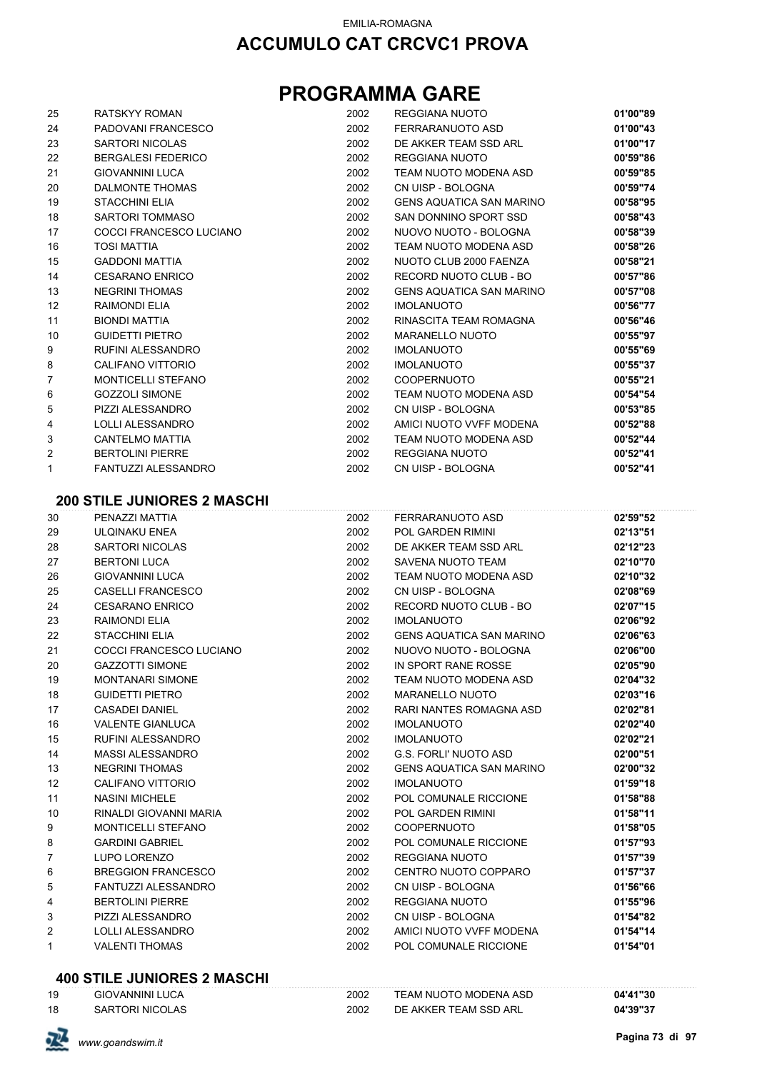# ACCUMULO CAT CRCVC1 PROVA

# PROGRAMMA GARE

| | | | | |
|---|---|---|---|---|
| 25 | RATSKYY ROMAN | 2002 | REGGIANA NUOTO | **01'00"89** |
| 24 | PADOVANI FRANCESCO | 2002 | FERRARANUOTO ASD | **01'00"43** |
| 23 | SARTORI NICOLAS | 2002 | DE AKKER TEAM SSD ARL | **01'00"17** |
| 22 | BERGALESI FEDERICO | 2002 | REGGIANA NUOTO | **00'59"86** |
| 21 | GIOVANNINI LUCA | 2002 | TEAM NUOTO MODENA ASD | **00'59"85** |
| 20 | DALMONTE THOMAS | 2002 | CN UISP - BOLOGNA | **00'59"74** |
| 19 | STACCHINI ELIA | 2002 | GENS AQUATICA SAN MARINO | **00'58"95** |
| 18 | SARTORI TOMMASO | 2002 | SAN DONNINO SPORT SSD | **00'58"43** |
| 17 | COCCI FRANCESCO LUCIANO | 2002 | NUOVO NUOTO - BOLOGNA | **00'58"39** |
| 16 | TOSI MATTIA | 2002 | TEAM NUOTO MODENA ASD | **00'58"26** |
| 15 | GADDONI MATTIA | 2002 | NUOTO CLUB 2000 FAENZA | **00'58"21** |
| 14 | CESARANO ENRICO | 2002 | RECORD NUOTO CLUB - BO | **00'57"86** |
| 13 | NEGRINI THOMAS | 2002 | GENS AQUATICA SAN MARINO | **00'57"08** |
| 12 | RAIMONDI ELIA | 2002 | IMOLANUOTO | **00'56"77** |
| 11 | BIONDI MATTIA | 2002 | RINASCITA TEAM ROMAGNA | **00'56"46** |
| 10 | GUIDETTI PIETRO | 2002 | MARANELLO NUOTO | **00'55"97** |
| 9 | RUFINI ALESSANDRO | 2002 | IMOLANUOTO | **00'55"69** |
| 8 | CALIFANO VITTORIO | 2002 | IMOLANUOTO | **00'55"37** |
| 7 | MONTICELLI STEFANO | 2002 | COOPERNUOTO | **00'55"21** |
| 6 | GOZZOLI SIMONE | 2002 | TEAM NUOTO MODENA ASD | **00'54"54** |
| 5 | PIZZI ALESSANDRO | 2002 | CN UISP - BOLOGNA | **00'53"85** |
| 4 | LOLLI ALESSANDRO | 2002 | AMICI NUOTO VVFF MODENA | **00'52"88** |
| 3 | CANTELMO MATTIA | 2002 | TEAM NUOTO MODENA ASD | **00'52"44** |
| 2 | BERTOLINI PIERRE | 2002 | REGGIANA NUOTO | **00'52"41** |
| 1 | FANTUZZI ALESSANDRO | 2002 | CN UISP - BOLOGNA | **00'52"41** |

### 200 STILE JUNIORES 2 MASCHI

| | | | | |
|---|---|---|---|---|
| 30 | PENAZZI MATTIA | 2002 | FERRARANUOTO ASD | **02'59"52** |
| 29 | ULQINAKU ENEA | 2002 | POL GARDEN RIMINI | **02'13"51** |
| 28 | SARTORI NICOLAS | 2002 | DE AKKER TEAM SSD ARL | **02'12"23** |
| 27 | BERTONI LUCA | 2002 | SAVENA NUOTO TEAM | **02'10"70** |
| 26 | GIOVANNINI LUCA | 2002 | TEAM NUOTO MODENA ASD | **02'10"32** |
| 25 | CASELLI FRANCESCO | 2002 | CN UISP - BOLOGNA | **02'08"69** |
| 24 | CESARANO ENRICO | 2002 | RECORD NUOTO CLUB - BO | **02'07"15** |
| 23 | RAIMONDI ELIA | 2002 | IMOLANUOTO | **02'06"92** |
| 22 | STACCHINI ELIA | 2002 | GENS AQUATICA SAN MARINO | **02'06"63** |
| 21 | COCCI FRANCESCO LUCIANO | 2002 | NUOVO NUOTO - BOLOGNA | **02'06"00** |
| 20 | GAZZOTTI SIMONE | 2002 | IN SPORT RANE ROSSE | **02'05"90** |
| 19 | MONTANARI SIMONE | 2002 | TEAM NUOTO MODENA ASD | **02'04"32** |
| 18 | GUIDETTI PIETRO | 2002 | MARANELLO NUOTO | **02'03"16** |
| 17 | CASADEI DANIEL | 2002 | RARI NANTES ROMAGNA ASD | **02'02"81** |
| 16 | VALENTE GIANLUCA | 2002 | IMOLANUOTO | **02'02"40** |
| 15 | RUFINI ALESSANDRO | 2002 | IMOLANUOTO | **02'02"21** |
| 14 | MASSI ALESSANDRO | 2002 | G.S. FORLI' NUOTO ASD | **02'00"51** |
| 13 | NEGRINI THOMAS | 2002 | GENS AQUATICA SAN MARINO | **02'00"32** |
| 12 | CALIFANO VITTORIO | 2002 | IMOLANUOTO | **01'59"18** |
| 11 | NASINI MICHELE | 2002 | POL COMUNALE RICCIONE | **01'58"88** |
| 10 | RINALDI GIOVANNI MARIA | 2002 | POL GARDEN RIMINI | **01'58"11** |
| 9 | MONTICELLI STEFANO | 2002 | COOPERNUOTO | **01'58"05** |
| 8 | GARDINI GABRIEL | 2002 | POL COMUNALE RICCIONE | **01'57"93** |
| 7 | LUPO LORENZO | 2002 | REGGIANA NUOTO | **01'57"39** |
| 6 | BREGGION FRANCESCO | 2002 | CENTRO NUOTO COPPARO | **01'57"37** |
| 5 | FANTUZZI ALESSANDRO | 2002 | CN UISP - BOLOGNA | **01'56"66** |
| 4 | BERTOLINI PIERRE | 2002 | REGGIANA NUOTO | **01'55"96** |
| 3 | PIZZI ALESSANDRO | 2002 | CN UISP - BOLOGNA | **01'54"82** |
| 2 | LOLLI ALESSANDRO | 2002 | AMICI NUOTO VVFF MODENA | **01'54"14** |
| 1 | VALENTI THOMAS | 2002 | POL COMUNALE RICCIONE | **01'54"01** |

### 400 STILE JUNIORES 2 MASCHI

| | | | | |
|---|---|---|---|---|
| 19 | GIOVANNINI LUCA | 2002 | TEAM NUOTO MODENA ASD | **04'41"30** |
| 18 | SARTORI NICOLAS | 2002 | DE AKKER TEAM SSD ARL | **04'39"37** |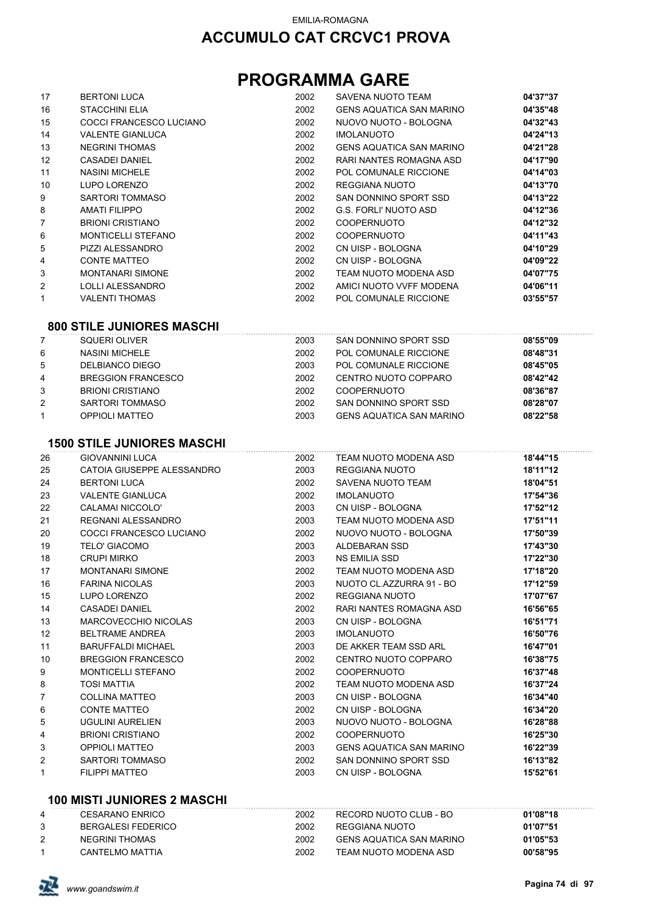EMILIA-ROMAGNA

# ACCUMULO CAT CRCVC1 PROVA

# PROGRAMMA GARE

| | | | | |
|---|---|---|---|---|
| 17 | BERTONI LUCA | 2002 | SAVENA NUOTO TEAM | **04'37"37** |
| 16 | STACCHINI ELIA | 2002 | GENS AQUATICA SAN MARINO | **04'35"48** |
| 15 | COCCI FRANCESCO LUCIANO | 2002 | NUOVO NUOTO - BOLOGNA | **04'32"43** |
| 14 | VALENTE GIANLUCA | 2002 | IMOLANUOTO | **04'24"13** |
| 13 | NEGRINI THOMAS | 2002 | GENS AQUATICA SAN MARINO | **04'21"28** |
| 12 | CASADEI DANIEL | 2002 | RARI NANTES ROMAGNA ASD | **04'17"90** |
| 11 | NASINI MICHELE | 2002 | POL COMUNALE RICCIONE | **04'14"03** |
| 10 | LUPO LORENZO | 2002 | REGGIANA NUOTO | **04'13"70** |
| 9 | SARTORI TOMMASO | 2002 | SAN DONNINO SPORT SSD | **04'13"22** |
| 8 | AMATI FILIPPO | 2002 | G.S. FORLI' NUOTO ASD | **04'12"36** |
| 7 | BRIONI CRISTIANO | 2002 | COOPERNUOTO | **04'12"32** |
| 6 | MONTICELLI STEFANO | 2002 | COOPERNUOTO | **04'11"43** |
| 5 | PIZZI ALESSANDRO | 2002 | CN UISP - BOLOGNA | **04'10"29** |
| 4 | CONTE MATTEO | 2002 | CN UISP - BOLOGNA | **04'09"22** |
| 3 | MONTANARI SIMONE | 2002 | TEAM NUOTO MODENA ASD | **04'07"75** |
| 2 | LOLLI ALESSANDRO | 2002 | AMICI NUOTO VVFF MODENA | **04'06"11** |
| 1 | VALENTI THOMAS | 2002 | POL COMUNALE RICCIONE | **03'55"57** |

## 800 STILE JUNIORES MASCHI

| | | | | |
|---|---|---|---|---|
| 7 | SQUERI OLIVER | 2003 | SAN DONNINO SPORT SSD | **08'55"09** |
| 6 | NASINI MICHELE | 2002 | POL COMUNALE RICCIONE | **08'48"31** |
| 5 | DELBIANCO DIEGO | 2003 | POL COMUNALE RICCIONE | **08'45"05** |
| 4 | BREGGION FRANCESCO | 2002 | CENTRO NUOTO COPPARO | **08'42"42** |
| 3 | BRIONI CRISTIANO | 2002 | COOPERNUOTO | **08'36"87** |
| 2 | SARTORI TOMMASO | 2002 | SAN DONNINO SPORT SSD | **08'28"07** |
| 1 | OPPIOLI MATTEO | 2003 | GENS AQUATICA SAN MARINO | **08'22"58** |

## 1500 STILE JUNIORES MASCHI

| | | | | |
|---|---|---|---|---|
| 26 | GIOVANNINI LUCA | 2002 | TEAM NUOTO MODENA ASD | **18'44"15** |
| 25 | CATOIA GIUSEPPE ALESSANDRO | 2003 | REGGIANA NUOTO | **18'11"12** |
| 24 | BERTONI LUCA | 2002 | SAVENA NUOTO TEAM | **18'04"51** |
| 23 | VALENTE GIANLUCA | 2002 | IMOLANUOTO | **17'54"36** |
| 22 | CALAMAI NICCOLO' | 2003 | CN UISP - BOLOGNA | **17'52"12** |
| 21 | REGNANI ALESSANDRO | 2003 | TEAM NUOTO MODENA ASD | **17'51"11** |
| 20 | COCCI FRANCESCO LUCIANO | 2002 | NUOVO NUOTO - BOLOGNA | **17'50"39** |
| 19 | TELO' GIACOMO | 2003 | ALDEBARAN SSD | **17'43"30** |
| 18 | CRUPI MIRKO | 2003 | NS EMILIA SSD | **17'22"30** |
| 17 | MONTANARI SIMONE | 2002 | TEAM NUOTO MODENA ASD | **17'18"20** |
| 16 | FARINA NICOLAS | 2003 | NUOTO CL.AZZURRA 91 - BO | **17'12"59** |
| 15 | LUPO LORENZO | 2002 | REGGIANA NUOTO | **17'07"67** |
| 14 | CASADEI DANIEL | 2002 | RARI NANTES ROMAGNA ASD | **16'56"65** |
| 13 | MARCOVECCHIO NICOLAS | 2003 | CN UISP - BOLOGNA | **16'51"71** |
| 12 | BELTRAME ANDREA | 2003 | IMOLANUOTO | **16'50"76** |
| 11 | BARUFFALDI MICHAEL | 2003 | DE AKKER TEAM SSD ARL | **16'47"01** |
| 10 | BREGGION FRANCESCO | 2002 | CENTRO NUOTO COPPARO | **16'38"75** |
| 9 | MONTICELLI STEFANO | 2002 | COOPERNUOTO | **16'37"48** |
| 8 | TOSI MATTIA | 2002 | TEAM NUOTO MODENA ASD | **16'37"24** |
| 7 | COLLINA MATTEO | 2003 | CN UISP - BOLOGNA | **16'34"40** |
| 6 | CONTE MATTEO | 2002 | CN UISP - BOLOGNA | **16'34"20** |
| 5 | UGULINI AURELIEN | 2003 | NUOVO NUOTO - BOLOGNA | **16'28"88** |
| 4 | BRIONI CRISTIANO | 2002 | COOPERNUOTO | **16'25"30** |
| 3 | OPPIOLI MATTEO | 2003 | GENS AQUATICA SAN MARINO | **16'22"39** |
| 2 | SARTORI TOMMASO | 2002 | SAN DONNINO SPORT SSD | **16'13"82** |
| 1 | FILIPPI MATTEO | 2003 | CN UISP - BOLOGNA | **15'52"61** |

## 100 MISTI JUNIORES 2 MASCHI

| | | | | |
|---|---|---|---|---|
| 4 | CESARANO ENRICO | 2002 | RECORD NUOTO CLUB - BO | **01'08"18** |
| 3 | BERGALESI FEDERICO | 2002 | REGGIANA NUOTO | **01'07"51** |
| 2 | NEGRINI THOMAS | 2002 | GENS AQUATICA SAN MARINO | **01'05"53** |
| 1 | CANTELMO MATTIA | 2002 | TEAM NUOTO MODENA ASD | **00'58"95** |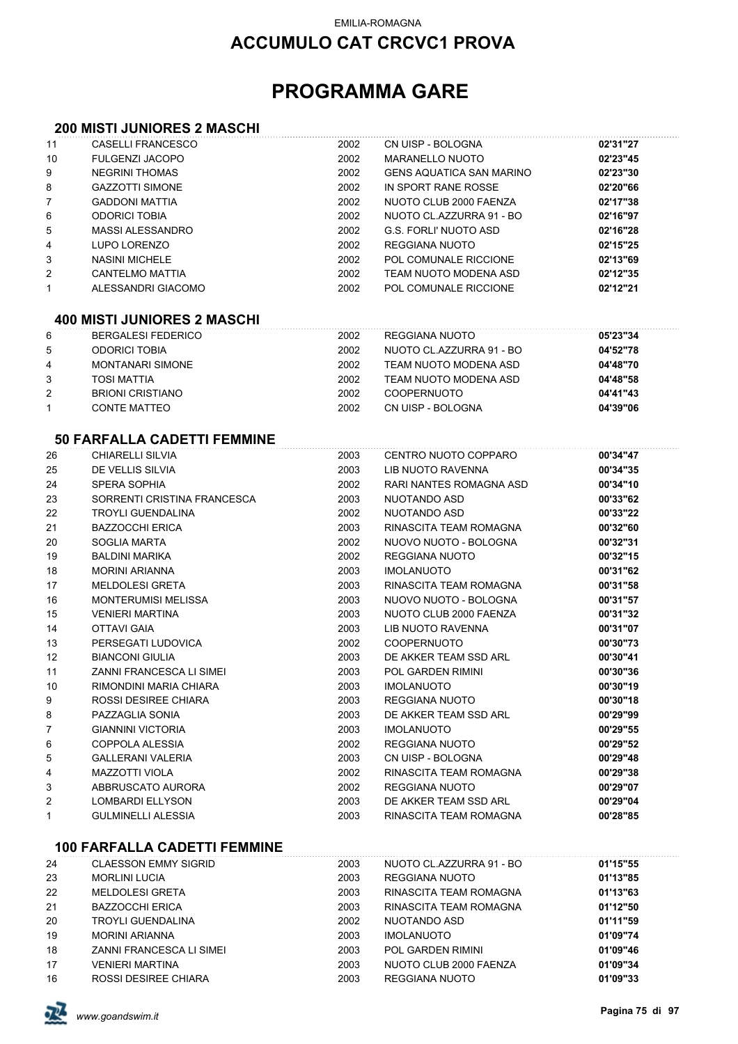EMILIA-ROMAGNA

# ACCUMULO CAT CRCVC1 PROVA

# PROGRAMMA GARE

## 200 MISTI JUNIORES 2 MASCHI

| | | | | |
|---|---|---|---|---|
| 11 | CASELLI FRANCESCO | 2002 | CN UISP - BOLOGNA | **02'31"27** |
| 10 | FULGENZI JACOPO | 2002 | MARANELLO NUOTO | **02'23"45** |
| 9 | NEGRINI THOMAS | 2002 | GENS AQUATICA SAN MARINO | **02'23"30** |
| 8 | GAZZOTTI SIMONE | 2002 | IN SPORT RANE ROSSE | **02'20"66** |
| 7 | GADDONI MATTIA | 2002 | NUOTO CLUB 2000 FAENZA | **02'17"38** |
| 6 | ODORICI TOBIA | 2002 | NUOTO CL.AZZURRA 91 - BO | **02'16"97** |
| 5 | MASSI ALESSANDRO | 2002 | G.S. FORLI' NUOTO ASD | **02'16"28** |
| 4 | LUPO LORENZO | 2002 | REGGIANA NUOTO | **02'15"25** |
| 3 | NASINI MICHELE | 2002 | POL COMUNALE RICCIONE | **02'13"69** |
| 2 | CANTELMO MATTIA | 2002 | TEAM NUOTO MODENA ASD | **02'12"35** |
| 1 | ALESSANDRI GIACOMO | 2002 | POL COMUNALE RICCIONE | **02'12"21** |

## 400 MISTI JUNIORES 2 MASCHI

| | | | | |
|---|---|---|---|---|
| 6 | BERGALESI FEDERICO | 2002 | REGGIANA NUOTO | **05'23"34** |
| 5 | ODORICI TOBIA | 2002 | NUOTO CL.AZZURRA 91 - BO | **04'52"78** |
| 4 | MONTANARI SIMONE | 2002 | TEAM NUOTO MODENA ASD | **04'48"70** |
| 3 | TOSI MATTIA | 2002 | TEAM NUOTO MODENA ASD | **04'48"58** |
| 2 | BRIONI CRISTIANO | 2002 | COOPERNUOTO | **04'41"43** |
| 1 | CONTE MATTEO | 2002 | CN UISP - BOLOGNA | **04'39"06** |

## 50 FARFALLA CADETTI FEMMINE

| | | | | |
|---|---|---|---|---|
| 26 | CHIARELLI SILVIA | 2003 | CENTRO NUOTO COPPARO | **00'34"47** |
| 25 | DE VELLIS SILVIA | 2003 | LIB NUOTO RAVENNA | **00'34"35** |
| 24 | SPERA SOPHIA | 2002 | RARI NANTES ROMAGNA ASD | **00'34"10** |
| 23 | SORRENTI CRISTINA FRANCESCA | 2003 | NUOTANDO ASD | **00'33"62** |
| 22 | TROYLI GUENDALINA | 2002 | NUOTANDO ASD | **00'33"22** |
| 21 | BAZZOCCHI ERICA | 2003 | RINASCITA TEAM ROMAGNA | **00'32"60** |
| 20 | SOGLIA MARTA | 2002 | NUOVO NUOTO - BOLOGNA | **00'32"31** |
| 19 | BALDINI MARIKA | 2002 | REGGIANA NUOTO | **00'32"15** |
| 18 | MORINI ARIANNA | 2003 | IMOLANUOTO | **00'31"62** |
| 17 | MELDOLESI GRETA | 2003 | RINASCITA TEAM ROMAGNA | **00'31"58** |
| 16 | MONTERUMISI MELISSA | 2003 | NUOVO NUOTO - BOLOGNA | **00'31"57** |
| 15 | VENIERI MARTINA | 2003 | NUOTO CLUB 2000 FAENZA | **00'31"32** |
| 14 | OTTAVI GAIA | 2003 | LIB NUOTO RAVENNA | **00'31"07** |
| 13 | PERSEGATI LUDOVICA | 2002 | COOPERNUOTO | **00'30"73** |
| 12 | BIANCONI GIULIA | 2003 | DE AKKER TEAM SSD ARL | **00'30"41** |
| 11 | ZANNI FRANCESCA LI SIMEI | 2003 | POL GARDEN RIMINI | **00'30"36** |
| 10 | RIMONDINI MARIA CHIARA | 2003 | IMOLANUOTO | **00'30"19** |
| 9 | ROSSI DESIREE CHIARA | 2003 | REGGIANA NUOTO | **00'30"18** |
| 8 | PAZZAGLIA SONIA | 2003 | DE AKKER TEAM SSD ARL | **00'29"99** |
| 7 | GIANNINI VICTORIA | 2003 | IMOLANUOTO | **00'29"55** |
| 6 | COPPOLA ALESSIA | 2002 | REGGIANA NUOTO | **00'29"52** |
| 5 | GALLERANI VALERIA | 2003 | CN UISP - BOLOGNA | **00'29"48** |
| 4 | MAZZOTTI VIOLA | 2002 | RINASCITA TEAM ROMAGNA | **00'29"38** |
| 3 | ABBRUSCATO AURORA | 2002 | REGGIANA NUOTO | **00'29"07** |
| 2 | LOMBARDI ELLYSON | 2003 | DE AKKER TEAM SSD ARL | **00'29"04** |
| 1 | GULMINELLI ALESSIA | 2003 | RINASCITA TEAM ROMAGNA | **00'28"85** |

## 100 FARFALLA CADETTI FEMMINE

| | | | | |
|---|---|---|---|---|
| 24 | CLAESSON EMMY SIGRID | 2003 | NUOTO CL.AZZURRA 91 - BO | **01'15"55** |
| 23 | MORLINI LUCIA | 2003 | REGGIANA NUOTO | **01'13"85** |
| 22 | MELDOLESI GRETA | 2003 | RINASCITA TEAM ROMAGNA | **01'13"63** |
| 21 | BAZZOCCHI ERICA | 2003 | RINASCITA TEAM ROMAGNA | **01'12"50** |
| 20 | TROYLI GUENDALINA | 2002 | NUOTANDO ASD | **01'11"59** |
| 19 | MORINI ARIANNA | 2003 | IMOLANUOTO | **01'09"74** |
| 18 | ZANNI FRANCESCA LI SIMEI | 2003 | POL GARDEN RIMINI | **01'09"46** |
| 17 | VENIERI MARTINA | 2003 | NUOTO CLUB 2000 FAENZA | **01'09"34** |
| 16 | ROSSI DESIREE CHIARA | 2003 | REGGIANA NUOTO | **01'09"33** |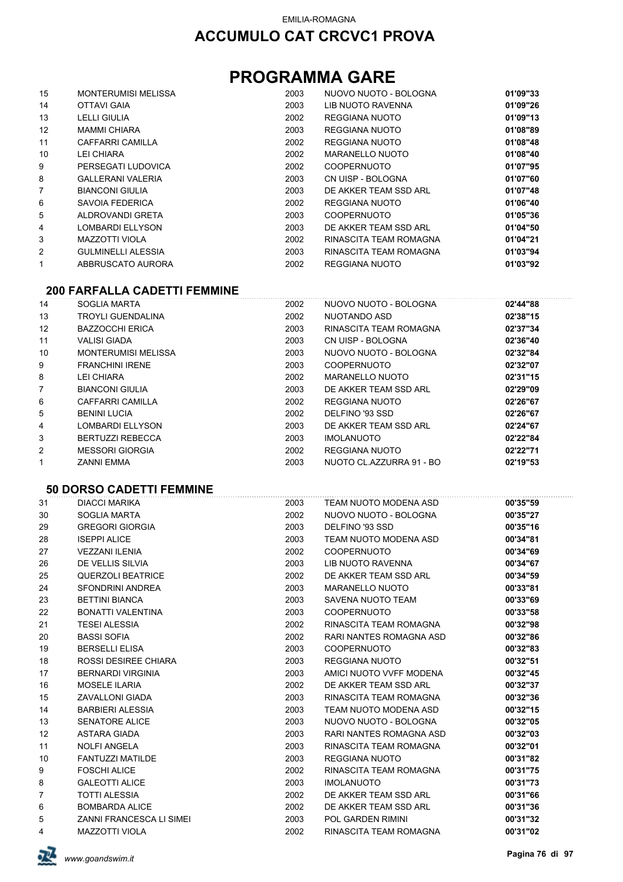EMILIA-ROMAGNA

# ACCUMULO CAT CRCVC1 PROVA

# PROGRAMMA GARE

| | | | | |
|---|---|---|---|---|
| 15 | MONTERUMISI MELISSA | 2003 | NUOVO NUOTO - BOLOGNA | **01'09"33** |
| 14 | OTTAVI GAIA | 2003 | LIB NUOTO RAVENNA | **01'09"26** |
| 13 | LELLI GIULIA | 2002 | REGGIANA NUOTO | **01'09"13** |
| 12 | MAMMI CHIARA | 2003 | REGGIANA NUOTO | **01'08"89** |
| 11 | CAFFARRI CAMILLA | 2002 | REGGIANA NUOTO | **01'08"48** |
| 10 | LEI CHIARA | 2002 | MARANELLO NUOTO | **01'08"40** |
| 9 | PERSEGATI LUDOVICA | 2002 | COOPERNUOTO | **01'07"95** |
| 8 | GALLERANI VALERIA | 2003 | CN UISP - BOLOGNA | **01'07"60** |
| 7 | BIANCONI GIULIA | 2003 | DE AKKER TEAM SSD ARL | **01'07"48** |
| 6 | SAVOIA FEDERICA | 2002 | REGGIANA NUOTO | **01'06"40** |
| 5 | ALDROVANDI GRETA | 2003 | COOPERNUOTO | **01'05"36** |
| 4 | LOMBARDI ELLYSON | 2003 | DE AKKER TEAM SSD ARL | **01'04"50** |
| 3 | MAZZOTTI VIOLA | 2002 | RINASCITA TEAM ROMAGNA | **01'04"21** |
| 2 | GULMINELLI ALESSIA | 2003 | RINASCITA TEAM ROMAGNA | **01'03"94** |
| 1 | ABBRUSCATO AURORA | 2002 | REGGIANA NUOTO | **01'03"92** |

### 200 FARFALLA CADETTI FEMMINE

| | | | | |
|---|---|---|---|---|
| 14 | SOGLIA MARTA | 2002 | NUOVO NUOTO - BOLOGNA | **02'44"88** |
| 13 | TROYLI GUENDALINA | 2002 | NUOTANDO ASD | **02'38"15** |
| 12 | BAZZOCCHI ERICA | 2003 | RINASCITA TEAM ROMAGNA | **02'37"34** |
| 11 | VALISI GIADA | 2003 | CN UISP - BOLOGNA | **02'36"40** |
| 10 | MONTERUMISI MELISSA | 2003 | NUOVO NUOTO - BOLOGNA | **02'32"84** |
| 9 | FRANCHINI IRENE | 2003 | COOPERNUOTO | **02'32"07** |
| 8 | LEI CHIARA | 2002 | MARANELLO NUOTO | **02'31"15** |
| 7 | BIANCONI GIULIA | 2003 | DE AKKER TEAM SSD ARL | **02'29"09** |
| 6 | CAFFARRI CAMILLA | 2002 | REGGIANA NUOTO | **02'26"67** |
| 5 | BENINI LUCIA | 2002 | DELFINO '93 SSD | **02'26"67** |
| 4 | LOMBARDI ELLYSON | 2003 | DE AKKER TEAM SSD ARL | **02'24"67** |
| 3 | BERTUZZI REBECCA | 2003 | IMOLANUOTO | **02'22"84** |
| 2 | MESSORI GIORGIA | 2002 | REGGIANA NUOTO | **02'22"71** |
| 1 | ZANNI EMMA | 2003 | NUOTO CL.AZZURRA 91 - BO | **02'19"53** |

### 50 DORSO CADETTI FEMMINE

| | | | | |
|---|---|---|---|---|
| 31 | DIACCI MARIKA | 2003 | TEAM NUOTO MODENA ASD | **00'35"59** |
| 30 | SOGLIA MARTA | 2002 | NUOVO NUOTO - BOLOGNA | **00'35"27** |
| 29 | GREGORI GIORGIA | 2003 | DELFINO '93 SSD | **00'35"16** |
| 28 | ISEPPI ALICE | 2003 | TEAM NUOTO MODENA ASD | **00'34"81** |
| 27 | VEZZANI ILENIA | 2002 | COOPERNUOTO | **00'34"69** |
| 26 | DE VELLIS SILVIA | 2003 | LIB NUOTO RAVENNA | **00'34"67** |
| 25 | QUERZOLI BEATRICE | 2002 | DE AKKER TEAM SSD ARL | **00'34"59** |
| 24 | SFONDRINI ANDREA | 2003 | MARANELLO NUOTO | **00'33"81** |
| 23 | BETTINI BIANCA | 2003 | SAVENA NUOTO TEAM | **00'33"69** |
| 22 | BONATTI VALENTINA | 2003 | COOPERNUOTO | **00'33"58** |
| 21 | TESEI ALESSIA | 2002 | RINASCITA TEAM ROMAGNA | **00'32"98** |
| 20 | BASSI SOFIA | 2002 | RARI NANTES ROMAGNA ASD | **00'32"86** |
| 19 | BERSELLI ELISA | 2003 | COOPERNUOTO | **00'32"83** |
| 18 | ROSSI DESIREE CHIARA | 2003 | REGGIANA NUOTO | **00'32"51** |
| 17 | BERNARDI VIRGINIA | 2003 | AMICI NUOTO VVFF MODENA | **00'32"45** |
| 16 | MOSELE ILARIA | 2002 | DE AKKER TEAM SSD ARL | **00'32"37** |
| 15 | ZAVALLONI GIADA | 2003 | RINASCITA TEAM ROMAGNA | **00'32"36** |
| 14 | BARBIERI ALESSIA | 2003 | TEAM NUOTO MODENA ASD | **00'32"15** |
| 13 | SENATORE ALICE | 2003 | NUOVO NUOTO - BOLOGNA | **00'32"05** |
| 12 | ASTARA GIADA | 2003 | RARI NANTES ROMAGNA ASD | **00'32"03** |
| 11 | NOLFI ANGELA | 2003 | RINASCITA TEAM ROMAGNA | **00'32"01** |
| 10 | FANTUZZI MATILDE | 2003 | REGGIANA NUOTO | **00'31"82** |
| 9 | FOSCHI ALICE | 2002 | RINASCITA TEAM ROMAGNA | **00'31"75** |
| 8 | GALEOTTI ALICE | 2003 | IMOLANUOTO | **00'31"73** |
| 7 | TOTTI ALESSIA | 2002 | DE AKKER TEAM SSD ARL | **00'31"66** |
| 6 | BOMBARDA ALICE | 2002 | DE AKKER TEAM SSD ARL | **00'31"36** |
| 5 | ZANNI FRANCESCA LI SIMEI | 2003 | POL GARDEN RIMINI | **00'31"32** |
| 4 | MAZZOTTI VIOLA | 2002 | RINASCITA TEAM ROMAGNA | **00'31"02** |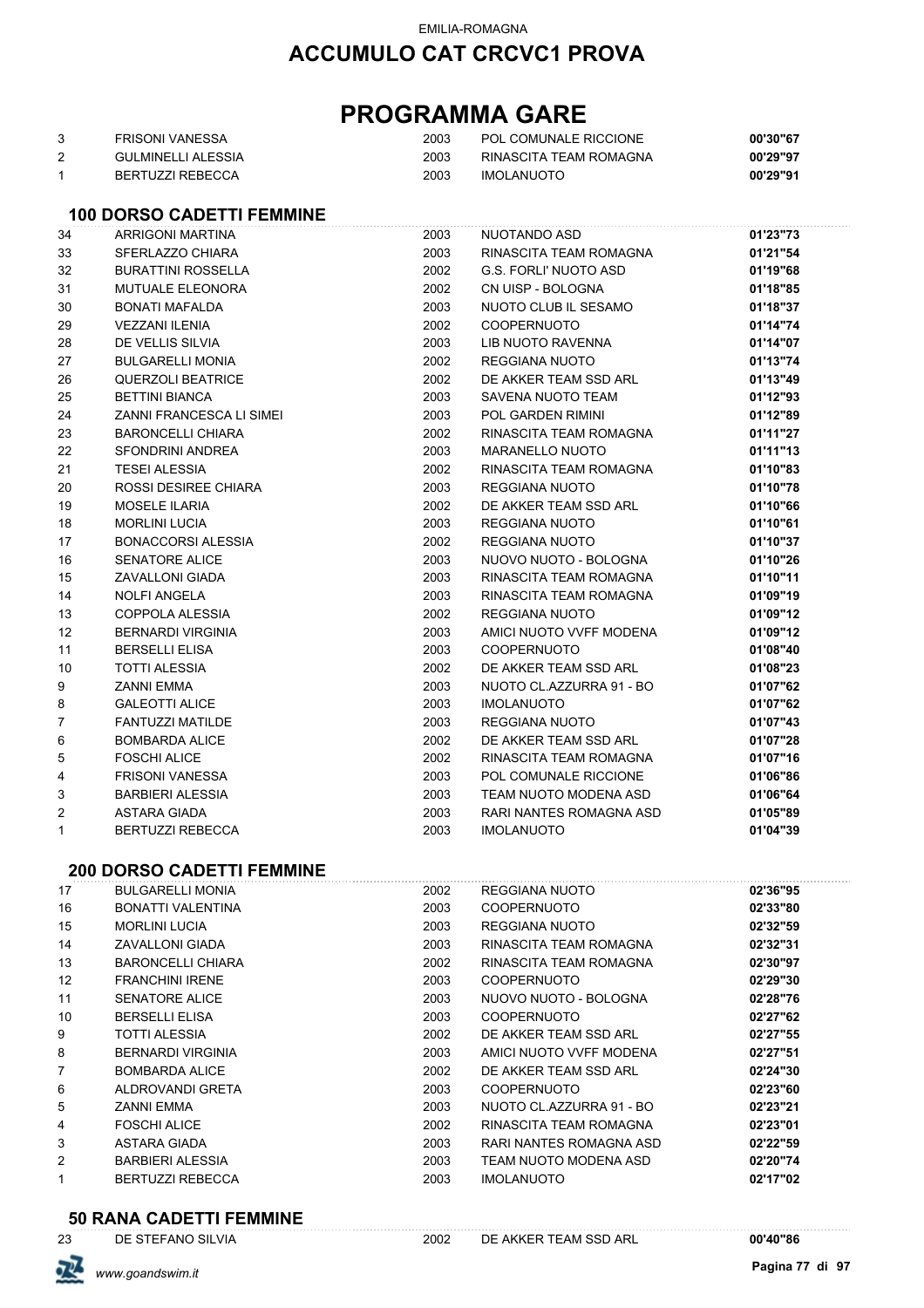EMILIA-ROMAGNA

# ACCUMULO CAT CRCVC1 PROVA

# PROGRAMMA GARE

| | | | | |
|---|---|---|---|---|
| 3 | FRISONI VANESSA | 2003 | POL COMUNALE RICCIONE | **00'30"67** |
| 2 | GULMINELLI ALESSIA | 2003 | RINASCITA TEAM ROMAGNA | **00'29"97** |
| 1 | BERTUZZI REBECCA | 2003 | IMOLANUOTO | **00'29"91** |

### 100 DORSO CADETTI FEMMINE

| | | | | |
|---|---|---|---|---|
| 34 | ARRIGONI MARTINA | 2003 | NUOTANDO ASD | **01'23"73** |
| 33 | SFERLAZZO CHIARA | 2003 | RINASCITA TEAM ROMAGNA | **01'21"54** |
| 32 | BURATTINI ROSSELLA | 2002 | G.S. FORLI' NUOTO ASD | **01'19"68** |
| 31 | MUTUALE ELEONORA | 2002 | CN UISP - BOLOGNA | **01'18"85** |
| 30 | BONATI MAFALDA | 2003 | NUOTO CLUB IL SESAMO | **01'18"37** |
| 29 | VEZZANI ILENIA | 2002 | COOPERNUOTO | **01'14"74** |
| 28 | DE VELLIS SILVIA | 2003 | LIB NUOTO RAVENNA | **01'14"07** |
| 27 | BULGARELLI MONIA | 2002 | REGGIANA NUOTO | **01'13"74** |
| 26 | QUERZOLI BEATRICE | 2002 | DE AKKER TEAM SSD ARL | **01'13"49** |
| 25 | BETTINI BIANCA | 2003 | SAVENA NUOTO TEAM | **01'12"93** |
| 24 | ZANNI FRANCESCA LI SIMEI | 2003 | POL GARDEN RIMINI | **01'12"89** |
| 23 | BARONCELLI CHIARA | 2002 | RINASCITA TEAM ROMAGNA | **01'11"27** |
| 22 | SFONDRINI ANDREA | 2003 | MARANELLO NUOTO | **01'11"13** |
| 21 | TESEI ALESSIA | 2002 | RINASCITA TEAM ROMAGNA | **01'10"83** |
| 20 | ROSSI DESIREE CHIARA | 2003 | REGGIANA NUOTO | **01'10"78** |
| 19 | MOSELE ILARIA | 2002 | DE AKKER TEAM SSD ARL | **01'10"66** |
| 18 | MORLINI LUCIA | 2003 | REGGIANA NUOTO | **01'10"61** |
| 17 | BONACCORSI ALESSIA | 2002 | REGGIANA NUOTO | **01'10"37** |
| 16 | SENATORE ALICE | 2003 | NUOVO NUOTO - BOLOGNA | **01'10"26** |
| 15 | ZAVALLONI GIADA | 2003 | RINASCITA TEAM ROMAGNA | **01'10"11** |
| 14 | NOLFI ANGELA | 2003 | RINASCITA TEAM ROMAGNA | **01'09"19** |
| 13 | COPPOLA ALESSIA | 2002 | REGGIANA NUOTO | **01'09"12** |
| 12 | BERNARDI VIRGINIA | 2003 | AMICI NUOTO VVFF MODENA | **01'09"12** |
| 11 | BERSELLI ELISA | 2003 | COOPERNUOTO | **01'08"40** |
| 10 | TOTTI ALESSIA | 2002 | DE AKKER TEAM SSD ARL | **01'08"23** |
| 9 | ZANNI EMMA | 2003 | NUOTO CL.AZZURRA 91 - BO | **01'07"62** |
| 8 | GALEOTTI ALICE | 2003 | IMOLANUOTO | **01'07"62** |
| 7 | FANTUZZI MATILDE | 2003 | REGGIANA NUOTO | **01'07"43** |
| 6 | BOMBARDA ALICE | 2002 | DE AKKER TEAM SSD ARL | **01'07"28** |
| 5 | FOSCHI ALICE | 2002 | RINASCITA TEAM ROMAGNA | **01'07"16** |
| 4 | FRISONI VANESSA | 2003 | POL COMUNALE RICCIONE | **01'06"86** |
| 3 | BARBIERI ALESSIA | 2003 | TEAM NUOTO MODENA ASD | **01'06"64** |
| 2 | ASTARA GIADA | 2003 | RARI NANTES ROMAGNA ASD | **01'05"89** |
| 1 | BERTUZZI REBECCA | 2003 | IMOLANUOTO | **01'04"39** |

### 200 DORSO CADETTI FEMMINE

| | | | | |
|---|---|---|---|---|
| 17 | BULGARELLI MONIA | 2002 | REGGIANA NUOTO | **02'36"95** |
| 16 | BONATTI VALENTINA | 2003 | COOPERNUOTO | **02'33"80** |
| 15 | MORLINI LUCIA | 2003 | REGGIANA NUOTO | **02'32"59** |
| 14 | ZAVALLONI GIADA | 2003 | RINASCITA TEAM ROMAGNA | **02'32"31** |
| 13 | BARONCELLI CHIARA | 2002 | RINASCITA TEAM ROMAGNA | **02'30"97** |
| 12 | FRANCHINI IRENE | 2003 | COOPERNUOTO | **02'29"30** |
| 11 | SENATORE ALICE | 2003 | NUOVO NUOTO - BOLOGNA | **02'28"76** |
| 10 | BERSELLI ELISA | 2003 | COOPERNUOTO | **02'27"62** |
| 9 | TOTTI ALESSIA | 2002 | DE AKKER TEAM SSD ARL | **02'27"55** |
| 8 | BERNARDI VIRGINIA | 2003 | AMICI NUOTO VVFF MODENA | **02'27"51** |
| 7 | BOMBARDA ALICE | 2002 | DE AKKER TEAM SSD ARL | **02'24"30** |
| 6 | ALDROVANDI GRETA | 2003 | COOPERNUOTO | **02'23"60** |
| 5 | ZANNI EMMA | 2003 | NUOTO CL.AZZURRA 91 - BO | **02'23"21** |
| 4 | FOSCHI ALICE | 2002 | RINASCITA TEAM ROMAGNA | **02'23"01** |
| 3 | ASTARA GIADA | 2003 | RARI NANTES ROMAGNA ASD | **02'22"59** |
| 2 | BARBIERI ALESSIA | 2003 | TEAM NUOTO MODENA ASD | **02'20"74** |
| 1 | BERTUZZI REBECCA | 2003 | IMOLANUOTO | **02'17"02** |

### 50 RANA CADETTI FEMMINE

| | | | | |
|---|---|---|---|---|
| 23 | DE STEFANO SILVIA | 2002 | DE AKKER TEAM SSD ARL | **00'40"86** |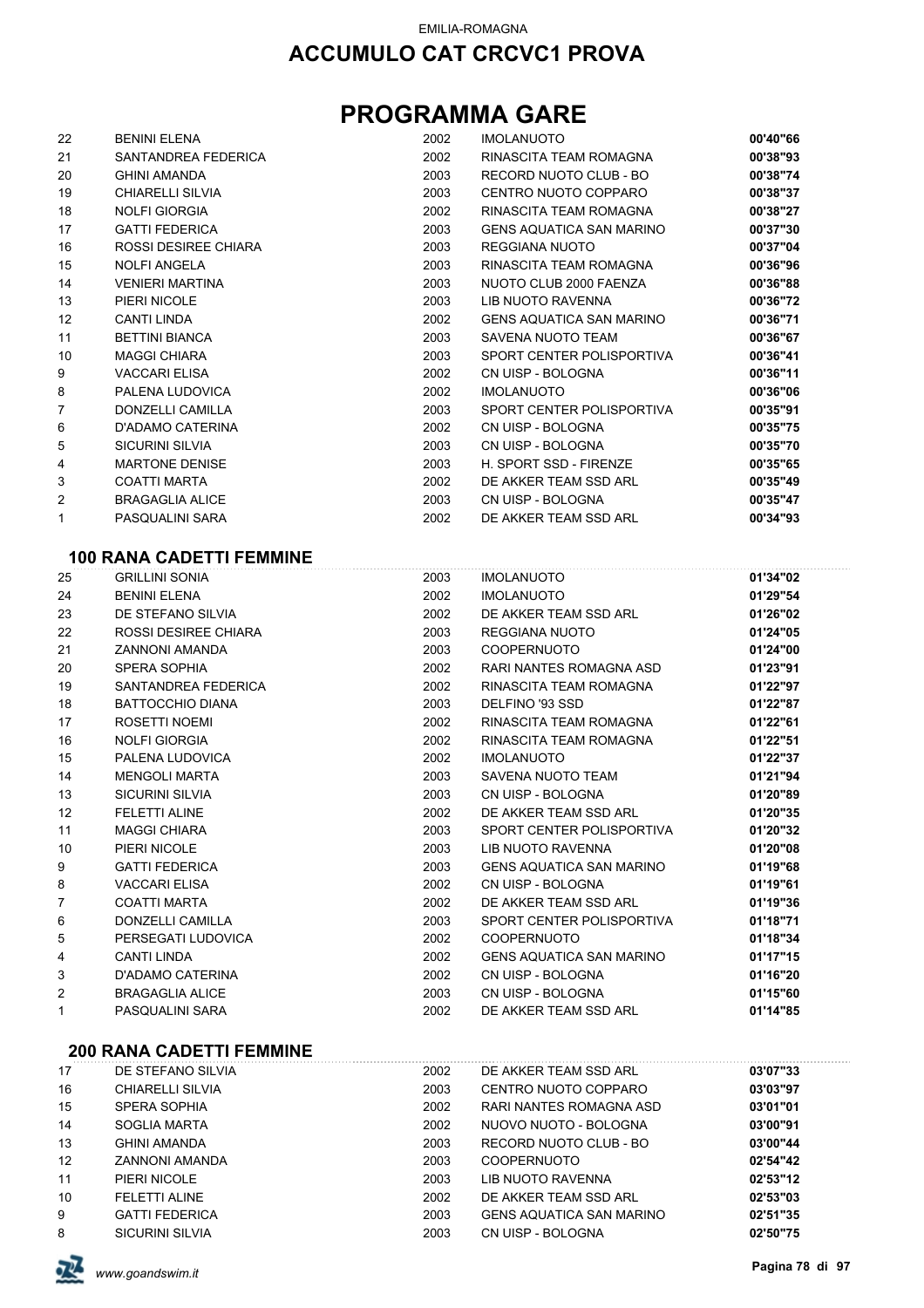EMILIA-ROMAGNA

## ACCUMULO CAT CRCVC1 PROVA

# PROGRAMMA GARE

| | | | | |
|---|---|---|---|---|
| 22 | BENINI ELENA | 2002 | IMOLANUOTO | **00'40"66** |
| 21 | SANTANDREA FEDERICA | 2002 | RINASCITA TEAM ROMAGNA | **00'38"93** |
| 20 | GHINI AMANDA | 2003 | RECORD NUOTO CLUB - BO | **00'38"74** |
| 19 | CHIARELLI SILVIA | 2003 | CENTRO NUOTO COPPARO | **00'38"37** |
| 18 | NOLFI GIORGIA | 2002 | RINASCITA TEAM ROMAGNA | **00'38"27** |
| 17 | GATTI FEDERICA | 2003 | GENS AQUATICA SAN MARINO | **00'37"30** |
| 16 | ROSSI DESIREE CHIARA | 2003 | REGGIANA NUOTO | **00'37"04** |
| 15 | NOLFI ANGELA | 2003 | RINASCITA TEAM ROMAGNA | **00'36"96** |
| 14 | VENIERI MARTINA | 2003 | NUOTO CLUB 2000 FAENZA | **00'36"88** |
| 13 | PIERI NICOLE | 2003 | LIB NUOTO RAVENNA | **00'36"72** |
| 12 | CANTI LINDA | 2002 | GENS AQUATICA SAN MARINO | **00'36"71** |
| 11 | BETTINI BIANCA | 2003 | SAVENA NUOTO TEAM | **00'36"67** |
| 10 | MAGGI CHIARA | 2003 | SPORT CENTER POLISPORTIVA | **00'36"41** |
| 9 | VACCARI ELISA | 2002 | CN UISP - BOLOGNA | **00'36"11** |
| 8 | PALENA LUDOVICA | 2002 | IMOLANUOTO | **00'36"06** |
| 7 | DONZELLI CAMILLA | 2003 | SPORT CENTER POLISPORTIVA | **00'35"91** |
| 6 | D'ADAMO CATERINA | 2002 | CN UISP - BOLOGNA | **00'35"75** |
| 5 | SICURINI SILVIA | 2003 | CN UISP - BOLOGNA | **00'35"70** |
| 4 | MARTONE DENISE | 2003 | H. SPORT SSD - FIRENZE | **00'35"65** |
| 3 | COATTI MARTA | 2002 | DE AKKER TEAM SSD ARL | **00'35"49** |
| 2 | BRAGAGLIA ALICE | 2003 | CN UISP - BOLOGNA | **00'35"47** |
| 1 | PASQUALINI SARA | 2002 | DE AKKER TEAM SSD ARL | **00'34"93** |

### 100 RANA CADETTI FEMMINE

| | | | | |
|---|---|---|---|---|
| 25 | GRILLINI SONIA | 2003 | IMOLANUOTO | **01'34"02** |
| 24 | BENINI ELENA | 2002 | IMOLANUOTO | **01'29"54** |
| 23 | DE STEFANO SILVIA | 2002 | DE AKKER TEAM SSD ARL | **01'26"02** |
| 22 | ROSSI DESIREE CHIARA | 2003 | REGGIANA NUOTO | **01'24"05** |
| 21 | ZANNONI AMANDA | 2003 | COOPERNUOTO | **01'24"00** |
| 20 | SPERA SOPHIA | 2002 | RARI NANTES ROMAGNA ASD | **01'23"91** |
| 19 | SANTANDREA FEDERICA | 2002 | RINASCITA TEAM ROMAGNA | **01'22"97** |
| 18 | BATTOCCHIO DIANA | 2003 | DELFINO '93 SSD | **01'22"87** |
| 17 | ROSETTI NOEMI | 2002 | RINASCITA TEAM ROMAGNA | **01'22"61** |
| 16 | NOLFI GIORGIA | 2002 | RINASCITA TEAM ROMAGNA | **01'22"51** |
| 15 | PALENA LUDOVICA | 2002 | IMOLANUOTO | **01'22"37** |
| 14 | MENGOLI MARTA | 2003 | SAVENA NUOTO TEAM | **01'21"94** |
| 13 | SICURINI SILVIA | 2003 | CN UISP - BOLOGNA | **01'20"89** |
| 12 | FELETTI ALINE | 2002 | DE AKKER TEAM SSD ARL | **01'20"35** |
| 11 | MAGGI CHIARA | 2003 | SPORT CENTER POLISPORTIVA | **01'20"32** |
| 10 | PIERI NICOLE | 2003 | LIB NUOTO RAVENNA | **01'20"08** |
| 9 | GATTI FEDERICA | 2003 | GENS AQUATICA SAN MARINO | **01'19"68** |
| 8 | VACCARI ELISA | 2002 | CN UISP - BOLOGNA | **01'19"61** |
| 7 | COATTI MARTA | 2002 | DE AKKER TEAM SSD ARL | **01'19"36** |
| 6 | DONZELLI CAMILLA | 2003 | SPORT CENTER POLISPORTIVA | **01'18"71** |
| 5 | PERSEGATI LUDOVICA | 2002 | COOPERNUOTO | **01'18"34** |
| 4 | CANTI LINDA | 2002 | GENS AQUATICA SAN MARINO | **01'17"15** |
| 3 | D'ADAMO CATERINA | 2002 | CN UISP - BOLOGNA | **01'16"20** |
| 2 | BRAGAGLIA ALICE | 2003 | CN UISP - BOLOGNA | **01'15"60** |
| 1 | PASQUALINI SARA | 2002 | DE AKKER TEAM SSD ARL | **01'14"85** |

### 200 RANA CADETTI FEMMINE

| | | | | |
|---|---|---|---|---|
| 17 | DE STEFANO SILVIA | 2002 | DE AKKER TEAM SSD ARL | **03'07"33** |
| 16 | CHIARELLI SILVIA | 2003 | CENTRO NUOTO COPPARO | **03'03"97** |
| 15 | SPERA SOPHIA | 2002 | RARI NANTES ROMAGNA ASD | **03'01"01** |
| 14 | SOGLIA MARTA | 2002 | NUOVO NUOTO - BOLOGNA | **03'00"91** |
| 13 | GHINI AMANDA | 2003 | RECORD NUOTO CLUB - BO | **03'00"44** |
| 12 | ZANNONI AMANDA | 2003 | COOPERNUOTO | **02'54"42** |
| 11 | PIERI NICOLE | 2003 | LIB NUOTO RAVENNA | **02'53"12** |
| 10 | FELETTI ALINE | 2002 | DE AKKER TEAM SSD ARL | **02'53"03** |
| 9 | GATTI FEDERICA | 2003 | GENS AQUATICA SAN MARINO | **02'51"35** |
| 8 | SICURINI SILVIA | 2003 | CN UISP - BOLOGNA | **02'50"75** |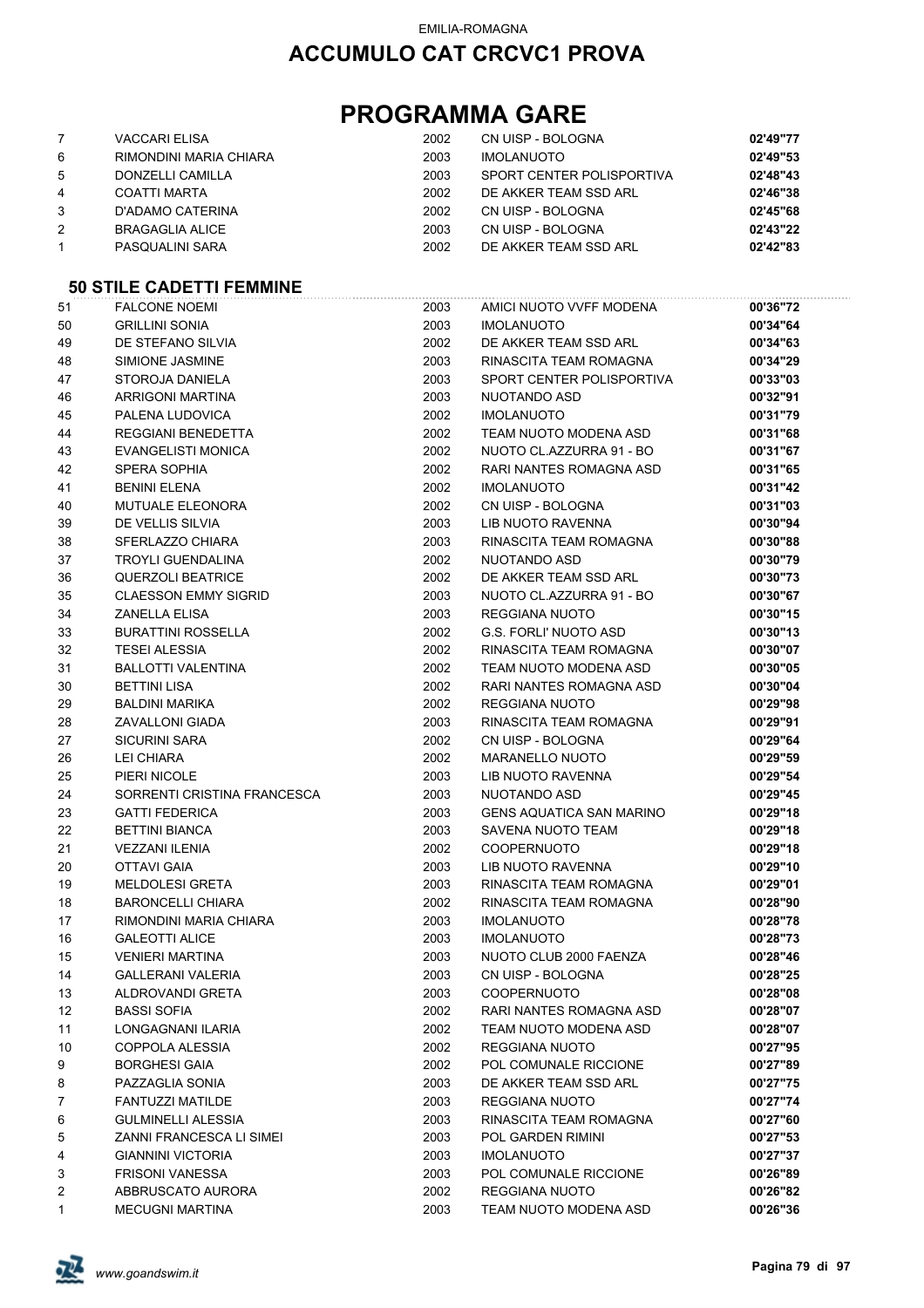EMILIA-ROMAGNA

## ACCUMULO CAT CRCVC1 PROVA

# PROGRAMMA GARE

| | | | | |
|---|---|---|---|---|
| 7 | VACCARI ELISA | 2002 | CN UISP - BOLOGNA | **02'49"77** |
| 6 | RIMONDINI MARIA CHIARA | 2003 | IMOLANUOTO | **02'49"53** |
| 5 | DONZELLI CAMILLA | 2003 | SPORT CENTER POLISPORTIVA | **02'48"43** |
| 4 | COATTI MARTA | 2002 | DE AKKER TEAM SSD ARL | **02'46"38** |
| 3 | D'ADAMO CATERINA | 2002 | CN UISP - BOLOGNA | **02'45"68** |
| 2 | BRAGAGLIA ALICE | 2003 | CN UISP - BOLOGNA | **02'43"22** |
| 1 | PASQUALINI SARA | 2002 | DE AKKER TEAM SSD ARL | **02'42"83** |

### 50 STILE CADETTI FEMMINE

| | | | | |
|---|---|---|---|---|
| 51 | FALCONE NOEMI | 2003 | AMICI NUOTO VVFF MODENA | **00'36"72** |
| 50 | GRILLINI SONIA | 2003 | IMOLANUOTO | **00'34"64** |
| 49 | DE STEFANO SILVIA | 2002 | DE AKKER TEAM SSD ARL | **00'34"63** |
| 48 | SIMIONE JASMINE | 2003 | RINASCITA TEAM ROMAGNA | **00'34"29** |
| 47 | STOROJA DANIELA | 2003 | SPORT CENTER POLISPORTIVA | **00'33"03** |
| 46 | ARRIGONI MARTINA | 2003 | NUOTANDO ASD | **00'32"91** |
| 45 | PALENA LUDOVICA | 2002 | IMOLANUOTO | **00'31"79** |
| 44 | REGGIANI BENEDETTA | 2002 | TEAM NUOTO MODENA ASD | **00'31"68** |
| 43 | EVANGELISTI MONICA | 2002 | NUOTO CL.AZZURRA 91 - BO | **00'31"67** |
| 42 | SPERA SOPHIA | 2002 | RARI NANTES ROMAGNA ASD | **00'31"65** |
| 41 | BENINI ELENA | 2002 | IMOLANUOTO | **00'31"42** |
| 40 | MUTUALE ELEONORA | 2002 | CN UISP - BOLOGNA | **00'31"03** |
| 39 | DE VELLIS SILVIA | 2003 | LIB NUOTO RAVENNA | **00'30"94** |
| 38 | SFERLAZZO CHIARA | 2003 | RINASCITA TEAM ROMAGNA | **00'30"88** |
| 37 | TROYLI GUENDALINA | 2002 | NUOTANDO ASD | **00'30"79** |
| 36 | QUERZOLI BEATRICE | 2002 | DE AKKER TEAM SSD ARL | **00'30"73** |
| 35 | CLAESSON EMMY SIGRID | 2003 | NUOTO CL.AZZURRA 91 - BO | **00'30"67** |
| 34 | ZANELLA ELISA | 2003 | REGGIANA NUOTO | **00'30"15** |
| 33 | BURATTINI ROSSELLA | 2002 | G.S. FORLI' NUOTO ASD | **00'30"13** |
| 32 | TESEI ALESSIA | 2002 | RINASCITA TEAM ROMAGNA | **00'30"07** |
| 31 | BALLOTTI VALENTINA | 2002 | TEAM NUOTO MODENA ASD | **00'30"05** |
| 30 | BETTINI LISA | 2002 | RARI NANTES ROMAGNA ASD | **00'30"04** |
| 29 | BALDINI MARIKA | 2002 | REGGIANA NUOTO | **00'29"98** |
| 28 | ZAVALLONI GIADA | 2003 | RINASCITA TEAM ROMAGNA | **00'29"91** |
| 27 | SICURINI SARA | 2002 | CN UISP - BOLOGNA | **00'29"64** |
| 26 | LEI CHIARA | 2002 | MARANELLO NUOTO | **00'29"59** |
| 25 | PIERI NICOLE | 2003 | LIB NUOTO RAVENNA | **00'29"54** |
| 24 | SORRENTI CRISTINA FRANCESCA | 2003 | NUOTANDO ASD | **00'29"45** |
| 23 | GATTI FEDERICA | 2003 | GENS AQUATICA SAN MARINO | **00'29"18** |
| 22 | BETTINI BIANCA | 2003 | SAVENA NUOTO TEAM | **00'29"18** |
| 21 | VEZZANI ILENIA | 2002 | COOPERNUOTO | **00'29"18** |
| 20 | OTTAVI GAIA | 2003 | LIB NUOTO RAVENNA | **00'29"10** |
| 19 | MELDOLESI GRETA | 2003 | RINASCITA TEAM ROMAGNA | **00'29"01** |
| 18 | BARONCELLI CHIARA | 2002 | RINASCITA TEAM ROMAGNA | **00'28"90** |
| 17 | RIMONDINI MARIA CHIARA | 2003 | IMOLANUOTO | **00'28"78** |
| 16 | GALEOTTI ALICE | 2003 | IMOLANUOTO | **00'28"73** |
| 15 | VENIERI MARTINA | 2003 | NUOTO CLUB 2000 FAENZA | **00'28"46** |
| 14 | GALLERANI VALERIA | 2003 | CN UISP - BOLOGNA | **00'28"25** |
| 13 | ALDROVANDI GRETA | 2003 | COOPERNUOTO | **00'28"08** |
| 12 | BASSI SOFIA | 2002 | RARI NANTES ROMAGNA ASD | **00'28"07** |
| 11 | LONGAGNANI ILARIA | 2002 | TEAM NUOTO MODENA ASD | **00'28"07** |
| 10 | COPPOLA ALESSIA | 2002 | REGGIANA NUOTO | **00'27"95** |
| 9 | BORGHESI GAIA | 2002 | POL COMUNALE RICCIONE | **00'27"89** |
| 8 | PAZZAGLIA SONIA | 2003 | DE AKKER TEAM SSD ARL | **00'27"75** |
| 7 | FANTUZZI MATILDE | 2003 | REGGIANA NUOTO | **00'27"74** |
| 6 | GULMINELLI ALESSIA | 2003 | RINASCITA TEAM ROMAGNA | **00'27"60** |
| 5 | ZANNI FRANCESCA LI SIMEI | 2003 | POL GARDEN RIMINI | **00'27"53** |
| 4 | GIANNINI VICTORIA | 2003 | IMOLANUOTO | **00'27"37** |
| 3 | FRISONI VANESSA | 2003 | POL COMUNALE RICCIONE | **00'26"89** |
| 2 | ABBRUSCATO AURORA | 2002 | REGGIANA NUOTO | **00'26"82** |
| 1 | MECUGNI MARTINA | 2003 | TEAM NUOTO MODENA ASD | **00'26"36** |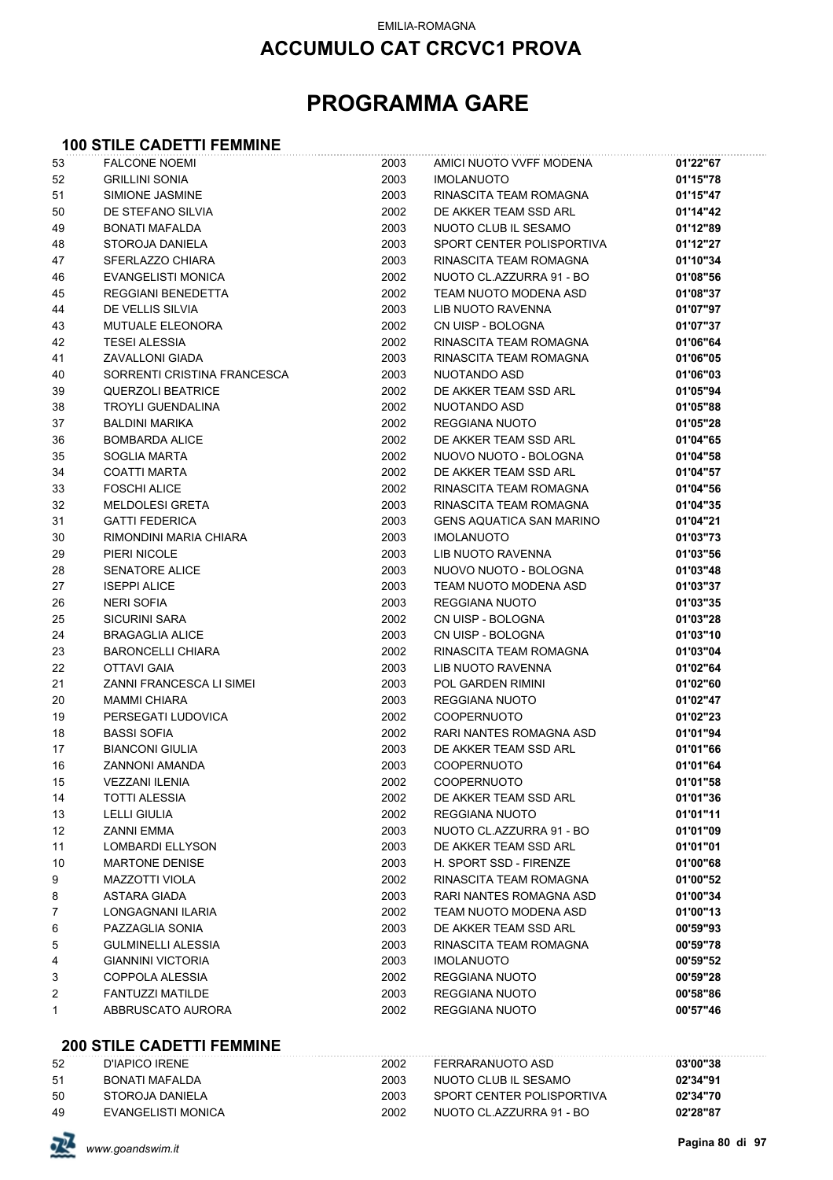EMILIA-ROMAGNA

# ACCUMULO CAT CRCVC1 PROVA

# PROGRAMMA GARE

### 100 STILE CADETTI FEMMINE

| | | | | |
|---|---|---|---|---|
| 53 | FALCONE NOEMI | 2003 | AMICI NUOTO VVFF MODENA | **01'22"67** |
| 52 | GRILLINI SONIA | 2003 | IMOLANUOTO | **01'15"78** |
| 51 | SIMIONE JASMINE | 2003 | RINASCITA TEAM ROMAGNA | **01'15"47** |
| 50 | DE STEFANO SILVIA | 2002 | DE AKKER TEAM SSD ARL | **01'14"42** |
| 49 | BONATI MAFALDA | 2003 | NUOTO CLUB IL SESAMO | **01'12"89** |
| 48 | STOROJA DANIELA | 2003 | SPORT CENTER POLISPORTIVA | **01'12"27** |
| 47 | SFERLAZZO CHIARA | 2003 | RINASCITA TEAM ROMAGNA | **01'10"34** |
| 46 | EVANGELISTI MONICA | 2002 | NUOTO CL.AZZURRA 91 - BO | **01'08"56** |
| 45 | REGGIANI BENEDETTA | 2002 | TEAM NUOTO MODENA ASD | **01'08"37** |
| 44 | DE VELLIS SILVIA | 2003 | LIB NUOTO RAVENNA | **01'07"97** |
| 43 | MUTUALE ELEONORA | 2002 | CN UISP - BOLOGNA | **01'07"37** |
| 42 | TESEI ALESSIA | 2002 | RINASCITA TEAM ROMAGNA | **01'06"64** |
| 41 | ZAVALLONI GIADA | 2003 | RINASCITA TEAM ROMAGNA | **01'06"05** |
| 40 | SORRENTI CRISTINA FRANCESCA | 2003 | NUOTANDO ASD | **01'06"03** |
| 39 | QUERZOLI BEATRICE | 2002 | DE AKKER TEAM SSD ARL | **01'05"94** |
| 38 | TROYLI GUENDALINA | 2002 | NUOTANDO ASD | **01'05"88** |
| 37 | BALDINI MARIKA | 2002 | REGGIANA NUOTO | **01'05"28** |
| 36 | BOMBARDA ALICE | 2002 | DE AKKER TEAM SSD ARL | **01'04"65** |
| 35 | SOGLIA MARTA | 2002 | NUOVO NUOTO - BOLOGNA | **01'04"58** |
| 34 | COATTI MARTA | 2002 | DE AKKER TEAM SSD ARL | **01'04"57** |
| 33 | FOSCHI ALICE | 2002 | RINASCITA TEAM ROMAGNA | **01'04"56** |
| 32 | MELDOLESI GRETA | 2003 | RINASCITA TEAM ROMAGNA | **01'04"35** |
| 31 | GATTI FEDERICA | 2003 | GENS AQUATICA SAN MARINO | **01'04"21** |
| 30 | RIMONDINI MARIA CHIARA | 2003 | IMOLANUOTO | **01'03"73** |
| 29 | PIERI NICOLE | 2003 | LIB NUOTO RAVENNA | **01'03"56** |
| 28 | SENATORE ALICE | 2003 | NUOVO NUOTO - BOLOGNA | **01'03"48** |
| 27 | ISEPPI ALICE | 2003 | TEAM NUOTO MODENA ASD | **01'03"37** |
| 26 | NERI SOFIA | 2003 | REGGIANA NUOTO | **01'03"35** |
| 25 | SICURINI SARA | 2002 | CN UISP - BOLOGNA | **01'03"28** |
| 24 | BRAGAGLIA ALICE | 2003 | CN UISP - BOLOGNA | **01'03"10** |
| 23 | BARONCELLI CHIARA | 2002 | RINASCITA TEAM ROMAGNA | **01'03"04** |
| 22 | OTTAVI GAIA | 2003 | LIB NUOTO RAVENNA | **01'02"64** |
| 21 | ZANNI FRANCESCA LI SIMEI | 2003 | POL GARDEN RIMINI | **01'02"60** |
| 20 | MAMMI CHIARA | 2003 | REGGIANA NUOTO | **01'02"47** |
| 19 | PERSEGATI LUDOVICA | 2002 | COOPERNUOTO | **01'02"23** |
| 18 | BASSI SOFIA | 2002 | RARI NANTES ROMAGNA ASD | **01'01"94** |
| 17 | BIANCONI GIULIA | 2003 | DE AKKER TEAM SSD ARL | **01'01"66** |
| 16 | ZANNONI AMANDA | 2003 | COOPERNUOTO | **01'01"64** |
| 15 | VEZZANI ILENIA | 2002 | COOPERNUOTO | **01'01"58** |
| 14 | TOTTI ALESSIA | 2002 | DE AKKER TEAM SSD ARL | **01'01"36** |
| 13 | LELLI GIULIA | 2002 | REGGIANA NUOTO | **01'01"11** |
| 12 | ZANNI EMMA | 2003 | NUOTO CL.AZZURRA 91 - BO | **01'01"09** |
| 11 | LOMBARDI ELLYSON | 2003 | DE AKKER TEAM SSD ARL | **01'01"01** |
| 10 | MARTONE DENISE | 2003 | H. SPORT SSD - FIRENZE | **01'00"68** |
| 9 | MAZZOTTI VIOLA | 2002 | RINASCITA TEAM ROMAGNA | **01'00"52** |
| 8 | ASTARA GIADA | 2003 | RARI NANTES ROMAGNA ASD | **01'00"34** |
| 7 | LONGAGNANI ILARIA | 2002 | TEAM NUOTO MODENA ASD | **01'00"13** |
| 6 | PAZZAGLIA SONIA | 2003 | DE AKKER TEAM SSD ARL | **00'59"93** |
| 5 | GULMINELLI ALESSIA | 2003 | RINASCITA TEAM ROMAGNA | **00'59"78** |
| 4 | GIANNINI VICTORIA | 2003 | IMOLANUOTO | **00'59"52** |
| 3 | COPPOLA ALESSIA | 2002 | REGGIANA NUOTO | **00'59"28** |
| 2 | FANTUZZI MATILDE | 2003 | REGGIANA NUOTO | **00'58"86** |
| 1 | ABBRUSCATO AURORA | 2002 | REGGIANA NUOTO | **00'57"46** |

### 200 STILE CADETTI FEMMINE

| | | | | |
|---|---|---|---|---|
| 52 | D'IAPICO IRENE | 2002 | FERRARANUOTO ASD | **03'00"38** |
| 51 | BONATI MAFALDA | 2003 | NUOTO CLUB IL SESAMO | **02'34"91** |
| 50 | STOROJA DANIELA | 2003 | SPORT CENTER POLISPORTIVA | **02'34"70** |
| 49 | EVANGELISTI MONICA | 2002 | NUOTO CL.AZZURRA 91 - BO | **02'28"87** |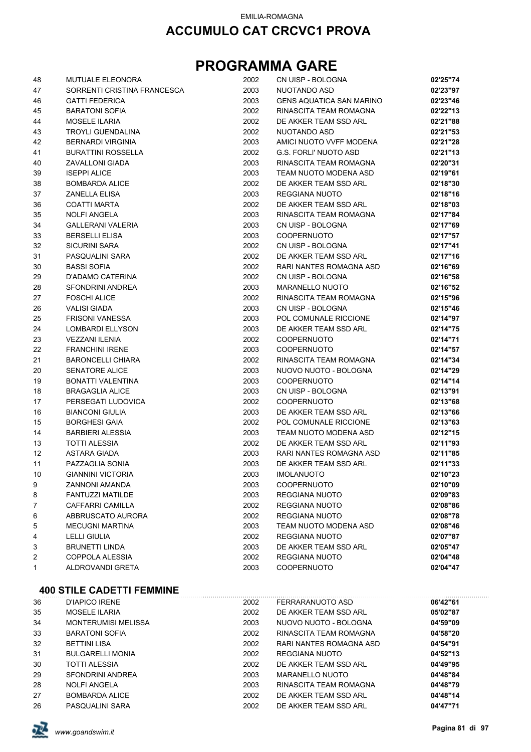EMILIA-ROMAGNA

## ACCUMULO CAT CRCVC1 PROVA

# PROGRAMMA GARE

| | | | | |
|---|---|---|---|---|
| 48 | MUTUALE ELEONORA | 2002 | CN UISP - BOLOGNA | **02'25"74** |
| 47 | SORRENTI CRISTINA FRANCESCA | 2003 | NUOTANDO ASD | **02'23"97** |
| 46 | GATTI FEDERICA | 2003 | GENS AQUATICA SAN MARINO | **02'23"46** |
| 45 | BARATONI SOFIA | 2002 | RINASCITA TEAM ROMAGNA | **02'22"13** |
| 44 | MOSELE ILARIA | 2002 | DE AKKER TEAM SSD ARL | **02'21"88** |
| 43 | TROYLI GUENDALINA | 2002 | NUOTANDO ASD | **02'21"53** |
| 42 | BERNARDI VIRGINIA | 2003 | AMICI NUOTO VVFF MODENA | **02'21"28** |
| 41 | BURATTINI ROSSELLA | 2002 | G.S. FORLI' NUOTO ASD | **02'21"13** |
| 40 | ZAVALLONI GIADA | 2003 | RINASCITA TEAM ROMAGNA | **02'20"31** |
| 39 | ISEPPI ALICE | 2003 | TEAM NUOTO MODENA ASD | **02'19"61** |
| 38 | BOMBARDA ALICE | 2002 | DE AKKER TEAM SSD ARL | **02'18"30** |
| 37 | ZANELLA ELISA | 2003 | REGGIANA NUOTO | **02'18"16** |
| 36 | COATTI MARTA | 2002 | DE AKKER TEAM SSD ARL | **02'18"03** |
| 35 | NOLFI ANGELA | 2003 | RINASCITA TEAM ROMAGNA | **02'17"84** |
| 34 | GALLERANI VALERIA | 2003 | CN UISP - BOLOGNA | **02'17"69** |
| 33 | BERSELLI ELISA | 2003 | COOPERNUOTO | **02'17"57** |
| 32 | SICURINI SARA | 2002 | CN UISP - BOLOGNA | **02'17"41** |
| 31 | PASQUALINI SARA | 2002 | DE AKKER TEAM SSD ARL | **02'17"16** |
| 30 | BASSI SOFIA | 2002 | RARI NANTES ROMAGNA ASD | **02'16"69** |
| 29 | D'ADAMO CATERINA | 2002 | CN UISP - BOLOGNA | **02'16"58** |
| 28 | SFONDRINI ANDREA | 2003 | MARANELLO NUOTO | **02'16"52** |
| 27 | FOSCHI ALICE | 2002 | RINASCITA TEAM ROMAGNA | **02'15"96** |
| 26 | VALISI GIADA | 2003 | CN UISP - BOLOGNA | **02'15"46** |
| 25 | FRISONI VANESSA | 2003 | POL COMUNALE RICCIONE | **02'14"97** |
| 24 | LOMBARDI ELLYSON | 2003 | DE AKKER TEAM SSD ARL | **02'14"75** |
| 23 | VEZZANI ILENIA | 2002 | COOPERNUOTO | **02'14"71** |
| 22 | FRANCHINI IRENE | 2003 | COOPERNUOTO | **02'14"57** |
| 21 | BARONCELLI CHIARA | 2002 | RINASCITA TEAM ROMAGNA | **02'14"34** |
| 20 | SENATORE ALICE | 2003 | NUOVO NUOTO - BOLOGNA | **02'14"29** |
| 19 | BONATTI VALENTINA | 2003 | COOPERNUOTO | **02'14"14** |
| 18 | BRAGAGLIA ALICE | 2003 | CN UISP - BOLOGNA | **02'13"91** |
| 17 | PERSEGATI LUDOVICA | 2002 | COOPERNUOTO | **02'13"68** |
| 16 | BIANCONI GIULIA | 2003 | DE AKKER TEAM SSD ARL | **02'13"66** |
| 15 | BORGHESI GAIA | 2002 | POL COMUNALE RICCIONE | **02'13"63** |
| 14 | BARBIERI ALESSIA | 2003 | TEAM NUOTO MODENA ASD | **02'12"15** |
| 13 | TOTTI ALESSIA | 2002 | DE AKKER TEAM SSD ARL | **02'11"93** |
| 12 | ASTARA GIADA | 2003 | RARI NANTES ROMAGNA ASD | **02'11"85** |
| 11 | PAZZAGLIA SONIA | 2003 | DE AKKER TEAM SSD ARL | **02'11"33** |
| 10 | GIANNINI VICTORIA | 2003 | IMOLANUOTO | **02'10"23** |
| 9 | ZANNONI AMANDA | 2003 | COOPERNUOTO | **02'10"09** |
| 8 | FANTUZZI MATILDE | 2003 | REGGIANA NUOTO | **02'09"83** |
| 7 | CAFFARRI CAMILLA | 2002 | REGGIANA NUOTO | **02'08"86** |
| 6 | ABBRUSCATO AURORA | 2002 | REGGIANA NUOTO | **02'08"78** |
| 5 | MECUGNI MARTINA | 2003 | TEAM NUOTO MODENA ASD | **02'08"46** |
| 4 | LELLI GIULIA | 2002 | REGGIANA NUOTO | **02'07"87** |
| 3 | BRUNETTI LINDA | 2003 | DE AKKER TEAM SSD ARL | **02'05"47** |
| 2 | COPPOLA ALESSIA | 2002 | REGGIANA NUOTO | **02'04"48** |
| 1 | ALDROVANDI GRETA | 2003 | COOPERNUOTO | **02'04"47** |

### 400 STILE CADETTI FEMMINE

| | | | | |
|---|---|---|---|---|
| 36 | D'IAPICO IRENE | 2002 | FERRARANUOTO ASD | **06'42"61** |
| 35 | MOSELE ILARIA | 2002 | DE AKKER TEAM SSD ARL | **05'02"87** |
| 34 | MONTERUMISI MELISSA | 2003 | NUOVO NUOTO - BOLOGNA | **04'59"09** |
| 33 | BARATONI SOFIA | 2002 | RINASCITA TEAM ROMAGNA | **04'58"20** |
| 32 | BETTINI LISA | 2002 | RARI NANTES ROMAGNA ASD | **04'54"91** |
| 31 | BULGARELLI MONIA | 2002 | REGGIANA NUOTO | **04'52"13** |
| 30 | TOTTI ALESSIA | 2002 | DE AKKER TEAM SSD ARL | **04'49"95** |
| 29 | SFONDRINI ANDREA | 2003 | MARANELLO NUOTO | **04'48"84** |
| 28 | NOLFI ANGELA | 2003 | RINASCITA TEAM ROMAGNA | **04'48"79** |
| 27 | BOMBARDA ALICE | 2002 | DE AKKER TEAM SSD ARL | **04'48"14** |
| 26 | PASQUALINI SARA | 2002 | DE AKKER TEAM SSD ARL | **04'47"71** |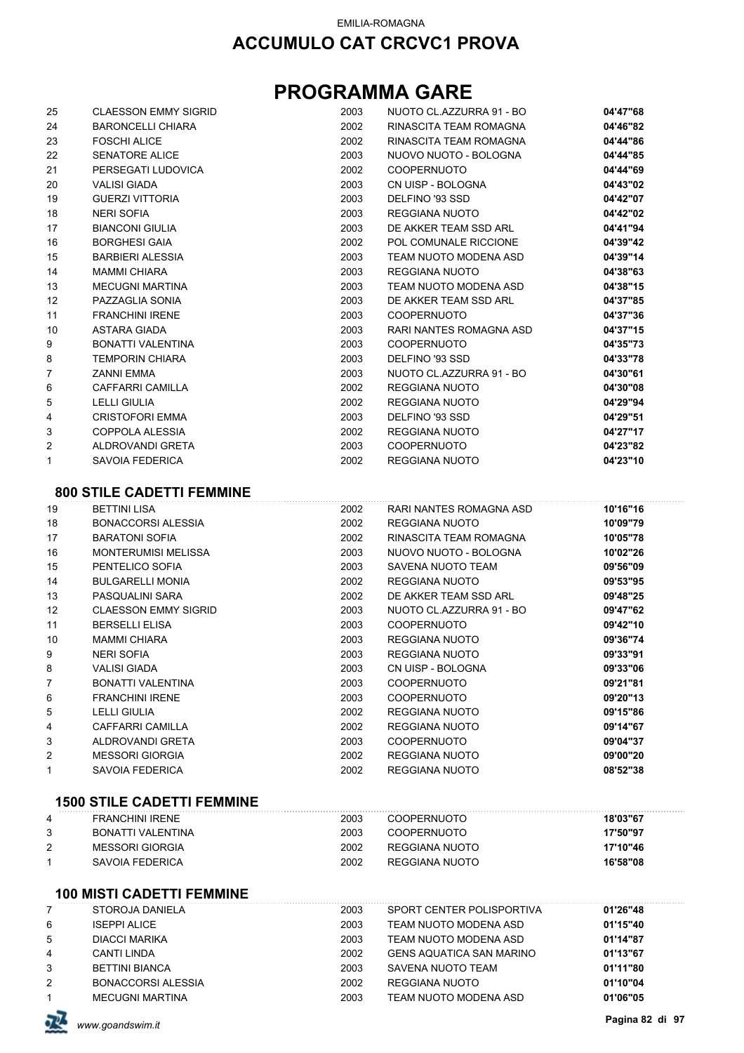EMILIA-ROMAGNA

# ACCUMULO CAT CRCVC1 PROVA

# PROGRAMMA GARE

| | | | | |
|---|---|---|---|---|
| 25 | CLAESSON EMMY SIGRID | 2003 | NUOTO CL.AZZURRA 91 - BO | **04'47"68** |
| 24 | BARONCELLI CHIARA | 2002 | RINASCITA TEAM ROMAGNA | **04'46"82** |
| 23 | FOSCHI ALICE | 2002 | RINASCITA TEAM ROMAGNA | **04'44"86** |
| 22 | SENATORE ALICE | 2003 | NUOVO NUOTO - BOLOGNA | **04'44"85** |
| 21 | PERSEGATI LUDOVICA | 2002 | COOPERNUOTO | **04'44"69** |
| 20 | VALISI GIADA | 2003 | CN UISP - BOLOGNA | **04'43"02** |
| 19 | GUERZI VITTORIA | 2003 | DELFINO '93 SSD | **04'42"07** |
| 18 | NERI SOFIA | 2003 | REGGIANA NUOTO | **04'42"02** |
| 17 | BIANCONI GIULIA | 2003 | DE AKKER TEAM SSD ARL | **04'41"94** |
| 16 | BORGHESI GAIA | 2002 | POL COMUNALE RICCIONE | **04'39"42** |
| 15 | BARBIERI ALESSIA | 2003 | TEAM NUOTO MODENA ASD | **04'39"14** |
| 14 | MAMMI CHIARA | 2003 | REGGIANA NUOTO | **04'38"63** |
| 13 | MECUGNI MARTINA | 2003 | TEAM NUOTO MODENA ASD | **04'38"15** |
| 12 | PAZZAGLIA SONIA | 2003 | DE AKKER TEAM SSD ARL | **04'37"85** |
| 11 | FRANCHINI IRENE | 2003 | COOPERNUOTO | **04'37"36** |
| 10 | ASTARA GIADA | 2003 | RARI NANTES ROMAGNA ASD | **04'37"15** |
| 9 | BONATTI VALENTINA | 2003 | COOPERNUOTO | **04'35"73** |
| 8 | TEMPORIN CHIARA | 2003 | DELFINO '93 SSD | **04'33"78** |
| 7 | ZANNI EMMA | 2003 | NUOTO CL.AZZURRA 91 - BO | **04'30"61** |
| 6 | CAFFARRI CAMILLA | 2002 | REGGIANA NUOTO | **04'30"08** |
| 5 | LELLI GIULIA | 2002 | REGGIANA NUOTO | **04'29"94** |
| 4 | CRISTOFORI EMMA | 2003 | DELFINO '93 SSD | **04'29"51** |
| 3 | COPPOLA ALESSIA | 2002 | REGGIANA NUOTO | **04'27"17** |
| 2 | ALDROVANDI GRETA | 2003 | COOPERNUOTO | **04'23"82** |
| 1 | SAVOIA FEDERICA | 2002 | REGGIANA NUOTO | **04'23"10** |

## 800 STILE CADETTI FEMMINE

| | | | | |
|---|---|---|---|---|
| 19 | BETTINI LISA | 2002 | RARI NANTES ROMAGNA ASD | **10'16"16** |
| 18 | BONACCORSI ALESSIA | 2002 | REGGIANA NUOTO | **10'09"79** |
| 17 | BARATONI SOFIA | 2002 | RINASCITA TEAM ROMAGNA | **10'05"78** |
| 16 | MONTERUMISI MELISSA | 2003 | NUOVO NUOTO - BOLOGNA | **10'02"26** |
| 15 | PENTELICO SOFIA | 2003 | SAVENA NUOTO TEAM | **09'56"09** |
| 14 | BULGARELLI MONIA | 2002 | REGGIANA NUOTO | **09'53"95** |
| 13 | PASQUALINI SARA | 2002 | DE AKKER TEAM SSD ARL | **09'48"25** |
| 12 | CLAESSON EMMY SIGRID | 2003 | NUOTO CL.AZZURRA 91 - BO | **09'47"62** |
| 11 | BERSELLI ELISA | 2003 | COOPERNUOTO | **09'42"10** |
| 10 | MAMMI CHIARA | 2003 | REGGIANA NUOTO | **09'36"74** |
| 9 | NERI SOFIA | 2003 | REGGIANA NUOTO | **09'33"91** |
| 8 | VALISI GIADA | 2003 | CN UISP - BOLOGNA | **09'33"06** |
| 7 | BONATTI VALENTINA | 2003 | COOPERNUOTO | **09'21"81** |
| 6 | FRANCHINI IRENE | 2003 | COOPERNUOTO | **09'20"13** |
| 5 | LELLI GIULIA | 2002 | REGGIANA NUOTO | **09'15"86** |
| 4 | CAFFARRI CAMILLA | 2002 | REGGIANA NUOTO | **09'14"67** |
| 3 | ALDROVANDI GRETA | 2003 | COOPERNUOTO | **09'04"37** |
| 2 | MESSORI GIORGIA | 2002 | REGGIANA NUOTO | **09'00"20** |
| 1 | SAVOIA FEDERICA | 2002 | REGGIANA NUOTO | **08'52"38** |

## 1500 STILE CADETTI FEMMINE

| | | | | |
|---|---|---|---|---|
| 4 | FRANCHINI IRENE | 2003 | COOPERNUOTO | **18'03"67** |
| 3 | BONATTI VALENTINA | 2003 | COOPERNUOTO | **17'50"97** |
| 2 | MESSORI GIORGIA | 2002 | REGGIANA NUOTO | **17'10"46** |
| 1 | SAVOIA FEDERICA | 2002 | REGGIANA NUOTO | **16'58"08** |

## 100 MISTI CADETTI FEMMINE

| | | | | |
|---|---|---|---|---|
| 7 | STOROJA DANIELA | 2003 | SPORT CENTER POLISPORTIVA | **01'26"48** |
| 6 | ISEPPI ALICE | 2003 | TEAM NUOTO MODENA ASD | **01'15"40** |
| 5 | DIACCI MARIKA | 2003 | TEAM NUOTO MODENA ASD | **01'14"87** |
| 4 | CANTI LINDA | 2002 | GENS AQUATICA SAN MARINO | **01'13"67** |
| 3 | BETTINI BIANCA | 2003 | SAVENA NUOTO TEAM | **01'11"80** |
| 2 | BONACCORSI ALESSIA | 2002 | REGGIANA NUOTO | **01'10"04** |
| 1 | MECUGNI MARTINA | 2003 | TEAM NUOTO MODENA ASD | **01'06"05** |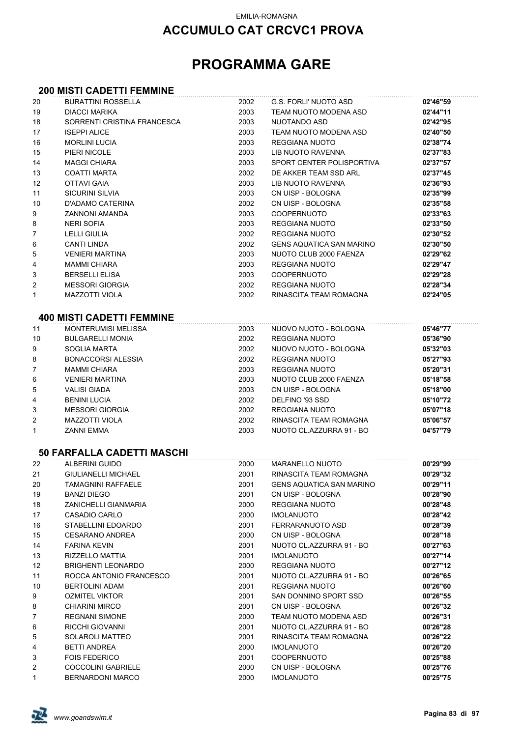EMILIA-ROMAGNA

# ACCUMULO CAT CRCVC1 PROVA

# PROGRAMMA GARE

## 200 MISTI CADETTI FEMMINE

| | | | | |
|---|---|---|---|---|
| 20 | BURATTINI ROSSELLA | 2002 | G.S. FORLI' NUOTO ASD | **02'46"59** |
| 19 | DIACCI MARIKA | 2003 | TEAM NUOTO MODENA ASD | **02'44"11** |
| 18 | SORRENTI CRISTINA FRANCESCA | 2003 | NUOTANDO ASD | **02'42"95** |
| 17 | ISEPPI ALICE | 2003 | TEAM NUOTO MODENA ASD | **02'40"50** |
| 16 | MORLINI LUCIA | 2003 | REGGIANA NUOTO | **02'38"74** |
| 15 | PIERI NICOLE | 2003 | LIB NUOTO RAVENNA | **02'37"83** |
| 14 | MAGGI CHIARA | 2003 | SPORT CENTER POLISPORTIVA | **02'37"57** |
| 13 | COATTI MARTA | 2002 | DE AKKER TEAM SSD ARL | **02'37"45** |
| 12 | OTTAVI GAIA | 2003 | LIB NUOTO RAVENNA | **02'36"93** |
| 11 | SICURINI SILVIA | 2003 | CN UISP - BOLOGNA | **02'35"99** |
| 10 | D'ADAMO CATERINA | 2002 | CN UISP - BOLOGNA | **02'35"58** |
| 9 | ZANNONI AMANDA | 2003 | COOPERNUOTO | **02'33"63** |
| 8 | NERI SOFIA | 2003 | REGGIANA NUOTO | **02'33"50** |
| 7 | LELLI GIULIA | 2002 | REGGIANA NUOTO | **02'30"52** |
| 6 | CANTI LINDA | 2002 | GENS AQUATICA SAN MARINO | **02'30"50** |
| 5 | VENIERI MARTINA | 2003 | NUOTO CLUB 2000 FAENZA | **02'29"62** |
| 4 | MAMMI CHIARA | 2003 | REGGIANA NUOTO | **02'29"47** |
| 3 | BERSELLI ELISA | 2003 | COOPERNUOTO | **02'29"28** |
| 2 | MESSORI GIORGIA | 2002 | REGGIANA NUOTO | **02'28"34** |
| 1 | MAZZOTTI VIOLA | 2002 | RINASCITA TEAM ROMAGNA | **02'24"05** |

## 400 MISTI CADETTI FEMMINE

| | | | | |
|---|---|---|---|---|
| 11 | MONTERUMISI MELISSA | 2003 | NUOVO NUOTO - BOLOGNA | **05'46"77** |
| 10 | BULGARELLI MONIA | 2002 | REGGIANA NUOTO | **05'36"90** |
| 9 | SOGLIA MARTA | 2002 | NUOVO NUOTO - BOLOGNA | **05'32"03** |
| 8 | BONACCORSI ALESSIA | 2002 | REGGIANA NUOTO | **05'27"93** |
| 7 | MAMMI CHIARA | 2003 | REGGIANA NUOTO | **05'20"31** |
| 6 | VENIERI MARTINA | 2003 | NUOTO CLUB 2000 FAENZA | **05'18"58** |
| 5 | VALISI GIADA | 2003 | CN UISP - BOLOGNA | **05'18"00** |
| 4 | BENINI LUCIA | 2002 | DELFINO '93 SSD | **05'10"72** |
| 3 | MESSORI GIORGIA | 2002 | REGGIANA NUOTO | **05'07"18** |
| 2 | MAZZOTTI VIOLA | 2002 | RINASCITA TEAM ROMAGNA | **05'06"57** |
| 1 | ZANNI EMMA | 2003 | NUOTO CL.AZZURRA 91 - BO | **04'57"79** |

## 50 FARFALLA CADETTI MASCHI

| | | | | |
|---|---|---|---|---|
| 22 | ALBERINI GUIDO | 2000 | MARANELLO NUOTO | **00'29"99** |
| 21 | GIULIANELLI MICHAEL | 2001 | RINASCITA TEAM ROMAGNA | **00'29"32** |
| 20 | TAMAGNINI RAFFAELE | 2001 | GENS AQUATICA SAN MARINO | **00'29"11** |
| 19 | BANZI DIEGO | 2001 | CN UISP - BOLOGNA | **00'28"90** |
| 18 | ZANICHELLI GIANMARIA | 2000 | REGGIANA NUOTO | **00'28"48** |
| 17 | CASADIO CARLO | 2000 | IMOLANUOTO | **00'28"42** |
| 16 | STABELLINI EDOARDO | 2001 | FERRARANUOTO ASD | **00'28"39** |
| 15 | CESARANO ANDREA | 2000 | CN UISP - BOLOGNA | **00'28"18** |
| 14 | FARINA KEVIN | 2001 | NUOTO CL.AZZURRA 91 - BO | **00'27"63** |
| 13 | RIZZELLO MATTIA | 2001 | IMOLANUOTO | **00'27"14** |
| 12 | BRIGHENTI LEONARDO | 2000 | REGGIANA NUOTO | **00'27"12** |
| 11 | ROCCA ANTONIO FRANCESCO | 2001 | NUOTO CL.AZZURRA 91 - BO | **00'26"65** |
| 10 | BERTOLINI ADAM | 2001 | REGGIANA NUOTO | **00'26"60** |
| 9 | OZMITEL VIKTOR | 2001 | SAN DONNINO SPORT SSD | **00'26"55** |
| 8 | CHIARINI MIRCO | 2001 | CN UISP - BOLOGNA | **00'26"32** |
| 7 | REGNANI SIMONE | 2000 | TEAM NUOTO MODENA ASD | **00'26"31** |
| 6 | RICCHI GIOVANNI | 2001 | NUOTO CL.AZZURRA 91 - BO | **00'26"28** |
| 5 | SOLAROLI MATTEO | 2001 | RINASCITA TEAM ROMAGNA | **00'26"22** |
| 4 | BETTI ANDREA | 2000 | IMOLANUOTO | **00'26"20** |
| 3 | FOIS FEDERICO | 2001 | COOPERNUOTO | **00'25"88** |
| 2 | COCCOLINI GABRIELE | 2000 | CN UISP - BOLOGNA | **00'25"76** |
| 1 | BERNARDONI MARCO | 2000 | IMOLANUOTO | **00'25"75** |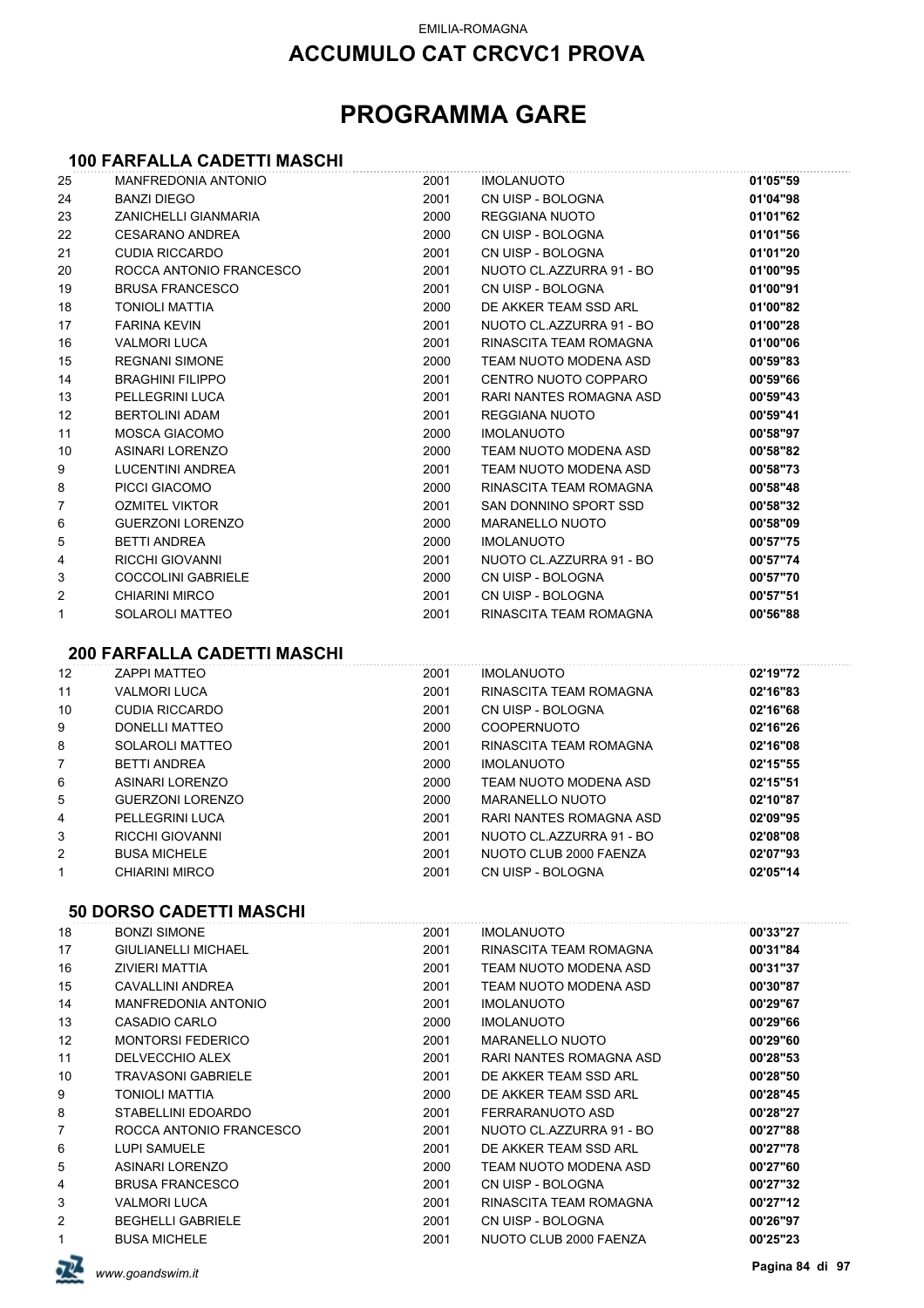EMILIA-ROMAGNA

# ACCUMULO CAT CRCVC1 PROVA

# PROGRAMMA GARE

## 100 FARFALLA CADETTI MASCHI

| | | | | |
|---|---|---|---|---|
| 25 | MANFREDONIA ANTONIO | 2001 | IMOLANUOTO | **01'05"59** |
| 24 | BANZI DIEGO | 2001 | CN UISP - BOLOGNA | **01'04"98** |
| 23 | ZANICHELLI GIANMARIA | 2000 | REGGIANA NUOTO | **01'01"62** |
| 22 | CESARANO ANDREA | 2000 | CN UISP - BOLOGNA | **01'01"56** |
| 21 | CUDIA RICCARDO | 2001 | CN UISP - BOLOGNA | **01'01"20** |
| 20 | ROCCA ANTONIO FRANCESCO | 2001 | NUOTO CL.AZZURRA 91 - BO | **01'00"95** |
| 19 | BRUSA FRANCESCO | 2001 | CN UISP - BOLOGNA | **01'00"91** |
| 18 | TONIOLI MATTIA | 2000 | DE AKKER TEAM SSD ARL | **01'00"82** |
| 17 | FARINA KEVIN | 2001 | NUOTO CL.AZZURRA 91 - BO | **01'00"28** |
| 16 | VALMORI LUCA | 2001 | RINASCITA TEAM ROMAGNA | **01'00"06** |
| 15 | REGNANI SIMONE | 2000 | TEAM NUOTO MODENA ASD | **00'59"83** |
| 14 | BRAGHINI FILIPPO | 2001 | CENTRO NUOTO COPPARO | **00'59"66** |
| 13 | PELLEGRINI LUCA | 2001 | RARI NANTES ROMAGNA ASD | **00'59"43** |
| 12 | BERTOLINI ADAM | 2001 | REGGIANA NUOTO | **00'59"41** |
| 11 | MOSCA GIACOMO | 2000 | IMOLANUOTO | **00'58"97** |
| 10 | ASINARI LORENZO | 2000 | TEAM NUOTO MODENA ASD | **00'58"82** |
| 9 | LUCENTINI ANDREA | 2001 | TEAM NUOTO MODENA ASD | **00'58"73** |
| 8 | PICCI GIACOMO | 2000 | RINASCITA TEAM ROMAGNA | **00'58"48** |
| 7 | OZMITEL VIKTOR | 2001 | SAN DONNINO SPORT SSD | **00'58"32** |
| 6 | GUERZONI LORENZO | 2000 | MARANELLO NUOTO | **00'58"09** |
| 5 | BETTI ANDREA | 2000 | IMOLANUOTO | **00'57"75** |
| 4 | RICCHI GIOVANNI | 2001 | NUOTO CL.AZZURRA 91 - BO | **00'57"74** |
| 3 | COCCOLINI GABRIELE | 2000 | CN UISP - BOLOGNA | **00'57"70** |
| 2 | CHIARINI MIRCO | 2001 | CN UISP - BOLOGNA | **00'57"51** |
| 1 | SOLAROLI MATTEO | 2001 | RINASCITA TEAM ROMAGNA | **00'56"88** |

## 200 FARFALLA CADETTI MASCHI

| | | | | |
|---|---|---|---|---|
| 12 | ZAPPI MATTEO | 2001 | IMOLANUOTO | **02'19"72** |
| 11 | VALMORI LUCA | 2001 | RINASCITA TEAM ROMAGNA | **02'16"83** |
| 10 | CUDIA RICCARDO | 2001 | CN UISP - BOLOGNA | **02'16"68** |
| 9 | DONELLI MATTEO | 2000 | COOPERNUOTO | **02'16"26** |
| 8 | SOLAROLI MATTEO | 2001 | RINASCITA TEAM ROMAGNA | **02'16"08** |
| 7 | BETTI ANDREA | 2000 | IMOLANUOTO | **02'15"55** |
| 6 | ASINARI LORENZO | 2000 | TEAM NUOTO MODENA ASD | **02'15"51** |
| 5 | GUERZONI LORENZO | 2000 | MARANELLO NUOTO | **02'10"87** |
| 4 | PELLEGRINI LUCA | 2001 | RARI NANTES ROMAGNA ASD | **02'09"95** |
| 3 | RICCHI GIOVANNI | 2001 | NUOTO CL.AZZURRA 91 - BO | **02'08"08** |
| 2 | BUSA MICHELE | 2001 | NUOTO CLUB 2000 FAENZA | **02'07"93** |
| 1 | CHIARINI MIRCO | 2001 | CN UISP - BOLOGNA | **02'05"14** |

## 50 DORSO CADETTI MASCHI

| | | | | |
|---|---|---|---|---|
| 18 | BONZI SIMONE | 2001 | IMOLANUOTO | **00'33"27** |
| 17 | GIULIANELLI MICHAEL | 2001 | RINASCITA TEAM ROMAGNA | **00'31"84** |
| 16 | ZIVIERI MATTIA | 2001 | TEAM NUOTO MODENA ASD | **00'31"37** |
| 15 | CAVALLINI ANDREA | 2001 | TEAM NUOTO MODENA ASD | **00'30"87** |
| 14 | MANFREDONIA ANTONIO | 2001 | IMOLANUOTO | **00'29"67** |
| 13 | CASADIO CARLO | 2000 | IMOLANUOTO | **00'29"66** |
| 12 | MONTORSI FEDERICO | 2001 | MARANELLO NUOTO | **00'29"60** |
| 11 | DELVECCHIO ALEX | 2001 | RARI NANTES ROMAGNA ASD | **00'28"53** |
| 10 | TRAVASONI GABRIELE | 2001 | DE AKKER TEAM SSD ARL | **00'28"50** |
| 9 | TONIOLI MATTIA | 2000 | DE AKKER TEAM SSD ARL | **00'28"45** |
| 8 | STABELLINI EDOARDO | 2001 | FERRARANUOTO ASD | **00'28"27** |
| 7 | ROCCA ANTONIO FRANCESCO | 2001 | NUOTO CL.AZZURRA 91 - BO | **00'27"88** |
| 6 | LUPI SAMUELE | 2001 | DE AKKER TEAM SSD ARL | **00'27"78** |
| 5 | ASINARI LORENZO | 2000 | TEAM NUOTO MODENA ASD | **00'27"60** |
| 4 | BRUSA FRANCESCO | 2001 | CN UISP - BOLOGNA | **00'27"32** |
| 3 | VALMORI LUCA | 2001 | RINASCITA TEAM ROMAGNA | **00'27"12** |
| 2 | BEGHELLI GABRIELE | 2001 | CN UISP - BOLOGNA | **00'26"97** |
| 1 | BUSA MICHELE | 2001 | NUOTO CLUB 2000 FAENZA | **00'25"23** |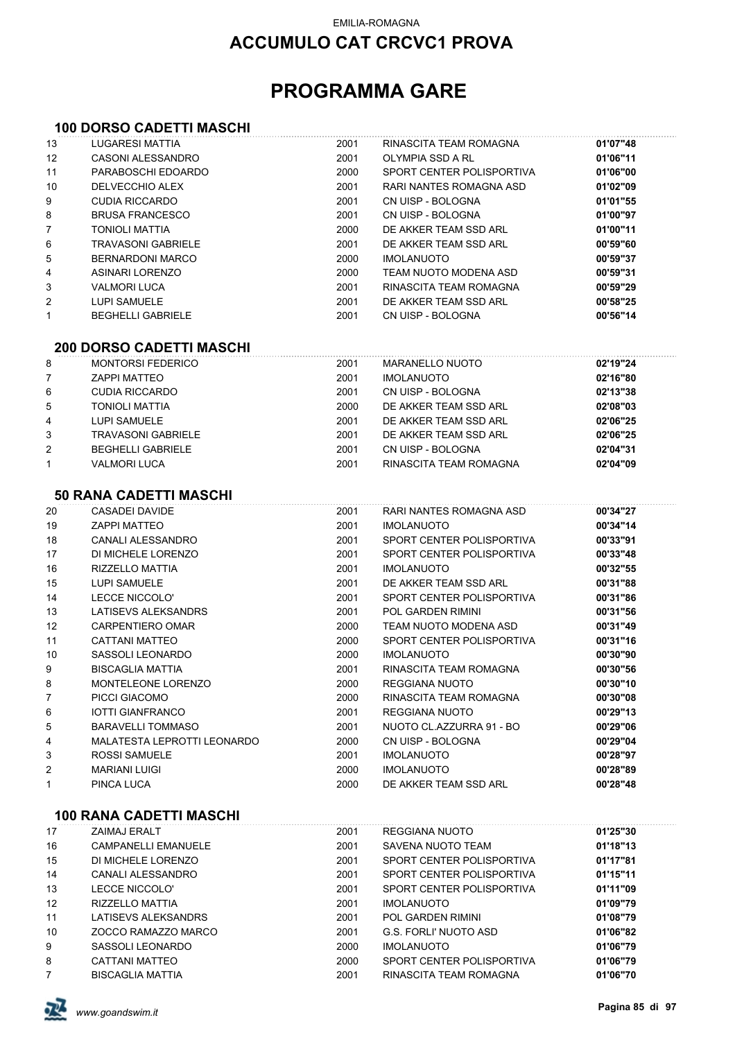EMILIA-ROMAGNA

# ACCUMULO CAT CRCVC1 PROVA

# PROGRAMMA GARE

## 100 DORSO CADETTI MASCHI

| | | | | |
|---|---|---|---|---|
| 13 | LUGARESI MATTIA | 2001 | RINASCITA TEAM ROMAGNA | **01'07"48** |
| 12 | CASONI ALESSANDRO | 2001 | OLYMPIA SSD A RL | **01'06"11** |
| 11 | PARABOSCHI EDOARDO | 2000 | SPORT CENTER POLISPORTIVA | **01'06"00** |
| 10 | DELVECCHIO ALEX | 2001 | RARI NANTES ROMAGNA ASD | **01'02"09** |
| 9 | CUDIA RICCARDO | 2001 | CN UISP - BOLOGNA | **01'01"55** |
| 8 | BRUSA FRANCESCO | 2001 | CN UISP - BOLOGNA | **01'00"97** |
| 7 | TONIOLI MATTIA | 2000 | DE AKKER TEAM SSD ARL | **01'00"11** |
| 6 | TRAVASONI GABRIELE | 2001 | DE AKKER TEAM SSD ARL | **00'59"60** |
| 5 | BERNARDONI MARCO | 2000 | IMOLANUOTO | **00'59"37** |
| 4 | ASINARI LORENZO | 2000 | TEAM NUOTO MODENA ASD | **00'59"31** |
| 3 | VALMORI LUCA | 2001 | RINASCITA TEAM ROMAGNA | **00'59"29** |
| 2 | LUPI SAMUELE | 2001 | DE AKKER TEAM SSD ARL | **00'58"25** |
| 1 | BEGHELLI GABRIELE | 2001 | CN UISP - BOLOGNA | **00'56"14** |

## 200 DORSO CADETTI MASCHI

| | | | | |
|---|---|---|---|---|
| 8 | MONTORSI FEDERICO | 2001 | MARANELLO NUOTO | **02'19"24** |
| 7 | ZAPPI MATTEO | 2001 | IMOLANUOTO | **02'16"80** |
| 6 | CUDIA RICCARDO | 2001 | CN UISP - BOLOGNA | **02'13"38** |
| 5 | TONIOLI MATTIA | 2000 | DE AKKER TEAM SSD ARL | **02'08"03** |
| 4 | LUPI SAMUELE | 2001 | DE AKKER TEAM SSD ARL | **02'06"25** |
| 3 | TRAVASONI GABRIELE | 2001 | DE AKKER TEAM SSD ARL | **02'06"25** |
| 2 | BEGHELLI GABRIELE | 2001 | CN UISP - BOLOGNA | **02'04"31** |
| 1 | VALMORI LUCA | 2001 | RINASCITA TEAM ROMAGNA | **02'04"09** |

## 50 RANA CADETTI MASCHI

| | | | | |
|---|---|---|---|---|
| 20 | CASADEI DAVIDE | 2001 | RARI NANTES ROMAGNA ASD | **00'34"27** |
| 19 | ZAPPI MATTEO | 2001 | IMOLANUOTO | **00'34"14** |
| 18 | CANALI ALESSANDRO | 2001 | SPORT CENTER POLISPORTIVA | **00'33"91** |
| 17 | DI MICHELE LORENZO | 2001 | SPORT CENTER POLISPORTIVA | **00'33"48** |
| 16 | RIZZELLO MATTIA | 2001 | IMOLANUOTO | **00'32"55** |
| 15 | LUPI SAMUELE | 2001 | DE AKKER TEAM SSD ARL | **00'31"88** |
| 14 | LECCE NICCOLO' | 2001 | SPORT CENTER POLISPORTIVA | **00'31"86** |
| 13 | LATISEVS ALEKSANDRS | 2001 | POL GARDEN RIMINI | **00'31"56** |
| 12 | CARPENTIERO OMAR | 2000 | TEAM NUOTO MODENA ASD | **00'31"49** |
| 11 | CATTANI MATTEO | 2000 | SPORT CENTER POLISPORTIVA | **00'31"16** |
| 10 | SASSOLI LEONARDO | 2000 | IMOLANUOTO | **00'30"90** |
| 9 | BISCAGLIA MATTIA | 2001 | RINASCITA TEAM ROMAGNA | **00'30"56** |
| 8 | MONTELEONE LORENZO | 2000 | REGGIANA NUOTO | **00'30"10** |
| 7 | PICCI GIACOMO | 2000 | RINASCITA TEAM ROMAGNA | **00'30"08** |
| 6 | IOTTI GIANFRANCO | 2001 | REGGIANA NUOTO | **00'29"13** |
| 5 | BARAVELLI TOMMASO | 2001 | NUOTO CL.AZZURRA 91 - BO | **00'29"06** |
| 4 | MALATESTA LEPROTTI LEONARDO | 2000 | CN UISP - BOLOGNA | **00'29"04** |
| 3 | ROSSI SAMUELE | 2001 | IMOLANUOTO | **00'28"97** |
| 2 | MARIANI LUIGI | 2000 | IMOLANUOTO | **00'28"89** |
| 1 | PINCA LUCA | 2000 | DE AKKER TEAM SSD ARL | **00'28"48** |

## 100 RANA CADETTI MASCHI

| | | | | |
|---|---|---|---|---|
| 17 | ZAIMAJ ERALT | 2001 | REGGIANA NUOTO | **01'25"30** |
| 16 | CAMPANELLI EMANUELE | 2001 | SAVENA NUOTO TEAM | **01'18"13** |
| 15 | DI MICHELE LORENZO | 2001 | SPORT CENTER POLISPORTIVA | **01'17"81** |
| 14 | CANALI ALESSANDRO | 2001 | SPORT CENTER POLISPORTIVA | **01'15"11** |
| 13 | LECCE NICCOLO' | 2001 | SPORT CENTER POLISPORTIVA | **01'11"09** |
| 12 | RIZZELLO MATTIA | 2001 | IMOLANUOTO | **01'09"79** |
| 11 | LATISEVS ALEKSANDRS | 2001 | POL GARDEN RIMINI | **01'08"79** |
| 10 | ZOCCO RAMAZZO MARCO | 2001 | G.S. FORLI' NUOTO ASD | **01'06"82** |
| 9 | SASSOLI LEONARDO | 2000 | IMOLANUOTO | **01'06"79** |
| 8 | CATTANI MATTEO | 2000 | SPORT CENTER POLISPORTIVA | **01'06"79** |
| 7 | BISCAGLIA MATTIA | 2001 | RINASCITA TEAM ROMAGNA | **01'06"70** |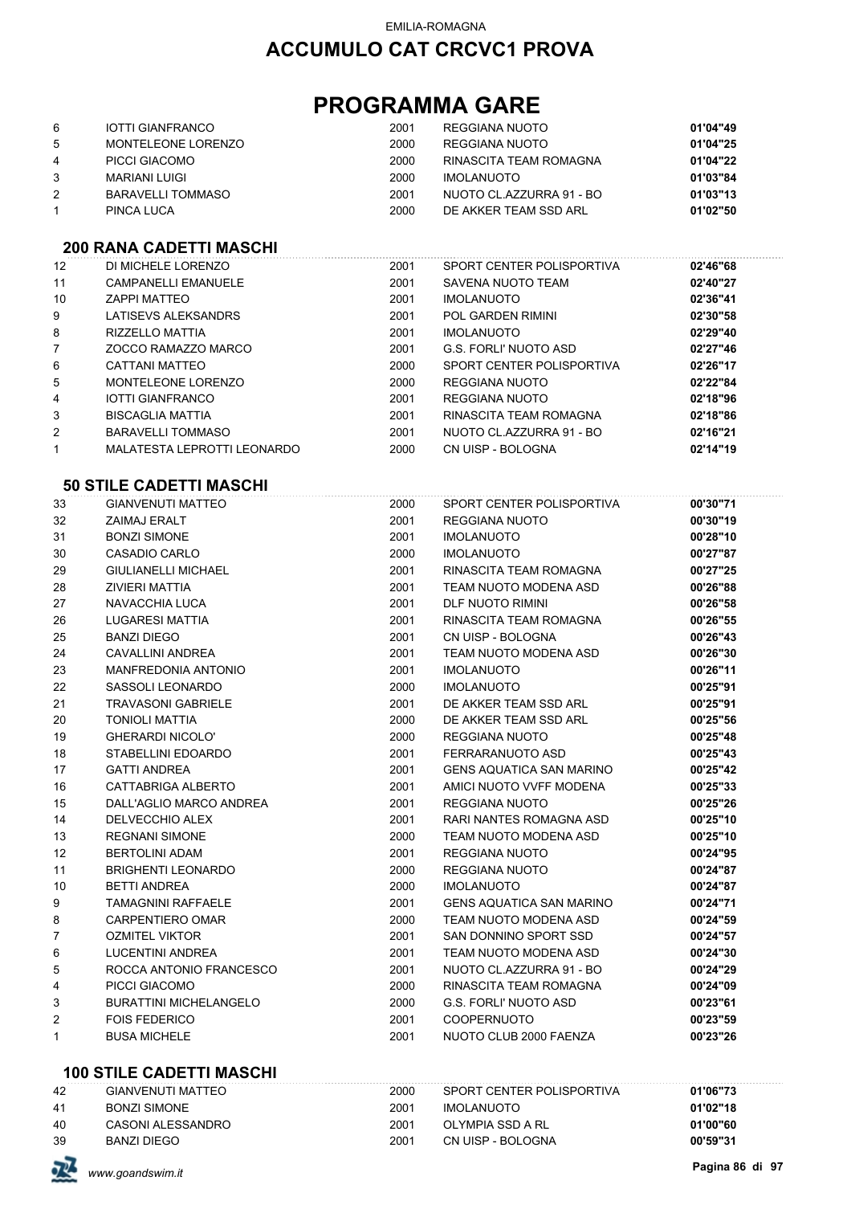EMILIA-ROMAGNA

# ACCUMULO CAT CRCVC1 PROVA

# PROGRAMMA GARE

| | | | | |
|---|---|---|---|---|
| 6 | IOTTI GIANFRANCO | 2001 | REGGIANA NUOTO | **01'04"49** |
| 5 | MONTELEONE LORENZO | 2000 | REGGIANA NUOTO | **01'04"25** |
| 4 | PICCI GIACOMO | 2000 | RINASCITA TEAM ROMAGNA | **01'04"22** |
| 3 | MARIANI LUIGI | 2000 | IMOLANUOTO | **01'03"84** |
| 2 | BARAVELLI TOMMASO | 2001 | NUOTO CL.AZZURRA 91 - BO | **01'03"13** |
| 1 | PINCA LUCA | 2000 | DE AKKER TEAM SSD ARL | **01'02"50** |

## 200 RANA CADETTI MASCHI

| | | | | |
|---|---|---|---|---|
| 12 | DI MICHELE LORENZO | 2001 | SPORT CENTER POLISPORTIVA | **02'46"68** |
| 11 | CAMPANELLI EMANUELE | 2001 | SAVENA NUOTO TEAM | **02'40"27** |
| 10 | ZAPPI MATTEO | 2001 | IMOLANUOTO | **02'36"41** |
| 9 | LATISEVS ALEKSANDRS | 2001 | POL GARDEN RIMINI | **02'30"58** |
| 8 | RIZZELLO MATTIA | 2001 | IMOLANUOTO | **02'29"40** |
| 7 | ZOCCO RAMAZZO MARCO | 2001 | G.S. FORLI' NUOTO ASD | **02'27"46** |
| 6 | CATTANI MATTEO | 2000 | SPORT CENTER POLISPORTIVA | **02'26"17** |
| 5 | MONTELEONE LORENZO | 2000 | REGGIANA NUOTO | **02'22"84** |
| 4 | IOTTI GIANFRANCO | 2001 | REGGIANA NUOTO | **02'18"96** |
| 3 | BISCAGLIA MATTIA | 2001 | RINASCITA TEAM ROMAGNA | **02'18"86** |
| 2 | BARAVELLI TOMMASO | 2001 | NUOTO CL.AZZURRA 91 - BO | **02'16"21** |
| 1 | MALATESTA LEPROTTI LEONARDO | 2000 | CN UISP - BOLOGNA | **02'14"19** |

## 50 STILE CADETTI MASCHI

| | | | | |
|---|---|---|---|---|
| 33 | GIANVENUTI MATTEO | 2000 | SPORT CENTER POLISPORTIVA | **00'30"71** |
| 32 | ZAIMAJ ERALT | 2001 | REGGIANA NUOTO | **00'30"19** |
| 31 | BONZI SIMONE | 2001 | IMOLANUOTO | **00'28"10** |
| 30 | CASADIO CARLO | 2000 | IMOLANUOTO | **00'27"87** |
| 29 | GIULIANELLI MICHAEL | 2001 | RINASCITA TEAM ROMAGNA | **00'27"25** |
| 28 | ZIVIERI MATTIA | 2001 | TEAM NUOTO MODENA ASD | **00'26"88** |
| 27 | NAVACCHIA LUCA | 2001 | DLF NUOTO RIMINI | **00'26"58** |
| 26 | LUGARESI MATTIA | 2001 | RINASCITA TEAM ROMAGNA | **00'26"55** |
| 25 | BANZI DIEGO | 2001 | CN UISP - BOLOGNA | **00'26"43** |
| 24 | CAVALLINI ANDREA | 2001 | TEAM NUOTO MODENA ASD | **00'26"30** |
| 23 | MANFREDONIA ANTONIO | 2001 | IMOLANUOTO | **00'26"11** |
| 22 | SASSOLI LEONARDO | 2000 | IMOLANUOTO | **00'25"91** |
| 21 | TRAVASONI GABRIELE | 2001 | DE AKKER TEAM SSD ARL | **00'25"91** |
| 20 | TONIOLI MATTIA | 2000 | DE AKKER TEAM SSD ARL | **00'25"56** |
| 19 | GHERARDI NICOLO' | 2000 | REGGIANA NUOTO | **00'25"48** |
| 18 | STABELLINI EDOARDO | 2001 | FERRARANUOTO ASD | **00'25"43** |
| 17 | GATTI ANDREA | 2001 | GENS AQUATICA SAN MARINO | **00'25"42** |
| 16 | CATTABRIGA ALBERTO | 2001 | AMICI NUOTO VVFF MODENA | **00'25"33** |
| 15 | DALL'AGLIO MARCO ANDREA | 2001 | REGGIANA NUOTO | **00'25"26** |
| 14 | DELVECCHIO ALEX | 2001 | RARI NANTES ROMAGNA ASD | **00'25"10** |
| 13 | REGNANI SIMONE | 2000 | TEAM NUOTO MODENA ASD | **00'25"10** |
| 12 | BERTOLINI ADAM | 2001 | REGGIANA NUOTO | **00'24"95** |
| 11 | BRIGHENTI LEONARDO | 2000 | REGGIANA NUOTO | **00'24"87** |
| 10 | BETTI ANDREA | 2000 | IMOLANUOTO | **00'24"87** |
| 9 | TAMAGNINI RAFFAELE | 2001 | GENS AQUATICA SAN MARINO | **00'24"71** |
| 8 | CARPENTIERO OMAR | 2000 | TEAM NUOTO MODENA ASD | **00'24"59** |
| 7 | OZMITEL VIKTOR | 2001 | SAN DONNINO SPORT SSD | **00'24"57** |
| 6 | LUCENTINI ANDREA | 2001 | TEAM NUOTO MODENA ASD | **00'24"30** |
| 5 | ROCCA ANTONIO FRANCESCO | 2001 | NUOTO CL.AZZURRA 91 - BO | **00'24"29** |
| 4 | PICCI GIACOMO | 2000 | RINASCITA TEAM ROMAGNA | **00'24"09** |
| 3 | BURATTINI MICHELANGELO | 2000 | G.S. FORLI' NUOTO ASD | **00'23"61** |
| 2 | FOIS FEDERICO | 2001 | COOPERNUOTO | **00'23"59** |
| 1 | BUSA MICHELE | 2001 | NUOTO CLUB 2000 FAENZA | **00'23"26** |

## 100 STILE CADETTI MASCHI

| | | | | |
|---|---|---|---|---|
| 42 | GIANVENUTI MATTEO | 2000 | SPORT CENTER POLISPORTIVA | **01'06"73** |
| 41 | BONZI SIMONE | 2001 | IMOLANUOTO | **01'02"18** |
| 40 | CASONI ALESSANDRO | 2001 | OLYMPIA SSD A RL | **01'00"60** |
| 39 | BANZI DIEGO | 2001 | CN UISP - BOLOGNA | **00'59"31** |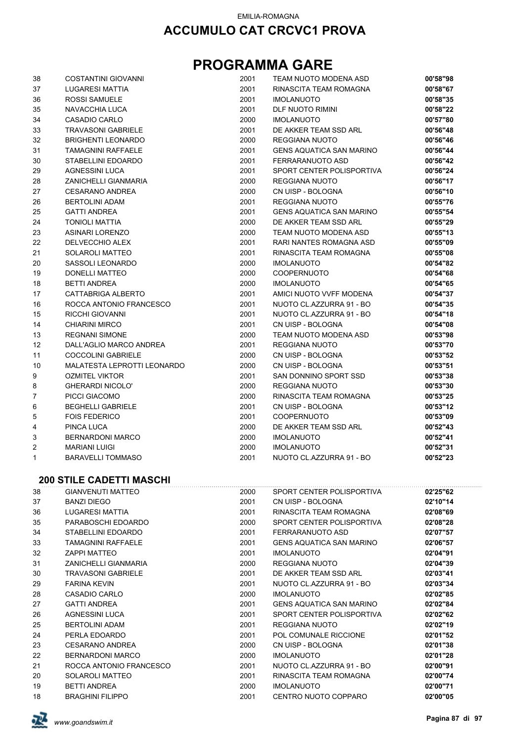EMILIA-ROMAGNA

## ACCUMULO CAT CRCVC1 PROVA

# PROGRAMMA GARE

| | | | | |
|---|---|---|---|---|
| 38 | COSTANTINI GIOVANNI | 2001 | TEAM NUOTO MODENA ASD | **00'58"98** |
| 37 | LUGARESI MATTIA | 2001 | RINASCITA TEAM ROMAGNA | **00'58"67** |
| 36 | ROSSI SAMUELE | 2001 | IMOLANUOTO | **00'58"35** |
| 35 | NAVACCHIA LUCA | 2001 | DLF NUOTO RIMINI | **00'58"22** |
| 34 | CASADIO CARLO | 2000 | IMOLANUOTO | **00'57"80** |
| 33 | TRAVASONI GABRIELE | 2001 | DE AKKER TEAM SSD ARL | **00'56"48** |
| 32 | BRIGHENTI LEONARDO | 2000 | REGGIANA NUOTO | **00'56"46** |
| 31 | TAMAGNINI RAFFAELE | 2001 | GENS AQUATICA SAN MARINO | **00'56"44** |
| 30 | STABELLINI EDOARDO | 2001 | FERRARANUOTO ASD | **00'56"42** |
| 29 | AGNESSINI LUCA | 2001 | SPORT CENTER POLISPORTIVA | **00'56"24** |
| 28 | ZANICHELLI GIANMARIA | 2000 | REGGIANA NUOTO | **00'56"17** |
| 27 | CESARANO ANDREA | 2000 | CN UISP - BOLOGNA | **00'56"10** |
| 26 | BERTOLINI ADAM | 2001 | REGGIANA NUOTO | **00'55"76** |
| 25 | GATTI ANDREA | 2001 | GENS AQUATICA SAN MARINO | **00'55"54** |
| 24 | TONIOLI MATTIA | 2000 | DE AKKER TEAM SSD ARL | **00'55"29** |
| 23 | ASINARI LORENZO | 2000 | TEAM NUOTO MODENA ASD | **00'55"13** |
| 22 | DELVECCHIO ALEX | 2001 | RARI NANTES ROMAGNA ASD | **00'55"09** |
| 21 | SOLAROLI MATTEO | 2001 | RINASCITA TEAM ROMAGNA | **00'55"08** |
| 20 | SASSOLI LEONARDO | 2000 | IMOLANUOTO | **00'54"82** |
| 19 | DONELLI MATTEO | 2000 | COOPERNUOTO | **00'54"68** |
| 18 | BETTI ANDREA | 2000 | IMOLANUOTO | **00'54"65** |
| 17 | CATTABRIGA ALBERTO | 2001 | AMICI NUOTO VVFF MODENA | **00'54"37** |
| 16 | ROCCA ANTONIO FRANCESCO | 2001 | NUOTO CL.AZZURRA 91 - BO | **00'54"35** |
| 15 | RICCHI GIOVANNI | 2001 | NUOTO CL.AZZURRA 91 - BO | **00'54"18** |
| 14 | CHIARINI MIRCO | 2001 | CN UISP - BOLOGNA | **00'54"08** |
| 13 | REGNANI SIMONE | 2000 | TEAM NUOTO MODENA ASD | **00'53"98** |
| 12 | DALL'AGLIO MARCO ANDREA | 2001 | REGGIANA NUOTO | **00'53"70** |
| 11 | COCCOLINI GABRIELE | 2000 | CN UISP - BOLOGNA | **00'53"52** |
| 10 | MALATESTA LEPROTTI LEONARDO | 2000 | CN UISP - BOLOGNA | **00'53"51** |
| 9 | OZMITEL VIKTOR | 2001 | SAN DONNINO SPORT SSD | **00'53"38** |
| 8 | GHERARDI NICOLO' | 2000 | REGGIANA NUOTO | **00'53"30** |
| 7 | PICCI GIACOMO | 2000 | RINASCITA TEAM ROMAGNA | **00'53"25** |
| 6 | BEGHELLI GABRIELE | 2001 | CN UISP - BOLOGNA | **00'53"12** |
| 5 | FOIS FEDERICO | 2001 | COOPERNUOTO | **00'53"09** |
| 4 | PINCA LUCA | 2000 | DE AKKER TEAM SSD ARL | **00'52"43** |
| 3 | BERNARDONI MARCO | 2000 | IMOLANUOTO | **00'52"41** |
| 2 | MARIANI LUIGI | 2000 | IMOLANUOTO | **00'52"31** |
| 1 | BARAVELLI TOMMASO | 2001 | NUOTO CL.AZZURRA 91 - BO | **00'52"23** |

### 200 STILE CADETTI MASCHI

| | | | | |
|---|---|---|---|---|
| 38 | GIANVENUTI MATTEO | 2000 | SPORT CENTER POLISPORTIVA | **02'25"62** |
| 37 | BANZI DIEGO | 2001 | CN UISP - BOLOGNA | **02'10"14** |
| 36 | LUGARESI MATTIA | 2001 | RINASCITA TEAM ROMAGNA | **02'08"69** |
| 35 | PARABOSCHI EDOARDO | 2000 | SPORT CENTER POLISPORTIVA | **02'08"28** |
| 34 | STABELLINI EDOARDO | 2001 | FERRARANUOTO ASD | **02'07"57** |
| 33 | TAMAGNINI RAFFAELE | 2001 | GENS AQUATICA SAN MARINO | **02'06"57** |
| 32 | ZAPPI MATTEO | 2001 | IMOLANUOTO | **02'04"91** |
| 31 | ZANICHELLI GIANMARIA | 2000 | REGGIANA NUOTO | **02'04"39** |
| 30 | TRAVASONI GABRIELE | 2001 | DE AKKER TEAM SSD ARL | **02'03"41** |
| 29 | FARINA KEVIN | 2001 | NUOTO CL.AZZURRA 91 - BO | **02'03"34** |
| 28 | CASADIO CARLO | 2000 | IMOLANUOTO | **02'02"85** |
| 27 | GATTI ANDREA | 2001 | GENS AQUATICA SAN MARINO | **02'02"84** |
| 26 | AGNESSINI LUCA | 2001 | SPORT CENTER POLISPORTIVA | **02'02"62** |
| 25 | BERTOLINI ADAM | 2001 | REGGIANA NUOTO | **02'02"19** |
| 24 | PERLA EDOARDO | 2001 | POL COMUNALE RICCIONE | **02'01"52** |
| 23 | CESARANO ANDREA | 2000 | CN UISP - BOLOGNA | **02'01"38** |
| 22 | BERNARDONI MARCO | 2000 | IMOLANUOTO | **02'01"28** |
| 21 | ROCCA ANTONIO FRANCESCO | 2001 | NUOTO CL.AZZURRA 91 - BO | **02'00"91** |
| 20 | SOLAROLI MATTEO | 2001 | RINASCITA TEAM ROMAGNA | **02'00"74** |
| 19 | BETTI ANDREA | 2000 | IMOLANUOTO | **02'00"71** |
| 18 | BRAGHINI FILIPPO | 2001 | CENTRO NUOTO COPPARO | **02'00"05** |

www.goandswim.it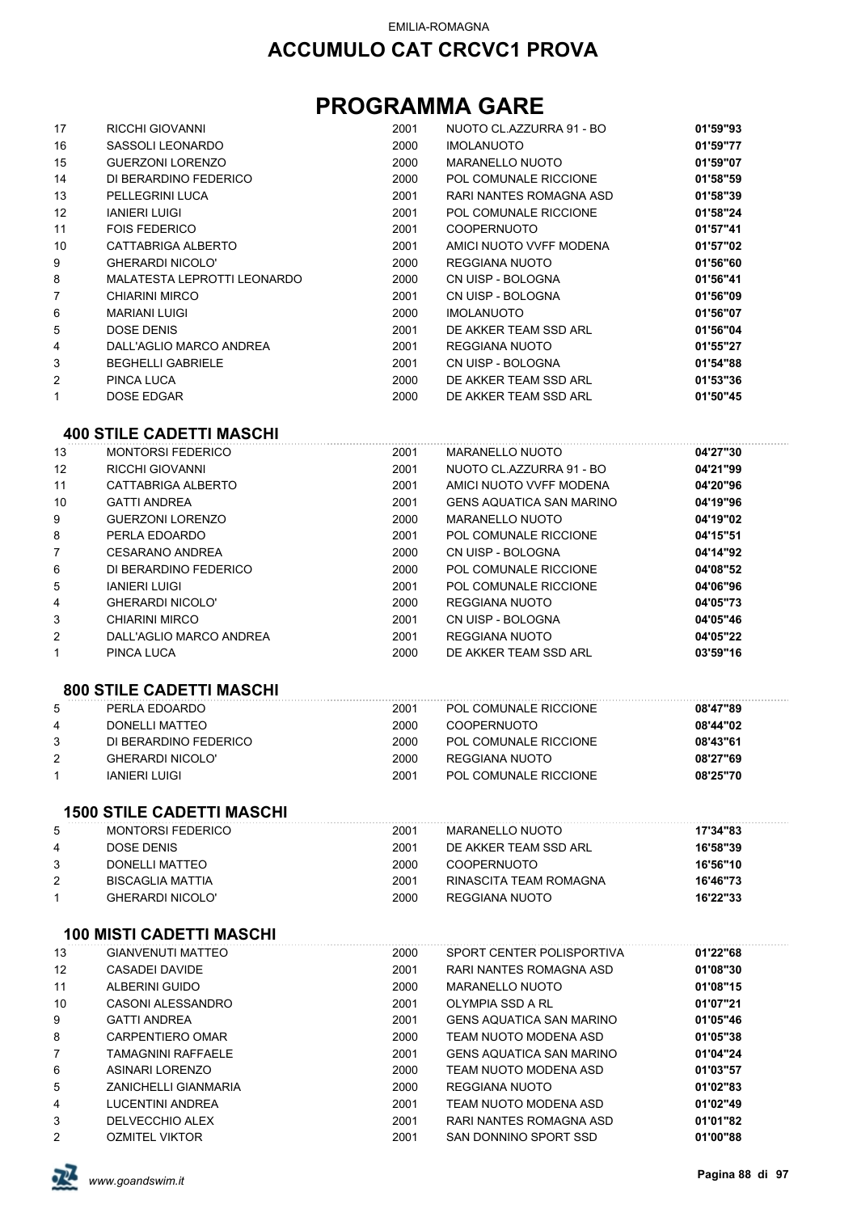EMILIA-ROMAGNA

# ACCUMULO CAT CRCVC1 PROVA

# PROGRAMMA GARE

| | | | | |
|---|---|---|---|---|
| 17 | RICCHI GIOVANNI | 2001 | NUOTO CL.AZZURRA 91 - BO | **01'59"93** |
| 16 | SASSOLI LEONARDO | 2000 | IMOLANUOTO | **01'59"77** |
| 15 | GUERZONI LORENZO | 2000 | MARANELLO NUOTO | **01'59"07** |
| 14 | DI BERARDINO FEDERICO | 2000 | POL COMUNALE RICCIONE | **01'58"59** |
| 13 | PELLEGRINI LUCA | 2001 | RARI NANTES ROMAGNA ASD | **01'58"39** |
| 12 | IANIERI LUIGI | 2001 | POL COMUNALE RICCIONE | **01'58"24** |
| 11 | FOIS FEDERICO | 2001 | COOPERNUOTO | **01'57"41** |
| 10 | CATTABRIGA ALBERTO | 2001 | AMICI NUOTO VVFF MODENA | **01'57"02** |
| 9 | GHERARDI NICOLO' | 2000 | REGGIANA NUOTO | **01'56"60** |
| 8 | MALATESTA LEPROTTI LEONARDO | 2000 | CN UISP - BOLOGNA | **01'56"41** |
| 7 | CHIARINI MIRCO | 2001 | CN UISP - BOLOGNA | **01'56"09** |
| 6 | MARIANI LUIGI | 2000 | IMOLANUOTO | **01'56"07** |
| 5 | DOSE DENIS | 2001 | DE AKKER TEAM SSD ARL | **01'56"04** |
| 4 | DALL'AGLIO MARCO ANDREA | 2001 | REGGIANA NUOTO | **01'55"27** |
| 3 | BEGHELLI GABRIELE | 2001 | CN UISP - BOLOGNA | **01'54"88** |
| 2 | PINCA LUCA | 2000 | DE AKKER TEAM SSD ARL | **01'53"36** |
| 1 | DOSE EDGAR | 2000 | DE AKKER TEAM SSD ARL | **01'50"45** |

### 400 STILE CADETTI MASCHI

| | | | | |
|---|---|---|---|---|
| 13 | MONTORSI FEDERICO | 2001 | MARANELLO NUOTO | **04'27"30** |
| 12 | RICCHI GIOVANNI | 2001 | NUOTO CL.AZZURRA 91 - BO | **04'21"99** |
| 11 | CATTABRIGA ALBERTO | 2001 | AMICI NUOTO VVFF MODENA | **04'20"96** |
| 10 | GATTI ANDREA | 2001 | GENS AQUATICA SAN MARINO | **04'19"96** |
| 9 | GUERZONI LORENZO | 2000 | MARANELLO NUOTO | **04'19"02** |
| 8 | PERLA EDOARDO | 2001 | POL COMUNALE RICCIONE | **04'15"51** |
| 7 | CESARANO ANDREA | 2000 | CN UISP - BOLOGNA | **04'14"92** |
| 6 | DI BERARDINO FEDERICO | 2000 | POL COMUNALE RICCIONE | **04'08"52** |
| 5 | IANIERI LUIGI | 2001 | POL COMUNALE RICCIONE | **04'06"96** |
| 4 | GHERARDI NICOLO' | 2000 | REGGIANA NUOTO | **04'05"73** |
| 3 | CHIARINI MIRCO | 2001 | CN UISP - BOLOGNA | **04'05"46** |
| 2 | DALL'AGLIO MARCO ANDREA | 2001 | REGGIANA NUOTO | **04'05"22** |
| 1 | PINCA LUCA | 2000 | DE AKKER TEAM SSD ARL | **03'59"16** |

### 800 STILE CADETTI MASCHI

| | | | | |
|---|---|---|---|---|
| 5 | PERLA EDOARDO | 2001 | POL COMUNALE RICCIONE | **08'47"89** |
| 4 | DONELLI MATTEO | 2000 | COOPERNUOTO | **08'44"02** |
| 3 | DI BERARDINO FEDERICO | 2000 | POL COMUNALE RICCIONE | **08'43"61** |
| 2 | GHERARDI NICOLO' | 2000 | REGGIANA NUOTO | **08'27"69** |
| 1 | IANIERI LUIGI | 2001 | POL COMUNALE RICCIONE | **08'25"70** |

### 1500 STILE CADETTI MASCHI

| | | | | |
|---|---|---|---|---|
| 5 | MONTORSI FEDERICO | 2001 | MARANELLO NUOTO | **17'34"83** |
| 4 | DOSE DENIS | 2001 | DE AKKER TEAM SSD ARL | **16'58"39** |
| 3 | DONELLI MATTEO | 2000 | COOPERNUOTO | **16'56"10** |
| 2 | BISCAGLIA MATTIA | 2001 | RINASCITA TEAM ROMAGNA | **16'46"73** |
| 1 | GHERARDI NICOLO' | 2000 | REGGIANA NUOTO | **16'22"33** |

### 100 MISTI CADETTI MASCHI

| | | | | |
|---|---|---|---|---|
| 13 | GIANVENUTI MATTEO | 2000 | SPORT CENTER POLISPORTIVA | **01'22"68** |
| 12 | CASADEI DAVIDE | 2001 | RARI NANTES ROMAGNA ASD | **01'08"30** |
| 11 | ALBERINI GUIDO | 2000 | MARANELLO NUOTO | **01'08"15** |
| 10 | CASONI ALESSANDRO | 2001 | OLYMPIA SSD A RL | **01'07"21** |
| 9 | GATTI ANDREA | 2001 | GENS AQUATICA SAN MARINO | **01'05"46** |
| 8 | CARPENTIERO OMAR | 2000 | TEAM NUOTO MODENA ASD | **01'05"38** |
| 7 | TAMAGNINI RAFFAELE | 2001 | GENS AQUATICA SAN MARINO | **01'04"24** |
| 6 | ASINARI LORENZO | 2000 | TEAM NUOTO MODENA ASD | **01'03"57** |
| 5 | ZANICHELLI GIANMARIA | 2000 | REGGIANA NUOTO | **01'02"83** |
| 4 | LUCENTINI ANDREA | 2001 | TEAM NUOTO MODENA ASD | **01'02"49** |
| 3 | DELVECCHIO ALEX | 2001 | RARI NANTES ROMAGNA ASD | **01'01"82** |
| 2 | OZMITEL VIKTOR | 2001 | SAN DONNINO SPORT SSD | **01'00"88** |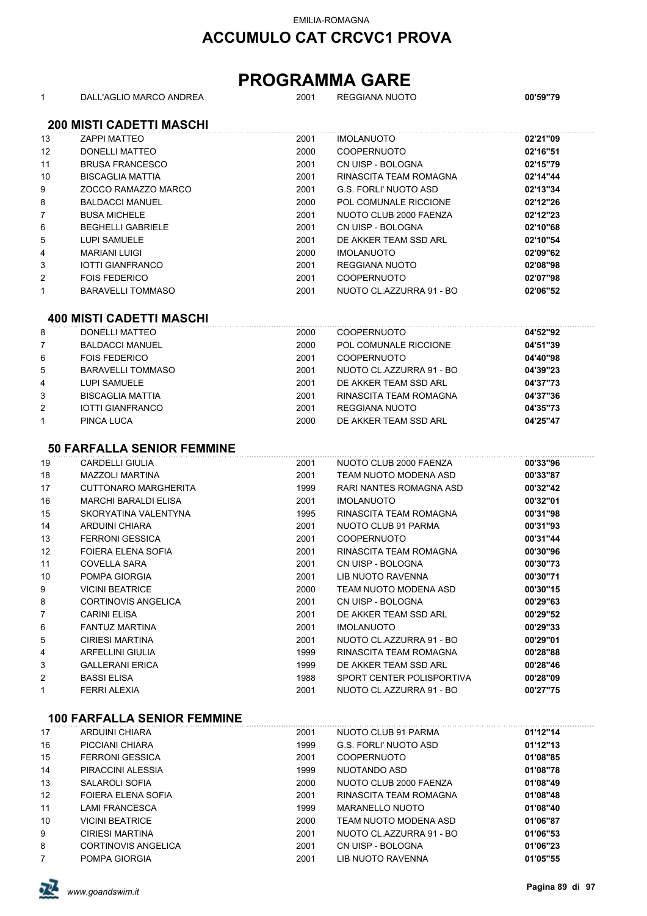EMILIA-ROMAGNA

# ACCUMULO CAT CRCVC1 PROVA

# PROGRAMMA GARE

| | | | | |
|---|---|---|---|---|
| 1 | DALL'AGLIO MARCO ANDREA | 2001 | REGGIANA NUOTO | **00'59"79** |

## 200 MISTI CADETTI MASCHI

| | | | | |
|---|---|---|---|---|
| 13 | ZAPPI MATTEO | 2001 | IMOLANUOTO | **02'21"09** |
| 12 | DONELLI MATTEO | 2000 | COOPERNUOTO | **02'16"51** |
| 11 | BRUSA FRANCESCO | 2001 | CN UISP - BOLOGNA | **02'15"79** |
| 10 | BISCAGLIA MATTIA | 2001 | RINASCITA TEAM ROMAGNA | **02'14"44** |
| 9 | ZOCCO RAMAZZO MARCO | 2001 | G.S. FORLI' NUOTO ASD | **02'13"34** |
| 8 | BALDACCI MANUEL | 2000 | POL COMUNALE RICCIONE | **02'12"26** |
| 7 | BUSA MICHELE | 2001 | NUOTO CLUB 2000 FAENZA | **02'12"23** |
| 6 | BEGHELLI GABRIELE | 2001 | CN UISP - BOLOGNA | **02'10"68** |
| 5 | LUPI SAMUELE | 2001 | DE AKKER TEAM SSD ARL | **02'10"54** |
| 4 | MARIANI LUIGI | 2000 | IMOLANUOTO | **02'09"62** |
| 3 | IOTTI GIANFRANCO | 2001 | REGGIANA NUOTO | **02'08"98** |
| 2 | FOIS FEDERICO | 2001 | COOPERNUOTO | **02'07"98** |
| 1 | BARAVELLI TOMMASO | 2001 | NUOTO CL.AZZURRA 91 - BO | **02'06"52** |

## 400 MISTI CADETTI MASCHI

| | | | | |
|---|---|---|---|---|
| 8 | DONELLI MATTEO | 2000 | COOPERNUOTO | **04'52"92** |
| 7 | BALDACCI MANUEL | 2000 | POL COMUNALE RICCIONE | **04'51"39** |
| 6 | FOIS FEDERICO | 2001 | COOPERNUOTO | **04'40"98** |
| 5 | BARAVELLI TOMMASO | 2001 | NUOTO CL.AZZURRA 91 - BO | **04'39"23** |
| 4 | LUPI SAMUELE | 2001 | DE AKKER TEAM SSD ARL | **04'37"73** |
| 3 | BISCAGLIA MATTIA | 2001 | RINASCITA TEAM ROMAGNA | **04'37"36** |
| 2 | IOTTI GIANFRANCO | 2001 | REGGIANA NUOTO | **04'35"73** |
| 1 | PINCA LUCA | 2000 | DE AKKER TEAM SSD ARL | **04'25"47** |

## 50 FARFALLA SENIOR FEMMINE

| | | | | |
|---|---|---|---|---|
| 19 | CARDELLI GIULIA | 2001 | NUOTO CLUB 2000 FAENZA | **00'33"96** |
| 18 | MAZZOLI MARTINA | 2001 | TEAM NUOTO MODENA ASD | **00'33"87** |
| 17 | CUTTONARO MARGHERITA | 1999 | RARI NANTES ROMAGNA ASD | **00'32"42** |
| 16 | MARCHI BARALDI ELISA | 2001 | IMOLANUOTO | **00'32"01** |
| 15 | SKORYATINA VALENTYNA | 1995 | RINASCITA TEAM ROMAGNA | **00'31"98** |
| 14 | ARDUINI CHIARA | 2001 | NUOTO CLUB 91 PARMA | **00'31"93** |
| 13 | FERRONI GESSICA | 2001 | COOPERNUOTO | **00'31"44** |
| 12 | FOIERA ELENA SOFIA | 2001 | RINASCITA TEAM ROMAGNA | **00'30"96** |
| 11 | COVELLA SARA | 2001 | CN UISP - BOLOGNA | **00'30"73** |
| 10 | POMPA GIORGIA | 2001 | LIB NUOTO RAVENNA | **00'30"71** |
| 9 | VICINI BEATRICE | 2000 | TEAM NUOTO MODENA ASD | **00'30"15** |
| 8 | CORTINOVIS ANGELICA | 2001 | CN UISP - BOLOGNA | **00'29"63** |
| 7 | CARINI ELISA | 2001 | DE AKKER TEAM SSD ARL | **00'29"52** |
| 6 | FANTUZ MARTINA | 2001 | IMOLANUOTO | **00'29"33** |
| 5 | CIRIESI MARTINA | 2001 | NUOTO CL.AZZURRA 91 - BO | **00'29"01** |
| 4 | ARFELLINI GIULIA | 1999 | RINASCITA TEAM ROMAGNA | **00'28"88** |
| 3 | GALLERANI ERICA | 1999 | DE AKKER TEAM SSD ARL | **00'28"46** |
| 2 | BASSI ELISA | 1988 | SPORT CENTER POLISPORTIVA | **00'28"09** |
| 1 | FERRI ALEXIA | 2001 | NUOTO CL.AZZURRA 91 - BO | **00'27"75** |

## 100 FARFALLA SENIOR FEMMINE

| | | | | |
|---|---|---|---|---|
| 17 | ARDUINI CHIARA | 2001 | NUOTO CLUB 91 PARMA | **01'12"14** |
| 16 | PICCIANI CHIARA | 1999 | G.S. FORLI' NUOTO ASD | **01'12"13** |
| 15 | FERRONI GESSICA | 2001 | COOPERNUOTO | **01'08"85** |
| 14 | PIRACCINI ALESSIA | 1999 | NUOTANDO ASD | **01'08"78** |
| 13 | SALAROLI SOFIA | 2000 | NUOTO CLUB 2000 FAENZA | **01'08"49** |
| 12 | FOIERA ELENA SOFIA | 2001 | RINASCITA TEAM ROMAGNA | **01'08"48** |
| 11 | LAMI FRANCESCA | 1999 | MARANELLO NUOTO | **01'08"40** |
| 10 | VICINI BEATRICE | 2000 | TEAM NUOTO MODENA ASD | **01'06"87** |
| 9 | CIRIESI MARTINA | 2001 | NUOTO CL.AZZURRA 91 - BO | **01'06"53** |
| 8 | CORTINOVIS ANGELICA | 2001 | CN UISP - BOLOGNA | **01'06"23** |
| 7 | POMPA GIORGIA | 2001 | LIB NUOTO RAVENNA | **01'05"55** |

www.goandswim.it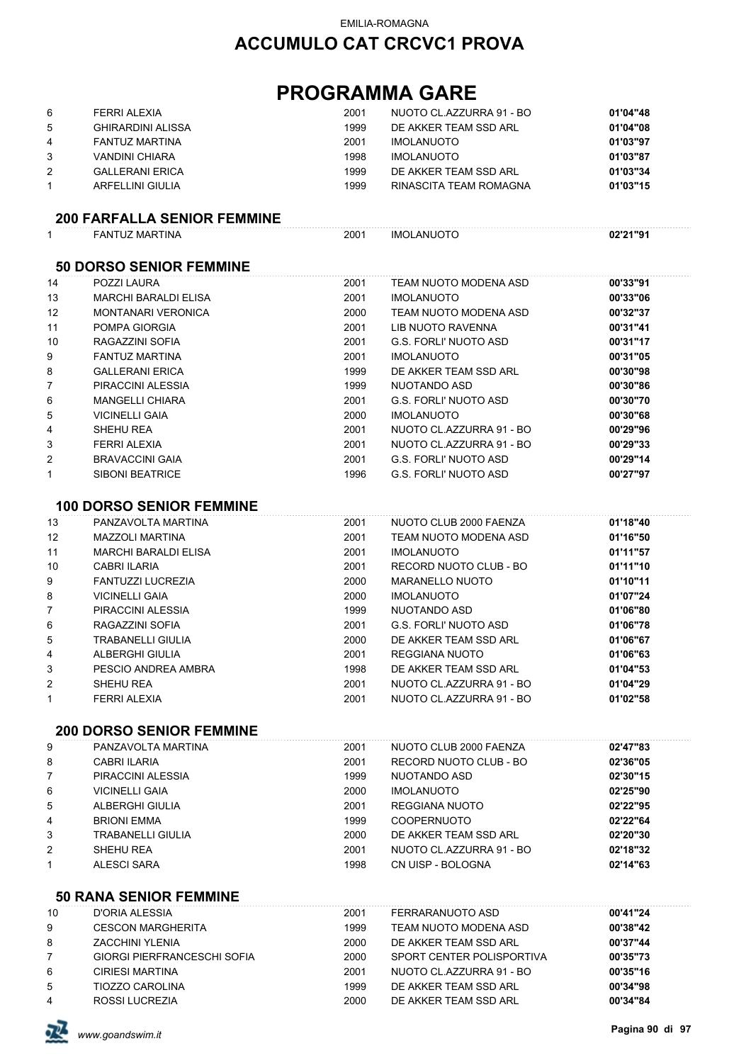EMILIA-ROMAGNA

# ACCUMULO CAT CRCVC1 PROVA

# PROGRAMMA GARE

| | | | | |
|---|---|---|---|---|
| 6 | FERRI ALEXIA | 2001 | NUOTO CL.AZZURRA 91 - BO | **01'04"48** |
| 5 | GHIRARDINI ALISSA | 1999 | DE AKKER TEAM SSD ARL | **01'04"08** |
| 4 | FANTUZ MARTINA | 2001 | IMOLANUOTO | **01'03"97** |
| 3 | VANDINI CHIARA | 1998 | IMOLANUOTO | **01'03"87** |
| 2 | GALLERANI ERICA | 1999 | DE AKKER TEAM SSD ARL | **01'03"34** |
| 1 | ARFELLINI GIULIA | 1999 | RINASCITA TEAM ROMAGNA | **01'03"15** |

## 200 FARFALLA SENIOR FEMMINE

| | | | | |
|---|---|---|---|---|
| 1 | FANTUZ MARTINA | 2001 | IMOLANUOTO | **02'21"91** |

## 50 DORSO SENIOR FEMMINE

| | | | | |
|---|---|---|---|---|
| 14 | POZZI LAURA | 2001 | TEAM NUOTO MODENA ASD | **00'33"91** |
| 13 | MARCHI BARALDI ELISA | 2001 | IMOLANUOTO | **00'33"06** |
| 12 | MONTANARI VERONICA | 2000 | TEAM NUOTO MODENA ASD | **00'32"37** |
| 11 | POMPA GIORGIA | 2001 | LIB NUOTO RAVENNA | **00'31"41** |
| 10 | RAGAZZINI SOFIA | 2001 | G.S. FORLI' NUOTO ASD | **00'31"17** |
| 9 | FANTUZ MARTINA | 2001 | IMOLANUOTO | **00'31"05** |
| 8 | GALLERANI ERICA | 1999 | DE AKKER TEAM SSD ARL | **00'30"98** |
| 7 | PIRACCINI ALESSIA | 1999 | NUOTANDO ASD | **00'30"86** |
| 6 | MANGELLI CHIARA | 2001 | G.S. FORLI' NUOTO ASD | **00'30"70** |
| 5 | VICINELLI GAIA | 2000 | IMOLANUOTO | **00'30"68** |
| 4 | SHEHU REA | 2001 | NUOTO CL.AZZURRA 91 - BO | **00'29"96** |
| 3 | FERRI ALEXIA | 2001 | NUOTO CL.AZZURRA 91 - BO | **00'29"33** |
| 2 | BRAVACCINI GAIA | 2001 | G.S. FORLI' NUOTO ASD | **00'29"14** |
| 1 | SIBONI BEATRICE | 1996 | G.S. FORLI' NUOTO ASD | **00'27"97** |

## 100 DORSO SENIOR FEMMINE

| | | | | |
|---|---|---|---|---|
| 13 | PANZAVOLTA MARTINA | 2001 | NUOTO CLUB 2000 FAENZA | **01'18"40** |
| 12 | MAZZOLI MARTINA | 2001 | TEAM NUOTO MODENA ASD | **01'16"50** |
| 11 | MARCHI BARALDI ELISA | 2001 | IMOLANUOTO | **01'11"57** |
| 10 | CABRI ILARIA | 2001 | RECORD NUOTO CLUB - BO | **01'11"10** |
| 9 | FANTUZZI LUCREZIA | 2000 | MARANELLO NUOTO | **01'10"11** |
| 8 | VICINELLI GAIA | 2000 | IMOLANUOTO | **01'07"24** |
| 7 | PIRACCINI ALESSIA | 1999 | NUOTANDO ASD | **01'06"80** |
| 6 | RAGAZZINI SOFIA | 2001 | G.S. FORLI' NUOTO ASD | **01'06"78** |
| 5 | TRABANELLI GIULIA | 2000 | DE AKKER TEAM SSD ARL | **01'06"67** |
| 4 | ALBERGHI GIULIA | 2001 | REGGIANA NUOTO | **01'06"63** |
| 3 | PESCIO ANDREA AMBRA | 1998 | DE AKKER TEAM SSD ARL | **01'04"53** |
| 2 | SHEHU REA | 2001 | NUOTO CL.AZZURRA 91 - BO | **01'04"29** |
| 1 | FERRI ALEXIA | 2001 | NUOTO CL.AZZURRA 91 - BO | **01'02"58** |

## 200 DORSO SENIOR FEMMINE

| | | | | |
|---|---|---|---|---|
| 9 | PANZAVOLTA MARTINA | 2001 | NUOTO CLUB 2000 FAENZA | **02'47"83** |
| 8 | CABRI ILARIA | 2001 | RECORD NUOTO CLUB - BO | **02'36"05** |
| 7 | PIRACCINI ALESSIA | 1999 | NUOTANDO ASD | **02'30"15** |
| 6 | VICINELLI GAIA | 2000 | IMOLANUOTO | **02'25"90** |
| 5 | ALBERGHI GIULIA | 2001 | REGGIANA NUOTO | **02'22"95** |
| 4 | BRIONI EMMA | 1999 | COOPERNUOTO | **02'22"64** |
| 3 | TRABANELLI GIULIA | 2000 | DE AKKER TEAM SSD ARL | **02'20"30** |
| 2 | SHEHU REA | 2001 | NUOTO CL.AZZURRA 91 - BO | **02'18"32** |
| 1 | ALESCI SARA | 1998 | CN UISP - BOLOGNA | **02'14"63** |

## 50 RANA SENIOR FEMMINE

| | | | | |
|---|---|---|---|---|
| 10 | D'ORIA ALESSIA | 2001 | FERRARANUOTO ASD | **00'41"24** |
| 9 | CESCON MARGHERITA | 1999 | TEAM NUOTO MODENA ASD | **00'38"42** |
| 8 | ZACCHINI YLENIA | 2000 | DE AKKER TEAM SSD ARL | **00'37"44** |
| 7 | GIORGI PIERFRANCESCHI SOFIA | 2000 | SPORT CENTER POLISPORTIVA | **00'35"73** |
| 6 | CIRIESI MARTINA | 2001 | NUOTO CL.AZZURRA 91 - BO | **00'35"16** |
| 5 | TIOZZO CAROLINA | 1999 | DE AKKER TEAM SSD ARL | **00'34"98** |
| 4 | ROSSI LUCREZIA | 2000 | DE AKKER TEAM SSD ARL | **00'34"84** |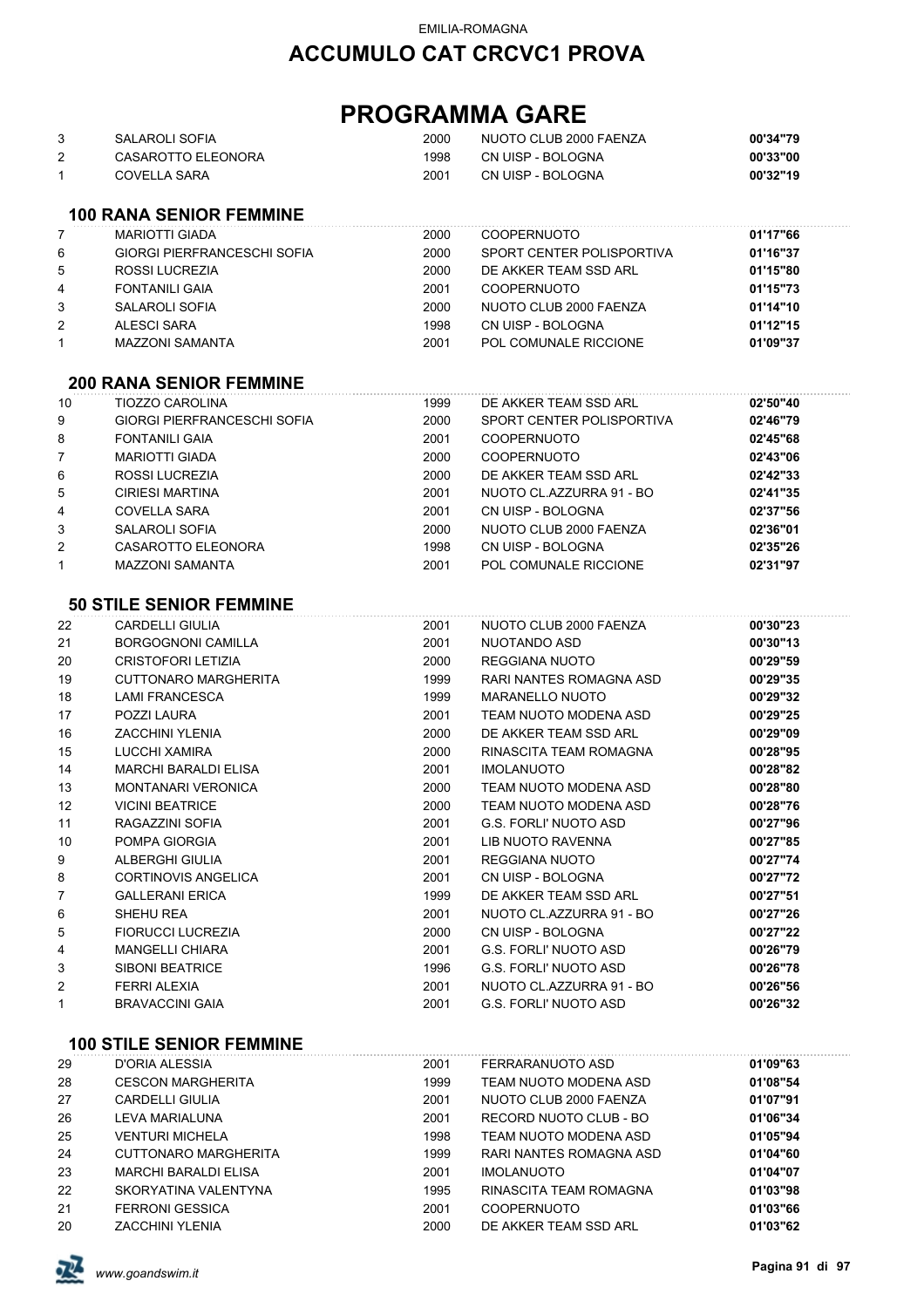EMILIA-ROMAGNA

# ACCUMULO CAT CRCVC1 PROVA

# PROGRAMMA GARE

| | | | | |
|---|---|---|---|---|
| 3 | SALAROLI SOFIA | 2000 | NUOTO CLUB 2000 FAENZA | **00'34"79** |
| 2 | CASAROTTO ELEONORA | 1998 | CN UISP - BOLOGNA | **00'33"00** |
| 1 | COVELLA SARA | 2001 | CN UISP - BOLOGNA | **00'32"19** |

### 100 RANA SENIOR FEMMINE

| | | | | |
|---|---|---|---|---|
| 7 | MARIOTTI GIADA | 2000 | COOPERNUOTO | **01'17"66** |
| 6 | GIORGI PIERFRANCESCHI SOFIA | 2000 | SPORT CENTER POLISPORTIVA | **01'16"37** |
| 5 | ROSSI LUCREZIA | 2000 | DE AKKER TEAM SSD ARL | **01'15"80** |
| 4 | FONTANILI GAIA | 2001 | COOPERNUOTO | **01'15"73** |
| 3 | SALAROLI SOFIA | 2000 | NUOTO CLUB 2000 FAENZA | **01'14"10** |
| 2 | ALESCI SARA | 1998 | CN UISP - BOLOGNA | **01'12"15** |
| 1 | MAZZONI SAMANTA | 2001 | POL COMUNALE RICCIONE | **01'09"37** |

### 200 RANA SENIOR FEMMINE

| | | | | |
|---|---|---|---|---|
| 10 | TIOZZO CAROLINA | 1999 | DE AKKER TEAM SSD ARL | **02'50"40** |
| 9 | GIORGI PIERFRANCESCHI SOFIA | 2000 | SPORT CENTER POLISPORTIVA | **02'46"79** |
| 8 | FONTANILI GAIA | 2001 | COOPERNUOTO | **02'45"68** |
| 7 | MARIOTTI GIADA | 2000 | COOPERNUOTO | **02'43"06** |
| 6 | ROSSI LUCREZIA | 2000 | DE AKKER TEAM SSD ARL | **02'42"33** |
| 5 | CIRIESI MARTINA | 2001 | NUOTO CL.AZZURRA 91 - BO | **02'41"35** |
| 4 | COVELLA SARA | 2001 | CN UISP - BOLOGNA | **02'37"56** |
| 3 | SALAROLI SOFIA | 2000 | NUOTO CLUB 2000 FAENZA | **02'36"01** |
| 2 | CASAROTTO ELEONORA | 1998 | CN UISP - BOLOGNA | **02'35"26** |
| 1 | MAZZONI SAMANTA | 2001 | POL COMUNALE RICCIONE | **02'31"97** |

### 50 STILE SENIOR FEMMINE

| | | | | |
|---|---|---|---|---|
| 22 | CARDELLI GIULIA | 2001 | NUOTO CLUB 2000 FAENZA | **00'30"23** |
| 21 | BORGOGNONI CAMILLA | 2001 | NUOTANDO ASD | **00'30"13** |
| 20 | CRISTOFORI LETIZIA | 2000 | REGGIANA NUOTO | **00'29"59** |
| 19 | CUTTONARO MARGHERITA | 1999 | RARI NANTES ROMAGNA ASD | **00'29"35** |
| 18 | LAMI FRANCESCA | 1999 | MARANELLO NUOTO | **00'29"32** |
| 17 | POZZI LAURA | 2001 | TEAM NUOTO MODENA ASD | **00'29"25** |
| 16 | ZACCHINI YLENIA | 2000 | DE AKKER TEAM SSD ARL | **00'29"09** |
| 15 | LUCCHI XAMIRA | 2000 | RINASCITA TEAM ROMAGNA | **00'28"95** |
| 14 | MARCHI BARALDI ELISA | 2001 | IMOLANUOTO | **00'28"82** |
| 13 | MONTANARI VERONICA | 2000 | TEAM NUOTO MODENA ASD | **00'28"80** |
| 12 | VICINI BEATRICE | 2000 | TEAM NUOTO MODENA ASD | **00'28"76** |
| 11 | RAGAZZINI SOFIA | 2001 | G.S. FORLI' NUOTO ASD | **00'27"96** |
| 10 | POMPA GIORGIA | 2001 | LIB NUOTO RAVENNA | **00'27"85** |
| 9 | ALBERGHI GIULIA | 2001 | REGGIANA NUOTO | **00'27"74** |
| 8 | CORTINOVIS ANGELICA | 2001 | CN UISP - BOLOGNA | **00'27"72** |
| 7 | GALLERANI ERICA | 1999 | DE AKKER TEAM SSD ARL | **00'27"51** |
| 6 | SHEHU REA | 2001 | NUOTO CL.AZZURRA 91 - BO | **00'27"26** |
| 5 | FIORUCCI LUCREZIA | 2000 | CN UISP - BOLOGNA | **00'27"22** |
| 4 | MANGELLI CHIARA | 2001 | G.S. FORLI' NUOTO ASD | **00'26"79** |
| 3 | SIBONI BEATRICE | 1996 | G.S. FORLI' NUOTO ASD | **00'26"78** |
| 2 | FERRI ALEXIA | 2001 | NUOTO CL.AZZURRA 91 - BO | **00'26"56** |
| 1 | BRAVACCINI GAIA | 2001 | G.S. FORLI' NUOTO ASD | **00'26"32** |

### 100 STILE SENIOR FEMMINE

| | | | | |
|---|---|---|---|---|
| 29 | D'ORIA ALESSIA | 2001 | FERRARANUOTO ASD | **01'09"63** |
| 28 | CESCON MARGHERITA | 1999 | TEAM NUOTO MODENA ASD | **01'08"54** |
| 27 | CARDELLI GIULIA | 2001 | NUOTO CLUB 2000 FAENZA | **01'07"91** |
| 26 | LEVA MARIALUNA | 2001 | RECORD NUOTO CLUB - BO | **01'06"34** |
| 25 | VENTURI MICHELA | 1998 | TEAM NUOTO MODENA ASD | **01'05"94** |
| 24 | CUTTONARO MARGHERITA | 1999 | RARI NANTES ROMAGNA ASD | **01'04"60** |
| 23 | MARCHI BARALDI ELISA | 2001 | IMOLANUOTO | **01'04"07** |
| 22 | SKORYATINA VALENTYNA | 1995 | RINASCITA TEAM ROMAGNA | **01'03"98** |
| 21 | FERRONI GESSICA | 2001 | COOPERNUOTO | **01'03"66** |
| 20 | ZACCHINI YLENIA | 2000 | DE AKKER TEAM SSD ARL | **01'03"62** |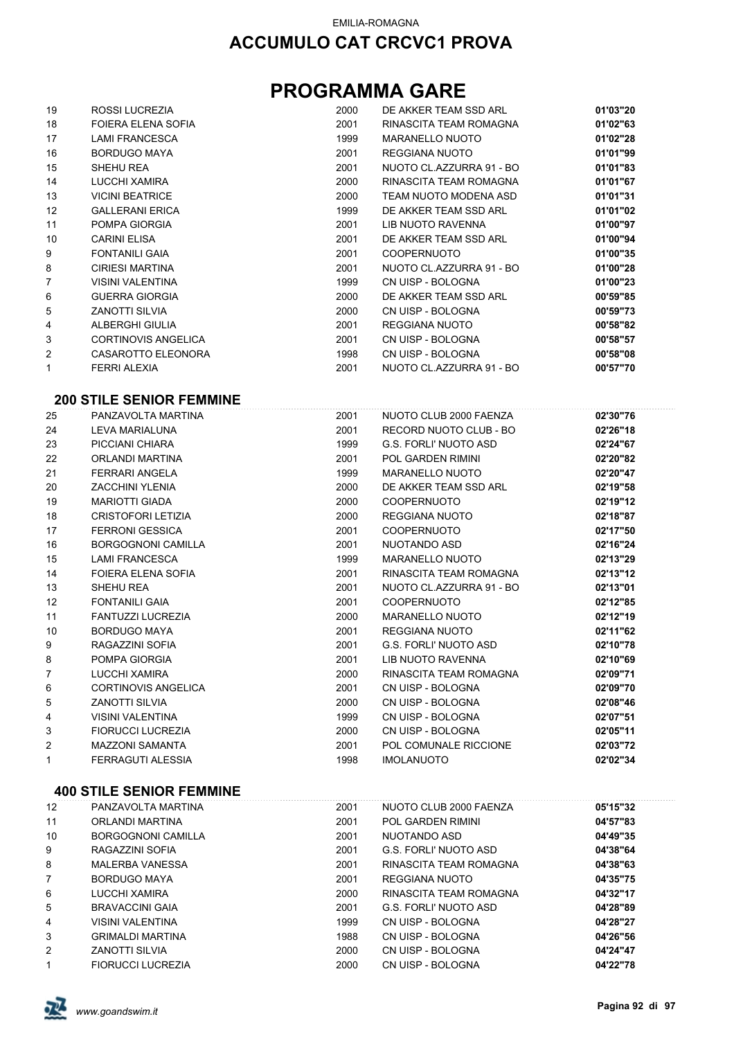EMILIA-ROMAGNA

# ACCUMULO CAT CRCVC1 PROVA

# PROGRAMMA GARE

| | | | | |
|---|---|---|---|---|
| 19 | ROSSI LUCREZIA | 2000 | DE AKKER TEAM SSD ARL | **01'03"20** |
| 18 | FOIERA ELENA SOFIA | 2001 | RINASCITA TEAM ROMAGNA | **01'02"63** |
| 17 | LAMI FRANCESCA | 1999 | MARANELLO NUOTO | **01'02"28** |
| 16 | BORDUGO MAYA | 2001 | REGGIANA NUOTO | **01'01"99** |
| 15 | SHEHU REA | 2001 | NUOTO CL.AZZURRA 91 - BO | **01'01"83** |
| 14 | LUCCHI XAMIRA | 2000 | RINASCITA TEAM ROMAGNA | **01'01"67** |
| 13 | VICINI BEATRICE | 2000 | TEAM NUOTO MODENA ASD | **01'01"31** |
| 12 | GALLERANI ERICA | 1999 | DE AKKER TEAM SSD ARL | **01'01"02** |
| 11 | POMPA GIORGIA | 2001 | LIB NUOTO RAVENNA | **01'00"97** |
| 10 | CARINI ELISA | 2001 | DE AKKER TEAM SSD ARL | **01'00"94** |
| 9 | FONTANILI GAIA | 2001 | COOPERNUOTO | **01'00"35** |
| 8 | CIRIESI MARTINA | 2001 | NUOTO CL.AZZURRA 91 - BO | **01'00"28** |
| 7 | VISINI VALENTINA | 1999 | CN UISP - BOLOGNA | **01'00"23** |
| 6 | GUERRA GIORGIA | 2000 | DE AKKER TEAM SSD ARL | **00'59"85** |
| 5 | ZANOTTI SILVIA | 2000 | CN UISP - BOLOGNA | **00'59"73** |
| 4 | ALBERGHI GIULIA | 2001 | REGGIANA NUOTO | **00'58"82** |
| 3 | CORTINOVIS ANGELICA | 2001 | CN UISP - BOLOGNA | **00'58"57** |
| 2 | CASAROTTO ELEONORA | 1998 | CN UISP - BOLOGNA | **00'58"08** |
| 1 | FERRI ALEXIA | 2001 | NUOTO CL.AZZURRA 91 - BO | **00'57"70** |

### 200 STILE SENIOR FEMMINE

| | | | | |
|---|---|---|---|---|
| 25 | PANZAVOLTA MARTINA | 2001 | NUOTO CLUB 2000 FAENZA | **02'30"76** |
| 24 | LEVA MARIALUNA | 2001 | RECORD NUOTO CLUB - BO | **02'26"18** |
| 23 | PICCIANI CHIARA | 1999 | G.S. FORLI' NUOTO ASD | **02'24"67** |
| 22 | ORLANDI MARTINA | 2001 | POL GARDEN RIMINI | **02'20"82** |
| 21 | FERRARI ANGELA | 1999 | MARANELLO NUOTO | **02'20"47** |
| 20 | ZACCHINI YLENIA | 2000 | DE AKKER TEAM SSD ARL | **02'19"58** |
| 19 | MARIOTTI GIADA | 2000 | COOPERNUOTO | **02'19"12** |
| 18 | CRISTOFORI LETIZIA | 2000 | REGGIANA NUOTO | **02'18"87** |
| 17 | FERRONI GESSICA | 2001 | COOPERNUOTO | **02'17"50** |
| 16 | BORGOGNONI CAMILLA | 2001 | NUOTANDO ASD | **02'16"24** |
| 15 | LAMI FRANCESCA | 1999 | MARANELLO NUOTO | **02'13"29** |
| 14 | FOIERA ELENA SOFIA | 2001 | RINASCITA TEAM ROMAGNA | **02'13"12** |
| 13 | SHEHU REA | 2001 | NUOTO CL.AZZURRA 91 - BO | **02'13"01** |
| 12 | FONTANILI GAIA | 2001 | COOPERNUOTO | **02'12"85** |
| 11 | FANTUZZI LUCREZIA | 2000 | MARANELLO NUOTO | **02'12"19** |
| 10 | BORDUGO MAYA | 2001 | REGGIANA NUOTO | **02'11"62** |
| 9 | RAGAZZINI SOFIA | 2001 | G.S. FORLI' NUOTO ASD | **02'10"78** |
| 8 | POMPA GIORGIA | 2001 | LIB NUOTO RAVENNA | **02'10"69** |
| 7 | LUCCHI XAMIRA | 2000 | RINASCITA TEAM ROMAGNA | **02'09"71** |
| 6 | CORTINOVIS ANGELICA | 2001 | CN UISP - BOLOGNA | **02'09"70** |
| 5 | ZANOTTI SILVIA | 2000 | CN UISP - BOLOGNA | **02'08"46** |
| 4 | VISINI VALENTINA | 1999 | CN UISP - BOLOGNA | **02'07"51** |
| 3 | FIORUCCI LUCREZIA | 2000 | CN UISP - BOLOGNA | **02'05"11** |
| 2 | MAZZONI SAMANTA | 2001 | POL COMUNALE RICCIONE | **02'03"72** |
| 1 | FERRAGUTI ALESSIA | 1998 | IMOLANUOTO | **02'02"34** |

### 400 STILE SENIOR FEMMINE

| | | | | |
|---|---|---|---|---|
| 12 | PANZAVOLTA MARTINA | 2001 | NUOTO CLUB 2000 FAENZA | **05'15"32** |
| 11 | ORLANDI MARTINA | 2001 | POL GARDEN RIMINI | **04'57"83** |
| 10 | BORGOGNONI CAMILLA | 2001 | NUOTANDO ASD | **04'49"35** |
| 9 | RAGAZZINI SOFIA | 2001 | G.S. FORLI' NUOTO ASD | **04'38"64** |
| 8 | MALERBA VANESSA | 2001 | RINASCITA TEAM ROMAGNA | **04'38"63** |
| 7 | BORDUGO MAYA | 2001 | REGGIANA NUOTO | **04'35"75** |
| 6 | LUCCHI XAMIRA | 2000 | RINASCITA TEAM ROMAGNA | **04'32"17** |
| 5 | BRAVACCINI GAIA | 2001 | G.S. FORLI' NUOTO ASD | **04'28"89** |
| 4 | VISINI VALENTINA | 1999 | CN UISP - BOLOGNA | **04'28"27** |
| 3 | GRIMALDI MARTINA | 1988 | CN UISP - BOLOGNA | **04'26"56** |
| 2 | ZANOTTI SILVIA | 2000 | CN UISP - BOLOGNA | **04'24"47** |
| 1 | FIORUCCI LUCREZIA | 2000 | CN UISP - BOLOGNA | **04'22"78** |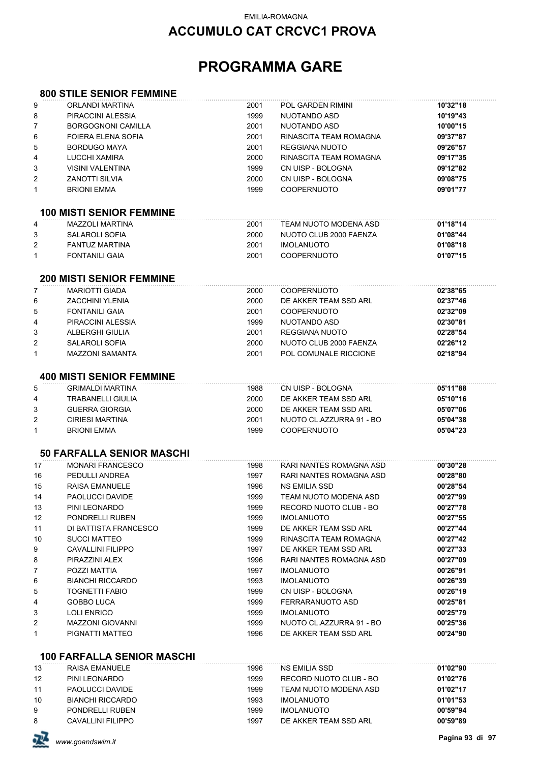EMILIA-ROMAGNA

# ACCUMULO CAT CRCVC1 PROVA

# PROGRAMMA GARE

### 800 STILE SENIOR FEMMINE

| | | | | |
|---|---|---|---|---|
| 9 | ORLANDI MARTINA | 2001 | POL GARDEN RIMINI | **10'32"18** |
| 8 | PIRACCINI ALESSIA | 1999 | NUOTANDO ASD | **10'19"43** |
| 7 | BORGOGNONI CAMILLA | 2001 | NUOTANDO ASD | **10'00"15** |
| 6 | FOIERA ELENA SOFIA | 2001 | RINASCITA TEAM ROMAGNA | **09'37"87** |
| 5 | BORDUGO MAYA | 2001 | REGGIANA NUOTO | **09'26"57** |
| 4 | LUCCHI XAMIRA | 2000 | RINASCITA TEAM ROMAGNA | **09'17"35** |
| 3 | VISINI VALENTINA | 1999 | CN UISP - BOLOGNA | **09'12"82** |
| 2 | ZANOTTI SILVIA | 2000 | CN UISP - BOLOGNA | **09'08"75** |
| 1 | BRIONI EMMA | 1999 | COOPERNUOTO | **09'01"77** |

### 100 MISTI SENIOR FEMMINE

| | | | | |
|---|---|---|---|---|
| 4 | MAZZOLI MARTINA | 2001 | TEAM NUOTO MODENA ASD | **01'18"14** |
| 3 | SALAROLI SOFIA | 2000 | NUOTO CLUB 2000 FAENZA | **01'08"44** |
| 2 | FANTUZ MARTINA | 2001 | IMOLANUOTO | **01'08"18** |
| 1 | FONTANILI GAIA | 2001 | COOPERNUOTO | **01'07"15** |

### 200 MISTI SENIOR FEMMINE

| | | | | |
|---|---|---|---|---|
| 7 | MARIOTTI GIADA | 2000 | COOPERNUOTO | **02'38"65** |
| 6 | ZACCHINI YLENIA | 2000 | DE AKKER TEAM SSD ARL | **02'37"46** |
| 5 | FONTANILI GAIA | 2001 | COOPERNUOTO | **02'32"09** |
| 4 | PIRACCINI ALESSIA | 1999 | NUOTANDO ASD | **02'30"81** |
| 3 | ALBERGHI GIULIA | 2001 | REGGIANA NUOTO | **02'28"54** |
| 2 | SALAROLI SOFIA | 2000 | NUOTO CLUB 2000 FAENZA | **02'26"12** |
| 1 | MAZZONI SAMANTA | 2001 | POL COMUNALE RICCIONE | **02'18"94** |

### 400 MISTI SENIOR FEMMINE

| | | | | |
|---|---|---|---|---|
| 5 | GRIMALDI MARTINA | 1988 | CN UISP - BOLOGNA | **05'11"88** |
| 4 | TRABANELLI GIULIA | 2000 | DE AKKER TEAM SSD ARL | **05'10"16** |
| 3 | GUERRA GIORGIA | 2000 | DE AKKER TEAM SSD ARL | **05'07"06** |
| 2 | CIRIESI MARTINA | 2001 | NUOTO CL.AZZURRA 91 - BO | **05'04"38** |
| 1 | BRIONI EMMA | 1999 | COOPERNUOTO | **05'04"23** |

### 50 FARFALLA SENIOR MASCHI

| | | | | |
|---|---|---|---|---|
| 17 | MONARI FRANCESCO | 1998 | RARI NANTES ROMAGNA ASD | **00'30"28** |
| 16 | PEDULLI ANDREA | 1997 | RARI NANTES ROMAGNA ASD | **00'28"80** |
| 15 | RAISA EMANUELE | 1996 | NS EMILIA SSD | **00'28"54** |
| 14 | PAOLUCCI DAVIDE | 1999 | TEAM NUOTO MODENA ASD | **00'27"99** |
| 13 | PINI LEONARDO | 1999 | RECORD NUOTO CLUB - BO | **00'27"78** |
| 12 | PONDRELLI RUBEN | 1999 | IMOLANUOTO | **00'27"55** |
| 11 | DI BATTISTA FRANCESCO | 1999 | DE AKKER TEAM SSD ARL | **00'27"44** |
| 10 | SUCCI MATTEO | 1999 | RINASCITA TEAM ROMAGNA | **00'27"42** |
| 9 | CAVALLINI FILIPPO | 1997 | DE AKKER TEAM SSD ARL | **00'27"33** |
| 8 | PIRAZZINI ALEX | 1996 | RARI NANTES ROMAGNA ASD | **00'27"09** |
| 7 | POZZI MATTIA | 1997 | IMOLANUOTO | **00'26"91** |
| 6 | BIANCHI RICCARDO | 1993 | IMOLANUOTO | **00'26"39** |
| 5 | TOGNETTI FABIO | 1999 | CN UISP - BOLOGNA | **00'26"19** |
| 4 | GOBBO LUCA | 1999 | FERRARANUOTO ASD | **00'25"81** |
| 3 | LOLI ENRICO | 1999 | IMOLANUOTO | **00'25"79** |
| 2 | MAZZONI GIOVANNI | 1999 | NUOTO CL.AZZURRA 91 - BO | **00'25"36** |
| 1 | PIGNATTI MATTEO | 1996 | DE AKKER TEAM SSD ARL | **00'24"90** |

### 100 FARFALLA SENIOR MASCHI

| | | | | |
|---|---|---|---|---|
| 13 | RAISA EMANUELE | 1996 | NS EMILIA SSD | **01'02"90** |
| 12 | PINI LEONARDO | 1999 | RECORD NUOTO CLUB - BO | **01'02"76** |
| 11 | PAOLUCCI DAVIDE | 1999 | TEAM NUOTO MODENA ASD | **01'02"17** |
| 10 | BIANCHI RICCARDO | 1993 | IMOLANUOTO | **01'01"53** |
| 9 | PONDRELLI RUBEN | 1999 | IMOLANUOTO | **00'59"94** |
| 8 | CAVALLINI FILIPPO | 1997 | DE AKKER TEAM SSD ARL | **00'59"89** |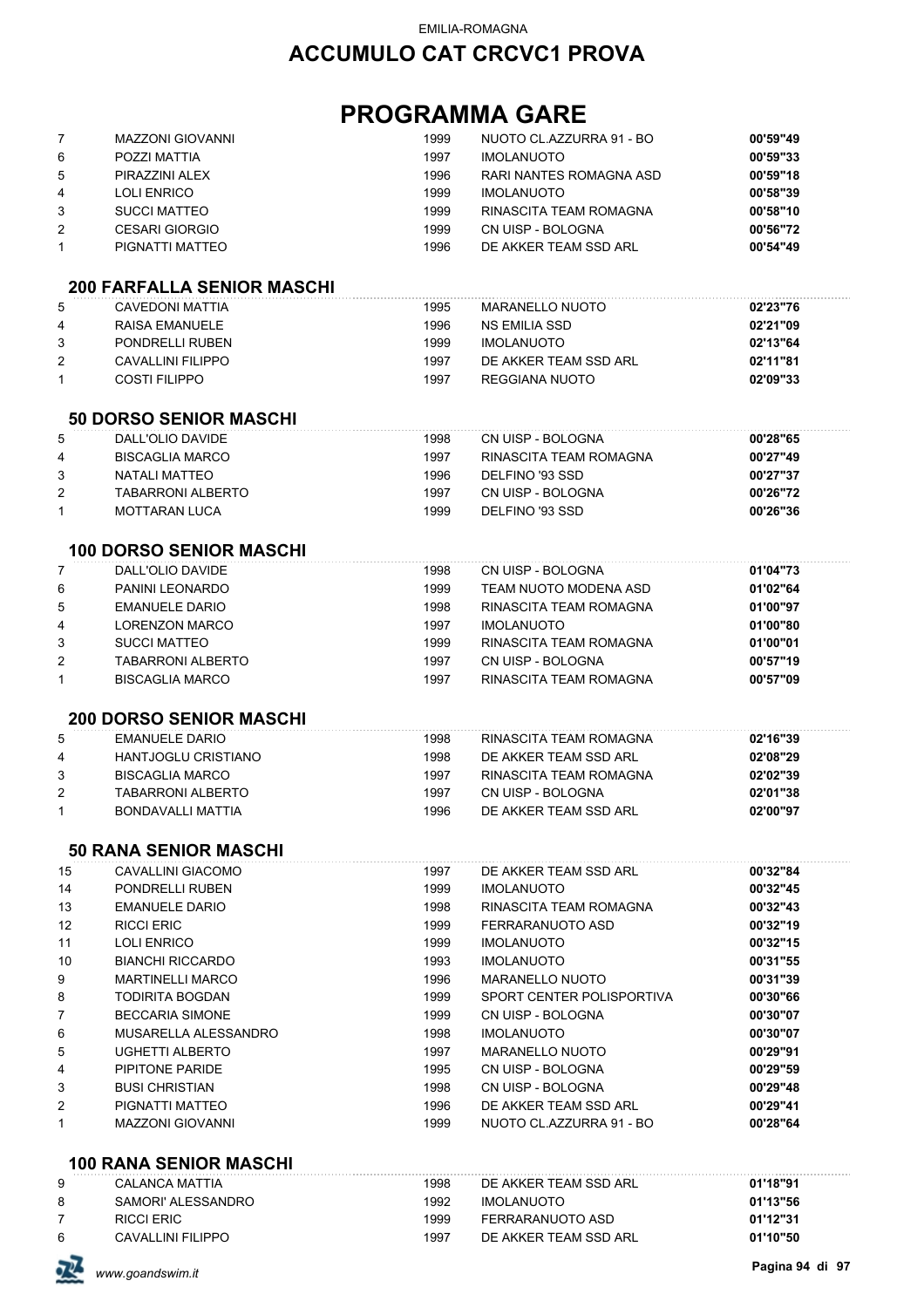EMILIA-ROMAGNA

# ACCUMULO CAT CRCVC1 PROVA

# PROGRAMMA GARE

| | | | | |
|---|---|---|---|---|
| 7 | MAZZONI GIOVANNI | 1999 | NUOTO CL.AZZURRA 91 - BO | **00'59"49** |
| 6 | POZZI MATTIA | 1997 | IMOLANUOTO | **00'59"33** |
| 5 | PIRAZZINI ALEX | 1996 | RARI NANTES ROMAGNA ASD | **00'59"18** |
| 4 | LOLI ENRICO | 1999 | IMOLANUOTO | **00'58"39** |
| 3 | SUCCI MATTEO | 1999 | RINASCITA TEAM ROMAGNA | **00'58"10** |
| 2 | CESARI GIORGIO | 1999 | CN UISP - BOLOGNA | **00'56"72** |
| 1 | PIGNATTI MATTEO | 1996 | DE AKKER TEAM SSD ARL | **00'54"49** |

### 200 FARFALLA SENIOR MASCHI

| | | | | |
|---|---|---|---|---|
| 5 | CAVEDONI MATTIA | 1995 | MARANELLO NUOTO | **02'23"76** |
| 4 | RAISA EMANUELE | 1996 | NS EMILIA SSD | **02'21"09** |
| 3 | PONDRELLI RUBEN | 1999 | IMOLANUOTO | **02'13"64** |
| 2 | CAVALLINI FILIPPO | 1997 | DE AKKER TEAM SSD ARL | **02'11"81** |
| 1 | COSTI FILIPPO | 1997 | REGGIANA NUOTO | **02'09"33** |

### 50 DORSO SENIOR MASCHI

| | | | | |
|---|---|---|---|---|
| 5 | DALL'OLIO DAVIDE | 1998 | CN UISP - BOLOGNA | **00'28"65** |
| 4 | BISCAGLIA MARCO | 1997 | RINASCITA TEAM ROMAGNA | **00'27"49** |
| 3 | NATALI MATTEO | 1996 | DELFINO '93 SSD | **00'27"37** |
| 2 | TABARRONI ALBERTO | 1997 | CN UISP - BOLOGNA | **00'26"72** |
| 1 | MOTTARAN LUCA | 1999 | DELFINO '93 SSD | **00'26"36** |

### 100 DORSO SENIOR MASCHI

| | | | | |
|---|---|---|---|---|
| 7 | DALL'OLIO DAVIDE | 1998 | CN UISP - BOLOGNA | **01'04"73** |
| 6 | PANINI LEONARDO | 1999 | TEAM NUOTO MODENA ASD | **01'02"64** |
| 5 | EMANUELE DARIO | 1998 | RINASCITA TEAM ROMAGNA | **01'00"97** |
| 4 | LORENZON MARCO | 1997 | IMOLANUOTO | **01'00"80** |
| 3 | SUCCI MATTEO | 1999 | RINASCITA TEAM ROMAGNA | **01'00"01** |
| 2 | TABARRONI ALBERTO | 1997 | CN UISP - BOLOGNA | **00'57"19** |
| 1 | BISCAGLIA MARCO | 1997 | RINASCITA TEAM ROMAGNA | **00'57"09** |

### 200 DORSO SENIOR MASCHI

| | | | | |
|---|---|---|---|---|
| 5 | EMANUELE DARIO | 1998 | RINASCITA TEAM ROMAGNA | **02'16"39** |
| 4 | HANTJOGLU CRISTIANO | 1998 | DE AKKER TEAM SSD ARL | **02'08"29** |
| 3 | BISCAGLIA MARCO | 1997 | RINASCITA TEAM ROMAGNA | **02'02"39** |
| 2 | TABARRONI ALBERTO | 1997 | CN UISP - BOLOGNA | **02'01"38** |
| 1 | BONDAVALLI MATTIA | 1996 | DE AKKER TEAM SSD ARL | **02'00"97** |

### 50 RANA SENIOR MASCHI

| | | | | |
|---|---|---|---|---|
| 15 | CAVALLINI GIACOMO | 1997 | DE AKKER TEAM SSD ARL | **00'32"84** |
| 14 | PONDRELLI RUBEN | 1999 | IMOLANUOTO | **00'32"45** |
| 13 | EMANUELE DARIO | 1998 | RINASCITA TEAM ROMAGNA | **00'32"43** |
| 12 | RICCI ERIC | 1999 | FERRARANUOTO ASD | **00'32"19** |
| 11 | LOLI ENRICO | 1999 | IMOLANUOTO | **00'32"15** |
| 10 | BIANCHI RICCARDO | 1993 | IMOLANUOTO | **00'31"55** |
| 9 | MARTINELLI MARCO | 1996 | MARANELLO NUOTO | **00'31"39** |
| 8 | TODIRITA BOGDAN | 1999 | SPORT CENTER POLISPORTIVA | **00'30"66** |
| 7 | BECCARIA SIMONE | 1999 | CN UISP - BOLOGNA | **00'30"07** |
| 6 | MUSARELLA ALESSANDRO | 1998 | IMOLANUOTO | **00'30"07** |
| 5 | UGHETTI ALBERTO | 1997 | MARANELLO NUOTO | **00'29"91** |
| 4 | PIPITONE PARIDE | 1995 | CN UISP - BOLOGNA | **00'29"59** |
| 3 | BUSI CHRISTIAN | 1998 | CN UISP - BOLOGNA | **00'29"48** |
| 2 | PIGNATTI MATTEO | 1996 | DE AKKER TEAM SSD ARL | **00'29"41** |
| 1 | MAZZONI GIOVANNI | 1999 | NUOTO CL.AZZURRA 91 - BO | **00'28"64** |

### 100 RANA SENIOR MASCHI

| | | | | |
|---|---|---|---|---|
| 9 | CALANCA MATTIA | 1998 | DE AKKER TEAM SSD ARL | **01'18"91** |
| 8 | SAMORI' ALESSANDRO | 1992 | IMOLANUOTO | **01'13"56** |
| 7 | RICCI ERIC | 1999 | FERRARANUOTO ASD | **01'12"31** |
| 6 | CAVALLINI FILIPPO | 1997 | DE AKKER TEAM SSD ARL | **01'10"50** |

www.goandswim.it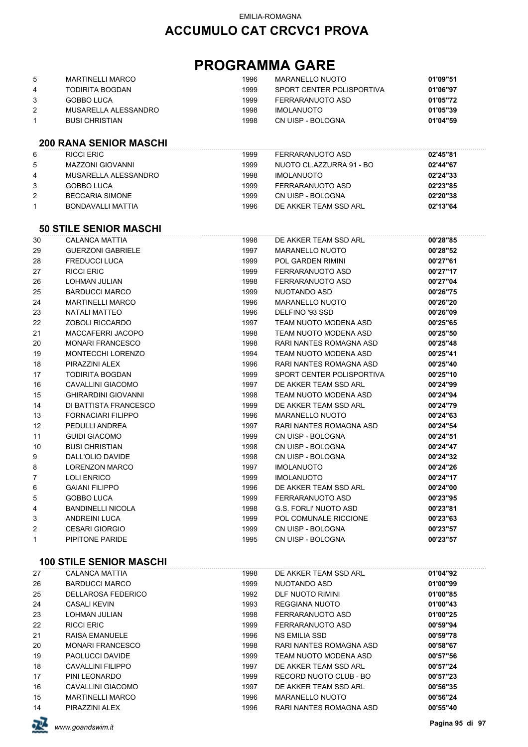EMILIA-ROMAGNA

# ACCUMULO CAT CRCVC1 PROVA

# PROGRAMMA GARE

| | | | | |
|---|---|---|---|---|
| 5 | MARTINELLI MARCO | 1996 | MARANELLO NUOTO | **01'09"51** |
| 4 | TODIRITA BOGDAN | 1999 | SPORT CENTER POLISPORTIVA | **01'06"97** |
| 3 | GOBBO LUCA | 1999 | FERRARANUOTO ASD | **01'05"72** |
| 2 | MUSARELLA ALESSANDRO | 1998 | IMOLANUOTO | **01'05"39** |
| 1 | BUSI CHRISTIAN | 1998 | CN UISP - BOLOGNA | **01'04"59** |

### 200 RANA SENIOR MASCHI

| | | | | |
|---|---|---|---|---|
| 6 | RICCI ERIC | 1999 | FERRARANUOTO ASD | **02'45"81** |
| 5 | MAZZONI GIOVANNI | 1999 | NUOTO CL.AZZURRA 91 - BO | **02'44"67** |
| 4 | MUSARELLA ALESSANDRO | 1998 | IMOLANUOTO | **02'24"33** |
| 3 | GOBBO LUCA | 1999 | FERRARANUOTO ASD | **02'23"85** |
| 2 | BECCARIA SIMONE | 1999 | CN UISP - BOLOGNA | **02'20"38** |
| 1 | BONDAVALLI MATTIA | 1996 | DE AKKER TEAM SSD ARL | **02'13"64** |

### 50 STILE SENIOR MASCHI

| | | | | |
|---|---|---|---|---|
| 30 | CALANCA MATTIA | 1998 | DE AKKER TEAM SSD ARL | **00'28"85** |
| 29 | GUERZONI GABRIELE | 1997 | MARANELLO NUOTO | **00'28"52** |
| 28 | FREDUCCI LUCA | 1999 | POL GARDEN RIMINI | **00'27"61** |
| 27 | RICCI ERIC | 1999 | FERRARANUOTO ASD | **00'27"17** |
| 26 | LOHMAN JULIAN | 1998 | FERRARANUOTO ASD | **00'27"04** |
| 25 | BARDUCCI MARCO | 1999 | NUOTANDO ASD | **00'26"75** |
| 24 | MARTINELLI MARCO | 1996 | MARANELLO NUOTO | **00'26"20** |
| 23 | NATALI MATTEO | 1996 | DELFINO '93 SSD | **00'26"09** |
| 22 | ZOBOLI RICCARDO | 1997 | TEAM NUOTO MODENA ASD | **00'25"65** |
| 21 | MACCAFERRI JACOPO | 1998 | TEAM NUOTO MODENA ASD | **00'25"50** |
| 20 | MONARI FRANCESCO | 1998 | RARI NANTES ROMAGNA ASD | **00'25"48** |
| 19 | MONTECCHI LORENZO | 1994 | TEAM NUOTO MODENA ASD | **00'25"41** |
| 18 | PIRAZZINI ALEX | 1996 | RARI NANTES ROMAGNA ASD | **00'25"40** |
| 17 | TODIRITA BOGDAN | 1999 | SPORT CENTER POLISPORTIVA | **00'25"10** |
| 16 | CAVALLINI GIACOMO | 1997 | DE AKKER TEAM SSD ARL | **00'24"99** |
| 15 | GHIRARDINI GIOVANNI | 1998 | TEAM NUOTO MODENA ASD | **00'24"94** |
| 14 | DI BATTISTA FRANCESCO | 1999 | DE AKKER TEAM SSD ARL | **00'24"79** |
| 13 | FORNACIARI FILIPPO | 1996 | MARANELLO NUOTO | **00'24"63** |
| 12 | PEDULLI ANDREA | 1997 | RARI NANTES ROMAGNA ASD | **00'24"54** |
| 11 | GUIDI GIACOMO | 1999 | CN UISP - BOLOGNA | **00'24"51** |
| 10 | BUSI CHRISTIAN | 1998 | CN UISP - BOLOGNA | **00'24"47** |
| 9 | DALL'OLIO DAVIDE | 1998 | CN UISP - BOLOGNA | **00'24"32** |
| 8 | LORENZON MARCO | 1997 | IMOLANUOTO | **00'24"26** |
| 7 | LOLI ENRICO | 1999 | IMOLANUOTO | **00'24"17** |
| 6 | GAIANI FILIPPO | 1996 | DE AKKER TEAM SSD ARL | **00'24"00** |
| 5 | GOBBO LUCA | 1999 | FERRARANUOTO ASD | **00'23"95** |
| 4 | BANDINELLI NICOLA | 1998 | G.S. FORLI' NUOTO ASD | **00'23"81** |
| 3 | ANDREINI LUCA | 1999 | POL COMUNALE RICCIONE | **00'23"63** |
| 2 | CESARI GIORGIO | 1999 | CN UISP - BOLOGNA | **00'23"57** |
| 1 | PIPITONE PARIDE | 1995 | CN UISP - BOLOGNA | **00'23"57** |

### 100 STILE SENIOR MASCHI

| | | | | |
|---|---|---|---|---|
| 27 | CALANCA MATTIA | 1998 | DE AKKER TEAM SSD ARL | **01'04"92** |
| 26 | BARDUCCI MARCO | 1999 | NUOTANDO ASD | **01'00"99** |
| 25 | DELLAROSA FEDERICO | 1992 | DLF NUOTO RIMINI | **01'00"85** |
| 24 | CASALI KEVIN | 1993 | REGGIANA NUOTO | **01'00"43** |
| 23 | LOHMAN JULIAN | 1998 | FERRARANUOTO ASD | **01'00"25** |
| 22 | RICCI ERIC | 1999 | FERRARANUOTO ASD | **00'59"94** |
| 21 | RAISA EMANUELE | 1996 | NS EMILIA SSD | **00'59"78** |
| 20 | MONARI FRANCESCO | 1998 | RARI NANTES ROMAGNA ASD | **00'58"67** |
| 19 | PAOLUCCI DAVIDE | 1999 | TEAM NUOTO MODENA ASD | **00'57"56** |
| 18 | CAVALLINI FILIPPO | 1997 | DE AKKER TEAM SSD ARL | **00'57"24** |
| 17 | PINI LEONARDO | 1999 | RECORD NUOTO CLUB - BO | **00'57"23** |
| 16 | CAVALLINI GIACOMO | 1997 | DE AKKER TEAM SSD ARL | **00'56"35** |
| 15 | MARTINELLI MARCO | 1996 | MARANELLO NUOTO | **00'56"24** |
| 14 | PIRAZZINI ALEX | 1996 | RARI NANTES ROMAGNA ASD | **00'55"40** |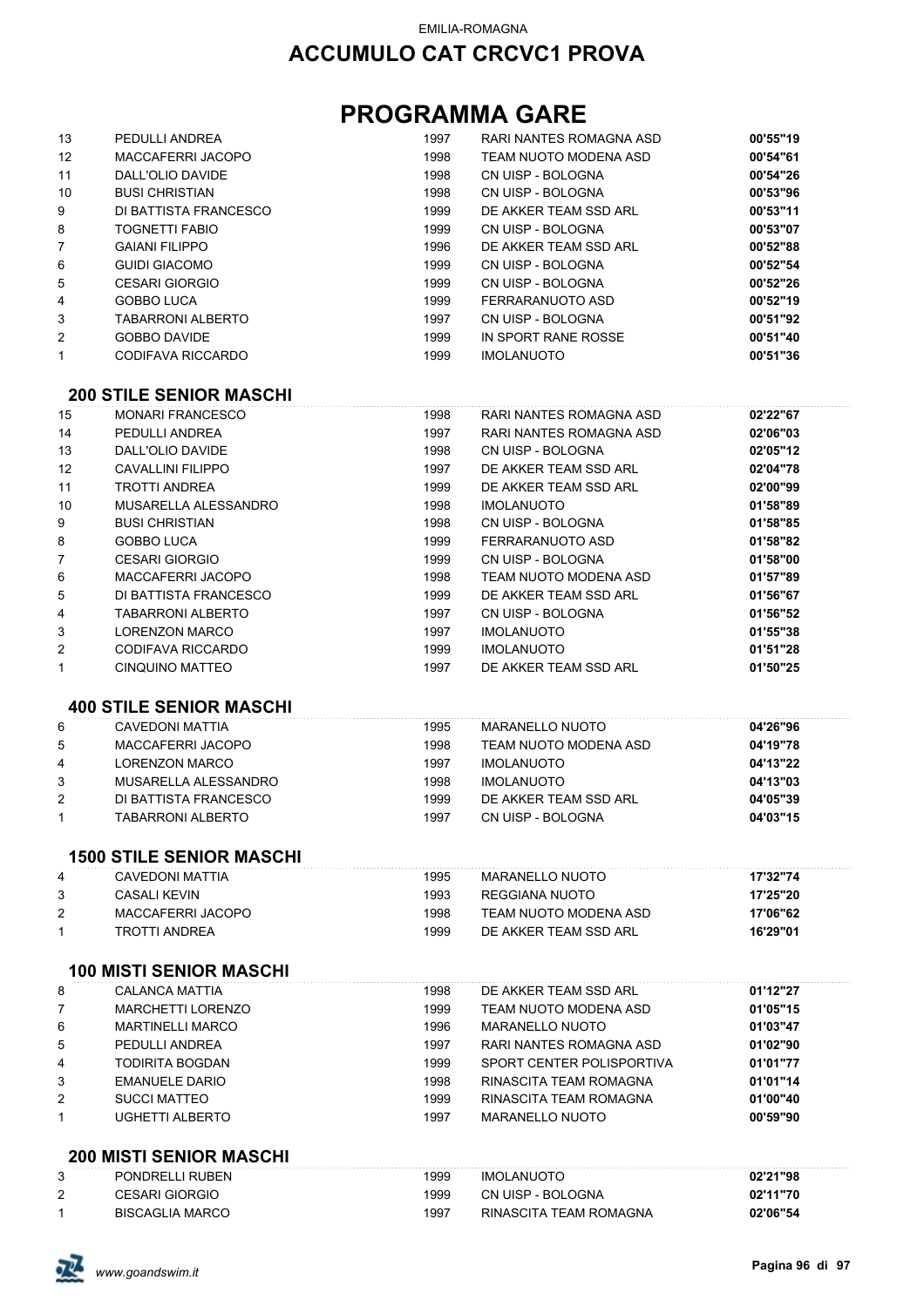EMILIA-ROMAGNA

# ACCUMULO CAT CRCVC1 PROVA

# PROGRAMMA GARE

| | | | | |
|---|---|---|---|---|
| 13 | PEDULLI ANDREA | 1997 | RARI NANTES ROMAGNA ASD | **00'55"19** |
| 12 | MACCAFERRI JACOPO | 1998 | TEAM NUOTO MODENA ASD | **00'54"61** |
| 11 | DALL'OLIO DAVIDE | 1998 | CN UISP - BOLOGNA | **00'54"26** |
| 10 | BUSI CHRISTIAN | 1998 | CN UISP - BOLOGNA | **00'53"96** |
| 9 | DI BATTISTA FRANCESCO | 1999 | DE AKKER TEAM SSD ARL | **00'53"11** |
| 8 | TOGNETTI FABIO | 1999 | CN UISP - BOLOGNA | **00'53"07** |
| 7 | GAIANI FILIPPO | 1996 | DE AKKER TEAM SSD ARL | **00'52"88** |
| 6 | GUIDI GIACOMO | 1999 | CN UISP - BOLOGNA | **00'52"54** |
| 5 | CESARI GIORGIO | 1999 | CN UISP - BOLOGNA | **00'52"26** |
| 4 | GOBBO LUCA | 1999 | FERRARANUOTO ASD | **00'52"19** |
| 3 | TABARRONI ALBERTO | 1997 | CN UISP - BOLOGNA | **00'51"92** |
| 2 | GOBBO DAVIDE | 1999 | IN SPORT RANE ROSSE | **00'51"40** |
| 1 | CODIFAVA RICCARDO | 1999 | IMOLANUOTO | **00'51"36** |

### 200 STILE SENIOR MASCHI

| | | | | |
|---|---|---|---|---|
| 15 | MONARI FRANCESCO | 1998 | RARI NANTES ROMAGNA ASD | **02'22"67** |
| 14 | PEDULLI ANDREA | 1997 | RARI NANTES ROMAGNA ASD | **02'06"03** |
| 13 | DALL'OLIO DAVIDE | 1998 | CN UISP - BOLOGNA | **02'05"12** |
| 12 | CAVALLINI FILIPPO | 1997 | DE AKKER TEAM SSD ARL | **02'04"78** |
| 11 | TROTTI ANDREA | 1999 | DE AKKER TEAM SSD ARL | **02'00"99** |
| 10 | MUSARELLA ALESSANDRO | 1998 | IMOLANUOTO | **01'58"89** |
| 9 | BUSI CHRISTIAN | 1998 | CN UISP - BOLOGNA | **01'58"85** |
| 8 | GOBBO LUCA | 1999 | FERRARANUOTO ASD | **01'58"82** |
| 7 | CESARI GIORGIO | 1999 | CN UISP - BOLOGNA | **01'58"00** |
| 6 | MACCAFERRI JACOPO | 1998 | TEAM NUOTO MODENA ASD | **01'57"89** |
| 5 | DI BATTISTA FRANCESCO | 1999 | DE AKKER TEAM SSD ARL | **01'56"67** |
| 4 | TABARRONI ALBERTO | 1997 | CN UISP - BOLOGNA | **01'56"52** |
| 3 | LORENZON MARCO | 1997 | IMOLANUOTO | **01'55"38** |
| 2 | CODIFAVA RICCARDO | 1999 | IMOLANUOTO | **01'51"28** |
| 1 | CINQUINO MATTEO | 1997 | DE AKKER TEAM SSD ARL | **01'50"25** |

### 400 STILE SENIOR MASCHI

| | | | | |
|---|---|---|---|---|
| 6 | CAVEDONI MATTIA | 1995 | MARANELLO NUOTO | **04'26"96** |
| 5 | MACCAFERRI JACOPO | 1998 | TEAM NUOTO MODENA ASD | **04'19"78** |
| 4 | LORENZON MARCO | 1997 | IMOLANUOTO | **04'13"22** |
| 3 | MUSARELLA ALESSANDRO | 1998 | IMOLANUOTO | **04'13"03** |
| 2 | DI BATTISTA FRANCESCO | 1999 | DE AKKER TEAM SSD ARL | **04'05"39** |
| 1 | TABARRONI ALBERTO | 1997 | CN UISP - BOLOGNA | **04'03"15** |

### 1500 STILE SENIOR MASCHI

| | | | | |
|---|---|---|---|---|
| 4 | CAVEDONI MATTIA | 1995 | MARANELLO NUOTO | **17'32"74** |
| 3 | CASALI KEVIN | 1993 | REGGIANA NUOTO | **17'25"20** |
| 2 | MACCAFERRI JACOPO | 1998 | TEAM NUOTO MODENA ASD | **17'06"62** |
| 1 | TROTTI ANDREA | 1999 | DE AKKER TEAM SSD ARL | **16'29"01** |

### 100 MISTI SENIOR MASCHI

| | | | | |
|---|---|---|---|---|
| 8 | CALANCA MATTIA | 1998 | DE AKKER TEAM SSD ARL | **01'12"27** |
| 7 | MARCHETTI LORENZO | 1999 | TEAM NUOTO MODENA ASD | **01'05"15** |
| 6 | MARTINELLI MARCO | 1996 | MARANELLO NUOTO | **01'03"47** |
| 5 | PEDULLI ANDREA | 1997 | RARI NANTES ROMAGNA ASD | **01'02"90** |
| 4 | TODIRITA BOGDAN | 1999 | SPORT CENTER POLISPORTIVA | **01'01"77** |
| 3 | EMANUELE DARIO | 1998 | RINASCITA TEAM ROMAGNA | **01'01"14** |
| 2 | SUCCI MATTEO | 1999 | RINASCITA TEAM ROMAGNA | **01'00"40** |
| 1 | UGHETTI ALBERTO | 1997 | MARANELLO NUOTO | **00'59"90** |

### 200 MISTI SENIOR MASCHI

| | | | | |
|---|---|---|---|---|
| 3 | PONDRELLI RUBEN | 1999 | IMOLANUOTO | **02'21"98** |
| 2 | CESARI GIORGIO | 1999 | CN UISP - BOLOGNA | **02'11"70** |
| 1 | BISCAGLIA MARCO | 1997 | RINASCITA TEAM ROMAGNA | **02'06"54** |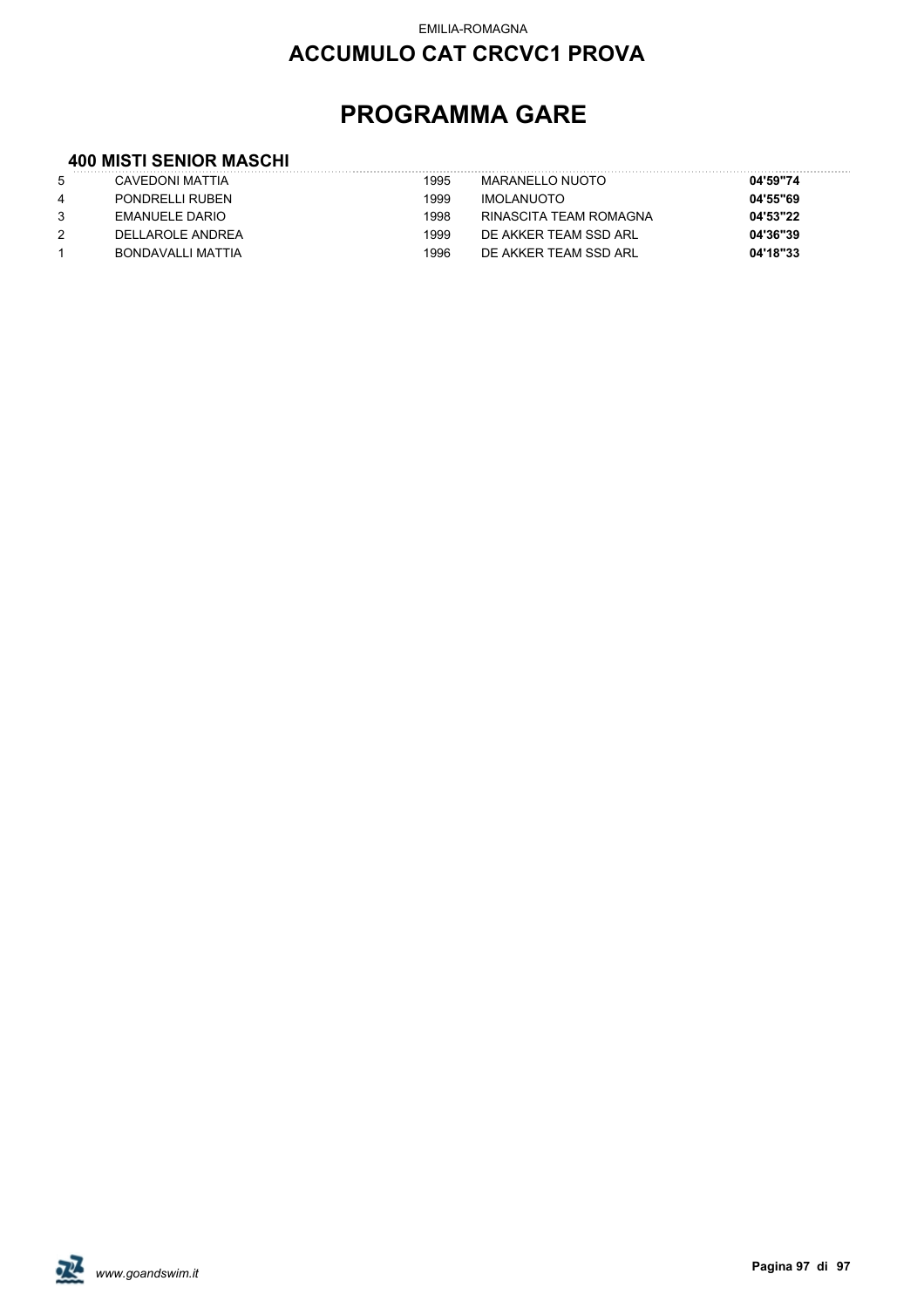EMILIA-ROMAGNA

# ACCUMULO CAT CRCVC1 PROVA

# PROGRAMMA GARE

### 400 MISTI SENIOR MASCHI

| | | | | |
|---|---|---|---|---|
| 5 | CAVEDONI MATTIA | 1995 | MARANELLO NUOTO | **04'59"74** |
| 4 | PONDRELLI RUBEN | 1999 | IMOLANUOTO | **04'55"69** |
| 3 | EMANUELE DARIO | 1998 | RINASCITA TEAM ROMAGNA | **04'53"22** |
| 2 | DELLAROLE ANDREA | 1999 | DE AKKER TEAM SSD ARL | **04'36"39** |
| 1 | BONDAVALLI MATTIA | 1996 | DE AKKER TEAM SSD ARL | **04'18"33** |